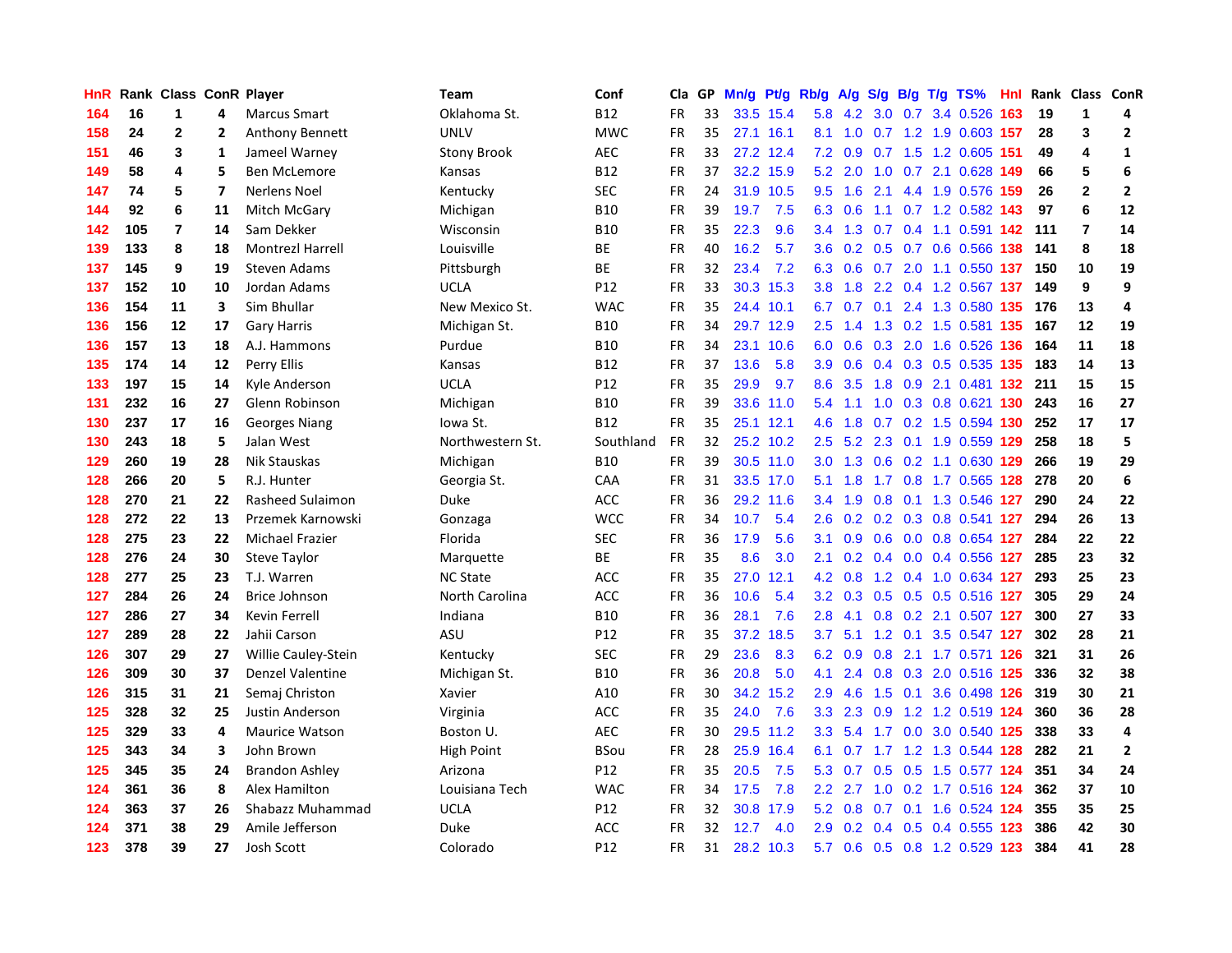| HnR | Rank | Class | ConR | Player | Team | Conf | Cla | GP | Mn/g | Pt/g | Rb/g | A/g | S/g | B/g | T/g | TS% | HnI | Rank | Class | ConR |
|---|---|---|---|---|---|---|---|---|---|---|---|---|---|---|---|---|---|---|---|---|
| 164 | 16 | 1 | 4 | Marcus Smart | Oklahoma St. | B12 | FR | 33 | 33.5 | 15.4 | 5.8 | 4.2 | 3.0 | 0.7 | 3.4 | 0.526 | 163 | 19 | 1 | 4 |
| 158 | 24 | 2 | 2 | Anthony Bennett | UNLV | MWC | FR | 35 | 27.1 | 16.1 | 8.1 | 1.0 | 0.7 | 1.2 | 1.9 | 0.603 | 157 | 28 | 3 | 2 |
| 151 | 46 | 3 | 1 | Jameel Warney | Stony Brook | AEC | FR | 33 | 27.2 | 12.4 | 7.2 | 0.9 | 0.7 | 1.5 | 1.2 | 0.605 | 151 | 49 | 4 | 1 |
| 149 | 58 | 4 | 5 | Ben McLemore | Kansas | B12 | FR | 37 | 32.2 | 15.9 | 5.2 | 2.0 | 1.0 | 0.7 | 2.1 | 0.628 | 149 | 66 | 5 | 6 |
| 147 | 74 | 5 | 7 | Nerlens Noel | Kentucky | SEC | FR | 24 | 31.9 | 10.5 | 9.5 | 1.6 | 2.1 | 4.4 | 1.9 | 0.576 | 159 | 26 | 2 | 2 |
| 144 | 92 | 6 | 11 | Mitch McGary | Michigan | B10 | FR | 39 | 19.7 | 7.5 | 6.3 | 0.6 | 1.1 | 0.7 | 1.2 | 0.582 | 143 | 97 | 6 | 12 |
| 142 | 105 | 7 | 14 | Sam Dekker | Wisconsin | B10 | FR | 35 | 22.3 | 9.6 | 3.4 | 1.3 | 0.7 | 0.4 | 1.1 | 0.591 | 142 | 111 | 7 | 14 |
| 139 | 133 | 8 | 18 | Montrezl Harrell | Louisville | BE | FR | 40 | 16.2 | 5.7 | 3.6 | 0.2 | 0.5 | 0.7 | 0.6 | 0.566 | 138 | 141 | 8 | 18 |
| 137 | 145 | 9 | 19 | Steven Adams | Pittsburgh | BE | FR | 32 | 23.4 | 7.2 | 6.3 | 0.6 | 0.7 | 2.0 | 1.1 | 0.550 | 137 | 150 | 10 | 19 |
| 137 | 152 | 10 | 10 | Jordan Adams | UCLA | P12 | FR | 33 | 30.3 | 15.3 | 3.8 | 1.8 | 2.2 | 0.4 | 1.2 | 0.567 | 137 | 149 | 9 | 9 |
| 136 | 154 | 11 | 3 | Sim Bhullar | New Mexico St. | WAC | FR | 35 | 24.4 | 10.1 | 6.7 | 0.7 | 0.1 | 2.4 | 1.3 | 0.580 | 135 | 176 | 13 | 4 |
| 136 | 156 | 12 | 17 | Gary Harris | Michigan St. | B10 | FR | 34 | 29.7 | 12.9 | 2.5 | 1.4 | 1.3 | 0.2 | 1.5 | 0.581 | 135 | 167 | 12 | 19 |
| 136 | 157 | 13 | 18 | A.J. Hammons | Purdue | B10 | FR | 34 | 23.1 | 10.6 | 6.0 | 0.6 | 0.3 | 2.0 | 1.6 | 0.526 | 136 | 164 | 11 | 18 |
| 135 | 174 | 14 | 12 | Perry Ellis | Kansas | B12 | FR | 37 | 13.6 | 5.8 | 3.9 | 0.6 | 0.4 | 0.3 | 0.5 | 0.535 | 135 | 183 | 14 | 13 |
| 133 | 197 | 15 | 14 | Kyle Anderson | UCLA | P12 | FR | 35 | 29.9 | 9.7 | 8.6 | 3.5 | 1.8 | 0.9 | 2.1 | 0.481 | 132 | 211 | 15 | 15 |
| 131 | 232 | 16 | 27 | Glenn Robinson | Michigan | B10 | FR | 39 | 33.6 | 11.0 | 5.4 | 1.1 | 1.0 | 0.3 | 0.8 | 0.621 | 130 | 243 | 16 | 27 |
| 130 | 237 | 17 | 16 | Georges Niang | Iowa St. | B12 | FR | 35 | 25.1 | 12.1 | 4.6 | 1.8 | 0.7 | 0.2 | 1.5 | 0.594 | 130 | 252 | 17 | 17 |
| 130 | 243 | 18 | 5 | Jalan West | Northwestern St. | Southland | FR | 32 | 25.2 | 10.2 | 2.5 | 5.2 | 2.3 | 0.1 | 1.9 | 0.559 | 129 | 258 | 18 | 5 |
| 129 | 260 | 19 | 28 | Nik Stauskas | Michigan | B10 | FR | 39 | 30.5 | 11.0 | 3.0 | 1.3 | 0.6 | 0.2 | 1.1 | 0.630 | 129 | 266 | 19 | 29 |
| 128 | 266 | 20 | 5 | R.J. Hunter | Georgia St. | CAA | FR | 31 | 33.5 | 17.0 | 5.1 | 1.8 | 1.7 | 0.8 | 1.7 | 0.565 | 128 | 278 | 20 | 6 |
| 128 | 270 | 21 | 22 | Rasheed Sulaimon | Duke | ACC | FR | 36 | 29.2 | 11.6 | 3.4 | 1.9 | 0.8 | 0.1 | 1.3 | 0.546 | 127 | 290 | 24 | 22 |
| 128 | 272 | 22 | 13 | Przemek Karnowski | Gonzaga | WCC | FR | 34 | 10.7 | 5.4 | 2.6 | 0.2 | 0.2 | 0.3 | 0.8 | 0.541 | 127 | 294 | 26 | 13 |
| 128 | 275 | 23 | 22 | Michael Frazier | Florida | SEC | FR | 36 | 17.9 | 5.6 | 3.1 | 0.9 | 0.6 | 0.0 | 0.8 | 0.654 | 127 | 284 | 22 | 22 |
| 128 | 276 | 24 | 30 | Steve Taylor | Marquette | BE | FR | 35 | 8.6 | 3.0 | 2.1 | 0.2 | 0.4 | 0.0 | 0.4 | 0.556 | 127 | 285 | 23 | 32 |
| 128 | 277 | 25 | 23 | T.J. Warren | NC State | ACC | FR | 35 | 27.0 | 12.1 | 4.2 | 0.8 | 1.2 | 0.4 | 1.0 | 0.634 | 127 | 293 | 25 | 23 |
| 127 | 284 | 26 | 24 | Brice Johnson | North Carolina | ACC | FR | 36 | 10.6 | 5.4 | 3.2 | 0.3 | 0.5 | 0.5 | 0.5 | 0.516 | 127 | 305 | 29 | 24 |
| 127 | 286 | 27 | 34 | Kevin Ferrell | Indiana | B10 | FR | 36 | 28.1 | 7.6 | 2.8 | 4.1 | 0.8 | 0.2 | 2.1 | 0.507 | 127 | 300 | 27 | 33 |
| 127 | 289 | 28 | 22 | Jahii Carson | ASU | P12 | FR | 35 | 37.2 | 18.5 | 3.7 | 5.1 | 1.2 | 0.1 | 3.5 | 0.547 | 127 | 302 | 28 | 21 |
| 126 | 307 | 29 | 27 | Willie Cauley-Stein | Kentucky | SEC | FR | 29 | 23.6 | 8.3 | 6.2 | 0.9 | 0.8 | 2.1 | 1.7 | 0.571 | 126 | 321 | 31 | 26 |
| 126 | 309 | 30 | 37 | Denzel Valentine | Michigan St. | B10 | FR | 36 | 20.8 | 5.0 | 4.1 | 2.4 | 0.8 | 0.3 | 2.0 | 0.516 | 125 | 336 | 32 | 38 |
| 126 | 315 | 31 | 21 | Semaj Christon | Xavier | A10 | FR | 30 | 34.2 | 15.2 | 2.9 | 4.6 | 1.5 | 0.1 | 3.6 | 0.498 | 126 | 319 | 30 | 21 |
| 125 | 328 | 32 | 25 | Justin Anderson | Virginia | ACC | FR | 35 | 24.0 | 7.6 | 3.3 | 2.3 | 0.9 | 1.2 | 1.2 | 0.519 | 124 | 360 | 36 | 28 |
| 125 | 329 | 33 | 4 | Maurice Watson | Boston U. | AEC | FR | 30 | 29.5 | 11.2 | 3.3 | 5.4 | 1.7 | 0.0 | 3.0 | 0.540 | 125 | 338 | 33 | 4 |
| 125 | 343 | 34 | 3 | John Brown | High Point | BSou | FR | 28 | 25.9 | 16.4 | 6.1 | 0.7 | 1.7 | 1.2 | 1.3 | 0.544 | 128 | 282 | 21 | 2 |
| 125 | 345 | 35 | 24 | Brandon Ashley | Arizona | P12 | FR | 35 | 20.5 | 7.5 | 5.3 | 0.7 | 0.5 | 0.5 | 1.5 | 0.577 | 124 | 351 | 34 | 24 |
| 124 | 361 | 36 | 8 | Alex Hamilton | Louisiana Tech | WAC | FR | 34 | 17.5 | 7.8 | 2.2 | 2.7 | 1.0 | 0.2 | 1.7 | 0.516 | 124 | 362 | 37 | 10 |
| 124 | 363 | 37 | 26 | Shabazz Muhammad | UCLA | P12 | FR | 32 | 30.8 | 17.9 | 5.2 | 0.8 | 0.7 | 0.1 | 1.6 | 0.524 | 124 | 355 | 35 | 25 |
| 124 | 371 | 38 | 29 | Amile Jefferson | Duke | ACC | FR | 32 | 12.7 | 4.0 | 2.9 | 0.2 | 0.4 | 0.5 | 0.4 | 0.555 | 123 | 386 | 42 | 30 |
| 123 | 378 | 39 | 27 | Josh Scott | Colorado | P12 | FR | 31 | 28.2 | 10.3 | 5.7 | 0.6 | 0.5 | 0.8 | 1.2 | 0.529 | 123 | 384 | 41 | 28 |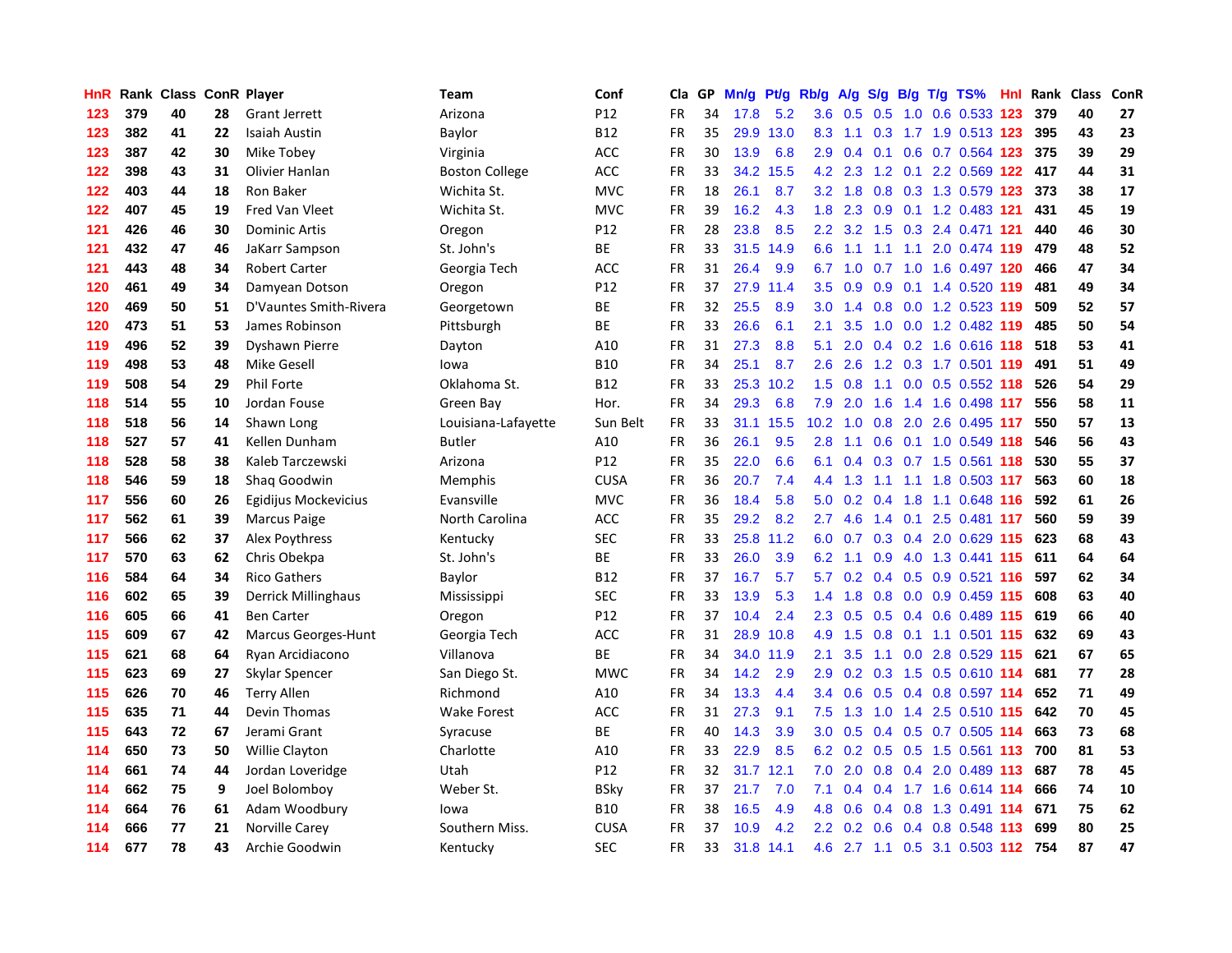| HnR | Rank | Class | ConR | Player | Team | Conf | Cla | GP | Mn/g | Pt/g | Rb/g | A/g | S/g | B/g | T/g | TS% | HnI | Rank | Class | ConR |
|---|---|---|---|---|---|---|---|---|---|---|---|---|---|---|---|---|---|---|---|---|
| 123 | 379 | 40 | 28 | Grant Jerrett | Arizona | P12 | FR | 34 | 17.8 | 5.2 | 3.6 | 0.5 | 0.5 | 1.0 | 0.6 | 0.533 | 123 | 379 | 40 | 27 |
| 123 | 382 | 41 | 22 | Isaiah Austin | Baylor | B12 | FR | 35 | 29.9 | 13.0 | 8.3 | 1.1 | 0.3 | 1.7 | 1.9 | 0.513 | 123 | 395 | 43 | 23 |
| 123 | 387 | 42 | 30 | Mike Tobey | Virginia | ACC | FR | 30 | 13.9 | 6.8 | 2.9 | 0.4 | 0.1 | 0.6 | 0.7 | 0.564 | 123 | 375 | 39 | 29 |
| 122 | 398 | 43 | 31 | Olivier Hanlan | Boston College | ACC | FR | 33 | 34.2 | 15.5 | 4.2 | 2.3 | 1.2 | 0.1 | 2.2 | 0.569 | 122 | 417 | 44 | 31 |
| 122 | 403 | 44 | 18 | Ron Baker | Wichita St. | MVC | FR | 18 | 26.1 | 8.7 | 3.2 | 1.8 | 0.8 | 0.3 | 1.3 | 0.579 | 123 | 373 | 38 | 17 |
| 122 | 407 | 45 | 19 | Fred Van Vleet | Wichita St. | MVC | FR | 39 | 16.2 | 4.3 | 1.8 | 2.3 | 0.9 | 0.1 | 1.2 | 0.483 | 121 | 431 | 45 | 19 |
| 121 | 426 | 46 | 30 | Dominic Artis | Oregon | P12 | FR | 28 | 23.8 | 8.5 | 2.2 | 3.2 | 1.5 | 0.3 | 2.4 | 0.471 | 121 | 440 | 46 | 30 |
| 121 | 432 | 47 | 46 | JaKarr Sampson | St. John's | BE | FR | 33 | 31.5 | 14.9 | 6.6 | 1.1 | 1.1 | 1.1 | 2.0 | 0.474 | 119 | 479 | 48 | 52 |
| 121 | 443 | 48 | 34 | Robert Carter | Georgia Tech | ACC | FR | 31 | 26.4 | 9.9 | 6.7 | 1.0 | 0.7 | 1.0 | 1.6 | 0.497 | 120 | 466 | 47 | 34 |
| 120 | 461 | 49 | 34 | Damyean Dotson | Oregon | P12 | FR | 37 | 27.9 | 11.4 | 3.5 | 0.9 | 0.9 | 0.1 | 1.4 | 0.520 | 119 | 481 | 49 | 34 |
| 120 | 469 | 50 | 51 | D'Vauntes Smith-Rivera | Georgetown | BE | FR | 32 | 25.5 | 8.9 | 3.0 | 1.4 | 0.8 | 0.0 | 1.2 | 0.523 | 119 | 509 | 52 | 57 |
| 120 | 473 | 51 | 53 | James Robinson | Pittsburgh | BE | FR | 33 | 26.6 | 6.1 | 2.1 | 3.5 | 1.0 | 0.0 | 1.2 | 0.482 | 119 | 485 | 50 | 54 |
| 119 | 496 | 52 | 39 | Dyshawn Pierre | Dayton | A10 | FR | 31 | 27.3 | 8.8 | 5.1 | 2.0 | 0.4 | 0.2 | 1.6 | 0.616 | 118 | 518 | 53 | 41 |
| 119 | 498 | 53 | 48 | Mike Gesell | Iowa | B10 | FR | 34 | 25.1 | 8.7 | 2.6 | 2.6 | 1.2 | 0.3 | 1.7 | 0.501 | 119 | 491 | 51 | 49 |
| 119 | 508 | 54 | 29 | Phil Forte | Oklahoma St. | B12 | FR | 33 | 25.3 | 10.2 | 1.5 | 0.8 | 1.1 | 0.0 | 0.5 | 0.552 | 118 | 526 | 54 | 29 |
| 118 | 514 | 55 | 10 | Jordan Fouse | Green Bay | Hor. | FR | 34 | 29.3 | 6.8 | 7.9 | 2.0 | 1.6 | 1.4 | 1.6 | 0.498 | 117 | 556 | 58 | 11 |
| 118 | 518 | 56 | 14 | Shawn Long | Louisiana-Lafayette | Sun Belt | FR | 33 | 31.1 | 15.5 | 10.2 | 1.0 | 0.8 | 2.0 | 2.6 | 0.495 | 117 | 550 | 57 | 13 |
| 118 | 527 | 57 | 41 | Kellen Dunham | Butler | A10 | FR | 36 | 26.1 | 9.5 | 2.8 | 1.1 | 0.6 | 0.1 | 1.0 | 0.549 | 118 | 546 | 56 | 43 |
| 118 | 528 | 58 | 38 | Kaleb Tarczewski | Arizona | P12 | FR | 35 | 22.0 | 6.6 | 6.1 | 0.4 | 0.3 | 0.7 | 1.5 | 0.561 | 118 | 530 | 55 | 37 |
| 118 | 546 | 59 | 18 | Shaq Goodwin | Memphis | CUSA | FR | 36 | 20.7 | 7.4 | 4.4 | 1.3 | 1.1 | 1.1 | 1.8 | 0.503 | 117 | 563 | 60 | 18 |
| 117 | 556 | 60 | 26 | Egidijus Mockevicius | Evansville | MVC | FR | 36 | 18.4 | 5.8 | 5.0 | 0.2 | 0.4 | 1.8 | 1.1 | 0.648 | 116 | 592 | 61 | 26 |
| 117 | 562 | 61 | 39 | Marcus Paige | North Carolina | ACC | FR | 35 | 29.2 | 8.2 | 2.7 | 4.6 | 1.4 | 0.1 | 2.5 | 0.481 | 117 | 560 | 59 | 39 |
| 117 | 566 | 62 | 37 | Alex Poythress | Kentucky | SEC | FR | 33 | 25.8 | 11.2 | 6.0 | 0.7 | 0.3 | 0.4 | 2.0 | 0.629 | 115 | 623 | 68 | 43 |
| 117 | 570 | 63 | 62 | Chris Obekpa | St. John's | BE | FR | 33 | 26.0 | 3.9 | 6.2 | 1.1 | 0.9 | 4.0 | 1.3 | 0.441 | 115 | 611 | 64 | 64 |
| 116 | 584 | 64 | 34 | Rico Gathers | Baylor | B12 | FR | 37 | 16.7 | 5.7 | 5.7 | 0.2 | 0.4 | 0.5 | 0.9 | 0.521 | 116 | 597 | 62 | 34 |
| 116 | 602 | 65 | 39 | Derrick Millinghaus | Mississippi | SEC | FR | 33 | 13.9 | 5.3 | 1.4 | 1.8 | 0.8 | 0.0 | 0.9 | 0.459 | 115 | 608 | 63 | 40 |
| 116 | 605 | 66 | 41 | Ben Carter | Oregon | P12 | FR | 37 | 10.4 | 2.4 | 2.3 | 0.5 | 0.5 | 0.4 | 0.6 | 0.489 | 115 | 619 | 66 | 40 |
| 115 | 609 | 67 | 42 | Marcus Georges-Hunt | Georgia Tech | ACC | FR | 31 | 28.9 | 10.8 | 4.9 | 1.5 | 0.8 | 0.1 | 1.1 | 0.501 | 115 | 632 | 69 | 43 |
| 115 | 621 | 68 | 64 | Ryan Arcidiacono | Villanova | BE | FR | 34 | 34.0 | 11.9 | 2.1 | 3.5 | 1.1 | 0.0 | 2.8 | 0.529 | 115 | 621 | 67 | 65 |
| 115 | 623 | 69 | 27 | Skylar Spencer | San Diego St. | MWC | FR | 34 | 14.2 | 2.9 | 2.9 | 0.2 | 0.3 | 1.5 | 0.5 | 0.610 | 114 | 681 | 77 | 28 |
| 115 | 626 | 70 | 46 | Terry Allen | Richmond | A10 | FR | 34 | 13.3 | 4.4 | 3.4 | 0.6 | 0.5 | 0.4 | 0.8 | 0.597 | 114 | 652 | 71 | 49 |
| 115 | 635 | 71 | 44 | Devin Thomas | Wake Forest | ACC | FR | 31 | 27.3 | 9.1 | 7.5 | 1.3 | 1.0 | 1.4 | 2.5 | 0.510 | 115 | 642 | 70 | 45 |
| 115 | 643 | 72 | 67 | Jerami Grant | Syracuse | BE | FR | 40 | 14.3 | 3.9 | 3.0 | 0.5 | 0.4 | 0.5 | 0.7 | 0.505 | 114 | 663 | 73 | 68 |
| 114 | 650 | 73 | 50 | Willie Clayton | Charlotte | A10 | FR | 33 | 22.9 | 8.5 | 6.2 | 0.2 | 0.5 | 0.5 | 1.5 | 0.561 | 113 | 700 | 81 | 53 |
| 114 | 661 | 74 | 44 | Jordan Loveridge | Utah | P12 | FR | 32 | 31.7 | 12.1 | 7.0 | 2.0 | 0.8 | 0.4 | 2.0 | 0.489 | 113 | 687 | 78 | 45 |
| 114 | 662 | 75 | 9 | Joel Bolomboy | Weber St. | BSky | FR | 37 | 21.7 | 7.0 | 7.1 | 0.4 | 0.4 | 1.7 | 1.6 | 0.614 | 114 | 666 | 74 | 10 |
| 114 | 664 | 76 | 61 | Adam Woodbury | Iowa | B10 | FR | 38 | 16.5 | 4.9 | 4.8 | 0.6 | 0.4 | 0.8 | 1.3 | 0.491 | 114 | 671 | 75 | 62 |
| 114 | 666 | 77 | 21 | Norville Carey | Southern Miss. | CUSA | FR | 37 | 10.9 | 4.2 | 2.2 | 0.2 | 0.6 | 0.4 | 0.8 | 0.548 | 113 | 699 | 80 | 25 |
| 114 | 677 | 78 | 43 | Archie Goodwin | Kentucky | SEC | FR | 33 | 31.8 | 14.1 | 4.6 | 2.7 | 1.1 | 0.5 | 3.1 | 0.503 | 112 | 754 | 87 | 47 |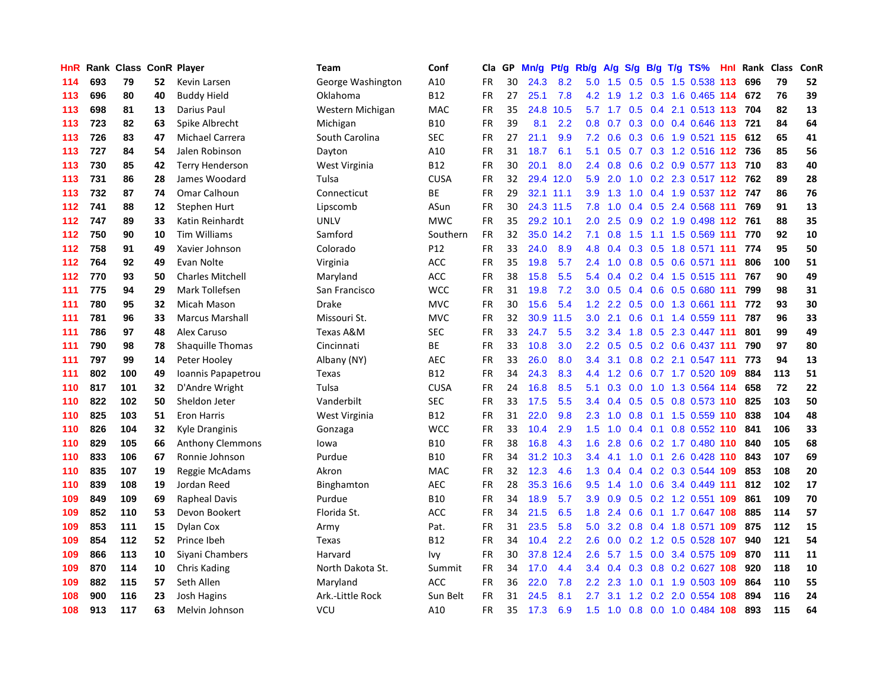| HnR | Rank | Class | ConR | Player | Team | Conf | Cla | GP | Mn/g | Pt/g | Rb/g | A/g | S/g | B/g | T/g | TS% | HnI | Rank | Class | ConR |
|---|---|---|---|---|---|---|---|---|---|---|---|---|---|---|---|---|---|---|---|---|
| 114 | 693 | 79 | 52 | Kevin Larsen | George Washington | A10 | FR | 30 | 24.3 | 8.2 | 5.0 | 1.5 | 0.5 | 0.5 | 1.5 | 0.538 | 113 | 696 | 79 | 52 |
| 113 | 696 | 80 | 40 | Buddy Hield | Oklahoma | B12 | FR | 27 | 25.1 | 7.8 | 4.2 | 1.9 | 1.2 | 0.3 | 1.6 | 0.465 | 114 | 672 | 76 | 39 |
| 113 | 698 | 81 | 13 | Darius Paul | Western Michigan | MAC | FR | 35 | 24.8 | 10.5 | 5.7 | 1.7 | 0.5 | 0.4 | 2.1 | 0.513 | 113 | 704 | 82 | 13 |
| 113 | 723 | 82 | 63 | Spike Albrecht | Michigan | B10 | FR | 39 | 8.1 | 2.2 | 0.8 | 0.7 | 0.3 | 0.0 | 0.4 | 0.646 | 113 | 721 | 84 | 64 |
| 113 | 726 | 83 | 47 | Michael Carrera | South Carolina | SEC | FR | 27 | 21.1 | 9.9 | 7.2 | 0.6 | 0.3 | 0.6 | 1.9 | 0.521 | 115 | 612 | 65 | 41 |
| 113 | 727 | 84 | 54 | Jalen Robinson | Dayton | A10 | FR | 31 | 18.7 | 6.1 | 5.1 | 0.5 | 0.7 | 0.3 | 1.2 | 0.516 | 112 | 736 | 85 | 56 |
| 113 | 730 | 85 | 42 | Terry Henderson | West Virginia | B12 | FR | 30 | 20.1 | 8.0 | 2.4 | 0.8 | 0.6 | 0.2 | 0.9 | 0.577 | 113 | 710 | 83 | 40 |
| 113 | 731 | 86 | 28 | James Woodard | Tulsa | CUSA | FR | 32 | 29.4 | 12.0 | 5.9 | 2.0 | 1.0 | 0.2 | 2.3 | 0.517 | 112 | 762 | 89 | 28 |
| 113 | 732 | 87 | 74 | Omar Calhoun | Connecticut | BE | FR | 29 | 32.1 | 11.1 | 3.9 | 1.3 | 1.0 | 0.4 | 1.9 | 0.537 | 112 | 747 | 86 | 76 |
| 112 | 741 | 88 | 12 | Stephen Hurt | Lipscomb | ASun | FR | 30 | 24.3 | 11.5 | 7.8 | 1.0 | 0.4 | 0.5 | 2.4 | 0.568 | 111 | 769 | 91 | 13 |
| 112 | 747 | 89 | 33 | Katin Reinhardt | UNLV | MWC | FR | 35 | 29.2 | 10.1 | 2.0 | 2.5 | 0.9 | 0.2 | 1.9 | 0.498 | 112 | 761 | 88 | 35 |
| 112 | 750 | 90 | 10 | Tim Williams | Samford | Southern | FR | 32 | 35.0 | 14.2 | 7.1 | 0.8 | 1.5 | 1.1 | 1.5 | 0.569 | 111 | 770 | 92 | 10 |
| 112 | 758 | 91 | 49 | Xavier Johnson | Colorado | P12 | FR | 33 | 24.0 | 8.9 | 4.8 | 0.4 | 0.3 | 0.5 | 1.8 | 0.571 | 111 | 774 | 95 | 50 |
| 112 | 764 | 92 | 49 | Evan Nolte | Virginia | ACC | FR | 35 | 19.8 | 5.7 | 2.4 | 1.0 | 0.8 | 0.5 | 0.6 | 0.571 | 111 | 806 | 100 | 51 |
| 112 | 770 | 93 | 50 | Charles Mitchell | Maryland | ACC | FR | 38 | 15.8 | 5.5 | 5.4 | 0.4 | 0.2 | 0.4 | 1.5 | 0.515 | 111 | 767 | 90 | 49 |
| 111 | 775 | 94 | 29 | Mark Tollefsen | San Francisco | WCC | FR | 31 | 19.8 | 7.2 | 3.0 | 0.5 | 0.4 | 0.6 | 0.5 | 0.680 | 111 | 799 | 98 | 31 |
| 111 | 780 | 95 | 32 | Micah Mason | Drake | MVC | FR | 30 | 15.6 | 5.4 | 1.2 | 2.2 | 0.5 | 0.0 | 1.3 | 0.661 | 111 | 772 | 93 | 30 |
| 111 | 781 | 96 | 33 | Marcus Marshall | Missouri St. | MVC | FR | 32 | 30.9 | 11.5 | 3.0 | 2.1 | 0.6 | 0.1 | 1.4 | 0.559 | 111 | 787 | 96 | 33 |
| 111 | 786 | 97 | 48 | Alex Caruso | Texas A&M | SEC | FR | 33 | 24.7 | 5.5 | 3.2 | 3.4 | 1.8 | 0.5 | 2.3 | 0.447 | 111 | 801 | 99 | 49 |
| 111 | 790 | 98 | 78 | Shaquille Thomas | Cincinnati | BE | FR | 33 | 10.8 | 3.0 | 2.2 | 0.5 | 0.5 | 0.2 | 0.6 | 0.437 | 111 | 790 | 97 | 80 |
| 111 | 797 | 99 | 14 | Peter Hooley | Albany (NY) | AEC | FR | 33 | 26.0 | 8.0 | 3.4 | 3.1 | 0.8 | 0.2 | 2.1 | 0.547 | 111 | 773 | 94 | 13 |
| 111 | 802 | 100 | 49 | Ioannis Papapetrou | Texas | B12 | FR | 34 | 24.3 | 8.3 | 4.4 | 1.2 | 0.6 | 0.7 | 1.7 | 0.520 | 109 | 884 | 113 | 51 |
| 110 | 817 | 101 | 32 | D'Andre Wright | Tulsa | CUSA | FR | 24 | 16.8 | 8.5 | 5.1 | 0.3 | 0.0 | 1.0 | 1.3 | 0.564 | 114 | 658 | 72 | 22 |
| 110 | 822 | 102 | 50 | Sheldon Jeter | Vanderbilt | SEC | FR | 33 | 17.5 | 5.5 | 3.4 | 0.4 | 0.5 | 0.5 | 0.8 | 0.573 | 110 | 825 | 103 | 50 |
| 110 | 825 | 103 | 51 | Eron Harris | West Virginia | B12 | FR | 31 | 22.0 | 9.8 | 2.3 | 1.0 | 0.8 | 0.1 | 1.5 | 0.559 | 110 | 838 | 104 | 48 |
| 110 | 826 | 104 | 32 | Kyle Dranginis | Gonzaga | WCC | FR | 33 | 10.4 | 2.9 | 1.5 | 1.0 | 0.4 | 0.1 | 0.8 | 0.552 | 110 | 841 | 106 | 33 |
| 110 | 829 | 105 | 66 | Anthony Clemmons | Iowa | B10 | FR | 38 | 16.8 | 4.3 | 1.6 | 2.8 | 0.6 | 0.2 | 1.7 | 0.480 | 110 | 840 | 105 | 68 |
| 110 | 833 | 106 | 67 | Ronnie Johnson | Purdue | B10 | FR | 34 | 31.2 | 10.3 | 3.4 | 4.1 | 1.0 | 0.1 | 2.6 | 0.428 | 110 | 843 | 107 | 69 |
| 110 | 835 | 107 | 19 | Reggie McAdams | Akron | MAC | FR | 32 | 12.3 | 4.6 | 1.3 | 0.4 | 0.4 | 0.2 | 0.3 | 0.544 | 109 | 853 | 108 | 20 |
| 110 | 839 | 108 | 19 | Jordan Reed | Binghamton | AEC | FR | 28 | 35.3 | 16.6 | 9.5 | 1.4 | 1.0 | 0.6 | 3.4 | 0.449 | 111 | 812 | 102 | 17 |
| 109 | 849 | 109 | 69 | Rapheal Davis | Purdue | B10 | FR | 34 | 18.9 | 5.7 | 3.9 | 0.9 | 0.5 | 0.2 | 1.2 | 0.551 | 109 | 861 | 109 | 70 |
| 109 | 852 | 110 | 53 | Devon Bookert | Florida St. | ACC | FR | 34 | 21.5 | 6.5 | 1.8 | 2.4 | 0.6 | 0.1 | 1.7 | 0.647 | 108 | 885 | 114 | 57 |
| 109 | 853 | 111 | 15 | Dylan Cox | Army | Pat. | FR | 31 | 23.5 | 5.8 | 5.0 | 3.2 | 0.8 | 0.4 | 1.8 | 0.571 | 109 | 875 | 112 | 15 |
| 109 | 854 | 112 | 52 | Prince Ibeh | Texas | B12 | FR | 34 | 10.4 | 2.2 | 2.6 | 0.0 | 0.2 | 1.2 | 0.5 | 0.528 | 107 | 940 | 121 | 54 |
| 109 | 866 | 113 | 10 | Siyani Chambers | Harvard | Ivy | FR | 30 | 37.8 | 12.4 | 2.6 | 5.7 | 1.5 | 0.0 | 3.4 | 0.575 | 109 | 870 | 111 | 11 |
| 109 | 870 | 114 | 10 | Chris Kading | North Dakota St. | Summit | FR | 34 | 17.0 | 4.4 | 3.4 | 0.4 | 0.3 | 0.8 | 0.2 | 0.627 | 108 | 920 | 118 | 10 |
| 109 | 882 | 115 | 57 | Seth Allen | Maryland | ACC | FR | 36 | 22.0 | 7.8 | 2.2 | 2.3 | 1.0 | 0.1 | 1.9 | 0.503 | 109 | 864 | 110 | 55 |
| 108 | 900 | 116 | 23 | Josh Hagins | Ark.-Little Rock | Sun Belt | FR | 31 | 24.5 | 8.1 | 2.7 | 3.1 | 1.2 | 0.2 | 2.0 | 0.554 | 108 | 894 | 116 | 24 |
| 108 | 913 | 117 | 63 | Melvin Johnson | VCU | A10 | FR | 35 | 17.3 | 6.9 | 1.5 | 1.0 | 0.8 | 0.0 | 1.0 | 0.484 | 108 | 893 | 115 | 64 |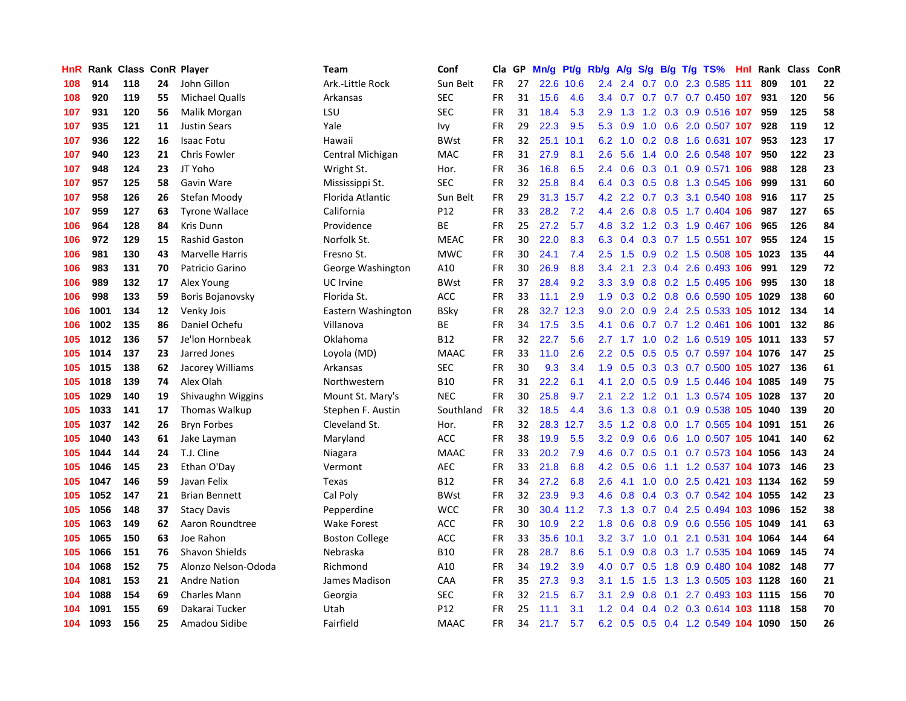| HnR | Rank | Class | ConR | Player | Team | Conf | Cla | GP | Mn/g | Pt/g | Rb/g | A/g | S/g | B/g | T/g | TS% | HnI | Rank | Class | ConR |
|---|---|---|---|---|---|---|---|---|---|---|---|---|---|---|---|---|---|---|---|---|
| 108 | 914 | 118 | 24 | John Gillon | Ark.-Little Rock | Sun Belt | FR | 27 | 22.6 | 10.6 | 2.4 | 2.4 | 0.7 | 0.0 | 2.3 | 0.585 | 111 | 809 | 101 | 22 |
| 108 | 920 | 119 | 55 | Michael Qualls | Arkansas | SEC | FR | 31 | 15.6 | 4.6 | 3.4 | 0.7 | 0.7 | 0.7 | 0.7 | 0.450 | 107 | 931 | 120 | 56 |
| 107 | 931 | 120 | 56 | Malik Morgan | LSU | SEC | FR | 31 | 18.4 | 5.3 | 2.9 | 1.3 | 1.2 | 0.3 | 0.9 | 0.516 | 107 | 959 | 125 | 58 |
| 107 | 935 | 121 | 11 | Justin Sears | Yale | Ivy | FR | 29 | 22.3 | 9.5 | 5.3 | 0.9 | 1.0 | 0.6 | 2.0 | 0.507 | 107 | 928 | 119 | 12 |
| 107 | 936 | 122 | 16 | Isaac Fotu | Hawaii | BWst | FR | 32 | 25.1 | 10.1 | 6.2 | 1.0 | 0.2 | 0.8 | 1.6 | 0.631 | 107 | 953 | 123 | 17 |
| 107 | 940 | 123 | 21 | Chris Fowler | Central Michigan | MAC | FR | 31 | 27.9 | 8.1 | 2.6 | 5.6 | 1.4 | 0.0 | 2.6 | 0.548 | 107 | 950 | 122 | 23 |
| 107 | 948 | 124 | 23 | JT Yoho | Wright St. | Hor. | FR | 36 | 16.8 | 6.5 | 2.4 | 0.6 | 0.3 | 0.1 | 0.9 | 0.571 | 106 | 988 | 128 | 23 |
| 107 | 957 | 125 | 58 | Gavin Ware | Mississippi St. | SEC | FR | 32 | 25.8 | 8.4 | 6.4 | 0.3 | 0.5 | 0.8 | 1.3 | 0.545 | 106 | 999 | 131 | 60 |
| 107 | 958 | 126 | 26 | Stefan Moody | Florida Atlantic | Sun Belt | FR | 29 | 31.3 | 15.7 | 4.2 | 2.2 | 0.7 | 0.3 | 3.1 | 0.540 | 108 | 916 | 117 | 25 |
| 107 | 959 | 127 | 63 | Tyrone Wallace | California | P12 | FR | 33 | 28.2 | 7.2 | 4.4 | 2.6 | 0.8 | 0.5 | 1.7 | 0.404 | 106 | 987 | 127 | 65 |
| 106 | 964 | 128 | 84 | Kris Dunn | Providence | BE | FR | 25 | 27.2 | 5.7 | 4.8 | 3.2 | 1.2 | 0.3 | 1.9 | 0.467 | 106 | 965 | 126 | 84 |
| 106 | 972 | 129 | 15 | Rashid Gaston | Norfolk St. | MEAC | FR | 30 | 22.0 | 8.3 | 6.3 | 0.4 | 0.3 | 0.7 | 1.5 | 0.551 | 107 | 955 | 124 | 15 |
| 106 | 981 | 130 | 43 | Marvelle Harris | Fresno St. | MWC | FR | 30 | 24.1 | 7.4 | 2.5 | 1.5 | 0.9 | 0.2 | 1.5 | 0.508 | 105 | 1023 | 135 | 44 |
| 106 | 983 | 131 | 70 | Patricio Garino | George Washington | A10 | FR | 30 | 26.9 | 8.8 | 3.4 | 2.1 | 2.3 | 0.4 | 2.6 | 0.493 | 106 | 991 | 129 | 72 |
| 106 | 989 | 132 | 17 | Alex Young | UC Irvine | BWst | FR | 37 | 28.4 | 9.2 | 3.3 | 3.9 | 0.8 | 0.2 | 1.5 | 0.495 | 106 | 995 | 130 | 18 |
| 106 | 998 | 133 | 59 | Boris Bojanovsky | Florida St. | ACC | FR | 33 | 11.1 | 2.9 | 1.9 | 0.3 | 0.2 | 0.8 | 0.6 | 0.590 | 105 | 1029 | 138 | 60 |
| 106 | 1001 | 134 | 12 | Venky Jois | Eastern Washington | BSky | FR | 28 | 32.7 | 12.3 | 9.0 | 2.0 | 0.9 | 2.4 | 2.5 | 0.533 | 105 | 1012 | 134 | 14 |
| 106 | 1002 | 135 | 86 | Daniel Ochefu | Villanova | BE | FR | 34 | 17.5 | 3.5 | 4.1 | 0.6 | 0.7 | 0.7 | 1.2 | 0.461 | 106 | 1001 | 132 | 86 |
| 105 | 1012 | 136 | 57 | Je'lon Hornbeak | Oklahoma | B12 | FR | 32 | 22.7 | 5.6 | 2.7 | 1.7 | 1.0 | 0.2 | 1.6 | 0.519 | 105 | 1011 | 133 | 57 |
| 105 | 1014 | 137 | 23 | Jarred Jones | Loyola (MD) | MAAC | FR | 33 | 11.0 | 2.6 | 2.2 | 0.5 | 0.5 | 0.5 | 0.7 | 0.597 | 104 | 1076 | 147 | 25 |
| 105 | 1015 | 138 | 62 | Jacorey Williams | Arkansas | SEC | FR | 30 | 9.3 | 3.4 | 1.9 | 0.5 | 0.3 | 0.3 | 0.7 | 0.500 | 105 | 1027 | 136 | 61 |
| 105 | 1018 | 139 | 74 | Alex Olah | Northwestern | B10 | FR | 31 | 22.2 | 6.1 | 4.1 | 2.0 | 0.5 | 0.9 | 1.5 | 0.446 | 104 | 1085 | 149 | 75 |
| 105 | 1029 | 140 | 19 | Shivaughn Wiggins | Mount St. Mary's | NEC | FR | 30 | 25.8 | 9.7 | 2.1 | 2.2 | 1.2 | 0.1 | 1.3 | 0.574 | 105 | 1028 | 137 | 20 |
| 105 | 1033 | 141 | 17 | Thomas Walkup | Stephen F. Austin | Southland | FR | 32 | 18.5 | 4.4 | 3.6 | 1.3 | 0.8 | 0.1 | 0.9 | 0.538 | 105 | 1040 | 139 | 20 |
| 105 | 1037 | 142 | 26 | Bryn Forbes | Cleveland St. | Hor. | FR | 32 | 28.3 | 12.7 | 3.5 | 1.2 | 0.8 | 0.0 | 1.7 | 0.565 | 104 | 1091 | 151 | 26 |
| 105 | 1040 | 143 | 61 | Jake Layman | Maryland | ACC | FR | 38 | 19.9 | 5.5 | 3.2 | 0.9 | 0.6 | 0.6 | 1.0 | 0.507 | 105 | 1041 | 140 | 62 |
| 105 | 1044 | 144 | 24 | T.J. Cline | Niagara | MAAC | FR | 33 | 20.2 | 7.9 | 4.6 | 0.7 | 0.5 | 0.1 | 0.7 | 0.573 | 104 | 1056 | 143 | 24 |
| 105 | 1046 | 145 | 23 | Ethan O'Day | Vermont | AEC | FR | 33 | 21.8 | 6.8 | 4.2 | 0.5 | 0.6 | 1.1 | 1.2 | 0.537 | 104 | 1073 | 146 | 23 |
| 105 | 1047 | 146 | 59 | Javan Felix | Texas | B12 | FR | 34 | 27.2 | 6.8 | 2.6 | 4.1 | 1.0 | 0.0 | 2.5 | 0.421 | 103 | 1134 | 162 | 59 |
| 105 | 1052 | 147 | 21 | Brian Bennett | Cal Poly | BWst | FR | 32 | 23.9 | 9.3 | 4.6 | 0.8 | 0.4 | 0.3 | 0.7 | 0.542 | 104 | 1055 | 142 | 23 |
| 105 | 1056 | 148 | 37 | Stacy Davis | Pepperdine | WCC | FR | 30 | 30.4 | 11.2 | 7.3 | 1.3 | 0.7 | 0.4 | 2.5 | 0.494 | 103 | 1096 | 152 | 38 |
| 105 | 1063 | 149 | 62 | Aaron Roundtree | Wake Forest | ACC | FR | 30 | 10.9 | 2.2 | 1.8 | 0.6 | 0.8 | 0.9 | 0.6 | 0.556 | 105 | 1049 | 141 | 63 |
| 105 | 1065 | 150 | 63 | Joe Rahon | Boston College | ACC | FR | 33 | 35.6 | 10.1 | 3.2 | 3.7 | 1.0 | 0.1 | 2.1 | 0.531 | 104 | 1064 | 144 | 64 |
| 105 | 1066 | 151 | 76 | Shavon Shields | Nebraska | B10 | FR | 28 | 28.7 | 8.6 | 5.1 | 0.9 | 0.8 | 0.3 | 1.7 | 0.535 | 104 | 1069 | 145 | 74 |
| 104 | 1068 | 152 | 75 | Alonzo Nelson-Ododa | Richmond | A10 | FR | 34 | 19.2 | 3.9 | 4.0 | 0.7 | 0.5 | 1.8 | 0.9 | 0.480 | 104 | 1082 | 148 | 77 |
| 104 | 1081 | 153 | 21 | Andre Nation | James Madison | CAA | FR | 35 | 27.3 | 9.3 | 3.1 | 1.5 | 1.5 | 1.3 | 1.3 | 0.505 | 103 | 1128 | 160 | 21 |
| 104 | 1088 | 154 | 69 | Charles Mann | Georgia | SEC | FR | 32 | 21.5 | 6.7 | 3.1 | 2.9 | 0.8 | 0.1 | 2.7 | 0.493 | 103 | 1115 | 156 | 70 |
| 104 | 1091 | 155 | 69 | Dakarai Tucker | Utah | P12 | FR | 25 | 11.1 | 3.1 | 1.2 | 0.4 | 0.4 | 0.2 | 0.3 | 0.614 | 103 | 1118 | 158 | 70 |
| 104 | 1093 | 156 | 25 | Amadou Sidibe | Fairfield | MAAC | FR | 34 | 21.7 | 5.7 | 6.2 | 0.5 | 0.5 | 0.4 | 1.2 | 0.549 | 104 | 1090 | 150 | 26 |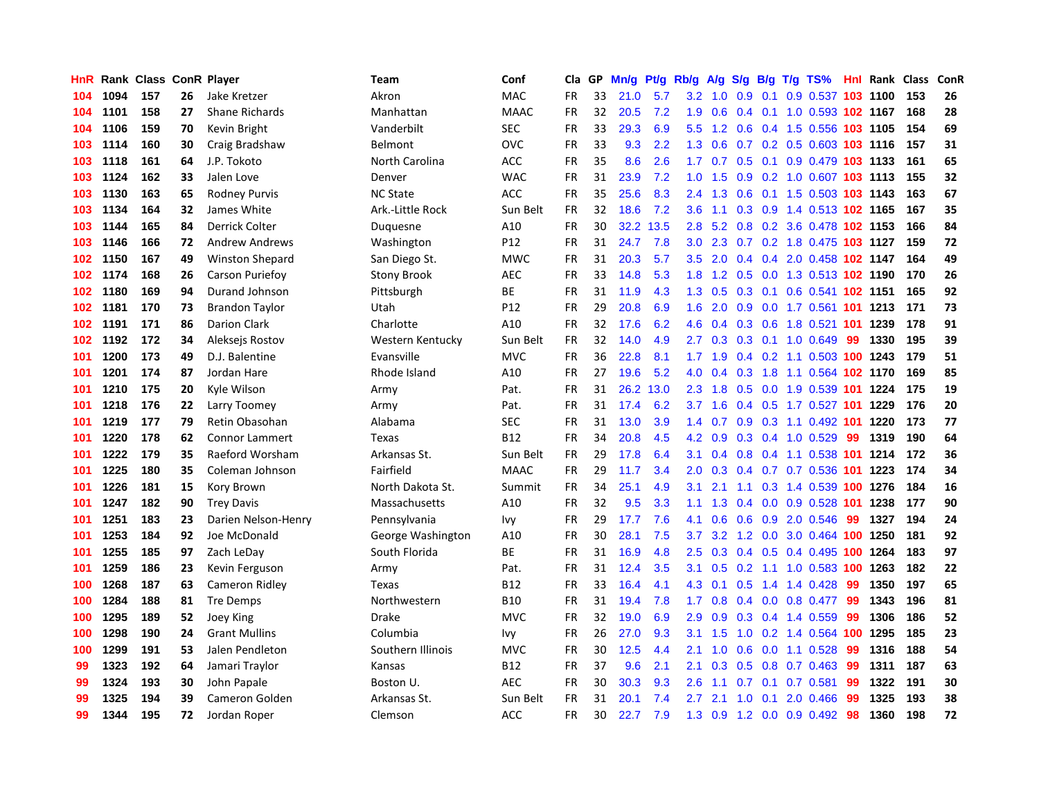| HnR | Rank | Class | ConR | Player | Team | Conf | Cla | GP | Mn/g | Pt/g | Rb/g | A/g | S/g | B/g | T/g | TS% | HnI | Rank | Class | ConR |
|---|---|---|---|---|---|---|---|---|---|---|---|---|---|---|---|---|---|---|---|---|
| 104 | 1094 | 157 | 26 | Jake Kretzer | Akron | MAC | FR | 33 | 21.0 | 5.7 | 3.2 | 1.0 | 0.9 | 0.1 | 0.9 | 0.537 | 103 | 1100 | 153 | 26 |
| 104 | 1101 | 158 | 27 | Shane Richards | Manhattan | MAAC | FR | 32 | 20.5 | 7.2 | 1.9 | 0.6 | 0.4 | 0.1 | 1.0 | 0.593 | 102 | 1167 | 168 | 28 |
| 104 | 1106 | 159 | 70 | Kevin Bright | Vanderbilt | SEC | FR | 33 | 29.3 | 6.9 | 5.5 | 1.2 | 0.6 | 0.4 | 1.5 | 0.556 | 103 | 1105 | 154 | 69 |
| 103 | 1114 | 160 | 30 | Craig Bradshaw | Belmont | OVC | FR | 33 | 9.3 | 2.2 | 1.3 | 0.6 | 0.7 | 0.2 | 0.5 | 0.603 | 103 | 1116 | 157 | 31 |
| 103 | 1118 | 161 | 64 | J.P. Tokoto | North Carolina | ACC | FR | 35 | 8.6 | 2.6 | 1.7 | 0.7 | 0.5 | 0.1 | 0.9 | 0.479 | 103 | 1133 | 161 | 65 |
| 103 | 1124 | 162 | 33 | Jalen Love | Denver | WAC | FR | 31 | 23.9 | 7.2 | 1.0 | 1.5 | 0.9 | 0.2 | 1.0 | 0.607 | 103 | 1113 | 155 | 32 |
| 103 | 1130 | 163 | 65 | Rodney Purvis | NC State | ACC | FR | 35 | 25.6 | 8.3 | 2.4 | 1.3 | 0.6 | 0.1 | 1.5 | 0.503 | 103 | 1143 | 163 | 67 |
| 103 | 1134 | 164 | 32 | James White | Ark.-Little Rock | Sun Belt | FR | 32 | 18.6 | 7.2 | 3.6 | 1.1 | 0.3 | 0.9 | 1.4 | 0.513 | 102 | 1165 | 167 | 35 |
| 103 | 1144 | 165 | 84 | Derrick Colter | Duquesne | A10 | FR | 30 | 32.2 | 13.5 | 2.8 | 5.2 | 0.8 | 0.2 | 3.6 | 0.478 | 102 | 1153 | 166 | 84 |
| 103 | 1146 | 166 | 72 | Andrew Andrews | Washington | P12 | FR | 31 | 24.7 | 7.8 | 3.0 | 2.3 | 0.7 | 0.2 | 1.8 | 0.475 | 103 | 1127 | 159 | 72 |
| 102 | 1150 | 167 | 49 | Winston Shepard | San Diego St. | MWC | FR | 31 | 20.3 | 5.7 | 3.5 | 2.0 | 0.4 | 0.4 | 2.0 | 0.458 | 102 | 1147 | 164 | 49 |
| 102 | 1174 | 168 | 26 | Carson Puriefoy | Stony Brook | AEC | FR | 33 | 14.8 | 5.3 | 1.8 | 1.2 | 0.5 | 0.0 | 1.3 | 0.513 | 102 | 1190 | 170 | 26 |
| 102 | 1180 | 169 | 94 | Durand Johnson | Pittsburgh | BE | FR | 31 | 11.9 | 4.3 | 1.3 | 0.5 | 0.3 | 0.1 | 0.6 | 0.541 | 102 | 1151 | 165 | 92 |
| 102 | 1181 | 170 | 73 | Brandon Taylor | Utah | P12 | FR | 29 | 20.8 | 6.9 | 1.6 | 2.0 | 0.9 | 0.0 | 1.7 | 0.561 | 101 | 1213 | 171 | 73 |
| 102 | 1191 | 171 | 86 | Darion Clark | Charlotte | A10 | FR | 32 | 17.6 | 6.2 | 4.6 | 0.4 | 0.3 | 0.6 | 1.8 | 0.521 | 101 | 1239 | 178 | 91 |
| 102 | 1192 | 172 | 34 | Aleksejs Rostov | Western Kentucky | Sun Belt | FR | 32 | 14.0 | 4.9 | 2.7 | 0.3 | 0.3 | 0.1 | 1.0 | 0.649 | 99 | 1330 | 195 | 39 |
| 101 | 1200 | 173 | 49 | D.J. Balentine | Evansville | MVC | FR | 36 | 22.8 | 8.1 | 1.7 | 1.9 | 0.4 | 0.2 | 1.1 | 0.503 | 100 | 1243 | 179 | 51 |
| 101 | 1201 | 174 | 87 | Jordan Hare | Rhode Island | A10 | FR | 27 | 19.6 | 5.2 | 4.0 | 0.4 | 0.3 | 1.8 | 1.1 | 0.564 | 102 | 1170 | 169 | 85 |
| 101 | 1210 | 175 | 20 | Kyle Wilson | Army | Pat. | FR | 31 | 26.2 | 13.0 | 2.3 | 1.8 | 0.5 | 0.0 | 1.9 | 0.539 | 101 | 1224 | 175 | 19 |
| 101 | 1218 | 176 | 22 | Larry Toomey | Army | Pat. | FR | 31 | 17.4 | 6.2 | 3.7 | 1.6 | 0.4 | 0.5 | 1.7 | 0.527 | 101 | 1229 | 176 | 20 |
| 101 | 1219 | 177 | 79 | Retin Obasohan | Alabama | SEC | FR | 31 | 13.0 | 3.9 | 1.4 | 0.7 | 0.9 | 0.3 | 1.1 | 0.492 | 101 | 1220 | 173 | 77 |
| 101 | 1220 | 178 | 62 | Connor Lammert | Texas | B12 | FR | 34 | 20.8 | 4.5 | 4.2 | 0.9 | 0.3 | 0.4 | 1.0 | 0.529 | 99 | 1319 | 190 | 64 |
| 101 | 1222 | 179 | 35 | Raeford Worsham | Arkansas St. | Sun Belt | FR | 29 | 17.8 | 6.4 | 3.1 | 0.4 | 0.8 | 0.4 | 1.1 | 0.538 | 101 | 1214 | 172 | 36 |
| 101 | 1225 | 180 | 35 | Coleman Johnson | Fairfield | MAAC | FR | 29 | 11.7 | 3.4 | 2.0 | 0.3 | 0.4 | 0.7 | 0.7 | 0.536 | 101 | 1223 | 174 | 34 |
| 101 | 1226 | 181 | 15 | Kory Brown | North Dakota St. | Summit | FR | 34 | 25.1 | 4.9 | 3.1 | 2.1 | 1.1 | 0.3 | 1.4 | 0.539 | 100 | 1276 | 184 | 16 |
| 101 | 1247 | 182 | 90 | Trey Davis | Massachusetts | A10 | FR | 32 | 9.5 | 3.3 | 1.1 | 1.3 | 0.4 | 0.0 | 0.9 | 0.528 | 101 | 1238 | 177 | 90 |
| 101 | 1251 | 183 | 23 | Darien Nelson-Henry | Pennsylvania | Ivy | FR | 29 | 17.7 | 7.6 | 4.1 | 0.6 | 0.6 | 0.9 | 2.0 | 0.546 | 99 | 1327 | 194 | 24 |
| 101 | 1253 | 184 | 92 | Joe McDonald | George Washington | A10 | FR | 30 | 28.1 | 7.5 | 3.7 | 3.2 | 1.2 | 0.0 | 3.0 | 0.464 | 100 | 1250 | 181 | 92 |
| 101 | 1255 | 185 | 97 | Zach LeDay | South Florida | BE | FR | 31 | 16.9 | 4.8 | 2.5 | 0.3 | 0.4 | 0.5 | 0.4 | 0.495 | 100 | 1264 | 183 | 97 |
| 101 | 1259 | 186 | 23 | Kevin Ferguson | Army | Pat. | FR | 31 | 12.4 | 3.5 | 3.1 | 0.5 | 0.2 | 1.1 | 1.0 | 0.583 | 100 | 1263 | 182 | 22 |
| 100 | 1268 | 187 | 63 | Cameron Ridley | Texas | B12 | FR | 33 | 16.4 | 4.1 | 4.3 | 0.1 | 0.5 | 1.4 | 1.4 | 0.428 | 99 | 1350 | 197 | 65 |
| 100 | 1284 | 188 | 81 | Tre Demps | Northwestern | B10 | FR | 31 | 19.4 | 7.8 | 1.7 | 0.8 | 0.4 | 0.0 | 0.8 | 0.477 | 99 | 1343 | 196 | 81 |
| 100 | 1295 | 189 | 52 | Joey King | Drake | MVC | FR | 32 | 19.0 | 6.9 | 2.9 | 0.9 | 0.3 | 0.4 | 1.4 | 0.559 | 99 | 1306 | 186 | 52 |
| 100 | 1298 | 190 | 24 | Grant Mullins | Columbia | Ivy | FR | 26 | 27.0 | 9.3 | 3.1 | 1.5 | 1.0 | 0.2 | 1.4 | 0.564 | 100 | 1295 | 185 | 23 |
| 100 | 1299 | 191 | 53 | Jalen Pendleton | Southern Illinois | MVC | FR | 30 | 12.5 | 4.4 | 2.1 | 1.0 | 0.6 | 0.0 | 1.1 | 0.528 | 99 | 1316 | 188 | 54 |
| 99 | 1323 | 192 | 64 | Jamari Traylor | Kansas | B12 | FR | 37 | 9.6 | 2.1 | 2.1 | 0.3 | 0.5 | 0.8 | 0.7 | 0.463 | 99 | 1311 | 187 | 63 |
| 99 | 1324 | 193 | 30 | John Papale | Boston U. | AEC | FR | 30 | 30.3 | 9.3 | 2.6 | 1.1 | 0.7 | 0.1 | 0.7 | 0.581 | 99 | 1322 | 191 | 30 |
| 99 | 1325 | 194 | 39 | Cameron Golden | Arkansas St. | Sun Belt | FR | 31 | 20.1 | 7.4 | 2.7 | 2.1 | 1.0 | 0.1 | 2.0 | 0.466 | 99 | 1325 | 193 | 38 |
| 99 | 1344 | 195 | 72 | Jordan Roper | Clemson | ACC | FR | 30 | 22.7 | 7.9 | 1.3 | 0.9 | 1.2 | 0.0 | 0.9 | 0.492 | 98 | 1360 | 198 | 72 |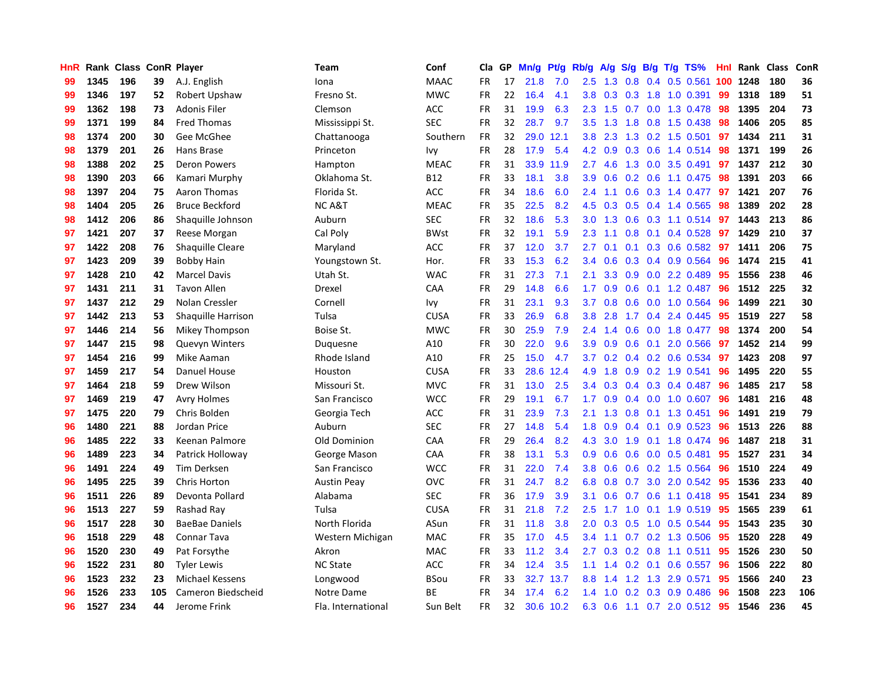| HnR | Rank | Class | ConR | Player | Team | Conf | Cla | GP | Mn/g | Pt/g | Rb/g | A/g | S/g | B/g | T/g | TS% | HnI | Rank | Class | ConR |
|---|---|---|---|---|---|---|---|---|---|---|---|---|---|---|---|---|---|---|---|---|
| 99 | 1345 | 196 | 39 | A.J. English | Iona | MAAC | FR | 17 | 21.8 | 7.0 | 2.5 | 1.3 | 0.8 | 0.4 | 0.5 | 0.561 | 100 | 1248 | 180 | 36 |
| 99 | 1346 | 197 | 52 | Robert Upshaw | Fresno St. | MWC | FR | 22 | 16.4 | 4.1 | 3.8 | 0.3 | 0.3 | 1.8 | 1.0 | 0.391 | 99 | 1318 | 189 | 51 |
| 99 | 1362 | 198 | 73 | Adonis Filer | Clemson | ACC | FR | 31 | 19.9 | 6.3 | 2.3 | 1.5 | 0.7 | 0.0 | 1.3 | 0.478 | 98 | 1395 | 204 | 73 |
| 99 | 1371 | 199 | 84 | Fred Thomas | Mississippi St. | SEC | FR | 32 | 28.7 | 9.7 | 3.5 | 1.3 | 1.8 | 0.8 | 1.5 | 0.438 | 98 | 1406 | 205 | 85 |
| 98 | 1374 | 200 | 30 | Gee McGhee | Chattanooga | Southern | FR | 32 | 29.0 | 12.1 | 3.8 | 2.3 | 1.3 | 0.2 | 1.5 | 0.501 | 97 | 1434 | 211 | 31 |
| 98 | 1379 | 201 | 25 | Hans Brase | Princeton | Ivy | FR | 28 | 17.9 | 5.4 | 4.2 | 0.9 | 0.3 | 0.6 | 1.4 | 0.514 | 98 | 1371 | 199 | 26 |
| 98 | 1388 | 202 | 25 | Deron Powers | Hampton | MEAC | FR | 31 | 33.9 | 11.9 | 2.7 | 4.6 | 1.3 | 0.0 | 3.5 | 0.491 | 97 | 1437 | 212 | 30 |
| 98 | 1390 | 203 | 66 | Kamari Murphy | Oklahoma St. | B12 | FR | 33 | 18.1 | 3.8 | 3.9 | 0.6 | 0.2 | 0.6 | 1.1 | 0.475 | 98 | 1391 | 203 | 66 |
| 98 | 1397 | 204 | 75 | Aaron Thomas | Florida St. | ACC | FR | 34 | 18.6 | 6.0 | 2.4 | 1.1 | 0.6 | 0.3 | 1.4 | 0.477 | 97 | 1421 | 207 | 76 |
| 98 | 1404 | 205 | 26 | Bruce Beckford | NC A&T | MEAC | FR | 35 | 22.5 | 8.2 | 4.5 | 0.3 | 0.5 | 0.4 | 1.4 | 0.565 | 98 | 1389 | 202 | 28 |
| 98 | 1412 | 206 | 86 | Shaquille Johnson | Auburn | SEC | FR | 32 | 18.6 | 5.3 | 3.0 | 1.3 | 0.6 | 0.3 | 1.1 | 0.514 | 97 | 1443 | 213 | 86 |
| 97 | 1421 | 207 | 37 | Reese Morgan | Cal Poly | BWst | FR | 32 | 19.1 | 5.9 | 2.3 | 1.1 | 0.8 | 0.1 | 0.4 | 0.528 | 97 | 1429 | 210 | 37 |
| 97 | 1422 | 208 | 76 | Shaquille Cleare | Maryland | ACC | FR | 37 | 12.0 | 3.7 | 2.7 | 0.1 | 0.1 | 0.3 | 0.6 | 0.582 | 97 | 1411 | 206 | 75 |
| 97 | 1423 | 209 | 39 | Bobby Hain | Youngstown St. | Hor. | FR | 33 | 15.3 | 6.2 | 3.4 | 0.6 | 0.3 | 0.4 | 0.9 | 0.564 | 96 | 1474 | 215 | 41 |
| 97 | 1428 | 210 | 42 | Marcel Davis | Utah St. | WAC | FR | 31 | 27.3 | 7.1 | 2.1 | 3.3 | 0.9 | 0.0 | 2.2 | 0.489 | 95 | 1556 | 238 | 46 |
| 97 | 1431 | 211 | 31 | Tavon Allen | Drexel | CAA | FR | 29 | 14.8 | 6.6 | 1.7 | 0.9 | 0.6 | 0.1 | 1.2 | 0.487 | 96 | 1512 | 225 | 32 |
| 97 | 1437 | 212 | 29 | Nolan Cressler | Cornell | Ivy | FR | 31 | 23.1 | 9.3 | 3.7 | 0.8 | 0.6 | 0.0 | 1.0 | 0.564 | 96 | 1499 | 221 | 30 |
| 97 | 1442 | 213 | 53 | Shaquille Harrison | Tulsa | CUSA | FR | 33 | 26.9 | 6.8 | 3.8 | 2.8 | 1.7 | 0.4 | 2.4 | 0.445 | 95 | 1519 | 227 | 58 |
| 97 | 1446 | 214 | 56 | Mikey Thompson | Boise St. | MWC | FR | 30 | 25.9 | 7.9 | 2.4 | 1.4 | 0.6 | 0.0 | 1.8 | 0.477 | 98 | 1374 | 200 | 54 |
| 97 | 1447 | 215 | 98 | Quevyn Winters | Duquesne | A10 | FR | 30 | 22.0 | 9.6 | 3.9 | 0.9 | 0.6 | 0.1 | 2.0 | 0.566 | 97 | 1452 | 214 | 99 |
| 97 | 1454 | 216 | 99 | Mike Aaman | Rhode Island | A10 | FR | 25 | 15.0 | 4.7 | 3.7 | 0.2 | 0.4 | 0.2 | 0.6 | 0.534 | 97 | 1423 | 208 | 97 |
| 97 | 1459 | 217 | 54 | Danuel House | Houston | CUSA | FR | 33 | 28.6 | 12.4 | 4.9 | 1.8 | 0.9 | 0.2 | 1.9 | 0.541 | 96 | 1495 | 220 | 55 |
| 97 | 1464 | 218 | 59 | Drew Wilson | Missouri St. | MVC | FR | 31 | 13.0 | 2.5 | 3.4 | 0.3 | 0.4 | 0.3 | 0.4 | 0.487 | 96 | 1485 | 217 | 58 |
| 97 | 1469 | 219 | 47 | Avry Holmes | San Francisco | WCC | FR | 29 | 19.1 | 6.7 | 1.7 | 0.9 | 0.4 | 0.0 | 1.0 | 0.607 | 96 | 1481 | 216 | 48 |
| 97 | 1475 | 220 | 79 | Chris Bolden | Georgia Tech | ACC | FR | 31 | 23.9 | 7.3 | 2.1 | 1.3 | 0.8 | 0.1 | 1.3 | 0.451 | 96 | 1491 | 219 | 79 |
| 96 | 1480 | 221 | 88 | Jordan Price | Auburn | SEC | FR | 27 | 14.8 | 5.4 | 1.8 | 0.9 | 0.4 | 0.1 | 0.9 | 0.523 | 96 | 1513 | 226 | 88 |
| 96 | 1485 | 222 | 33 | Keenan Palmore | Old Dominion | CAA | FR | 29 | 26.4 | 8.2 | 4.3 | 3.0 | 1.9 | 0.1 | 1.8 | 0.474 | 96 | 1487 | 218 | 31 |
| 96 | 1489 | 223 | 34 | Patrick Holloway | George Mason | CAA | FR | 38 | 13.1 | 5.3 | 0.9 | 0.6 | 0.6 | 0.0 | 0.5 | 0.481 | 95 | 1527 | 231 | 34 |
| 96 | 1491 | 224 | 49 | Tim Derksen | San Francisco | WCC | FR | 31 | 22.0 | 7.4 | 3.8 | 0.6 | 0.6 | 0.2 | 1.5 | 0.564 | 96 | 1510 | 224 | 49 |
| 96 | 1495 | 225 | 39 | Chris Horton | Austin Peay | OVC | FR | 31 | 24.7 | 8.2 | 6.8 | 0.8 | 0.7 | 3.0 | 2.0 | 0.542 | 95 | 1536 | 233 | 40 |
| 96 | 1511 | 226 | 89 | Devonta Pollard | Alabama | SEC | FR | 36 | 17.9 | 3.9 | 3.1 | 0.6 | 0.7 | 0.6 | 1.1 | 0.418 | 95 | 1541 | 234 | 89 |
| 96 | 1513 | 227 | 59 | Rashad Ray | Tulsa | CUSA | FR | 31 | 21.8 | 7.2 | 2.5 | 1.7 | 1.0 | 0.1 | 1.9 | 0.519 | 95 | 1565 | 239 | 61 |
| 96 | 1517 | 228 | 30 | BaeBae Daniels | North Florida | ASun | FR | 31 | 11.8 | 3.8 | 2.0 | 0.3 | 0.5 | 1.0 | 0.5 | 0.544 | 95 | 1543 | 235 | 30 |
| 96 | 1518 | 229 | 48 | Connar Tava | Western Michigan | MAC | FR | 35 | 17.0 | 4.5 | 3.4 | 1.1 | 0.7 | 0.2 | 1.3 | 0.506 | 95 | 1520 | 228 | 49 |
| 96 | 1520 | 230 | 49 | Pat Forsythe | Akron | MAC | FR | 33 | 11.2 | 3.4 | 2.7 | 0.3 | 0.2 | 0.8 | 1.1 | 0.511 | 95 | 1526 | 230 | 50 |
| 96 | 1522 | 231 | 80 | Tyler Lewis | NC State | ACC | FR | 34 | 12.4 | 3.5 | 1.1 | 1.4 | 0.2 | 0.1 | 0.6 | 0.557 | 96 | 1506 | 222 | 80 |
| 96 | 1523 | 232 | 23 | Michael Kessens | Longwood | BSou | FR | 33 | 32.7 | 13.7 | 8.8 | 1.4 | 1.2 | 1.3 | 2.9 | 0.571 | 95 | 1566 | 240 | 23 |
| 96 | 1526 | 233 | 105 | Cameron Biedscheid | Notre Dame | BE | FR | 34 | 17.4 | 6.2 | 1.4 | 1.0 | 0.2 | 0.3 | 0.9 | 0.486 | 96 | 1508 | 223 | 106 |
| 96 | 1527 | 234 | 44 | Jerome Frink | Fla. International | Sun Belt | FR | 32 | 30.6 | 10.2 | 6.3 | 0.6 | 1.1 | 0.7 | 2.0 | 0.512 | 95 | 1546 | 236 | 45 |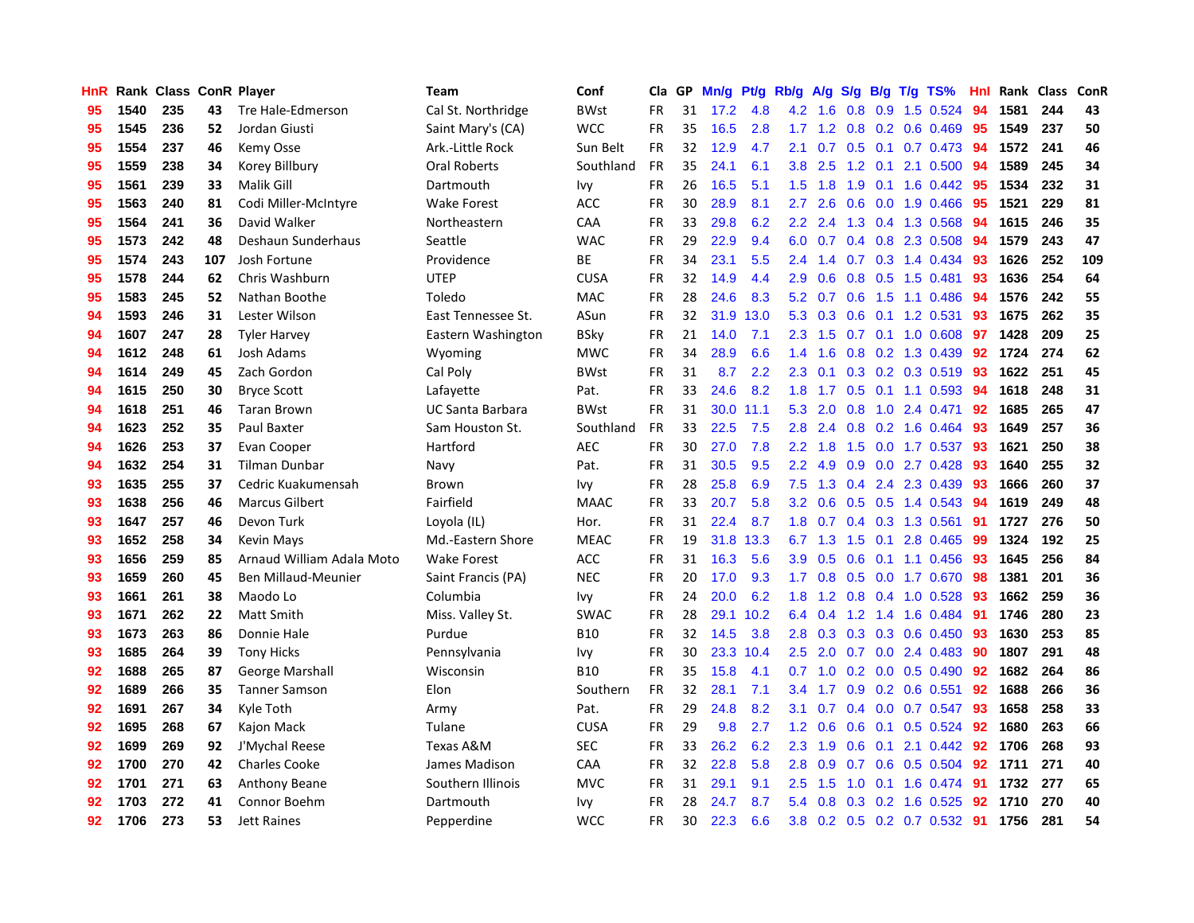| HnR | Rank | Class | ConR | Player | Team | Conf | Cla | GP | Mn/g | Pt/g | Rb/g | A/g | S/g | B/g | T/g | TS% | HnI | Rank | Class | ConR |
|---|---|---|---|---|---|---|---|---|---|---|---|---|---|---|---|---|---|---|---|---|
| 95 | 1540 | 235 | 43 | Tre Hale-Edmerson | Cal St. Northridge | BWst | FR | 31 | 17.2 | 4.8 | 4.2 | 1.6 | 0.8 | 0.9 | 1.5 | 0.524 | 94 | 1581 | 244 | 43 |
| 95 | 1545 | 236 | 52 | Jordan Giusti | Saint Mary's (CA) | WCC | FR | 35 | 16.5 | 2.8 | 1.7 | 1.2 | 0.8 | 0.2 | 0.6 | 0.469 | 95 | 1549 | 237 | 50 |
| 95 | 1554 | 237 | 46 | Kemy Osse | Ark.-Little Rock | Sun Belt | FR | 32 | 12.9 | 4.7 | 2.1 | 0.7 | 0.5 | 0.1 | 0.7 | 0.473 | 94 | 1572 | 241 | 46 |
| 95 | 1559 | 238 | 34 | Korey Billbury | Oral Roberts | Southland | FR | 35 | 24.1 | 6.1 | 3.8 | 2.5 | 1.2 | 0.1 | 2.1 | 0.500 | 94 | 1589 | 245 | 34 |
| 95 | 1561 | 239 | 33 | Malik Gill | Dartmouth | Ivy | FR | 26 | 16.5 | 5.1 | 1.5 | 1.8 | 1.9 | 0.1 | 1.6 | 0.442 | 95 | 1534 | 232 | 31 |
| 95 | 1563 | 240 | 81 | Codi Miller-McIntyre | Wake Forest | ACC | FR | 30 | 28.9 | 8.1 | 2.7 | 2.6 | 0.6 | 0.0 | 1.9 | 0.466 | 95 | 1521 | 229 | 81 |
| 95 | 1564 | 241 | 36 | David Walker | Northeastern | CAA | FR | 33 | 29.8 | 6.2 | 2.2 | 2.4 | 1.3 | 0.4 | 1.3 | 0.568 | 94 | 1615 | 246 | 35 |
| 95 | 1573 | 242 | 48 | Deshaun Sunderhaus | Seattle | WAC | FR | 29 | 22.9 | 9.4 | 6.0 | 0.7 | 0.4 | 0.8 | 2.3 | 0.508 | 94 | 1579 | 243 | 47 |
| 95 | 1574 | 243 | 107 | Josh Fortune | Providence | BE | FR | 34 | 23.1 | 5.5 | 2.4 | 1.4 | 0.7 | 0.3 | 1.4 | 0.434 | 93 | 1626 | 252 | 109 |
| 95 | 1578 | 244 | 62 | Chris Washburn | UTEP | CUSA | FR | 32 | 14.9 | 4.4 | 2.9 | 0.6 | 0.8 | 0.5 | 1.5 | 0.481 | 93 | 1636 | 254 | 64 |
| 95 | 1583 | 245 | 52 | Nathan Boothe | Toledo | MAC | FR | 28 | 24.6 | 8.3 | 5.2 | 0.7 | 0.6 | 1.5 | 1.1 | 0.486 | 94 | 1576 | 242 | 55 |
| 94 | 1593 | 246 | 31 | Lester Wilson | East Tennessee St. | ASun | FR | 32 | 31.9 | 13.0 | 5.3 | 0.3 | 0.6 | 0.1 | 1.2 | 0.531 | 93 | 1675 | 262 | 35 |
| 94 | 1607 | 247 | 28 | Tyler Harvey | Eastern Washington | BSky | FR | 21 | 14.0 | 7.1 | 2.3 | 1.5 | 0.7 | 0.1 | 1.0 | 0.608 | 97 | 1428 | 209 | 25 |
| 94 | 1612 | 248 | 61 | Josh Adams | Wyoming | MWC | FR | 34 | 28.9 | 6.6 | 1.4 | 1.6 | 0.8 | 0.2 | 1.3 | 0.439 | 92 | 1724 | 274 | 62 |
| 94 | 1614 | 249 | 45 | Zach Gordon | Cal Poly | BWst | FR | 31 | 8.7 | 2.2 | 2.3 | 0.1 | 0.3 | 0.2 | 0.3 | 0.519 | 93 | 1622 | 251 | 45 |
| 94 | 1615 | 250 | 30 | Bryce Scott | Lafayette | Pat. | FR | 33 | 24.6 | 8.2 | 1.8 | 1.7 | 0.5 | 0.1 | 1.1 | 0.593 | 94 | 1618 | 248 | 31 |
| 94 | 1618 | 251 | 46 | Taran Brown | UC Santa Barbara | BWst | FR | 31 | 30.0 | 11.1 | 5.3 | 2.0 | 0.8 | 1.0 | 2.4 | 0.471 | 92 | 1685 | 265 | 47 |
| 94 | 1623 | 252 | 35 | Paul Baxter | Sam Houston St. | Southland | FR | 33 | 22.5 | 7.5 | 2.8 | 2.4 | 0.8 | 0.2 | 1.6 | 0.464 | 93 | 1649 | 257 | 36 |
| 94 | 1626 | 253 | 37 | Evan Cooper | Hartford | AEC | FR | 30 | 27.0 | 7.8 | 2.2 | 1.8 | 1.5 | 0.0 | 1.7 | 0.537 | 93 | 1621 | 250 | 38 |
| 94 | 1632 | 254 | 31 | Tilman Dunbar | Navy | Pat. | FR | 31 | 30.5 | 9.5 | 2.2 | 4.9 | 0.9 | 0.0 | 2.7 | 0.428 | 93 | 1640 | 255 | 32 |
| 93 | 1635 | 255 | 37 | Cedric Kuakumensah | Brown | Ivy | FR | 28 | 25.8 | 6.9 | 7.5 | 1.3 | 0.4 | 2.4 | 2.3 | 0.439 | 93 | 1666 | 260 | 37 |
| 93 | 1638 | 256 | 46 | Marcus Gilbert | Fairfield | MAAC | FR | 33 | 20.7 | 5.8 | 3.2 | 0.6 | 0.5 | 0.5 | 1.4 | 0.543 | 94 | 1619 | 249 | 48 |
| 93 | 1647 | 257 | 46 | Devon Turk | Loyola (IL) | Hor. | FR | 31 | 22.4 | 8.7 | 1.8 | 0.7 | 0.4 | 0.3 | 1.3 | 0.561 | 91 | 1727 | 276 | 50 |
| 93 | 1652 | 258 | 34 | Kevin Mays | Md.-Eastern Shore | MEAC | FR | 19 | 31.8 | 13.3 | 6.7 | 1.3 | 1.5 | 0.1 | 2.8 | 0.465 | 99 | 1324 | 192 | 25 |
| 93 | 1656 | 259 | 85 | Arnaud William Adala Moto | Wake Forest | ACC | FR | 31 | 16.3 | 5.6 | 3.9 | 0.5 | 0.6 | 0.1 | 1.1 | 0.456 | 93 | 1645 | 256 | 84 |
| 93 | 1659 | 260 | 45 | Ben Millaud-Meunier | Saint Francis (PA) | NEC | FR | 20 | 17.0 | 9.3 | 1.7 | 0.8 | 0.5 | 0.0 | 1.7 | 0.670 | 98 | 1381 | 201 | 36 |
| 93 | 1661 | 261 | 38 | Maodo Lo | Columbia | Ivy | FR | 24 | 20.0 | 6.2 | 1.8 | 1.2 | 0.8 | 0.4 | 1.0 | 0.528 | 93 | 1662 | 259 | 36 |
| 93 | 1671 | 262 | 22 | Matt Smith | Miss. Valley St. | SWAC | FR | 28 | 29.1 | 10.2 | 6.4 | 0.4 | 1.2 | 1.4 | 1.6 | 0.484 | 91 | 1746 | 280 | 23 |
| 93 | 1673 | 263 | 86 | Donnie Hale | Purdue | B10 | FR | 32 | 14.5 | 3.8 | 2.8 | 0.3 | 0.3 | 0.3 | 0.6 | 0.450 | 93 | 1630 | 253 | 85 |
| 93 | 1685 | 264 | 39 | Tony Hicks | Pennsylvania | Ivy | FR | 30 | 23.3 | 10.4 | 2.5 | 2.0 | 0.7 | 0.0 | 2.4 | 0.483 | 90 | 1807 | 291 | 48 |
| 92 | 1688 | 265 | 87 | George Marshall | Wisconsin | B10 | FR | 35 | 15.8 | 4.1 | 0.7 | 1.0 | 0.2 | 0.0 | 0.5 | 0.490 | 92 | 1682 | 264 | 86 |
| 92 | 1689 | 266 | 35 | Tanner Samson | Elon | Southern | FR | 32 | 28.1 | 7.1 | 3.4 | 1.7 | 0.9 | 0.2 | 0.6 | 0.551 | 92 | 1688 | 266 | 36 |
| 92 | 1691 | 267 | 34 | Kyle Toth | Army | Pat. | FR | 29 | 24.8 | 8.2 | 3.1 | 0.7 | 0.4 | 0.0 | 0.7 | 0.547 | 93 | 1658 | 258 | 33 |
| 92 | 1695 | 268 | 67 | Kajon Mack | Tulane | CUSA | FR | 29 | 9.8 | 2.7 | 1.2 | 0.6 | 0.6 | 0.1 | 0.5 | 0.524 | 92 | 1680 | 263 | 66 |
| 92 | 1699 | 269 | 92 | J'Mychal Reese | Texas A&M | SEC | FR | 33 | 26.2 | 6.2 | 2.3 | 1.9 | 0.6 | 0.1 | 2.1 | 0.442 | 92 | 1706 | 268 | 93 |
| 92 | 1700 | 270 | 42 | Charles Cooke | James Madison | CAA | FR | 32 | 22.8 | 5.8 | 2.8 | 0.9 | 0.7 | 0.6 | 0.5 | 0.504 | 92 | 1711 | 271 | 40 |
| 92 | 1701 | 271 | 63 | Anthony Beane | Southern Illinois | MVC | FR | 31 | 29.1 | 9.1 | 2.5 | 1.5 | 1.0 | 0.1 | 1.6 | 0.474 | 91 | 1732 | 277 | 65 |
| 92 | 1703 | 272 | 41 | Connor Boehm | Dartmouth | Ivy | FR | 28 | 24.7 | 8.7 | 5.4 | 0.8 | 0.3 | 0.2 | 1.6 | 0.525 | 92 | 1710 | 270 | 40 |
| 92 | 1706 | 273 | 53 | Jett Raines | Pepperdine | WCC | FR | 30 | 22.3 | 6.6 | 3.8 | 0.2 | 0.5 | 0.2 | 0.7 | 0.532 | 91 | 1756 | 281 | 54 |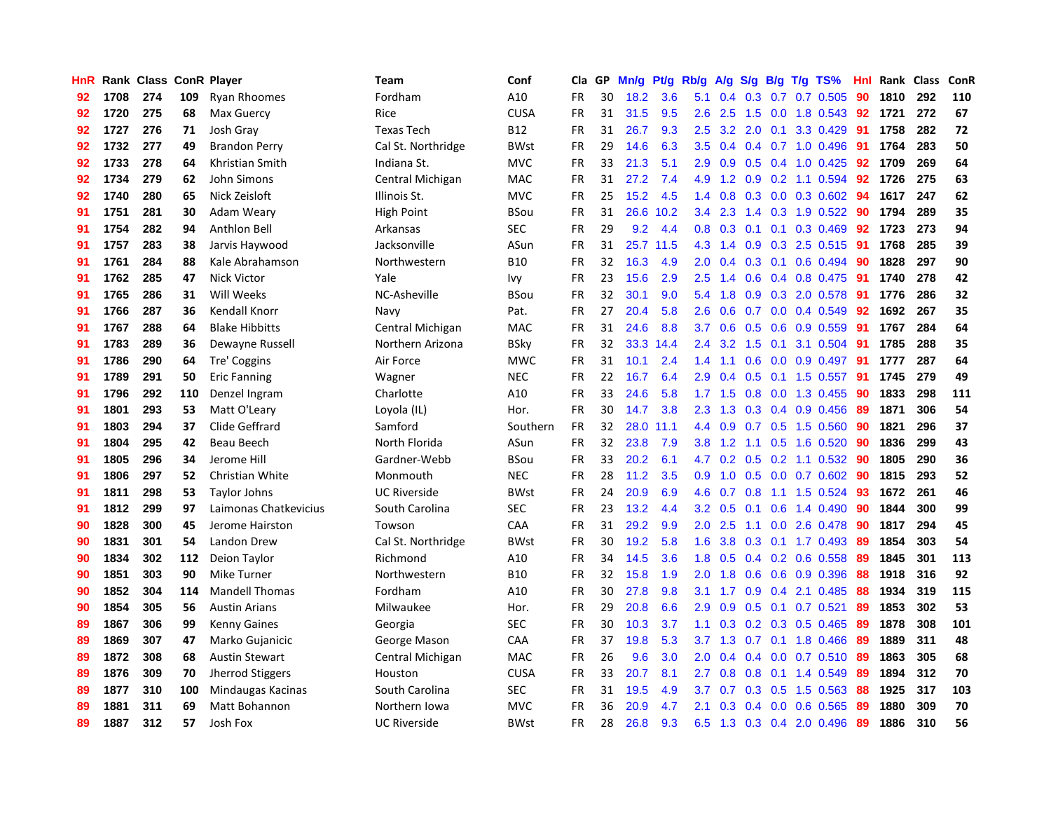| HnR | Rank | Class | ConR | Player | Team | Conf | Cla | GP | Mn/g | Pt/g | Rb/g | A/g | S/g | B/g | T/g | TS% | HnI | Rank | Class | ConR |
|---|---|---|---|---|---|---|---|---|---|---|---|---|---|---|---|---|---|---|---|---|
| 92 | 1708 | 274 | 109 | Ryan Rhoomes | Fordham | A10 | FR | 30 | 18.2 | 3.6 | 5.1 | 0.4 | 0.3 | 0.7 | 0.7 | 0.505 | 90 | 1810 | 292 | 110 |
| 92 | 1720 | 275 | 68 | Max Guercy | Rice | CUSA | FR | 31 | 31.5 | 9.5 | 2.6 | 2.5 | 1.5 | 0.0 | 1.8 | 0.543 | 92 | 1721 | 272 | 67 |
| 92 | 1727 | 276 | 71 | Josh Gray | Texas Tech | B12 | FR | 31 | 26.7 | 9.3 | 2.5 | 3.2 | 2.0 | 0.1 | 3.3 | 0.429 | 91 | 1758 | 282 | 72 |
| 92 | 1732 | 277 | 49 | Brandon Perry | Cal St. Northridge | BWst | FR | 29 | 14.6 | 6.3 | 3.5 | 0.4 | 0.4 | 0.7 | 1.0 | 0.496 | 91 | 1764 | 283 | 50 |
| 92 | 1733 | 278 | 64 | Khristian Smith | Indiana St. | MVC | FR | 33 | 21.3 | 5.1 | 2.9 | 0.9 | 0.5 | 0.4 | 1.0 | 0.425 | 92 | 1709 | 269 | 64 |
| 92 | 1734 | 279 | 62 | John Simons | Central Michigan | MAC | FR | 31 | 27.2 | 7.4 | 4.9 | 1.2 | 0.9 | 0.2 | 1.1 | 0.594 | 92 | 1726 | 275 | 63 |
| 92 | 1740 | 280 | 65 | Nick Zeisloft | Illinois St. | MVC | FR | 25 | 15.2 | 4.5 | 1.4 | 0.8 | 0.3 | 0.0 | 0.3 | 0.602 | 94 | 1617 | 247 | 62 |
| 91 | 1751 | 281 | 30 | Adam Weary | High Point | BSou | FR | 31 | 26.6 | 10.2 | 3.4 | 2.3 | 1.4 | 0.3 | 1.9 | 0.522 | 90 | 1794 | 289 | 35 |
| 91 | 1754 | 282 | 94 | Anthlon Bell | Arkansas | SEC | FR | 29 | 9.2 | 4.4 | 0.8 | 0.3 | 0.1 | 0.1 | 0.3 | 0.469 | 92 | 1723 | 273 | 94 |
| 91 | 1757 | 283 | 38 | Jarvis Haywood | Jacksonville | ASun | FR | 31 | 25.7 | 11.5 | 4.3 | 1.4 | 0.9 | 0.3 | 2.5 | 0.515 | 91 | 1768 | 285 | 39 |
| 91 | 1761 | 284 | 88 | Kale Abrahamson | Northwestern | B10 | FR | 32 | 16.3 | 4.9 | 2.0 | 0.4 | 0.3 | 0.1 | 0.6 | 0.494 | 90 | 1828 | 297 | 90 |
| 91 | 1762 | 285 | 47 | Nick Victor | Yale | Ivy | FR | 23 | 15.6 | 2.9 | 2.5 | 1.4 | 0.6 | 0.4 | 0.8 | 0.475 | 91 | 1740 | 278 | 42 |
| 91 | 1765 | 286 | 31 | Will Weeks | NC-Asheville | BSou | FR | 32 | 30.1 | 9.0 | 5.4 | 1.8 | 0.9 | 0.3 | 2.0 | 0.578 | 91 | 1776 | 286 | 32 |
| 91 | 1766 | 287 | 36 | Kendall Knorr | Navy | Pat. | FR | 27 | 20.4 | 5.8 | 2.6 | 0.6 | 0.7 | 0.0 | 0.4 | 0.549 | 92 | 1692 | 267 | 35 |
| 91 | 1767 | 288 | 64 | Blake Hibbitts | Central Michigan | MAC | FR | 31 | 24.6 | 8.8 | 3.7 | 0.6 | 0.5 | 0.6 | 0.9 | 0.559 | 91 | 1767 | 284 | 64 |
| 91 | 1783 | 289 | 36 | Dewayne Russell | Northern Arizona | BSky | FR | 32 | 33.3 | 14.4 | 2.4 | 3.2 | 1.5 | 0.1 | 3.1 | 0.504 | 91 | 1785 | 288 | 35 |
| 91 | 1786 | 290 | 64 | Tre' Coggins | Air Force | MWC | FR | 31 | 10.1 | 2.4 | 1.4 | 1.1 | 0.6 | 0.0 | 0.9 | 0.497 | 91 | 1777 | 287 | 64 |
| 91 | 1789 | 291 | 50 | Eric Fanning | Wagner | NEC | FR | 22 | 16.7 | 6.4 | 2.9 | 0.4 | 0.5 | 0.1 | 1.5 | 0.557 | 91 | 1745 | 279 | 49 |
| 91 | 1796 | 292 | 110 | Denzel Ingram | Charlotte | A10 | FR | 33 | 24.6 | 5.8 | 1.7 | 1.5 | 0.8 | 0.0 | 1.3 | 0.455 | 90 | 1833 | 298 | 111 |
| 91 | 1801 | 293 | 53 | Matt O'Leary | Loyola (IL) | Hor. | FR | 30 | 14.7 | 3.8 | 2.3 | 1.3 | 0.3 | 0.4 | 0.9 | 0.456 | 89 | 1871 | 306 | 54 |
| 91 | 1803 | 294 | 37 | Clide Geffrard | Samford | Southern | FR | 32 | 28.0 | 11.1 | 4.4 | 0.9 | 0.7 | 0.5 | 1.5 | 0.560 | 90 | 1821 | 296 | 37 |
| 91 | 1804 | 295 | 42 | Beau Beech | North Florida | ASun | FR | 32 | 23.8 | 7.9 | 3.8 | 1.2 | 1.1 | 0.5 | 1.6 | 0.520 | 90 | 1836 | 299 | 43 |
| 91 | 1805 | 296 | 34 | Jerome Hill | Gardner-Webb | BSou | FR | 33 | 20.2 | 6.1 | 4.7 | 0.2 | 0.5 | 0.2 | 1.1 | 0.532 | 90 | 1805 | 290 | 36 |
| 91 | 1806 | 297 | 52 | Christian White | Monmouth | NEC | FR | 28 | 11.2 | 3.5 | 0.9 | 1.0 | 0.5 | 0.0 | 0.7 | 0.602 | 90 | 1815 | 293 | 52 |
| 91 | 1811 | 298 | 53 | Taylor Johns | UC Riverside | BWst | FR | 24 | 20.9 | 6.9 | 4.6 | 0.7 | 0.8 | 1.1 | 1.5 | 0.524 | 93 | 1672 | 261 | 46 |
| 91 | 1812 | 299 | 97 | Laimonas Chatkevicius | South Carolina | SEC | FR | 23 | 13.2 | 4.4 | 3.2 | 0.5 | 0.1 | 0.6 | 1.4 | 0.490 | 90 | 1844 | 300 | 99 |
| 90 | 1828 | 300 | 45 | Jerome Hairston | Towson | CAA | FR | 31 | 29.2 | 9.9 | 2.0 | 2.5 | 1.1 | 0.0 | 2.6 | 0.478 | 90 | 1817 | 294 | 45 |
| 90 | 1831 | 301 | 54 | Landon Drew | Cal St. Northridge | BWst | FR | 30 | 19.2 | 5.8 | 1.6 | 3.8 | 0.3 | 0.1 | 1.7 | 0.493 | 89 | 1854 | 303 | 54 |
| 90 | 1834 | 302 | 112 | Deion Taylor | Richmond | A10 | FR | 34 | 14.5 | 3.6 | 1.8 | 0.5 | 0.4 | 0.2 | 0.6 | 0.558 | 89 | 1845 | 301 | 113 |
| 90 | 1851 | 303 | 90 | Mike Turner | Northwestern | B10 | FR | 32 | 15.8 | 1.9 | 2.0 | 1.8 | 0.6 | 0.6 | 0.9 | 0.396 | 88 | 1918 | 316 | 92 |
| 90 | 1852 | 304 | 114 | Mandell Thomas | Fordham | A10 | FR | 30 | 27.8 | 9.8 | 3.1 | 1.7 | 0.9 | 0.4 | 2.1 | 0.485 | 88 | 1934 | 319 | 115 |
| 90 | 1854 | 305 | 56 | Austin Arians | Milwaukee | Hor. | FR | 29 | 20.8 | 6.6 | 2.9 | 0.9 | 0.5 | 0.1 | 0.7 | 0.521 | 89 | 1853 | 302 | 53 |
| 89 | 1867 | 306 | 99 | Kenny Gaines | Georgia | SEC | FR | 30 | 10.3 | 3.7 | 1.1 | 0.3 | 0.2 | 0.3 | 0.5 | 0.465 | 89 | 1878 | 308 | 101 |
| 89 | 1869 | 307 | 47 | Marko Gujanicic | George Mason | CAA | FR | 37 | 19.8 | 5.3 | 3.7 | 1.3 | 0.7 | 0.1 | 1.8 | 0.466 | 89 | 1889 | 311 | 48 |
| 89 | 1872 | 308 | 68 | Austin Stewart | Central Michigan | MAC | FR | 26 | 9.6 | 3.0 | 2.0 | 0.4 | 0.4 | 0.0 | 0.7 | 0.510 | 89 | 1863 | 305 | 68 |
| 89 | 1876 | 309 | 70 | Jherrod Stiggers | Houston | CUSA | FR | 33 | 20.7 | 8.1 | 2.7 | 0.8 | 0.8 | 0.1 | 1.4 | 0.549 | 89 | 1894 | 312 | 70 |
| 89 | 1877 | 310 | 100 | Mindaugas Kacinas | South Carolina | SEC | FR | 31 | 19.5 | 4.9 | 3.7 | 0.7 | 0.3 | 0.5 | 1.5 | 0.563 | 88 | 1925 | 317 | 103 |
| 89 | 1881 | 311 | 69 | Matt Bohannon | Northern Iowa | MVC | FR | 36 | 20.9 | 4.7 | 2.1 | 0.3 | 0.4 | 0.0 | 0.6 | 0.565 | 89 | 1880 | 309 | 70 |
| 89 | 1887 | 312 | 57 | Josh Fox | UC Riverside | BWst | FR | 28 | 26.8 | 9.3 | 6.5 | 1.3 | 0.3 | 0.4 | 2.0 | 0.496 | 89 | 1886 | 310 | 56 |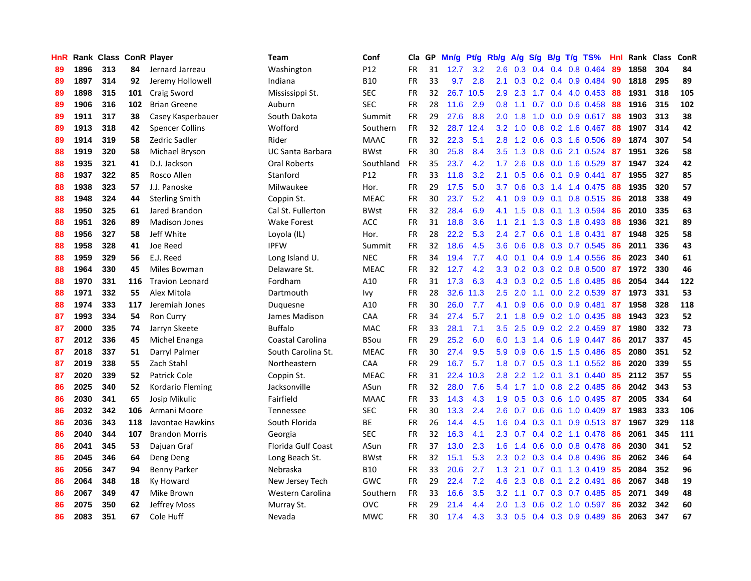| HnR | Rank | Class | ConR | Player | Team | Conf | Cla | GP | Mn/g | Pt/g | Rb/g | A/g | S/g | B/g | T/g | TS% | HnI | Rank | Class | ConR |
|---|---|---|---|---|---|---|---|---|---|---|---|---|---|---|---|---|---|---|---|---|
| 89 | 1896 | 313 | 84 | Jernard Jarreau | Washington | P12 | FR | 31 | 12.7 | 3.2 | 2.6 | 0.3 | 0.4 | 0.4 | 0.8 | 0.464 | 89 | 1858 | 304 | 84 |
| 89 | 1897 | 314 | 92 | Jeremy Hollowell | Indiana | B10 | FR | 33 | 9.7 | 2.8 | 2.1 | 0.3 | 0.2 | 0.4 | 0.9 | 0.484 | 90 | 1818 | 295 | 89 |
| 89 | 1898 | 315 | 101 | Craig Sword | Mississippi St. | SEC | FR | 32 | 26.7 | 10.5 | 2.9 | 2.3 | 1.7 | 0.4 | 4.0 | 0.453 | 88 | 1931 | 318 | 105 |
| 89 | 1906 | 316 | 102 | Brian Greene | Auburn | SEC | FR | 28 | 11.6 | 2.9 | 0.8 | 1.1 | 0.7 | 0.0 | 0.6 | 0.458 | 88 | 1916 | 315 | 102 |
| 89 | 1911 | 317 | 38 | Casey Kasperbauer | South Dakota | Summit | FR | 29 | 27.6 | 8.8 | 2.0 | 1.8 | 1.0 | 0.0 | 0.9 | 0.617 | 88 | 1903 | 313 | 38 |
| 89 | 1913 | 318 | 42 | Spencer Collins | Wofford | Southern | FR | 32 | 28.7 | 12.4 | 3.2 | 1.0 | 0.8 | 0.2 | 1.6 | 0.467 | 88 | 1907 | 314 | 42 |
| 89 | 1914 | 319 | 58 | Zedric Sadler | Rider | MAAC | FR | 32 | 22.3 | 5.1 | 2.8 | 1.2 | 0.6 | 0.3 | 1.6 | 0.506 | 89 | 1874 | 307 | 54 |
| 88 | 1919 | 320 | 58 | Michael Bryson | UC Santa Barbara | BWst | FR | 30 | 25.8 | 8.4 | 3.5 | 1.3 | 0.8 | 0.6 | 2.1 | 0.524 | 87 | 1951 | 326 | 58 |
| 88 | 1935 | 321 | 41 | D.J. Jackson | Oral Roberts | Southland | FR | 35 | 23.7 | 4.2 | 1.7 | 2.6 | 0.8 | 0.0 | 1.6 | 0.529 | 87 | 1947 | 324 | 42 |
| 88 | 1937 | 322 | 85 | Rosco Allen | Stanford | P12 | FR | 33 | 11.8 | 3.2 | 2.1 | 0.5 | 0.6 | 0.1 | 0.9 | 0.441 | 87 | 1955 | 327 | 85 |
| 88 | 1938 | 323 | 57 | J.J. Panoske | Milwaukee | Hor. | FR | 29 | 17.5 | 5.0 | 3.7 | 0.6 | 0.3 | 1.4 | 1.4 | 0.475 | 88 | 1935 | 320 | 57 |
| 88 | 1948 | 324 | 44 | Sterling Smith | Coppin St. | MEAC | FR | 30 | 23.7 | 5.2 | 4.1 | 0.9 | 0.9 | 0.1 | 0.8 | 0.515 | 86 | 2018 | 338 | 49 |
| 88 | 1950 | 325 | 61 | Jared Brandon | Cal St. Fullerton | BWst | FR | 32 | 28.4 | 6.9 | 4.1 | 1.5 | 0.8 | 0.1 | 1.3 | 0.594 | 86 | 2010 | 335 | 63 |
| 88 | 1951 | 326 | 89 | Madison Jones | Wake Forest | ACC | FR | 31 | 18.8 | 3.6 | 1.1 | 2.1 | 1.3 | 0.3 | 1.8 | 0.493 | 88 | 1936 | 321 | 89 |
| 88 | 1956 | 327 | 58 | Jeff White | Loyola (IL) | Hor. | FR | 28 | 22.2 | 5.3 | 2.4 | 2.7 | 0.6 | 0.1 | 1.8 | 0.431 | 87 | 1948 | 325 | 58 |
| 88 | 1958 | 328 | 41 | Joe Reed | IPFW | Summit | FR | 32 | 18.6 | 4.5 | 3.6 | 0.6 | 0.8 | 0.3 | 0.7 | 0.545 | 86 | 2011 | 336 | 43 |
| 88 | 1959 | 329 | 56 | E.J. Reed | Long Island U. | NEC | FR | 34 | 19.4 | 7.7 | 4.0 | 0.1 | 0.4 | 0.9 | 1.4 | 0.556 | 86 | 2023 | 340 | 61 |
| 88 | 1964 | 330 | 45 | Miles Bowman | Delaware St. | MEAC | FR | 32 | 12.7 | 4.2 | 3.3 | 0.2 | 0.3 | 0.2 | 0.8 | 0.500 | 87 | 1972 | 330 | 46 |
| 88 | 1970 | 331 | 116 | Travion Leonard | Fordham | A10 | FR | 31 | 17.3 | 6.3 | 4.3 | 0.3 | 0.2 | 0.5 | 1.6 | 0.485 | 86 | 2054 | 344 | 122 |
| 88 | 1971 | 332 | 55 | Alex Mitola | Dartmouth | Ivy | FR | 28 | 32.6 | 11.3 | 2.5 | 2.0 | 1.1 | 0.0 | 2.2 | 0.539 | 87 | 1973 | 331 | 53 |
| 88 | 1974 | 333 | 117 | Jeremiah Jones | Duquesne | A10 | FR | 30 | 26.0 | 7.7 | 4.1 | 0.9 | 0.6 | 0.0 | 0.9 | 0.481 | 87 | 1958 | 328 | 118 |
| 87 | 1993 | 334 | 54 | Ron Curry | James Madison | CAA | FR | 34 | 27.4 | 5.7 | 2.1 | 1.8 | 0.9 | 0.2 | 1.0 | 0.435 | 88 | 1943 | 323 | 52 |
| 87 | 2000 | 335 | 74 | Jarryn Skeete | Buffalo | MAC | FR | 33 | 28.1 | 7.1 | 3.5 | 2.5 | 0.9 | 0.2 | 2.2 | 0.459 | 87 | 1980 | 332 | 73 |
| 87 | 2012 | 336 | 45 | Michel Enanga | Coastal Carolina | BSou | FR | 29 | 25.2 | 6.0 | 6.0 | 1.3 | 1.4 | 0.6 | 1.9 | 0.447 | 86 | 2017 | 337 | 45 |
| 87 | 2018 | 337 | 51 | Darryl Palmer | South Carolina St. | MEAC | FR | 30 | 27.4 | 9.5 | 5.9 | 0.9 | 0.6 | 1.5 | 1.5 | 0.486 | 85 | 2080 | 351 | 52 |
| 87 | 2019 | 338 | 55 | Zach Stahl | Northeastern | CAA | FR | 29 | 16.7 | 5.7 | 1.8 | 0.7 | 0.5 | 0.3 | 1.1 | 0.552 | 86 | 2020 | 339 | 55 |
| 87 | 2020 | 339 | 52 | Patrick Cole | Coppin St. | MEAC | FR | 31 | 22.4 | 10.3 | 2.8 | 2.2 | 1.2 | 0.1 | 3.1 | 0.440 | 85 | 2112 | 357 | 55 |
| 86 | 2025 | 340 | 52 | Kordario Fleming | Jacksonville | ASun | FR | 32 | 28.0 | 7.6 | 5.4 | 1.7 | 1.0 | 0.8 | 2.2 | 0.485 | 86 | 2042 | 343 | 53 |
| 86 | 2030 | 341 | 65 | Josip Mikulic | Fairfield | MAAC | FR | 33 | 14.3 | 4.3 | 1.9 | 0.5 | 0.3 | 0.6 | 1.0 | 0.495 | 87 | 2005 | 334 | 64 |
| 86 | 2032 | 342 | 106 | Armani Moore | Tennessee | SEC | FR | 30 | 13.3 | 2.4 | 2.6 | 0.7 | 0.6 | 0.6 | 1.0 | 0.409 | 87 | 1983 | 333 | 106 |
| 86 | 2036 | 343 | 118 | Javontae Hawkins | South Florida | BE | FR | 26 | 14.4 | 4.5 | 1.6 | 0.4 | 0.3 | 0.1 | 0.9 | 0.513 | 87 | 1967 | 329 | 118 |
| 86 | 2040 | 344 | 107 | Brandon Morris | Georgia | SEC | FR | 32 | 16.3 | 4.1 | 2.3 | 0.7 | 0.4 | 0.2 | 1.1 | 0.478 | 86 | 2061 | 345 | 111 |
| 86 | 2041 | 345 | 53 | Dajuan Graf | Florida Gulf Coast | ASun | FR | 37 | 13.0 | 2.3 | 1.6 | 1.4 | 0.6 | 0.0 | 0.8 | 0.478 | 86 | 2030 | 341 | 52 |
| 86 | 2045 | 346 | 64 | Deng Deng | Long Beach St. | BWst | FR | 32 | 15.1 | 5.3 | 2.3 | 0.2 | 0.3 | 0.4 | 0.8 | 0.496 | 86 | 2062 | 346 | 64 |
| 86 | 2056 | 347 | 94 | Benny Parker | Nebraska | B10 | FR | 33 | 20.6 | 2.7 | 1.3 | 2.1 | 0.7 | 0.1 | 1.3 | 0.419 | 85 | 2084 | 352 | 96 |
| 86 | 2064 | 348 | 18 | Ky Howard | New Jersey Tech | GWC | FR | 29 | 22.4 | 7.2 | 4.6 | 2.3 | 0.8 | 0.1 | 2.2 | 0.491 | 86 | 2067 | 348 | 19 |
| 86 | 2067 | 349 | 47 | Mike Brown | Western Carolina | Southern | FR | 33 | 16.6 | 3.5 | 3.2 | 1.1 | 0.7 | 0.3 | 0.7 | 0.485 | 85 | 2071 | 349 | 48 |
| 86 | 2075 | 350 | 62 | Jeffrey Moss | Murray St. | OVC | FR | 29 | 21.4 | 4.4 | 2.0 | 1.3 | 0.6 | 0.2 | 1.0 | 0.597 | 86 | 2032 | 342 | 60 |
| 86 | 2083 | 351 | 67 | Cole Huff | Nevada | MWC | FR | 30 | 17.4 | 4.3 | 3.3 | 0.5 | 0.4 | 0.3 | 0.9 | 0.489 | 86 | 2063 | 347 | 67 |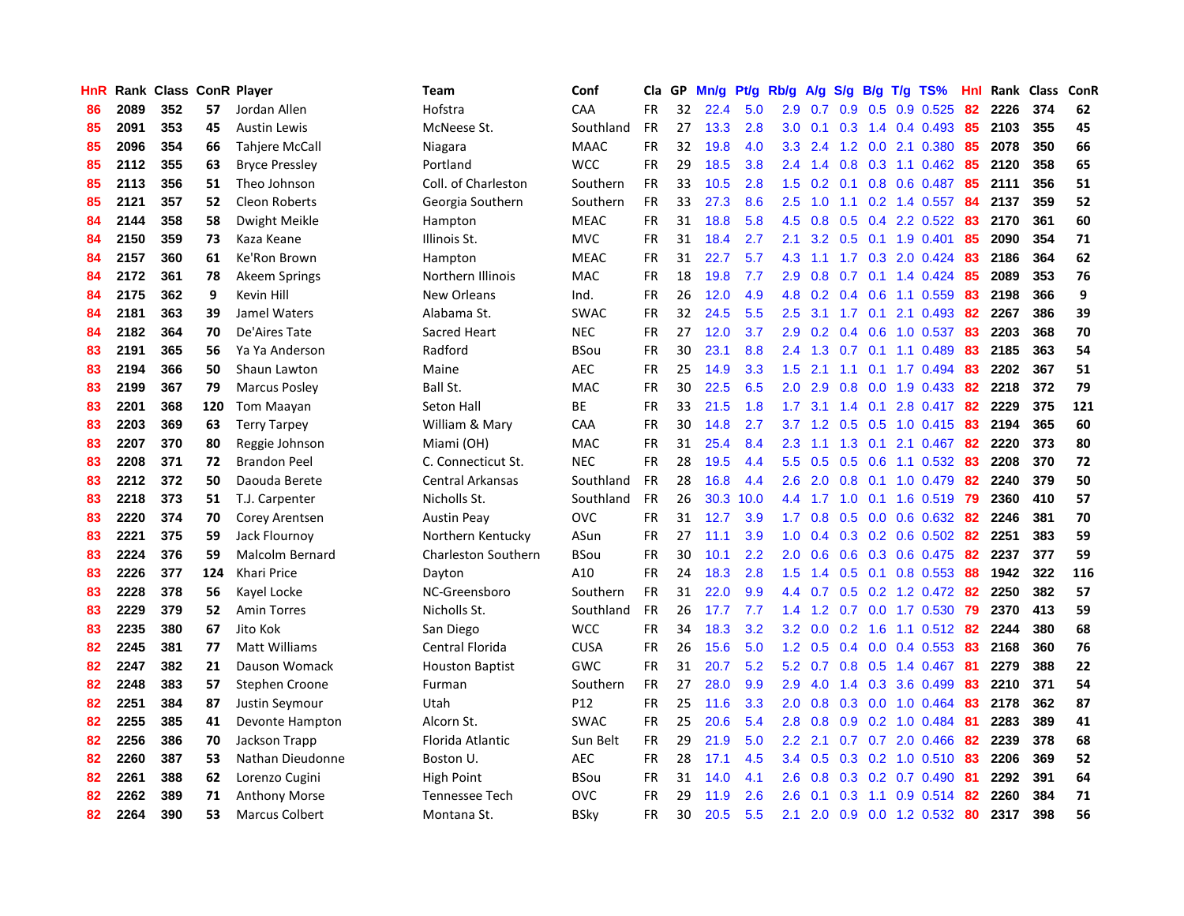| HnR | Rank | Class | ConR | Player | Team | Conf | Cla | GP | Mn/g | Pt/g | Rb/g | A/g | S/g | B/g | T/g | TS% | HnI | Rank | Class | ConR |
|---|---|---|---|---|---|---|---|---|---|---|---|---|---|---|---|---|---|---|---|---|
| 86 | 2089 | 352 | 57 | Jordan Allen | Hofstra | CAA | FR | 32 | 22.4 | 5.0 | 2.9 | 0.7 | 0.9 | 0.5 | 0.9 | 0.525 | 82 | 2226 | 374 | 62 |
| 85 | 2091 | 353 | 45 | Austin Lewis | McNeese St. | Southland | FR | 27 | 13.3 | 2.8 | 3.0 | 0.1 | 0.3 | 1.4 | 0.4 | 0.493 | 85 | 2103 | 355 | 45 |
| 85 | 2096 | 354 | 66 | Tahjere McCall | Niagara | MAAC | FR | 32 | 19.8 | 4.0 | 3.3 | 2.4 | 1.2 | 0.0 | 2.1 | 0.380 | 85 | 2078 | 350 | 66 |
| 85 | 2112 | 355 | 63 | Bryce Pressley | Portland | WCC | FR | 29 | 18.5 | 3.8 | 2.4 | 1.4 | 0.8 | 0.3 | 1.1 | 0.462 | 85 | 2120 | 358 | 65 |
| 85 | 2113 | 356 | 51 | Theo Johnson | Coll. of Charleston | Southern | FR | 33 | 10.5 | 2.8 | 1.5 | 0.2 | 0.1 | 0.8 | 0.6 | 0.487 | 85 | 2111 | 356 | 51 |
| 85 | 2121 | 357 | 52 | Cleon Roberts | Georgia Southern | Southern | FR | 33 | 27.3 | 8.6 | 2.5 | 1.0 | 1.1 | 0.2 | 1.4 | 0.557 | 84 | 2137 | 359 | 52 |
| 84 | 2144 | 358 | 58 | Dwight Meikle | Hampton | MEAC | FR | 31 | 18.8 | 5.8 | 4.5 | 0.8 | 0.5 | 0.4 | 2.2 | 0.522 | 83 | 2170 | 361 | 60 |
| 84 | 2150 | 359 | 73 | Kaza Keane | Illinois St. | MVC | FR | 31 | 18.4 | 2.7 | 2.1 | 3.2 | 0.5 | 0.1 | 1.9 | 0.401 | 85 | 2090 | 354 | 71 |
| 84 | 2157 | 360 | 61 | Ke'Ron Brown | Hampton | MEAC | FR | 31 | 22.7 | 5.7 | 4.3 | 1.1 | 1.7 | 0.3 | 2.0 | 0.424 | 83 | 2186 | 364 | 62 |
| 84 | 2172 | 361 | 78 | Akeem Springs | Northern Illinois | MAC | FR | 18 | 19.8 | 7.7 | 2.9 | 0.8 | 0.7 | 0.1 | 1.4 | 0.424 | 85 | 2089 | 353 | 76 |
| 84 | 2175 | 362 | 9 | Kevin Hill | New Orleans | Ind. | FR | 26 | 12.0 | 4.9 | 4.8 | 0.2 | 0.4 | 0.6 | 1.1 | 0.559 | 83 | 2198 | 366 | 9 |
| 84 | 2181 | 363 | 39 | Jamel Waters | Alabama St. | SWAC | FR | 32 | 24.5 | 5.5 | 2.5 | 3.1 | 1.7 | 0.1 | 2.1 | 0.493 | 82 | 2267 | 386 | 39 |
| 84 | 2182 | 364 | 70 | De'Aires Tate | Sacred Heart | NEC | FR | 27 | 12.0 | 3.7 | 2.9 | 0.2 | 0.4 | 0.6 | 1.0 | 0.537 | 83 | 2203 | 368 | 70 |
| 83 | 2191 | 365 | 56 | Ya Ya Anderson | Radford | BSou | FR | 30 | 23.1 | 8.8 | 2.4 | 1.3 | 0.7 | 0.1 | 1.1 | 0.489 | 83 | 2185 | 363 | 54 |
| 83 | 2194 | 366 | 50 | Shaun Lawton | Maine | AEC | FR | 25 | 14.9 | 3.3 | 1.5 | 2.1 | 1.1 | 0.1 | 1.7 | 0.494 | 83 | 2202 | 367 | 51 |
| 83 | 2199 | 367 | 79 | Marcus Posley | Ball St. | MAC | FR | 30 | 22.5 | 6.5 | 2.0 | 2.9 | 0.8 | 0.0 | 1.9 | 0.433 | 82 | 2218 | 372 | 79 |
| 83 | 2201 | 368 | 120 | Tom Maayan | Seton Hall | BE | FR | 33 | 21.5 | 1.8 | 1.7 | 3.1 | 1.4 | 0.1 | 2.8 | 0.417 | 82 | 2229 | 375 | 121 |
| 83 | 2203 | 369 | 63 | Terry Tarpey | William & Mary | CAA | FR | 30 | 14.8 | 2.7 | 3.7 | 1.2 | 0.5 | 0.5 | 1.0 | 0.415 | 83 | 2194 | 365 | 60 |
| 83 | 2207 | 370 | 80 | Reggie Johnson | Miami (OH) | MAC | FR | 31 | 25.4 | 8.4 | 2.3 | 1.1 | 1.3 | 0.1 | 2.1 | 0.467 | 82 | 2220 | 373 | 80 |
| 83 | 2208 | 371 | 72 | Brandon Peel | C. Connecticut St. | NEC | FR | 28 | 19.5 | 4.4 | 5.5 | 0.5 | 0.5 | 0.6 | 1.1 | 0.532 | 83 | 2208 | 370 | 72 |
| 83 | 2212 | 372 | 50 | Daouda Berete | Central Arkansas | Southland | FR | 28 | 16.8 | 4.4 | 2.6 | 2.0 | 0.8 | 0.1 | 1.0 | 0.479 | 82 | 2240 | 379 | 50 |
| 83 | 2218 | 373 | 51 | T.J. Carpenter | Nicholls St. | Southland | FR | 26 | 30.3 | 10.0 | 4.4 | 1.7 | 1.0 | 0.1 | 1.6 | 0.519 | 79 | 2360 | 410 | 57 |
| 83 | 2220 | 374 | 70 | Corey Arentsen | Austin Peay | OVC | FR | 31 | 12.7 | 3.9 | 1.7 | 0.8 | 0.5 | 0.0 | 0.6 | 0.632 | 82 | 2246 | 381 | 70 |
| 83 | 2221 | 375 | 59 | Jack Flournoy | Northern Kentucky | ASun | FR | 27 | 11.1 | 3.9 | 1.0 | 0.4 | 0.3 | 0.2 | 0.6 | 0.502 | 82 | 2251 | 383 | 59 |
| 83 | 2224 | 376 | 59 | Malcolm Bernard | Charleston Southern | BSou | FR | 30 | 10.1 | 2.2 | 2.0 | 0.6 | 0.6 | 0.3 | 0.6 | 0.475 | 82 | 2237 | 377 | 59 |
| 83 | 2226 | 377 | 124 | Khari Price | Dayton | A10 | FR | 24 | 18.3 | 2.8 | 1.5 | 1.4 | 0.5 | 0.1 | 0.8 | 0.553 | 88 | 1942 | 322 | 116 |
| 83 | 2228 | 378 | 56 | Kayel Locke | NC-Greensboro | Southern | FR | 31 | 22.0 | 9.9 | 4.4 | 0.7 | 0.5 | 0.2 | 1.2 | 0.472 | 82 | 2250 | 382 | 57 |
| 83 | 2229 | 379 | 52 | Amin Torres | Nicholls St. | Southland | FR | 26 | 17.7 | 7.7 | 1.4 | 1.2 | 0.7 | 0.0 | 1.7 | 0.530 | 79 | 2370 | 413 | 59 |
| 83 | 2235 | 380 | 67 | Jito Kok | San Diego | WCC | FR | 34 | 18.3 | 3.2 | 3.2 | 0.0 | 0.2 | 1.6 | 1.1 | 0.512 | 82 | 2244 | 380 | 68 |
| 82 | 2245 | 381 | 77 | Matt Williams | Central Florida | CUSA | FR | 26 | 15.6 | 5.0 | 1.2 | 0.5 | 0.4 | 0.0 | 0.4 | 0.553 | 83 | 2168 | 360 | 76 |
| 82 | 2247 | 382 | 21 | Dauson Womack | Houston Baptist | GWC | FR | 31 | 20.7 | 5.2 | 5.2 | 0.7 | 0.8 | 0.5 | 1.4 | 0.467 | 81 | 2279 | 388 | 22 |
| 82 | 2248 | 383 | 57 | Stephen Croone | Furman | Southern | FR | 27 | 28.0 | 9.9 | 2.9 | 4.0 | 1.4 | 0.3 | 3.6 | 0.499 | 83 | 2210 | 371 | 54 |
| 82 | 2251 | 384 | 87 | Justin Seymour | Utah | P12 | FR | 25 | 11.6 | 3.3 | 2.0 | 0.8 | 0.3 | 0.0 | 1.0 | 0.464 | 83 | 2178 | 362 | 87 |
| 82 | 2255 | 385 | 41 | Devonte Hampton | Alcorn St. | SWAC | FR | 25 | 20.6 | 5.4 | 2.8 | 0.8 | 0.9 | 0.2 | 1.0 | 0.484 | 81 | 2283 | 389 | 41 |
| 82 | 2256 | 386 | 70 | Jackson Trapp | Florida Atlantic | Sun Belt | FR | 29 | 21.9 | 5.0 | 2.2 | 2.1 | 0.7 | 0.7 | 2.0 | 0.466 | 82 | 2239 | 378 | 68 |
| 82 | 2260 | 387 | 53 | Nathan Dieudonne | Boston U. | AEC | FR | 28 | 17.1 | 4.5 | 3.4 | 0.5 | 0.3 | 0.2 | 1.0 | 0.510 | 83 | 2206 | 369 | 52 |
| 82 | 2261 | 388 | 62 | Lorenzo Cugini | High Point | BSou | FR | 31 | 14.0 | 4.1 | 2.6 | 0.8 | 0.3 | 0.2 | 0.7 | 0.490 | 81 | 2292 | 391 | 64 |
| 82 | 2262 | 389 | 71 | Anthony Morse | Tennessee Tech | OVC | FR | 29 | 11.9 | 2.6 | 2.6 | 0.1 | 0.3 | 1.1 | 0.9 | 0.514 | 82 | 2260 | 384 | 71 |
| 82 | 2264 | 390 | 53 | Marcus Colbert | Montana St. | BSky | FR | 30 | 20.5 | 5.5 | 2.1 | 2.0 | 0.9 | 0.0 | 1.2 | 0.532 | 80 | 2317 | 398 | 56 |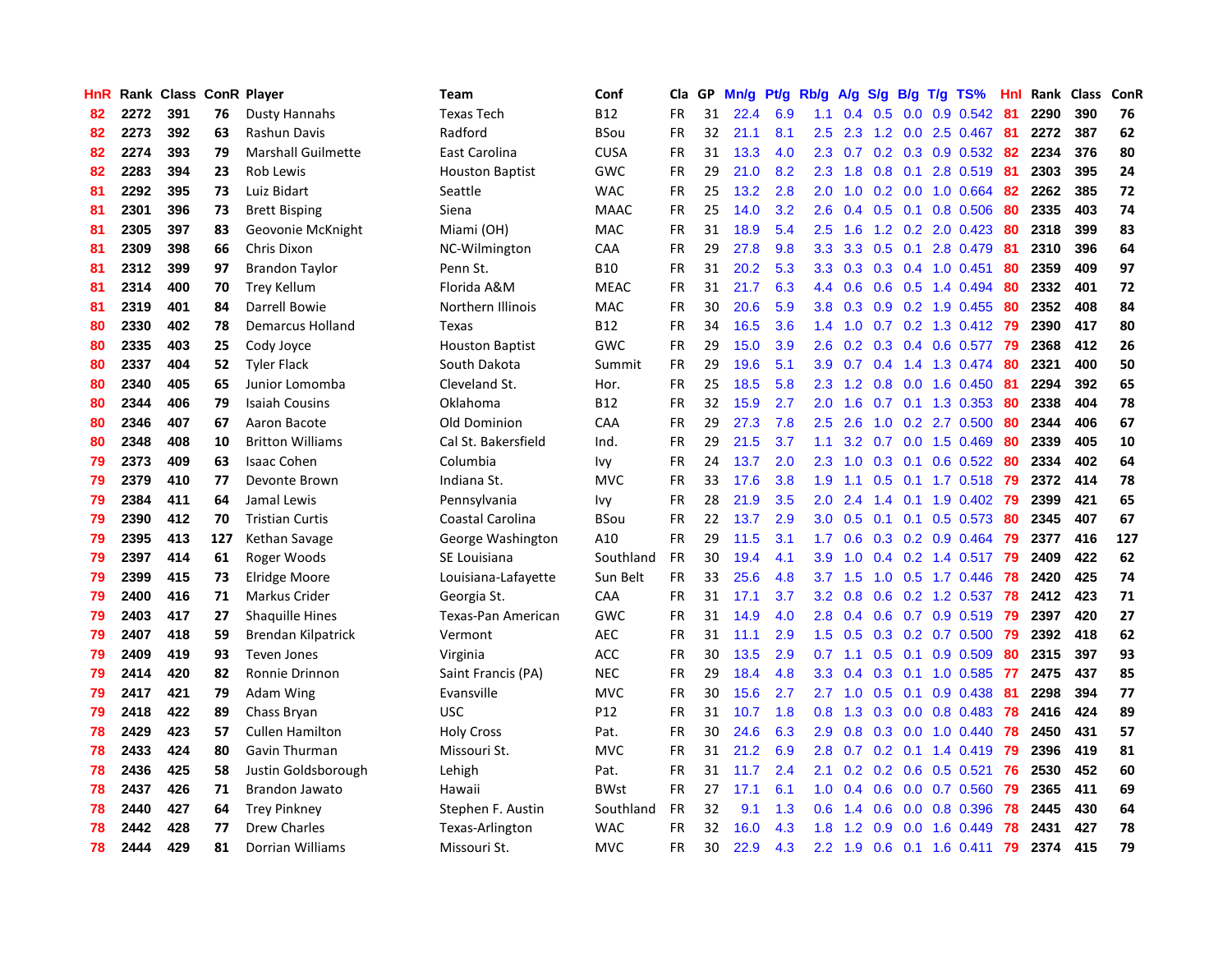| HnR | Rank | Class | ConR | Player | Team | Conf | Cla | GP | Mn/g | Pt/g | Rb/g | A/g | S/g | B/g | T/g | TS% | HnI | Rank | Class | ConR |
|---|---|---|---|---|---|---|---|---|---|---|---|---|---|---|---|---|---|---|---|---|
| 82 | 2272 | 391 | 76 | Dusty Hannahs | Texas Tech | B12 | FR | 31 | 22.4 | 6.9 | 1.1 | 0.4 | 0.5 | 0.0 | 0.9 | 0.542 | 81 | 2290 | 390 | 76 |
| 82 | 2273 | 392 | 63 | Rashun Davis | Radford | BSou | FR | 32 | 21.1 | 8.1 | 2.5 | 2.3 | 1.2 | 0.0 | 2.5 | 0.467 | 81 | 2272 | 387 | 62 |
| 82 | 2274 | 393 | 79 | Marshall Guilmette | East Carolina | CUSA | FR | 31 | 13.3 | 4.0 | 2.3 | 0.7 | 0.2 | 0.3 | 0.9 | 0.532 | 82 | 2234 | 376 | 80 |
| 82 | 2283 | 394 | 23 | Rob Lewis | Houston Baptist | GWC | FR | 29 | 21.0 | 8.2 | 2.3 | 1.8 | 0.8 | 0.1 | 2.8 | 0.519 | 81 | 2303 | 395 | 24 |
| 81 | 2292 | 395 | 73 | Luiz Bidart | Seattle | WAC | FR | 25 | 13.2 | 2.8 | 2.0 | 1.0 | 0.2 | 0.0 | 1.0 | 0.664 | 82 | 2262 | 385 | 72 |
| 81 | 2301 | 396 | 73 | Brett Bisping | Siena | MAAC | FR | 25 | 14.0 | 3.2 | 2.6 | 0.4 | 0.5 | 0.1 | 0.8 | 0.506 | 80 | 2335 | 403 | 74 |
| 81 | 2305 | 397 | 83 | Geovonie McKnight | Miami (OH) | MAC | FR | 31 | 18.9 | 5.4 | 2.5 | 1.6 | 1.2 | 0.2 | 2.0 | 0.423 | 80 | 2318 | 399 | 83 |
| 81 | 2309 | 398 | 66 | Chris Dixon | NC-Wilmington | CAA | FR | 29 | 27.8 | 9.8 | 3.3 | 3.3 | 0.5 | 0.1 | 2.8 | 0.479 | 81 | 2310 | 396 | 64 |
| 81 | 2312 | 399 | 97 | Brandon Taylor | Penn St. | B10 | FR | 31 | 20.2 | 5.3 | 3.3 | 0.3 | 0.3 | 0.4 | 1.0 | 0.451 | 80 | 2359 | 409 | 97 |
| 81 | 2314 | 400 | 70 | Trey Kellum | Florida A&M | MEAC | FR | 31 | 21.7 | 6.3 | 4.4 | 0.6 | 0.6 | 0.5 | 1.4 | 0.494 | 80 | 2332 | 401 | 72 |
| 81 | 2319 | 401 | 84 | Darrell Bowie | Northern Illinois | MAC | FR | 30 | 20.6 | 5.9 | 3.8 | 0.3 | 0.9 | 0.2 | 1.9 | 0.455 | 80 | 2352 | 408 | 84 |
| 80 | 2330 | 402 | 78 | Demarcus Holland | Texas | B12 | FR | 34 | 16.5 | 3.6 | 1.4 | 1.0 | 0.7 | 0.2 | 1.3 | 0.412 | 79 | 2390 | 417 | 80 |
| 80 | 2335 | 403 | 25 | Cody Joyce | Houston Baptist | GWC | FR | 29 | 15.0 | 3.9 | 2.6 | 0.2 | 0.3 | 0.4 | 0.6 | 0.577 | 79 | 2368 | 412 | 26 |
| 80 | 2337 | 404 | 52 | Tyler Flack | South Dakota | Summit | FR | 29 | 19.6 | 5.1 | 3.9 | 0.7 | 0.4 | 1.4 | 1.3 | 0.474 | 80 | 2321 | 400 | 50 |
| 80 | 2340 | 405 | 65 | Junior Lomomba | Cleveland St. | Hor. | FR | 25 | 18.5 | 5.8 | 2.3 | 1.2 | 0.8 | 0.0 | 1.6 | 0.450 | 81 | 2294 | 392 | 65 |
| 80 | 2344 | 406 | 79 | Isaiah Cousins | Oklahoma | B12 | FR | 32 | 15.9 | 2.7 | 2.0 | 1.6 | 0.7 | 0.1 | 1.3 | 0.353 | 80 | 2338 | 404 | 78 |
| 80 | 2346 | 407 | 67 | Aaron Bacote | Old Dominion | CAA | FR | 29 | 27.3 | 7.8 | 2.5 | 2.6 | 1.0 | 0.2 | 2.7 | 0.500 | 80 | 2344 | 406 | 67 |
| 80 | 2348 | 408 | 10 | Britton Williams | Cal St. Bakersfield | Ind. | FR | 29 | 21.5 | 3.7 | 1.1 | 3.2 | 0.7 | 0.0 | 1.5 | 0.469 | 80 | 2339 | 405 | 10 |
| 79 | 2373 | 409 | 63 | Isaac Cohen | Columbia | Ivy | FR | 24 | 13.7 | 2.0 | 2.3 | 1.0 | 0.3 | 0.1 | 0.6 | 0.522 | 80 | 2334 | 402 | 64 |
| 79 | 2379 | 410 | 77 | Devonte Brown | Indiana St. | MVC | FR | 33 | 17.6 | 3.8 | 1.9 | 1.1 | 0.5 | 0.1 | 1.7 | 0.518 | 79 | 2372 | 414 | 78 |
| 79 | 2384 | 411 | 64 | Jamal Lewis | Pennsylvania | Ivy | FR | 28 | 21.9 | 3.5 | 2.0 | 2.4 | 1.4 | 0.1 | 1.9 | 0.402 | 79 | 2399 | 421 | 65 |
| 79 | 2390 | 412 | 70 | Tristian Curtis | Coastal Carolina | BSou | FR | 22 | 13.7 | 2.9 | 3.0 | 0.5 | 0.1 | 0.1 | 0.5 | 0.573 | 80 | 2345 | 407 | 67 |
| 79 | 2395 | 413 | 127 | Kethan Savage | George Washington | A10 | FR | 29 | 11.5 | 3.1 | 1.7 | 0.6 | 0.3 | 0.2 | 0.9 | 0.464 | 79 | 2377 | 416 | 127 |
| 79 | 2397 | 414 | 61 | Roger Woods | SE Louisiana | Southland | FR | 30 | 19.4 | 4.1 | 3.9 | 1.0 | 0.4 | 0.2 | 1.4 | 0.517 | 79 | 2409 | 422 | 62 |
| 79 | 2399 | 415 | 73 | Elridge Moore | Louisiana-Lafayette | Sun Belt | FR | 33 | 25.6 | 4.8 | 3.7 | 1.5 | 1.0 | 0.5 | 1.7 | 0.446 | 78 | 2420 | 425 | 74 |
| 79 | 2400 | 416 | 71 | Markus Crider | Georgia St. | CAA | FR | 31 | 17.1 | 3.7 | 3.2 | 0.8 | 0.6 | 0.2 | 1.2 | 0.537 | 78 | 2412 | 423 | 71 |
| 79 | 2403 | 417 | 27 | Shaquille Hines | Texas-Pan American | GWC | FR | 31 | 14.9 | 4.0 | 2.8 | 0.4 | 0.6 | 0.7 | 0.9 | 0.519 | 79 | 2397 | 420 | 27 |
| 79 | 2407 | 418 | 59 | Brendan Kilpatrick | Vermont | AEC | FR | 31 | 11.1 | 2.9 | 1.5 | 0.5 | 0.3 | 0.2 | 0.7 | 0.500 | 79 | 2392 | 418 | 62 |
| 79 | 2409 | 419 | 93 | Teven Jones | Virginia | ACC | FR | 30 | 13.5 | 2.9 | 0.7 | 1.1 | 0.5 | 0.1 | 0.9 | 0.509 | 80 | 2315 | 397 | 93 |
| 79 | 2414 | 420 | 82 | Ronnie Drinnon | Saint Francis (PA) | NEC | FR | 29 | 18.4 | 4.8 | 3.3 | 0.4 | 0.3 | 0.1 | 1.0 | 0.585 | 77 | 2475 | 437 | 85 |
| 79 | 2417 | 421 | 79 | Adam Wing | Evansville | MVC | FR | 30 | 15.6 | 2.7 | 2.7 | 1.0 | 0.5 | 0.1 | 0.9 | 0.438 | 81 | 2298 | 394 | 77 |
| 79 | 2418 | 422 | 89 | Chass Bryan | USC | P12 | FR | 31 | 10.7 | 1.8 | 0.8 | 1.3 | 0.3 | 0.0 | 0.8 | 0.483 | 78 | 2416 | 424 | 89 |
| 78 | 2429 | 423 | 57 | Cullen Hamilton | Holy Cross | Pat. | FR | 30 | 24.6 | 6.3 | 2.9 | 0.8 | 0.3 | 0.0 | 1.0 | 0.440 | 78 | 2450 | 431 | 57 |
| 78 | 2433 | 424 | 80 | Gavin Thurman | Missouri St. | MVC | FR | 31 | 21.2 | 6.9 | 2.8 | 0.7 | 0.2 | 0.1 | 1.4 | 0.419 | 79 | 2396 | 419 | 81 |
| 78 | 2436 | 425 | 58 | Justin Goldsborough | Lehigh | Pat. | FR | 31 | 11.7 | 2.4 | 2.1 | 0.2 | 0.2 | 0.6 | 0.5 | 0.521 | 76 | 2530 | 452 | 60 |
| 78 | 2437 | 426 | 71 | Brandon Jawato | Hawaii | BWst | FR | 27 | 17.1 | 6.1 | 1.0 | 0.4 | 0.6 | 0.0 | 0.7 | 0.560 | 79 | 2365 | 411 | 69 |
| 78 | 2440 | 427 | 64 | Trey Pinkney | Stephen F. Austin | Southland | FR | 32 | 9.1 | 1.3 | 0.6 | 1.4 | 0.6 | 0.0 | 0.8 | 0.396 | 78 | 2445 | 430 | 64 |
| 78 | 2442 | 428 | 77 | Drew Charles | Texas-Arlington | WAC | FR | 32 | 16.0 | 4.3 | 1.8 | 1.2 | 0.9 | 0.0 | 1.6 | 0.449 | 78 | 2431 | 427 | 78 |
| 78 | 2444 | 429 | 81 | Dorrian Williams | Missouri St. | MVC | FR | 30 | 22.9 | 4.3 | 2.2 | 1.9 | 0.6 | 0.1 | 1.6 | 0.411 | 79 | 2374 | 415 | 79 |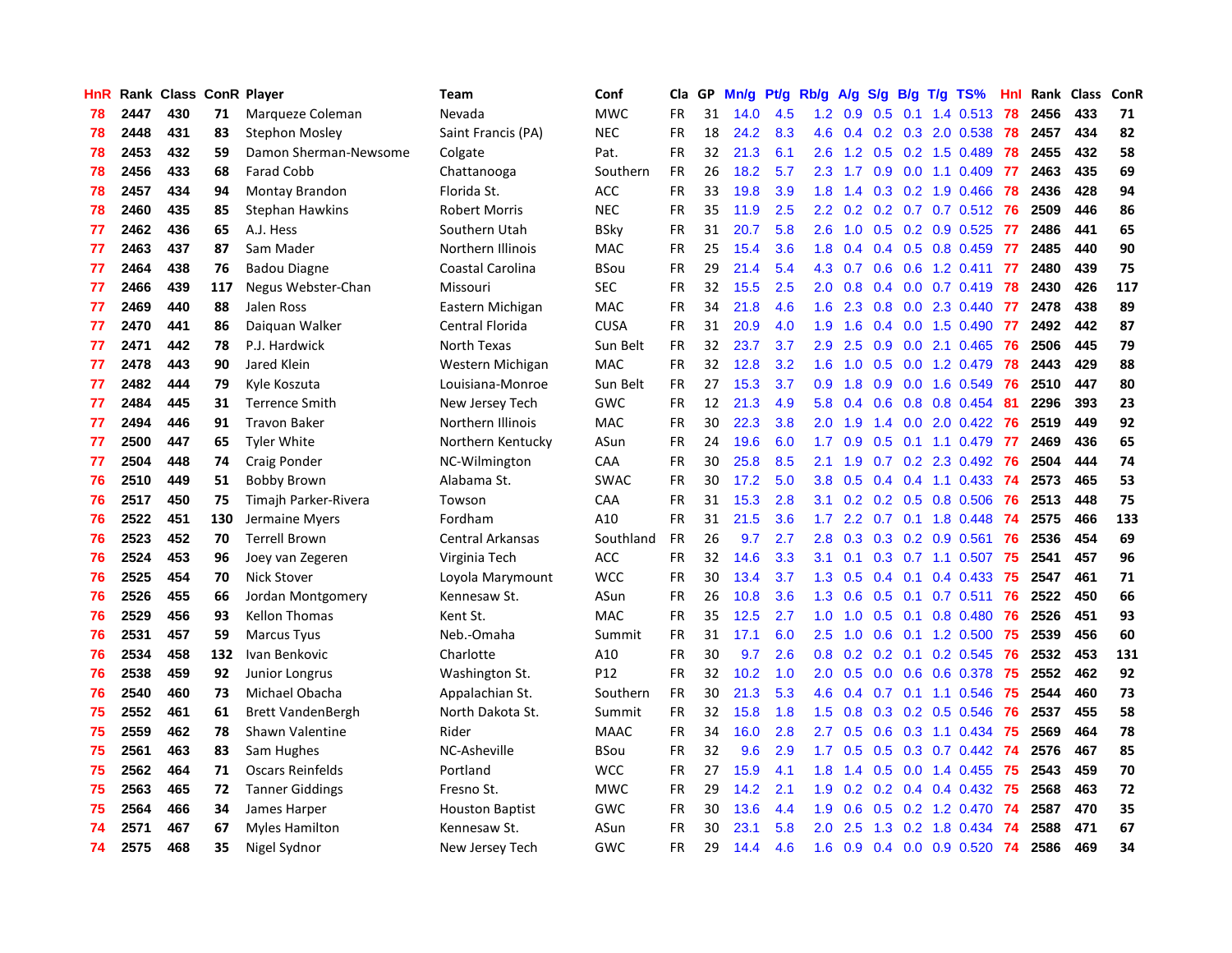| HnR | Rank | Class | ConR | Player | Team | Conf | Cla | GP | Mn/g | Pt/g | Rb/g | A/g | S/g | B/g | T/g | TS% | HnI | Rank | Class | ConR |
|---|---|---|---|---|---|---|---|---|---|---|---|---|---|---|---|---|---|---|---|---|
| 78 | 2447 | 430 | 71 | Marqueze Coleman | Nevada | MWC | FR | 31 | 14.0 | 4.5 | 1.2 | 0.9 | 0.5 | 0.1 | 1.4 | 0.513 | 78 | 2456 | 433 | 71 |
| 78 | 2448 | 431 | 83 | Stephon Mosley | Saint Francis (PA) | NEC | FR | 18 | 24.2 | 8.3 | 4.6 | 0.4 | 0.2 | 0.3 | 2.0 | 0.538 | 78 | 2457 | 434 | 82 |
| 78 | 2453 | 432 | 59 | Damon Sherman-Newsome | Colgate | Pat. | FR | 32 | 21.3 | 6.1 | 2.6 | 1.2 | 0.5 | 0.2 | 1.5 | 0.489 | 78 | 2455 | 432 | 58 |
| 78 | 2456 | 433 | 68 | Farad Cobb | Chattanooga | Southern | FR | 26 | 18.2 | 5.7 | 2.3 | 1.7 | 0.9 | 0.0 | 1.1 | 0.409 | 77 | 2463 | 435 | 69 |
| 78 | 2457 | 434 | 94 | Montay Brandon | Florida St. | ACC | FR | 33 | 19.8 | 3.9 | 1.8 | 1.4 | 0.3 | 0.2 | 1.9 | 0.466 | 78 | 2436 | 428 | 94 |
| 78 | 2460 | 435 | 85 | Stephan Hawkins | Robert Morris | NEC | FR | 35 | 11.9 | 2.5 | 2.2 | 0.2 | 0.2 | 0.7 | 0.7 | 0.512 | 76 | 2509 | 446 | 86 |
| 77 | 2462 | 436 | 65 | A.J. Hess | Southern Utah | BSky | FR | 31 | 20.7 | 5.8 | 2.6 | 1.0 | 0.5 | 0.2 | 0.9 | 0.525 | 77 | 2486 | 441 | 65 |
| 77 | 2463 | 437 | 87 | Sam Mader | Northern Illinois | MAC | FR | 25 | 15.4 | 3.6 | 1.8 | 0.4 | 0.4 | 0.5 | 0.8 | 0.459 | 77 | 2485 | 440 | 90 |
| 77 | 2464 | 438 | 76 | Badou Diagne | Coastal Carolina | BSou | FR | 29 | 21.4 | 5.4 | 4.3 | 0.7 | 0.6 | 0.6 | 1.2 | 0.411 | 77 | 2480 | 439 | 75 |
| 77 | 2466 | 439 | 117 | Negus Webster-Chan | Missouri | SEC | FR | 32 | 15.5 | 2.5 | 2.0 | 0.8 | 0.4 | 0.0 | 0.7 | 0.419 | 78 | 2430 | 426 | 117 |
| 77 | 2469 | 440 | 88 | Jalen Ross | Eastern Michigan | MAC | FR | 34 | 21.8 | 4.6 | 1.6 | 2.3 | 0.8 | 0.0 | 2.3 | 0.440 | 77 | 2478 | 438 | 89 |
| 77 | 2470 | 441 | 86 | Daiquan Walker | Central Florida | CUSA | FR | 31 | 20.9 | 4.0 | 1.9 | 1.6 | 0.4 | 0.0 | 1.5 | 0.490 | 77 | 2492 | 442 | 87 |
| 77 | 2471 | 442 | 78 | P.J. Hardwick | North Texas | Sun Belt | FR | 32 | 23.7 | 3.7 | 2.9 | 2.5 | 0.9 | 0.0 | 2.1 | 0.465 | 76 | 2506 | 445 | 79 |
| 77 | 2478 | 443 | 90 | Jared Klein | Western Michigan | MAC | FR | 32 | 12.8 | 3.2 | 1.6 | 1.0 | 0.5 | 0.0 | 1.2 | 0.479 | 78 | 2443 | 429 | 88 |
| 77 | 2482 | 444 | 79 | Kyle Koszuta | Louisiana-Monroe | Sun Belt | FR | 27 | 15.3 | 3.7 | 0.9 | 1.8 | 0.9 | 0.0 | 1.6 | 0.549 | 76 | 2510 | 447 | 80 |
| 77 | 2484 | 445 | 31 | Terrence Smith | New Jersey Tech | GWC | FR | 12 | 21.3 | 4.9 | 5.8 | 0.4 | 0.6 | 0.8 | 0.8 | 0.454 | 81 | 2296 | 393 | 23 |
| 77 | 2494 | 446 | 91 | Travon Baker | Northern Illinois | MAC | FR | 30 | 22.3 | 3.8 | 2.0 | 1.9 | 1.4 | 0.0 | 2.0 | 0.422 | 76 | 2519 | 449 | 92 |
| 77 | 2500 | 447 | 65 | Tyler White | Northern Kentucky | ASun | FR | 24 | 19.6 | 6.0 | 1.7 | 0.9 | 0.5 | 0.1 | 1.1 | 0.479 | 77 | 2469 | 436 | 65 |
| 77 | 2504 | 448 | 74 | Craig Ponder | NC-Wilmington | CAA | FR | 30 | 25.8 | 8.5 | 2.1 | 1.9 | 0.7 | 0.2 | 2.3 | 0.492 | 76 | 2504 | 444 | 74 |
| 76 | 2510 | 449 | 51 | Bobby Brown | Alabama St. | SWAC | FR | 30 | 17.2 | 5.0 | 3.8 | 0.5 | 0.4 | 0.4 | 1.1 | 0.433 | 74 | 2573 | 465 | 53 |
| 76 | 2517 | 450 | 75 | Timajh Parker-Rivera | Towson | CAA | FR | 31 | 15.3 | 2.8 | 3.1 | 0.2 | 0.2 | 0.5 | 0.8 | 0.506 | 76 | 2513 | 448 | 75 |
| 76 | 2522 | 451 | 130 | Jermaine Myers | Fordham | A10 | FR | 31 | 21.5 | 3.6 | 1.7 | 2.2 | 0.7 | 0.1 | 1.8 | 0.448 | 74 | 2575 | 466 | 133 |
| 76 | 2523 | 452 | 70 | Terrell Brown | Central Arkansas | Southland | FR | 26 | 9.7 | 2.7 | 2.8 | 0.3 | 0.3 | 0.2 | 0.9 | 0.561 | 76 | 2536 | 454 | 69 |
| 76 | 2524 | 453 | 96 | Joey van Zegeren | Virginia Tech | ACC | FR | 32 | 14.6 | 3.3 | 3.1 | 0.1 | 0.3 | 0.7 | 1.1 | 0.507 | 75 | 2541 | 457 | 96 |
| 76 | 2525 | 454 | 70 | Nick Stover | Loyola Marymount | WCC | FR | 30 | 13.4 | 3.7 | 1.3 | 0.5 | 0.4 | 0.1 | 0.4 | 0.433 | 75 | 2547 | 461 | 71 |
| 76 | 2526 | 455 | 66 | Jordan Montgomery | Kennesaw St. | ASun | FR | 26 | 10.8 | 3.6 | 1.3 | 0.6 | 0.5 | 0.1 | 0.7 | 0.511 | 76 | 2522 | 450 | 66 |
| 76 | 2529 | 456 | 93 | Kellon Thomas | Kent St. | MAC | FR | 35 | 12.5 | 2.7 | 1.0 | 1.0 | 0.5 | 0.1 | 0.8 | 0.480 | 76 | 2526 | 451 | 93 |
| 76 | 2531 | 457 | 59 | Marcus Tyus | Neb.-Omaha | Summit | FR | 31 | 17.1 | 6.0 | 2.5 | 1.0 | 0.6 | 0.1 | 1.2 | 0.500 | 75 | 2539 | 456 | 60 |
| 76 | 2534 | 458 | 132 | Ivan Benkovic | Charlotte | A10 | FR | 30 | 9.7 | 2.6 | 0.8 | 0.2 | 0.2 | 0.1 | 0.2 | 0.545 | 76 | 2532 | 453 | 131 |
| 76 | 2538 | 459 | 92 | Junior Longrus | Washington St. | P12 | FR | 32 | 10.2 | 1.0 | 2.0 | 0.5 | 0.0 | 0.6 | 0.6 | 0.378 | 75 | 2552 | 462 | 92 |
| 76 | 2540 | 460 | 73 | Michael Obacha | Appalachian St. | Southern | FR | 30 | 21.3 | 5.3 | 4.6 | 0.4 | 0.7 | 0.1 | 1.1 | 0.546 | 75 | 2544 | 460 | 73 |
| 75 | 2552 | 461 | 61 | Brett VandenBergh | North Dakota St. | Summit | FR | 32 | 15.8 | 1.8 | 1.5 | 0.8 | 0.3 | 0.2 | 0.5 | 0.546 | 76 | 2537 | 455 | 58 |
| 75 | 2559 | 462 | 78 | Shawn Valentine | Rider | MAAC | FR | 34 | 16.0 | 2.8 | 2.7 | 0.5 | 0.6 | 0.3 | 1.1 | 0.434 | 75 | 2569 | 464 | 78 |
| 75 | 2561 | 463 | 83 | Sam Hughes | NC-Asheville | BSou | FR | 32 | 9.6 | 2.9 | 1.7 | 0.5 | 0.5 | 0.3 | 0.7 | 0.442 | 74 | 2576 | 467 | 85 |
| 75 | 2562 | 464 | 71 | Oscars Reinfelds | Portland | WCC | FR | 27 | 15.9 | 4.1 | 1.8 | 1.4 | 0.5 | 0.0 | 1.4 | 0.455 | 75 | 2543 | 459 | 70 |
| 75 | 2563 | 465 | 72 | Tanner Giddings | Fresno St. | MWC | FR | 29 | 14.2 | 2.1 | 1.9 | 0.2 | 0.2 | 0.4 | 0.4 | 0.432 | 75 | 2568 | 463 | 72 |
| 75 | 2564 | 466 | 34 | James Harper | Houston Baptist | GWC | FR | 30 | 13.6 | 4.4 | 1.9 | 0.6 | 0.5 | 0.2 | 1.2 | 0.470 | 74 | 2587 | 470 | 35 |
| 74 | 2571 | 467 | 67 | Myles Hamilton | Kennesaw St. | ASun | FR | 30 | 23.1 | 5.8 | 2.0 | 2.5 | 1.3 | 0.2 | 1.8 | 0.434 | 74 | 2588 | 471 | 67 |
| 74 | 2575 | 468 | 35 | Nigel Sydnor | New Jersey Tech | GWC | FR | 29 | 14.4 | 4.6 | 1.6 | 0.9 | 0.4 | 0.0 | 0.9 | 0.520 | 74 | 2586 | 469 | 34 |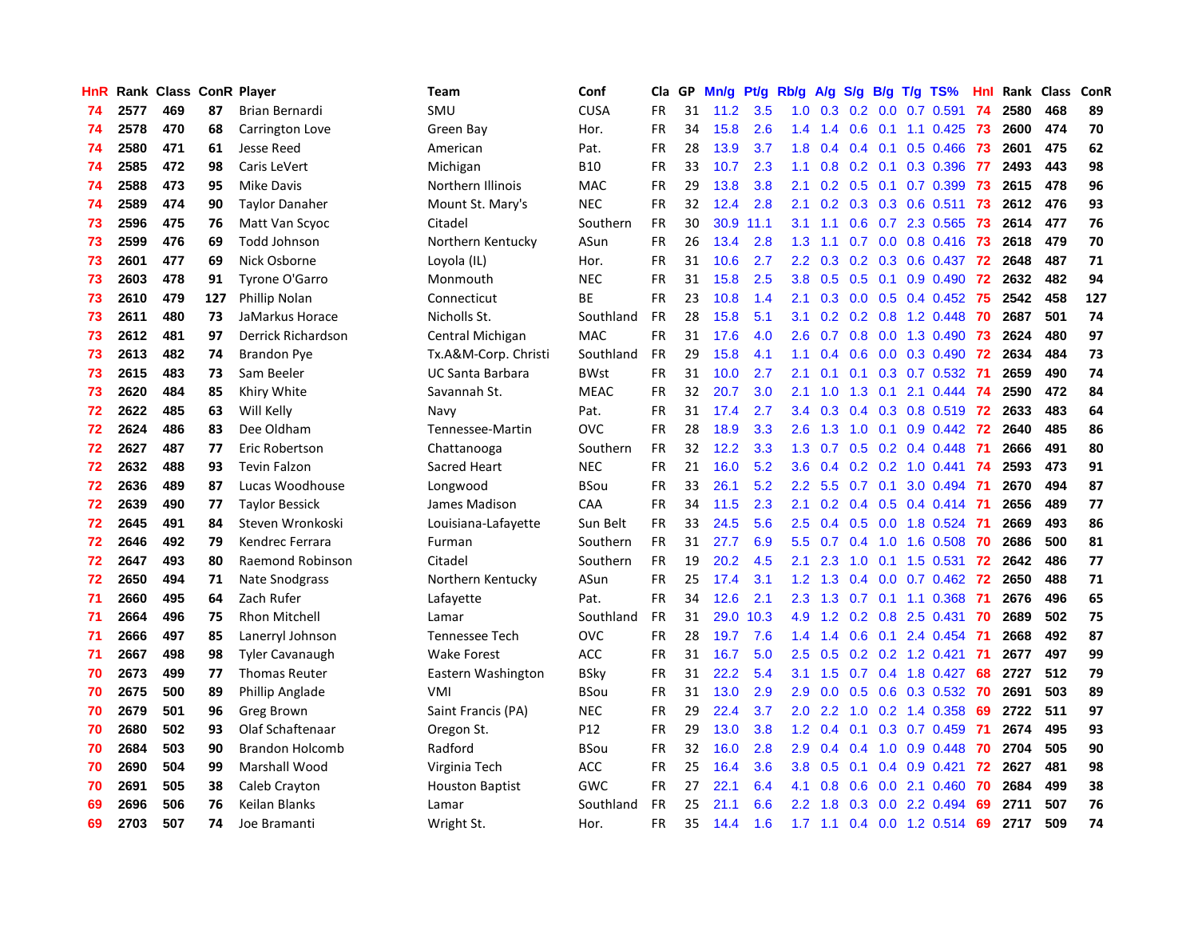| HnR | Rank | Class | ConR | Player | Team | Conf | Cla | GP | Mn/g | Pt/g | Rb/g | A/g | S/g | B/g | T/g | TS% | HnI | Rank | Class | ConR |
|---|---|---|---|---|---|---|---|---|---|---|---|---|---|---|---|---|---|---|---|---|
| 74 | 2577 | 469 | 87 | Brian Bernardi | SMU | CUSA | FR | 31 | 11.2 | 3.5 | 1.0 | 0.3 | 0.2 | 0.0 | 0.7 | 0.591 | 74 | 2580 | 468 | 89 |
| 74 | 2578 | 470 | 68 | Carrington Love | Green Bay | Hor. | FR | 34 | 15.8 | 2.6 | 1.4 | 1.4 | 0.6 | 0.1 | 1.1 | 0.425 | 73 | 2600 | 474 | 70 |
| 74 | 2580 | 471 | 61 | Jesse Reed | American | Pat. | FR | 28 | 13.9 | 3.7 | 1.8 | 0.4 | 0.4 | 0.1 | 0.5 | 0.466 | 73 | 2601 | 475 | 62 |
| 74 | 2585 | 472 | 98 | Caris LeVert | Michigan | B10 | FR | 33 | 10.7 | 2.3 | 1.1 | 0.8 | 0.2 | 0.1 | 0.3 | 0.396 | 77 | 2493 | 443 | 98 |
| 74 | 2588 | 473 | 95 | Mike Davis | Northern Illinois | MAC | FR | 29 | 13.8 | 3.8 | 2.1 | 0.2 | 0.5 | 0.1 | 0.7 | 0.399 | 73 | 2615 | 478 | 96 |
| 74 | 2589 | 474 | 90 | Taylor Danaher | Mount St. Mary's | NEC | FR | 32 | 12.4 | 2.8 | 2.1 | 0.2 | 0.3 | 0.3 | 0.6 | 0.511 | 73 | 2612 | 476 | 93 |
| 73 | 2596 | 475 | 76 | Matt Van Scyoc | Citadel | Southern | FR | 30 | 30.9 | 11.1 | 3.1 | 1.1 | 0.6 | 0.7 | 2.3 | 0.565 | 73 | 2614 | 477 | 76 |
| 73 | 2599 | 476 | 69 | Todd Johnson | Northern Kentucky | ASun | FR | 26 | 13.4 | 2.8 | 1.3 | 1.1 | 0.7 | 0.0 | 0.8 | 0.416 | 73 | 2618 | 479 | 70 |
| 73 | 2601 | 477 | 69 | Nick Osborne | Loyola (IL) | Hor. | FR | 31 | 10.6 | 2.7 | 2.2 | 0.3 | 0.2 | 0.3 | 0.6 | 0.437 | 72 | 2648 | 487 | 71 |
| 73 | 2603 | 478 | 91 | Tyrone O'Garro | Monmouth | NEC | FR | 31 | 15.8 | 2.5 | 3.8 | 0.5 | 0.5 | 0.1 | 0.9 | 0.490 | 72 | 2632 | 482 | 94 |
| 73 | 2610 | 479 | 127 | Phillip Nolan | Connecticut | BE | FR | 23 | 10.8 | 1.4 | 2.1 | 0.3 | 0.0 | 0.5 | 0.4 | 0.452 | 75 | 2542 | 458 | 127 |
| 73 | 2611 | 480 | 73 | JaMarkus Horace | Nicholls St. | Southland | FR | 28 | 15.8 | 5.1 | 3.1 | 0.2 | 0.2 | 0.8 | 1.2 | 0.448 | 70 | 2687 | 501 | 74 |
| 73 | 2612 | 481 | 97 | Derrick Richardson | Central Michigan | MAC | FR | 31 | 17.6 | 4.0 | 2.6 | 0.7 | 0.8 | 0.0 | 1.3 | 0.490 | 73 | 2624 | 480 | 97 |
| 73 | 2613 | 482 | 74 | Brandon Pye | Tx.A&M-Corp. Christi | Southland | FR | 29 | 15.8 | 4.1 | 1.1 | 0.4 | 0.6 | 0.0 | 0.3 | 0.490 | 72 | 2634 | 484 | 73 |
| 73 | 2615 | 483 | 73 | Sam Beeler | UC Santa Barbara | BWst | FR | 31 | 10.0 | 2.7 | 2.1 | 0.1 | 0.1 | 0.3 | 0.7 | 0.532 | 71 | 2659 | 490 | 74 |
| 73 | 2620 | 484 | 85 | Khiry White | Savannah St. | MEAC | FR | 32 | 20.7 | 3.0 | 2.1 | 1.0 | 1.3 | 0.1 | 2.1 | 0.444 | 74 | 2590 | 472 | 84 |
| 72 | 2622 | 485 | 63 | Will Kelly | Navy | Pat. | FR | 31 | 17.4 | 2.7 | 3.4 | 0.3 | 0.4 | 0.3 | 0.8 | 0.519 | 72 | 2633 | 483 | 64 |
| 72 | 2624 | 486 | 83 | Dee Oldham | Tennessee-Martin | OVC | FR | 28 | 18.9 | 3.3 | 2.6 | 1.3 | 1.0 | 0.1 | 0.9 | 0.442 | 72 | 2640 | 485 | 86 |
| 72 | 2627 | 487 | 77 | Eric Robertson | Chattanooga | Southern | FR | 32 | 12.2 | 3.3 | 1.3 | 0.7 | 0.5 | 0.2 | 0.4 | 0.448 | 71 | 2666 | 491 | 80 |
| 72 | 2632 | 488 | 93 | Tevin Falzon | Sacred Heart | NEC | FR | 21 | 16.0 | 5.2 | 3.6 | 0.4 | 0.2 | 0.2 | 1.0 | 0.441 | 74 | 2593 | 473 | 91 |
| 72 | 2636 | 489 | 87 | Lucas Woodhouse | Longwood | BSou | FR | 33 | 26.1 | 5.2 | 2.2 | 5.5 | 0.7 | 0.1 | 3.0 | 0.494 | 71 | 2670 | 494 | 87 |
| 72 | 2639 | 490 | 77 | Taylor Bessick | James Madison | CAA | FR | 34 | 11.5 | 2.3 | 2.1 | 0.2 | 0.4 | 0.5 | 0.4 | 0.414 | 71 | 2656 | 489 | 77 |
| 72 | 2645 | 491 | 84 | Steven Wronkoski | Louisiana-Lafayette | Sun Belt | FR | 33 | 24.5 | 5.6 | 2.5 | 0.4 | 0.5 | 0.0 | 1.8 | 0.524 | 71 | 2669 | 493 | 86 |
| 72 | 2646 | 492 | 79 | Kendrec Ferrara | Furman | Southern | FR | 31 | 27.7 | 6.9 | 5.5 | 0.7 | 0.4 | 1.0 | 1.6 | 0.508 | 70 | 2686 | 500 | 81 |
| 72 | 2647 | 493 | 80 | Raemond Robinson | Citadel | Southern | FR | 19 | 20.2 | 4.5 | 2.1 | 2.3 | 1.0 | 0.1 | 1.5 | 0.531 | 72 | 2642 | 486 | 77 |
| 72 | 2650 | 494 | 71 | Nate Snodgrass | Northern Kentucky | ASun | FR | 25 | 17.4 | 3.1 | 1.2 | 1.3 | 0.4 | 0.0 | 0.7 | 0.462 | 72 | 2650 | 488 | 71 |
| 71 | 2660 | 495 | 64 | Zach Rufer | Lafayette | Pat. | FR | 34 | 12.6 | 2.1 | 2.3 | 1.3 | 0.7 | 0.1 | 1.1 | 0.368 | 71 | 2676 | 496 | 65 |
| 71 | 2664 | 496 | 75 | Rhon Mitchell | Lamar | Southland | FR | 31 | 29.0 | 10.3 | 4.9 | 1.2 | 0.2 | 0.8 | 2.5 | 0.431 | 70 | 2689 | 502 | 75 |
| 71 | 2666 | 497 | 85 | Lanerryl Johnson | Tennessee Tech | OVC | FR | 28 | 19.7 | 7.6 | 1.4 | 1.4 | 0.6 | 0.1 | 2.4 | 0.454 | 71 | 2668 | 492 | 87 |
| 71 | 2667 | 498 | 98 | Tyler Cavanaugh | Wake Forest | ACC | FR | 31 | 16.7 | 5.0 | 2.5 | 0.5 | 0.2 | 0.2 | 1.2 | 0.421 | 71 | 2677 | 497 | 99 |
| 70 | 2673 | 499 | 77 | Thomas Reuter | Eastern Washington | BSky | FR | 31 | 22.2 | 5.4 | 3.1 | 1.5 | 0.7 | 0.4 | 1.8 | 0.427 | 68 | 2727 | 512 | 79 |
| 70 | 2675 | 500 | 89 | Phillip Anglade | VMI | BSou | FR | 31 | 13.0 | 2.9 | 2.9 | 0.0 | 0.5 | 0.6 | 0.3 | 0.532 | 70 | 2691 | 503 | 89 |
| 70 | 2679 | 501 | 96 | Greg Brown | Saint Francis (PA) | NEC | FR | 29 | 22.4 | 3.7 | 2.0 | 2.2 | 1.0 | 0.2 | 1.4 | 0.358 | 69 | 2722 | 511 | 97 |
| 70 | 2680 | 502 | 93 | Olaf Schaftenaar | Oregon St. | P12 | FR | 29 | 13.0 | 3.8 | 1.2 | 0.4 | 0.1 | 0.3 | 0.7 | 0.459 | 71 | 2674 | 495 | 93 |
| 70 | 2684 | 503 | 90 | Brandon Holcomb | Radford | BSou | FR | 32 | 16.0 | 2.8 | 2.9 | 0.4 | 0.4 | 1.0 | 0.9 | 0.448 | 70 | 2704 | 505 | 90 |
| 70 | 2690 | 504 | 99 | Marshall Wood | Virginia Tech | ACC | FR | 25 | 16.4 | 3.6 | 3.8 | 0.5 | 0.1 | 0.4 | 0.9 | 0.421 | 72 | 2627 | 481 | 98 |
| 70 | 2691 | 505 | 38 | Caleb Crayton | Houston Baptist | GWC | FR | 27 | 22.1 | 6.4 | 4.1 | 0.8 | 0.6 | 0.0 | 2.1 | 0.460 | 70 | 2684 | 499 | 38 |
| 69 | 2696 | 506 | 76 | Keilan Blanks | Lamar | Southland | FR | 25 | 21.1 | 6.6 | 2.2 | 1.8 | 0.3 | 0.0 | 2.2 | 0.494 | 69 | 2711 | 507 | 76 |
| 69 | 2703 | 507 | 74 | Joe Bramanti | Wright St. | Hor. | FR | 35 | 14.4 | 1.6 | 1.7 | 1.1 | 0.4 | 0.0 | 1.2 | 0.514 | 69 | 2717 | 509 | 74 |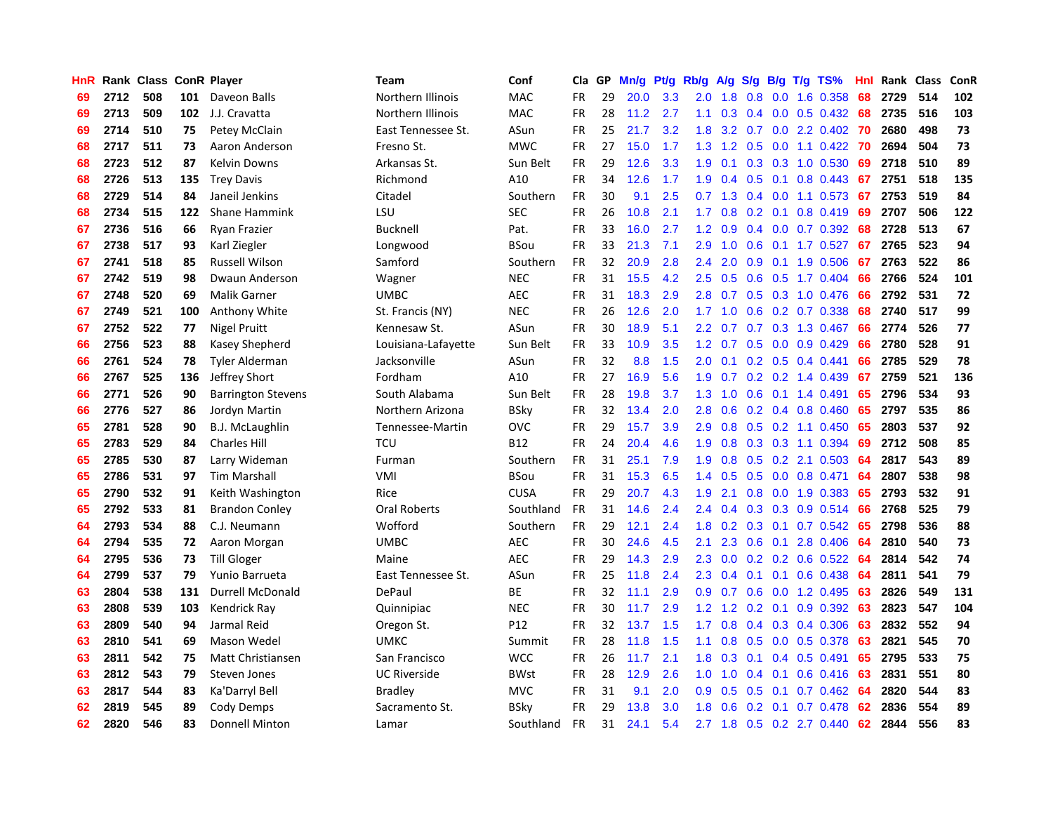| HnR | Rank | Class | ConR | Player | Team | Conf | Cla | GP | Mn/g | Pt/g | Rb/g | A/g | S/g | B/g | T/g | TS% | HnI | Rank | Class | ConR |
|---|---|---|---|---|---|---|---|---|---|---|---|---|---|---|---|---|---|---|---|---|
| 69 | 2712 | 508 | 101 | Daveon Balls | Northern Illinois | MAC | FR | 29 | 20.0 | 3.3 | 2.0 | 1.8 | 0.8 | 0.0 | 1.6 | 0.358 | 68 | 2729 | 514 | 102 |
| 69 | 2713 | 509 | 102 | J.J. Cravatta | Northern Illinois | MAC | FR | 28 | 11.2 | 2.7 | 1.1 | 0.3 | 0.4 | 0.0 | 0.5 | 0.432 | 68 | 2735 | 516 | 103 |
| 69 | 2714 | 510 | 75 | Petey McClain | East Tennessee St. | ASun | FR | 25 | 21.7 | 3.2 | 1.8 | 3.2 | 0.7 | 0.0 | 2.2 | 0.402 | 70 | 2680 | 498 | 73 |
| 68 | 2717 | 511 | 73 | Aaron Anderson | Fresno St. | MWC | FR | 27 | 15.0 | 1.7 | 1.3 | 1.2 | 0.5 | 0.0 | 1.1 | 0.422 | 70 | 2694 | 504 | 73 |
| 68 | 2723 | 512 | 87 | Kelvin Downs | Arkansas St. | Sun Belt | FR | 29 | 12.6 | 3.3 | 1.9 | 0.1 | 0.3 | 0.3 | 1.0 | 0.530 | 69 | 2718 | 510 | 89 |
| 68 | 2726 | 513 | 135 | Trey Davis | Richmond | A10 | FR | 34 | 12.6 | 1.7 | 1.9 | 0.4 | 0.5 | 0.1 | 0.8 | 0.443 | 67 | 2751 | 518 | 135 |
| 68 | 2729 | 514 | 84 | Janeil Jenkins | Citadel | Southern | FR | 30 | 9.1 | 2.5 | 0.7 | 1.3 | 0.4 | 0.0 | 1.1 | 0.573 | 67 | 2753 | 519 | 84 |
| 68 | 2734 | 515 | 122 | Shane Hammink | LSU | SEC | FR | 26 | 10.8 | 2.1 | 1.7 | 0.8 | 0.2 | 0.1 | 0.8 | 0.419 | 69 | 2707 | 506 | 122 |
| 67 | 2736 | 516 | 66 | Ryan Frazier | Bucknell | Pat. | FR | 33 | 16.0 | 2.7 | 1.2 | 0.9 | 0.4 | 0.0 | 0.7 | 0.392 | 68 | 2728 | 513 | 67 |
| 67 | 2738 | 517 | 93 | Karl Ziegler | Longwood | BSou | FR | 33 | 21.3 | 7.1 | 2.9 | 1.0 | 0.6 | 0.1 | 1.7 | 0.527 | 67 | 2765 | 523 | 94 |
| 67 | 2741 | 518 | 85 | Russell Wilson | Samford | Southern | FR | 32 | 20.9 | 2.8 | 2.4 | 2.0 | 0.9 | 0.1 | 1.9 | 0.506 | 67 | 2763 | 522 | 86 |
| 67 | 2742 | 519 | 98 | Dwaun Anderson | Wagner | NEC | FR | 31 | 15.5 | 4.2 | 2.5 | 0.5 | 0.6 | 0.5 | 1.7 | 0.404 | 66 | 2766 | 524 | 101 |
| 67 | 2748 | 520 | 69 | Malik Garner | UMBC | AEC | FR | 31 | 18.3 | 2.9 | 2.8 | 0.7 | 0.5 | 0.3 | 1.0 | 0.476 | 66 | 2792 | 531 | 72 |
| 67 | 2749 | 521 | 100 | Anthony White | St. Francis (NY) | NEC | FR | 26 | 12.6 | 2.0 | 1.7 | 1.0 | 0.6 | 0.2 | 0.7 | 0.338 | 68 | 2740 | 517 | 99 |
| 67 | 2752 | 522 | 77 | Nigel Pruitt | Kennesaw St. | ASun | FR | 30 | 18.9 | 5.1 | 2.2 | 0.7 | 0.7 | 0.3 | 1.3 | 0.467 | 66 | 2774 | 526 | 77 |
| 66 | 2756 | 523 | 88 | Kasey Shepherd | Louisiana-Lafayette | Sun Belt | FR | 33 | 10.9 | 3.5 | 1.2 | 0.7 | 0.5 | 0.0 | 0.9 | 0.429 | 66 | 2780 | 528 | 91 |
| 66 | 2761 | 524 | 78 | Tyler Alderman | Jacksonville | ASun | FR | 32 | 8.8 | 1.5 | 2.0 | 0.1 | 0.2 | 0.5 | 0.4 | 0.441 | 66 | 2785 | 529 | 78 |
| 66 | 2767 | 525 | 136 | Jeffrey Short | Fordham | A10 | FR | 27 | 16.9 | 5.6 | 1.9 | 0.7 | 0.2 | 0.2 | 1.4 | 0.439 | 67 | 2759 | 521 | 136 |
| 66 | 2771 | 526 | 90 | Barrington Stevens | South Alabama | Sun Belt | FR | 28 | 19.8 | 3.7 | 1.3 | 1.0 | 0.6 | 0.1 | 1.4 | 0.491 | 65 | 2796 | 534 | 93 |
| 66 | 2776 | 527 | 86 | Jordyn Martin | Northern Arizona | BSky | FR | 32 | 13.4 | 2.0 | 2.8 | 0.6 | 0.2 | 0.4 | 0.8 | 0.460 | 65 | 2797 | 535 | 86 |
| 65 | 2781 | 528 | 90 | B.J. McLaughlin | Tennessee-Martin | OVC | FR | 29 | 15.7 | 3.9 | 2.9 | 0.8 | 0.5 | 0.2 | 1.1 | 0.450 | 65 | 2803 | 537 | 92 |
| 65 | 2783 | 529 | 84 | Charles Hill | TCU | B12 | FR | 24 | 20.4 | 4.6 | 1.9 | 0.8 | 0.3 | 0.3 | 1.1 | 0.394 | 69 | 2712 | 508 | 85 |
| 65 | 2785 | 530 | 87 | Larry Wideman | Furman | Southern | FR | 31 | 25.1 | 7.9 | 1.9 | 0.8 | 0.5 | 0.2 | 2.1 | 0.503 | 64 | 2817 | 543 | 89 |
| 65 | 2786 | 531 | 97 | Tim Marshall | VMI | BSou | FR | 31 | 15.3 | 6.5 | 1.4 | 0.5 | 0.5 | 0.0 | 0.8 | 0.471 | 64 | 2807 | 538 | 98 |
| 65 | 2790 | 532 | 91 | Keith Washington | Rice | CUSA | FR | 29 | 20.7 | 4.3 | 1.9 | 2.1 | 0.8 | 0.0 | 1.9 | 0.383 | 65 | 2793 | 532 | 91 |
| 65 | 2792 | 533 | 81 | Brandon Conley | Oral Roberts | Southland | FR | 31 | 14.6 | 2.4 | 2.4 | 0.4 | 0.3 | 0.3 | 0.9 | 0.514 | 66 | 2768 | 525 | 79 |
| 64 | 2793 | 534 | 88 | C.J. Neumann | Wofford | Southern | FR | 29 | 12.1 | 2.4 | 1.8 | 0.2 | 0.3 | 0.1 | 0.7 | 0.542 | 65 | 2798 | 536 | 88 |
| 64 | 2794 | 535 | 72 | Aaron Morgan | UMBC | AEC | FR | 30 | 24.6 | 4.5 | 2.1 | 2.3 | 0.6 | 0.1 | 2.8 | 0.406 | 64 | 2810 | 540 | 73 |
| 64 | 2795 | 536 | 73 | Till Gloger | Maine | AEC | FR | 29 | 14.3 | 2.9 | 2.3 | 0.0 | 0.2 | 0.2 | 0.6 | 0.522 | 64 | 2814 | 542 | 74 |
| 64 | 2799 | 537 | 79 | Yunio Barrueta | East Tennessee St. | ASun | FR | 25 | 11.8 | 2.4 | 2.3 | 0.4 | 0.1 | 0.1 | 0.6 | 0.438 | 64 | 2811 | 541 | 79 |
| 63 | 2804 | 538 | 131 | Durrell McDonald | DePaul | BE | FR | 32 | 11.1 | 2.9 | 0.9 | 0.7 | 0.6 | 0.0 | 1.2 | 0.495 | 63 | 2826 | 549 | 131 |
| 63 | 2808 | 539 | 103 | Kendrick Ray | Quinnipiac | NEC | FR | 30 | 11.7 | 2.9 | 1.2 | 1.2 | 0.2 | 0.1 | 0.9 | 0.392 | 63 | 2823 | 547 | 104 |
| 63 | 2809 | 540 | 94 | Jarmal Reid | Oregon St. | P12 | FR | 32 | 13.7 | 1.5 | 1.7 | 0.8 | 0.4 | 0.3 | 0.4 | 0.306 | 63 | 2832 | 552 | 94 |
| 63 | 2810 | 541 | 69 | Mason Wedel | UMKC | Summit | FR | 28 | 11.8 | 1.5 | 1.1 | 0.8 | 0.5 | 0.0 | 0.5 | 0.378 | 63 | 2821 | 545 | 70 |
| 63 | 2811 | 542 | 75 | Matt Christiansen | San Francisco | WCC | FR | 26 | 11.7 | 2.1 | 1.8 | 0.3 | 0.1 | 0.4 | 0.5 | 0.491 | 65 | 2795 | 533 | 75 |
| 63 | 2812 | 543 | 79 | Steven Jones | UC Riverside | BWst | FR | 28 | 12.9 | 2.6 | 1.0 | 1.0 | 0.4 | 0.1 | 0.6 | 0.416 | 63 | 2831 | 551 | 80 |
| 63 | 2817 | 544 | 83 | Ka'Darryl Bell | Bradley | MVC | FR | 31 | 9.1 | 2.0 | 0.9 | 0.5 | 0.5 | 0.1 | 0.7 | 0.462 | 64 | 2820 | 544 | 83 |
| 62 | 2819 | 545 | 89 | Cody Demps | Sacramento St. | BSky | FR | 29 | 13.8 | 3.0 | 1.8 | 0.6 | 0.2 | 0.1 | 0.7 | 0.478 | 62 | 2836 | 554 | 89 |
| 62 | 2820 | 546 | 83 | Donnell Minton | Lamar | Southland | FR | 31 | 24.1 | 5.4 | 2.7 | 1.8 | 0.5 | 0.2 | 2.7 | 0.440 | 62 | 2844 | 556 | 83 |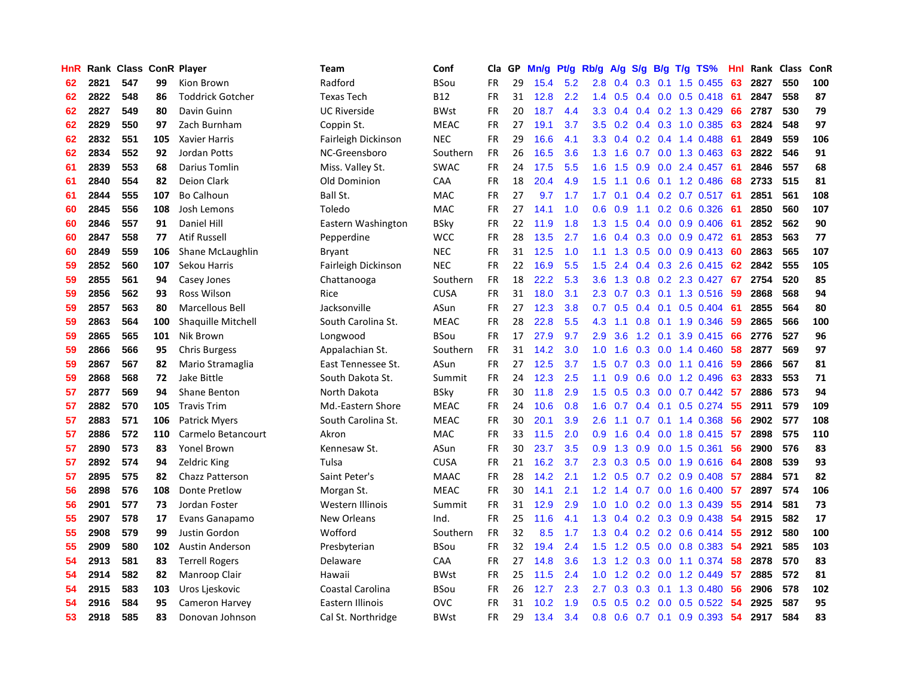| HnR | Rank | Class | ConR | Player | Team | Conf | Cla | GP | Mn/g | Pt/g | Rb/g | A/g | S/g | B/g | T/g | TS% | HnI | Rank | Class | ConR |
|---|---|---|---|---|---|---|---|---|---|---|---|---|---|---|---|---|---|---|---|---|
| 62 | 2821 | 547 | 99 | Kion Brown | Radford | BSou | FR | 29 | 15.4 | 5.2 | 2.8 | 0.4 | 0.3 | 0.1 | 1.5 | 0.455 | 63 | 2827 | 550 | 100 |
| 62 | 2822 | 548 | 86 | Toddrick Gotcher | Texas Tech | B12 | FR | 31 | 12.8 | 2.2 | 1.4 | 0.5 | 0.4 | 0.0 | 0.5 | 0.418 | 61 | 2847 | 558 | 87 |
| 62 | 2827 | 549 | 80 | Davin Guinn | UC Riverside | BWst | FR | 20 | 18.7 | 4.4 | 3.3 | 0.4 | 0.4 | 0.2 | 1.3 | 0.429 | 66 | 2787 | 530 | 79 |
| 62 | 2829 | 550 | 97 | Zach Burnham | Coppin St. | MEAC | FR | 27 | 19.1 | 3.7 | 3.5 | 0.2 | 0.4 | 0.3 | 1.0 | 0.385 | 63 | 2824 | 548 | 97 |
| 62 | 2832 | 551 | 105 | Xavier Harris | Fairleigh Dickinson | NEC | FR | 29 | 16.6 | 4.1 | 3.3 | 0.4 | 0.2 | 0.4 | 1.4 | 0.488 | 61 | 2849 | 559 | 106 |
| 62 | 2834 | 552 | 92 | Jordan Potts | NC-Greensboro | Southern | FR | 26 | 16.5 | 3.6 | 1.3 | 1.6 | 0.7 | 0.0 | 1.3 | 0.463 | 63 | 2822 | 546 | 91 |
| 61 | 2839 | 553 | 68 | Darius Tomlin | Miss. Valley St. | SWAC | FR | 24 | 17.5 | 5.5 | 1.6 | 1.5 | 0.9 | 0.0 | 2.4 | 0.457 | 61 | 2846 | 557 | 68 |
| 61 | 2840 | 554 | 82 | Deion Clark | Old Dominion | CAA | FR | 18 | 20.4 | 4.9 | 1.5 | 1.1 | 0.6 | 0.1 | 1.2 | 0.486 | 68 | 2733 | 515 | 81 |
| 61 | 2844 | 555 | 107 | Bo Calhoun | Ball St. | MAC | FR | 27 | 9.7 | 1.7 | 1.7 | 0.1 | 0.4 | 0.2 | 0.7 | 0.517 | 61 | 2851 | 561 | 108 |
| 60 | 2845 | 556 | 108 | Josh Lemons | Toledo | MAC | FR | 27 | 14.1 | 1.0 | 0.6 | 0.9 | 1.1 | 0.2 | 0.6 | 0.326 | 61 | 2850 | 560 | 107 |
| 60 | 2846 | 557 | 91 | Daniel Hill | Eastern Washington | BSky | FR | 22 | 11.9 | 1.8 | 1.3 | 1.5 | 0.4 | 0.0 | 0.9 | 0.406 | 61 | 2852 | 562 | 90 |
| 60 | 2847 | 558 | 77 | Atif Russell | Pepperdine | WCC | FR | 28 | 13.5 | 2.7 | 1.6 | 0.4 | 0.3 | 0.0 | 0.9 | 0.472 | 61 | 2853 | 563 | 77 |
| 60 | 2849 | 559 | 106 | Shane McLaughlin | Bryant | NEC | FR | 31 | 12.5 | 1.0 | 1.1 | 1.3 | 0.5 | 0.0 | 0.9 | 0.413 | 60 | 2863 | 565 | 107 |
| 59 | 2852 | 560 | 107 | Sekou Harris | Fairleigh Dickinson | NEC | FR | 22 | 16.9 | 5.5 | 1.5 | 2.4 | 0.4 | 0.3 | 2.6 | 0.415 | 62 | 2842 | 555 | 105 |
| 59 | 2855 | 561 | 94 | Casey Jones | Chattanooga | Southern | FR | 18 | 22.2 | 5.3 | 3.6 | 1.3 | 0.8 | 0.2 | 2.3 | 0.427 | 67 | 2754 | 520 | 85 |
| 59 | 2856 | 562 | 93 | Ross Wilson | Rice | CUSA | FR | 31 | 18.0 | 3.1 | 2.3 | 0.7 | 0.3 | 0.1 | 1.3 | 0.516 | 59 | 2868 | 568 | 94 |
| 59 | 2857 | 563 | 80 | Marcellous Bell | Jacksonville | ASun | FR | 27 | 12.3 | 3.8 | 0.7 | 0.5 | 0.4 | 0.1 | 0.5 | 0.404 | 61 | 2855 | 564 | 80 |
| 59 | 2863 | 564 | 100 | Shaquille Mitchell | South Carolina St. | MEAC | FR | 28 | 22.8 | 5.5 | 4.3 | 1.1 | 0.8 | 0.1 | 1.9 | 0.346 | 59 | 2865 | 566 | 100 |
| 59 | 2865 | 565 | 101 | Nik Brown | Longwood | BSou | FR | 17 | 27.9 | 9.7 | 2.9 | 3.6 | 1.2 | 0.1 | 3.9 | 0.415 | 66 | 2776 | 527 | 96 |
| 59 | 2866 | 566 | 95 | Chris Burgess | Appalachian St. | Southern | FR | 31 | 14.2 | 3.0 | 1.0 | 1.6 | 0.3 | 0.0 | 1.4 | 0.460 | 58 | 2877 | 569 | 97 |
| 59 | 2867 | 567 | 82 | Mario Stramaglia | East Tennessee St. | ASun | FR | 27 | 12.5 | 3.7 | 1.5 | 0.7 | 0.3 | 0.0 | 1.1 | 0.416 | 59 | 2866 | 567 | 81 |
| 59 | 2868 | 568 | 72 | Jake Bittle | South Dakota St. | Summit | FR | 24 | 12.3 | 2.5 | 1.1 | 0.9 | 0.6 | 0.0 | 1.2 | 0.496 | 63 | 2833 | 553 | 71 |
| 57 | 2877 | 569 | 94 | Shane Benton | North Dakota | BSky | FR | 30 | 11.8 | 2.9 | 1.5 | 0.5 | 0.3 | 0.0 | 0.7 | 0.442 | 57 | 2886 | 573 | 94 |
| 57 | 2882 | 570 | 105 | Travis Trim | Md.-Eastern Shore | MEAC | FR | 24 | 10.6 | 0.8 | 1.6 | 0.7 | 0.4 | 0.1 | 0.5 | 0.274 | 55 | 2911 | 579 | 109 |
| 57 | 2883 | 571 | 106 | Patrick Myers | South Carolina St. | MEAC | FR | 30 | 20.1 | 3.9 | 2.6 | 1.1 | 0.7 | 0.1 | 1.4 | 0.368 | 56 | 2902 | 577 | 108 |
| 57 | 2886 | 572 | 110 | Carmelo Betancourt | Akron | MAC | FR | 33 | 11.5 | 2.0 | 0.9 | 1.6 | 0.4 | 0.0 | 1.8 | 0.415 | 57 | 2898 | 575 | 110 |
| 57 | 2890 | 573 | 83 | Yonel Brown | Kennesaw St. | ASun | FR | 30 | 23.7 | 3.5 | 0.9 | 1.3 | 0.9 | 0.0 | 1.5 | 0.361 | 56 | 2900 | 576 | 83 |
| 57 | 2892 | 574 | 94 | Zeldric King | Tulsa | CUSA | FR | 21 | 16.2 | 3.7 | 2.3 | 0.3 | 0.5 | 0.0 | 1.9 | 0.616 | 64 | 2808 | 539 | 93 |
| 57 | 2895 | 575 | 82 | Chazz Patterson | Saint Peter's | MAAC | FR | 28 | 14.2 | 2.1 | 1.2 | 0.5 | 0.7 | 0.2 | 0.9 | 0.408 | 57 | 2884 | 571 | 82 |
| 56 | 2898 | 576 | 108 | Donte Pretlow | Morgan St. | MEAC | FR | 30 | 14.1 | 2.1 | 1.2 | 1.4 | 0.7 | 0.0 | 1.6 | 0.400 | 57 | 2897 | 574 | 106 |
| 56 | 2901 | 577 | 73 | Jordan Foster | Western Illinois | Summit | FR | 31 | 12.9 | 2.9 | 1.0 | 1.0 | 0.2 | 0.0 | 1.3 | 0.439 | 55 | 2914 | 581 | 73 |
| 55 | 2907 | 578 | 17 | Evans Ganapamo | New Orleans | Ind. | FR | 25 | 11.6 | 4.1 | 1.3 | 0.4 | 0.2 | 0.3 | 0.9 | 0.438 | 54 | 2915 | 582 | 17 |
| 55 | 2908 | 579 | 99 | Justin Gordon | Wofford | Southern | FR | 32 | 8.5 | 1.7 | 1.3 | 0.4 | 0.2 | 0.2 | 0.6 | 0.414 | 55 | 2912 | 580 | 100 |
| 55 | 2909 | 580 | 102 | Austin Anderson | Presbyterian | BSou | FR | 32 | 19.4 | 2.4 | 1.5 | 1.2 | 0.5 | 0.0 | 0.8 | 0.383 | 54 | 2921 | 585 | 103 |
| 54 | 2913 | 581 | 83 | Terrell Rogers | Delaware | CAA | FR | 27 | 14.8 | 3.6 | 1.3 | 1.2 | 0.3 | 0.0 | 1.1 | 0.374 | 58 | 2878 | 570 | 83 |
| 54 | 2914 | 582 | 82 | Manroop Clair | Hawaii | BWst | FR | 25 | 11.5 | 2.4 | 1.0 | 1.2 | 0.2 | 0.0 | 1.2 | 0.449 | 57 | 2885 | 572 | 81 |
| 54 | 2915 | 583 | 103 | Uros Ljeskovic | Coastal Carolina | BSou | FR | 26 | 12.7 | 2.3 | 2.7 | 0.3 | 0.3 | 0.1 | 1.3 | 0.480 | 56 | 2906 | 578 | 102 |
| 54 | 2916 | 584 | 95 | Cameron Harvey | Eastern Illinois | OVC | FR | 31 | 10.2 | 1.9 | 0.5 | 0.5 | 0.2 | 0.0 | 0.5 | 0.522 | 54 | 2925 | 587 | 95 |
| 53 | 2918 | 585 | 83 | Donovan Johnson | Cal St. Northridge | BWst | FR | 29 | 13.4 | 3.4 | 0.8 | 0.6 | 0.7 | 0.1 | 0.9 | 0.393 | 54 | 2917 | 584 | 83 |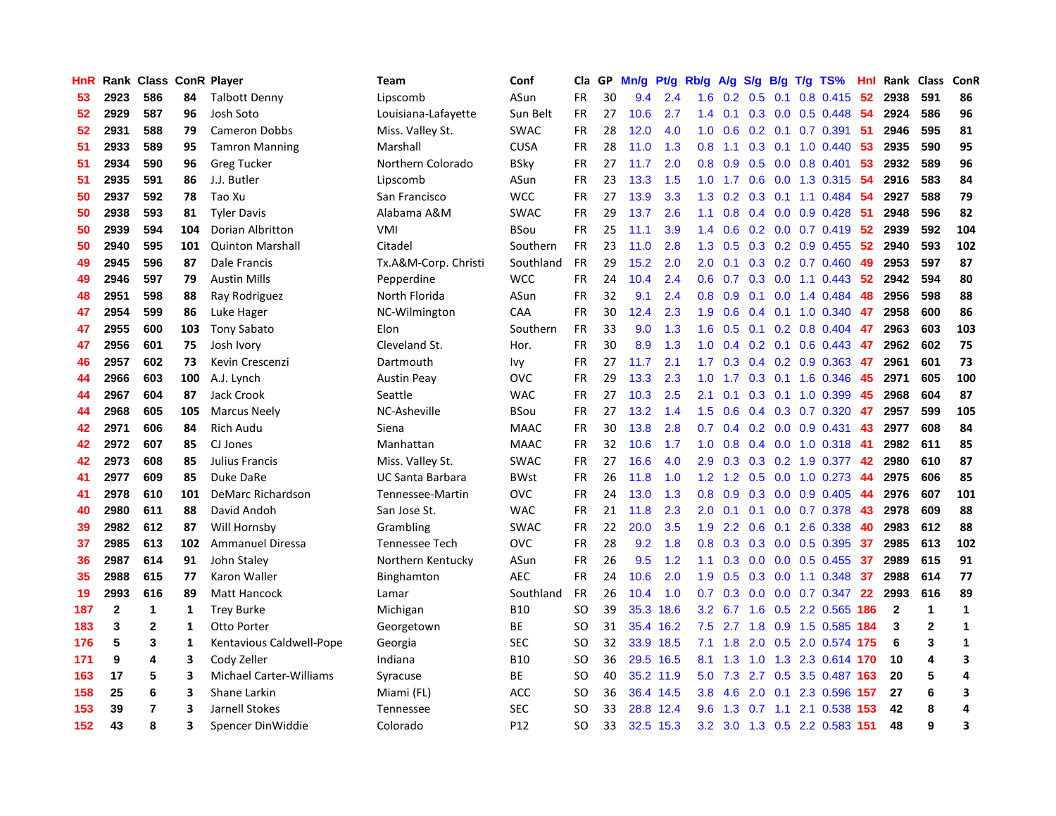| HnR | Rank | Class | ConR | Player | Team | Conf | Cla | GP | Mn/g | Pt/g | Rb/g | A/g | S/g | B/g | T/g | TS% | HnI | Rank | Class | ConR |
|---|---|---|---|---|---|---|---|---|---|---|---|---|---|---|---|---|---|---|---|---|
| 53 | 2923 | 586 | 84 | Talbott Denny | Lipscomb | ASun | FR | 30 | 9.4 | 2.4 | 1.6 | 0.2 | 0.5 | 0.1 | 0.8 | 0.415 | 52 | 2938 | 591 | 86 |
| 52 | 2929 | 587 | 96 | Josh Soto | Louisiana-Lafayette | Sun Belt | FR | 27 | 10.6 | 2.7 | 1.4 | 0.1 | 0.3 | 0.0 | 0.5 | 0.448 | 54 | 2924 | 586 | 96 |
| 52 | 2931 | 588 | 79 | Cameron Dobbs | Miss. Valley St. | SWAC | FR | 28 | 12.0 | 4.0 | 1.0 | 0.6 | 0.2 | 0.1 | 0.7 | 0.391 | 51 | 2946 | 595 | 81 |
| 51 | 2933 | 589 | 95 | Tamron Manning | Marshall | CUSA | FR | 28 | 11.0 | 1.3 | 0.8 | 1.1 | 0.3 | 0.1 | 1.0 | 0.440 | 53 | 2935 | 590 | 95 |
| 51 | 2934 | 590 | 96 | Greg Tucker | Northern Colorado | BSky | FR | 27 | 11.7 | 2.0 | 0.8 | 0.9 | 0.5 | 0.0 | 0.8 | 0.401 | 53 | 2932 | 589 | 96 |
| 51 | 2935 | 591 | 86 | J.J. Butler | Lipscomb | ASun | FR | 23 | 13.3 | 1.5 | 1.0 | 1.7 | 0.6 | 0.0 | 1.3 | 0.315 | 54 | 2916 | 583 | 84 |
| 50 | 2937 | 592 | 78 | Tao Xu | San Francisco | WCC | FR | 27 | 13.9 | 3.3 | 1.3 | 0.2 | 0.3 | 0.1 | 1.1 | 0.484 | 54 | 2927 | 588 | 79 |
| 50 | 2938 | 593 | 81 | Tyler Davis | Alabama A&M | SWAC | FR | 29 | 13.7 | 2.6 | 1.1 | 0.8 | 0.4 | 0.0 | 0.9 | 0.428 | 51 | 2948 | 596 | 82 |
| 50 | 2939 | 594 | 104 | Dorian Albritton | VMI | BSou | FR | 25 | 11.1 | 3.9 | 1.4 | 0.6 | 0.2 | 0.0 | 0.7 | 0.419 | 52 | 2939 | 592 | 104 |
| 50 | 2940 | 595 | 101 | Quinton Marshall | Citadel | Southern | FR | 23 | 11.0 | 2.8 | 1.3 | 0.5 | 0.3 | 0.2 | 0.9 | 0.455 | 52 | 2940 | 593 | 102 |
| 49 | 2945 | 596 | 87 | Dale Francis | Tx.A&M-Corp. Christi | Southland | FR | 29 | 15.2 | 2.0 | 2.0 | 0.1 | 0.3 | 0.2 | 0.7 | 0.460 | 49 | 2953 | 597 | 87 |
| 49 | 2946 | 597 | 79 | Austin Mills | Pepperdine | WCC | FR | 24 | 10.4 | 2.4 | 0.6 | 0.7 | 0.3 | 0.0 | 1.1 | 0.443 | 52 | 2942 | 594 | 80 |
| 48 | 2951 | 598 | 88 | Ray Rodriguez | North Florida | ASun | FR | 32 | 9.1 | 2.4 | 0.8 | 0.9 | 0.1 | 0.0 | 1.4 | 0.484 | 48 | 2956 | 598 | 88 |
| 47 | 2954 | 599 | 86 | Luke Hager | NC-Wilmington | CAA | FR | 30 | 12.4 | 2.3 | 1.9 | 0.6 | 0.4 | 0.1 | 1.0 | 0.340 | 47 | 2958 | 600 | 86 |
| 47 | 2955 | 600 | 103 | Tony Sabato | Elon | Southern | FR | 33 | 9.0 | 1.3 | 1.6 | 0.5 | 0.1 | 0.2 | 0.8 | 0.404 | 47 | 2963 | 603 | 103 |
| 47 | 2956 | 601 | 75 | Josh Ivory | Cleveland St. | Hor. | FR | 30 | 8.9 | 1.3 | 1.0 | 0.4 | 0.2 | 0.1 | 0.6 | 0.443 | 47 | 2962 | 602 | 75 |
| 46 | 2957 | 602 | 73 | Kevin Crescenzi | Dartmouth | Ivy | FR | 27 | 11.7 | 2.1 | 1.7 | 0.3 | 0.4 | 0.2 | 0.9 | 0.363 | 47 | 2961 | 601 | 73 |
| 44 | 2966 | 603 | 100 | A.J. Lynch | Austin Peay | OVC | FR | 29 | 13.3 | 2.3 | 1.0 | 1.7 | 0.3 | 0.1 | 1.6 | 0.346 | 45 | 2971 | 605 | 100 |
| 44 | 2967 | 604 | 87 | Jack Crook | Seattle | WAC | FR | 27 | 10.3 | 2.5 | 2.1 | 0.1 | 0.3 | 0.1 | 1.0 | 0.399 | 45 | 2968 | 604 | 87 |
| 44 | 2968 | 605 | 105 | Marcus Neely | NC-Asheville | BSou | FR | 27 | 13.2 | 1.4 | 1.5 | 0.6 | 0.4 | 0.3 | 0.7 | 0.320 | 47 | 2957 | 599 | 105 |
| 42 | 2971 | 606 | 84 | Rich Audu | Siena | MAAC | FR | 30 | 13.8 | 2.8 | 0.7 | 0.4 | 0.2 | 0.0 | 0.9 | 0.431 | 43 | 2977 | 608 | 84 |
| 42 | 2972 | 607 | 85 | CJ Jones | Manhattan | MAAC | FR | 32 | 10.6 | 1.7 | 1.0 | 0.8 | 0.4 | 0.0 | 1.0 | 0.318 | 41 | 2982 | 611 | 85 |
| 42 | 2973 | 608 | 85 | Julius Francis | Miss. Valley St. | SWAC | FR | 27 | 16.6 | 4.0 | 2.9 | 0.3 | 0.3 | 0.2 | 1.9 | 0.377 | 42 | 2980 | 610 | 87 |
| 41 | 2977 | 609 | 85 | Duke DaRe | UC Santa Barbara | BWst | FR | 26 | 11.8 | 1.0 | 1.2 | 1.2 | 0.5 | 0.0 | 1.0 | 0.273 | 44 | 2975 | 606 | 85 |
| 41 | 2978 | 610 | 101 | DeMarc Richardson | Tennessee-Martin | OVC | FR | 24 | 13.0 | 1.3 | 0.8 | 0.9 | 0.3 | 0.0 | 0.9 | 0.405 | 44 | 2976 | 607 | 101 |
| 40 | 2980 | 611 | 88 | David Andoh | San Jose St. | WAC | FR | 21 | 11.8 | 2.3 | 2.0 | 0.1 | 0.1 | 0.0 | 0.7 | 0.378 | 43 | 2978 | 609 | 88 |
| 39 | 2982 | 612 | 87 | Will Hornsby | Grambling | SWAC | FR | 22 | 20.0 | 3.5 | 1.9 | 2.2 | 0.6 | 0.1 | 2.6 | 0.338 | 40 | 2983 | 612 | 88 |
| 37 | 2985 | 613 | 102 | Ammanuel Diressa | Tennessee Tech | OVC | FR | 28 | 9.2 | 1.8 | 0.8 | 0.3 | 0.3 | 0.0 | 0.5 | 0.395 | 37 | 2985 | 613 | 102 |
| 36 | 2987 | 614 | 91 | John Staley | Northern Kentucky | ASun | FR | 26 | 9.5 | 1.2 | 1.1 | 0.3 | 0.0 | 0.0 | 0.5 | 0.455 | 37 | 2989 | 615 | 91 |
| 35 | 2988 | 615 | 77 | Karon Waller | Binghamton | AEC | FR | 24 | 10.6 | 2.0 | 1.9 | 0.5 | 0.3 | 0.0 | 1.1 | 0.348 | 37 | 2988 | 614 | 77 |
| 19 | 2993 | 616 | 89 | Matt Hancock | Lamar | Southland | FR | 26 | 10.4 | 1.0 | 0.7 | 0.3 | 0.0 | 0.0 | 0.7 | 0.347 | 22 | 2993 | 616 | 89 |
| 187 | 2 | 1 | 1 | Trey Burke | Michigan | B10 | SO | 39 | 35.3 | 18.6 | 3.2 | 6.7 | 1.6 | 0.5 | 2.2 | 0.565 | 186 | 2 | 1 | 1 |
| 183 | 3 | 2 | 1 | Otto Porter | Georgetown | BE | SO | 31 | 35.4 | 16.2 | 7.5 | 2.7 | 1.8 | 0.9 | 1.5 | 0.585 | 184 | 3 | 2 | 1 |
| 176 | 5 | 3 | 1 | Kentavious Caldwell-Pope | Georgia | SEC | SO | 32 | 33.9 | 18.5 | 7.1 | 1.8 | 2.0 | 0.5 | 2.0 | 0.574 | 175 | 6 | 3 | 1 |
| 171 | 9 | 4 | 3 | Cody Zeller | Indiana | B10 | SO | 36 | 29.5 | 16.5 | 8.1 | 1.3 | 1.0 | 1.3 | 2.3 | 0.614 | 170 | 10 | 4 | 3 |
| 163 | 17 | 5 | 3 | Michael Carter-Williams | Syracuse | BE | SO | 40 | 35.2 | 11.9 | 5.0 | 7.3 | 2.7 | 0.5 | 3.5 | 0.487 | 163 | 20 | 5 | 4 |
| 158 | 25 | 6 | 3 | Shane Larkin | Miami (FL) | ACC | SO | 36 | 36.4 | 14.5 | 3.8 | 4.6 | 2.0 | 0.1 | 2.3 | 0.596 | 157 | 27 | 6 | 3 |
| 153 | 39 | 7 | 3 | Jarnell Stokes | Tennessee | SEC | SO | 33 | 28.8 | 12.4 | 9.6 | 1.3 | 0.7 | 1.1 | 2.1 | 0.538 | 153 | 42 | 8 | 4 |
| 152 | 43 | 8 | 3 | Spencer DinWiddie | Colorado | P12 | SO | 33 | 32.5 | 15.3 | 3.2 | 3.0 | 1.3 | 0.5 | 2.2 | 0.583 | 151 | 48 | 9 | 3 |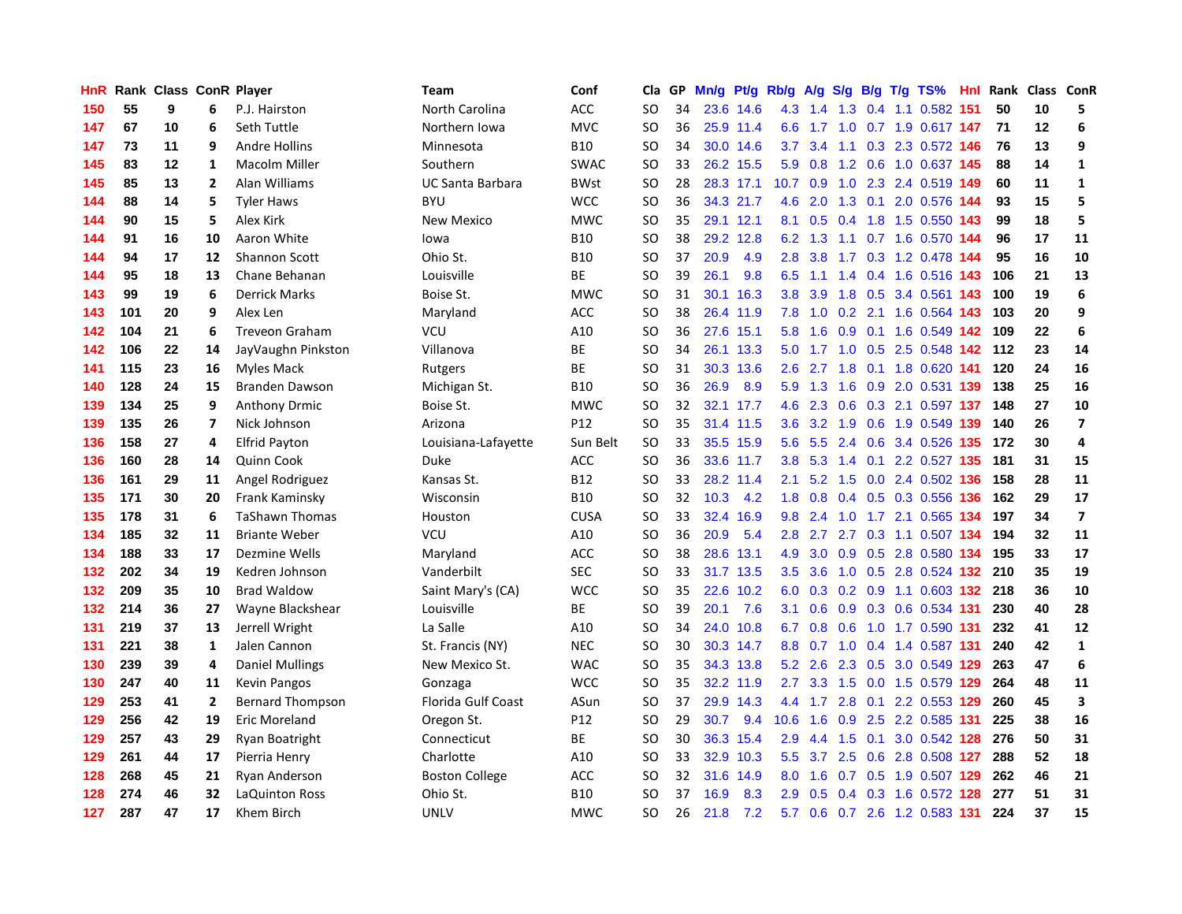| HnR | Rank | Class | ConR | Player | Team | Conf | Cla | GP | Mn/g | Pt/g | Rb/g | A/g | S/g | B/g | T/g | TS% | HnI | Rank | Class | ConR |
|---|---|---|---|---|---|---|---|---|---|---|---|---|---|---|---|---|---|---|---|---|
| 150 | 55 | 9 | 6 | P.J. Hairston | North Carolina | ACC | SO | 34 | 23.6 | 14.6 | 4.3 | 1.4 | 1.3 | 0.4 | 1.1 | 0.582 | 151 | 50 | 10 | 5 |
| 147 | 67 | 10 | 6 | Seth Tuttle | Northern Iowa | MVC | SO | 36 | 25.9 | 11.4 | 6.6 | 1.7 | 1.0 | 0.7 | 1.9 | 0.617 | 147 | 71 | 12 | 6 |
| 147 | 73 | 11 | 9 | Andre Hollins | Minnesota | B10 | SO | 34 | 30.0 | 14.6 | 3.7 | 3.4 | 1.1 | 0.3 | 2.3 | 0.572 | 146 | 76 | 13 | 9 |
| 145 | 83 | 12 | 1 | Macolm Miller | Southern | SWAC | SO | 33 | 26.2 | 15.5 | 5.9 | 0.8 | 1.2 | 0.6 | 1.0 | 0.637 | 145 | 88 | 14 | 1 |
| 145 | 85 | 13 | 2 | Alan Williams | UC Santa Barbara | BWst | SO | 28 | 28.3 | 17.1 | 10.7 | 0.9 | 1.0 | 2.3 | 2.4 | 0.519 | 149 | 60 | 11 | 1 |
| 144 | 88 | 14 | 5 | Tyler Haws | BYU | WCC | SO | 36 | 34.3 | 21.7 | 4.6 | 2.0 | 1.3 | 0.1 | 2.0 | 0.576 | 144 | 93 | 15 | 5 |
| 144 | 90 | 15 | 5 | Alex Kirk | New Mexico | MWC | SO | 35 | 29.1 | 12.1 | 8.1 | 0.5 | 0.4 | 1.8 | 1.5 | 0.550 | 143 | 99 | 18 | 5 |
| 144 | 91 | 16 | 10 | Aaron White | Iowa | B10 | SO | 38 | 29.2 | 12.8 | 6.2 | 1.3 | 1.1 | 0.7 | 1.6 | 0.570 | 144 | 96 | 17 | 11 |
| 144 | 94 | 17 | 12 | Shannon Scott | Ohio St. | B10 | SO | 37 | 20.9 | 4.9 | 2.8 | 3.8 | 1.7 | 0.3 | 1.2 | 0.478 | 144 | 95 | 16 | 10 |
| 144 | 95 | 18 | 13 | Chane Behanan | Louisville | BE | SO | 39 | 26.1 | 9.8 | 6.5 | 1.1 | 1.4 | 0.4 | 1.6 | 0.516 | 143 | 106 | 21 | 13 |
| 143 | 99 | 19 | 6 | Derrick Marks | Boise St. | MWC | SO | 31 | 30.1 | 16.3 | 3.8 | 3.9 | 1.8 | 0.5 | 3.4 | 0.561 | 143 | 100 | 19 | 6 |
| 143 | 101 | 20 | 9 | Alex Len | Maryland | ACC | SO | 38 | 26.4 | 11.9 | 7.8 | 1.0 | 0.2 | 2.1 | 1.6 | 0.564 | 143 | 103 | 20 | 9 |
| 142 | 104 | 21 | 6 | Treveon Graham | VCU | A10 | SO | 36 | 27.6 | 15.1 | 5.8 | 1.6 | 0.9 | 0.1 | 1.6 | 0.549 | 142 | 109 | 22 | 6 |
| 142 | 106 | 22 | 14 | JayVaughn Pinkston | Villanova | BE | SO | 34 | 26.1 | 13.3 | 5.0 | 1.7 | 1.0 | 0.5 | 2.5 | 0.548 | 142 | 112 | 23 | 14 |
| 141 | 115 | 23 | 16 | Myles Mack | Rutgers | BE | SO | 31 | 30.3 | 13.6 | 2.6 | 2.7 | 1.8 | 0.1 | 1.8 | 0.620 | 141 | 120 | 24 | 16 |
| 140 | 128 | 24 | 15 | Branden Dawson | Michigan St. | B10 | SO | 36 | 26.9 | 8.9 | 5.9 | 1.3 | 1.6 | 0.9 | 2.0 | 0.531 | 139 | 138 | 25 | 16 |
| 139 | 134 | 25 | 9 | Anthony Drmic | Boise St. | MWC | SO | 32 | 32.1 | 17.7 | 4.6 | 2.3 | 0.6 | 0.3 | 2.1 | 0.597 | 137 | 148 | 27 | 10 |
| 139 | 135 | 26 | 7 | Nick Johnson | Arizona | P12 | SO | 35 | 31.4 | 11.5 | 3.6 | 3.2 | 1.9 | 0.6 | 1.9 | 0.549 | 139 | 140 | 26 | 7 |
| 136 | 158 | 27 | 4 | Elfrid Payton | Louisiana-Lafayette | Sun Belt | SO | 33 | 35.5 | 15.9 | 5.6 | 5.5 | 2.4 | 0.6 | 3.4 | 0.526 | 135 | 172 | 30 | 4 |
| 136 | 160 | 28 | 14 | Quinn Cook | Duke | ACC | SO | 36 | 33.6 | 11.7 | 3.8 | 5.3 | 1.4 | 0.1 | 2.2 | 0.527 | 135 | 181 | 31 | 15 |
| 136 | 161 | 29 | 11 | Angel Rodriguez | Kansas St. | B12 | SO | 33 | 28.2 | 11.4 | 2.1 | 5.2 | 1.5 | 0.0 | 2.4 | 0.502 | 136 | 158 | 28 | 11 |
| 135 | 171 | 30 | 20 | Frank Kaminsky | Wisconsin | B10 | SO | 32 | 10.3 | 4.2 | 1.8 | 0.8 | 0.4 | 0.5 | 0.3 | 0.556 | 136 | 162 | 29 | 17 |
| 135 | 178 | 31 | 6 | TaShawn Thomas | Houston | CUSA | SO | 33 | 32.4 | 16.9 | 9.8 | 2.4 | 1.0 | 1.7 | 2.1 | 0.565 | 134 | 197 | 34 | 7 |
| 134 | 185 | 32 | 11 | Briante Weber | VCU | A10 | SO | 36 | 20.9 | 5.4 | 2.8 | 2.7 | 2.7 | 0.3 | 1.1 | 0.507 | 134 | 194 | 32 | 11 |
| 134 | 188 | 33 | 17 | Dezmine Wells | Maryland | ACC | SO | 38 | 28.6 | 13.1 | 4.9 | 3.0 | 0.9 | 0.5 | 2.8 | 0.580 | 134 | 195 | 33 | 17 |
| 132 | 202 | 34 | 19 | Kedren Johnson | Vanderbilt | SEC | SO | 33 | 31.7 | 13.5 | 3.5 | 3.6 | 1.0 | 0.5 | 2.8 | 0.524 | 132 | 210 | 35 | 19 |
| 132 | 209 | 35 | 10 | Brad Waldow | Saint Mary's (CA) | WCC | SO | 35 | 22.6 | 10.2 | 6.0 | 0.3 | 0.2 | 0.9 | 1.1 | 0.603 | 132 | 218 | 36 | 10 |
| 132 | 214 | 36 | 27 | Wayne Blackshear | Louisville | BE | SO | 39 | 20.1 | 7.6 | 3.1 | 0.6 | 0.9 | 0.3 | 0.6 | 0.534 | 131 | 230 | 40 | 28 |
| 131 | 219 | 37 | 13 | Jerrell Wright | La Salle | A10 | SO | 34 | 24.0 | 10.8 | 6.7 | 0.8 | 0.6 | 1.0 | 1.7 | 0.590 | 131 | 232 | 41 | 12 |
| 131 | 221 | 38 | 1 | Jalen Cannon | St. Francis (NY) | NEC | SO | 30 | 30.3 | 14.7 | 8.8 | 0.7 | 1.0 | 0.4 | 1.4 | 0.587 | 131 | 240 | 42 | 1 |
| 130 | 239 | 39 | 4 | Daniel Mullings | New Mexico St. | WAC | SO | 35 | 34.3 | 13.8 | 5.2 | 2.6 | 2.3 | 0.5 | 3.0 | 0.549 | 129 | 263 | 47 | 6 |
| 130 | 247 | 40 | 11 | Kevin Pangos | Gonzaga | WCC | SO | 35 | 32.2 | 11.9 | 2.7 | 3.3 | 1.5 | 0.0 | 1.5 | 0.579 | 129 | 264 | 48 | 11 |
| 129 | 253 | 41 | 2 | Bernard Thompson | Florida Gulf Coast | ASun | SO | 37 | 29.9 | 14.3 | 4.4 | 1.7 | 2.8 | 0.1 | 2.2 | 0.553 | 129 | 260 | 45 | 3 |
| 129 | 256 | 42 | 19 | Eric Moreland | Oregon St. | P12 | SO | 29 | 30.7 | 9.4 | 10.6 | 1.6 | 0.9 | 2.5 | 2.2 | 0.585 | 131 | 225 | 38 | 16 |
| 129 | 257 | 43 | 29 | Ryan Boatright | Connecticut | BE | SO | 30 | 36.3 | 15.4 | 2.9 | 4.4 | 1.5 | 0.1 | 3.0 | 0.542 | 128 | 276 | 50 | 31 |
| 129 | 261 | 44 | 17 | Pierria Henry | Charlotte | A10 | SO | 33 | 32.9 | 10.3 | 5.5 | 3.7 | 2.5 | 0.6 | 2.8 | 0.508 | 127 | 288 | 52 | 18 |
| 128 | 268 | 45 | 21 | Ryan Anderson | Boston College | ACC | SO | 32 | 31.6 | 14.9 | 8.0 | 1.6 | 0.7 | 0.5 | 1.9 | 0.507 | 129 | 262 | 46 | 21 |
| 128 | 274 | 46 | 32 | LaQuinton Ross | Ohio St. | B10 | SO | 37 | 16.9 | 8.3 | 2.9 | 0.5 | 0.4 | 0.3 | 1.6 | 0.572 | 128 | 277 | 51 | 31 |
| 127 | 287 | 47 | 17 | Khem Birch | UNLV | MWC | SO | 26 | 21.8 | 7.2 | 5.7 | 0.6 | 0.7 | 2.6 | 1.2 | 0.583 | 131 | 224 | 37 | 15 |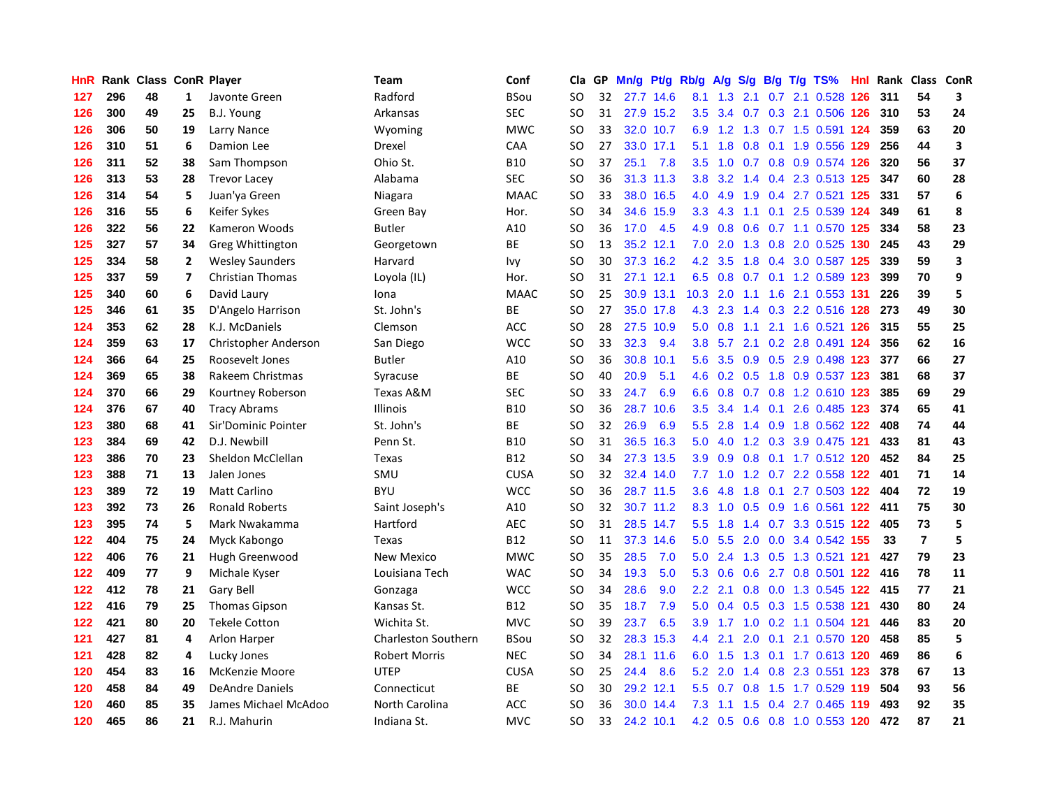| HnR | Rank | Class | ConR | Player | Team | Conf | Cla | GP | Mn/g | Pt/g | Rb/g | A/g | S/g | B/g | T/g | TS% | HnI | Rank | Class | ConR |
|---|---|---|---|---|---|---|---|---|---|---|---|---|---|---|---|---|---|---|---|---|
| 127 | 296 | 48 | 1 | Javonte Green | Radford | BSou | SO | 32 | 27.7 | 14.6 | 8.1 | 1.3 | 2.1 | 0.7 | 2.1 | 0.528 | 126 | 311 | 54 | 3 |
| 126 | 300 | 49 | 25 | B.J. Young | Arkansas | SEC | SO | 31 | 27.9 | 15.2 | 3.5 | 3.4 | 0.7 | 0.3 | 2.1 | 0.506 | 126 | 310 | 53 | 24 |
| 126 | 306 | 50 | 19 | Larry Nance | Wyoming | MWC | SO | 33 | 32.0 | 10.7 | 6.9 | 1.2 | 1.3 | 0.7 | 1.5 | 0.591 | 124 | 359 | 63 | 20 |
| 126 | 310 | 51 | 6 | Damion Lee | Drexel | CAA | SO | 27 | 33.0 | 17.1 | 5.1 | 1.8 | 0.8 | 0.1 | 1.9 | 0.556 | 129 | 256 | 44 | 3 |
| 126 | 311 | 52 | 38 | Sam Thompson | Ohio St. | B10 | SO | 37 | 25.1 | 7.8 | 3.5 | 1.0 | 0.7 | 0.8 | 0.9 | 0.574 | 126 | 320 | 56 | 37 |
| 126 | 313 | 53 | 28 | Trevor Lacey | Alabama | SEC | SO | 36 | 31.3 | 11.3 | 3.8 | 3.2 | 1.4 | 0.4 | 2.3 | 0.513 | 125 | 347 | 60 | 28 |
| 126 | 314 | 54 | 5 | Juan'ya Green | Niagara | MAAC | SO | 33 | 38.0 | 16.5 | 4.0 | 4.9 | 1.9 | 0.4 | 2.7 | 0.521 | 125 | 331 | 57 | 6 |
| 126 | 316 | 55 | 6 | Keifer Sykes | Green Bay | Hor. | SO | 34 | 34.6 | 15.9 | 3.3 | 4.3 | 1.1 | 0.1 | 2.5 | 0.539 | 124 | 349 | 61 | 8 |
| 126 | 322 | 56 | 22 | Kameron Woods | Butler | A10 | SO | 36 | 17.0 | 4.5 | 4.9 | 0.8 | 0.6 | 0.7 | 1.1 | 0.570 | 125 | 334 | 58 | 23 |
| 125 | 327 | 57 | 34 | Greg Whittington | Georgetown | BE | SO | 13 | 35.2 | 12.1 | 7.0 | 2.0 | 1.3 | 0.8 | 2.0 | 0.525 | 130 | 245 | 43 | 29 |
| 125 | 334 | 58 | 2 | Wesley Saunders | Harvard | Ivy | SO | 30 | 37.3 | 16.2 | 4.2 | 3.5 | 1.8 | 0.4 | 3.0 | 0.587 | 125 | 339 | 59 | 3 |
| 125 | 337 | 59 | 7 | Christian Thomas | Loyola (IL) | Hor. | SO | 31 | 27.1 | 12.1 | 6.5 | 0.8 | 0.7 | 0.1 | 1.2 | 0.589 | 123 | 399 | 70 | 9 |
| 125 | 340 | 60 | 6 | David Laury | Iona | MAAC | SO | 25 | 30.9 | 13.1 | 10.3 | 2.0 | 1.1 | 1.6 | 2.1 | 0.553 | 131 | 226 | 39 | 5 |
| 125 | 346 | 61 | 35 | D'Angelo Harrison | St. John's | BE | SO | 27 | 35.0 | 17.8 | 4.3 | 2.3 | 1.4 | 0.3 | 2.2 | 0.516 | 128 | 273 | 49 | 30 |
| 124 | 353 | 62 | 28 | K.J. McDaniels | Clemson | ACC | SO | 28 | 27.5 | 10.9 | 5.0 | 0.8 | 1.1 | 2.1 | 1.6 | 0.521 | 126 | 315 | 55 | 25 |
| 124 | 359 | 63 | 17 | Christopher Anderson | San Diego | WCC | SO | 33 | 32.3 | 9.4 | 3.8 | 5.7 | 2.1 | 0.2 | 2.8 | 0.491 | 124 | 356 | 62 | 16 |
| 124 | 366 | 64 | 25 | Roosevelt Jones | Butler | A10 | SO | 36 | 30.8 | 10.1 | 5.6 | 3.5 | 0.9 | 0.5 | 2.9 | 0.498 | 123 | 377 | 66 | 27 |
| 124 | 369 | 65 | 38 | Rakeem Christmas | Syracuse | BE | SO | 40 | 20.9 | 5.1 | 4.6 | 0.2 | 0.5 | 1.8 | 0.9 | 0.537 | 123 | 381 | 68 | 37 |
| 124 | 370 | 66 | 29 | Kourtney Roberson | Texas A&M | SEC | SO | 33 | 24.7 | 6.9 | 6.6 | 0.8 | 0.7 | 0.8 | 1.2 | 0.610 | 123 | 385 | 69 | 29 |
| 124 | 376 | 67 | 40 | Tracy Abrams | Illinois | B10 | SO | 36 | 28.7 | 10.6 | 3.5 | 3.4 | 1.4 | 0.1 | 2.6 | 0.485 | 123 | 374 | 65 | 41 |
| 123 | 380 | 68 | 41 | Sir'Dominic Pointer | St. John's | BE | SO | 32 | 26.9 | 6.9 | 5.5 | 2.8 | 1.4 | 0.9 | 1.8 | 0.562 | 122 | 408 | 74 | 44 |
| 123 | 384 | 69 | 42 | D.J. Newbill | Penn St. | B10 | SO | 31 | 36.5 | 16.3 | 5.0 | 4.0 | 1.2 | 0.3 | 3.9 | 0.475 | 121 | 433 | 81 | 43 |
| 123 | 386 | 70 | 23 | Sheldon McClellan | Texas | B12 | SO | 34 | 27.3 | 13.5 | 3.9 | 0.9 | 0.8 | 0.1 | 1.7 | 0.512 | 120 | 452 | 84 | 25 |
| 123 | 388 | 71 | 13 | Jalen Jones | SMU | CUSA | SO | 32 | 32.4 | 14.0 | 7.7 | 1.0 | 1.2 | 0.7 | 2.2 | 0.558 | 122 | 401 | 71 | 14 |
| 123 | 389 | 72 | 19 | Matt Carlino | BYU | WCC | SO | 36 | 28.7 | 11.5 | 3.6 | 4.8 | 1.8 | 0.1 | 2.7 | 0.503 | 122 | 404 | 72 | 19 |
| 123 | 392 | 73 | 26 | Ronald Roberts | Saint Joseph's | A10 | SO | 32 | 30.7 | 11.2 | 8.3 | 1.0 | 0.5 | 0.9 | 1.6 | 0.561 | 122 | 411 | 75 | 30 |
| 123 | 395 | 74 | 5 | Mark Nwakamma | Hartford | AEC | SO | 31 | 28.5 | 14.7 | 5.5 | 1.8 | 1.4 | 0.7 | 3.3 | 0.515 | 122 | 405 | 73 | 5 |
| 122 | 404 | 75 | 24 | Myck Kabongo | Texas | B12 | SO | 11 | 37.3 | 14.6 | 5.0 | 5.5 | 2.0 | 0.0 | 3.4 | 0.542 | 155 | 33 | 7 | 5 |
| 122 | 406 | 76 | 21 | Hugh Greenwood | New Mexico | MWC | SO | 35 | 28.5 | 7.0 | 5.0 | 2.4 | 1.3 | 0.5 | 1.3 | 0.521 | 121 | 427 | 79 | 23 |
| 122 | 409 | 77 | 9 | Michale Kyser | Louisiana Tech | WAC | SO | 34 | 19.3 | 5.0 | 5.3 | 0.6 | 0.6 | 2.7 | 0.8 | 0.501 | 122 | 416 | 78 | 11 |
| 122 | 412 | 78 | 21 | Gary Bell | Gonzaga | WCC | SO | 34 | 28.6 | 9.0 | 2.2 | 2.1 | 0.8 | 0.0 | 1.3 | 0.545 | 122 | 415 | 77 | 21 |
| 122 | 416 | 79 | 25 | Thomas Gipson | Kansas St. | B12 | SO | 35 | 18.7 | 7.9 | 5.0 | 0.4 | 0.5 | 0.3 | 1.5 | 0.538 | 121 | 430 | 80 | 24 |
| 122 | 421 | 80 | 20 | Tekele Cotton | Wichita St. | MVC | SO | 39 | 23.7 | 6.5 | 3.9 | 1.7 | 1.0 | 0.2 | 1.1 | 0.504 | 121 | 446 | 83 | 20 |
| 121 | 427 | 81 | 4 | Arlon Harper | Charleston Southern | BSou | SO | 32 | 28.3 | 15.3 | 4.4 | 2.1 | 2.0 | 0.1 | 2.1 | 0.570 | 120 | 458 | 85 | 5 |
| 121 | 428 | 82 | 4 | Lucky Jones | Robert Morris | NEC | SO | 34 | 28.1 | 11.6 | 6.0 | 1.5 | 1.3 | 0.1 | 1.7 | 0.613 | 120 | 469 | 86 | 6 |
| 120 | 454 | 83 | 16 | McKenzie Moore | UTEP | CUSA | SO | 25 | 24.4 | 8.6 | 5.2 | 2.0 | 1.4 | 0.8 | 2.3 | 0.551 | 123 | 378 | 67 | 13 |
| 120 | 458 | 84 | 49 | DeAndre Daniels | Connecticut | BE | SO | 30 | 29.2 | 12.1 | 5.5 | 0.7 | 0.8 | 1.5 | 1.7 | 0.529 | 119 | 504 | 93 | 56 |
| 120 | 460 | 85 | 35 | James Michael McAdoo | North Carolina | ACC | SO | 36 | 30.0 | 14.4 | 7.3 | 1.1 | 1.5 | 0.4 | 2.7 | 0.465 | 119 | 493 | 92 | 35 |
| 120 | 465 | 86 | 21 | R.J. Mahurin | Indiana St. | MVC | SO | 33 | 24.2 | 10.1 | 4.2 | 0.5 | 0.6 | 0.8 | 1.0 | 0.553 | 120 | 472 | 87 | 21 |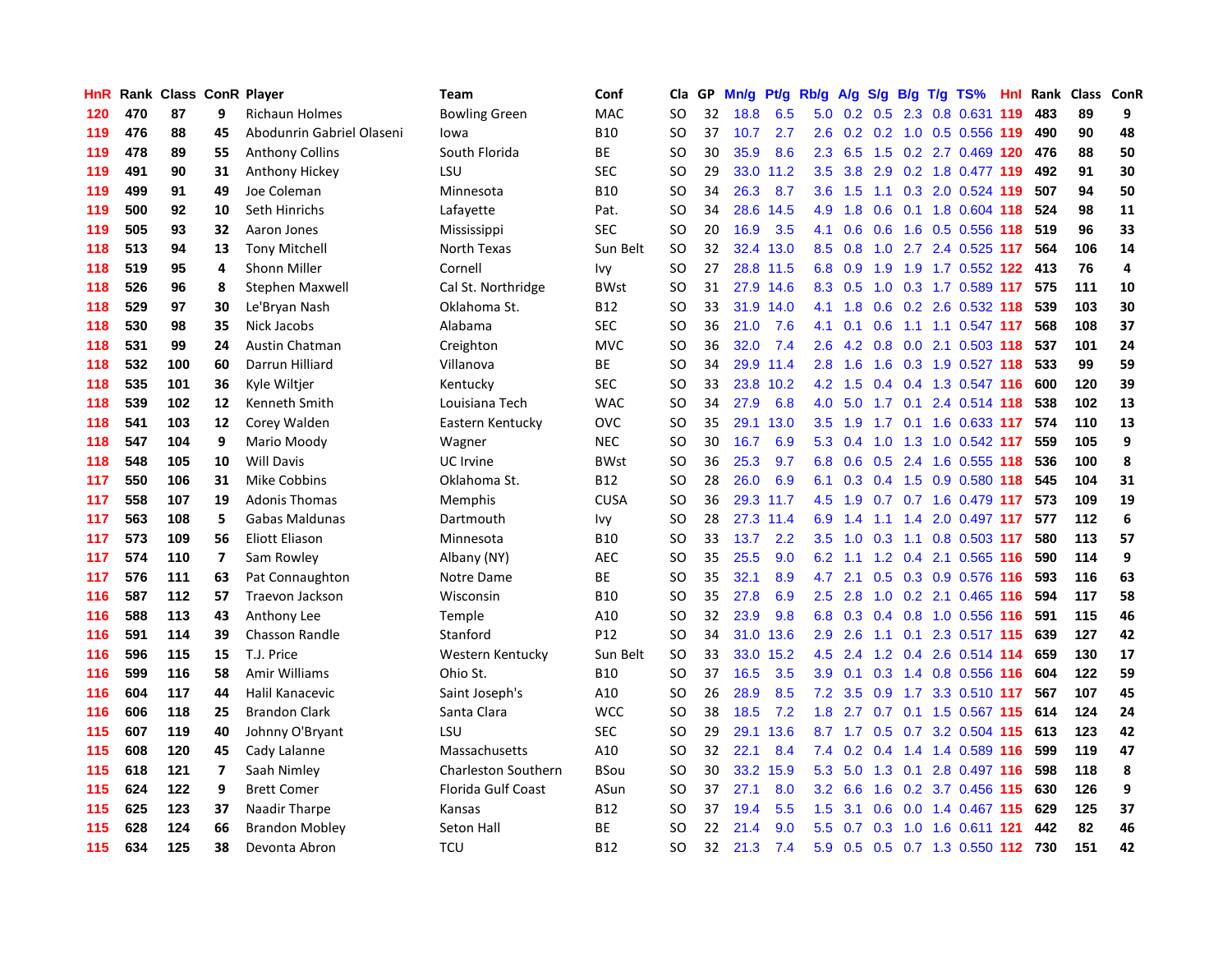| HnR | Rank | Class | ConR | Player | Team | Conf | Cla | GP | Mn/g | Pt/g | Rb/g | A/g | S/g | B/g | T/g | TS% | HnI | Rank | Class | ConR |
|---|---|---|---|---|---|---|---|---|---|---|---|---|---|---|---|---|---|---|---|---|
| 120 | 470 | 87 | 9 | Richaun Holmes | Bowling Green | MAC | SO | 32 | 18.8 | 6.5 | 5.0 | 0.2 | 0.5 | 2.3 | 0.8 | 0.631 | 119 | 483 | 89 | 9 |
| 119 | 476 | 88 | 45 | Abodunrin Gabriel Olaseni | Iowa | B10 | SO | 37 | 10.7 | 2.7 | 2.6 | 0.2 | 0.2 | 1.0 | 0.5 | 0.556 | 119 | 490 | 90 | 48 |
| 119 | 478 | 89 | 55 | Anthony Collins | South Florida | BE | SO | 30 | 35.9 | 8.6 | 2.3 | 6.5 | 1.5 | 0.2 | 2.7 | 0.469 | 120 | 476 | 88 | 50 |
| 119 | 491 | 90 | 31 | Anthony Hickey | LSU | SEC | SO | 29 | 33.0 | 11.2 | 3.5 | 3.8 | 2.9 | 0.2 | 1.8 | 0.477 | 119 | 492 | 91 | 30 |
| 119 | 499 | 91 | 49 | Joe Coleman | Minnesota | B10 | SO | 34 | 26.3 | 8.7 | 3.6 | 1.5 | 1.1 | 0.3 | 2.0 | 0.524 | 119 | 507 | 94 | 50 |
| 119 | 500 | 92 | 10 | Seth Hinrichs | Lafayette | Pat. | SO | 34 | 28.6 | 14.5 | 4.9 | 1.8 | 0.6 | 0.1 | 1.8 | 0.604 | 118 | 524 | 98 | 11 |
| 119 | 505 | 93 | 32 | Aaron Jones | Mississippi | SEC | SO | 20 | 16.9 | 3.5 | 4.1 | 0.6 | 0.6 | 1.6 | 0.5 | 0.556 | 118 | 519 | 96 | 33 |
| 118 | 513 | 94 | 13 | Tony Mitchell | North Texas | Sun Belt | SO | 32 | 32.4 | 13.0 | 8.5 | 0.8 | 1.0 | 2.7 | 2.4 | 0.525 | 117 | 564 | 106 | 14 |
| 118 | 519 | 95 | 4 | Shonn Miller | Cornell | Ivy | SO | 27 | 28.8 | 11.5 | 6.8 | 0.9 | 1.9 | 1.9 | 1.7 | 0.552 | 122 | 413 | 76 | 4 |
| 118 | 526 | 96 | 8 | Stephen Maxwell | Cal St. Northridge | BWst | SO | 31 | 27.9 | 14.6 | 8.3 | 0.5 | 1.0 | 0.3 | 1.7 | 0.589 | 117 | 575 | 111 | 10 |
| 118 | 529 | 97 | 30 | Le'Bryan Nash | Oklahoma St. | B12 | SO | 33 | 31.9 | 14.0 | 4.1 | 1.8 | 0.6 | 0.2 | 2.6 | 0.532 | 118 | 539 | 103 | 30 |
| 118 | 530 | 98 | 35 | Nick Jacobs | Alabama | SEC | SO | 36 | 21.0 | 7.6 | 4.1 | 0.1 | 0.6 | 1.1 | 1.1 | 0.547 | 117 | 568 | 108 | 37 |
| 118 | 531 | 99 | 24 | Austin Chatman | Creighton | MVC | SO | 36 | 32.0 | 7.4 | 2.6 | 4.2 | 0.8 | 0.0 | 2.1 | 0.503 | 118 | 537 | 101 | 24 |
| 118 | 532 | 100 | 60 | Darrun Hilliard | Villanova | BE | SO | 34 | 29.9 | 11.4 | 2.8 | 1.6 | 1.6 | 0.3 | 1.9 | 0.527 | 118 | 533 | 99 | 59 |
| 118 | 535 | 101 | 36 | Kyle Wiltjer | Kentucky | SEC | SO | 33 | 23.8 | 10.2 | 4.2 | 1.5 | 0.4 | 0.4 | 1.3 | 0.547 | 116 | 600 | 120 | 39 |
| 118 | 539 | 102 | 12 | Kenneth Smith | Louisiana Tech | WAC | SO | 34 | 27.9 | 6.8 | 4.0 | 5.0 | 1.7 | 0.1 | 2.4 | 0.514 | 118 | 538 | 102 | 13 |
| 118 | 541 | 103 | 12 | Corey Walden | Eastern Kentucky | OVC | SO | 35 | 29.1 | 13.0 | 3.5 | 1.9 | 1.7 | 0.1 | 1.6 | 0.633 | 117 | 574 | 110 | 13 |
| 118 | 547 | 104 | 9 | Mario Moody | Wagner | NEC | SO | 30 | 16.7 | 6.9 | 5.3 | 0.4 | 1.0 | 1.3 | 1.0 | 0.542 | 117 | 559 | 105 | 9 |
| 118 | 548 | 105 | 10 | Will Davis | UC Irvine | BWst | SO | 36 | 25.3 | 9.7 | 6.8 | 0.6 | 0.5 | 2.4 | 1.6 | 0.555 | 118 | 536 | 100 | 8 |
| 117 | 550 | 106 | 31 | Mike Cobbins | Oklahoma St. | B12 | SO | 28 | 26.0 | 6.9 | 6.1 | 0.3 | 0.4 | 1.5 | 0.9 | 0.580 | 118 | 545 | 104 | 31 |
| 117 | 558 | 107 | 19 | Adonis Thomas | Memphis | CUSA | SO | 36 | 29.3 | 11.7 | 4.5 | 1.9 | 0.7 | 0.7 | 1.6 | 0.479 | 117 | 573 | 109 | 19 |
| 117 | 563 | 108 | 5 | Gabas Maldunas | Dartmouth | Ivy | SO | 28 | 27.3 | 11.4 | 6.9 | 1.4 | 1.1 | 1.4 | 2.0 | 0.497 | 117 | 577 | 112 | 6 |
| 117 | 573 | 109 | 56 | Eliott Eliason | Minnesota | B10 | SO | 33 | 13.7 | 2.2 | 3.5 | 1.0 | 0.3 | 1.1 | 0.8 | 0.503 | 117 | 580 | 113 | 57 |
| 117 | 574 | 110 | 7 | Sam Rowley | Albany (NY) | AEC | SO | 35 | 25.5 | 9.0 | 6.2 | 1.1 | 1.2 | 0.4 | 2.1 | 0.565 | 116 | 590 | 114 | 9 |
| 117 | 576 | 111 | 63 | Pat Connaughton | Notre Dame | BE | SO | 35 | 32.1 | 8.9 | 4.7 | 2.1 | 0.5 | 0.3 | 0.9 | 0.576 | 116 | 593 | 116 | 63 |
| 116 | 587 | 112 | 57 | Traevon Jackson | Wisconsin | B10 | SO | 35 | 27.8 | 6.9 | 2.5 | 2.8 | 1.0 | 0.2 | 2.1 | 0.465 | 116 | 594 | 117 | 58 |
| 116 | 588 | 113 | 43 | Anthony Lee | Temple | A10 | SO | 32 | 23.9 | 9.8 | 6.8 | 0.3 | 0.4 | 0.8 | 1.0 | 0.556 | 116 | 591 | 115 | 46 |
| 116 | 591 | 114 | 39 | Chasson Randle | Stanford | P12 | SO | 34 | 31.0 | 13.6 | 2.9 | 2.6 | 1.1 | 0.1 | 2.3 | 0.517 | 115 | 639 | 127 | 42 |
| 116 | 596 | 115 | 15 | T.J. Price | Western Kentucky | Sun Belt | SO | 33 | 33.0 | 15.2 | 4.5 | 2.4 | 1.2 | 0.4 | 2.6 | 0.514 | 114 | 659 | 130 | 17 |
| 116 | 599 | 116 | 58 | Amir Williams | Ohio St. | B10 | SO | 37 | 16.5 | 3.5 | 3.9 | 0.1 | 0.3 | 1.4 | 0.8 | 0.556 | 116 | 604 | 122 | 59 |
| 116 | 604 | 117 | 44 | Halil Kanacevic | Saint Joseph's | A10 | SO | 26 | 28.9 | 8.5 | 7.2 | 3.5 | 0.9 | 1.7 | 3.3 | 0.510 | 117 | 567 | 107 | 45 |
| 116 | 606 | 118 | 25 | Brandon Clark | Santa Clara | WCC | SO | 38 | 18.5 | 7.2 | 1.8 | 2.7 | 0.7 | 0.1 | 1.5 | 0.567 | 115 | 614 | 124 | 24 |
| 115 | 607 | 119 | 40 | Johnny O'Bryant | LSU | SEC | SO | 29 | 29.1 | 13.6 | 8.7 | 1.7 | 0.5 | 0.7 | 3.2 | 0.504 | 115 | 613 | 123 | 42 |
| 115 | 608 | 120 | 45 | Cady Lalanne | Massachusetts | A10 | SO | 32 | 22.1 | 8.4 | 7.4 | 0.2 | 0.4 | 1.4 | 1.4 | 0.589 | 116 | 599 | 119 | 47 |
| 115 | 618 | 121 | 7 | Saah Nimley | Charleston Southern | BSou | SO | 30 | 33.2 | 15.9 | 5.3 | 5.0 | 1.3 | 0.1 | 2.8 | 0.497 | 116 | 598 | 118 | 8 |
| 115 | 624 | 122 | 9 | Brett Comer | Florida Gulf Coast | ASun | SO | 37 | 27.1 | 8.0 | 3.2 | 6.6 | 1.6 | 0.2 | 3.7 | 0.456 | 115 | 630 | 126 | 9 |
| 115 | 625 | 123 | 37 | Naadir Tharpe | Kansas | B12 | SO | 37 | 19.4 | 5.5 | 1.5 | 3.1 | 0.6 | 0.0 | 1.4 | 0.467 | 115 | 629 | 125 | 37 |
| 115 | 628 | 124 | 66 | Brandon Mobley | Seton Hall | BE | SO | 22 | 21.4 | 9.0 | 5.5 | 0.7 | 0.3 | 1.0 | 1.6 | 0.611 | 121 | 442 | 82 | 46 |
| 115 | 634 | 125 | 38 | Devonta Abron | TCU | B12 | SO | 32 | 21.3 | 7.4 | 5.9 | 0.5 | 0.5 | 0.7 | 1.3 | 0.550 | 112 | 730 | 151 | 42 |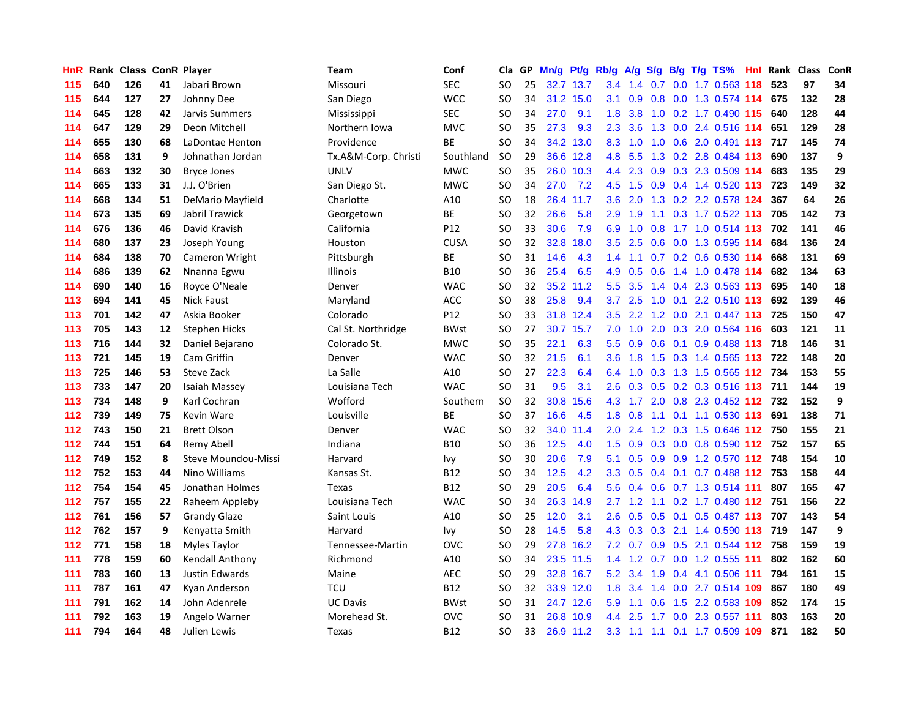| HnR | Rank | Class | ConR | Player | Team | Conf | Cla | GP | Mn/g | Pt/g | Rb/g | A/g | S/g | B/g | T/g | TS% | HnI | Rank | Class | ConR |
|---|---|---|---|---|---|---|---|---|---|---|---|---|---|---|---|---|---|---|---|---|
| 115 | 640 | 126 | 41 | Jabari Brown | Missouri | SEC | SO | 25 | 32.7 | 13.7 | 3.4 | 1.4 | 0.7 | 0.0 | 1.7 | 0.563 | 118 | 523 | 97 | 34 |
| 115 | 644 | 127 | 27 | Johnny Dee | San Diego | WCC | SO | 34 | 31.2 | 15.0 | 3.1 | 0.9 | 0.8 | 0.0 | 1.3 | 0.574 | 114 | 675 | 132 | 28 |
| 114 | 645 | 128 | 42 | Jarvis Summers | Mississippi | SEC | SO | 34 | 27.0 | 9.1 | 1.8 | 3.8 | 1.0 | 0.2 | 1.7 | 0.490 | 115 | 640 | 128 | 44 |
| 114 | 647 | 129 | 29 | Deon Mitchell | Northern Iowa | MVC | SO | 35 | 27.3 | 9.3 | 2.3 | 3.6 | 1.3 | 0.0 | 2.4 | 0.516 | 114 | 651 | 129 | 28 |
| 114 | 655 | 130 | 68 | LaDontae Henton | Providence | BE | SO | 34 | 34.2 | 13.0 | 8.3 | 1.0 | 1.0 | 0.6 | 2.0 | 0.491 | 113 | 717 | 145 | 74 |
| 114 | 658 | 131 | 9 | Johnathan Jordan | Tx.A&M-Corp. Christi | Southland | SO | 29 | 36.6 | 12.8 | 4.8 | 5.5 | 1.3 | 0.2 | 2.8 | 0.484 | 113 | 690 | 137 | 9 |
| 114 | 663 | 132 | 30 | Bryce Jones | UNLV | MWC | SO | 35 | 26.0 | 10.3 | 4.4 | 2.3 | 0.9 | 0.3 | 2.3 | 0.509 | 114 | 683 | 135 | 29 |
| 114 | 665 | 133 | 31 | J.J. O'Brien | San Diego St. | MWC | SO | 34 | 27.0 | 7.2 | 4.5 | 1.5 | 0.9 | 0.4 | 1.4 | 0.520 | 113 | 723 | 149 | 32 |
| 114 | 668 | 134 | 51 | DeMario Mayfield | Charlotte | A10 | SO | 18 | 26.4 | 11.7 | 3.6 | 2.0 | 1.3 | 0.2 | 2.2 | 0.578 | 124 | 367 | 64 | 26 |
| 114 | 673 | 135 | 69 | Jabril Trawick | Georgetown | BE | SO | 32 | 26.6 | 5.8 | 2.9 | 1.9 | 1.1 | 0.3 | 1.7 | 0.522 | 113 | 705 | 142 | 73 |
| 114 | 676 | 136 | 46 | David Kravish | California | P12 | SO | 33 | 30.6 | 7.9 | 6.9 | 1.0 | 0.8 | 1.7 | 1.0 | 0.514 | 113 | 702 | 141 | 46 |
| 114 | 680 | 137 | 23 | Joseph Young | Houston | CUSA | SO | 32 | 32.8 | 18.0 | 3.5 | 2.5 | 0.6 | 0.0 | 1.3 | 0.595 | 114 | 684 | 136 | 24 |
| 114 | 684 | 138 | 70 | Cameron Wright | Pittsburgh | BE | SO | 31 | 14.6 | 4.3 | 1.4 | 1.1 | 0.7 | 0.2 | 0.6 | 0.530 | 114 | 668 | 131 | 69 |
| 114 | 686 | 139 | 62 | Nnanna Egwu | Illinois | B10 | SO | 36 | 25.4 | 6.5 | 4.9 | 0.5 | 0.6 | 1.4 | 1.0 | 0.478 | 114 | 682 | 134 | 63 |
| 114 | 690 | 140 | 16 | Royce O'Neale | Denver | WAC | SO | 32 | 35.2 | 11.2 | 5.5 | 3.5 | 1.4 | 0.4 | 2.3 | 0.563 | 113 | 695 | 140 | 18 |
| 113 | 694 | 141 | 45 | Nick Faust | Maryland | ACC | SO | 38 | 25.8 | 9.4 | 3.7 | 2.5 | 1.0 | 0.1 | 2.2 | 0.510 | 113 | 692 | 139 | 46 |
| 113 | 701 | 142 | 47 | Askia Booker | Colorado | P12 | SO | 33 | 31.8 | 12.4 | 3.5 | 2.2 | 1.2 | 0.0 | 2.1 | 0.447 | 113 | 725 | 150 | 47 |
| 113 | 705 | 143 | 12 | Stephen Hicks | Cal St. Northridge | BWst | SO | 27 | 30.7 | 15.7 | 7.0 | 1.0 | 2.0 | 0.3 | 2.0 | 0.564 | 116 | 603 | 121 | 11 |
| 113 | 716 | 144 | 32 | Daniel Bejarano | Colorado St. | MWC | SO | 35 | 22.1 | 6.3 | 5.5 | 0.9 | 0.6 | 0.1 | 0.9 | 0.488 | 113 | 718 | 146 | 31 |
| 113 | 721 | 145 | 19 | Cam Griffin | Denver | WAC | SO | 32 | 21.5 | 6.1 | 3.6 | 1.8 | 1.5 | 0.3 | 1.4 | 0.565 | 113 | 722 | 148 | 20 |
| 113 | 725 | 146 | 53 | Steve Zack | La Salle | A10 | SO | 27 | 22.3 | 6.4 | 6.4 | 1.0 | 0.3 | 1.3 | 1.5 | 0.565 | 112 | 734 | 153 | 55 |
| 113 | 733 | 147 | 20 | Isaiah Massey | Louisiana Tech | WAC | SO | 31 | 9.5 | 3.1 | 2.6 | 0.3 | 0.5 | 0.2 | 0.3 | 0.516 | 113 | 711 | 144 | 19 |
| 113 | 734 | 148 | 9 | Karl Cochran | Wofford | Southern | SO | 32 | 30.8 | 15.6 | 4.3 | 1.7 | 2.0 | 0.8 | 2.3 | 0.452 | 112 | 732 | 152 | 9 |
| 112 | 739 | 149 | 75 | Kevin Ware | Louisville | BE | SO | 37 | 16.6 | 4.5 | 1.8 | 0.8 | 1.1 | 0.1 | 1.1 | 0.530 | 113 | 691 | 138 | 71 |
| 112 | 743 | 150 | 21 | Brett Olson | Denver | WAC | SO | 32 | 34.0 | 11.4 | 2.0 | 2.4 | 1.2 | 0.3 | 1.5 | 0.646 | 112 | 750 | 155 | 21 |
| 112 | 744 | 151 | 64 | Remy Abell | Indiana | B10 | SO | 36 | 12.5 | 4.0 | 1.5 | 0.9 | 0.3 | 0.0 | 0.8 | 0.590 | 112 | 752 | 157 | 65 |
| 112 | 749 | 152 | 8 | Steve Moundou-Missi | Harvard | Ivy | SO | 30 | 20.6 | 7.9 | 5.1 | 0.5 | 0.9 | 0.9 | 1.2 | 0.570 | 112 | 748 | 154 | 10 |
| 112 | 752 | 153 | 44 | Nino Williams | Kansas St. | B12 | SO | 34 | 12.5 | 4.2 | 3.3 | 0.5 | 0.4 | 0.1 | 0.7 | 0.488 | 112 | 753 | 158 | 44 |
| 112 | 754 | 154 | 45 | Jonathan Holmes | Texas | B12 | SO | 29 | 20.5 | 6.4 | 5.6 | 0.4 | 0.6 | 0.7 | 1.3 | 0.514 | 111 | 807 | 165 | 47 |
| 112 | 757 | 155 | 22 | Raheem Appleby | Louisiana Tech | WAC | SO | 34 | 26.3 | 14.9 | 2.7 | 1.2 | 1.1 | 0.2 | 1.7 | 0.480 | 112 | 751 | 156 | 22 |
| 112 | 761 | 156 | 57 | Grandy Glaze | Saint Louis | A10 | SO | 25 | 12.0 | 3.1 | 2.6 | 0.5 | 0.5 | 0.1 | 0.5 | 0.487 | 113 | 707 | 143 | 54 |
| 112 | 762 | 157 | 9 | Kenyatta Smith | Harvard | Ivy | SO | 28 | 14.5 | 5.8 | 4.3 | 0.3 | 0.3 | 2.1 | 1.4 | 0.590 | 113 | 719 | 147 | 9 |
| 112 | 771 | 158 | 18 | Myles Taylor | Tennessee-Martin | OVC | SO | 29 | 27.8 | 16.2 | 7.2 | 0.7 | 0.9 | 0.5 | 2.1 | 0.544 | 112 | 758 | 159 | 19 |
| 111 | 778 | 159 | 60 | Kendall Anthony | Richmond | A10 | SO | 34 | 23.5 | 11.5 | 1.4 | 1.2 | 0.7 | 0.0 | 1.2 | 0.555 | 111 | 802 | 162 | 60 |
| 111 | 783 | 160 | 13 | Justin Edwards | Maine | AEC | SO | 29 | 32.8 | 16.7 | 5.2 | 3.4 | 1.9 | 0.4 | 4.1 | 0.506 | 111 | 794 | 161 | 15 |
| 111 | 787 | 161 | 47 | Kyan Anderson | TCU | B12 | SO | 32 | 33.9 | 12.0 | 1.8 | 3.4 | 1.4 | 0.0 | 2.7 | 0.514 | 109 | 867 | 180 | 49 |
| 111 | 791 | 162 | 14 | John Adenrele | UC Davis | BWst | SO | 31 | 24.7 | 12.6 | 5.9 | 1.1 | 0.6 | 1.5 | 2.2 | 0.583 | 109 | 852 | 174 | 15 |
| 111 | 792 | 163 | 19 | Angelo Warner | Morehead St. | OVC | SO | 31 | 26.8 | 10.9 | 4.4 | 2.5 | 1.7 | 0.0 | 2.3 | 0.557 | 111 | 803 | 163 | 20 |
| 111 | 794 | 164 | 48 | Julien Lewis | Texas | B12 | SO | 33 | 26.9 | 11.2 | 3.3 | 1.1 | 1.1 | 0.1 | 1.7 | 0.509 | 109 | 871 | 182 | 50 |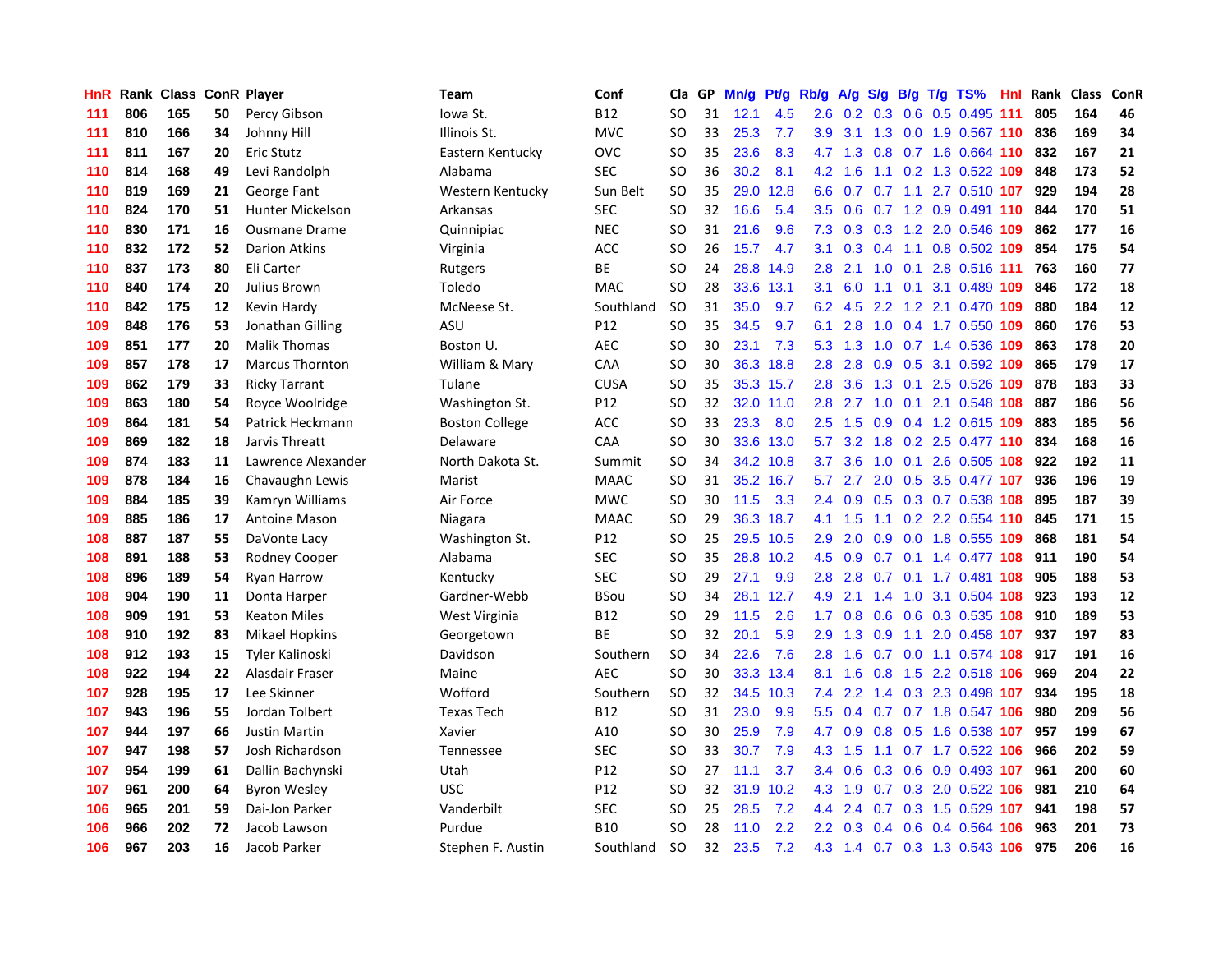| HnR | Rank | Class | ConR | Player | Team | Conf | Cla | GP | Mn/g | Pt/g | Rb/g | A/g | S/g | B/g | T/g | TS% | HnI | Rank | Class | ConR |
|---|---|---|---|---|---|---|---|---|---|---|---|---|---|---|---|---|---|---|---|---|
| 111 | 806 | 165 | 50 | Percy Gibson | Iowa St. | B12 | SO | 31 | 12.1 | 4.5 | 2.6 | 0.2 | 0.3 | 0.6 | 0.5 | 0.495 | 111 | 805 | 164 | 46 |
| 111 | 810 | 166 | 34 | Johnny Hill | Illinois St. | MVC | SO | 33 | 25.3 | 7.7 | 3.9 | 3.1 | 1.3 | 0.0 | 1.9 | 0.567 | 110 | 836 | 169 | 34 |
| 111 | 811 | 167 | 20 | Eric Stutz | Eastern Kentucky | OVC | SO | 35 | 23.6 | 8.3 | 4.7 | 1.3 | 0.8 | 0.7 | 1.6 | 0.664 | 110 | 832 | 167 | 21 |
| 110 | 814 | 168 | 49 | Levi Randolph | Alabama | SEC | SO | 36 | 30.2 | 8.1 | 4.2 | 1.6 | 1.1 | 0.2 | 1.3 | 0.522 | 109 | 848 | 173 | 52 |
| 110 | 819 | 169 | 21 | George Fant | Western Kentucky | Sun Belt | SO | 35 | 29.0 | 12.8 | 6.6 | 0.7 | 0.7 | 1.1 | 2.7 | 0.510 | 107 | 929 | 194 | 28 |
| 110 | 824 | 170 | 51 | Hunter Mickelson | Arkansas | SEC | SO | 32 | 16.6 | 5.4 | 3.5 | 0.6 | 0.7 | 1.2 | 0.9 | 0.491 | 110 | 844 | 170 | 51 |
| 110 | 830 | 171 | 16 | Ousmane Drame | Quinnipiac | NEC | SO | 31 | 21.6 | 9.6 | 7.3 | 0.3 | 0.3 | 1.2 | 2.0 | 0.546 | 109 | 862 | 177 | 16 |
| 110 | 832 | 172 | 52 | Darion Atkins | Virginia | ACC | SO | 26 | 15.7 | 4.7 | 3.1 | 0.3 | 0.4 | 1.1 | 0.8 | 0.502 | 109 | 854 | 175 | 54 |
| 110 | 837 | 173 | 80 | Eli Carter | Rutgers | BE | SO | 24 | 28.8 | 14.9 | 2.8 | 2.1 | 1.0 | 0.1 | 2.8 | 0.516 | 111 | 763 | 160 | 77 |
| 110 | 840 | 174 | 20 | Julius Brown | Toledo | MAC | SO | 28 | 33.6 | 13.1 | 3.1 | 6.0 | 1.1 | 0.1 | 3.1 | 0.489 | 109 | 846 | 172 | 18 |
| 110 | 842 | 175 | 12 | Kevin Hardy | McNeese St. | Southland | SO | 31 | 35.0 | 9.7 | 6.2 | 4.5 | 2.2 | 1.2 | 2.1 | 0.470 | 109 | 880 | 184 | 12 |
| 109 | 848 | 176 | 53 | Jonathan Gilling | ASU | P12 | SO | 35 | 34.5 | 9.7 | 6.1 | 2.8 | 1.0 | 0.4 | 1.7 | 0.550 | 109 | 860 | 176 | 53 |
| 109 | 851 | 177 | 20 | Malik Thomas | Boston U. | AEC | SO | 30 | 23.1 | 7.3 | 5.3 | 1.3 | 1.0 | 0.7 | 1.4 | 0.536 | 109 | 863 | 178 | 20 |
| 109 | 857 | 178 | 17 | Marcus Thornton | William & Mary | CAA | SO | 30 | 36.3 | 18.8 | 2.8 | 2.8 | 0.9 | 0.5 | 3.1 | 0.592 | 109 | 865 | 179 | 17 |
| 109 | 862 | 179 | 33 | Ricky Tarrant | Tulane | CUSA | SO | 35 | 35.3 | 15.7 | 2.8 | 3.6 | 1.3 | 0.1 | 2.5 | 0.526 | 109 | 878 | 183 | 33 |
| 109 | 863 | 180 | 54 | Royce Woolridge | Washington St. | P12 | SO | 32 | 32.0 | 11.0 | 2.8 | 2.7 | 1.0 | 0.1 | 2.1 | 0.548 | 108 | 887 | 186 | 56 |
| 109 | 864 | 181 | 54 | Patrick Heckmann | Boston College | ACC | SO | 33 | 23.3 | 8.0 | 2.5 | 1.5 | 0.9 | 0.4 | 1.2 | 0.615 | 109 | 883 | 185 | 56 |
| 109 | 869 | 182 | 18 | Jarvis Threatt | Delaware | CAA | SO | 30 | 33.6 | 13.0 | 5.7 | 3.2 | 1.8 | 0.2 | 2.5 | 0.477 | 110 | 834 | 168 | 16 |
| 109 | 874 | 183 | 11 | Lawrence Alexander | North Dakota St. | Summit | SO | 34 | 34.2 | 10.8 | 3.7 | 3.6 | 1.0 | 0.1 | 2.6 | 0.505 | 108 | 922 | 192 | 11 |
| 109 | 878 | 184 | 16 | Chavaughn Lewis | Marist | MAAC | SO | 31 | 35.2 | 16.7 | 5.7 | 2.7 | 2.0 | 0.5 | 3.5 | 0.477 | 107 | 936 | 196 | 19 |
| 109 | 884 | 185 | 39 | Kamryn Williams | Air Force | MWC | SO | 30 | 11.5 | 3.3 | 2.4 | 0.9 | 0.5 | 0.3 | 0.7 | 0.538 | 108 | 895 | 187 | 39 |
| 109 | 885 | 186 | 17 | Antoine Mason | Niagara | MAAC | SO | 29 | 36.3 | 18.7 | 4.1 | 1.5 | 1.1 | 0.2 | 2.2 | 0.554 | 110 | 845 | 171 | 15 |
| 108 | 887 | 187 | 55 | DaVonte Lacy | Washington St. | P12 | SO | 25 | 29.5 | 10.5 | 2.9 | 2.0 | 0.9 | 0.0 | 1.8 | 0.555 | 109 | 868 | 181 | 54 |
| 108 | 891 | 188 | 53 | Rodney Cooper | Alabama | SEC | SO | 35 | 28.8 | 10.2 | 4.5 | 0.9 | 0.7 | 0.1 | 1.4 | 0.477 | 108 | 911 | 190 | 54 |
| 108 | 896 | 189 | 54 | Ryan Harrow | Kentucky | SEC | SO | 29 | 27.1 | 9.9 | 2.8 | 2.8 | 0.7 | 0.1 | 1.7 | 0.481 | 108 | 905 | 188 | 53 |
| 108 | 904 | 190 | 11 | Donta Harper | Gardner-Webb | BSou | SO | 34 | 28.1 | 12.7 | 4.9 | 2.1 | 1.4 | 1.0 | 3.1 | 0.504 | 108 | 923 | 193 | 12 |
| 108 | 909 | 191 | 53 | Keaton Miles | West Virginia | B12 | SO | 29 | 11.5 | 2.6 | 1.7 | 0.8 | 0.6 | 0.6 | 0.3 | 0.535 | 108 | 910 | 189 | 53 |
| 108 | 910 | 192 | 83 | Mikael Hopkins | Georgetown | BE | SO | 32 | 20.1 | 5.9 | 2.9 | 1.3 | 0.9 | 1.1 | 2.0 | 0.458 | 107 | 937 | 197 | 83 |
| 108 | 912 | 193 | 15 | Tyler Kalinoski | Davidson | Southern | SO | 34 | 22.6 | 7.6 | 2.8 | 1.6 | 0.7 | 0.0 | 1.1 | 0.574 | 108 | 917 | 191 | 16 |
| 108 | 922 | 194 | 22 | Alasdair Fraser | Maine | AEC | SO | 30 | 33.3 | 13.4 | 8.1 | 1.6 | 0.8 | 1.5 | 2.2 | 0.518 | 106 | 969 | 204 | 22 |
| 107 | 928 | 195 | 17 | Lee Skinner | Wofford | Southern | SO | 32 | 34.5 | 10.3 | 7.4 | 2.2 | 1.4 | 0.3 | 2.3 | 0.498 | 107 | 934 | 195 | 18 |
| 107 | 943 | 196 | 55 | Jordan Tolbert | Texas Tech | B12 | SO | 31 | 23.0 | 9.9 | 5.5 | 0.4 | 0.7 | 0.7 | 1.8 | 0.547 | 106 | 980 | 209 | 56 |
| 107 | 944 | 197 | 66 | Justin Martin | Xavier | A10 | SO | 30 | 25.9 | 7.9 | 4.7 | 0.9 | 0.8 | 0.5 | 1.6 | 0.538 | 107 | 957 | 199 | 67 |
| 107 | 947 | 198 | 57 | Josh Richardson | Tennessee | SEC | SO | 33 | 30.7 | 7.9 | 4.3 | 1.5 | 1.1 | 0.7 | 1.7 | 0.522 | 106 | 966 | 202 | 59 |
| 107 | 954 | 199 | 61 | Dallin Bachynski | Utah | P12 | SO | 27 | 11.1 | 3.7 | 3.4 | 0.6 | 0.3 | 0.6 | 0.9 | 0.493 | 107 | 961 | 200 | 60 |
| 107 | 961 | 200 | 64 | Byron Wesley | USC | P12 | SO | 32 | 31.9 | 10.2 | 4.3 | 1.9 | 0.7 | 0.3 | 2.0 | 0.522 | 106 | 981 | 210 | 64 |
| 106 | 965 | 201 | 59 | Dai-Jon Parker | Vanderbilt | SEC | SO | 25 | 28.5 | 7.2 | 4.4 | 2.4 | 0.7 | 0.3 | 1.5 | 0.529 | 107 | 941 | 198 | 57 |
| 106 | 966 | 202 | 72 | Jacob Lawson | Purdue | B10 | SO | 28 | 11.0 | 2.2 | 2.2 | 0.3 | 0.4 | 0.6 | 0.4 | 0.564 | 106 | 963 | 201 | 73 |
| 106 | 967 | 203 | 16 | Jacob Parker | Stephen F. Austin | Southland | SO | 32 | 23.5 | 7.2 | 4.3 | 1.4 | 0.7 | 0.3 | 1.3 | 0.543 | 106 | 975 | 206 | 16 |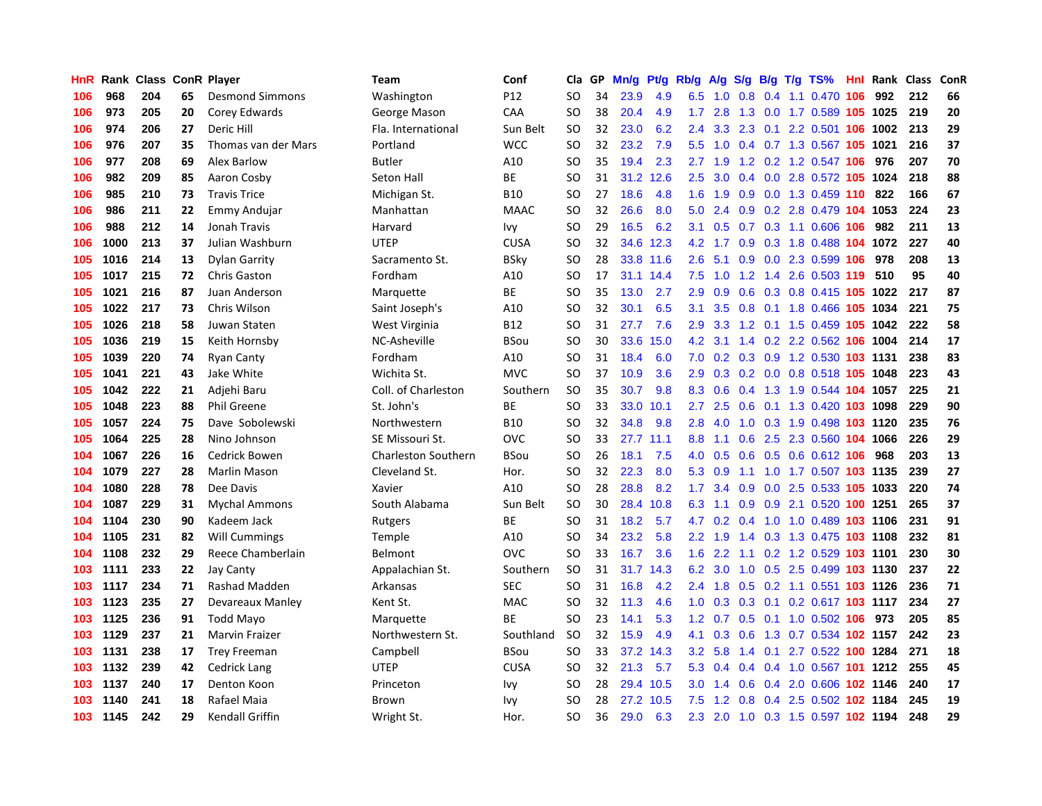| HnR | Rank | Class | ConR | Player | Team | Conf | Cla | GP | Mn/g | Pt/g | Rb/g | A/g | S/g | B/g | T/g | TS% | HnI | Rank | Class | ConR |
|---|---|---|---|---|---|---|---|---|---|---|---|---|---|---|---|---|---|---|---|---|
| 106 | 968 | 204 | 65 | Desmond Simmons | Washington | P12 | SO | 34 | 23.9 | 4.9 | 6.5 | 1.0 | 0.8 | 0.4 | 1.1 | 0.470 | 106 | 992 | 212 | 66 |
| 106 | 973 | 205 | 20 | Corey Edwards | George Mason | CAA | SO | 38 | 20.4 | 4.9 | 1.7 | 2.8 | 1.3 | 0.0 | 1.7 | 0.589 | 105 | 1025 | 219 | 20 |
| 106 | 974 | 206 | 27 | Deric Hill | Fla. International | Sun Belt | SO | 32 | 23.0 | 6.2 | 2.4 | 3.3 | 2.3 | 0.1 | 2.2 | 0.501 | 106 | 1002 | 213 | 29 |
| 106 | 976 | 207 | 35 | Thomas van der Mars | Portland | WCC | SO | 32 | 23.2 | 7.9 | 5.5 | 1.0 | 0.4 | 0.7 | 1.3 | 0.567 | 105 | 1021 | 216 | 37 |
| 106 | 977 | 208 | 69 | Alex Barlow | Butler | A10 | SO | 35 | 19.4 | 2.3 | 2.7 | 1.9 | 1.2 | 0.2 | 1.2 | 0.547 | 106 | 976 | 207 | 70 |
| 106 | 982 | 209 | 85 | Aaron Cosby | Seton Hall | BE | SO | 31 | 31.2 | 12.6 | 2.5 | 3.0 | 0.4 | 0.0 | 2.8 | 0.572 | 105 | 1024 | 218 | 88 |
| 106 | 985 | 210 | 73 | Travis Trice | Michigan St. | B10 | SO | 27 | 18.6 | 4.8 | 1.6 | 1.9 | 0.9 | 0.0 | 1.3 | 0.459 | 110 | 822 | 166 | 67 |
| 106 | 986 | 211 | 22 | Emmy Andujar | Manhattan | MAAC | SO | 32 | 26.6 | 8.0 | 5.0 | 2.4 | 0.9 | 0.2 | 2.8 | 0.479 | 104 | 1053 | 224 | 23 |
| 106 | 988 | 212 | 14 | Jonah Travis | Harvard | Ivy | SO | 29 | 16.5 | 6.2 | 3.1 | 0.5 | 0.7 | 0.3 | 1.1 | 0.606 | 106 | 982 | 211 | 13 |
| 106 | 1000 | 213 | 37 | Julian Washburn | UTEP | CUSA | SO | 32 | 34.6 | 12.3 | 4.2 | 1.7 | 0.9 | 0.3 | 1.8 | 0.488 | 104 | 1072 | 227 | 40 |
| 105 | 1016 | 214 | 13 | Dylan Garrity | Sacramento St. | BSky | SO | 28 | 33.8 | 11.6 | 2.6 | 5.1 | 0.9 | 0.0 | 2.3 | 0.599 | 106 | 978 | 208 | 13 |
| 105 | 1017 | 215 | 72 | Chris Gaston | Fordham | A10 | SO | 17 | 31.1 | 14.4 | 7.5 | 1.0 | 1.2 | 1.4 | 2.6 | 0.503 | 119 | 510 | 95 | 40 |
| 105 | 1021 | 216 | 87 | Juan Anderson | Marquette | BE | SO | 35 | 13.0 | 2.7 | 2.9 | 0.9 | 0.6 | 0.3 | 0.8 | 0.415 | 105 | 1022 | 217 | 87 |
| 105 | 1022 | 217 | 73 | Chris Wilson | Saint Joseph's | A10 | SO | 32 | 30.1 | 6.5 | 3.1 | 3.5 | 0.8 | 0.1 | 1.8 | 0.466 | 105 | 1034 | 221 | 75 |
| 105 | 1026 | 218 | 58 | Juwan Staten | West Virginia | B12 | SO | 31 | 27.7 | 7.6 | 2.9 | 3.3 | 1.2 | 0.1 | 1.5 | 0.459 | 105 | 1042 | 222 | 58 |
| 105 | 1036 | 219 | 15 | Keith Hornsby | NC-Asheville | BSou | SO | 30 | 33.6 | 15.0 | 4.2 | 3.1 | 1.4 | 0.2 | 2.2 | 0.562 | 106 | 1004 | 214 | 17 |
| 105 | 1039 | 220 | 74 | Ryan Canty | Fordham | A10 | SO | 31 | 18.4 | 6.0 | 7.0 | 0.2 | 0.3 | 0.9 | 1.2 | 0.530 | 103 | 1131 | 238 | 83 |
| 105 | 1041 | 221 | 43 | Jake White | Wichita St. | MVC | SO | 37 | 10.9 | 3.6 | 2.9 | 0.3 | 0.2 | 0.0 | 0.8 | 0.518 | 105 | 1048 | 223 | 43 |
| 105 | 1042 | 222 | 21 | Adjehi Baru | Coll. of Charleston | Southern | SO | 35 | 30.7 | 9.8 | 8.3 | 0.6 | 0.4 | 1.3 | 1.9 | 0.544 | 104 | 1057 | 225 | 21 |
| 105 | 1048 | 223 | 88 | Phil Greene | St. John's | BE | SO | 33 | 33.0 | 10.1 | 2.7 | 2.5 | 0.6 | 0.1 | 1.3 | 0.420 | 103 | 1098 | 229 | 90 |
| 105 | 1057 | 224 | 75 | Dave Sobolewski | Northwestern | B10 | SO | 32 | 34.8 | 9.8 | 2.8 | 4.0 | 1.0 | 0.3 | 1.9 | 0.498 | 103 | 1120 | 235 | 76 |
| 105 | 1064 | 225 | 28 | Nino Johnson | SE Missouri St. | OVC | SO | 33 | 27.7 | 11.1 | 8.8 | 1.1 | 0.6 | 2.5 | 2.3 | 0.560 | 104 | 1066 | 226 | 29 |
| 104 | 1067 | 226 | 16 | Cedrick Bowen | Charleston Southern | BSou | SO | 26 | 18.1 | 7.5 | 4.0 | 0.5 | 0.6 | 0.5 | 0.6 | 0.612 | 106 | 968 | 203 | 13 |
| 104 | 1079 | 227 | 28 | Marlin Mason | Cleveland St. | Hor. | SO | 32 | 22.3 | 8.0 | 5.3 | 0.9 | 1.1 | 1.0 | 1.7 | 0.507 | 103 | 1135 | 239 | 27 |
| 104 | 1080 | 228 | 78 | Dee Davis | Xavier | A10 | SO | 28 | 28.8 | 8.2 | 1.7 | 3.4 | 0.9 | 0.0 | 2.5 | 0.533 | 105 | 1033 | 220 | 74 |
| 104 | 1087 | 229 | 31 | Mychal Ammons | South Alabama | Sun Belt | SO | 30 | 28.4 | 10.8 | 6.3 | 1.1 | 0.9 | 0.9 | 2.1 | 0.520 | 100 | 1251 | 265 | 37 |
| 104 | 1104 | 230 | 90 | Kadeem Jack | Rutgers | BE | SO | 31 | 18.2 | 5.7 | 4.7 | 0.2 | 0.4 | 1.0 | 1.0 | 0.489 | 103 | 1106 | 231 | 91 |
| 104 | 1105 | 231 | 82 | Will Cummings | Temple | A10 | SO | 34 | 23.2 | 5.8 | 2.2 | 1.9 | 1.4 | 0.3 | 1.3 | 0.475 | 103 | 1108 | 232 | 81 |
| 104 | 1108 | 232 | 29 | Reece Chamberlain | Belmont | OVC | SO | 33 | 16.7 | 3.6 | 1.6 | 2.2 | 1.1 | 0.2 | 1.2 | 0.529 | 103 | 1101 | 230 | 30 |
| 103 | 1111 | 233 | 22 | Jay Canty | Appalachian St. | Southern | SO | 31 | 31.7 | 14.3 | 6.2 | 3.0 | 1.0 | 0.5 | 2.5 | 0.499 | 103 | 1130 | 237 | 22 |
| 103 | 1117 | 234 | 71 | Rashad Madden | Arkansas | SEC | SO | 31 | 16.8 | 4.2 | 2.4 | 1.8 | 0.5 | 0.2 | 1.1 | 0.551 | 103 | 1126 | 236 | 71 |
| 103 | 1123 | 235 | 27 | Devareaux Manley | Kent St. | MAC | SO | 32 | 11.3 | 4.6 | 1.0 | 0.3 | 0.3 | 0.1 | 0.2 | 0.617 | 103 | 1117 | 234 | 27 |
| 103 | 1125 | 236 | 91 | Todd Mayo | Marquette | BE | SO | 23 | 14.1 | 5.3 | 1.2 | 0.7 | 0.5 | 0.1 | 1.0 | 0.502 | 106 | 973 | 205 | 85 |
| 103 | 1129 | 237 | 21 | Marvin Frazier | Northwestern St. | Southland | SO | 32 | 15.9 | 4.9 | 4.1 | 0.3 | 0.6 | 1.3 | 0.7 | 0.534 | 102 | 1157 | 242 | 23 |
| 103 | 1131 | 238 | 17 | Trey Freeman | Campbell | BSou | SO | 33 | 37.2 | 14.3 | 3.2 | 5.8 | 1.4 | 0.1 | 2.7 | 0.522 | 100 | 1284 | 271 | 18 |
| 103 | 1132 | 239 | 42 | Cedrick Lang | UTEP | CUSA | SO | 32 | 21.3 | 5.7 | 5.3 | 0.4 | 0.4 | 0.4 | 1.0 | 0.567 | 101 | 1212 | 255 | 45 |
| 103 | 1137 | 240 | 17 | Denton Koon | Princeton | Ivy | SO | 28 | 29.4 | 10.5 | 3.0 | 1.4 | 0.6 | 0.4 | 2.0 | 0.606 | 102 | 1146 | 240 | 17 |
| 103 | 1140 | 241 | 18 | Rafael Maia | Brown | Ivy | SO | 28 | 27.2 | 10.5 | 7.5 | 1.2 | 0.8 | 0.4 | 2.5 | 0.502 | 102 | 1184 | 245 | 19 |
| 103 | 1145 | 242 | 29 | Kendall Griffin | Wright St. | Hor. | SO | 36 | 29.0 | 6.3 | 2.3 | 2.0 | 1.0 | 0.3 | 1.5 | 0.597 | 102 | 1194 | 248 | 29 |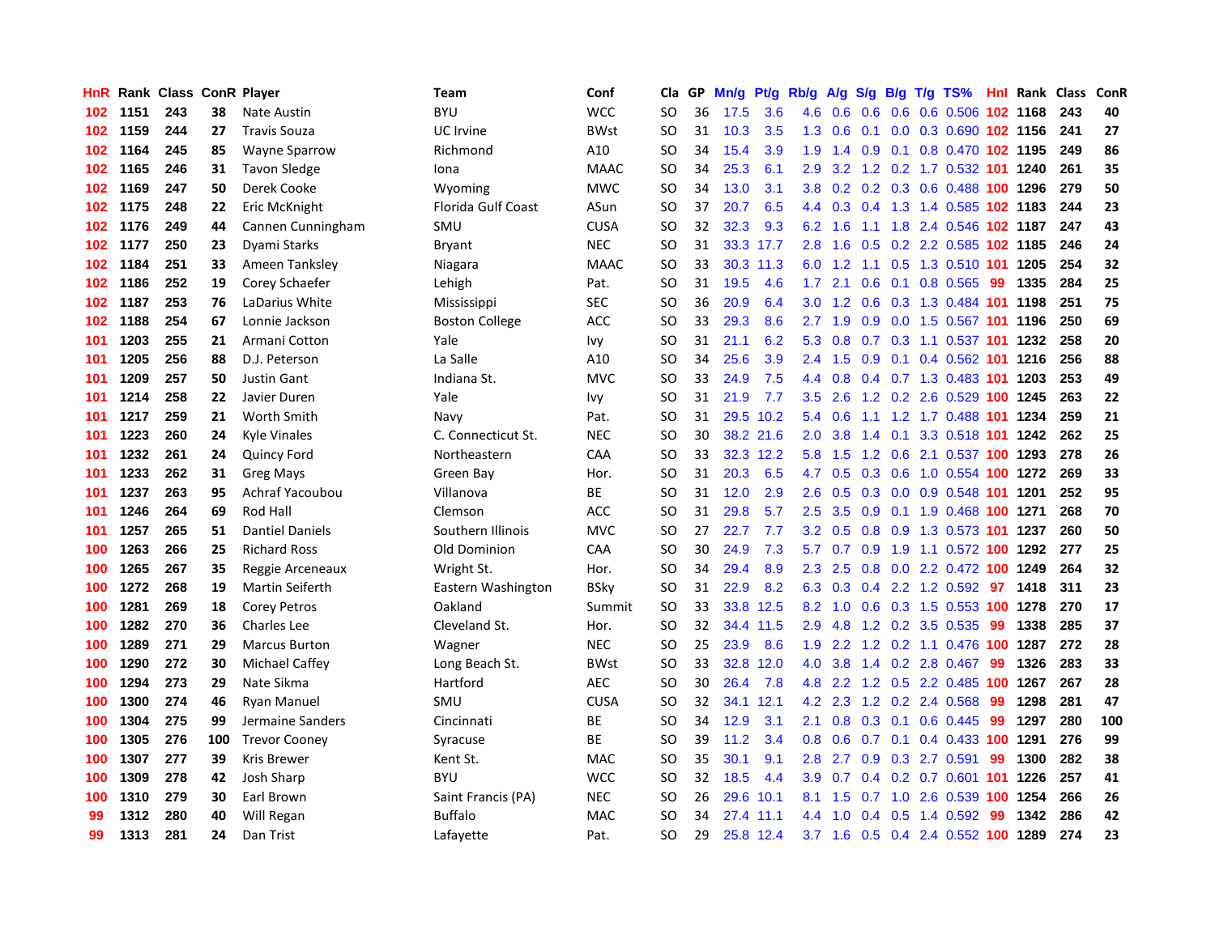| HnR | Rank | Class | ConR | Player | Team | Conf | Cla | GP | Mn/g | Pt/g | Rb/g | A/g | S/g | B/g | T/g | TS% | HnI | Rank | Class | ConR |
|---|---|---|---|---|---|---|---|---|---|---|---|---|---|---|---|---|---|---|---|---|
| 102 | 1151 | 243 | 38 | Nate Austin | BYU | WCC | SO | 36 | 17.5 | 3.6 | 4.6 | 0.6 | 0.6 | 0.6 | 0.6 | 0.506 | 102 | 1168 | 243 | 40 |
| 102 | 1159 | 244 | 27 | Travis Souza | UC Irvine | BWst | SO | 31 | 10.3 | 3.5 | 1.3 | 0.6 | 0.1 | 0.0 | 0.3 | 0.690 | 102 | 1156 | 241 | 27 |
| 102 | 1164 | 245 | 85 | Wayne Sparrow | Richmond | A10 | SO | 34 | 15.4 | 3.9 | 1.9 | 1.4 | 0.9 | 0.1 | 0.8 | 0.470 | 102 | 1195 | 249 | 86 |
| 102 | 1165 | 246 | 31 | Tavon Sledge | Iona | MAAC | SO | 34 | 25.3 | 6.1 | 2.9 | 3.2 | 1.2 | 0.2 | 1.7 | 0.532 | 101 | 1240 | 261 | 35 |
| 102 | 1169 | 247 | 50 | Derek Cooke | Wyoming | MWC | SO | 34 | 13.0 | 3.1 | 3.8 | 0.2 | 0.2 | 0.3 | 0.6 | 0.488 | 100 | 1296 | 279 | 50 |
| 102 | 1175 | 248 | 22 | Eric McKnight | Florida Gulf Coast | ASun | SO | 37 | 20.7 | 6.5 | 4.4 | 0.3 | 0.4 | 1.3 | 1.4 | 0.585 | 102 | 1183 | 244 | 23 |
| 102 | 1176 | 249 | 44 | Cannen Cunningham | SMU | CUSA | SO | 32 | 32.3 | 9.3 | 6.2 | 1.6 | 1.1 | 1.8 | 2.4 | 0.546 | 102 | 1187 | 247 | 43 |
| 102 | 1177 | 250 | 23 | Dyami Starks | Bryant | NEC | SO | 31 | 33.3 | 17.7 | 2.8 | 1.6 | 0.5 | 0.2 | 2.2 | 0.585 | 102 | 1185 | 246 | 24 |
| 102 | 1184 | 251 | 33 | Ameen Tanksley | Niagara | MAAC | SO | 33 | 30.3 | 11.3 | 6.0 | 1.2 | 1.1 | 0.5 | 1.3 | 0.510 | 101 | 1205 | 254 | 32 |
| 102 | 1186 | 252 | 19 | Corey Schaefer | Lehigh | Pat. | SO | 31 | 19.5 | 4.6 | 1.7 | 2.1 | 0.6 | 0.1 | 0.8 | 0.565 | 99 | 1335 | 284 | 25 |
| 102 | 1187 | 253 | 76 | LaDarius White | Mississippi | SEC | SO | 36 | 20.9 | 6.4 | 3.0 | 1.2 | 0.6 | 0.3 | 1.3 | 0.484 | 101 | 1198 | 251 | 75 |
| 102 | 1188 | 254 | 67 | Lonnie Jackson | Boston College | ACC | SO | 33 | 29.3 | 8.6 | 2.7 | 1.9 | 0.9 | 0.0 | 1.5 | 0.567 | 101 | 1196 | 250 | 69 |
| 101 | 1203 | 255 | 21 | Armani Cotton | Yale | Ivy | SO | 31 | 21.1 | 6.2 | 5.3 | 0.8 | 0.7 | 0.3 | 1.1 | 0.537 | 101 | 1232 | 258 | 20 |
| 101 | 1205 | 256 | 88 | D.J. Peterson | La Salle | A10 | SO | 34 | 25.6 | 3.9 | 2.4 | 1.5 | 0.9 | 0.1 | 0.4 | 0.562 | 101 | 1216 | 256 | 88 |
| 101 | 1209 | 257 | 50 | Justin Gant | Indiana St. | MVC | SO | 33 | 24.9 | 7.5 | 4.4 | 0.8 | 0.4 | 0.7 | 1.3 | 0.483 | 101 | 1203 | 253 | 49 |
| 101 | 1214 | 258 | 22 | Javier Duren | Yale | Ivy | SO | 31 | 21.9 | 7.7 | 3.5 | 2.6 | 1.2 | 0.2 | 2.6 | 0.529 | 100 | 1245 | 263 | 22 |
| 101 | 1217 | 259 | 21 | Worth Smith | Navy | Pat. | SO | 31 | 29.5 | 10.2 | 5.4 | 0.6 | 1.1 | 1.2 | 1.7 | 0.488 | 101 | 1234 | 259 | 21 |
| 101 | 1223 | 260 | 24 | Kyle Vinales | C. Connecticut St. | NEC | SO | 30 | 38.2 | 21.6 | 2.0 | 3.8 | 1.4 | 0.1 | 3.3 | 0.518 | 101 | 1242 | 262 | 25 |
| 101 | 1232 | 261 | 24 | Quincy Ford | Northeastern | CAA | SO | 33 | 32.3 | 12.2 | 5.8 | 1.5 | 1.2 | 0.6 | 2.1 | 0.537 | 100 | 1293 | 278 | 26 |
| 101 | 1233 | 262 | 31 | Greg Mays | Green Bay | Hor. | SO | 31 | 20.3 | 6.5 | 4.7 | 0.5 | 0.3 | 0.6 | 1.0 | 0.554 | 100 | 1272 | 269 | 33 |
| 101 | 1237 | 263 | 95 | Achraf Yacoubou | Villanova | BE | SO | 31 | 12.0 | 2.9 | 2.6 | 0.5 | 0.3 | 0.0 | 0.9 | 0.548 | 101 | 1201 | 252 | 95 |
| 101 | 1246 | 264 | 69 | Rod Hall | Clemson | ACC | SO | 31 | 29.8 | 5.7 | 2.5 | 3.5 | 0.9 | 0.1 | 1.9 | 0.468 | 100 | 1271 | 268 | 70 |
| 101 | 1257 | 265 | 51 | Dantiel Daniels | Southern Illinois | MVC | SO | 27 | 22.7 | 7.7 | 3.2 | 0.5 | 0.8 | 0.9 | 1.3 | 0.573 | 101 | 1237 | 260 | 50 |
| 100 | 1263 | 266 | 25 | Richard Ross | Old Dominion | CAA | SO | 30 | 24.9 | 7.3 | 5.7 | 0.7 | 0.9 | 1.9 | 1.1 | 0.572 | 100 | 1292 | 277 | 25 |
| 100 | 1265 | 267 | 35 | Reggie Arceneaux | Wright St. | Hor. | SO | 34 | 29.4 | 8.9 | 2.3 | 2.5 | 0.8 | 0.0 | 2.2 | 0.472 | 100 | 1249 | 264 | 32 |
| 100 | 1272 | 268 | 19 | Martin Seiferth | Eastern Washington | BSky | SO | 31 | 22.9 | 8.2 | 6.3 | 0.3 | 0.4 | 2.2 | 1.2 | 0.592 | 97 | 1418 | 311 | 23 |
| 100 | 1281 | 269 | 18 | Corey Petros | Oakland | Summit | SO | 33 | 33.8 | 12.5 | 8.2 | 1.0 | 0.6 | 0.3 | 1.5 | 0.553 | 100 | 1278 | 270 | 17 |
| 100 | 1282 | 270 | 36 | Charles Lee | Cleveland St. | Hor. | SO | 32 | 34.4 | 11.5 | 2.9 | 4.8 | 1.2 | 0.2 | 3.5 | 0.535 | 99 | 1338 | 285 | 37 |
| 100 | 1289 | 271 | 29 | Marcus Burton | Wagner | NEC | SO | 25 | 23.9 | 8.6 | 1.9 | 2.2 | 1.2 | 0.2 | 1.1 | 0.476 | 100 | 1287 | 272 | 28 |
| 100 | 1290 | 272 | 30 | Michael Caffey | Long Beach St. | BWst | SO | 33 | 32.8 | 12.0 | 4.0 | 3.8 | 1.4 | 0.2 | 2.8 | 0.467 | 99 | 1326 | 283 | 33 |
| 100 | 1294 | 273 | 29 | Nate Sikma | Hartford | AEC | SO | 30 | 26.4 | 7.8 | 4.8 | 2.2 | 1.2 | 0.5 | 2.2 | 0.485 | 100 | 1267 | 267 | 28 |
| 100 | 1300 | 274 | 46 | Ryan Manuel | SMU | CUSA | SO | 32 | 34.1 | 12.1 | 4.2 | 2.3 | 1.2 | 0.2 | 2.4 | 0.568 | 99 | 1298 | 281 | 47 |
| 100 | 1304 | 275 | 99 | Jermaine Sanders | Cincinnati | BE | SO | 34 | 12.9 | 3.1 | 2.1 | 0.8 | 0.3 | 0.1 | 0.6 | 0.445 | 99 | 1297 | 280 | 100 |
| 100 | 1305 | 276 | 100 | Trevor Cooney | Syracuse | BE | SO | 39 | 11.2 | 3.4 | 0.8 | 0.6 | 0.7 | 0.1 | 0.4 | 0.433 | 100 | 1291 | 276 | 99 |
| 100 | 1307 | 277 | 39 | Kris Brewer | Kent St. | MAC | SO | 35 | 30.1 | 9.1 | 2.8 | 2.7 | 0.9 | 0.3 | 2.7 | 0.591 | 99 | 1300 | 282 | 38 |
| 100 | 1309 | 278 | 42 | Josh Sharp | BYU | WCC | SO | 32 | 18.5 | 4.4 | 3.9 | 0.7 | 0.4 | 0.2 | 0.7 | 0.601 | 101 | 1226 | 257 | 41 |
| 100 | 1310 | 279 | 30 | Earl Brown | Saint Francis (PA) | NEC | SO | 26 | 29.6 | 10.1 | 8.1 | 1.5 | 0.7 | 1.0 | 2.6 | 0.539 | 100 | 1254 | 266 | 26 |
| 99 | 1312 | 280 | 40 | Will Regan | Buffalo | MAC | SO | 34 | 27.4 | 11.1 | 4.4 | 1.0 | 0.4 | 0.5 | 1.4 | 0.592 | 99 | 1342 | 286 | 42 |
| 99 | 1313 | 281 | 24 | Dan Trist | Lafayette | Pat. | SO | 29 | 25.8 | 12.4 | 3.7 | 1.6 | 0.5 | 0.4 | 2.4 | 0.552 | 100 | 1289 | 274 | 23 |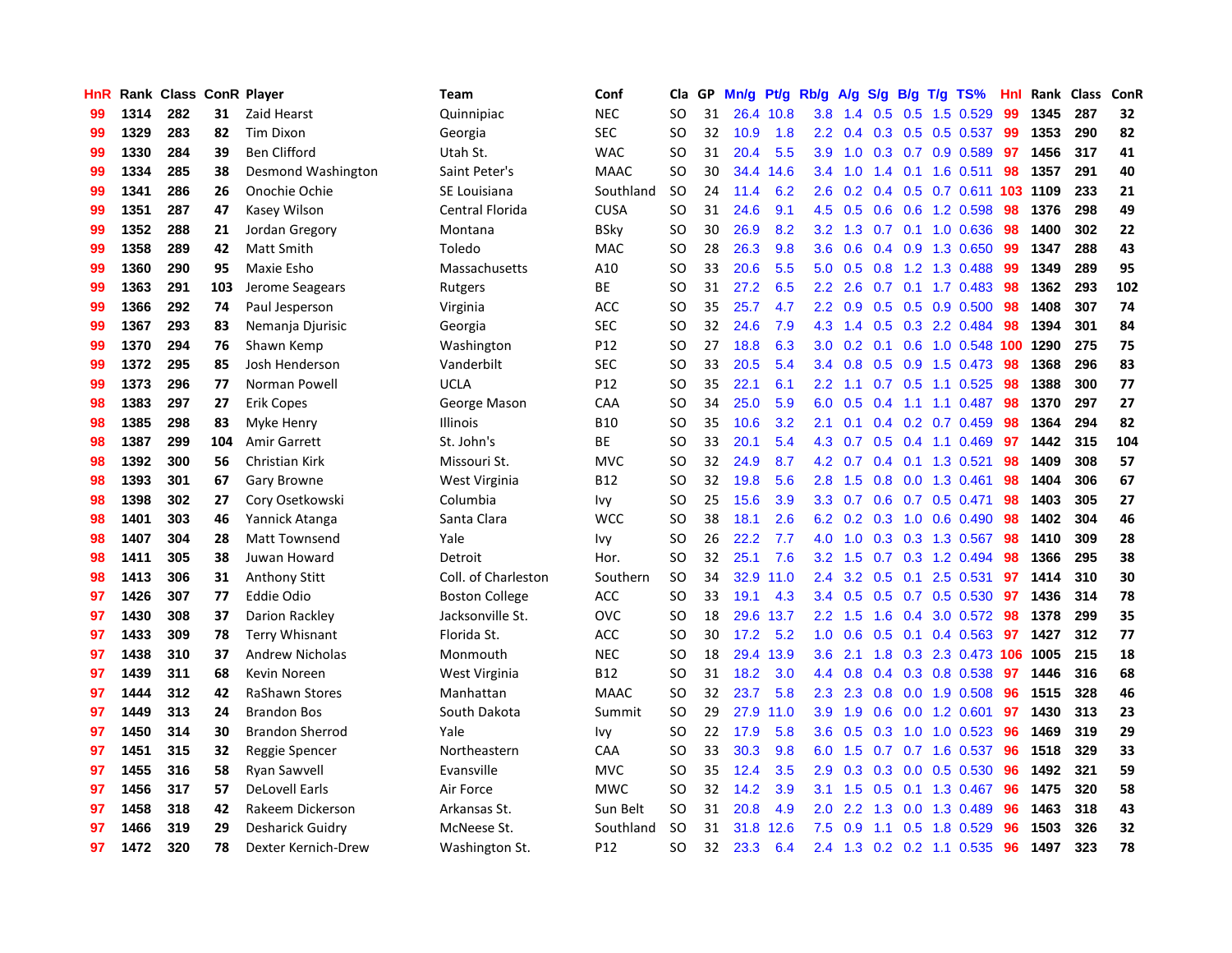| HnR | Rank | Class | ConR | Player | Team | Conf | Cla | GP | Mn/g | Pt/g | Rb/g | A/g | S/g | B/g | T/g | TS% | HnI | Rank | Class | ConR |
|---|---|---|---|---|---|---|---|---|---|---|---|---|---|---|---|---|---|---|---|---|
| 99 | 1314 | 282 | 31 | Zaid Hearst | Quinnipiac | NEC | SO | 31 | 26.4 | 10.8 | 3.8 | 1.4 | 0.5 | 0.5 | 1.5 | 0.529 | 99 | 1345 | 287 | 32 |
| 99 | 1329 | 283 | 82 | Tim Dixon | Georgia | SEC | SO | 32 | 10.9 | 1.8 | 2.2 | 0.4 | 0.3 | 0.5 | 0.5 | 0.537 | 99 | 1353 | 290 | 82 |
| 99 | 1330 | 284 | 39 | Ben Clifford | Utah St. | WAC | SO | 31 | 20.4 | 5.5 | 3.9 | 1.0 | 0.3 | 0.7 | 0.9 | 0.589 | 97 | 1456 | 317 | 41 |
| 99 | 1334 | 285 | 38 | Desmond Washington | Saint Peter's | MAAC | SO | 30 | 34.4 | 14.6 | 3.4 | 1.0 | 1.4 | 0.1 | 1.6 | 0.511 | 98 | 1357 | 291 | 40 |
| 99 | 1341 | 286 | 26 | Onochie Ochie | SE Louisiana | Southland | SO | 24 | 11.4 | 6.2 | 2.6 | 0.2 | 0.4 | 0.5 | 0.7 | 0.611 | 103 | 1109 | 233 | 21 |
| 99 | 1351 | 287 | 47 | Kasey Wilson | Central Florida | CUSA | SO | 31 | 24.6 | 9.1 | 4.5 | 0.5 | 0.6 | 0.6 | 1.2 | 0.598 | 98 | 1376 | 298 | 49 |
| 99 | 1352 | 288 | 21 | Jordan Gregory | Montana | BSky | SO | 30 | 26.9 | 8.2 | 3.2 | 1.3 | 0.7 | 0.1 | 1.0 | 0.636 | 98 | 1400 | 302 | 22 |
| 99 | 1358 | 289 | 42 | Matt Smith | Toledo | MAC | SO | 28 | 26.3 | 9.8 | 3.6 | 0.6 | 0.4 | 0.9 | 1.3 | 0.650 | 99 | 1347 | 288 | 43 |
| 99 | 1360 | 290 | 95 | Maxie Esho | Massachusetts | A10 | SO | 33 | 20.6 | 5.5 | 5.0 | 0.5 | 0.8 | 1.2 | 1.3 | 0.488 | 99 | 1349 | 289 | 95 |
| 99 | 1363 | 291 | 103 | Jerome Seagears | Rutgers | BE | SO | 31 | 27.2 | 6.5 | 2.2 | 2.6 | 0.7 | 0.1 | 1.7 | 0.483 | 98 | 1362 | 293 | 102 |
| 99 | 1366 | 292 | 74 | Paul Jesperson | Virginia | ACC | SO | 35 | 25.7 | 4.7 | 2.2 | 0.9 | 0.5 | 0.5 | 0.9 | 0.500 | 98 | 1408 | 307 | 74 |
| 99 | 1367 | 293 | 83 | Nemanja Djurisic | Georgia | SEC | SO | 32 | 24.6 | 7.9 | 4.3 | 1.4 | 0.5 | 0.3 | 2.2 | 0.484 | 98 | 1394 | 301 | 84 |
| 99 | 1370 | 294 | 76 | Shawn Kemp | Washington | P12 | SO | 27 | 18.8 | 6.3 | 3.0 | 0.2 | 0.1 | 0.6 | 1.0 | 0.548 | 100 | 1290 | 275 | 75 |
| 99 | 1372 | 295 | 85 | Josh Henderson | Vanderbilt | SEC | SO | 33 | 20.5 | 5.4 | 3.4 | 0.8 | 0.5 | 0.9 | 1.5 | 0.473 | 98 | 1368 | 296 | 83 |
| 99 | 1373 | 296 | 77 | Norman Powell | UCLA | P12 | SO | 35 | 22.1 | 6.1 | 2.2 | 1.1 | 0.7 | 0.5 | 1.1 | 0.525 | 98 | 1388 | 300 | 77 |
| 98 | 1383 | 297 | 27 | Erik Copes | George Mason | CAA | SO | 34 | 25.0 | 5.9 | 6.0 | 0.5 | 0.4 | 1.1 | 1.1 | 0.487 | 98 | 1370 | 297 | 27 |
| 98 | 1385 | 298 | 83 | Myke Henry | Illinois | B10 | SO | 35 | 10.6 | 3.2 | 2.1 | 0.1 | 0.4 | 0.2 | 0.7 | 0.459 | 98 | 1364 | 294 | 82 |
| 98 | 1387 | 299 | 104 | Amir Garrett | St. John's | BE | SO | 33 | 20.1 | 5.4 | 4.3 | 0.7 | 0.5 | 0.4 | 1.1 | 0.469 | 97 | 1442 | 315 | 104 |
| 98 | 1392 | 300 | 56 | Christian Kirk | Missouri St. | MVC | SO | 32 | 24.9 | 8.7 | 4.2 | 0.7 | 0.4 | 0.1 | 1.3 | 0.521 | 98 | 1409 | 308 | 57 |
| 98 | 1393 | 301 | 67 | Gary Browne | West Virginia | B12 | SO | 32 | 19.8 | 5.6 | 2.8 | 1.5 | 0.8 | 0.0 | 1.3 | 0.461 | 98 | 1404 | 306 | 67 |
| 98 | 1398 | 302 | 27 | Cory Osetkowski | Columbia | Ivy | SO | 25 | 15.6 | 3.9 | 3.3 | 0.7 | 0.6 | 0.7 | 0.5 | 0.471 | 98 | 1403 | 305 | 27 |
| 98 | 1401 | 303 | 46 | Yannick Atanga | Santa Clara | WCC | SO | 38 | 18.1 | 2.6 | 6.2 | 0.2 | 0.3 | 1.0 | 0.6 | 0.490 | 98 | 1402 | 304 | 46 |
| 98 | 1407 | 304 | 28 | Matt Townsend | Yale | Ivy | SO | 26 | 22.2 | 7.7 | 4.0 | 1.0 | 0.3 | 0.3 | 1.3 | 0.567 | 98 | 1410 | 309 | 28 |
| 98 | 1411 | 305 | 38 | Juwan Howard | Detroit | Hor. | SO | 32 | 25.1 | 7.6 | 3.2 | 1.5 | 0.7 | 0.3 | 1.2 | 0.494 | 98 | 1366 | 295 | 38 |
| 98 | 1413 | 306 | 31 | Anthony Stitt | Coll. of Charleston | Southern | SO | 34 | 32.9 | 11.0 | 2.4 | 3.2 | 0.5 | 0.1 | 2.5 | 0.531 | 97 | 1414 | 310 | 30 |
| 97 | 1426 | 307 | 77 | Eddie Odio | Boston College | ACC | SO | 33 | 19.1 | 4.3 | 3.4 | 0.5 | 0.5 | 0.7 | 0.5 | 0.530 | 97 | 1436 | 314 | 78 |
| 97 | 1430 | 308 | 37 | Darion Rackley | Jacksonville St. | OVC | SO | 18 | 29.6 | 13.7 | 2.2 | 1.5 | 1.6 | 0.4 | 3.0 | 0.572 | 98 | 1378 | 299 | 35 |
| 97 | 1433 | 309 | 78 | Terry Whisnant | Florida St. | ACC | SO | 30 | 17.2 | 5.2 | 1.0 | 0.6 | 0.5 | 0.1 | 0.4 | 0.563 | 97 | 1427 | 312 | 77 |
| 97 | 1438 | 310 | 37 | Andrew Nicholas | Monmouth | NEC | SO | 18 | 29.4 | 13.9 | 3.6 | 2.1 | 1.8 | 0.3 | 2.3 | 0.473 | 106 | 1005 | 215 | 18 |
| 97 | 1439 | 311 | 68 | Kevin Noreen | West Virginia | B12 | SO | 31 | 18.2 | 3.0 | 4.4 | 0.8 | 0.4 | 0.3 | 0.8 | 0.538 | 97 | 1446 | 316 | 68 |
| 97 | 1444 | 312 | 42 | RaShawn Stores | Manhattan | MAAC | SO | 32 | 23.7 | 5.8 | 2.3 | 2.3 | 0.8 | 0.0 | 1.9 | 0.508 | 96 | 1515 | 328 | 46 |
| 97 | 1449 | 313 | 24 | Brandon Bos | South Dakota | Summit | SO | 29 | 27.9 | 11.0 | 3.9 | 1.9 | 0.6 | 0.0 | 1.2 | 0.601 | 97 | 1430 | 313 | 23 |
| 97 | 1450 | 314 | 30 | Brandon Sherrod | Yale | Ivy | SO | 22 | 17.9 | 5.8 | 3.6 | 0.5 | 0.3 | 1.0 | 1.0 | 0.523 | 96 | 1469 | 319 | 29 |
| 97 | 1451 | 315 | 32 | Reggie Spencer | Northeastern | CAA | SO | 33 | 30.3 | 9.8 | 6.0 | 1.5 | 0.7 | 0.7 | 1.6 | 0.537 | 96 | 1518 | 329 | 33 |
| 97 | 1455 | 316 | 58 | Ryan Sawvell | Evansville | MVC | SO | 35 | 12.4 | 3.5 | 2.9 | 0.3 | 0.3 | 0.0 | 0.5 | 0.530 | 96 | 1492 | 321 | 59 |
| 97 | 1456 | 317 | 57 | DeLovell Earls | Air Force | MWC | SO | 32 | 14.2 | 3.9 | 3.1 | 1.5 | 0.5 | 0.1 | 1.3 | 0.467 | 96 | 1475 | 320 | 58 |
| 97 | 1458 | 318 | 42 | Rakeem Dickerson | Arkansas St. | Sun Belt | SO | 31 | 20.8 | 4.9 | 2.0 | 2.2 | 1.3 | 0.0 | 1.3 | 0.489 | 96 | 1463 | 318 | 43 |
| 97 | 1466 | 319 | 29 | Desharick Guidry | McNeese St. | Southland | SO | 31 | 31.8 | 12.6 | 7.5 | 0.9 | 1.1 | 0.5 | 1.8 | 0.529 | 96 | 1503 | 326 | 32 |
| 97 | 1472 | 320 | 78 | Dexter Kernich-Drew | Washington St. | P12 | SO | 32 | 23.3 | 6.4 | 2.4 | 1.3 | 0.2 | 0.2 | 1.1 | 0.535 | 96 | 1497 | 323 | 78 |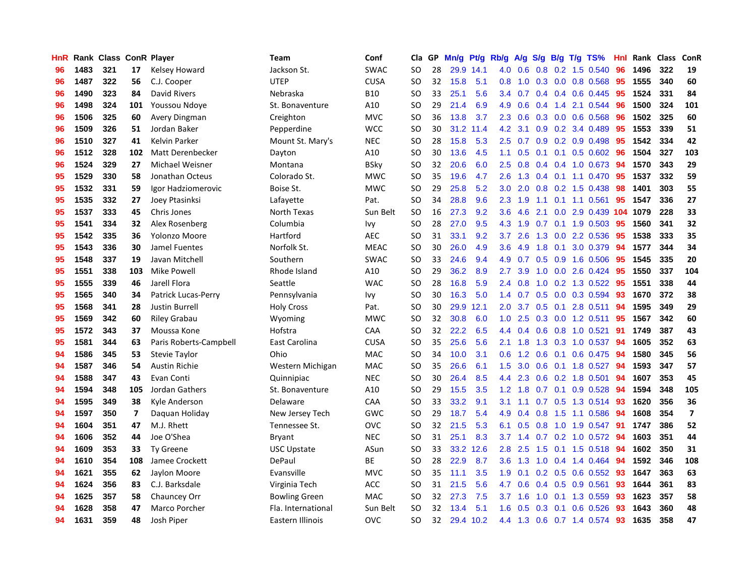| HnR | Rank | Class | ConR | Player | Team | Conf | Cla | GP | Mn/g | Pt/g | Rb/g | A/g | S/g | B/g | T/g | TS% | HnI | Rank | Class | ConR |
|---|---|---|---|---|---|---|---|---|---|---|---|---|---|---|---|---|---|---|---|---|
| 96 | 1483 | 321 | 17 | Kelsey Howard | Jackson St. | SWAC | SO | 28 | 29.9 | 14.1 | 4.0 | 0.6 | 0.8 | 0.2 | 1.5 | 0.540 | 96 | 1496 | 322 | 19 |
| 96 | 1487 | 322 | 56 | C.J. Cooper | UTEP | CUSA | SO | 32 | 15.8 | 5.1 | 0.8 | 1.0 | 0.3 | 0.0 | 0.8 | 0.568 | 95 | 1555 | 340 | 60 |
| 96 | 1490 | 323 | 84 | David Rivers | Nebraska | B10 | SO | 33 | 25.1 | 5.6 | 3.4 | 0.7 | 0.4 | 0.4 | 0.6 | 0.445 | 95 | 1524 | 331 | 84 |
| 96 | 1498 | 324 | 101 | Youssou Ndoye | St. Bonaventure | A10 | SO | 29 | 21.4 | 6.9 | 4.9 | 0.6 | 0.4 | 1.4 | 2.1 | 0.544 | 96 | 1500 | 324 | 101 |
| 96 | 1506 | 325 | 60 | Avery Dingman | Creighton | MVC | SO | 36 | 13.8 | 3.7 | 2.3 | 0.6 | 0.3 | 0.0 | 0.6 | 0.568 | 96 | 1502 | 325 | 60 |
| 96 | 1509 | 326 | 51 | Jordan Baker | Pepperdine | WCC | SO | 30 | 31.2 | 11.4 | 4.2 | 3.1 | 0.9 | 0.2 | 3.4 | 0.489 | 95 | 1553 | 339 | 51 |
| 96 | 1510 | 327 | 41 | Kelvin Parker | Mount St. Mary's | NEC | SO | 28 | 15.8 | 5.3 | 2.5 | 0.7 | 0.9 | 0.2 | 0.9 | 0.498 | 95 | 1542 | 334 | 42 |
| 96 | 1512 | 328 | 102 | Matt Derenbecker | Dayton | A10 | SO | 30 | 13.6 | 4.5 | 1.1 | 0.5 | 0.1 | 0.1 | 0.5 | 0.602 | 96 | 1504 | 327 | 103 |
| 96 | 1524 | 329 | 27 | Michael Weisner | Montana | BSky | SO | 32 | 20.6 | 6.0 | 2.5 | 0.8 | 0.4 | 0.4 | 1.0 | 0.673 | 94 | 1570 | 343 | 29 |
| 95 | 1529 | 330 | 58 | Jonathan Octeus | Colorado St. | MWC | SO | 35 | 19.6 | 4.7 | 2.6 | 1.3 | 0.4 | 0.1 | 1.1 | 0.470 | 95 | 1537 | 332 | 59 |
| 95 | 1532 | 331 | 59 | Igor Hadziomerovic | Boise St. | MWC | SO | 29 | 25.8 | 5.2 | 3.0 | 2.0 | 0.8 | 0.2 | 1.5 | 0.438 | 98 | 1401 | 303 | 55 |
| 95 | 1535 | 332 | 27 | Joey Ptasinski | Lafayette | Pat. | SO | 34 | 28.8 | 9.6 | 2.3 | 1.9 | 1.1 | 0.1 | 1.1 | 0.561 | 95 | 1547 | 336 | 27 |
| 95 | 1537 | 333 | 45 | Chris Jones | North Texas | Sun Belt | SO | 16 | 27.3 | 9.2 | 3.6 | 4.6 | 2.1 | 0.0 | 2.9 | 0.439 | 104 | 1079 | 228 | 33 |
| 95 | 1541 | 334 | 32 | Alex Rosenberg | Columbia | Ivy | SO | 28 | 27.0 | 9.5 | 4.3 | 1.9 | 0.7 | 0.1 | 1.9 | 0.503 | 95 | 1560 | 341 | 32 |
| 95 | 1542 | 335 | 36 | Yolonzo Moore | Hartford | AEC | SO | 31 | 33.1 | 9.2 | 3.7 | 2.6 | 1.3 | 0.0 | 2.2 | 0.536 | 95 | 1538 | 333 | 35 |
| 95 | 1543 | 336 | 30 | Jamel Fuentes | Norfolk St. | MEAC | SO | 30 | 26.0 | 4.9 | 3.6 | 4.9 | 1.8 | 0.1 | 3.0 | 0.379 | 94 | 1577 | 344 | 34 |
| 95 | 1548 | 337 | 19 | Javan Mitchell | Southern | SWAC | SO | 33 | 24.6 | 9.4 | 4.9 | 0.7 | 0.5 | 0.9 | 1.6 | 0.506 | 95 | 1545 | 335 | 20 |
| 95 | 1551 | 338 | 103 | Mike Powell | Rhode Island | A10 | SO | 29 | 36.2 | 8.9 | 2.7 | 3.9 | 1.0 | 0.0 | 2.6 | 0.424 | 95 | 1550 | 337 | 104 |
| 95 | 1555 | 339 | 46 | Jarell Flora | Seattle | WAC | SO | 28 | 16.8 | 5.9 | 2.4 | 0.8 | 1.0 | 0.2 | 1.3 | 0.522 | 95 | 1551 | 338 | 44 |
| 95 | 1565 | 340 | 34 | Patrick Lucas-Perry | Pennsylvania | Ivy | SO | 30 | 16.3 | 5.0 | 1.4 | 0.7 | 0.5 | 0.0 | 0.3 | 0.594 | 93 | 1670 | 372 | 38 |
| 95 | 1568 | 341 | 28 | Justin Burrell | Holy Cross | Pat. | SO | 30 | 29.9 | 12.1 | 2.0 | 3.7 | 0.5 | 0.1 | 2.8 | 0.511 | 94 | 1595 | 349 | 29 |
| 95 | 1569 | 342 | 60 | Riley Grabau | Wyoming | MWC | SO | 32 | 30.8 | 6.0 | 1.0 | 2.5 | 0.3 | 0.0 | 1.2 | 0.511 | 95 | 1567 | 342 | 60 |
| 95 | 1572 | 343 | 37 | Moussa Kone | Hofstra | CAA | SO | 32 | 22.2 | 6.5 | 4.4 | 0.4 | 0.6 | 0.8 | 1.0 | 0.521 | 91 | 1749 | 387 | 43 |
| 95 | 1581 | 344 | 63 | Paris Roberts-Campbell | East Carolina | CUSA | SO | 35 | 25.6 | 5.6 | 2.1 | 1.8 | 1.3 | 0.3 | 1.0 | 0.537 | 94 | 1605 | 352 | 63 |
| 94 | 1586 | 345 | 53 | Stevie Taylor | Ohio | MAC | SO | 34 | 10.0 | 3.1 | 0.6 | 1.2 | 0.6 | 0.1 | 0.6 | 0.475 | 94 | 1580 | 345 | 56 |
| 94 | 1587 | 346 | 54 | Austin Richie | Western Michigan | MAC | SO | 35 | 26.6 | 6.1 | 1.5 | 3.0 | 0.6 | 0.1 | 1.8 | 0.527 | 94 | 1593 | 347 | 57 |
| 94 | 1588 | 347 | 43 | Evan Conti | Quinnipiac | NEC | SO | 30 | 26.4 | 8.5 | 4.4 | 2.3 | 0.6 | 0.2 | 1.8 | 0.501 | 94 | 1607 | 353 | 45 |
| 94 | 1594 | 348 | 105 | Jordan Gathers | St. Bonaventure | A10 | SO | 29 | 15.5 | 3.5 | 1.2 | 1.8 | 0.7 | 0.1 | 0.9 | 0.528 | 94 | 1594 | 348 | 105 |
| 94 | 1595 | 349 | 38 | Kyle Anderson | Delaware | CAA | SO | 33 | 33.2 | 9.1 | 3.1 | 1.1 | 0.7 | 0.5 | 1.3 | 0.514 | 93 | 1620 | 356 | 36 |
| 94 | 1597 | 350 | 7 | Daquan Holiday | New Jersey Tech | GWC | SO | 29 | 18.7 | 5.4 | 4.9 | 0.4 | 0.8 | 1.5 | 1.1 | 0.586 | 94 | 1608 | 354 | 7 |
| 94 | 1604 | 351 | 47 | M.J. Rhett | Tennessee St. | OVC | SO | 32 | 21.5 | 5.3 | 6.1 | 0.5 | 0.8 | 1.0 | 1.9 | 0.547 | 91 | 1747 | 386 | 52 |
| 94 | 1606 | 352 | 44 | Joe O'Shea | Bryant | NEC | SO | 31 | 25.1 | 8.3 | 3.7 | 1.4 | 0.7 | 0.2 | 1.0 | 0.572 | 94 | 1603 | 351 | 44 |
| 94 | 1609 | 353 | 33 | Ty Greene | USC Upstate | ASun | SO | 33 | 33.2 | 12.6 | 2.8 | 2.5 | 1.5 | 0.1 | 1.5 | 0.518 | 94 | 1602 | 350 | 31 |
| 94 | 1610 | 354 | 108 | Jamee Crockett | DePaul | BE | SO | 28 | 22.9 | 8.7 | 3.6 | 1.3 | 1.0 | 0.4 | 1.4 | 0.464 | 94 | 1592 | 346 | 108 |
| 94 | 1621 | 355 | 62 | Jaylon Moore | Evansville | MVC | SO | 35 | 11.1 | 3.5 | 1.9 | 0.1 | 0.2 | 0.5 | 0.6 | 0.552 | 93 | 1647 | 363 | 63 |
| 94 | 1624 | 356 | 83 | C.J. Barksdale | Virginia Tech | ACC | SO | 31 | 21.5 | 5.6 | 4.7 | 0.6 | 0.4 | 0.5 | 0.9 | 0.561 | 93 | 1644 | 361 | 83 |
| 94 | 1625 | 357 | 58 | Chauncey Orr | Bowling Green | MAC | SO | 32 | 27.3 | 7.5 | 3.7 | 1.6 | 1.0 | 0.1 | 1.3 | 0.559 | 93 | 1623 | 357 | 58 |
| 94 | 1628 | 358 | 47 | Marco Porcher | Fla. International | Sun Belt | SO | 32 | 13.4 | 5.1 | 1.6 | 0.5 | 0.3 | 0.1 | 0.6 | 0.526 | 93 | 1643 | 360 | 48 |
| 94 | 1631 | 359 | 48 | Josh Piper | Eastern Illinois | OVC | SO | 32 | 29.4 | 10.2 | 4.4 | 1.3 | 0.6 | 0.7 | 1.4 | 0.574 | 93 | 1635 | 358 | 47 |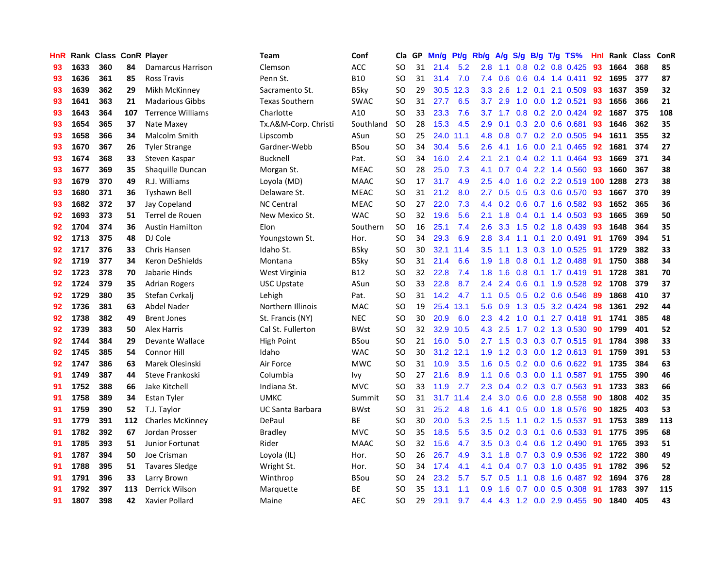| HnR | Rank | Class | ConR | Player | Team | Conf | Cla | GP | Mn/g | Pt/g | Rb/g | A/g | S/g | B/g | T/g | TS% | HnI | Rank | Class | ConR |
|---|---|---|---|---|---|---|---|---|---|---|---|---|---|---|---|---|---|---|---|---|
| 93 | 1633 | 360 | 84 | Damarcus Harrison | Clemson | ACC | SO | 31 | 21.4 | 5.2 | 2.8 | 1.1 | 0.8 | 0.2 | 0.8 | 0.425 | 93 | 1664 | 368 | 85 |
| 93 | 1636 | 361 | 85 | Ross Travis | Penn St. | B10 | SO | 31 | 31.4 | 7.0 | 7.4 | 0.6 | 0.6 | 0.4 | 1.4 | 0.411 | 92 | 1695 | 377 | 87 |
| 93 | 1639 | 362 | 29 | Mikh McKinney | Sacramento St. | BSky | SO | 29 | 30.5 | 12.3 | 3.3 | 2.6 | 1.2 | 0.1 | 2.1 | 0.509 | 93 | 1637 | 359 | 32 |
| 93 | 1641 | 363 | 21 | Madarious Gibbs | Texas Southern | SWAC | SO | 31 | 27.7 | 6.5 | 3.7 | 2.9 | 1.0 | 0.0 | 1.2 | 0.521 | 93 | 1656 | 366 | 21 |
| 93 | 1643 | 364 | 107 | Terrence Williams | Charlotte | A10 | SO | 33 | 23.3 | 7.6 | 3.7 | 1.7 | 0.8 | 0.2 | 2.0 | 0.424 | 92 | 1687 | 375 | 108 |
| 93 | 1654 | 365 | 37 | Nate Maxey | Tx.A&M-Corp. Christi | Southland | SO | 28 | 15.3 | 4.5 | 2.9 | 0.1 | 0.3 | 2.0 | 0.6 | 0.681 | 93 | 1646 | 362 | 35 |
| 93 | 1658 | 366 | 34 | Malcolm Smith | Lipscomb | ASun | SO | 25 | 24.0 | 11.1 | 4.8 | 0.8 | 0.7 | 0.2 | 2.0 | 0.505 | 94 | 1611 | 355 | 32 |
| 93 | 1670 | 367 | 26 | Tyler Strange | Gardner-Webb | BSou | SO | 34 | 30.4 | 5.6 | 2.6 | 4.1 | 1.6 | 0.0 | 2.1 | 0.465 | 92 | 1681 | 374 | 27 |
| 93 | 1674 | 368 | 33 | Steven Kaspar | Bucknell | Pat. | SO | 34 | 16.0 | 2.4 | 2.1 | 2.1 | 0.4 | 0.2 | 1.1 | 0.464 | 93 | 1669 | 371 | 34 |
| 93 | 1677 | 369 | 35 | Shaquille Duncan | Morgan St. | MEAC | SO | 28 | 25.0 | 7.3 | 4.1 | 0.7 | 0.4 | 2.2 | 1.4 | 0.560 | 93 | 1660 | 367 | 38 |
| 93 | 1679 | 370 | 49 | R.J. Williams | Loyola (MD) | MAAC | SO | 17 | 31.7 | 4.9 | 2.5 | 4.0 | 1.6 | 0.2 | 2.2 | 0.519 | 100 | 1288 | 273 | 38 |
| 93 | 1680 | 371 | 36 | Tyshawn Bell | Delaware St. | MEAC | SO | 31 | 21.2 | 8.0 | 2.7 | 0.5 | 0.5 | 0.3 | 0.6 | 0.570 | 93 | 1667 | 370 | 39 |
| 93 | 1682 | 372 | 37 | Jay Copeland | NC Central | MEAC | SO | 27 | 22.0 | 7.3 | 4.4 | 0.2 | 0.6 | 0.7 | 1.6 | 0.582 | 93 | 1652 | 365 | 36 |
| 92 | 1693 | 373 | 51 | Terrel de Rouen | New Mexico St. | WAC | SO | 32 | 19.6 | 5.6 | 2.1 | 1.8 | 0.4 | 0.1 | 1.4 | 0.503 | 93 | 1665 | 369 | 50 |
| 92 | 1704 | 374 | 36 | Austin Hamilton | Elon | Southern | SO | 16 | 25.1 | 7.4 | 2.6 | 3.3 | 1.5 | 0.2 | 1.8 | 0.439 | 93 | 1648 | 364 | 35 |
| 92 | 1713 | 375 | 48 | DJ Cole | Youngstown St. | Hor. | SO | 34 | 29.3 | 6.9 | 2.8 | 3.4 | 1.1 | 0.1 | 2.0 | 0.491 | 91 | 1769 | 394 | 51 |
| 92 | 1717 | 376 | 33 | Chris Hansen | Idaho St. | BSky | SO | 30 | 32.1 | 11.4 | 3.5 | 1.1 | 1.3 | 0.3 | 1.0 | 0.525 | 91 | 1729 | 382 | 33 |
| 92 | 1719 | 377 | 34 | Keron DeShields | Montana | BSky | SO | 31 | 21.4 | 6.6 | 1.9 | 1.8 | 0.8 | 0.1 | 1.2 | 0.488 | 91 | 1750 | 388 | 34 |
| 92 | 1723 | 378 | 70 | Jabarie Hinds | West Virginia | B12 | SO | 32 | 22.8 | 7.4 | 1.8 | 1.6 | 0.8 | 0.1 | 1.7 | 0.419 | 91 | 1728 | 381 | 70 |
| 92 | 1724 | 379 | 35 | Adrian Rogers | USC Upstate | ASun | SO | 33 | 22.8 | 8.7 | 2.4 | 2.4 | 0.6 | 0.1 | 1.9 | 0.528 | 92 | 1708 | 379 | 37 |
| 92 | 1729 | 380 | 35 | Stefan Cvrkalj | Lehigh | Pat. | SO | 31 | 14.2 | 4.7 | 1.1 | 0.5 | 0.5 | 0.2 | 0.6 | 0.546 | 89 | 1868 | 410 | 37 |
| 92 | 1736 | 381 | 63 | Abdel Nader | Northern Illinois | MAC | SO | 19 | 25.4 | 13.1 | 5.6 | 0.9 | 1.3 | 0.5 | 3.2 | 0.424 | 98 | 1361 | 292 | 44 |
| 92 | 1738 | 382 | 49 | Brent Jones | St. Francis (NY) | NEC | SO | 30 | 20.9 | 6.0 | 2.3 | 4.2 | 1.0 | 0.1 | 2.7 | 0.418 | 91 | 1741 | 385 | 48 |
| 92 | 1739 | 383 | 50 | Alex Harris | Cal St. Fullerton | BWst | SO | 32 | 32.9 | 10.5 | 4.3 | 2.5 | 1.7 | 0.2 | 1.3 | 0.530 | 90 | 1799 | 401 | 52 |
| 92 | 1744 | 384 | 29 | Devante Wallace | High Point | BSou | SO | 21 | 16.0 | 5.0 | 2.7 | 1.5 | 0.3 | 0.3 | 0.7 | 0.515 | 91 | 1784 | 398 | 33 |
| 92 | 1745 | 385 | 54 | Connor Hill | Idaho | WAC | SO | 30 | 31.2 | 12.1 | 1.9 | 1.2 | 0.3 | 0.0 | 1.2 | 0.613 | 91 | 1759 | 391 | 53 |
| 92 | 1747 | 386 | 63 | Marek Olesinski | Air Force | MWC | SO | 31 | 10.9 | 3.5 | 1.6 | 0.5 | 0.2 | 0.0 | 0.6 | 0.622 | 91 | 1735 | 384 | 63 |
| 91 | 1749 | 387 | 44 | Steve Frankoski | Columbia | Ivy | SO | 27 | 21.6 | 8.9 | 1.1 | 0.6 | 0.3 | 0.0 | 1.1 | 0.587 | 91 | 1755 | 390 | 46 |
| 91 | 1752 | 388 | 66 | Jake Kitchell | Indiana St. | MVC | SO | 33 | 11.9 | 2.7 | 2.3 | 0.4 | 0.2 | 0.3 | 0.7 | 0.563 | 91 | 1733 | 383 | 66 |
| 91 | 1758 | 389 | 34 | Estan Tyler | UMKC | Summit | SO | 31 | 31.7 | 11.4 | 2.4 | 3.0 | 0.6 | 0.0 | 2.8 | 0.558 | 90 | 1808 | 402 | 35 |
| 91 | 1759 | 390 | 52 | T.J. Taylor | UC Santa Barbara | BWst | SO | 31 | 25.2 | 4.8 | 1.6 | 4.1 | 0.5 | 0.0 | 1.8 | 0.576 | 90 | 1825 | 403 | 53 |
| 91 | 1779 | 391 | 112 | Charles McKinney | DePaul | BE | SO | 30 | 20.0 | 5.3 | 2.5 | 1.5 | 1.1 | 0.2 | 1.5 | 0.537 | 91 | 1753 | 389 | 113 |
| 91 | 1782 | 392 | 67 | Jordan Prosser | Bradley | MVC | SO | 35 | 18.5 | 5.5 | 3.5 | 0.2 | 0.3 | 0.1 | 0.6 | 0.533 | 91 | 1775 | 395 | 68 |
| 91 | 1785 | 393 | 51 | Junior Fortunat | Rider | MAAC | SO | 32 | 15.6 | 4.7 | 3.5 | 0.3 | 0.4 | 0.6 | 1.2 | 0.490 | 91 | 1765 | 393 | 51 |
| 91 | 1787 | 394 | 50 | Joe Crisman | Loyola (IL) | Hor. | SO | 26 | 26.7 | 4.9 | 3.1 | 1.8 | 0.7 | 0.3 | 0.9 | 0.536 | 92 | 1722 | 380 | 49 |
| 91 | 1788 | 395 | 51 | Tavares Sledge | Wright St. | Hor. | SO | 34 | 17.4 | 4.1 | 4.1 | 0.4 | 0.7 | 0.3 | 1.0 | 0.435 | 91 | 1782 | 396 | 52 |
| 91 | 1791 | 396 | 33 | Larry Brown | Winthrop | BSou | SO | 24 | 23.2 | 5.7 | 5.7 | 0.5 | 1.1 | 0.8 | 1.6 | 0.487 | 92 | 1694 | 376 | 28 |
| 91 | 1792 | 397 | 113 | Derrick Wilson | Marquette | BE | SO | 35 | 13.1 | 1.1 | 0.9 | 1.6 | 0.7 | 0.0 | 0.5 | 0.308 | 91 | 1783 | 397 | 115 |
| 91 | 1807 | 398 | 42 | Xavier Pollard | Maine | AEC | SO | 29 | 29.1 | 9.7 | 4.4 | 4.3 | 1.2 | 0.0 | 2.9 | 0.455 | 90 | 1840 | 405 | 43 |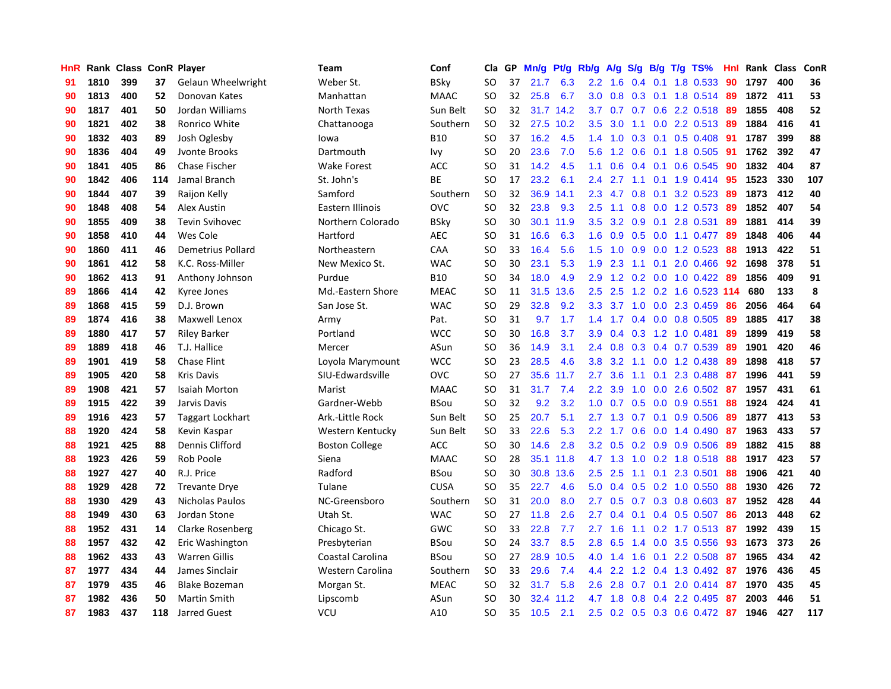| HnR | Rank | Class | ConR | Player | Team | Conf | Cla | GP | Mn/g | Pt/g | Rb/g | A/g | S/g | B/g | T/g | TS% | HnI | Rank | Class | ConR |
|---|---|---|---|---|---|---|---|---|---|---|---|---|---|---|---|---|---|---|---|---|
| 91 | 1810 | 399 | 37 | Gelaun Wheelwright | Weber St. | BSky | SO | 37 | 21.7 | 6.3 | 2.2 | 1.6 | 0.4 | 0.1 | 1.8 | 0.533 | 90 | 1797 | 400 | 36 |
| 90 | 1813 | 400 | 52 | Donovan Kates | Manhattan | MAAC | SO | 32 | 25.8 | 6.7 | 3.0 | 0.8 | 0.3 | 0.1 | 1.8 | 0.514 | 89 | 1872 | 411 | 53 |
| 90 | 1817 | 401 | 50 | Jordan Williams | North Texas | Sun Belt | SO | 32 | 31.7 | 14.2 | 3.7 | 0.7 | 0.7 | 0.6 | 2.2 | 0.518 | 89 | 1855 | 408 | 52 |
| 90 | 1821 | 402 | 38 | Ronrico White | Chattanooga | Southern | SO | 32 | 27.5 | 10.2 | 3.5 | 3.0 | 1.1 | 0.0 | 2.2 | 0.513 | 89 | 1884 | 416 | 41 |
| 90 | 1832 | 403 | 89 | Josh Oglesby | Iowa | B10 | SO | 37 | 16.2 | 4.5 | 1.4 | 1.0 | 0.3 | 0.1 | 0.5 | 0.408 | 91 | 1787 | 399 | 88 |
| 90 | 1836 | 404 | 49 | Jvonte Brooks | Dartmouth | Ivy | SO | 20 | 23.6 | 7.0 | 5.6 | 1.2 | 0.6 | 0.1 | 1.8 | 0.505 | 91 | 1762 | 392 | 47 |
| 90 | 1841 | 405 | 86 | Chase Fischer | Wake Forest | ACC | SO | 31 | 14.2 | 4.5 | 1.1 | 0.6 | 0.4 | 0.1 | 0.6 | 0.545 | 90 | 1832 | 404 | 87 |
| 90 | 1842 | 406 | 114 | Jamal Branch | St. John's | BE | SO | 17 | 23.2 | 6.1 | 2.4 | 2.7 | 1.1 | 0.1 | 1.9 | 0.414 | 95 | 1523 | 330 | 107 |
| 90 | 1844 | 407 | 39 | Raijon Kelly | Samford | Southern | SO | 32 | 36.9 | 14.1 | 2.3 | 4.7 | 0.8 | 0.1 | 3.2 | 0.523 | 89 | 1873 | 412 | 40 |
| 90 | 1848 | 408 | 54 | Alex Austin | Eastern Illinois | OVC | SO | 32 | 23.8 | 9.3 | 2.5 | 1.1 | 0.8 | 0.0 | 1.2 | 0.573 | 89 | 1852 | 407 | 54 |
| 90 | 1855 | 409 | 38 | Tevin Svihovec | Northern Colorado | BSky | SO | 30 | 30.1 | 11.9 | 3.5 | 3.2 | 0.9 | 0.1 | 2.8 | 0.531 | 89 | 1881 | 414 | 39 |
| 90 | 1858 | 410 | 44 | Wes Cole | Hartford | AEC | SO | 31 | 16.6 | 6.3 | 1.6 | 0.9 | 0.5 | 0.0 | 1.1 | 0.477 | 89 | 1848 | 406 | 44 |
| 90 | 1860 | 411 | 46 | Demetrius Pollard | Northeastern | CAA | SO | 33 | 16.4 | 5.6 | 1.5 | 1.0 | 0.9 | 0.0 | 1.2 | 0.523 | 88 | 1913 | 422 | 51 |
| 90 | 1861 | 412 | 58 | K.C. Ross-Miller | New Mexico St. | WAC | SO | 30 | 23.1 | 5.3 | 1.9 | 2.3 | 1.1 | 0.1 | 2.0 | 0.466 | 92 | 1698 | 378 | 51 |
| 90 | 1862 | 413 | 91 | Anthony Johnson | Purdue | B10 | SO | 34 | 18.0 | 4.9 | 2.9 | 1.2 | 0.2 | 0.0 | 1.0 | 0.422 | 89 | 1856 | 409 | 91 |
| 89 | 1866 | 414 | 42 | Kyree Jones | Md.-Eastern Shore | MEAC | SO | 11 | 31.5 | 13.6 | 2.5 | 2.5 | 1.2 | 0.2 | 1.6 | 0.523 | 114 | 680 | 133 | 8 |
| 89 | 1868 | 415 | 59 | D.J. Brown | San Jose St. | WAC | SO | 29 | 32.8 | 9.2 | 3.3 | 3.7 | 1.0 | 0.0 | 2.3 | 0.459 | 86 | 2056 | 464 | 64 |
| 89 | 1874 | 416 | 38 | Maxwell Lenox | Army | Pat. | SO | 31 | 9.7 | 1.7 | 1.4 | 1.7 | 0.4 | 0.0 | 0.8 | 0.505 | 89 | 1885 | 417 | 38 |
| 89 | 1880 | 417 | 57 | Riley Barker | Portland | WCC | SO | 30 | 16.8 | 3.7 | 3.9 | 0.4 | 0.3 | 1.2 | 1.0 | 0.481 | 89 | 1899 | 419 | 58 |
| 89 | 1889 | 418 | 46 | T.J. Hallice | Mercer | ASun | SO | 36 | 14.9 | 3.1 | 2.4 | 0.8 | 0.3 | 0.4 | 0.7 | 0.539 | 89 | 1901 | 420 | 46 |
| 89 | 1901 | 419 | 58 | Chase Flint | Loyola Marymount | WCC | SO | 23 | 28.5 | 4.6 | 3.8 | 3.2 | 1.1 | 0.0 | 1.2 | 0.438 | 89 | 1898 | 418 | 57 |
| 89 | 1905 | 420 | 58 | Kris Davis | SIU-Edwardsville | OVC | SO | 27 | 35.6 | 11.7 | 2.7 | 3.6 | 1.1 | 0.1 | 2.3 | 0.488 | 87 | 1996 | 441 | 59 |
| 89 | 1908 | 421 | 57 | Isaiah Morton | Marist | MAAC | SO | 31 | 31.7 | 7.4 | 2.2 | 3.9 | 1.0 | 0.0 | 2.6 | 0.502 | 87 | 1957 | 431 | 61 |
| 89 | 1915 | 422 | 39 | Jarvis Davis | Gardner-Webb | BSou | SO | 32 | 9.2 | 3.2 | 1.0 | 0.7 | 0.5 | 0.0 | 0.9 | 0.551 | 88 | 1924 | 424 | 41 |
| 89 | 1916 | 423 | 57 | Taggart Lockhart | Ark.-Little Rock | Sun Belt | SO | 25 | 20.7 | 5.1 | 2.7 | 1.3 | 0.7 | 0.1 | 0.9 | 0.506 | 89 | 1877 | 413 | 53 |
| 88 | 1920 | 424 | 58 | Kevin Kaspar | Western Kentucky | Sun Belt | SO | 33 | 22.6 | 5.3 | 2.2 | 1.7 | 0.6 | 0.0 | 1.4 | 0.490 | 87 | 1963 | 433 | 57 |
| 88 | 1921 | 425 | 88 | Dennis Clifford | Boston College | ACC | SO | 30 | 14.6 | 2.8 | 3.2 | 0.5 | 0.2 | 0.9 | 0.9 | 0.506 | 89 | 1882 | 415 | 88 |
| 88 | 1923 | 426 | 59 | Rob Poole | Siena | MAAC | SO | 28 | 35.1 | 11.8 | 4.7 | 1.3 | 1.0 | 0.2 | 1.8 | 0.518 | 88 | 1917 | 423 | 57 |
| 88 | 1927 | 427 | 40 | R.J. Price | Radford | BSou | SO | 30 | 30.8 | 13.6 | 2.5 | 2.5 | 1.1 | 0.1 | 2.3 | 0.501 | 88 | 1906 | 421 | 40 |
| 88 | 1929 | 428 | 72 | Trevante Drye | Tulane | CUSA | SO | 35 | 22.7 | 4.6 | 5.0 | 0.4 | 0.5 | 0.2 | 1.0 | 0.550 | 88 | 1930 | 426 | 72 |
| 88 | 1930 | 429 | 43 | Nicholas Paulos | NC-Greensboro | Southern | SO | 31 | 20.0 | 8.0 | 2.7 | 0.5 | 0.7 | 0.3 | 0.8 | 0.603 | 87 | 1952 | 428 | 44 |
| 88 | 1949 | 430 | 63 | Jordan Stone | Utah St. | WAC | SO | 27 | 11.8 | 2.6 | 2.7 | 0.4 | 0.1 | 0.4 | 0.5 | 0.507 | 86 | 2013 | 448 | 62 |
| 88 | 1952 | 431 | 14 | Clarke Rosenberg | Chicago St. | GWC | SO | 33 | 22.8 | 7.7 | 2.7 | 1.6 | 1.1 | 0.2 | 1.7 | 0.513 | 87 | 1992 | 439 | 15 |
| 88 | 1957 | 432 | 42 | Eric Washington | Presbyterian | BSou | SO | 24 | 33.7 | 8.5 | 2.8 | 6.5 | 1.4 | 0.0 | 3.5 | 0.556 | 93 | 1673 | 373 | 26 |
| 88 | 1962 | 433 | 43 | Warren Gillis | Coastal Carolina | BSou | SO | 27 | 28.9 | 10.5 | 4.0 | 1.4 | 1.6 | 0.1 | 2.2 | 0.508 | 87 | 1965 | 434 | 42 |
| 87 | 1977 | 434 | 44 | James Sinclair | Western Carolina | Southern | SO | 33 | 29.6 | 7.4 | 4.4 | 2.2 | 1.2 | 0.4 | 1.3 | 0.492 | 87 | 1976 | 436 | 45 |
| 87 | 1979 | 435 | 46 | Blake Bozeman | Morgan St. | MEAC | SO | 32 | 31.7 | 5.8 | 2.6 | 2.8 | 0.7 | 0.1 | 2.0 | 0.414 | 87 | 1970 | 435 | 45 |
| 87 | 1982 | 436 | 50 | Martin Smith | Lipscomb | ASun | SO | 30 | 32.4 | 11.2 | 4.7 | 1.8 | 0.8 | 0.4 | 2.2 | 0.495 | 87 | 2003 | 446 | 51 |
| 87 | 1983 | 437 | 118 | Jarred Guest | VCU | A10 | SO | 35 | 10.5 | 2.1 | 2.5 | 0.2 | 0.5 | 0.3 | 0.6 | 0.472 | 87 | 1946 | 427 | 117 |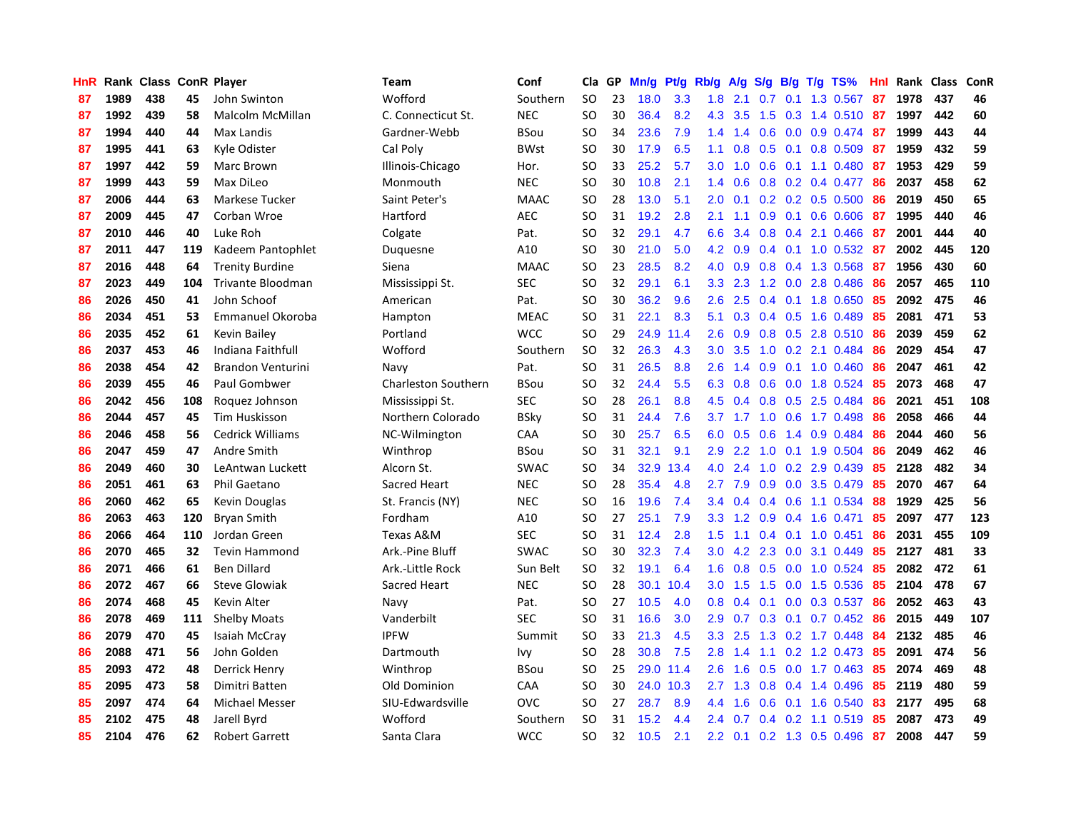| HnR | Rank | Class | ConR | Player | Team | Conf | Cla | GP | Mn/g | Pt/g | Rb/g | A/g | S/g | B/g | T/g | TS% | HnI | Rank | Class | ConR |
|---|---|---|---|---|---|---|---|---|---|---|---|---|---|---|---|---|---|---|---|---|
| 87 | 1989 | 438 | 45 | John Swinton | Wofford | Southern | SO | 23 | 18.0 | 3.3 | 1.8 | 2.1 | 0.7 | 0.1 | 1.3 | 0.567 | 87 | 1978 | 437 | 46 |
| 87 | 1992 | 439 | 58 | Malcolm McMillan | C. Connecticut St. | NEC | SO | 30 | 36.4 | 8.2 | 4.3 | 3.5 | 1.5 | 0.3 | 1.4 | 0.510 | 87 | 1997 | 442 | 60 |
| 87 | 1994 | 440 | 44 | Max Landis | Gardner-Webb | BSou | SO | 34 | 23.6 | 7.9 | 1.4 | 1.4 | 0.6 | 0.0 | 0.9 | 0.474 | 87 | 1999 | 443 | 44 |
| 87 | 1995 | 441 | 63 | Kyle Odister | Cal Poly | BWst | SO | 30 | 17.9 | 6.5 | 1.1 | 0.8 | 0.5 | 0.1 | 0.8 | 0.509 | 87 | 1959 | 432 | 59 |
| 87 | 1997 | 442 | 59 | Marc Brown | Illinois-Chicago | Hor. | SO | 33 | 25.2 | 5.7 | 3.0 | 1.0 | 0.6 | 0.1 | 1.1 | 0.480 | 87 | 1953 | 429 | 59 |
| 87 | 1999 | 443 | 59 | Max DiLeo | Monmouth | NEC | SO | 30 | 10.8 | 2.1 | 1.4 | 0.6 | 0.8 | 0.2 | 0.4 | 0.477 | 86 | 2037 | 458 | 62 |
| 87 | 2006 | 444 | 63 | Markese Tucker | Saint Peter's | MAAC | SO | 28 | 13.0 | 5.1 | 2.0 | 0.1 | 0.2 | 0.2 | 0.5 | 0.500 | 86 | 2019 | 450 | 65 |
| 87 | 2009 | 445 | 47 | Corban Wroe | Hartford | AEC | SO | 31 | 19.2 | 2.8 | 2.1 | 1.1 | 0.9 | 0.1 | 0.6 | 0.606 | 87 | 1995 | 440 | 46 |
| 87 | 2010 | 446 | 40 | Luke Roh | Colgate | Pat. | SO | 32 | 29.1 | 4.7 | 6.6 | 3.4 | 0.8 | 0.4 | 2.1 | 0.466 | 87 | 2001 | 444 | 40 |
| 87 | 2011 | 447 | 119 | Kadeem Pantophlet | Duquesne | A10 | SO | 30 | 21.0 | 5.0 | 4.2 | 0.9 | 0.4 | 0.1 | 1.0 | 0.532 | 87 | 2002 | 445 | 120 |
| 87 | 2016 | 448 | 64 | Trenity Burdine | Siena | MAAC | SO | 23 | 28.5 | 8.2 | 4.0 | 0.9 | 0.8 | 0.4 | 1.3 | 0.568 | 87 | 1956 | 430 | 60 |
| 87 | 2023 | 449 | 104 | Trivante Bloodman | Mississippi St. | SEC | SO | 32 | 29.1 | 6.1 | 3.3 | 2.3 | 1.2 | 0.0 | 2.8 | 0.486 | 86 | 2057 | 465 | 110 |
| 86 | 2026 | 450 | 41 | John Schoof | American | Pat. | SO | 30 | 36.2 | 9.6 | 2.6 | 2.5 | 0.4 | 0.1 | 1.8 | 0.650 | 85 | 2092 | 475 | 46 |
| 86 | 2034 | 451 | 53 | Emmanuel Okoroba | Hampton | MEAC | SO | 31 | 22.1 | 8.3 | 5.1 | 0.3 | 0.4 | 0.5 | 1.6 | 0.489 | 85 | 2081 | 471 | 53 |
| 86 | 2035 | 452 | 61 | Kevin Bailey | Portland | WCC | SO | 29 | 24.9 | 11.4 | 2.6 | 0.9 | 0.8 | 0.5 | 2.8 | 0.510 | 86 | 2039 | 459 | 62 |
| 86 | 2037 | 453 | 46 | Indiana Faithfull | Wofford | Southern | SO | 32 | 26.3 | 4.3 | 3.0 | 3.5 | 1.0 | 0.2 | 2.1 | 0.484 | 86 | 2029 | 454 | 47 |
| 86 | 2038 | 454 | 42 | Brandon Venturini | Navy | Pat. | SO | 31 | 26.5 | 8.8 | 2.6 | 1.4 | 0.9 | 0.1 | 1.0 | 0.460 | 86 | 2047 | 461 | 42 |
| 86 | 2039 | 455 | 46 | Paul Gombwer | Charleston Southern | BSou | SO | 32 | 24.4 | 5.5 | 6.3 | 0.8 | 0.6 | 0.0 | 1.8 | 0.524 | 85 | 2073 | 468 | 47 |
| 86 | 2042 | 456 | 108 | Roquez Johnson | Mississippi St. | SEC | SO | 28 | 26.1 | 8.8 | 4.5 | 0.4 | 0.8 | 0.5 | 2.5 | 0.484 | 86 | 2021 | 451 | 108 |
| 86 | 2044 | 457 | 45 | Tim Huskisson | Northern Colorado | BSky | SO | 31 | 24.4 | 7.6 | 3.7 | 1.7 | 1.0 | 0.6 | 1.7 | 0.498 | 86 | 2058 | 466 | 44 |
| 86 | 2046 | 458 | 56 | Cedrick Williams | NC-Wilmington | CAA | SO | 30 | 25.7 | 6.5 | 6.0 | 0.5 | 0.6 | 1.4 | 0.9 | 0.484 | 86 | 2044 | 460 | 56 |
| 86 | 2047 | 459 | 47 | Andre Smith | Winthrop | BSou | SO | 31 | 32.1 | 9.1 | 2.9 | 2.2 | 1.0 | 0.1 | 1.9 | 0.504 | 86 | 2049 | 462 | 46 |
| 86 | 2049 | 460 | 30 | LeAntwan Luckett | Alcorn St. | SWAC | SO | 34 | 32.9 | 13.4 | 4.0 | 2.4 | 1.0 | 0.2 | 2.9 | 0.439 | 85 | 2128 | 482 | 34 |
| 86 | 2051 | 461 | 63 | Phil Gaetano | Sacred Heart | NEC | SO | 28 | 35.4 | 4.8 | 2.7 | 7.9 | 0.9 | 0.0 | 3.5 | 0.479 | 85 | 2070 | 467 | 64 |
| 86 | 2060 | 462 | 65 | Kevin Douglas | St. Francis (NY) | NEC | SO | 16 | 19.6 | 7.4 | 3.4 | 0.4 | 0.4 | 0.6 | 1.1 | 0.534 | 88 | 1929 | 425 | 56 |
| 86 | 2063 | 463 | 120 | Bryan Smith | Fordham | A10 | SO | 27 | 25.1 | 7.9 | 3.3 | 1.2 | 0.9 | 0.4 | 1.6 | 0.471 | 85 | 2097 | 477 | 123 |
| 86 | 2066 | 464 | 110 | Jordan Green | Texas A&M | SEC | SO | 31 | 12.4 | 2.8 | 1.5 | 1.1 | 0.4 | 0.1 | 1.0 | 0.451 | 86 | 2031 | 455 | 109 |
| 86 | 2070 | 465 | 32 | Tevin Hammond | Ark.-Pine Bluff | SWAC | SO | 30 | 32.3 | 7.4 | 3.0 | 4.2 | 2.3 | 0.0 | 3.1 | 0.449 | 85 | 2127 | 481 | 33 |
| 86 | 2071 | 466 | 61 | Ben Dillard | Ark.-Little Rock | Sun Belt | SO | 32 | 19.1 | 6.4 | 1.6 | 0.8 | 0.5 | 0.0 | 1.0 | 0.524 | 85 | 2082 | 472 | 61 |
| 86 | 2072 | 467 | 66 | Steve Glowiak | Sacred Heart | NEC | SO | 28 | 30.1 | 10.4 | 3.0 | 1.5 | 1.5 | 0.0 | 1.5 | 0.536 | 85 | 2104 | 478 | 67 |
| 86 | 2074 | 468 | 45 | Kevin Alter | Navy | Pat. | SO | 27 | 10.5 | 4.0 | 0.8 | 0.4 | 0.1 | 0.0 | 0.3 | 0.537 | 86 | 2052 | 463 | 43 |
| 86 | 2078 | 469 | 111 | Shelby Moats | Vanderbilt | SEC | SO | 31 | 16.6 | 3.0 | 2.9 | 0.7 | 0.3 | 0.1 | 0.7 | 0.452 | 86 | 2015 | 449 | 107 |
| 86 | 2079 | 470 | 45 | Isaiah McCray | IPFW | Summit | SO | 33 | 21.3 | 4.5 | 3.3 | 2.5 | 1.3 | 0.2 | 1.7 | 0.448 | 84 | 2132 | 485 | 46 |
| 86 | 2088 | 471 | 56 | John Golden | Dartmouth | Ivy | SO | 28 | 30.8 | 7.5 | 2.8 | 1.4 | 1.1 | 0.2 | 1.2 | 0.473 | 85 | 2091 | 474 | 56 |
| 85 | 2093 | 472 | 48 | Derrick Henry | Winthrop | BSou | SO | 25 | 29.0 | 11.4 | 2.6 | 1.6 | 0.5 | 0.0 | 1.7 | 0.463 | 85 | 2074 | 469 | 48 |
| 85 | 2095 | 473 | 58 | Dimitri Batten | Old Dominion | CAA | SO | 30 | 24.0 | 10.3 | 2.7 | 1.3 | 0.8 | 0.4 | 1.4 | 0.496 | 85 | 2119 | 480 | 59 |
| 85 | 2097 | 474 | 64 | Michael Messer | SIU-Edwardsville | OVC | SO | 27 | 28.7 | 8.9 | 4.4 | 1.6 | 0.6 | 0.1 | 1.6 | 0.540 | 83 | 2177 | 495 | 68 |
| 85 | 2102 | 475 | 48 | Jarell Byrd | Wofford | Southern | SO | 31 | 15.2 | 4.4 | 2.4 | 0.7 | 0.4 | 0.2 | 1.1 | 0.519 | 85 | 2087 | 473 | 49 |
| 85 | 2104 | 476 | 62 | Robert Garrett | Santa Clara | WCC | SO | 32 | 10.5 | 2.1 | 2.2 | 0.1 | 0.2 | 1.3 | 0.5 | 0.496 | 87 | 2008 | 447 | 59 |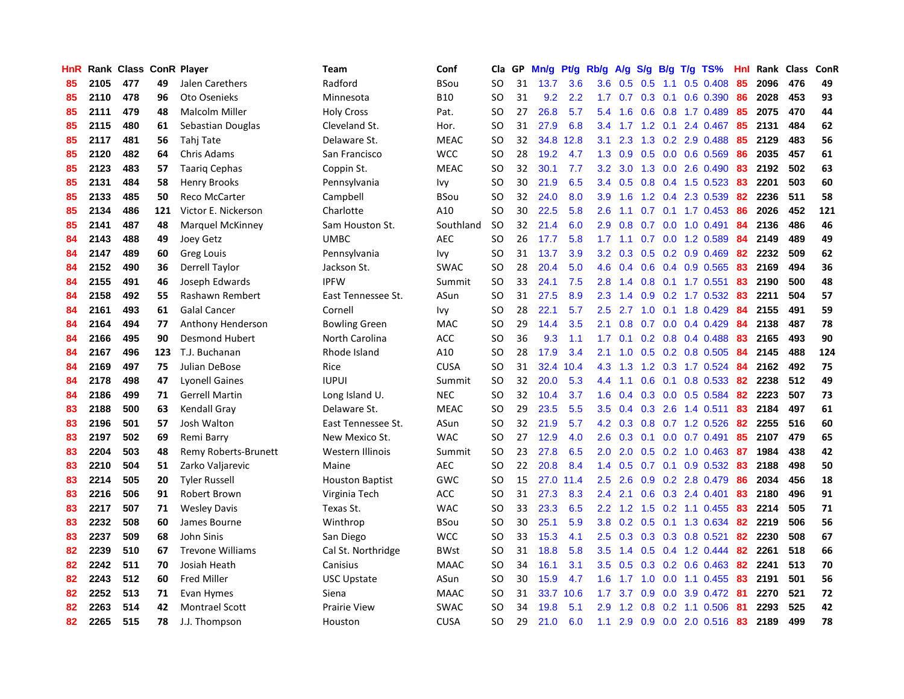| HnR | Rank | Class | ConR | Player | Team | Conf | Cla | GP | Mn/g | Pt/g | Rb/g | A/g | S/g | B/g | T/g | TS% | HnI | Rank | Class | ConR |
|---|---|---|---|---|---|---|---|---|---|---|---|---|---|---|---|---|---|---|---|---|
| 85 | 2105 | 477 | 49 | Jalen Carethers | Radford | BSou | SO | 31 | 13.7 | 3.6 | 3.6 | 0.5 | 0.5 | 1.1 | 0.5 | 0.408 | 85 | 2096 | 476 | 49 |
| 85 | 2110 | 478 | 96 | Oto Osenieks | Minnesota | B10 | SO | 31 | 9.2 | 2.2 | 1.7 | 0.7 | 0.3 | 0.1 | 0.6 | 0.390 | 86 | 2028 | 453 | 93 |
| 85 | 2111 | 479 | 48 | Malcolm Miller | Holy Cross | Pat. | SO | 27 | 26.8 | 5.7 | 5.4 | 1.6 | 0.6 | 0.8 | 1.7 | 0.489 | 85 | 2075 | 470 | 44 |
| 85 | 2115 | 480 | 61 | Sebastian Douglas | Cleveland St. | Hor. | SO | 31 | 27.9 | 6.8 | 3.4 | 1.7 | 1.2 | 0.1 | 2.4 | 0.467 | 85 | 2131 | 484 | 62 |
| 85 | 2117 | 481 | 56 | Tahj Tate | Delaware St. | MEAC | SO | 32 | 34.8 | 12.8 | 3.1 | 2.3 | 1.3 | 0.2 | 2.9 | 0.488 | 85 | 2129 | 483 | 56 |
| 85 | 2120 | 482 | 64 | Chris Adams | San Francisco | WCC | SO | 28 | 19.2 | 4.7 | 1.3 | 0.9 | 0.5 | 0.0 | 0.6 | 0.569 | 86 | 2035 | 457 | 61 |
| 85 | 2123 | 483 | 57 | Taariq Cephas | Coppin St. | MEAC | SO | 32 | 30.1 | 7.7 | 3.2 | 3.0 | 1.3 | 0.0 | 2.6 | 0.490 | 83 | 2192 | 502 | 63 |
| 85 | 2131 | 484 | 58 | Henry Brooks | Pennsylvania | Ivy | SO | 30 | 21.9 | 6.5 | 3.4 | 0.5 | 0.8 | 0.4 | 1.5 | 0.523 | 83 | 2201 | 503 | 60 |
| 85 | 2133 | 485 | 50 | Reco McCarter | Campbell | BSou | SO | 32 | 24.0 | 8.0 | 3.9 | 1.6 | 1.2 | 0.4 | 2.3 | 0.539 | 82 | 2236 | 511 | 58 |
| 85 | 2134 | 486 | 121 | Victor E. Nickerson | Charlotte | A10 | SO | 30 | 22.5 | 5.8 | 2.6 | 1.1 | 0.7 | 0.1 | 1.7 | 0.453 | 86 | 2026 | 452 | 121 |
| 85 | 2141 | 487 | 48 | Marquel McKinney | Sam Houston St. | Southland | SO | 32 | 21.4 | 6.0 | 2.9 | 0.8 | 0.7 | 0.0 | 1.0 | 0.491 | 84 | 2136 | 486 | 46 |
| 84 | 2143 | 488 | 49 | Joey Getz | UMBC | AEC | SO | 26 | 17.7 | 5.8 | 1.7 | 1.1 | 0.7 | 0.0 | 1.2 | 0.589 | 84 | 2149 | 489 | 49 |
| 84 | 2147 | 489 | 60 | Greg Louis | Pennsylvania | Ivy | SO | 31 | 13.7 | 3.9 | 3.2 | 0.3 | 0.5 | 0.2 | 0.9 | 0.469 | 82 | 2232 | 509 | 62 |
| 84 | 2152 | 490 | 36 | Derrell Taylor | Jackson St. | SWAC | SO | 28 | 20.4 | 5.0 | 4.6 | 0.4 | 0.6 | 0.4 | 0.9 | 0.565 | 83 | 2169 | 494 | 36 |
| 84 | 2155 | 491 | 46 | Joseph Edwards | IPFW | Summit | SO | 33 | 24.1 | 7.5 | 2.8 | 1.4 | 0.8 | 0.1 | 1.7 | 0.551 | 83 | 2190 | 500 | 48 |
| 84 | 2158 | 492 | 55 | Rashawn Rembert | East Tennessee St. | ASun | SO | 31 | 27.5 | 8.9 | 2.3 | 1.4 | 0.9 | 0.2 | 1.7 | 0.532 | 83 | 2211 | 504 | 57 |
| 84 | 2161 | 493 | 61 | Galal Cancer | Cornell | Ivy | SO | 28 | 22.1 | 5.7 | 2.5 | 2.7 | 1.0 | 0.1 | 1.8 | 0.429 | 84 | 2155 | 491 | 59 |
| 84 | 2164 | 494 | 77 | Anthony Henderson | Bowling Green | MAC | SO | 29 | 14.4 | 3.5 | 2.1 | 0.8 | 0.7 | 0.0 | 0.4 | 0.429 | 84 | 2138 | 487 | 78 |
| 84 | 2166 | 495 | 90 | Desmond Hubert | North Carolina | ACC | SO | 36 | 9.3 | 1.1 | 1.7 | 0.1 | 0.2 | 0.8 | 0.4 | 0.488 | 83 | 2165 | 493 | 90 |
| 84 | 2167 | 496 | 123 | T.J. Buchanan | Rhode Island | A10 | SO | 28 | 17.9 | 3.4 | 2.1 | 1.0 | 0.5 | 0.2 | 0.8 | 0.505 | 84 | 2145 | 488 | 124 |
| 84 | 2169 | 497 | 75 | Julian DeBose | Rice | CUSA | SO | 31 | 32.4 | 10.4 | 4.3 | 1.3 | 1.2 | 0.3 | 1.7 | 0.524 | 84 | 2162 | 492 | 75 |
| 84 | 2178 | 498 | 47 | Lyonell Gaines | IUPUI | Summit | SO | 32 | 20.0 | 5.3 | 4.4 | 1.1 | 0.6 | 0.1 | 0.8 | 0.533 | 82 | 2238 | 512 | 49 |
| 84 | 2186 | 499 | 71 | Gerrell Martin | Long Island U. | NEC | SO | 32 | 10.4 | 3.7 | 1.6 | 0.4 | 0.3 | 0.0 | 0.5 | 0.584 | 82 | 2223 | 507 | 73 |
| 83 | 2188 | 500 | 63 | Kendall Gray | Delaware St. | MEAC | SO | 29 | 23.5 | 5.5 | 3.5 | 0.4 | 0.3 | 2.6 | 1.4 | 0.511 | 83 | 2184 | 497 | 61 |
| 83 | 2196 | 501 | 57 | Josh Walton | East Tennessee St. | ASun | SO | 32 | 21.9 | 5.7 | 4.2 | 0.3 | 0.8 | 0.7 | 1.2 | 0.526 | 82 | 2255 | 516 | 60 |
| 83 | 2197 | 502 | 69 | Remi Barry | New Mexico St. | WAC | SO | 27 | 12.9 | 4.0 | 2.6 | 0.3 | 0.1 | 0.0 | 0.7 | 0.491 | 85 | 2107 | 479 | 65 |
| 83 | 2204 | 503 | 48 | Remy Roberts-Brunett | Western Illinois | Summit | SO | 23 | 27.8 | 6.5 | 2.0 | 2.0 | 0.5 | 0.2 | 1.0 | 0.463 | 87 | 1984 | 438 | 42 |
| 83 | 2210 | 504 | 51 | Zarko Valjarevic | Maine | AEC | SO | 22 | 20.8 | 8.4 | 1.4 | 0.5 | 0.7 | 0.1 | 0.9 | 0.532 | 83 | 2188 | 498 | 50 |
| 83 | 2214 | 505 | 20 | Tyler Russell | Houston Baptist | GWC | SO | 15 | 27.0 | 11.4 | 2.5 | 2.6 | 0.9 | 0.2 | 2.8 | 0.479 | 86 | 2034 | 456 | 18 |
| 83 | 2216 | 506 | 91 | Robert Brown | Virginia Tech | ACC | SO | 31 | 27.3 | 8.3 | 2.4 | 2.1 | 0.6 | 0.3 | 2.4 | 0.401 | 83 | 2180 | 496 | 91 |
| 83 | 2217 | 507 | 71 | Wesley Davis | Texas St. | WAC | SO | 33 | 23.3 | 6.5 | 2.2 | 1.2 | 1.5 | 0.2 | 1.1 | 0.455 | 83 | 2214 | 505 | 71 |
| 83 | 2232 | 508 | 60 | James Bourne | Winthrop | BSou | SO | 30 | 25.1 | 5.9 | 3.8 | 0.2 | 0.5 | 0.1 | 1.3 | 0.634 | 82 | 2219 | 506 | 56 |
| 83 | 2237 | 509 | 68 | John Sinis | San Diego | WCC | SO | 33 | 15.3 | 4.1 | 2.5 | 0.3 | 0.3 | 0.3 | 0.8 | 0.521 | 82 | 2230 | 508 | 67 |
| 82 | 2239 | 510 | 67 | Trevone Williams | Cal St. Northridge | BWst | SO | 31 | 18.8 | 5.8 | 3.5 | 1.4 | 0.5 | 0.4 | 1.2 | 0.444 | 82 | 2261 | 518 | 66 |
| 82 | 2242 | 511 | 70 | Josiah Heath | Canisius | MAAC | SO | 34 | 16.1 | 3.1 | 3.5 | 0.5 | 0.3 | 0.2 | 0.6 | 0.463 | 82 | 2241 | 513 | 70 |
| 82 | 2243 | 512 | 60 | Fred Miller | USC Upstate | ASun | SO | 30 | 15.9 | 4.7 | 1.6 | 1.7 | 1.0 | 0.0 | 1.1 | 0.455 | 83 | 2191 | 501 | 56 |
| 82 | 2252 | 513 | 71 | Evan Hymes | Siena | MAAC | SO | 31 | 33.7 | 10.6 | 1.7 | 3.7 | 0.9 | 0.0 | 3.9 | 0.472 | 81 | 2270 | 521 | 72 |
| 82 | 2263 | 514 | 42 | Montrael Scott | Prairie View | SWAC | SO | 34 | 19.8 | 5.1 | 2.9 | 1.2 | 0.8 | 0.2 | 1.1 | 0.506 | 81 | 2293 | 525 | 42 |
| 82 | 2265 | 515 | 78 | J.J. Thompson | Houston | CUSA | SO | 29 | 21.0 | 6.0 | 1.1 | 2.9 | 0.9 | 0.0 | 2.0 | 0.516 | 83 | 2189 | 499 | 78 |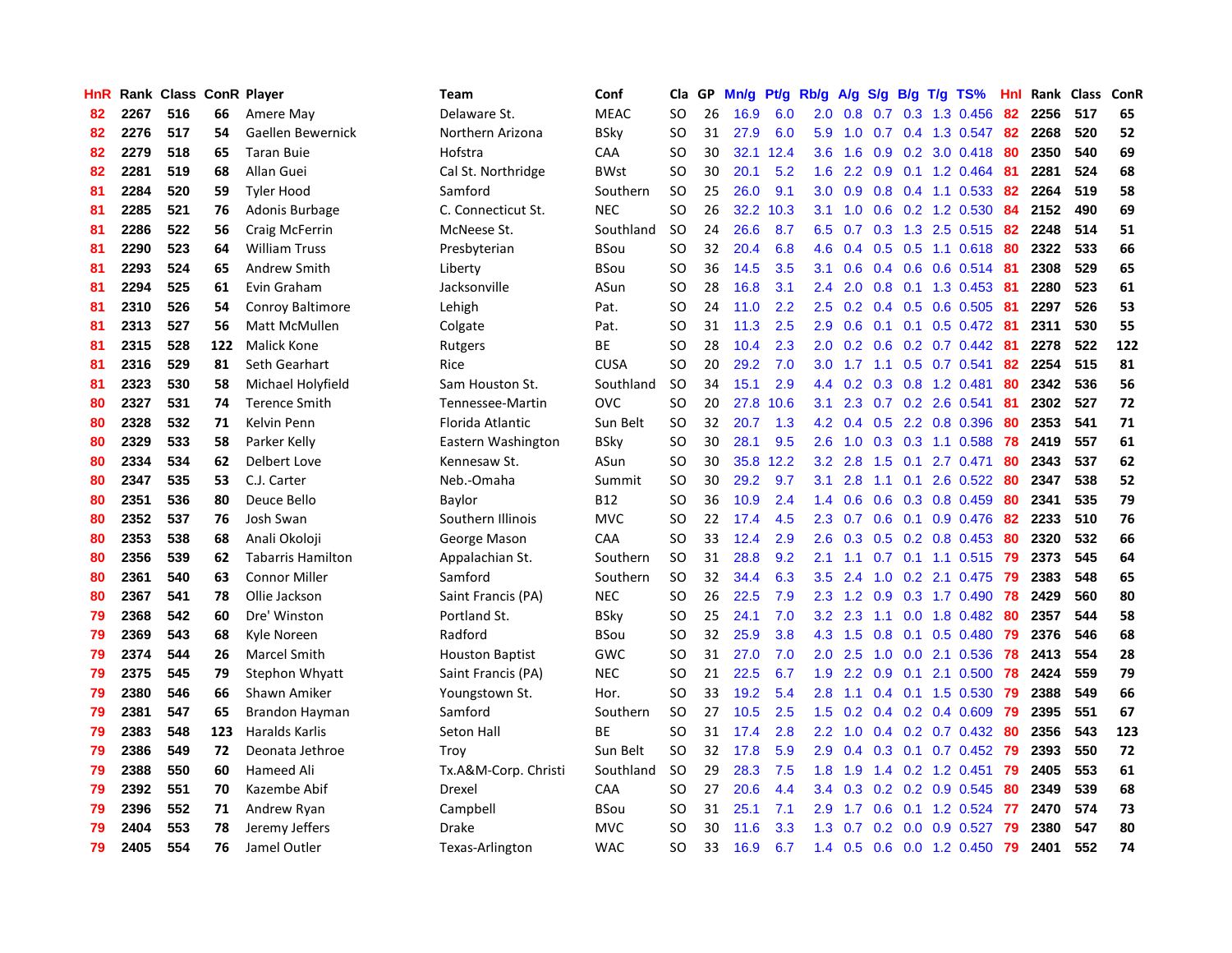| HnR | Rank | Class | ConR | Player | Team | Conf | Cla | GP | Mn/g | Pt/g | Rb/g | A/g | S/g | B/g | T/g | TS% | HnI | Rank | Class | ConR |
|---|---|---|---|---|---|---|---|---|---|---|---|---|---|---|---|---|---|---|---|---|
| 82 | 2267 | 516 | 66 | Amere May | Delaware St. | MEAC | SO | 26 | 16.9 | 6.0 | 2.0 | 0.8 | 0.7 | 0.3 | 1.3 | 0.456 | 82 | 2256 | 517 | 65 |
| 82 | 2276 | 517 | 54 | Gaellen Bewernick | Northern Arizona | BSky | SO | 31 | 27.9 | 6.0 | 5.9 | 1.0 | 0.7 | 0.4 | 1.3 | 0.547 | 82 | 2268 | 520 | 52 |
| 82 | 2279 | 518 | 65 | Taran Buie | Hofstra | CAA | SO | 30 | 32.1 | 12.4 | 3.6 | 1.6 | 0.9 | 0.2 | 3.0 | 0.418 | 80 | 2350 | 540 | 69 |
| 82 | 2281 | 519 | 68 | Allan Guei | Cal St. Northridge | BWst | SO | 30 | 20.1 | 5.2 | 1.6 | 2.2 | 0.9 | 0.1 | 1.2 | 0.464 | 81 | 2281 | 524 | 68 |
| 81 | 2284 | 520 | 59 | Tyler Hood | Samford | Southern | SO | 25 | 26.0 | 9.1 | 3.0 | 0.9 | 0.8 | 0.4 | 1.1 | 0.533 | 82 | 2264 | 519 | 58 |
| 81 | 2285 | 521 | 76 | Adonis Burbage | C. Connecticut St. | NEC | SO | 26 | 32.2 | 10.3 | 3.1 | 1.0 | 0.6 | 0.2 | 1.2 | 0.530 | 84 | 2152 | 490 | 69 |
| 81 | 2286 | 522 | 56 | Craig McFerrin | McNeese St. | Southland | SO | 24 | 26.6 | 8.7 | 6.5 | 0.7 | 0.3 | 1.3 | 2.5 | 0.515 | 82 | 2248 | 514 | 51 |
| 81 | 2290 | 523 | 64 | William Truss | Presbyterian | BSou | SO | 32 | 20.4 | 6.8 | 4.6 | 0.4 | 0.5 | 0.5 | 1.1 | 0.618 | 80 | 2322 | 533 | 66 |
| 81 | 2293 | 524 | 65 | Andrew Smith | Liberty | BSou | SO | 36 | 14.5 | 3.5 | 3.1 | 0.6 | 0.4 | 0.6 | 0.6 | 0.514 | 81 | 2308 | 529 | 65 |
| 81 | 2294 | 525 | 61 | Evin Graham | Jacksonville | ASun | SO | 28 | 16.8 | 3.1 | 2.4 | 2.0 | 0.8 | 0.1 | 1.3 | 0.453 | 81 | 2280 | 523 | 61 |
| 81 | 2310 | 526 | 54 | Conroy Baltimore | Lehigh | Pat. | SO | 24 | 11.0 | 2.2 | 2.5 | 0.2 | 0.4 | 0.5 | 0.6 | 0.505 | 81 | 2297 | 526 | 53 |
| 81 | 2313 | 527 | 56 | Matt McMullen | Colgate | Pat. | SO | 31 | 11.3 | 2.5 | 2.9 | 0.6 | 0.1 | 0.1 | 0.5 | 0.472 | 81 | 2311 | 530 | 55 |
| 81 | 2315 | 528 | 122 | Malick Kone | Rutgers | BE | SO | 28 | 10.4 | 2.3 | 2.0 | 0.2 | 0.6 | 0.2 | 0.7 | 0.442 | 81 | 2278 | 522 | 122 |
| 81 | 2316 | 529 | 81 | Seth Gearhart | Rice | CUSA | SO | 20 | 29.2 | 7.0 | 3.0 | 1.7 | 1.1 | 0.5 | 0.7 | 0.541 | 82 | 2254 | 515 | 81 |
| 81 | 2323 | 530 | 58 | Michael Holyfield | Sam Houston St. | Southland | SO | 34 | 15.1 | 2.9 | 4.4 | 0.2 | 0.3 | 0.8 | 1.2 | 0.481 | 80 | 2342 | 536 | 56 |
| 80 | 2327 | 531 | 74 | Terence Smith | Tennessee-Martin | OVC | SO | 20 | 27.8 | 10.6 | 3.1 | 2.3 | 0.7 | 0.2 | 2.6 | 0.541 | 81 | 2302 | 527 | 72 |
| 80 | 2328 | 532 | 71 | Kelvin Penn | Florida Atlantic | Sun Belt | SO | 32 | 20.7 | 1.3 | 4.2 | 0.4 | 0.5 | 2.2 | 0.8 | 0.396 | 80 | 2353 | 541 | 71 |
| 80 | 2329 | 533 | 58 | Parker Kelly | Eastern Washington | BSky | SO | 30 | 28.1 | 9.5 | 2.6 | 1.0 | 0.3 | 0.3 | 1.1 | 0.588 | 78 | 2419 | 557 | 61 |
| 80 | 2334 | 534 | 62 | Delbert Love | Kennesaw St. | ASun | SO | 30 | 35.8 | 12.2 | 3.2 | 2.8 | 1.5 | 0.1 | 2.7 | 0.471 | 80 | 2343 | 537 | 62 |
| 80 | 2347 | 535 | 53 | C.J. Carter | Neb.-Omaha | Summit | SO | 30 | 29.2 | 9.7 | 3.1 | 2.8 | 1.1 | 0.1 | 2.6 | 0.522 | 80 | 2347 | 538 | 52 |
| 80 | 2351 | 536 | 80 | Deuce Bello | Baylor | B12 | SO | 36 | 10.9 | 2.4 | 1.4 | 0.6 | 0.6 | 0.3 | 0.8 | 0.459 | 80 | 2341 | 535 | 79 |
| 80 | 2352 | 537 | 76 | Josh Swan | Southern Illinois | MVC | SO | 22 | 17.4 | 4.5 | 2.3 | 0.7 | 0.6 | 0.1 | 0.9 | 0.476 | 82 | 2233 | 510 | 76 |
| 80 | 2353 | 538 | 68 | Anali Okoloji | George Mason | CAA | SO | 33 | 12.4 | 2.9 | 2.6 | 0.3 | 0.5 | 0.2 | 0.8 | 0.453 | 80 | 2320 | 532 | 66 |
| 80 | 2356 | 539 | 62 | Tabarris Hamilton | Appalachian St. | Southern | SO | 31 | 28.8 | 9.2 | 2.1 | 1.1 | 0.7 | 0.1 | 1.1 | 0.515 | 79 | 2373 | 545 | 64 |
| 80 | 2361 | 540 | 63 | Connor Miller | Samford | Southern | SO | 32 | 34.4 | 6.3 | 3.5 | 2.4 | 1.0 | 0.2 | 2.1 | 0.475 | 79 | 2383 | 548 | 65 |
| 80 | 2367 | 541 | 78 | Ollie Jackson | Saint Francis (PA) | NEC | SO | 26 | 22.5 | 7.9 | 2.3 | 1.2 | 0.9 | 0.3 | 1.7 | 0.490 | 78 | 2429 | 560 | 80 |
| 79 | 2368 | 542 | 60 | Dre' Winston | Portland St. | BSky | SO | 25 | 24.1 | 7.0 | 3.2 | 2.3 | 1.1 | 0.0 | 1.8 | 0.482 | 80 | 2357 | 544 | 58 |
| 79 | 2369 | 543 | 68 | Kyle Noreen | Radford | BSou | SO | 32 | 25.9 | 3.8 | 4.3 | 1.5 | 0.8 | 0.1 | 0.5 | 0.480 | 79 | 2376 | 546 | 68 |
| 79 | 2374 | 544 | 26 | Marcel Smith | Houston Baptist | GWC | SO | 31 | 27.0 | 7.0 | 2.0 | 2.5 | 1.0 | 0.0 | 2.1 | 0.536 | 78 | 2413 | 554 | 28 |
| 79 | 2375 | 545 | 79 | Stephon Whyatt | Saint Francis (PA) | NEC | SO | 21 | 22.5 | 6.7 | 1.9 | 2.2 | 0.9 | 0.1 | 2.1 | 0.500 | 78 | 2424 | 559 | 79 |
| 79 | 2380 | 546 | 66 | Shawn Amiker | Youngstown St. | Hor. | SO | 33 | 19.2 | 5.4 | 2.8 | 1.1 | 0.4 | 0.1 | 1.5 | 0.530 | 79 | 2388 | 549 | 66 |
| 79 | 2381 | 547 | 65 | Brandon Hayman | Samford | Southern | SO | 27 | 10.5 | 2.5 | 1.5 | 0.2 | 0.4 | 0.2 | 0.4 | 0.609 | 79 | 2395 | 551 | 67 |
| 79 | 2383 | 548 | 123 | Haralds Karlis | Seton Hall | BE | SO | 31 | 17.4 | 2.8 | 2.2 | 1.0 | 0.4 | 0.2 | 0.7 | 0.432 | 80 | 2356 | 543 | 123 |
| 79 | 2386 | 549 | 72 | Deonata Jethroe | Troy | Sun Belt | SO | 32 | 17.8 | 5.9 | 2.9 | 0.4 | 0.3 | 0.1 | 0.7 | 0.452 | 79 | 2393 | 550 | 72 |
| 79 | 2388 | 550 | 60 | Hameed Ali | Tx.A&M-Corp. Christi | Southland | SO | 29 | 28.3 | 7.5 | 1.8 | 1.9 | 1.4 | 0.2 | 1.2 | 0.451 | 79 | 2405 | 553 | 61 |
| 79 | 2392 | 551 | 70 | Kazembe Abif | Drexel | CAA | SO | 27 | 20.6 | 4.4 | 3.4 | 0.3 | 0.2 | 0.2 | 0.9 | 0.545 | 80 | 2349 | 539 | 68 |
| 79 | 2396 | 552 | 71 | Andrew Ryan | Campbell | BSou | SO | 31 | 25.1 | 7.1 | 2.9 | 1.7 | 0.6 | 0.1 | 1.2 | 0.524 | 77 | 2470 | 574 | 73 |
| 79 | 2404 | 553 | 78 | Jeremy Jeffers | Drake | MVC | SO | 30 | 11.6 | 3.3 | 1.3 | 0.7 | 0.2 | 0.0 | 0.9 | 0.527 | 79 | 2380 | 547 | 80 |
| 79 | 2405 | 554 | 76 | Jamel Outler | Texas-Arlington | WAC | SO | 33 | 16.9 | 6.7 | 1.4 | 0.5 | 0.6 | 0.0 | 1.2 | 0.450 | 79 | 2401 | 552 | 74 |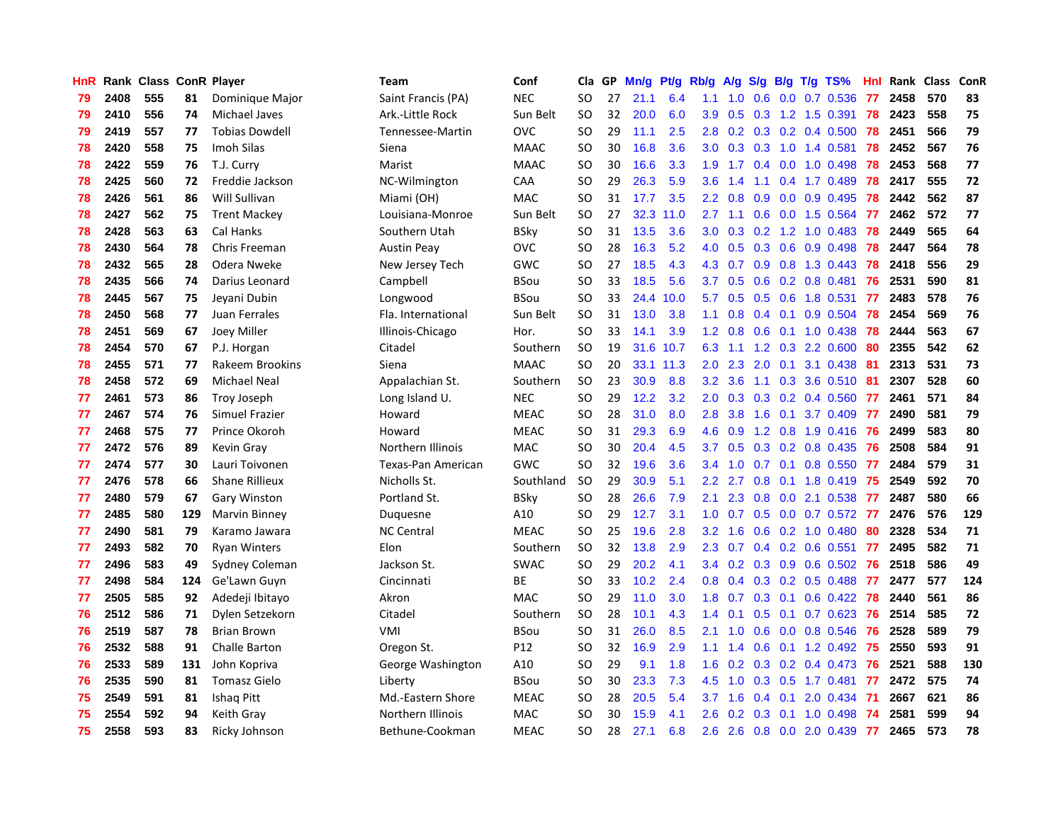| HnR | Rank | Class | ConR | Player | Team | Conf | Cla | GP | Mn/g | Pt/g | Rb/g | A/g | S/g | B/g | T/g | TS% | HnI | Rank | Class | ConR |
|---|---|---|---|---|---|---|---|---|---|---|---|---|---|---|---|---|---|---|---|---|
| 79 | 2408 | 555 | 81 | Dominique Major | Saint Francis (PA) | NEC | SO | 27 | 21.1 | 6.4 | 1.1 | 1.0 | 0.6 | 0.0 | 0.7 | 0.536 | 77 | 2458 | 570 | 83 |
| 79 | 2410 | 556 | 74 | Michael Javes | Ark.-Little Rock | Sun Belt | SO | 32 | 20.0 | 6.0 | 3.9 | 0.5 | 0.3 | 1.2 | 1.5 | 0.391 | 78 | 2423 | 558 | 75 |
| 79 | 2419 | 557 | 77 | Tobias Dowdell | Tennessee-Martin | OVC | SO | 29 | 11.1 | 2.5 | 2.8 | 0.2 | 0.3 | 0.2 | 0.4 | 0.500 | 78 | 2451 | 566 | 79 |
| 78 | 2420 | 558 | 75 | Imoh Silas | Siena | MAAC | SO | 30 | 16.8 | 3.6 | 3.0 | 0.3 | 0.3 | 1.0 | 1.4 | 0.581 | 78 | 2452 | 567 | 76 |
| 78 | 2422 | 559 | 76 | T.J. Curry | Marist | MAAC | SO | 30 | 16.6 | 3.3 | 1.9 | 1.7 | 0.4 | 0.0 | 1.0 | 0.498 | 78 | 2453 | 568 | 77 |
| 78 | 2425 | 560 | 72 | Freddie Jackson | NC-Wilmington | CAA | SO | 29 | 26.3 | 5.9 | 3.6 | 1.4 | 1.1 | 0.4 | 1.7 | 0.489 | 78 | 2417 | 555 | 72 |
| 78 | 2426 | 561 | 86 | Will Sullivan | Miami (OH) | MAC | SO | 31 | 17.7 | 3.5 | 2.2 | 0.8 | 0.9 | 0.0 | 0.9 | 0.495 | 78 | 2442 | 562 | 87 |
| 78 | 2427 | 562 | 75 | Trent Mackey | Louisiana-Monroe | Sun Belt | SO | 27 | 32.3 | 11.0 | 2.7 | 1.1 | 0.6 | 0.0 | 1.5 | 0.564 | 77 | 2462 | 572 | 77 |
| 78 | 2428 | 563 | 63 | Cal Hanks | Southern Utah | BSky | SO | 31 | 13.5 | 3.6 | 3.0 | 0.3 | 0.2 | 1.2 | 1.0 | 0.483 | 78 | 2449 | 565 | 64 |
| 78 | 2430 | 564 | 78 | Chris Freeman | Austin Peay | OVC | SO | 28 | 16.3 | 5.2 | 4.0 | 0.5 | 0.3 | 0.6 | 0.9 | 0.498 | 78 | 2447 | 564 | 78 |
| 78 | 2432 | 565 | 28 | Odera Nweke | New Jersey Tech | GWC | SO | 27 | 18.5 | 4.3 | 4.3 | 0.7 | 0.9 | 0.8 | 1.3 | 0.443 | 78 | 2418 | 556 | 29 |
| 78 | 2435 | 566 | 74 | Darius Leonard | Campbell | BSou | SO | 33 | 18.5 | 5.6 | 3.7 | 0.5 | 0.6 | 0.2 | 0.8 | 0.481 | 76 | 2531 | 590 | 81 |
| 78 | 2445 | 567 | 75 | Jeyani Dubin | Longwood | BSou | SO | 33 | 24.4 | 10.0 | 5.7 | 0.5 | 0.5 | 0.6 | 1.8 | 0.531 | 77 | 2483 | 578 | 76 |
| 78 | 2450 | 568 | 77 | Juan Ferrales | Fla. International | Sun Belt | SO | 31 | 13.0 | 3.8 | 1.1 | 0.8 | 0.4 | 0.1 | 0.9 | 0.504 | 78 | 2454 | 569 | 76 |
| 78 | 2451 | 569 | 67 | Joey Miller | Illinois-Chicago | Hor. | SO | 33 | 14.1 | 3.9 | 1.2 | 0.8 | 0.6 | 0.1 | 1.0 | 0.438 | 78 | 2444 | 563 | 67 |
| 78 | 2454 | 570 | 67 | P.J. Horgan | Citadel | Southern | SO | 19 | 31.6 | 10.7 | 6.3 | 1.1 | 1.2 | 0.3 | 2.2 | 0.600 | 80 | 2355 | 542 | 62 |
| 78 | 2455 | 571 | 77 | Rakeem Brookins | Siena | MAAC | SO | 20 | 33.1 | 11.3 | 2.0 | 2.3 | 2.0 | 0.1 | 3.1 | 0.438 | 81 | 2313 | 531 | 73 |
| 78 | 2458 | 572 | 69 | Michael Neal | Appalachian St. | Southern | SO | 23 | 30.9 | 8.8 | 3.2 | 3.6 | 1.1 | 0.3 | 3.6 | 0.510 | 81 | 2307 | 528 | 60 |
| 77 | 2461 | 573 | 86 | Troy Joseph | Long Island U. | NEC | SO | 29 | 12.2 | 3.2 | 2.0 | 0.3 | 0.3 | 0.2 | 0.4 | 0.560 | 77 | 2461 | 571 | 84 |
| 77 | 2467 | 574 | 76 | Simuel Frazier | Howard | MEAC | SO | 28 | 31.0 | 8.0 | 2.8 | 3.8 | 1.6 | 0.1 | 3.7 | 0.409 | 77 | 2490 | 581 | 79 |
| 77 | 2468 | 575 | 77 | Prince Okoroh | Howard | MEAC | SO | 31 | 29.3 | 6.9 | 4.6 | 0.9 | 1.2 | 0.8 | 1.9 | 0.416 | 76 | 2499 | 583 | 80 |
| 77 | 2472 | 576 | 89 | Kevin Gray | Northern Illinois | MAC | SO | 30 | 20.4 | 4.5 | 3.7 | 0.5 | 0.3 | 0.2 | 0.8 | 0.435 | 76 | 2508 | 584 | 91 |
| 77 | 2474 | 577 | 30 | Lauri Toivonen | Texas-Pan American | GWC | SO | 32 | 19.6 | 3.6 | 3.4 | 1.0 | 0.7 | 0.1 | 0.8 | 0.550 | 77 | 2484 | 579 | 31 |
| 77 | 2476 | 578 | 66 | Shane Rillieux | Nicholls St. | Southland | SO | 29 | 30.9 | 5.1 | 2.2 | 2.7 | 0.8 | 0.1 | 1.8 | 0.419 | 75 | 2549 | 592 | 70 |
| 77 | 2480 | 579 | 67 | Gary Winston | Portland St. | BSky | SO | 28 | 26.6 | 7.9 | 2.1 | 2.3 | 0.8 | 0.0 | 2.1 | 0.538 | 77 | 2487 | 580 | 66 |
| 77 | 2485 | 580 | 129 | Marvin Binney | Duquesne | A10 | SO | 29 | 12.7 | 3.1 | 1.0 | 0.7 | 0.5 | 0.0 | 0.7 | 0.572 | 77 | 2476 | 576 | 129 |
| 77 | 2490 | 581 | 79 | Karamo Jawara | NC Central | MEAC | SO | 25 | 19.6 | 2.8 | 3.2 | 1.6 | 0.6 | 0.2 | 1.0 | 0.480 | 80 | 2328 | 534 | 71 |
| 77 | 2493 | 582 | 70 | Ryan Winters | Elon | Southern | SO | 32 | 13.8 | 2.9 | 2.3 | 0.7 | 0.4 | 0.2 | 0.6 | 0.551 | 77 | 2495 | 582 | 71 |
| 77 | 2496 | 583 | 49 | Sydney Coleman | Jackson St. | SWAC | SO | 29 | 20.2 | 4.1 | 3.4 | 0.2 | 0.3 | 0.9 | 0.6 | 0.502 | 76 | 2518 | 586 | 49 |
| 77 | 2498 | 584 | 124 | Ge'Lawn Guyn | Cincinnati | BE | SO | 33 | 10.2 | 2.4 | 0.8 | 0.4 | 0.3 | 0.2 | 0.5 | 0.488 | 77 | 2477 | 577 | 124 |
| 77 | 2505 | 585 | 92 | Adedeji Ibitayo | Akron | MAC | SO | 29 | 11.0 | 3.0 | 1.8 | 0.7 | 0.3 | 0.1 | 0.6 | 0.422 | 78 | 2440 | 561 | 86 |
| 76 | 2512 | 586 | 71 | Dylen Setzekorn | Citadel | Southern | SO | 28 | 10.1 | 4.3 | 1.4 | 0.1 | 0.5 | 0.1 | 0.7 | 0.623 | 76 | 2514 | 585 | 72 |
| 76 | 2519 | 587 | 78 | Brian Brown | VMI | BSou | SO | 31 | 26.0 | 8.5 | 2.1 | 1.0 | 0.6 | 0.0 | 0.8 | 0.546 | 76 | 2528 | 589 | 79 |
| 76 | 2532 | 588 | 91 | Challe Barton | Oregon St. | P12 | SO | 32 | 16.9 | 2.9 | 1.1 | 1.4 | 0.6 | 0.1 | 1.2 | 0.492 | 75 | 2550 | 593 | 91 |
| 76 | 2533 | 589 | 131 | John Kopriva | George Washington | A10 | SO | 29 | 9.1 | 1.8 | 1.6 | 0.2 | 0.3 | 0.2 | 0.4 | 0.473 | 76 | 2521 | 588 | 130 |
| 76 | 2535 | 590 | 81 | Tomasz Gielo | Liberty | BSou | SO | 30 | 23.3 | 7.3 | 4.5 | 1.0 | 0.3 | 0.5 | 1.7 | 0.481 | 77 | 2472 | 575 | 74 |
| 75 | 2549 | 591 | 81 | Ishaq Pitt | Md.-Eastern Shore | MEAC | SO | 28 | 20.5 | 5.4 | 3.7 | 1.6 | 0.4 | 0.1 | 2.0 | 0.434 | 71 | 2667 | 621 | 86 |
| 75 | 2554 | 592 | 94 | Keith Gray | Northern Illinois | MAC | SO | 30 | 15.9 | 4.1 | 2.6 | 0.2 | 0.3 | 0.1 | 1.0 | 0.498 | 74 | 2581 | 599 | 94 |
| 75 | 2558 | 593 | 83 | Ricky Johnson | Bethune-Cookman | MEAC | SO | 28 | 27.1 | 6.8 | 2.6 | 2.6 | 0.8 | 0.0 | 2.0 | 0.439 | 77 | 2465 | 573 | 78 |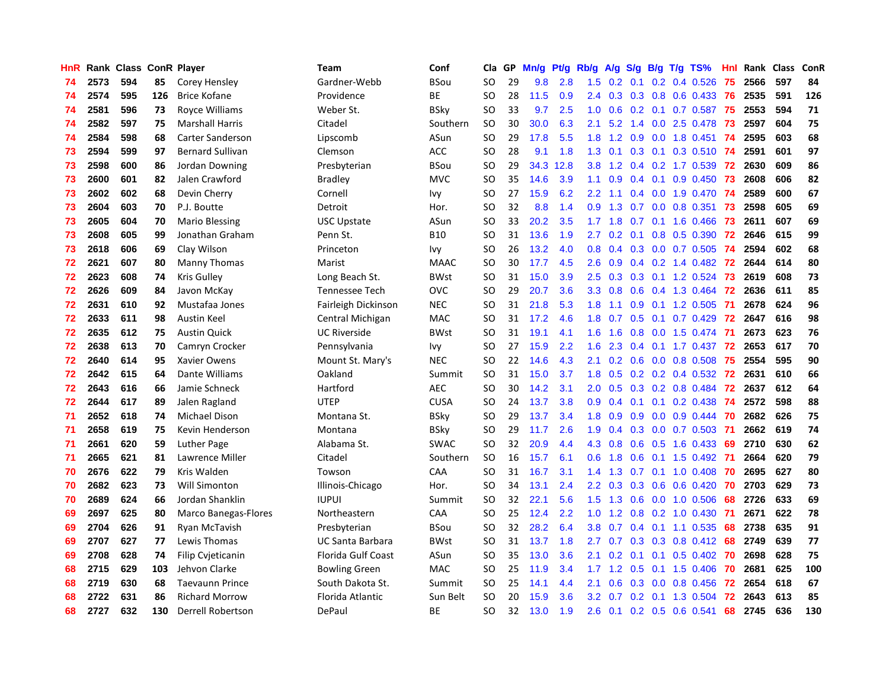| HnR | Rank | Class | ConR | Player | Team | Conf | Cla | GP | Mn/g | Pt/g | Rb/g | A/g | S/g | B/g | T/g | TS% | HnI | Rank | Class | ConR |
|---|---|---|---|---|---|---|---|---|---|---|---|---|---|---|---|---|---|---|---|---|
| 74 | 2573 | 594 | 85 | Corey Hensley | Gardner-Webb | BSou | SO | 29 | 9.8 | 2.8 | 1.5 | 0.2 | 0.1 | 0.2 | 0.4 | 0.526 | 75 | 2566 | 597 | 84 |
| 74 | 2574 | 595 | 126 | Brice Kofane | Providence | BE | SO | 28 | 11.5 | 0.9 | 2.4 | 0.3 | 0.3 | 0.8 | 0.6 | 0.433 | 76 | 2535 | 591 | 126 |
| 74 | 2581 | 596 | 73 | Royce Williams | Weber St. | BSky | SO | 33 | 9.7 | 2.5 | 1.0 | 0.6 | 0.2 | 0.1 | 0.7 | 0.587 | 75 | 2553 | 594 | 71 |
| 74 | 2582 | 597 | 75 | Marshall Harris | Citadel | Southern | SO | 30 | 30.0 | 6.3 | 2.1 | 5.2 | 1.4 | 0.0 | 2.5 | 0.478 | 73 | 2597 | 604 | 75 |
| 74 | 2584 | 598 | 68 | Carter Sanderson | Lipscomb | ASun | SO | 29 | 17.8 | 5.5 | 1.8 | 1.2 | 0.9 | 0.0 | 1.8 | 0.451 | 74 | 2595 | 603 | 68 |
| 73 | 2594 | 599 | 97 | Bernard Sullivan | Clemson | ACC | SO | 28 | 9.1 | 1.8 | 1.3 | 0.1 | 0.3 | 0.1 | 0.3 | 0.510 | 74 | 2591 | 601 | 97 |
| 73 | 2598 | 600 | 86 | Jordan Downing | Presbyterian | BSou | SO | 29 | 34.3 | 12.8 | 3.8 | 1.2 | 0.4 | 0.2 | 1.7 | 0.539 | 72 | 2630 | 609 | 86 |
| 73 | 2600 | 601 | 82 | Jalen Crawford | Bradley | MVC | SO | 35 | 14.6 | 3.9 | 1.1 | 0.9 | 0.4 | 0.1 | 0.9 | 0.450 | 73 | 2608 | 606 | 82 |
| 73 | 2602 | 602 | 68 | Devin Cherry | Cornell | Ivy | SO | 27 | 15.9 | 6.2 | 2.2 | 1.1 | 0.4 | 0.0 | 1.9 | 0.470 | 74 | 2589 | 600 | 67 |
| 73 | 2604 | 603 | 70 | P.J. Boutte | Detroit | Hor. | SO | 32 | 8.8 | 1.4 | 0.9 | 1.3 | 0.7 | 0.0 | 0.8 | 0.351 | 73 | 2598 | 605 | 69 |
| 73 | 2605 | 604 | 70 | Mario Blessing | USC Upstate | ASun | SO | 33 | 20.2 | 3.5 | 1.7 | 1.8 | 0.7 | 0.1 | 1.6 | 0.466 | 73 | 2611 | 607 | 69 |
| 73 | 2608 | 605 | 99 | Jonathan Graham | Penn St. | B10 | SO | 31 | 13.6 | 1.9 | 2.7 | 0.2 | 0.1 | 0.8 | 0.5 | 0.390 | 72 | 2646 | 615 | 99 |
| 73 | 2618 | 606 | 69 | Clay Wilson | Princeton | Ivy | SO | 26 | 13.2 | 4.0 | 0.8 | 0.4 | 0.3 | 0.0 | 0.7 | 0.505 | 74 | 2594 | 602 | 68 |
| 72 | 2621 | 607 | 80 | Manny Thomas | Marist | MAAC | SO | 30 | 17.7 | 4.5 | 2.6 | 0.9 | 0.4 | 0.2 | 1.4 | 0.482 | 72 | 2644 | 614 | 80 |
| 72 | 2623 | 608 | 74 | Kris Gulley | Long Beach St. | BWst | SO | 31 | 15.0 | 3.9 | 2.5 | 0.3 | 0.3 | 0.1 | 1.2 | 0.524 | 73 | 2619 | 608 | 73 |
| 72 | 2626 | 609 | 84 | Javon McKay | Tennessee Tech | OVC | SO | 29 | 20.7 | 3.6 | 3.3 | 0.8 | 0.6 | 0.4 | 1.3 | 0.464 | 72 | 2636 | 611 | 85 |
| 72 | 2631 | 610 | 92 | Mustafaa Jones | Fairleigh Dickinson | NEC | SO | 31 | 21.8 | 5.3 | 1.8 | 1.1 | 0.9 | 0.1 | 1.2 | 0.505 | 71 | 2678 | 624 | 96 |
| 72 | 2633 | 611 | 98 | Austin Keel | Central Michigan | MAC | SO | 31 | 17.2 | 4.6 | 1.8 | 0.7 | 0.5 | 0.1 | 0.7 | 0.429 | 72 | 2647 | 616 | 98 |
| 72 | 2635 | 612 | 75 | Austin Quick | UC Riverside | BWst | SO | 31 | 19.1 | 4.1 | 1.6 | 1.6 | 0.8 | 0.0 | 1.5 | 0.474 | 71 | 2673 | 623 | 76 |
| 72 | 2638 | 613 | 70 | Camryn Crocker | Pennsylvania | Ivy | SO | 27 | 15.9 | 2.2 | 1.6 | 2.3 | 0.4 | 0.1 | 1.7 | 0.437 | 72 | 2653 | 617 | 70 |
| 72 | 2640 | 614 | 95 | Xavier Owens | Mount St. Mary's | NEC | SO | 22 | 14.6 | 4.3 | 2.1 | 0.2 | 0.6 | 0.0 | 0.8 | 0.508 | 75 | 2554 | 595 | 90 |
| 72 | 2642 | 615 | 64 | Dante Williams | Oakland | Summit | SO | 31 | 15.0 | 3.7 | 1.8 | 0.5 | 0.2 | 0.2 | 0.4 | 0.532 | 72 | 2631 | 610 | 66 |
| 72 | 2643 | 616 | 66 | Jamie Schneck | Hartford | AEC | SO | 30 | 14.2 | 3.1 | 2.0 | 0.5 | 0.3 | 0.2 | 0.8 | 0.484 | 72 | 2637 | 612 | 64 |
| 72 | 2644 | 617 | 89 | Jalen Ragland | UTEP | CUSA | SO | 24 | 13.7 | 3.8 | 0.9 | 0.4 | 0.1 | 0.1 | 0.2 | 0.438 | 74 | 2572 | 598 | 88 |
| 71 | 2652 | 618 | 74 | Michael Dison | Montana St. | BSky | SO | 29 | 13.7 | 3.4 | 1.8 | 0.9 | 0.9 | 0.0 | 0.9 | 0.444 | 70 | 2682 | 626 | 75 |
| 71 | 2658 | 619 | 75 | Kevin Henderson | Montana | BSky | SO | 29 | 11.7 | 2.6 | 1.9 | 0.4 | 0.3 | 0.0 | 0.7 | 0.503 | 71 | 2662 | 619 | 74 |
| 71 | 2661 | 620 | 59 | Luther Page | Alabama St. | SWAC | SO | 32 | 20.9 | 4.4 | 4.3 | 0.8 | 0.6 | 0.5 | 1.6 | 0.433 | 69 | 2710 | 630 | 62 |
| 71 | 2665 | 621 | 81 | Lawrence Miller | Citadel | Southern | SO | 16 | 15.7 | 6.1 | 0.6 | 1.8 | 0.6 | 0.1 | 1.5 | 0.492 | 71 | 2664 | 620 | 79 |
| 70 | 2676 | 622 | 79 | Kris Walden | Towson | CAA | SO | 31 | 16.7 | 3.1 | 1.4 | 1.3 | 0.7 | 0.1 | 1.0 | 0.408 | 70 | 2695 | 627 | 80 |
| 70 | 2682 | 623 | 73 | Will Simonton | Illinois-Chicago | Hor. | SO | 34 | 13.1 | 2.4 | 2.2 | 0.3 | 0.3 | 0.6 | 0.6 | 0.420 | 70 | 2703 | 629 | 73 |
| 70 | 2689 | 624 | 66 | Jordan Shanklin | IUPUI | Summit | SO | 32 | 22.1 | 5.6 | 1.5 | 1.3 | 0.6 | 0.0 | 1.0 | 0.506 | 68 | 2726 | 633 | 69 |
| 69 | 2697 | 625 | 80 | Marco Banegas-Flores | Northeastern | CAA | SO | 25 | 12.4 | 2.2 | 1.0 | 1.2 | 0.8 | 0.2 | 1.0 | 0.430 | 71 | 2671 | 622 | 78 |
| 69 | 2704 | 626 | 91 | Ryan McTavish | Presbyterian | BSou | SO | 32 | 28.2 | 6.4 | 3.8 | 0.7 | 0.4 | 0.1 | 1.1 | 0.535 | 68 | 2738 | 635 | 91 |
| 69 | 2707 | 627 | 77 | Lewis Thomas | UC Santa Barbara | BWst | SO | 31 | 13.7 | 1.8 | 2.7 | 0.7 | 0.3 | 0.3 | 0.8 | 0.412 | 68 | 2749 | 639 | 77 |
| 69 | 2708 | 628 | 74 | Filip Cvjeticanin | Florida Gulf Coast | ASun | SO | 35 | 13.0 | 3.6 | 2.1 | 0.2 | 0.1 | 0.1 | 0.5 | 0.402 | 70 | 2698 | 628 | 75 |
| 68 | 2715 | 629 | 103 | Jehvon Clarke | Bowling Green | MAC | SO | 25 | 11.9 | 3.4 | 1.7 | 1.2 | 0.5 | 0.1 | 1.5 | 0.406 | 70 | 2681 | 625 | 100 |
| 68 | 2719 | 630 | 68 | Taevaunn Prince | South Dakota St. | Summit | SO | 25 | 14.1 | 4.4 | 2.1 | 0.6 | 0.3 | 0.0 | 0.8 | 0.456 | 72 | 2654 | 618 | 67 |
| 68 | 2722 | 631 | 86 | Richard Morrow | Florida Atlantic | Sun Belt | SO | 20 | 15.9 | 3.6 | 3.2 | 0.7 | 0.2 | 0.1 | 1.3 | 0.504 | 72 | 2643 | 613 | 85 |
| 68 | 2727 | 632 | 130 | Derrell Robertson | DePaul | BE | SO | 32 | 13.0 | 1.9 | 2.6 | 0.1 | 0.2 | 0.5 | 0.6 | 0.541 | 68 | 2745 | 636 | 130 |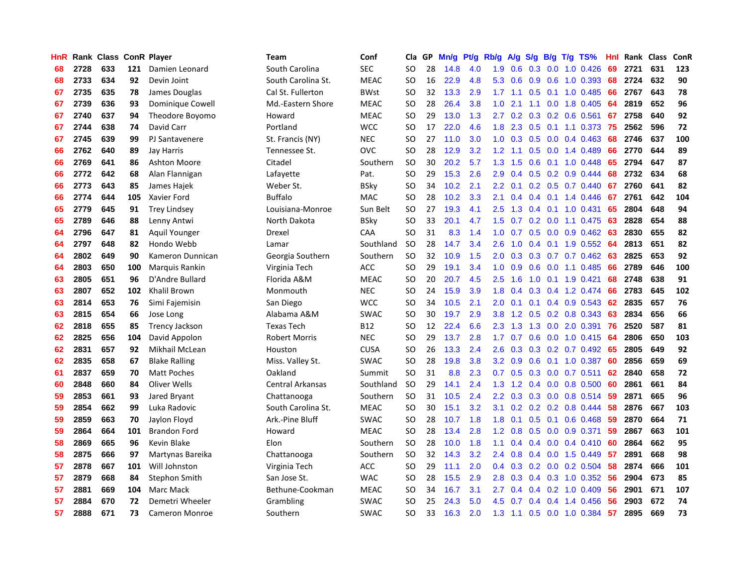| HnR | Rank | Class | ConR | Player | Team | Conf | Cla | GP | Mn/g | Pt/g | Rb/g | A/g | S/g | B/g | T/g | TS% | HnI | Rank | Class | ConR |
|---|---|---|---|---|---|---|---|---|---|---|---|---|---|---|---|---|---|---|---|---|
| 68 | 2728 | 633 | 121 | Damien Leonard | South Carolina | SEC | SO | 28 | 14.8 | 4.0 | 1.9 | 0.6 | 0.3 | 0.0 | 1.0 | 0.426 | 69 | 2721 | 631 | 123 |
| 68 | 2733 | 634 | 92 | Devin Joint | South Carolina St. | MEAC | SO | 16 | 22.9 | 4.8 | 5.3 | 0.6 | 0.9 | 0.6 | 1.0 | 0.393 | 68 | 2724 | 632 | 90 |
| 67 | 2735 | 635 | 78 | James Douglas | Cal St. Fullerton | BWst | SO | 32 | 13.3 | 2.9 | 1.7 | 1.1 | 0.5 | 0.1 | 1.0 | 0.485 | 66 | 2767 | 643 | 78 |
| 67 | 2739 | 636 | 93 | Dominique Cowell | Md.-Eastern Shore | MEAC | SO | 28 | 26.4 | 3.8 | 1.0 | 2.1 | 1.1 | 0.0 | 1.8 | 0.405 | 64 | 2819 | 652 | 96 |
| 67 | 2740 | 637 | 94 | Theodore Boyomo | Howard | MEAC | SO | 29 | 13.0 | 1.3 | 2.7 | 0.2 | 0.3 | 0.2 | 0.6 | 0.561 | 67 | 2758 | 640 | 92 |
| 67 | 2744 | 638 | 74 | David Carr | Portland | WCC | SO | 17 | 22.0 | 4.6 | 1.8 | 2.3 | 0.5 | 0.1 | 1.1 | 0.373 | 75 | 2562 | 596 | 72 |
| 67 | 2745 | 639 | 99 | PJ Santavenere | St. Francis (NY) | NEC | SO | 27 | 11.0 | 3.0 | 1.0 | 0.3 | 0.5 | 0.0 | 0.4 | 0.463 | 68 | 2746 | 637 | 100 |
| 66 | 2762 | 640 | 89 | Jay Harris | Tennessee St. | OVC | SO | 28 | 12.9 | 3.2 | 1.2 | 1.1 | 0.5 | 0.0 | 1.4 | 0.489 | 66 | 2770 | 644 | 89 |
| 66 | 2769 | 641 | 86 | Ashton Moore | Citadel | Southern | SO | 30 | 20.2 | 5.7 | 1.3 | 1.5 | 0.6 | 0.1 | 1.0 | 0.448 | 65 | 2794 | 647 | 87 |
| 66 | 2772 | 642 | 68 | Alan Flannigan | Lafayette | Pat. | SO | 29 | 15.3 | 2.6 | 2.9 | 0.4 | 0.5 | 0.2 | 0.9 | 0.444 | 68 | 2732 | 634 | 68 |
| 66 | 2773 | 643 | 85 | James Hajek | Weber St. | BSky | SO | 34 | 10.2 | 2.1 | 2.2 | 0.1 | 0.2 | 0.5 | 0.7 | 0.440 | 67 | 2760 | 641 | 82 |
| 66 | 2774 | 644 | 105 | Xavier Ford | Buffalo | MAC | SO | 28 | 10.2 | 3.3 | 2.1 | 0.4 | 0.4 | 0.1 | 1.4 | 0.446 | 67 | 2761 | 642 | 104 |
| 65 | 2779 | 645 | 91 | Trey Lindsey | Louisiana-Monroe | Sun Belt | SO | 27 | 19.3 | 4.1 | 2.5 | 1.3 | 0.4 | 0.1 | 1.0 | 0.431 | 65 | 2804 | 648 | 94 |
| 65 | 2789 | 646 | 88 | Lenny Antwi | North Dakota | BSky | SO | 33 | 20.1 | 4.7 | 1.5 | 0.7 | 0.2 | 0.0 | 1.1 | 0.475 | 63 | 2828 | 654 | 88 |
| 64 | 2796 | 647 | 81 | Aquil Younger | Drexel | CAA | SO | 31 | 8.3 | 1.4 | 1.0 | 0.7 | 0.5 | 0.0 | 0.9 | 0.462 | 63 | 2830 | 655 | 82 |
| 64 | 2797 | 648 | 82 | Hondo Webb | Lamar | Southland | SO | 28 | 14.7 | 3.4 | 2.6 | 1.0 | 0.4 | 0.1 | 1.9 | 0.552 | 64 | 2813 | 651 | 82 |
| 64 | 2802 | 649 | 90 | Kameron Dunnican | Georgia Southern | Southern | SO | 32 | 10.9 | 1.5 | 2.0 | 0.3 | 0.3 | 0.7 | 0.7 | 0.462 | 63 | 2825 | 653 | 92 |
| 64 | 2803 | 650 | 100 | Marquis Rankin | Virginia Tech | ACC | SO | 29 | 19.1 | 3.4 | 1.0 | 0.9 | 0.6 | 0.0 | 1.1 | 0.485 | 66 | 2789 | 646 | 100 |
| 63 | 2805 | 651 | 96 | D'Andre Bullard | Florida A&M | MEAC | SO | 20 | 20.7 | 4.5 | 2.5 | 1.6 | 1.0 | 0.1 | 1.9 | 0.421 | 68 | 2748 | 638 | 91 |
| 63 | 2807 | 652 | 102 | Khalil Brown | Monmouth | NEC | SO | 24 | 15.9 | 3.9 | 1.8 | 0.4 | 0.3 | 0.4 | 1.2 | 0.474 | 66 | 2783 | 645 | 102 |
| 63 | 2814 | 653 | 76 | Simi Fajemisin | San Diego | WCC | SO | 34 | 10.5 | 2.1 | 2.0 | 0.1 | 0.1 | 0.4 | 0.9 | 0.543 | 62 | 2835 | 657 | 76 |
| 63 | 2815 | 654 | 66 | Jose Long | Alabama A&M | SWAC | SO | 30 | 19.7 | 2.9 | 3.8 | 1.2 | 0.5 | 0.2 | 0.8 | 0.343 | 63 | 2834 | 656 | 66 |
| 62 | 2818 | 655 | 85 | Trency Jackson | Texas Tech | B12 | SO | 12 | 22.4 | 6.6 | 2.3 | 1.3 | 1.3 | 0.0 | 2.0 | 0.391 | 76 | 2520 | 587 | 81 |
| 62 | 2825 | 656 | 104 | David Appolon | Robert Morris | NEC | SO | 29 | 13.7 | 2.8 | 1.7 | 0.7 | 0.6 | 0.0 | 1.0 | 0.415 | 64 | 2806 | 650 | 103 |
| 62 | 2831 | 657 | 92 | Mikhail McLean | Houston | CUSA | SO | 26 | 13.3 | 2.4 | 2.6 | 0.3 | 0.3 | 0.2 | 0.7 | 0.492 | 65 | 2805 | 649 | 92 |
| 62 | 2835 | 658 | 67 | Blake Ralling | Miss. Valley St. | SWAC | SO | 28 | 19.8 | 3.8 | 3.2 | 0.9 | 0.6 | 0.1 | 1.0 | 0.387 | 60 | 2856 | 659 | 69 |
| 61 | 2837 | 659 | 70 | Matt Poches | Oakland | Summit | SO | 31 | 8.8 | 2.3 | 0.7 | 0.5 | 0.3 | 0.0 | 0.7 | 0.511 | 62 | 2840 | 658 | 72 |
| 60 | 2848 | 660 | 84 | Oliver Wells | Central Arkansas | Southland | SO | 29 | 14.1 | 2.4 | 1.3 | 1.2 | 0.4 | 0.0 | 0.8 | 0.500 | 60 | 2861 | 661 | 84 |
| 59 | 2853 | 661 | 93 | Jared Bryant | Chattanooga | Southern | SO | 31 | 10.5 | 2.4 | 2.2 | 0.3 | 0.3 | 0.0 | 0.8 | 0.514 | 59 | 2871 | 665 | 96 |
| 59 | 2854 | 662 | 99 | Luka Radovic | South Carolina St. | MEAC | SO | 30 | 15.1 | 3.2 | 3.1 | 0.2 | 0.2 | 0.2 | 0.8 | 0.444 | 58 | 2876 | 667 | 103 |
| 59 | 2859 | 663 | 70 | Jaylon Floyd | Ark.-Pine Bluff | SWAC | SO | 28 | 10.7 | 1.8 | 1.8 | 0.1 | 0.5 | 0.1 | 0.6 | 0.468 | 59 | 2870 | 664 | 71 |
| 59 | 2864 | 664 | 101 | Brandon Ford | Howard | MEAC | SO | 28 | 13.4 | 2.8 | 1.2 | 0.8 | 0.5 | 0.0 | 0.9 | 0.371 | 59 | 2867 | 663 | 101 |
| 58 | 2869 | 665 | 96 | Kevin Blake | Elon | Southern | SO | 28 | 10.0 | 1.8 | 1.1 | 0.4 | 0.4 | 0.0 | 0.4 | 0.410 | 60 | 2864 | 662 | 95 |
| 58 | 2875 | 666 | 97 | Martynas Bareika | Chattanooga | Southern | SO | 32 | 14.3 | 3.2 | 2.4 | 0.8 | 0.4 | 0.0 | 1.5 | 0.449 | 57 | 2891 | 668 | 98 |
| 57 | 2878 | 667 | 101 | Will Johnston | Virginia Tech | ACC | SO | 29 | 11.1 | 2.0 | 0.4 | 0.3 | 0.2 | 0.0 | 0.2 | 0.504 | 58 | 2874 | 666 | 101 |
| 57 | 2879 | 668 | 84 | Stephon Smith | San Jose St. | WAC | SO | 28 | 15.5 | 2.9 | 2.8 | 0.3 | 0.4 | 0.3 | 1.0 | 0.352 | 56 | 2904 | 673 | 85 |
| 57 | 2881 | 669 | 104 | Marc Mack | Bethune-Cookman | MEAC | SO | 34 | 16.7 | 3.1 | 2.7 | 0.4 | 0.4 | 0.2 | 1.0 | 0.409 | 56 | 2901 | 671 | 107 |
| 57 | 2884 | 670 | 72 | Demetri Wheeler | Grambling | SWAC | SO | 25 | 24.3 | 5.0 | 4.5 | 0.7 | 0.4 | 0.4 | 1.4 | 0.456 | 56 | 2903 | 672 | 74 |
| 57 | 2888 | 671 | 73 | Cameron Monroe | Southern | SWAC | SO | 33 | 16.3 | 2.0 | 1.3 | 1.1 | 0.5 | 0.0 | 1.0 | 0.384 | 57 | 2895 | 669 | 73 |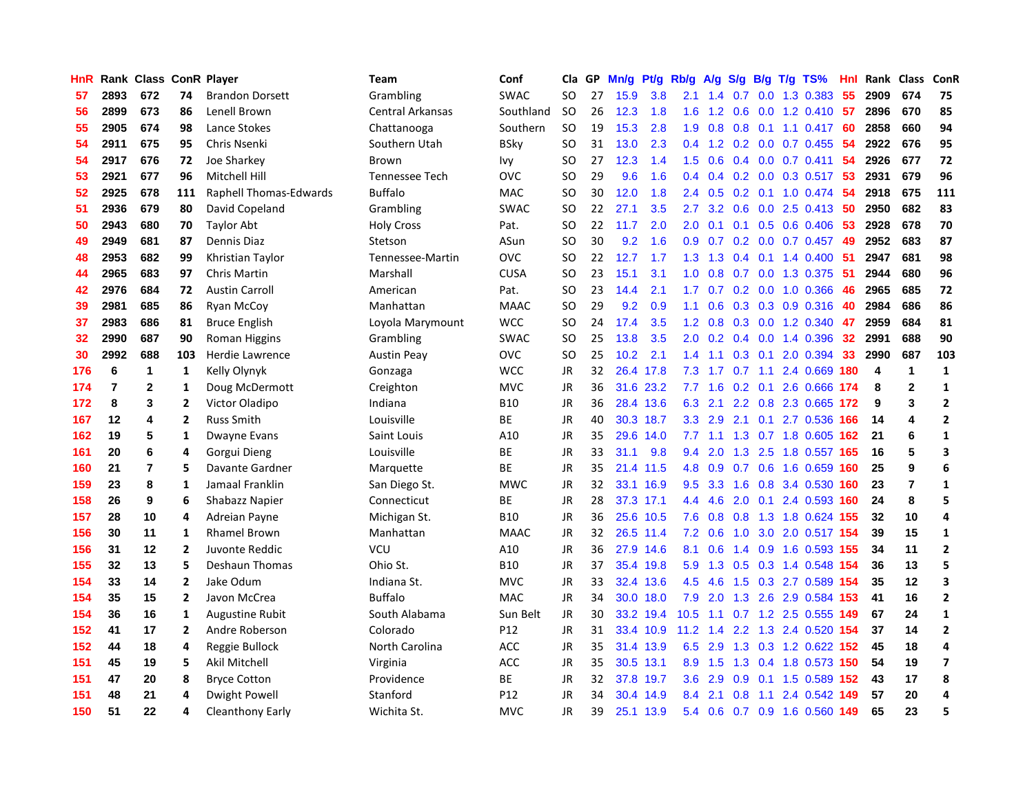| HnR | Rank | Class | ConR | Player | Team | Conf | Cla | GP | Mn/g | Pt/g | Rb/g | A/g | S/g | B/g | T/g | TS% | HnI | Rank | Class | ConR |
|---|---|---|---|---|---|---|---|---|---|---|---|---|---|---|---|---|---|---|---|---|
| 57 | 2893 | 672 | 74 | Brandon Dorsett | Grambling | SWAC | SO | 27 | 15.9 | 3.8 | 2.1 | 1.4 | 0.7 | 0.0 | 1.3 | 0.383 | 55 | 2909 | 674 | 75 |
| 56 | 2899 | 673 | 86 | Lenell Brown | Central Arkansas | Southland | SO | 26 | 12.3 | 1.8 | 1.6 | 1.2 | 0.6 | 0.0 | 1.2 | 0.410 | 57 | 2896 | 670 | 85 |
| 55 | 2905 | 674 | 98 | Lance Stokes | Chattanooga | Southern | SO | 19 | 15.3 | 2.8 | 1.9 | 0.8 | 0.8 | 0.1 | 1.1 | 0.417 | 60 | 2858 | 660 | 94 |
| 54 | 2911 | 675 | 95 | Chris Nsenki | Southern Utah | BSky | SO | 31 | 13.0 | 2.3 | 0.4 | 1.2 | 0.2 | 0.0 | 0.7 | 0.455 | 54 | 2922 | 676 | 95 |
| 54 | 2917 | 676 | 72 | Joe Sharkey | Brown | Ivy | SO | 27 | 12.3 | 1.4 | 1.5 | 0.6 | 0.4 | 0.0 | 0.7 | 0.411 | 54 | 2926 | 677 | 72 |
| 53 | 2921 | 677 | 96 | Mitchell Hill | Tennessee Tech | OVC | SO | 29 | 9.6 | 1.6 | 0.4 | 0.4 | 0.2 | 0.0 | 0.3 | 0.517 | 53 | 2931 | 679 | 96 |
| 52 | 2925 | 678 | 111 | Raphell Thomas-Edwards | Buffalo | MAC | SO | 30 | 12.0 | 1.8 | 2.4 | 0.5 | 0.2 | 0.1 | 1.0 | 0.474 | 54 | 2918 | 675 | 111 |
| 51 | 2936 | 679 | 80 | David Copeland | Grambling | SWAC | SO | 22 | 27.1 | 3.5 | 2.7 | 3.2 | 0.6 | 0.0 | 2.5 | 0.413 | 50 | 2950 | 682 | 83 |
| 50 | 2943 | 680 | 70 | Taylor Abt | Holy Cross | Pat. | SO | 22 | 11.7 | 2.0 | 2.0 | 0.1 | 0.1 | 0.5 | 0.6 | 0.406 | 53 | 2928 | 678 | 70 |
| 49 | 2949 | 681 | 87 | Dennis Diaz | Stetson | ASun | SO | 30 | 9.2 | 1.6 | 0.9 | 0.7 | 0.2 | 0.0 | 0.7 | 0.457 | 49 | 2952 | 683 | 87 |
| 48 | 2953 | 682 | 99 | Khristian Taylor | Tennessee-Martin | OVC | SO | 22 | 12.7 | 1.7 | 1.3 | 1.3 | 0.4 | 0.1 | 1.4 | 0.400 | 51 | 2947 | 681 | 98 |
| 44 | 2965 | 683 | 97 | Chris Martin | Marshall | CUSA | SO | 23 | 15.1 | 3.1 | 1.0 | 0.8 | 0.7 | 0.0 | 1.3 | 0.375 | 51 | 2944 | 680 | 96 |
| 42 | 2976 | 684 | 72 | Austin Carroll | American | Pat. | SO | 23 | 14.4 | 2.1 | 1.7 | 0.7 | 0.2 | 0.0 | 1.0 | 0.366 | 46 | 2965 | 685 | 72 |
| 39 | 2981 | 685 | 86 | Ryan McCoy | Manhattan | MAAC | SO | 29 | 9.2 | 0.9 | 1.1 | 0.6 | 0.3 | 0.3 | 0.9 | 0.316 | 40 | 2984 | 686 | 86 |
| 37 | 2983 | 686 | 81 | Bruce English | Loyola Marymount | WCC | SO | 24 | 17.4 | 3.5 | 1.2 | 0.8 | 0.3 | 0.0 | 1.2 | 0.340 | 47 | 2959 | 684 | 81 |
| 32 | 2990 | 687 | 90 | Roman Higgins | Grambling | SWAC | SO | 25 | 13.8 | 3.5 | 2.0 | 0.2 | 0.4 | 0.0 | 1.4 | 0.396 | 32 | 2991 | 688 | 90 |
| 30 | 2992 | 688 | 103 | Herdie Lawrence | Austin Peay | OVC | SO | 25 | 10.2 | 2.1 | 1.4 | 1.1 | 0.3 | 0.1 | 2.0 | 0.394 | 33 | 2990 | 687 | 103 |
| 176 | 6 | 1 | 1 | Kelly Olynyk | Gonzaga | WCC | JR | 32 | 26.4 | 17.8 | 7.3 | 1.7 | 0.7 | 1.1 | 2.4 | 0.669 | 180 | 4 | 1 | 1 |
| 174 | 7 | 2 | 1 | Doug McDermott | Creighton | MVC | JR | 36 | 31.6 | 23.2 | 7.7 | 1.6 | 0.2 | 0.1 | 2.6 | 0.666 | 174 | 8 | 2 | 1 |
| 172 | 8 | 3 | 2 | Victor Oladipo | Indiana | B10 | JR | 36 | 28.4 | 13.6 | 6.3 | 2.1 | 2.2 | 0.8 | 2.3 | 0.665 | 172 | 9 | 3 | 2 |
| 167 | 12 | 4 | 2 | Russ Smith | Louisville | BE | JR | 40 | 30.3 | 18.7 | 3.3 | 2.9 | 2.1 | 0.1 | 2.7 | 0.536 | 166 | 14 | 4 | 2 |
| 162 | 19 | 5 | 1 | Dwayne Evans | Saint Louis | A10 | JR | 35 | 29.6 | 14.0 | 7.7 | 1.1 | 1.3 | 0.7 | 1.8 | 0.605 | 162 | 21 | 6 | 1 |
| 161 | 20 | 6 | 4 | Gorgui Dieng | Louisville | BE | JR | 33 | 31.1 | 9.8 | 9.4 | 2.0 | 1.3 | 2.5 | 1.8 | 0.557 | 165 | 16 | 5 | 3 |
| 160 | 21 | 7 | 5 | Davante Gardner | Marquette | BE | JR | 35 | 21.4 | 11.5 | 4.8 | 0.9 | 0.7 | 0.6 | 1.6 | 0.659 | 160 | 25 | 9 | 6 |
| 159 | 23 | 8 | 1 | Jamaal Franklin | San Diego St. | MWC | JR | 32 | 33.1 | 16.9 | 9.5 | 3.3 | 1.6 | 0.8 | 3.4 | 0.530 | 160 | 23 | 7 | 1 |
| 158 | 26 | 9 | 6 | Shabazz Napier | Connecticut | BE | JR | 28 | 37.3 | 17.1 | 4.4 | 4.6 | 2.0 | 0.1 | 2.4 | 0.593 | 160 | 24 | 8 | 5 |
| 157 | 28 | 10 | 4 | Adreian Payne | Michigan St. | B10 | JR | 36 | 25.6 | 10.5 | 7.6 | 0.8 | 0.8 | 1.3 | 1.8 | 0.624 | 155 | 32 | 10 | 4 |
| 156 | 30 | 11 | 1 | Rhamel Brown | Manhattan | MAAC | JR | 32 | 26.5 | 11.4 | 7.2 | 0.6 | 1.0 | 3.0 | 2.0 | 0.517 | 154 | 39 | 15 | 1 |
| 156 | 31 | 12 | 2 | Juvonte Reddic | VCU | A10 | JR | 36 | 27.9 | 14.6 | 8.1 | 0.6 | 1.4 | 0.9 | 1.6 | 0.593 | 155 | 34 | 11 | 2 |
| 155 | 32 | 13 | 5 | Deshaun Thomas | Ohio St. | B10 | JR | 37 | 35.4 | 19.8 | 5.9 | 1.3 | 0.5 | 0.3 | 1.4 | 0.548 | 154 | 36 | 13 | 5 |
| 154 | 33 | 14 | 2 | Jake Odum | Indiana St. | MVC | JR | 33 | 32.4 | 13.6 | 4.5 | 4.6 | 1.5 | 0.3 | 2.7 | 0.589 | 154 | 35 | 12 | 3 |
| 154 | 35 | 15 | 2 | Javon McCrea | Buffalo | MAC | JR | 34 | 30.0 | 18.0 | 7.9 | 2.0 | 1.3 | 2.6 | 2.9 | 0.584 | 153 | 41 | 16 | 2 |
| 154 | 36 | 16 | 1 | Augustine Rubit | South Alabama | Sun Belt | JR | 30 | 33.2 | 19.4 | 10.5 | 1.1 | 0.7 | 1.2 | 2.5 | 0.555 | 149 | 67 | 24 | 1 |
| 152 | 41 | 17 | 2 | Andre Roberson | Colorado | P12 | JR | 31 | 33.4 | 10.9 | 11.2 | 1.4 | 2.2 | 1.3 | 2.4 | 0.520 | 154 | 37 | 14 | 2 |
| 152 | 44 | 18 | 4 | Reggie Bullock | North Carolina | ACC | JR | 35 | 31.4 | 13.9 | 6.5 | 2.9 | 1.3 | 0.3 | 1.2 | 0.622 | 152 | 45 | 18 | 4 |
| 151 | 45 | 19 | 5 | Akil Mitchell | Virginia | ACC | JR | 35 | 30.5 | 13.1 | 8.9 | 1.5 | 1.3 | 0.4 | 1.8 | 0.573 | 150 | 54 | 19 | 7 |
| 151 | 47 | 20 | 8 | Bryce Cotton | Providence | BE | JR | 32 | 37.8 | 19.7 | 3.6 | 2.9 | 0.9 | 0.1 | 1.5 | 0.589 | 152 | 43 | 17 | 8 |
| 151 | 48 | 21 | 4 | Dwight Powell | Stanford | P12 | JR | 34 | 30.4 | 14.9 | 8.4 | 2.1 | 0.8 | 1.1 | 2.4 | 0.542 | 149 | 57 | 20 | 4 |
| 150 | 51 | 22 | 4 | Cleanthony Early | Wichita St. | MVC | JR | 39 | 25.1 | 13.9 | 5.4 | 0.6 | 0.7 | 0.9 | 1.6 | 0.560 | 149 | 65 | 23 | 5 |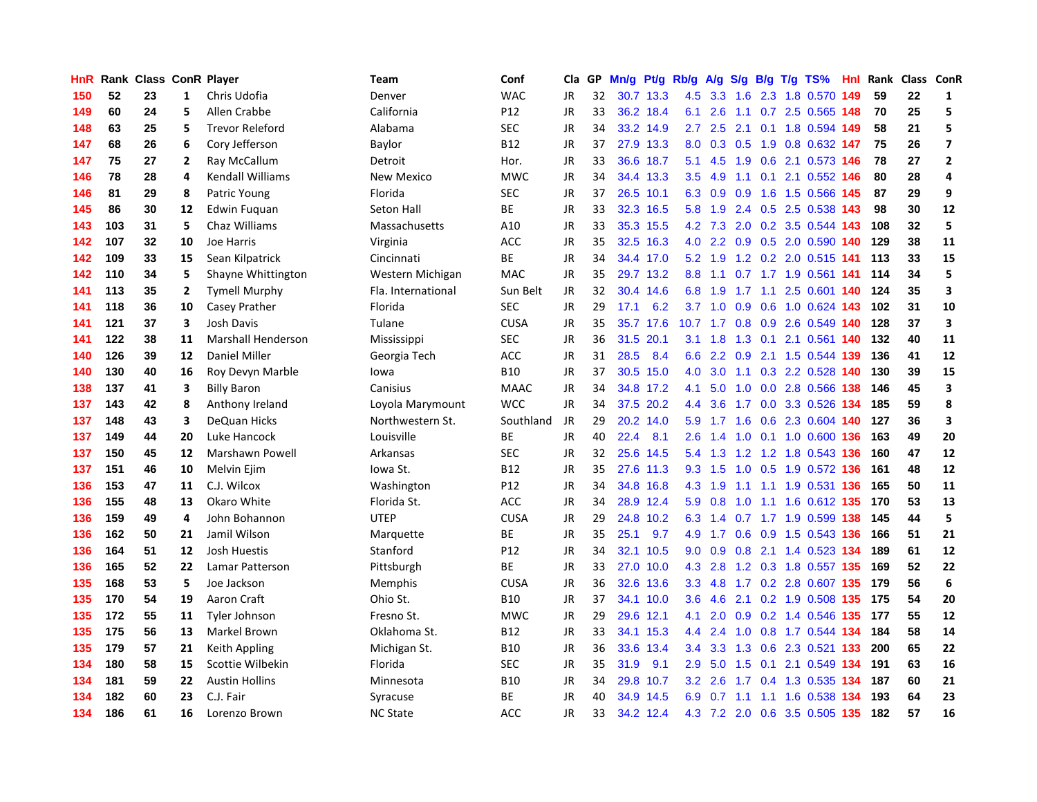| HnR | Rank | Class | ConR | Player | Team | Conf | Cla | GP | Mn/g | Pt/g | Rb/g | A/g | S/g | B/g | T/g | TS% | HnI | Rank | Class | ConR |
|---|---|---|---|---|---|---|---|---|---|---|---|---|---|---|---|---|---|---|---|---|
| 150 | 52 | 23 | 1 | Chris Udofia | Denver | WAC | JR | 32 | 30.7 | 13.3 | 4.5 | 3.3 | 1.6 | 2.3 | 1.8 | 0.570 | 149 | 59 | 22 | 1 |
| 149 | 60 | 24 | 5 | Allen Crabbe | California | P12 | JR | 33 | 36.2 | 18.4 | 6.1 | 2.6 | 1.1 | 0.7 | 2.5 | 0.565 | 148 | 70 | 25 | 5 |
| 148 | 63 | 25 | 5 | Trevor Releford | Alabama | SEC | JR | 34 | 33.2 | 14.9 | 2.7 | 2.5 | 2.1 | 0.1 | 1.8 | 0.594 | 149 | 58 | 21 | 5 |
| 147 | 68 | 26 | 6 | Cory Jefferson | Baylor | B12 | JR | 37 | 27.9 | 13.3 | 8.0 | 0.3 | 0.5 | 1.9 | 0.8 | 0.632 | 147 | 75 | 26 | 7 |
| 147 | 75 | 27 | 2 | Ray McCallum | Detroit | Hor. | JR | 33 | 36.6 | 18.7 | 5.1 | 4.5 | 1.9 | 0.6 | 2.1 | 0.573 | 146 | 78 | 27 | 2 |
| 146 | 78 | 28 | 4 | Kendall Williams | New Mexico | MWC | JR | 34 | 34.4 | 13.3 | 3.5 | 4.9 | 1.1 | 0.1 | 2.1 | 0.552 | 146 | 80 | 28 | 4 |
| 146 | 81 | 29 | 8 | Patric Young | Florida | SEC | JR | 37 | 26.5 | 10.1 | 6.3 | 0.9 | 0.9 | 1.6 | 1.5 | 0.566 | 145 | 87 | 29 | 9 |
| 145 | 86 | 30 | 12 | Edwin Fuquan | Seton Hall | BE | JR | 33 | 32.3 | 16.5 | 5.8 | 1.9 | 2.4 | 0.5 | 2.5 | 0.538 | 143 | 98 | 30 | 12 |
| 143 | 103 | 31 | 5 | Chaz Williams | Massachusetts | A10 | JR | 33 | 35.3 | 15.5 | 4.2 | 7.3 | 2.0 | 0.2 | 3.5 | 0.544 | 143 | 108 | 32 | 5 |
| 142 | 107 | 32 | 10 | Joe Harris | Virginia | ACC | JR | 35 | 32.5 | 16.3 | 4.0 | 2.2 | 0.9 | 0.5 | 2.0 | 0.590 | 140 | 129 | 38 | 11 |
| 142 | 109 | 33 | 15 | Sean Kilpatrick | Cincinnati | BE | JR | 34 | 34.4 | 17.0 | 5.2 | 1.9 | 1.2 | 0.2 | 2.0 | 0.515 | 141 | 113 | 33 | 15 |
| 142 | 110 | 34 | 5 | Shayne Whittington | Western Michigan | MAC | JR | 35 | 29.7 | 13.2 | 8.8 | 1.1 | 0.7 | 1.7 | 1.9 | 0.561 | 141 | 114 | 34 | 5 |
| 141 | 113 | 35 | 2 | Tymell Murphy | Fla. International | Sun Belt | JR | 32 | 30.4 | 14.6 | 6.8 | 1.9 | 1.7 | 1.1 | 2.5 | 0.601 | 140 | 124 | 35 | 3 |
| 141 | 118 | 36 | 10 | Casey Prather | Florida | SEC | JR | 29 | 17.1 | 6.2 | 3.7 | 1.0 | 0.9 | 0.6 | 1.0 | 0.624 | 143 | 102 | 31 | 10 |
| 141 | 121 | 37 | 3 | Josh Davis | Tulane | CUSA | JR | 35 | 35.7 | 17.6 | 10.7 | 1.7 | 0.8 | 0.9 | 2.6 | 0.549 | 140 | 128 | 37 | 3 |
| 141 | 122 | 38 | 11 | Marshall Henderson | Mississippi | SEC | JR | 36 | 31.5 | 20.1 | 3.1 | 1.8 | 1.3 | 0.1 | 2.1 | 0.561 | 140 | 132 | 40 | 11 |
| 140 | 126 | 39 | 12 | Daniel Miller | Georgia Tech | ACC | JR | 31 | 28.5 | 8.4 | 6.6 | 2.2 | 0.9 | 2.1 | 1.5 | 0.544 | 139 | 136 | 41 | 12 |
| 140 | 130 | 40 | 16 | Roy Devyn Marble | Iowa | B10 | JR | 37 | 30.5 | 15.0 | 4.0 | 3.0 | 1.1 | 0.3 | 2.2 | 0.528 | 140 | 130 | 39 | 15 |
| 138 | 137 | 41 | 3 | Billy Baron | Canisius | MAAC | JR | 34 | 34.8 | 17.2 | 4.1 | 5.0 | 1.0 | 0.0 | 2.8 | 0.566 | 138 | 146 | 45 | 3 |
| 137 | 143 | 42 | 8 | Anthony Ireland | Loyola Marymount | WCC | JR | 34 | 37.5 | 20.2 | 4.4 | 3.6 | 1.7 | 0.0 | 3.3 | 0.526 | 134 | 185 | 59 | 8 |
| 137 | 148 | 43 | 3 | DeQuan Hicks | Northwestern St. | Southland | JR | 29 | 20.2 | 14.0 | 5.9 | 1.7 | 1.6 | 0.6 | 2.3 | 0.604 | 140 | 127 | 36 | 3 |
| 137 | 149 | 44 | 20 | Luke Hancock | Louisville | BE | JR | 40 | 22.4 | 8.1 | 2.6 | 1.4 | 1.0 | 0.1 | 1.0 | 0.600 | 136 | 163 | 49 | 20 |
| 137 | 150 | 45 | 12 | Marshawn Powell | Arkansas | SEC | JR | 32 | 25.6 | 14.5 | 5.4 | 1.3 | 1.2 | 1.2 | 1.8 | 0.543 | 136 | 160 | 47 | 12 |
| 137 | 151 | 46 | 10 | Melvin Ejim | Iowa St. | B12 | JR | 35 | 27.6 | 11.3 | 9.3 | 1.5 | 1.0 | 0.5 | 1.9 | 0.572 | 136 | 161 | 48 | 12 |
| 136 | 153 | 47 | 11 | C.J. Wilcox | Washington | P12 | JR | 34 | 34.8 | 16.8 | 4.3 | 1.9 | 1.1 | 1.1 | 1.9 | 0.531 | 136 | 165 | 50 | 11 |
| 136 | 155 | 48 | 13 | Okaro White | Florida St. | ACC | JR | 34 | 28.9 | 12.4 | 5.9 | 0.8 | 1.0 | 1.1 | 1.6 | 0.612 | 135 | 170 | 53 | 13 |
| 136 | 159 | 49 | 4 | John Bohannon | UTEP | CUSA | JR | 29 | 24.8 | 10.2 | 6.3 | 1.4 | 0.7 | 1.7 | 1.9 | 0.599 | 138 | 145 | 44 | 5 |
| 136 | 162 | 50 | 21 | Jamil Wilson | Marquette | BE | JR | 35 | 25.1 | 9.7 | 4.9 | 1.7 | 0.6 | 0.9 | 1.5 | 0.543 | 136 | 166 | 51 | 21 |
| 136 | 164 | 51 | 12 | Josh Huestis | Stanford | P12 | JR | 34 | 32.1 | 10.5 | 9.0 | 0.9 | 0.8 | 2.1 | 1.4 | 0.523 | 134 | 189 | 61 | 12 |
| 136 | 165 | 52 | 22 | Lamar Patterson | Pittsburgh | BE | JR | 33 | 27.0 | 10.0 | 4.3 | 2.8 | 1.2 | 0.3 | 1.8 | 0.557 | 135 | 169 | 52 | 22 |
| 135 | 168 | 53 | 5 | Joe Jackson | Memphis | CUSA | JR | 36 | 32.6 | 13.6 | 3.3 | 4.8 | 1.7 | 0.2 | 2.8 | 0.607 | 135 | 179 | 56 | 6 |
| 135 | 170 | 54 | 19 | Aaron Craft | Ohio St. | B10 | JR | 37 | 34.1 | 10.0 | 3.6 | 4.6 | 2.1 | 0.2 | 1.9 | 0.508 | 135 | 175 | 54 | 20 |
| 135 | 172 | 55 | 11 | Tyler Johnson | Fresno St. | MWC | JR | 29 | 29.6 | 12.1 | 4.1 | 2.0 | 0.9 | 0.2 | 1.4 | 0.546 | 135 | 177 | 55 | 12 |
| 135 | 175 | 56 | 13 | Markel Brown | Oklahoma St. | B12 | JR | 33 | 34.1 | 15.3 | 4.4 | 2.4 | 1.0 | 0.8 | 1.7 | 0.544 | 134 | 184 | 58 | 14 |
| 135 | 179 | 57 | 21 | Keith Appling | Michigan St. | B10 | JR | 36 | 33.6 | 13.4 | 3.4 | 3.3 | 1.3 | 0.6 | 2.3 | 0.521 | 133 | 200 | 65 | 22 |
| 134 | 180 | 58 | 15 | Scottie Wilbekin | Florida | SEC | JR | 35 | 31.9 | 9.1 | 2.9 | 5.0 | 1.5 | 0.1 | 2.1 | 0.549 | 134 | 191 | 63 | 16 |
| 134 | 181 | 59 | 22 | Austin Hollins | Minnesota | B10 | JR | 34 | 29.8 | 10.7 | 3.2 | 2.6 | 1.7 | 0.4 | 1.3 | 0.535 | 134 | 187 | 60 | 21 |
| 134 | 182 | 60 | 23 | C.J. Fair | Syracuse | BE | JR | 40 | 34.9 | 14.5 | 6.9 | 0.7 | 1.1 | 1.1 | 1.6 | 0.538 | 134 | 193 | 64 | 23 |
| 134 | 186 | 61 | 16 | Lorenzo Brown | NC State | ACC | JR | 33 | 34.2 | 12.4 | 4.3 | 7.2 | 2.0 | 0.6 | 3.5 | 0.505 | 135 | 182 | 57 | 16 |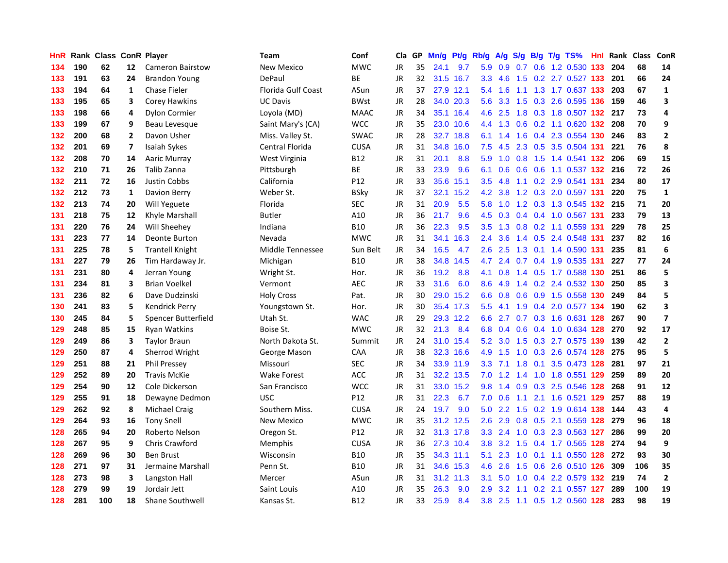| HnR | Rank | Class | ConR | Player | Team | Conf | Cla | GP | Mn/g | Pt/g | Rb/g | A/g | S/g | B/g | T/g | TS% | HnI | Rank | Class | ConR |
|---|---|---|---|---|---|---|---|---|---|---|---|---|---|---|---|---|---|---|---|---|
| 134 | 190 | 62 | 12 | Cameron Bairstow | New Mexico | MWC | JR | 35 | 24.1 | 9.7 | 5.9 | 0.9 | 0.7 | 0.6 | 1.2 | 0.530 | 133 | 204 | 68 | 14 |
| 133 | 191 | 63 | 24 | Brandon Young | DePaul | BE | JR | 32 | 31.5 | 16.7 | 3.3 | 4.6 | 1.5 | 0.2 | 2.7 | 0.527 | 133 | 201 | 66 | 24 |
| 133 | 194 | 64 | 1 | Chase Fieler | Florida Gulf Coast | ASun | JR | 37 | 27.9 | 12.1 | 5.4 | 1.6 | 1.1 | 1.3 | 1.7 | 0.637 | 133 | 203 | 67 | 1 |
| 133 | 195 | 65 | 3 | Corey Hawkins | UC Davis | BWst | JR | 28 | 34.0 | 20.3 | 5.6 | 3.3 | 1.5 | 0.3 | 2.6 | 0.595 | 136 | 159 | 46 | 3 |
| 133 | 198 | 66 | 4 | Dylon Cormier | Loyola (MD) | MAAC | JR | 34 | 35.1 | 16.4 | 4.6 | 2.5 | 1.8 | 0.3 | 1.8 | 0.507 | 132 | 217 | 73 | 4 |
| 133 | 199 | 67 | 9 | Beau Levesque | Saint Mary's (CA) | WCC | JR | 35 | 23.0 | 10.6 | 4.4 | 1.3 | 0.6 | 0.2 | 1.1 | 0.620 | 132 | 208 | 70 | 9 |
| 132 | 200 | 68 | 2 | Davon Usher | Miss. Valley St. | SWAC | JR | 28 | 32.7 | 18.8 | 6.1 | 1.4 | 1.6 | 0.4 | 2.3 | 0.554 | 130 | 246 | 83 | 2 |
| 132 | 201 | 69 | 7 | Isaiah Sykes | Central Florida | CUSA | JR | 31 | 34.8 | 16.0 | 7.5 | 4.5 | 2.3 | 0.5 | 3.5 | 0.504 | 131 | 221 | 76 | 8 |
| 132 | 208 | 70 | 14 | Aaric Murray | West Virginia | B12 | JR | 31 | 20.1 | 8.8 | 5.9 | 1.0 | 0.8 | 1.5 | 1.4 | 0.541 | 132 | 206 | 69 | 15 |
| 132 | 210 | 71 | 26 | Talib Zanna | Pittsburgh | BE | JR | 33 | 23.9 | 9.6 | 6.1 | 0.6 | 0.6 | 0.6 | 1.1 | 0.537 | 132 | 216 | 72 | 26 |
| 132 | 211 | 72 | 16 | Justin Cobbs | California | P12 | JR | 33 | 35.6 | 15.1 | 3.5 | 4.8 | 1.1 | 0.2 | 2.9 | 0.541 | 131 | 234 | 80 | 17 |
| 132 | 212 | 73 | 1 | Davion Berry | Weber St. | BSky | JR | 37 | 32.1 | 15.2 | 4.2 | 3.8 | 1.2 | 0.3 | 2.0 | 0.597 | 131 | 220 | 75 | 1 |
| 132 | 213 | 74 | 20 | Will Yeguete | Florida | SEC | JR | 31 | 20.9 | 5.5 | 5.8 | 1.0 | 1.2 | 0.3 | 1.3 | 0.545 | 132 | 215 | 71 | 20 |
| 131 | 218 | 75 | 12 | Khyle Marshall | Butler | A10 | JR | 36 | 21.7 | 9.6 | 4.5 | 0.3 | 0.4 | 0.4 | 1.0 | 0.567 | 131 | 233 | 79 | 13 |
| 131 | 220 | 76 | 24 | Will Sheehey | Indiana | B10 | JR | 36 | 22.3 | 9.5 | 3.5 | 1.3 | 0.8 | 0.2 | 1.1 | 0.559 | 131 | 229 | 78 | 25 |
| 131 | 223 | 77 | 14 | Deonte Burton | Nevada | MWC | JR | 31 | 34.1 | 16.3 | 2.4 | 3.6 | 1.4 | 0.5 | 2.4 | 0.548 | 131 | 237 | 82 | 16 |
| 131 | 225 | 78 | 5 | Trantell Knight | Middle Tennessee | Sun Belt | JR | 34 | 16.5 | 4.7 | 2.6 | 2.5 | 1.3 | 0.1 | 1.4 | 0.590 | 131 | 235 | 81 | 6 |
| 131 | 227 | 79 | 26 | Tim Hardaway Jr. | Michigan | B10 | JR | 38 | 34.8 | 14.5 | 4.7 | 2.4 | 0.7 | 0.4 | 1.9 | 0.535 | 131 | 227 | 77 | 24 |
| 131 | 231 | 80 | 4 | Jerran Young | Wright St. | Hor. | JR | 36 | 19.2 | 8.8 | 4.1 | 0.8 | 1.4 | 0.5 | 1.7 | 0.588 | 130 | 251 | 86 | 5 |
| 131 | 234 | 81 | 3 | Brian Voelkel | Vermont | AEC | JR | 33 | 31.6 | 6.0 | 8.6 | 4.9 | 1.4 | 0.2 | 2.4 | 0.532 | 130 | 250 | 85 | 3 |
| 131 | 236 | 82 | 6 | Dave Dudzinski | Holy Cross | Pat. | JR | 30 | 29.0 | 15.2 | 6.6 | 0.8 | 0.6 | 0.9 | 1.5 | 0.558 | 130 | 249 | 84 | 5 |
| 130 | 241 | 83 | 5 | Kendrick Perry | Youngstown St. | Hor. | JR | 30 | 35.4 | 17.3 | 5.5 | 4.1 | 1.9 | 0.4 | 2.0 | 0.577 | 134 | 190 | 62 | 3 |
| 130 | 245 | 84 | 5 | Spencer Butterfield | Utah St. | WAC | JR | 29 | 29.3 | 12.2 | 6.6 | 2.7 | 0.7 | 0.3 | 1.6 | 0.631 | 128 | 267 | 90 | 7 |
| 129 | 248 | 85 | 15 | Ryan Watkins | Boise St. | MWC | JR | 32 | 21.3 | 8.4 | 6.8 | 0.4 | 0.6 | 0.4 | 1.0 | 0.634 | 128 | 270 | 92 | 17 |
| 129 | 249 | 86 | 3 | Taylor Braun | North Dakota St. | Summit | JR | 24 | 31.0 | 15.4 | 5.2 | 3.0 | 1.5 | 0.3 | 2.7 | 0.575 | 139 | 139 | 42 | 2 |
| 129 | 250 | 87 | 4 | Sherrod Wright | George Mason | CAA | JR | 38 | 32.3 | 16.6 | 4.9 | 1.5 | 1.0 | 0.3 | 2.6 | 0.574 | 128 | 275 | 95 | 5 |
| 129 | 251 | 88 | 21 | Phil Pressey | Missouri | SEC | JR | 34 | 33.9 | 11.9 | 3.3 | 7.1 | 1.8 | 0.1 | 3.5 | 0.473 | 128 | 281 | 97 | 21 |
| 129 | 252 | 89 | 20 | Travis McKie | Wake Forest | ACC | JR | 31 | 32.2 | 13.5 | 7.0 | 1.2 | 1.4 | 1.0 | 1.8 | 0.551 | 129 | 259 | 89 | 20 |
| 129 | 254 | 90 | 12 | Cole Dickerson | San Francisco | WCC | JR | 31 | 33.0 | 15.2 | 9.8 | 1.4 | 0.9 | 0.3 | 2.5 | 0.546 | 128 | 268 | 91 | 12 |
| 129 | 255 | 91 | 18 | Dewayne Dedmon | USC | P12 | JR | 31 | 22.3 | 6.7 | 7.0 | 0.6 | 1.1 | 2.1 | 1.6 | 0.521 | 129 | 257 | 88 | 19 |
| 129 | 262 | 92 | 8 | Michael Craig | Southern Miss. | CUSA | JR | 24 | 19.7 | 9.0 | 5.0 | 2.2 | 1.5 | 0.2 | 1.9 | 0.614 | 138 | 144 | 43 | 4 |
| 129 | 264 | 93 | 16 | Tony Snell | New Mexico | MWC | JR | 35 | 31.2 | 12.5 | 2.6 | 2.9 | 0.8 | 0.5 | 2.1 | 0.559 | 128 | 279 | 96 | 18 |
| 128 | 265 | 94 | 20 | Roberto Nelson | Oregon St. | P12 | JR | 32 | 31.3 | 17.8 | 3.3 | 2.4 | 1.0 | 0.3 | 2.3 | 0.563 | 127 | 286 | 99 | 20 |
| 128 | 267 | 95 | 9 | Chris Crawford | Memphis | CUSA | JR | 36 | 27.3 | 10.4 | 3.8 | 3.2 | 1.5 | 0.4 | 1.7 | 0.565 | 128 | 274 | 94 | 9 |
| 128 | 269 | 96 | 30 | Ben Brust | Wisconsin | B10 | JR | 35 | 34.3 | 11.1 | 5.1 | 2.3 | 1.0 | 0.1 | 1.1 | 0.550 | 128 | 272 | 93 | 30 |
| 128 | 271 | 97 | 31 | Jermaine Marshall | Penn St. | B10 | JR | 31 | 34.6 | 15.3 | 4.6 | 2.6 | 1.5 | 0.6 | 2.6 | 0.510 | 126 | 309 | 106 | 35 |
| 128 | 273 | 98 | 3 | Langston Hall | Mercer | ASun | JR | 31 | 31.2 | 11.3 | 3.1 | 5.0 | 1.0 | 0.4 | 2.2 | 0.579 | 132 | 219 | 74 | 2 |
| 128 | 279 | 99 | 19 | Jordair Jett | Saint Louis | A10 | JR | 35 | 26.3 | 9.0 | 2.9 | 3.2 | 1.1 | 0.2 | 2.1 | 0.557 | 127 | 289 | 100 | 19 |
| 128 | 281 | 100 | 18 | Shane Southwell | Kansas St. | B12 | JR | 33 | 25.9 | 8.4 | 3.8 | 2.5 | 1.1 | 0.5 | 1.2 | 0.560 | 128 | 283 | 98 | 19 |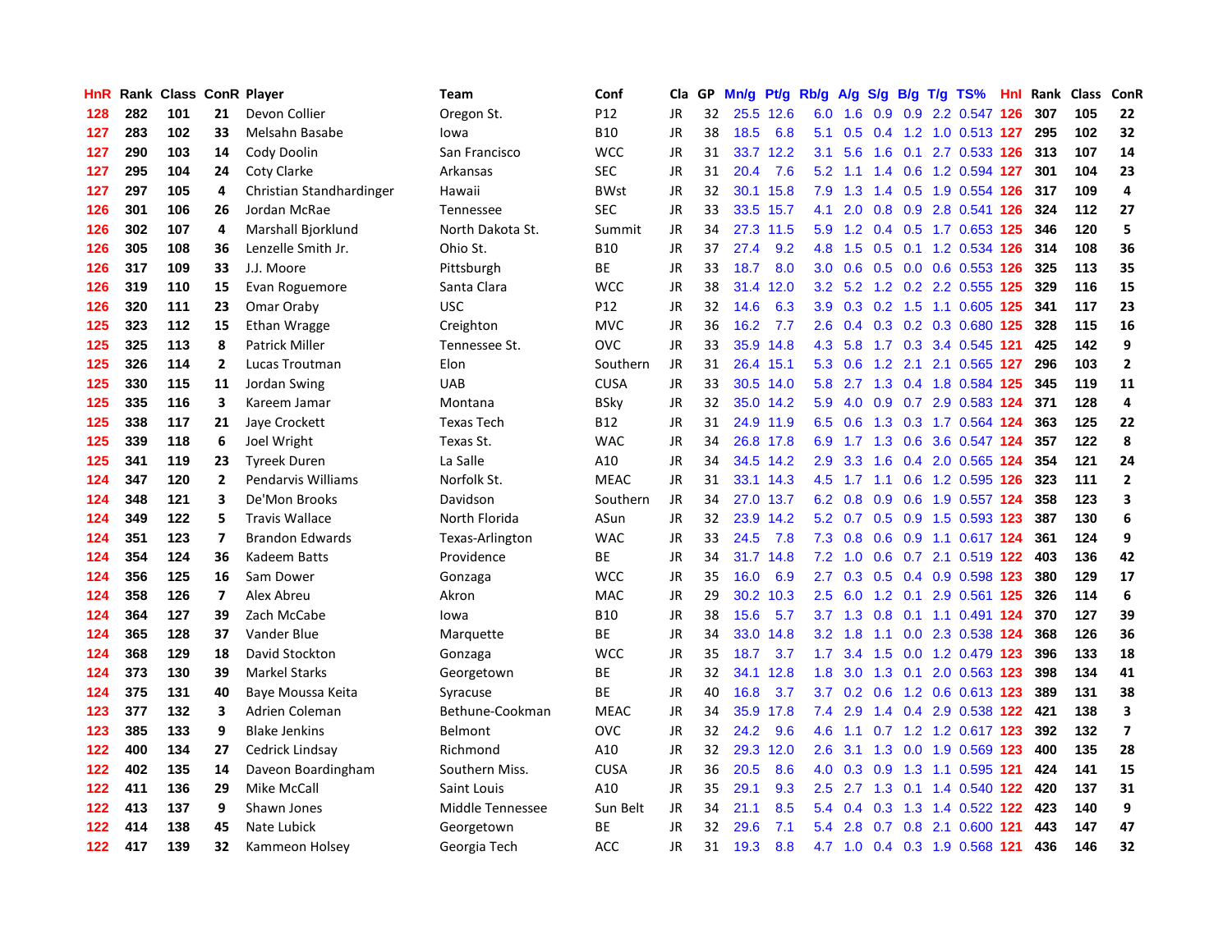| HnR | Rank | Class | ConR | Player | Team | Conf | Cla | GP | Mn/g | Pt/g | Rb/g | A/g | S/g | B/g | T/g | TS% | HnI | Rank | Class | ConR |
|---|---|---|---|---|---|---|---|---|---|---|---|---|---|---|---|---|---|---|---|---|
| 128 | 282 | 101 | 21 | Devon Collier | Oregon St. | P12 | JR | 32 | 25.5 | 12.6 | 6.0 | 1.6 | 0.9 | 0.9 | 2.2 | 0.547 | 126 | 307 | 105 | 22 |
| 127 | 283 | 102 | 33 | Melsahn Basabe | Iowa | B10 | JR | 38 | 18.5 | 6.8 | 5.1 | 0.5 | 0.4 | 1.2 | 1.0 | 0.513 | 127 | 295 | 102 | 32 |
| 127 | 290 | 103 | 14 | Cody Doolin | San Francisco | WCC | JR | 31 | 33.7 | 12.2 | 3.1 | 5.6 | 1.6 | 0.1 | 2.7 | 0.533 | 126 | 313 | 107 | 14 |
| 127 | 295 | 104 | 24 | Coty Clarke | Arkansas | SEC | JR | 31 | 20.4 | 7.6 | 5.2 | 1.1 | 1.4 | 0.6 | 1.2 | 0.594 | 127 | 301 | 104 | 23 |
| 127 | 297 | 105 | 4 | Christian Standhardinger | Hawaii | BWst | JR | 32 | 30.1 | 15.8 | 7.9 | 1.3 | 1.4 | 0.5 | 1.9 | 0.554 | 126 | 317 | 109 | 4 |
| 126 | 301 | 106 | 26 | Jordan McRae | Tennessee | SEC | JR | 33 | 33.5 | 15.7 | 4.1 | 2.0 | 0.8 | 0.9 | 2.8 | 0.541 | 126 | 324 | 112 | 27 |
| 126 | 302 | 107 | 4 | Marshall Bjorklund | North Dakota St. | Summit | JR | 34 | 27.3 | 11.5 | 5.9 | 1.2 | 0.4 | 0.5 | 1.7 | 0.653 | 125 | 346 | 120 | 5 |
| 126 | 305 | 108 | 36 | Lenzelle Smith Jr. | Ohio St. | B10 | JR | 37 | 27.4 | 9.2 | 4.8 | 1.5 | 0.5 | 0.1 | 1.2 | 0.534 | 126 | 314 | 108 | 36 |
| 126 | 317 | 109 | 33 | J.J. Moore | Pittsburgh | BE | JR | 33 | 18.7 | 8.0 | 3.0 | 0.6 | 0.5 | 0.0 | 0.6 | 0.553 | 126 | 325 | 113 | 35 |
| 126 | 319 | 110 | 15 | Evan Roguemore | Santa Clara | WCC | JR | 38 | 31.4 | 12.0 | 3.2 | 5.2 | 1.2 | 0.2 | 2.2 | 0.555 | 125 | 329 | 116 | 15 |
| 126 | 320 | 111 | 23 | Omar Oraby | USC | P12 | JR | 32 | 14.6 | 6.3 | 3.9 | 0.3 | 0.2 | 1.5 | 1.1 | 0.605 | 125 | 341 | 117 | 23 |
| 125 | 323 | 112 | 15 | Ethan Wragge | Creighton | MVC | JR | 36 | 16.2 | 7.7 | 2.6 | 0.4 | 0.3 | 0.2 | 0.3 | 0.680 | 125 | 328 | 115 | 16 |
| 125 | 325 | 113 | 8 | Patrick Miller | Tennessee St. | OVC | JR | 33 | 35.9 | 14.8 | 4.3 | 5.8 | 1.7 | 0.3 | 3.4 | 0.545 | 121 | 425 | 142 | 9 |
| 125 | 326 | 114 | 2 | Lucas Troutman | Elon | Southern | JR | 31 | 26.4 | 15.1 | 5.3 | 0.6 | 1.2 | 2.1 | 2.1 | 0.565 | 127 | 296 | 103 | 2 |
| 125 | 330 | 115 | 11 | Jordan Swing | UAB | CUSA | JR | 33 | 30.5 | 14.0 | 5.8 | 2.7 | 1.3 | 0.4 | 1.8 | 0.584 | 125 | 345 | 119 | 11 |
| 125 | 335 | 116 | 3 | Kareem Jamar | Montana | BSky | JR | 32 | 35.0 | 14.2 | 5.9 | 4.0 | 0.9 | 0.7 | 2.9 | 0.583 | 124 | 371 | 128 | 4 |
| 125 | 338 | 117 | 21 | Jaye Crockett | Texas Tech | B12 | JR | 31 | 24.9 | 11.9 | 6.5 | 0.6 | 1.3 | 0.3 | 1.7 | 0.564 | 124 | 363 | 125 | 22 |
| 125 | 339 | 118 | 6 | Joel Wright | Texas St. | WAC | JR | 34 | 26.8 | 17.8 | 6.9 | 1.7 | 1.3 | 0.6 | 3.6 | 0.547 | 124 | 357 | 122 | 8 |
| 125 | 341 | 119 | 23 | Tyreek Duren | La Salle | A10 | JR | 34 | 34.5 | 14.2 | 2.9 | 3.3 | 1.6 | 0.4 | 2.0 | 0.565 | 124 | 354 | 121 | 24 |
| 124 | 347 | 120 | 2 | Pendarvis Williams | Norfolk St. | MEAC | JR | 31 | 33.1 | 14.3 | 4.5 | 1.7 | 1.1 | 0.6 | 1.2 | 0.595 | 126 | 323 | 111 | 2 |
| 124 | 348 | 121 | 3 | De'Mon Brooks | Davidson | Southern | JR | 34 | 27.0 | 13.7 | 6.2 | 0.8 | 0.9 | 0.6 | 1.9 | 0.557 | 124 | 358 | 123 | 3 |
| 124 | 349 | 122 | 5 | Travis Wallace | North Florida | ASun | JR | 32 | 23.9 | 14.2 | 5.2 | 0.7 | 0.5 | 0.9 | 1.5 | 0.593 | 123 | 387 | 130 | 6 |
| 124 | 351 | 123 | 7 | Brandon Edwards | Texas-Arlington | WAC | JR | 33 | 24.5 | 7.8 | 7.3 | 0.8 | 0.6 | 0.9 | 1.1 | 0.617 | 124 | 361 | 124 | 9 |
| 124 | 354 | 124 | 36 | Kadeem Batts | Providence | BE | JR | 34 | 31.7 | 14.8 | 7.2 | 1.0 | 0.6 | 0.7 | 2.1 | 0.519 | 122 | 403 | 136 | 42 |
| 124 | 356 | 125 | 16 | Sam Dower | Gonzaga | WCC | JR | 35 | 16.0 | 6.9 | 2.7 | 0.3 | 0.5 | 0.4 | 0.9 | 0.598 | 123 | 380 | 129 | 17 |
| 124 | 358 | 126 | 7 | Alex Abreu | Akron | MAC | JR | 29 | 30.2 | 10.3 | 2.5 | 6.0 | 1.2 | 0.1 | 2.9 | 0.561 | 125 | 326 | 114 | 6 |
| 124 | 364 | 127 | 39 | Zach McCabe | Iowa | B10 | JR | 38 | 15.6 | 5.7 | 3.7 | 1.3 | 0.8 | 0.1 | 1.1 | 0.491 | 124 | 370 | 127 | 39 |
| 124 | 365 | 128 | 37 | Vander Blue | Marquette | BE | JR | 34 | 33.0 | 14.8 | 3.2 | 1.8 | 1.1 | 0.0 | 2.3 | 0.538 | 124 | 368 | 126 | 36 |
| 124 | 368 | 129 | 18 | David Stockton | Gonzaga | WCC | JR | 35 | 18.7 | 3.7 | 1.7 | 3.4 | 1.5 | 0.0 | 1.2 | 0.479 | 123 | 396 | 133 | 18 |
| 124 | 373 | 130 | 39 | Markel Starks | Georgetown | BE | JR | 32 | 34.1 | 12.8 | 1.8 | 3.0 | 1.3 | 0.1 | 2.0 | 0.563 | 123 | 398 | 134 | 41 |
| 124 | 375 | 131 | 40 | Baye Moussa Keita | Syracuse | BE | JR | 40 | 16.8 | 3.7 | 3.7 | 0.2 | 0.6 | 1.2 | 0.6 | 0.613 | 123 | 389 | 131 | 38 |
| 123 | 377 | 132 | 3 | Adrien Coleman | Bethune-Cookman | MEAC | JR | 34 | 35.9 | 17.8 | 7.4 | 2.9 | 1.4 | 0.4 | 2.9 | 0.538 | 122 | 421 | 138 | 3 |
| 123 | 385 | 133 | 9 | Blake Jenkins | Belmont | OVC | JR | 32 | 24.2 | 9.6 | 4.6 | 1.1 | 0.7 | 1.2 | 1.2 | 0.617 | 123 | 392 | 132 | 7 |
| 122 | 400 | 134 | 27 | Cedrick Lindsay | Richmond | A10 | JR | 32 | 29.3 | 12.0 | 2.6 | 3.1 | 1.3 | 0.0 | 1.9 | 0.569 | 123 | 400 | 135 | 28 |
| 122 | 402 | 135 | 14 | Daveon Boardingham | Southern Miss. | CUSA | JR | 36 | 20.5 | 8.6 | 4.0 | 0.3 | 0.9 | 1.3 | 1.1 | 0.595 | 121 | 424 | 141 | 15 |
| 122 | 411 | 136 | 29 | Mike McCall | Saint Louis | A10 | JR | 35 | 29.1 | 9.3 | 2.5 | 2.7 | 1.3 | 0.1 | 1.4 | 0.540 | 122 | 420 | 137 | 31 |
| 122 | 413 | 137 | 9 | Shawn Jones | Middle Tennessee | Sun Belt | JR | 34 | 21.1 | 8.5 | 5.4 | 0.4 | 0.3 | 1.3 | 1.4 | 0.522 | 122 | 423 | 140 | 9 |
| 122 | 414 | 138 | 45 | Nate Lubick | Georgetown | BE | JR | 32 | 29.6 | 7.1 | 5.4 | 2.8 | 0.7 | 0.8 | 2.1 | 0.600 | 121 | 443 | 147 | 47 |
| 122 | 417 | 139 | 32 | Kammeon Holsey | Georgia Tech | ACC | JR | 31 | 19.3 | 8.8 | 4.7 | 1.0 | 0.4 | 0.3 | 1.9 | 0.568 | 121 | 436 | 146 | 32 |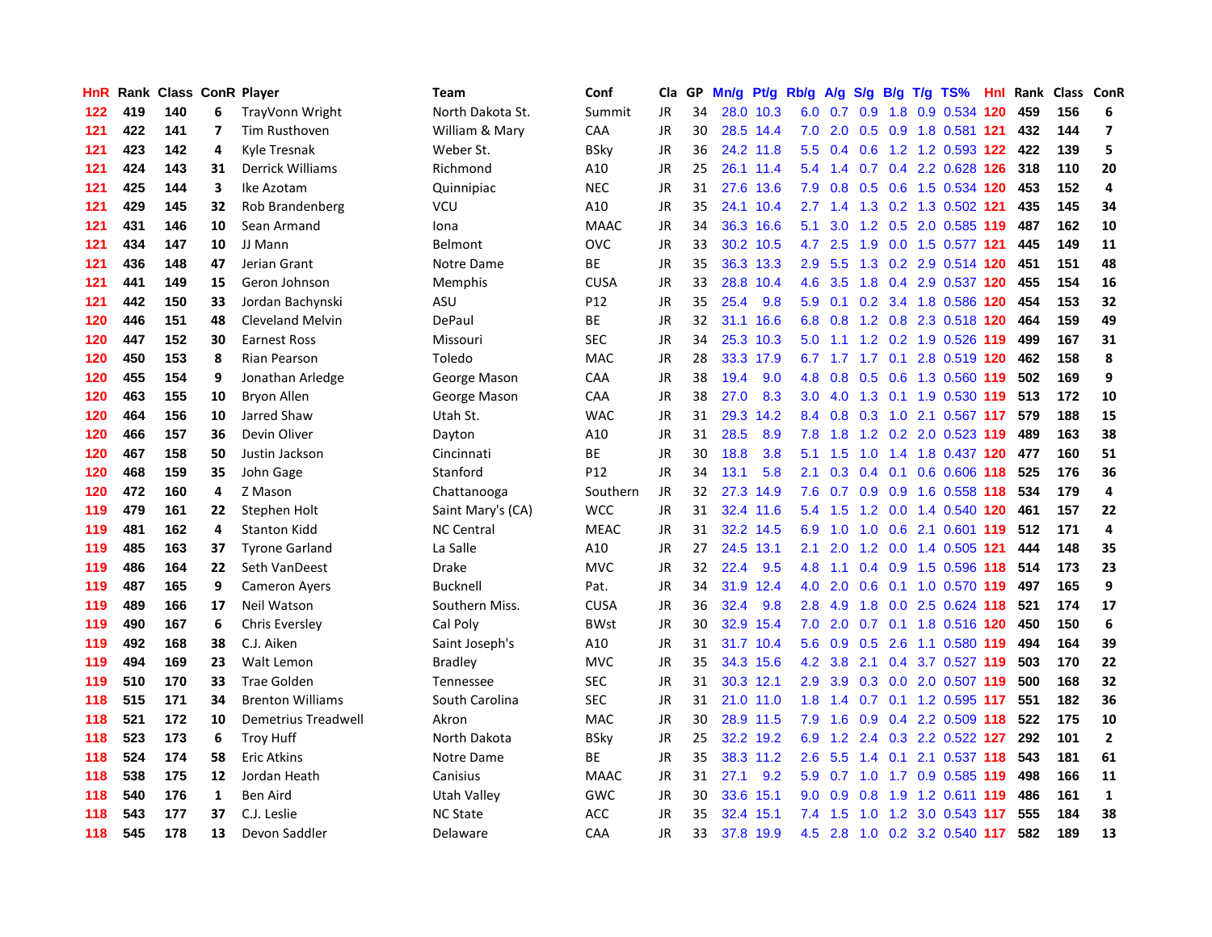| HnR | Rank | Class | ConR | Player | Team | Conf | Cla | GP | Mn/g | Pt/g | Rb/g | A/g | S/g | B/g | T/g | TS% | HnI | Rank | Class | ConR |
|---|---|---|---|---|---|---|---|---|---|---|---|---|---|---|---|---|---|---|---|---|
| 122 | 419 | 140 | 6 | TrayVonn Wright | North Dakota St. | Summit | JR | 34 | 28.0 | 10.3 | 6.0 | 0.7 | 0.9 | 1.8 | 0.9 | 0.534 | 120 | 459 | 156 | 6 |
| 121 | 422 | 141 | 7 | Tim Rusthoven | William & Mary | CAA | JR | 30 | 28.5 | 14.4 | 7.0 | 2.0 | 0.5 | 0.9 | 1.8 | 0.581 | 121 | 432 | 144 | 7 |
| 121 | 423 | 142 | 4 | Kyle Tresnak | Weber St. | BSky | JR | 36 | 24.2 | 11.8 | 5.5 | 0.4 | 0.6 | 1.2 | 1.2 | 0.593 | 122 | 422 | 139 | 5 |
| 121 | 424 | 143 | 31 | Derrick Williams | Richmond | A10 | JR | 25 | 26.1 | 11.4 | 5.4 | 1.4 | 0.7 | 0.4 | 2.2 | 0.628 | 126 | 318 | 110 | 20 |
| 121 | 425 | 144 | 3 | Ike Azotam | Quinnipiac | NEC | JR | 31 | 27.6 | 13.6 | 7.9 | 0.8 | 0.5 | 0.6 | 1.5 | 0.534 | 120 | 453 | 152 | 4 |
| 121 | 429 | 145 | 32 | Rob Brandenberg | VCU | A10 | JR | 35 | 24.1 | 10.4 | 2.7 | 1.4 | 1.3 | 0.2 | 1.3 | 0.502 | 121 | 435 | 145 | 34 |
| 121 | 431 | 146 | 10 | Sean Armand | Iona | MAAC | JR | 34 | 36.3 | 16.6 | 5.1 | 3.0 | 1.2 | 0.5 | 2.0 | 0.585 | 119 | 487 | 162 | 10 |
| 121 | 434 | 147 | 10 | JJ Mann | Belmont | OVC | JR | 33 | 30.2 | 10.5 | 4.7 | 2.5 | 1.9 | 0.0 | 1.5 | 0.577 | 121 | 445 | 149 | 11 |
| 121 | 436 | 148 | 47 | Jerian Grant | Notre Dame | BE | JR | 35 | 36.3 | 13.3 | 2.9 | 5.5 | 1.3 | 0.2 | 2.9 | 0.514 | 120 | 451 | 151 | 48 |
| 121 | 441 | 149 | 15 | Geron Johnson | Memphis | CUSA | JR | 33 | 28.8 | 10.4 | 4.6 | 3.5 | 1.8 | 0.4 | 2.9 | 0.537 | 120 | 455 | 154 | 16 |
| 121 | 442 | 150 | 33 | Jordan Bachynski | ASU | P12 | JR | 35 | 25.4 | 9.8 | 5.9 | 0.1 | 0.2 | 3.4 | 1.8 | 0.586 | 120 | 454 | 153 | 32 |
| 120 | 446 | 151 | 48 | Cleveland Melvin | DePaul | BE | JR | 32 | 31.1 | 16.6 | 6.8 | 0.8 | 1.2 | 0.8 | 2.3 | 0.518 | 120 | 464 | 159 | 49 |
| 120 | 447 | 152 | 30 | Earnest Ross | Missouri | SEC | JR | 34 | 25.3 | 10.3 | 5.0 | 1.1 | 1.2 | 0.2 | 1.9 | 0.526 | 119 | 499 | 167 | 31 |
| 120 | 450 | 153 | 8 | Rian Pearson | Toledo | MAC | JR | 28 | 33.3 | 17.9 | 6.7 | 1.7 | 1.7 | 0.1 | 2.8 | 0.519 | 120 | 462 | 158 | 8 |
| 120 | 455 | 154 | 9 | Jonathan Arledge | George Mason | CAA | JR | 38 | 19.4 | 9.0 | 4.8 | 0.8 | 0.5 | 0.6 | 1.3 | 0.560 | 119 | 502 | 169 | 9 |
| 120 | 463 | 155 | 10 | Bryon Allen | George Mason | CAA | JR | 38 | 27.0 | 8.3 | 3.0 | 4.0 | 1.3 | 0.1 | 1.9 | 0.530 | 119 | 513 | 172 | 10 |
| 120 | 464 | 156 | 10 | Jarred Shaw | Utah St. | WAC | JR | 31 | 29.3 | 14.2 | 8.4 | 0.8 | 0.3 | 1.0 | 2.1 | 0.567 | 117 | 579 | 188 | 15 |
| 120 | 466 | 157 | 36 | Devin Oliver | Dayton | A10 | JR | 31 | 28.5 | 8.9 | 7.8 | 1.8 | 1.2 | 0.2 | 2.0 | 0.523 | 119 | 489 | 163 | 38 |
| 120 | 467 | 158 | 50 | Justin Jackson | Cincinnati | BE | JR | 30 | 18.8 | 3.8 | 5.1 | 1.5 | 1.0 | 1.4 | 1.8 | 0.437 | 120 | 477 | 160 | 51 |
| 120 | 468 | 159 | 35 | John Gage | Stanford | P12 | JR | 34 | 13.1 | 5.8 | 2.1 | 0.3 | 0.4 | 0.1 | 0.6 | 0.606 | 118 | 525 | 176 | 36 |
| 120 | 472 | 160 | 4 | Z Mason | Chattanooga | Southern | JR | 32 | 27.3 | 14.9 | 7.6 | 0.7 | 0.9 | 0.9 | 1.6 | 0.558 | 118 | 534 | 179 | 4 |
| 119 | 479 | 161 | 22 | Stephen Holt | Saint Mary's (CA) | WCC | JR | 31 | 32.4 | 11.6 | 5.4 | 1.5 | 1.2 | 0.0 | 1.4 | 0.540 | 120 | 461 | 157 | 22 |
| 119 | 481 | 162 | 4 | Stanton Kidd | NC Central | MEAC | JR | 31 | 32.2 | 14.5 | 6.9 | 1.0 | 1.0 | 0.6 | 2.1 | 0.601 | 119 | 512 | 171 | 4 |
| 119 | 485 | 163 | 37 | Tyrone Garland | La Salle | A10 | JR | 27 | 24.5 | 13.1 | 2.1 | 2.0 | 1.2 | 0.0 | 1.4 | 0.505 | 121 | 444 | 148 | 35 |
| 119 | 486 | 164 | 22 | Seth VanDeest | Drake | MVC | JR | 32 | 22.4 | 9.5 | 4.8 | 1.1 | 0.4 | 0.9 | 1.5 | 0.596 | 118 | 514 | 173 | 23 |
| 119 | 487 | 165 | 9 | Cameron Ayers | Bucknell | Pat. | JR | 34 | 31.9 | 12.4 | 4.0 | 2.0 | 0.6 | 0.1 | 1.0 | 0.570 | 119 | 497 | 165 | 9 |
| 119 | 489 | 166 | 17 | Neil Watson | Southern Miss. | CUSA | JR | 36 | 32.4 | 9.8 | 2.8 | 4.9 | 1.8 | 0.0 | 2.5 | 0.624 | 118 | 521 | 174 | 17 |
| 119 | 490 | 167 | 6 | Chris Eversley | Cal Poly | BWst | JR | 30 | 32.9 | 15.4 | 7.0 | 2.0 | 0.7 | 0.1 | 1.8 | 0.516 | 120 | 450 | 150 | 6 |
| 119 | 492 | 168 | 38 | C.J. Aiken | Saint Joseph's | A10 | JR | 31 | 31.7 | 10.4 | 5.6 | 0.9 | 0.5 | 2.6 | 1.1 | 0.580 | 119 | 494 | 164 | 39 |
| 119 | 494 | 169 | 23 | Walt Lemon | Bradley | MVC | JR | 35 | 34.3 | 15.6 | 4.2 | 3.8 | 2.1 | 0.4 | 3.7 | 0.527 | 119 | 503 | 170 | 22 |
| 119 | 510 | 170 | 33 | Trae Golden | Tennessee | SEC | JR | 31 | 30.3 | 12.1 | 2.9 | 3.9 | 0.3 | 0.0 | 2.0 | 0.507 | 119 | 500 | 168 | 32 |
| 118 | 515 | 171 | 34 | Brenton Williams | South Carolina | SEC | JR | 31 | 21.0 | 11.0 | 1.8 | 1.4 | 0.7 | 0.1 | 1.2 | 0.595 | 117 | 551 | 182 | 36 |
| 118 | 521 | 172 | 10 | Demetrius Treadwell | Akron | MAC | JR | 30 | 28.9 | 11.5 | 7.9 | 1.6 | 0.9 | 0.4 | 2.2 | 0.509 | 118 | 522 | 175 | 10 |
| 118 | 523 | 173 | 6 | Troy Huff | North Dakota | BSky | JR | 25 | 32.2 | 19.2 | 6.9 | 1.2 | 2.4 | 0.3 | 2.2 | 0.522 | 127 | 292 | 101 | 2 |
| 118 | 524 | 174 | 58 | Eric Atkins | Notre Dame | BE | JR | 35 | 38.3 | 11.2 | 2.6 | 5.5 | 1.4 | 0.1 | 2.1 | 0.537 | 118 | 543 | 181 | 61 |
| 118 | 538 | 175 | 12 | Jordan Heath | Canisius | MAAC | JR | 31 | 27.1 | 9.2 | 5.9 | 0.7 | 1.0 | 1.7 | 0.9 | 0.585 | 119 | 498 | 166 | 11 |
| 118 | 540 | 176 | 1 | Ben Aird | Utah Valley | GWC | JR | 30 | 33.6 | 15.1 | 9.0 | 0.9 | 0.8 | 1.9 | 1.2 | 0.611 | 119 | 486 | 161 | 1 |
| 118 | 543 | 177 | 37 | C.J. Leslie | NC State | ACC | JR | 35 | 32.4 | 15.1 | 7.4 | 1.5 | 1.0 | 1.2 | 3.0 | 0.543 | 117 | 555 | 184 | 38 |
| 118 | 545 | 178 | 13 | Devon Saddler | Delaware | CAA | JR | 33 | 37.8 | 19.9 | 4.5 | 2.8 | 1.0 | 0.2 | 3.2 | 0.540 | 117 | 582 | 189 | 13 |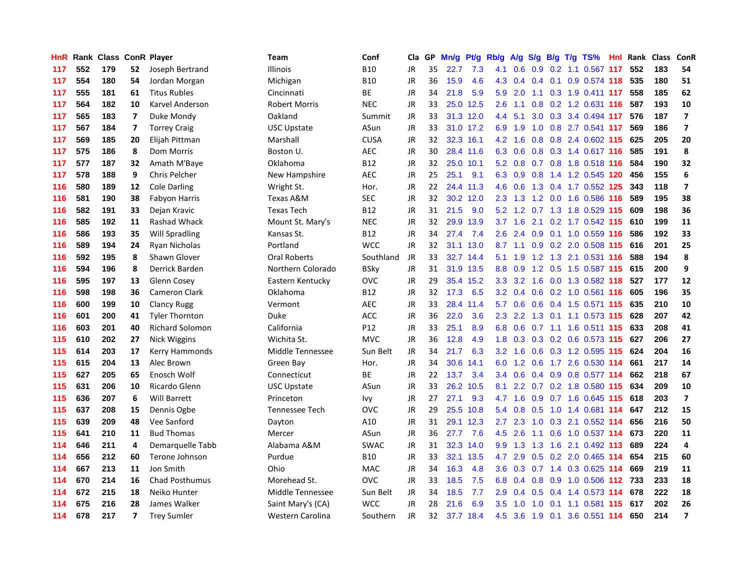| HnR | Rank | Class | ConR | Player | Team | Conf | Cla | GP | Mn/g | Pt/g | Rb/g | A/g | S/g | B/g | T/g | TS% | HnI | Rank | Class | ConR |
|---|---|---|---|---|---|---|---|---|---|---|---|---|---|---|---|---|---|---|---|---|
| 117 | 552 | 179 | 52 | Joseph Bertrand | Illinois | B10 | JR | 35 | 22.7 | 7.3 | 4.1 | 0.6 | 0.9 | 0.2 | 1.1 | 0.567 | 117 | 552 | 183 | 54 |
| 117 | 554 | 180 | 54 | Jordan Morgan | Michigan | B10 | JR | 36 | 15.9 | 4.6 | 4.3 | 0.4 | 0.4 | 0.1 | 0.9 | 0.574 | 118 | 535 | 180 | 51 |
| 117 | 555 | 181 | 61 | Titus Rubles | Cincinnati | BE | JR | 34 | 21.8 | 5.9 | 5.9 | 2.0 | 1.1 | 0.3 | 1.9 | 0.411 | 117 | 558 | 185 | 62 |
| 117 | 564 | 182 | 10 | Karvel Anderson | Robert Morris | NEC | JR | 33 | 25.0 | 12.5 | 2.6 | 1.1 | 0.8 | 0.2 | 1.2 | 0.631 | 116 | 587 | 193 | 10 |
| 117 | 565 | 183 | 7 | Duke Mondy | Oakland | Summit | JR | 33 | 31.3 | 12.0 | 4.4 | 5.1 | 3.0 | 0.3 | 3.4 | 0.494 | 117 | 576 | 187 | 7 |
| 117 | 567 | 184 | 7 | Torrey Craig | USC Upstate | ASun | JR | 33 | 31.0 | 17.2 | 6.9 | 1.9 | 1.0 | 0.8 | 2.7 | 0.541 | 117 | 569 | 186 | 7 |
| 117 | 569 | 185 | 20 | Elijah Pittman | Marshall | CUSA | JR | 32 | 32.3 | 16.1 | 4.2 | 1.6 | 0.8 | 0.8 | 2.4 | 0.602 | 115 | 625 | 205 | 20 |
| 117 | 575 | 186 | 8 | Dom Morris | Boston U. | AEC | JR | 30 | 28.4 | 11.6 | 6.3 | 0.6 | 0.8 | 0.3 | 1.4 | 0.617 | 116 | 585 | 191 | 8 |
| 117 | 577 | 187 | 32 | Amath M'Baye | Oklahoma | B12 | JR | 32 | 25.0 | 10.1 | 5.2 | 0.8 | 0.7 | 0.8 | 1.8 | 0.518 | 116 | 584 | 190 | 32 |
| 117 | 578 | 188 | 9 | Chris Pelcher | New Hampshire | AEC | JR | 25 | 25.1 | 9.1 | 6.3 | 0.9 | 0.8 | 1.4 | 1.2 | 0.545 | 120 | 456 | 155 | 6 |
| 116 | 580 | 189 | 12 | Cole Darling | Wright St. | Hor. | JR | 22 | 24.4 | 11.3 | 4.6 | 0.6 | 1.3 | 0.4 | 1.7 | 0.552 | 125 | 343 | 118 | 7 |
| 116 | 581 | 190 | 38 | Fabyon Harris | Texas A&M | SEC | JR | 32 | 30.2 | 12.0 | 2.3 | 1.3 | 1.2 | 0.0 | 1.6 | 0.586 | 116 | 589 | 195 | 38 |
| 116 | 582 | 191 | 33 | Dejan Kravic | Texas Tech | B12 | JR | 31 | 21.5 | 9.0 | 5.2 | 1.2 | 0.7 | 1.3 | 1.8 | 0.529 | 115 | 609 | 198 | 36 |
| 116 | 585 | 192 | 11 | Rashad Whack | Mount St. Mary's | NEC | JR | 32 | 29.9 | 13.9 | 3.7 | 1.6 | 2.1 | 0.2 | 1.7 | 0.542 | 115 | 610 | 199 | 11 |
| 116 | 586 | 193 | 35 | Will Spradling | Kansas St. | B12 | JR | 34 | 27.4 | 7.4 | 2.6 | 2.4 | 0.9 | 0.1 | 1.0 | 0.559 | 116 | 586 | 192 | 33 |
| 116 | 589 | 194 | 24 | Ryan Nicholas | Portland | WCC | JR | 32 | 31.1 | 13.0 | 8.7 | 1.1 | 0.9 | 0.2 | 2.0 | 0.508 | 115 | 616 | 201 | 25 |
| 116 | 592 | 195 | 8 | Shawn Glover | Oral Roberts | Southland | JR | 33 | 32.7 | 14.4 | 5.1 | 1.9 | 1.2 | 1.3 | 2.1 | 0.531 | 116 | 588 | 194 | 8 |
| 116 | 594 | 196 | 8 | Derrick Barden | Northern Colorado | BSky | JR | 31 | 31.9 | 13.5 | 8.8 | 0.9 | 1.2 | 0.5 | 1.5 | 0.587 | 115 | 615 | 200 | 9 |
| 116 | 595 | 197 | 13 | Glenn Cosey | Eastern Kentucky | OVC | JR | 29 | 35.4 | 15.2 | 3.3 | 3.2 | 1.6 | 0.0 | 1.3 | 0.582 | 118 | 527 | 177 | 12 |
| 116 | 598 | 198 | 36 | Cameron Clark | Oklahoma | B12 | JR | 32 | 17.3 | 6.5 | 3.2 | 0.4 | 0.6 | 0.2 | 1.0 | 0.561 | 116 | 605 | 196 | 35 |
| 116 | 600 | 199 | 10 | Clancy Rugg | Vermont | AEC | JR | 33 | 28.4 | 11.4 | 5.7 | 0.6 | 0.6 | 0.4 | 1.5 | 0.571 | 115 | 635 | 210 | 10 |
| 116 | 601 | 200 | 41 | Tyler Thornton | Duke | ACC | JR | 36 | 22.0 | 3.6 | 2.3 | 2.2 | 1.3 | 0.1 | 1.1 | 0.573 | 115 | 628 | 207 | 42 |
| 116 | 603 | 201 | 40 | Richard Solomon | California | P12 | JR | 33 | 25.1 | 8.9 | 6.8 | 0.6 | 0.7 | 1.1 | 1.6 | 0.511 | 115 | 633 | 208 | 41 |
| 115 | 610 | 202 | 27 | Nick Wiggins | Wichita St. | MVC | JR | 36 | 12.8 | 4.9 | 1.8 | 0.3 | 0.3 | 0.2 | 0.6 | 0.573 | 115 | 627 | 206 | 27 |
| 115 | 614 | 203 | 17 | Kerry Hammonds | Middle Tennessee | Sun Belt | JR | 34 | 21.7 | 6.3 | 3.2 | 1.6 | 0.6 | 0.3 | 1.2 | 0.595 | 115 | 624 | 204 | 16 |
| 115 | 615 | 204 | 13 | Alec Brown | Green Bay | Hor. | JR | 34 | 30.6 | 14.1 | 6.0 | 1.2 | 0.6 | 1.7 | 2.6 | 0.530 | 114 | 661 | 217 | 14 |
| 115 | 627 | 205 | 65 | Enosch Wolf | Connecticut | BE | JR | 22 | 13.7 | 3.4 | 3.4 | 0.6 | 0.4 | 0.9 | 0.8 | 0.577 | 114 | 662 | 218 | 67 |
| 115 | 631 | 206 | 10 | Ricardo Glenn | USC Upstate | ASun | JR | 33 | 26.2 | 10.5 | 8.1 | 2.2 | 0.7 | 0.2 | 1.8 | 0.580 | 115 | 634 | 209 | 10 |
| 115 | 636 | 207 | 6 | Will Barrett | Princeton | Ivy | JR | 27 | 27.1 | 9.3 | 4.7 | 1.6 | 0.9 | 0.7 | 1.6 | 0.645 | 115 | 618 | 203 | 7 |
| 115 | 637 | 208 | 15 | Dennis Ogbe | Tennessee Tech | OVC | JR | 29 | 25.5 | 10.8 | 5.4 | 0.8 | 0.5 | 1.0 | 1.4 | 0.681 | 114 | 647 | 212 | 15 |
| 115 | 639 | 209 | 48 | Vee Sanford | Dayton | A10 | JR | 31 | 29.1 | 12.3 | 2.7 | 2.3 | 1.0 | 0.3 | 2.1 | 0.552 | 114 | 656 | 216 | 50 |
| 115 | 641 | 210 | 11 | Bud Thomas | Mercer | ASun | JR | 36 | 27.7 | 7.6 | 4.5 | 2.6 | 1.1 | 0.6 | 1.0 | 0.537 | 114 | 673 | 220 | 11 |
| 114 | 646 | 211 | 4 | Demarquelle Tabb | Alabama A&M | SWAC | JR | 31 | 32.3 | 14.0 | 9.9 | 1.3 | 1.3 | 1.6 | 2.1 | 0.492 | 113 | 689 | 224 | 4 |
| 114 | 656 | 212 | 60 | Terone Johnson | Purdue | B10 | JR | 33 | 32.1 | 13.5 | 4.7 | 2.9 | 0.5 | 0.2 | 2.0 | 0.465 | 114 | 654 | 215 | 60 |
| 114 | 667 | 213 | 11 | Jon Smith | Ohio | MAC | JR | 34 | 16.3 | 4.8 | 3.6 | 0.3 | 0.7 | 1.4 | 0.3 | 0.625 | 114 | 669 | 219 | 11 |
| 114 | 670 | 214 | 16 | Chad Posthumus | Morehead St. | OVC | JR | 33 | 18.5 | 7.5 | 6.8 | 0.4 | 0.8 | 0.9 | 1.0 | 0.506 | 112 | 733 | 233 | 18 |
| 114 | 672 | 215 | 18 | Neiko Hunter | Middle Tennessee | Sun Belt | JR | 34 | 18.5 | 7.7 | 2.9 | 0.4 | 0.5 | 0.4 | 1.4 | 0.573 | 114 | 678 | 222 | 18 |
| 114 | 675 | 216 | 28 | James Walker | Saint Mary's (CA) | WCC | JR | 28 | 21.6 | 6.9 | 3.5 | 1.0 | 1.0 | 0.1 | 1.1 | 0.581 | 115 | 617 | 202 | 26 |
| 114 | 678 | 217 | 7 | Trey Sumler | Western Carolina | Southern | JR | 32 | 37.7 | 18.4 | 4.5 | 3.6 | 1.9 | 0.1 | 3.6 | 0.551 | 114 | 650 | 214 | 7 |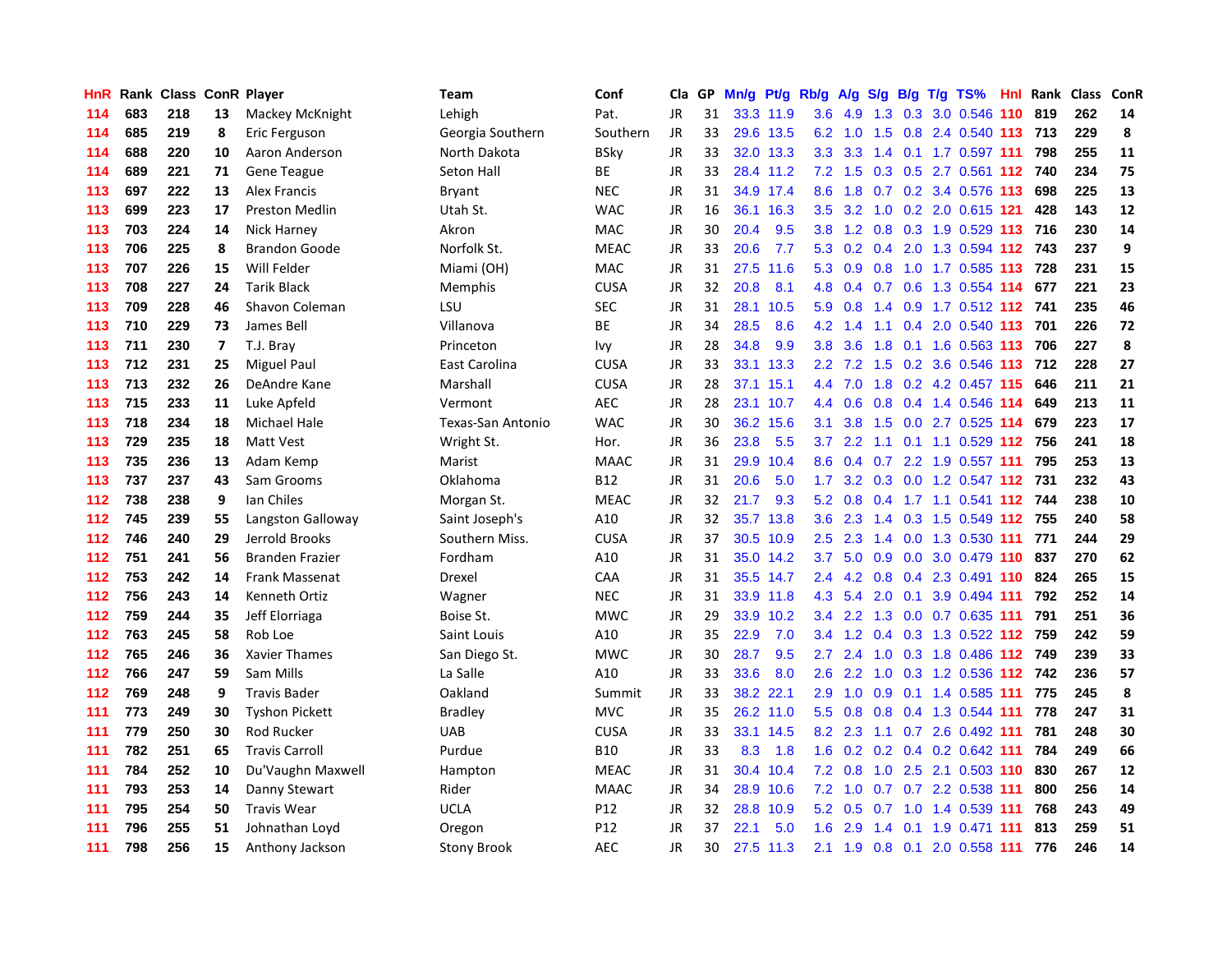| HnR | Rank | Class | ConR | Player | Team | Conf | Cla | GP | Mn/g | Pt/g | Rb/g | A/g | S/g | B/g | T/g | TS% | HnI | Rank | Class | ConR |
|---|---|---|---|---|---|---|---|---|---|---|---|---|---|---|---|---|---|---|---|---|
| 114 | 683 | 218 | 13 | Mackey McKnight | Lehigh | Pat. | JR | 31 | 33.3 | 11.9 | 3.6 | 4.9 | 1.3 | 0.3 | 3.0 | 0.546 | 110 | 819 | 262 | 14 |
| 114 | 685 | 219 | 8 | Eric Ferguson | Georgia Southern | Southern | JR | 33 | 29.6 | 13.5 | 6.2 | 1.0 | 1.5 | 0.8 | 2.4 | 0.540 | 113 | 713 | 229 | 8 |
| 114 | 688 | 220 | 10 | Aaron Anderson | North Dakota | BSky | JR | 33 | 32.0 | 13.3 | 3.3 | 3.3 | 1.4 | 0.1 | 1.7 | 0.597 | 111 | 798 | 255 | 11 |
| 114 | 689 | 221 | 71 | Gene Teague | Seton Hall | BE | JR | 33 | 28.4 | 11.2 | 7.2 | 1.5 | 0.3 | 0.5 | 2.7 | 0.561 | 112 | 740 | 234 | 75 |
| 113 | 697 | 222 | 13 | Alex Francis | Bryant | NEC | JR | 31 | 34.9 | 17.4 | 8.6 | 1.8 | 0.7 | 0.2 | 3.4 | 0.576 | 113 | 698 | 225 | 13 |
| 113 | 699 | 223 | 17 | Preston Medlin | Utah St. | WAC | JR | 16 | 36.1 | 16.3 | 3.5 | 3.2 | 1.0 | 0.2 | 2.0 | 0.615 | 121 | 428 | 143 | 12 |
| 113 | 703 | 224 | 14 | Nick Harney | Akron | MAC | JR | 30 | 20.4 | 9.5 | 3.8 | 1.2 | 0.8 | 0.3 | 1.9 | 0.529 | 113 | 716 | 230 | 14 |
| 113 | 706 | 225 | 8 | Brandon Goode | Norfolk St. | MEAC | JR | 33 | 20.6 | 7.7 | 5.3 | 0.2 | 0.4 | 2.0 | 1.3 | 0.594 | 112 | 743 | 237 | 9 |
| 113 | 707 | 226 | 15 | Will Felder | Miami (OH) | MAC | JR | 31 | 27.5 | 11.6 | 5.3 | 0.9 | 0.8 | 1.0 | 1.7 | 0.585 | 113 | 728 | 231 | 15 |
| 113 | 708 | 227 | 24 | Tarik Black | Memphis | CUSA | JR | 32 | 20.8 | 8.1 | 4.8 | 0.4 | 0.7 | 0.6 | 1.3 | 0.554 | 114 | 677 | 221 | 23 |
| 113 | 709 | 228 | 46 | Shavon Coleman | LSU | SEC | JR | 31 | 28.1 | 10.5 | 5.9 | 0.8 | 1.4 | 0.9 | 1.7 | 0.512 | 112 | 741 | 235 | 46 |
| 113 | 710 | 229 | 73 | James Bell | Villanova | BE | JR | 34 | 28.5 | 8.6 | 4.2 | 1.4 | 1.1 | 0.4 | 2.0 | 0.540 | 113 | 701 | 226 | 72 |
| 113 | 711 | 230 | 7 | T.J. Bray | Princeton | Ivy | JR | 28 | 34.8 | 9.9 | 3.8 | 3.6 | 1.8 | 0.1 | 1.6 | 0.563 | 113 | 706 | 227 | 8 |
| 113 | 712 | 231 | 25 | Miguel Paul | East Carolina | CUSA | JR | 33 | 33.1 | 13.3 | 2.2 | 7.2 | 1.5 | 0.2 | 3.6 | 0.546 | 113 | 712 | 228 | 27 |
| 113 | 713 | 232 | 26 | DeAndre Kane | Marshall | CUSA | JR | 28 | 37.1 | 15.1 | 4.4 | 7.0 | 1.8 | 0.2 | 4.2 | 0.457 | 115 | 646 | 211 | 21 |
| 113 | 715 | 233 | 11 | Luke Apfeld | Vermont | AEC | JR | 28 | 23.1 | 10.7 | 4.4 | 0.6 | 0.8 | 0.4 | 1.4 | 0.546 | 114 | 649 | 213 | 11 |
| 113 | 718 | 234 | 18 | Michael Hale | Texas-San Antonio | WAC | JR | 30 | 36.2 | 15.6 | 3.1 | 3.8 | 1.5 | 0.0 | 2.7 | 0.525 | 114 | 679 | 223 | 17 |
| 113 | 729 | 235 | 18 | Matt Vest | Wright St. | Hor. | JR | 36 | 23.8 | 5.5 | 3.7 | 2.2 | 1.1 | 0.1 | 1.1 | 0.529 | 112 | 756 | 241 | 18 |
| 113 | 735 | 236 | 13 | Adam Kemp | Marist | MAAC | JR | 31 | 29.9 | 10.4 | 8.6 | 0.4 | 0.7 | 2.2 | 1.9 | 0.557 | 111 | 795 | 253 | 13 |
| 113 | 737 | 237 | 43 | Sam Grooms | Oklahoma | B12 | JR | 31 | 20.6 | 5.0 | 1.7 | 3.2 | 0.3 | 0.0 | 1.2 | 0.547 | 112 | 731 | 232 | 43 |
| 112 | 738 | 238 | 9 | Ian Chiles | Morgan St. | MEAC | JR | 32 | 21.7 | 9.3 | 5.2 | 0.8 | 0.4 | 1.7 | 1.1 | 0.541 | 112 | 744 | 238 | 10 |
| 112 | 745 | 239 | 55 | Langston Galloway | Saint Joseph's | A10 | JR | 32 | 35.7 | 13.8 | 3.6 | 2.3 | 1.4 | 0.3 | 1.5 | 0.549 | 112 | 755 | 240 | 58 |
| 112 | 746 | 240 | 29 | Jerrold Brooks | Southern Miss. | CUSA | JR | 37 | 30.5 | 10.9 | 2.5 | 2.3 | 1.4 | 0.0 | 1.3 | 0.530 | 111 | 771 | 244 | 29 |
| 112 | 751 | 241 | 56 | Branden Frazier | Fordham | A10 | JR | 31 | 35.0 | 14.2 | 3.7 | 5.0 | 0.9 | 0.0 | 3.0 | 0.479 | 110 | 837 | 270 | 62 |
| 112 | 753 | 242 | 14 | Frank Massenat | Drexel | CAA | JR | 31 | 35.5 | 14.7 | 2.4 | 4.2 | 0.8 | 0.4 | 2.3 | 0.491 | 110 | 824 | 265 | 15 |
| 112 | 756 | 243 | 14 | Kenneth Ortiz | Wagner | NEC | JR | 31 | 33.9 | 11.8 | 4.3 | 5.4 | 2.0 | 0.1 | 3.9 | 0.494 | 111 | 792 | 252 | 14 |
| 112 | 759 | 244 | 35 | Jeff Elorriaga | Boise St. | MWC | JR | 29 | 33.9 | 10.2 | 3.4 | 2.2 | 1.3 | 0.0 | 0.7 | 0.635 | 111 | 791 | 251 | 36 |
| 112 | 763 | 245 | 58 | Rob Loe | Saint Louis | A10 | JR | 35 | 22.9 | 7.0 | 3.4 | 1.2 | 0.4 | 0.3 | 1.3 | 0.522 | 112 | 759 | 242 | 59 |
| 112 | 765 | 246 | 36 | Xavier Thames | San Diego St. | MWC | JR | 30 | 28.7 | 9.5 | 2.7 | 2.4 | 1.0 | 0.3 | 1.8 | 0.486 | 112 | 749 | 239 | 33 |
| 112 | 766 | 247 | 59 | Sam Mills | La Salle | A10 | JR | 33 | 33.6 | 8.0 | 2.6 | 2.2 | 1.0 | 0.3 | 1.2 | 0.536 | 112 | 742 | 236 | 57 |
| 112 | 769 | 248 | 9 | Travis Bader | Oakland | Summit | JR | 33 | 38.2 | 22.1 | 2.9 | 1.0 | 0.9 | 0.1 | 1.4 | 0.585 | 111 | 775 | 245 | 8 |
| 111 | 773 | 249 | 30 | Tyshon Pickett | Bradley | MVC | JR | 35 | 26.2 | 11.0 | 5.5 | 0.8 | 0.8 | 0.4 | 1.3 | 0.544 | 111 | 778 | 247 | 31 |
| 111 | 779 | 250 | 30 | Rod Rucker | UAB | CUSA | JR | 33 | 33.1 | 14.5 | 8.2 | 2.3 | 1.1 | 0.7 | 2.6 | 0.492 | 111 | 781 | 248 | 30 |
| 111 | 782 | 251 | 65 | Travis Carroll | Purdue | B10 | JR | 33 | 8.3 | 1.8 | 1.6 | 0.2 | 0.2 | 0.4 | 0.2 | 0.642 | 111 | 784 | 249 | 66 |
| 111 | 784 | 252 | 10 | Du'Vaughn Maxwell | Hampton | MEAC | JR | 31 | 30.4 | 10.4 | 7.2 | 0.8 | 1.0 | 2.5 | 2.1 | 0.503 | 110 | 830 | 267 | 12 |
| 111 | 793 | 253 | 14 | Danny Stewart | Rider | MAAC | JR | 34 | 28.9 | 10.6 | 7.2 | 1.0 | 0.7 | 0.7 | 2.2 | 0.538 | 111 | 800 | 256 | 14 |
| 111 | 795 | 254 | 50 | Travis Wear | UCLA | P12 | JR | 32 | 28.8 | 10.9 | 5.2 | 0.5 | 0.7 | 1.0 | 1.4 | 0.539 | 111 | 768 | 243 | 49 |
| 111 | 796 | 255 | 51 | Johnathan Loyd | Oregon | P12 | JR | 37 | 22.1 | 5.0 | 1.6 | 2.9 | 1.4 | 0.1 | 1.9 | 0.471 | 111 | 813 | 259 | 51 |
| 111 | 798 | 256 | 15 | Anthony Jackson | Stony Brook | AEC | JR | 30 | 27.5 | 11.3 | 2.1 | 1.9 | 0.8 | 0.1 | 2.0 | 0.558 | 111 | 776 | 246 | 14 |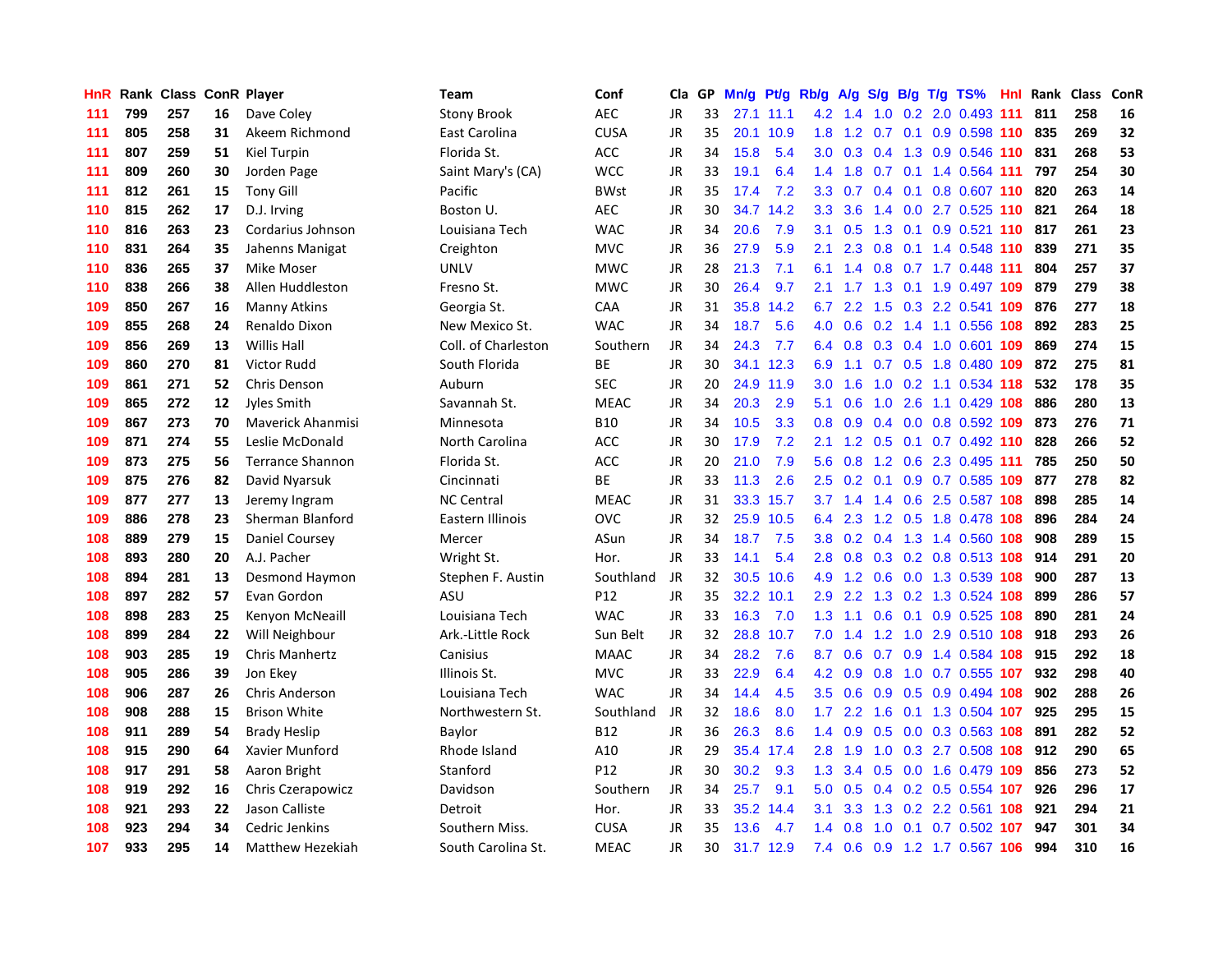| HnR | Rank | Class | ConR | Player | Team | Conf | Cla | GP | Mn/g | Pt/g | Rb/g | A/g | S/g | B/g | T/g | TS% | HnI | Rank | Class | ConR |
|---|---|---|---|---|---|---|---|---|---|---|---|---|---|---|---|---|---|---|---|---|
| 111 | 799 | 257 | 16 | Dave Coley | Stony Brook | AEC | JR | 33 | 27.1 | 11.1 | 4.2 | 1.4 | 1.0 | 0.2 | 2.0 | 0.493 | 111 | 811 | 258 | 16 |
| 111 | 805 | 258 | 31 | Akeem Richmond | East Carolina | CUSA | JR | 35 | 20.1 | 10.9 | 1.8 | 1.2 | 0.7 | 0.1 | 0.9 | 0.598 | 110 | 835 | 269 | 32 |
| 111 | 807 | 259 | 51 | Kiel Turpin | Florida St. | ACC | JR | 34 | 15.8 | 5.4 | 3.0 | 0.3 | 0.4 | 1.3 | 0.9 | 0.546 | 110 | 831 | 268 | 53 |
| 111 | 809 | 260 | 30 | Jorden Page | Saint Mary's (CA) | WCC | JR | 33 | 19.1 | 6.4 | 1.4 | 1.8 | 0.7 | 0.1 | 1.4 | 0.564 | 111 | 797 | 254 | 30 |
| 111 | 812 | 261 | 15 | Tony Gill | Pacific | BWst | JR | 35 | 17.4 | 7.2 | 3.3 | 0.7 | 0.4 | 0.1 | 0.8 | 0.607 | 110 | 820 | 263 | 14 |
| 110 | 815 | 262 | 17 | D.J. Irving | Boston U. | AEC | JR | 30 | 34.7 | 14.2 | 3.3 | 3.6 | 1.4 | 0.0 | 2.7 | 0.525 | 110 | 821 | 264 | 18 |
| 110 | 816 | 263 | 23 | Cordarius Johnson | Louisiana Tech | WAC | JR | 34 | 20.6 | 7.9 | 3.1 | 0.5 | 1.3 | 0.1 | 0.9 | 0.521 | 110 | 817 | 261 | 23 |
| 110 | 831 | 264 | 35 | Jahenns Manigat | Creighton | MVC | JR | 36 | 27.9 | 5.9 | 2.1 | 2.3 | 0.8 | 0.1 | 1.4 | 0.548 | 110 | 839 | 271 | 35 |
| 110 | 836 | 265 | 37 | Mike Moser | UNLV | MWC | JR | 28 | 21.3 | 7.1 | 6.1 | 1.4 | 0.8 | 0.7 | 1.7 | 0.448 | 111 | 804 | 257 | 37 |
| 110 | 838 | 266 | 38 | Allen Huddleston | Fresno St. | MWC | JR | 30 | 26.4 | 9.7 | 2.1 | 1.7 | 1.3 | 0.1 | 1.9 | 0.497 | 109 | 879 | 279 | 38 |
| 109 | 850 | 267 | 16 | Manny Atkins | Georgia St. | CAA | JR | 31 | 35.8 | 14.2 | 6.7 | 2.2 | 1.5 | 0.3 | 2.2 | 0.541 | 109 | 876 | 277 | 18 |
| 109 | 855 | 268 | 24 | Renaldo Dixon | New Mexico St. | WAC | JR | 34 | 18.7 | 5.6 | 4.0 | 0.6 | 0.2 | 1.4 | 1.1 | 0.556 | 108 | 892 | 283 | 25 |
| 109 | 856 | 269 | 13 | Willis Hall | Coll. of Charleston | Southern | JR | 34 | 24.3 | 7.7 | 6.4 | 0.8 | 0.3 | 0.4 | 1.0 | 0.601 | 109 | 869 | 274 | 15 |
| 109 | 860 | 270 | 81 | Victor Rudd | South Florida | BE | JR | 30 | 34.1 | 12.3 | 6.9 | 1.1 | 0.7 | 0.5 | 1.8 | 0.480 | 109 | 872 | 275 | 81 |
| 109 | 861 | 271 | 52 | Chris Denson | Auburn | SEC | JR | 20 | 24.9 | 11.9 | 3.0 | 1.6 | 1.0 | 0.2 | 1.1 | 0.534 | 118 | 532 | 178 | 35 |
| 109 | 865 | 272 | 12 | Jyles Smith | Savannah St. | MEAC | JR | 34 | 20.3 | 2.9 | 5.1 | 0.6 | 1.0 | 2.6 | 1.1 | 0.429 | 108 | 886 | 280 | 13 |
| 109 | 867 | 273 | 70 | Maverick Ahanmisi | Minnesota | B10 | JR | 34 | 10.5 | 3.3 | 0.8 | 0.9 | 0.4 | 0.0 | 0.8 | 0.592 | 109 | 873 | 276 | 71 |
| 109 | 871 | 274 | 55 | Leslie McDonald | North Carolina | ACC | JR | 30 | 17.9 | 7.2 | 2.1 | 1.2 | 0.5 | 0.1 | 0.7 | 0.492 | 110 | 828 | 266 | 52 |
| 109 | 873 | 275 | 56 | Terrance Shannon | Florida St. | ACC | JR | 20 | 21.0 | 7.9 | 5.6 | 0.8 | 1.2 | 0.6 | 2.3 | 0.495 | 111 | 785 | 250 | 50 |
| 109 | 875 | 276 | 82 | David Nyarsuk | Cincinnati | BE | JR | 33 | 11.3 | 2.6 | 2.5 | 0.2 | 0.1 | 0.9 | 0.7 | 0.585 | 109 | 877 | 278 | 82 |
| 109 | 877 | 277 | 13 | Jeremy Ingram | NC Central | MEAC | JR | 31 | 33.3 | 15.7 | 3.7 | 1.4 | 1.4 | 0.6 | 2.5 | 0.587 | 108 | 898 | 285 | 14 |
| 109 | 886 | 278 | 23 | Sherman Blanford | Eastern Illinois | OVC | JR | 32 | 25.9 | 10.5 | 6.4 | 2.3 | 1.2 | 0.5 | 1.8 | 0.478 | 108 | 896 | 284 | 24 |
| 108 | 889 | 279 | 15 | Daniel Coursey | Mercer | ASun | JR | 34 | 18.7 | 7.5 | 3.8 | 0.2 | 0.4 | 1.3 | 1.4 | 0.560 | 108 | 908 | 289 | 15 |
| 108 | 893 | 280 | 20 | A.J. Pacher | Wright St. | Hor. | JR | 33 | 14.1 | 5.4 | 2.8 | 0.8 | 0.3 | 0.2 | 0.8 | 0.513 | 108 | 914 | 291 | 20 |
| 108 | 894 | 281 | 13 | Desmond Haymon | Stephen F. Austin | Southland | JR | 32 | 30.5 | 10.6 | 4.9 | 1.2 | 0.6 | 0.0 | 1.3 | 0.539 | 108 | 900 | 287 | 13 |
| 108 | 897 | 282 | 57 | Evan Gordon | ASU | P12 | JR | 35 | 32.2 | 10.1 | 2.9 | 2.2 | 1.3 | 0.2 | 1.3 | 0.524 | 108 | 899 | 286 | 57 |
| 108 | 898 | 283 | 25 | Kenyon McNeaill | Louisiana Tech | WAC | JR | 33 | 16.3 | 7.0 | 1.3 | 1.1 | 0.6 | 0.1 | 0.9 | 0.525 | 108 | 890 | 281 | 24 |
| 108 | 899 | 284 | 22 | Will Neighbour | Ark.-Little Rock | Sun Belt | JR | 32 | 28.8 | 10.7 | 7.0 | 1.4 | 1.2 | 1.0 | 2.9 | 0.510 | 108 | 918 | 293 | 26 |
| 108 | 903 | 285 | 19 | Chris Manhertz | Canisius | MAAC | JR | 34 | 28.2 | 7.6 | 8.7 | 0.6 | 0.7 | 0.9 | 1.4 | 0.584 | 108 | 915 | 292 | 18 |
| 108 | 905 | 286 | 39 | Jon Ekey | Illinois St. | MVC | JR | 33 | 22.9 | 6.4 | 4.2 | 0.9 | 0.8 | 1.0 | 0.7 | 0.555 | 107 | 932 | 298 | 40 |
| 108 | 906 | 287 | 26 | Chris Anderson | Louisiana Tech | WAC | JR | 34 | 14.4 | 4.5 | 3.5 | 0.6 | 0.9 | 0.5 | 0.9 | 0.494 | 108 | 902 | 288 | 26 |
| 108 | 908 | 288 | 15 | Brison White | Northwestern St. | Southland | JR | 32 | 18.6 | 8.0 | 1.7 | 2.2 | 1.6 | 0.1 | 1.3 | 0.504 | 107 | 925 | 295 | 15 |
| 108 | 911 | 289 | 54 | Brady Heslip | Baylor | B12 | JR | 36 | 26.3 | 8.6 | 1.4 | 0.9 | 0.5 | 0.0 | 0.3 | 0.563 | 108 | 891 | 282 | 52 |
| 108 | 915 | 290 | 64 | Xavier Munford | Rhode Island | A10 | JR | 29 | 35.4 | 17.4 | 2.8 | 1.9 | 1.0 | 0.3 | 2.7 | 0.508 | 108 | 912 | 290 | 65 |
| 108 | 917 | 291 | 58 | Aaron Bright | Stanford | P12 | JR | 30 | 30.2 | 9.3 | 1.3 | 3.4 | 0.5 | 0.0 | 1.6 | 0.479 | 109 | 856 | 273 | 52 |
| 108 | 919 | 292 | 16 | Chris Czerapowicz | Davidson | Southern | JR | 34 | 25.7 | 9.1 | 5.0 | 0.5 | 0.4 | 0.2 | 0.5 | 0.554 | 107 | 926 | 296 | 17 |
| 108 | 921 | 293 | 22 | Jason Calliste | Detroit | Hor. | JR | 33 | 35.2 | 14.4 | 3.1 | 3.3 | 1.3 | 0.2 | 2.2 | 0.561 | 108 | 921 | 294 | 21 |
| 108 | 923 | 294 | 34 | Cedric Jenkins | Southern Miss. | CUSA | JR | 35 | 13.6 | 4.7 | 1.4 | 0.8 | 1.0 | 0.1 | 0.7 | 0.502 | 107 | 947 | 301 | 34 |
| 107 | 933 | 295 | 14 | Matthew Hezekiah | South Carolina St. | MEAC | JR | 30 | 31.7 | 12.9 | 7.4 | 0.6 | 0.9 | 1.2 | 1.7 | 0.567 | 106 | 994 | 310 | 16 |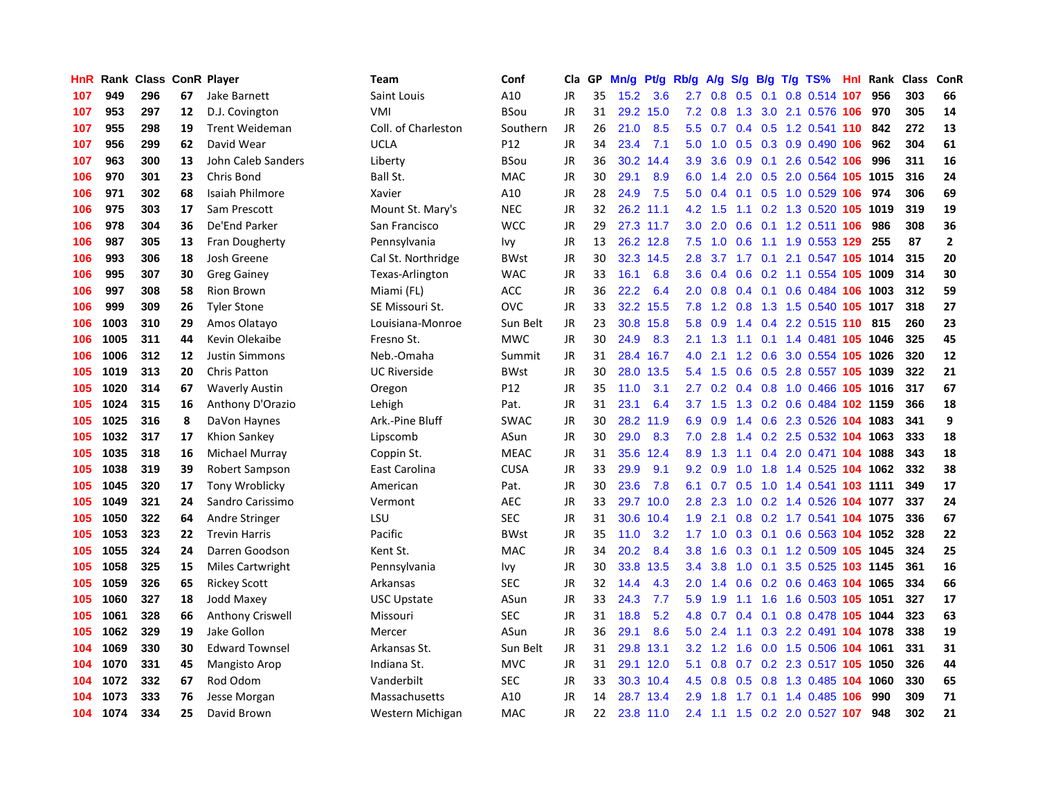| HnR | Rank | Class | ConR | Player | Team | Conf | Cla | GP | Mn/g | Pt/g | Rb/g | A/g | S/g | B/g | T/g | TS% | HnI | Rank | Class | ConR |
|---|---|---|---|---|---|---|---|---|---|---|---|---|---|---|---|---|---|---|---|---|
| 107 | 949 | 296 | 67 | Jake Barnett | Saint Louis | A10 | JR | 35 | 15.2 | 3.6 | 2.7 | 0.8 | 0.5 | 0.1 | 0.8 | 0.514 | 107 | 956 | 303 | 66 |
| 107 | 953 | 297 | 12 | D.J. Covington | VMI | BSou | JR | 31 | 29.2 | 15.0 | 7.2 | 0.8 | 1.3 | 3.0 | 2.1 | 0.576 | 106 | 970 | 305 | 14 |
| 107 | 955 | 298 | 19 | Trent Weideman | Coll. of Charleston | Southern | JR | 26 | 21.0 | 8.5 | 5.5 | 0.7 | 0.4 | 0.5 | 1.2 | 0.541 | 110 | 842 | 272 | 13 |
| 107 | 956 | 299 | 62 | David Wear | UCLA | P12 | JR | 34 | 23.4 | 7.1 | 5.0 | 1.0 | 0.5 | 0.3 | 0.9 | 0.490 | 106 | 962 | 304 | 61 |
| 107 | 963 | 300 | 13 | John Caleb Sanders | Liberty | BSou | JR | 36 | 30.2 | 14.4 | 3.9 | 3.6 | 0.9 | 0.1 | 2.6 | 0.542 | 106 | 996 | 311 | 16 |
| 106 | 970 | 301 | 23 | Chris Bond | Ball St. | MAC | JR | 30 | 29.1 | 8.9 | 6.0 | 1.4 | 2.0 | 0.5 | 2.0 | 0.564 | 105 | 1015 | 316 | 24 |
| 106 | 971 | 302 | 68 | Isaiah Philmore | Xavier | A10 | JR | 28 | 24.9 | 7.5 | 5.0 | 0.4 | 0.1 | 0.5 | 1.0 | 0.529 | 106 | 974 | 306 | 69 |
| 106 | 975 | 303 | 17 | Sam Prescott | Mount St. Mary's | NEC | JR | 32 | 26.2 | 11.1 | 4.2 | 1.5 | 1.1 | 0.2 | 1.3 | 0.520 | 105 | 1019 | 319 | 19 |
| 106 | 978 | 304 | 36 | De'End Parker | San Francisco | WCC | JR | 29 | 27.3 | 11.7 | 3.0 | 2.0 | 0.6 | 0.1 | 1.2 | 0.511 | 106 | 986 | 308 | 36 |
| 106 | 987 | 305 | 13 | Fran Dougherty | Pennsylvania | Ivy | JR | 13 | 26.2 | 12.8 | 7.5 | 1.0 | 0.6 | 1.1 | 1.9 | 0.553 | 129 | 255 | 87 | 2 |
| 106 | 993 | 306 | 18 | Josh Greene | Cal St. Northridge | BWst | JR | 30 | 32.3 | 14.5 | 2.8 | 3.7 | 1.7 | 0.1 | 2.1 | 0.547 | 105 | 1014 | 315 | 20 |
| 106 | 995 | 307 | 30 | Greg Gainey | Texas-Arlington | WAC | JR | 33 | 16.1 | 6.8 | 3.6 | 0.4 | 0.6 | 0.2 | 1.1 | 0.554 | 105 | 1009 | 314 | 30 |
| 106 | 997 | 308 | 58 | Rion Brown | Miami (FL) | ACC | JR | 36 | 22.2 | 6.4 | 2.0 | 0.8 | 0.4 | 0.1 | 0.6 | 0.484 | 106 | 1003 | 312 | 59 |
| 106 | 999 | 309 | 26 | Tyler Stone | SE Missouri St. | OVC | JR | 33 | 32.2 | 15.5 | 7.8 | 1.2 | 0.8 | 1.3 | 1.5 | 0.540 | 105 | 1017 | 318 | 27 |
| 106 | 1003 | 310 | 29 | Amos Olatayo | Louisiana-Monroe | Sun Belt | JR | 23 | 30.8 | 15.8 | 5.8 | 0.9 | 1.4 | 0.4 | 2.2 | 0.515 | 110 | 815 | 260 | 23 |
| 106 | 1005 | 311 | 44 | Kevin Olekaibe | Fresno St. | MWC | JR | 30 | 24.9 | 8.3 | 2.1 | 1.3 | 1.1 | 0.1 | 1.4 | 0.481 | 105 | 1046 | 325 | 45 |
| 106 | 1006 | 312 | 12 | Justin Simmons | Neb.-Omaha | Summit | JR | 31 | 28.4 | 16.7 | 4.0 | 2.1 | 1.2 | 0.6 | 3.0 | 0.554 | 105 | 1026 | 320 | 12 |
| 105 | 1019 | 313 | 20 | Chris Patton | UC Riverside | BWst | JR | 30 | 28.0 | 13.5 | 5.4 | 1.5 | 0.6 | 0.5 | 2.8 | 0.557 | 105 | 1039 | 322 | 21 |
| 105 | 1020 | 314 | 67 | Waverly Austin | Oregon | P12 | JR | 35 | 11.0 | 3.1 | 2.7 | 0.2 | 0.4 | 0.8 | 1.0 | 0.466 | 105 | 1016 | 317 | 67 |
| 105 | 1024 | 315 | 16 | Anthony D'Orazio | Lehigh | Pat. | JR | 31 | 23.1 | 6.4 | 3.7 | 1.5 | 1.3 | 0.2 | 0.6 | 0.484 | 102 | 1159 | 366 | 18 |
| 105 | 1025 | 316 | 8 | DaVon Haynes | Ark.-Pine Bluff | SWAC | JR | 30 | 28.2 | 11.9 | 6.9 | 0.9 | 1.4 | 0.6 | 2.3 | 0.526 | 104 | 1083 | 341 | 9 |
| 105 | 1032 | 317 | 17 | Khion Sankey | Lipscomb | ASun | JR | 30 | 29.0 | 8.3 | 7.0 | 2.8 | 1.4 | 0.2 | 2.5 | 0.532 | 104 | 1063 | 333 | 18 |
| 105 | 1035 | 318 | 16 | Michael Murray | Coppin St. | MEAC | JR | 31 | 35.6 | 12.4 | 8.9 | 1.3 | 1.1 | 0.4 | 2.0 | 0.471 | 104 | 1088 | 343 | 18 |
| 105 | 1038 | 319 | 39 | Robert Sampson | East Carolina | CUSA | JR | 33 | 29.9 | 9.1 | 9.2 | 0.9 | 1.0 | 1.8 | 1.4 | 0.525 | 104 | 1062 | 332 | 38 |
| 105 | 1045 | 320 | 17 | Tony Wroblicky | American | Pat. | JR | 30 | 23.6 | 7.8 | 6.1 | 0.7 | 0.5 | 1.0 | 1.4 | 0.541 | 103 | 1111 | 349 | 17 |
| 105 | 1049 | 321 | 24 | Sandro Carissimo | Vermont | AEC | JR | 33 | 29.7 | 10.0 | 2.8 | 2.3 | 1.0 | 0.2 | 1.4 | 0.526 | 104 | 1077 | 337 | 24 |
| 105 | 1050 | 322 | 64 | Andre Stringer | LSU | SEC | JR | 31 | 30.6 | 10.4 | 1.9 | 2.1 | 0.8 | 0.2 | 1.7 | 0.541 | 104 | 1075 | 336 | 67 |
| 105 | 1053 | 323 | 22 | Trevin Harris | Pacific | BWst | JR | 35 | 11.0 | 3.2 | 1.7 | 1.0 | 0.3 | 0.1 | 0.6 | 0.563 | 104 | 1052 | 328 | 22 |
| 105 | 1055 | 324 | 24 | Darren Goodson | Kent St. | MAC | JR | 34 | 20.2 | 8.4 | 3.8 | 1.6 | 0.3 | 0.1 | 1.2 | 0.509 | 105 | 1045 | 324 | 25 |
| 105 | 1058 | 325 | 15 | Miles Cartwright | Pennsylvania | Ivy | JR | 30 | 33.8 | 13.5 | 3.4 | 3.8 | 1.0 | 0.1 | 3.5 | 0.525 | 103 | 1145 | 361 | 16 |
| 105 | 1059 | 326 | 65 | Rickey Scott | Arkansas | SEC | JR | 32 | 14.4 | 4.3 | 2.0 | 1.4 | 0.6 | 0.2 | 0.6 | 0.463 | 104 | 1065 | 334 | 66 |
| 105 | 1060 | 327 | 18 | Jodd Maxey | USC Upstate | ASun | JR | 33 | 24.3 | 7.7 | 5.9 | 1.9 | 1.1 | 1.6 | 1.6 | 0.503 | 105 | 1051 | 327 | 17 |
| 105 | 1061 | 328 | 66 | Anthony Criswell | Missouri | SEC | JR | 31 | 18.8 | 5.2 | 4.8 | 0.7 | 0.4 | 0.1 | 0.8 | 0.478 | 105 | 1044 | 323 | 63 |
| 105 | 1062 | 329 | 19 | Jake Gollon | Mercer | ASun | JR | 36 | 29.1 | 8.6 | 5.0 | 2.4 | 1.1 | 0.3 | 2.2 | 0.491 | 104 | 1078 | 338 | 19 |
| 104 | 1069 | 330 | 30 | Edward Townsel | Arkansas St. | Sun Belt | JR | 31 | 29.8 | 13.1 | 3.2 | 1.2 | 1.6 | 0.0 | 1.5 | 0.506 | 104 | 1061 | 331 | 31 |
| 104 | 1070 | 331 | 45 | Mangisto Arop | Indiana St. | MVC | JR | 31 | 29.1 | 12.0 | 5.1 | 0.8 | 0.7 | 0.2 | 2.3 | 0.517 | 105 | 1050 | 326 | 44 |
| 104 | 1072 | 332 | 67 | Rod Odom | Vanderbilt | SEC | JR | 33 | 30.3 | 10.4 | 4.5 | 0.8 | 0.5 | 0.8 | 1.3 | 0.485 | 104 | 1060 | 330 | 65 |
| 104 | 1073 | 333 | 76 | Jesse Morgan | Massachusetts | A10 | JR | 14 | 28.7 | 13.4 | 2.9 | 1.8 | 1.7 | 0.1 | 1.4 | 0.485 | 106 | 990 | 309 | 71 |
| 104 | 1074 | 334 | 25 | David Brown | Western Michigan | MAC | JR | 22 | 23.8 | 11.0 | 2.4 | 1.1 | 1.5 | 0.2 | 2.0 | 0.527 | 107 | 948 | 302 | 21 |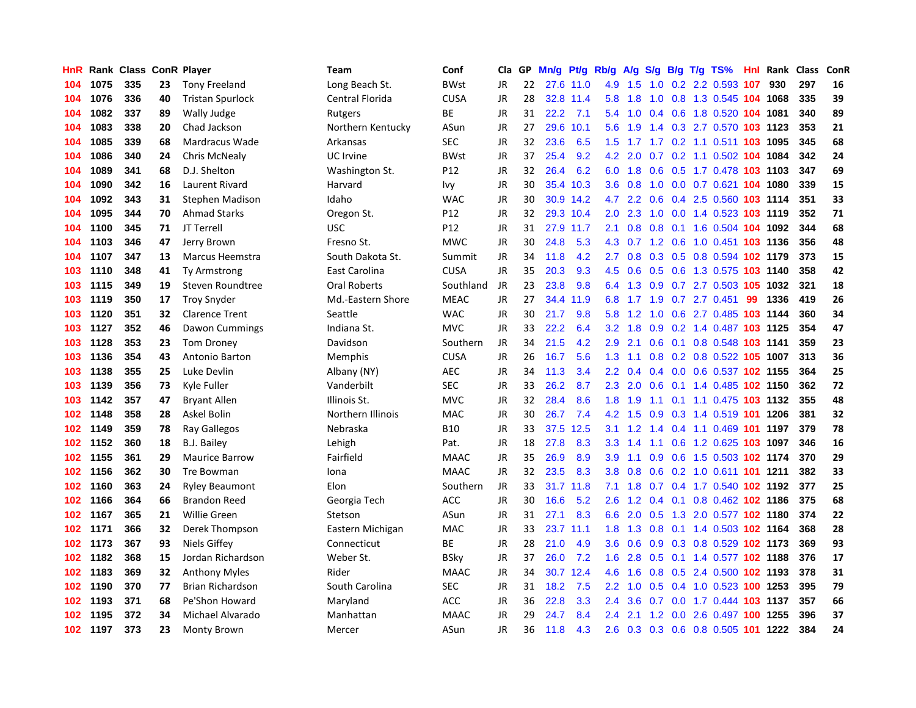| HnR | Rank | Class | ConR | Player | Team | Conf | Cla | GP | Mn/g | Pt/g | Rb/g | A/g | S/g | B/g | T/g | TS% | HnI | Rank | Class | ConR |
|---|---|---|---|---|---|---|---|---|---|---|---|---|---|---|---|---|---|---|---|---|
| 104 | 1075 | 335 | 23 | Tony Freeland | Long Beach St. | BWst | JR | 22 | 27.6 | 11.0 | 4.9 | 1.5 | 1.0 | 0.2 | 2.2 | 0.593 | 107 | 930 | 297 | 16 |
| 104 | 1076 | 336 | 40 | Tristan Spurlock | Central Florida | CUSA | JR | 28 | 32.8 | 11.4 | 5.8 | 1.8 | 1.0 | 0.8 | 1.3 | 0.545 | 104 | 1068 | 335 | 39 |
| 104 | 1082 | 337 | 89 | Wally Judge | Rutgers | BE | JR | 31 | 22.2 | 7.1 | 5.4 | 1.0 | 0.4 | 0.6 | 1.8 | 0.520 | 104 | 1081 | 340 | 89 |
| 104 | 1083 | 338 | 20 | Chad Jackson | Northern Kentucky | ASun | JR | 27 | 29.6 | 10.1 | 5.6 | 1.9 | 1.4 | 0.3 | 2.7 | 0.570 | 103 | 1123 | 353 | 21 |
| 104 | 1085 | 339 | 68 | Mardracus Wade | Arkansas | SEC | JR | 32 | 23.6 | 6.5 | 1.5 | 1.7 | 1.7 | 0.2 | 1.1 | 0.511 | 103 | 1095 | 345 | 68 |
| 104 | 1086 | 340 | 24 | Chris McNealy | UC Irvine | BWst | JR | 37 | 25.4 | 9.2 | 4.2 | 2.0 | 0.7 | 0.2 | 1.1 | 0.502 | 104 | 1084 | 342 | 24 |
| 104 | 1089 | 341 | 68 | D.J. Shelton | Washington St. | P12 | JR | 32 | 26.4 | 6.2 | 6.0 | 1.8 | 0.6 | 0.5 | 1.7 | 0.478 | 103 | 1103 | 347 | 69 |
| 104 | 1090 | 342 | 16 | Laurent Rivard | Harvard | Ivy | JR | 30 | 35.4 | 10.3 | 3.6 | 0.8 | 1.0 | 0.0 | 0.7 | 0.621 | 104 | 1080 | 339 | 15 |
| 104 | 1092 | 343 | 31 | Stephen Madison | Idaho | WAC | JR | 30 | 30.9 | 14.2 | 4.7 | 2.2 | 0.6 | 0.4 | 2.5 | 0.560 | 103 | 1114 | 351 | 33 |
| 104 | 1095 | 344 | 70 | Ahmad Starks | Oregon St. | P12 | JR | 32 | 29.3 | 10.4 | 2.0 | 2.3 | 1.0 | 0.0 | 1.4 | 0.523 | 103 | 1119 | 352 | 71 |
| 104 | 1100 | 345 | 71 | JT Terrell | USC | P12 | JR | 31 | 27.9 | 11.7 | 2.1 | 0.8 | 0.8 | 0.1 | 1.6 | 0.504 | 104 | 1092 | 344 | 68 |
| 104 | 1103 | 346 | 47 | Jerry Brown | Fresno St. | MWC | JR | 30 | 24.8 | 5.3 | 4.3 | 0.7 | 1.2 | 0.6 | 1.0 | 0.451 | 103 | 1136 | 356 | 48 |
| 104 | 1107 | 347 | 13 | Marcus Heemstra | South Dakota St. | Summit | JR | 34 | 11.8 | 4.2 | 2.7 | 0.8 | 0.3 | 0.5 | 0.8 | 0.594 | 102 | 1179 | 373 | 15 |
| 103 | 1110 | 348 | 41 | Ty Armstrong | East Carolina | CUSA | JR | 35 | 20.3 | 9.3 | 4.5 | 0.6 | 0.5 | 0.6 | 1.3 | 0.575 | 103 | 1140 | 358 | 42 |
| 103 | 1115 | 349 | 19 | Steven Roundtree | Oral Roberts | Southland | JR | 23 | 23.8 | 9.8 | 6.4 | 1.3 | 0.9 | 0.7 | 2.7 | 0.503 | 105 | 1032 | 321 | 18 |
| 103 | 1119 | 350 | 17 | Troy Snyder | Md.-Eastern Shore | MEAC | JR | 27 | 34.4 | 11.9 | 6.8 | 1.7 | 1.9 | 0.7 | 2.7 | 0.451 | 99 | 1336 | 419 | 26 |
| 103 | 1120 | 351 | 32 | Clarence Trent | Seattle | WAC | JR | 30 | 21.7 | 9.8 | 5.8 | 1.2 | 1.0 | 0.6 | 2.7 | 0.485 | 103 | 1144 | 360 | 34 |
| 103 | 1127 | 352 | 46 | Dawon Cummings | Indiana St. | MVC | JR | 33 | 22.2 | 6.4 | 3.2 | 1.8 | 0.9 | 0.2 | 1.4 | 0.487 | 103 | 1125 | 354 | 47 |
| 103 | 1128 | 353 | 23 | Tom Droney | Davidson | Southern | JR | 34 | 21.5 | 4.2 | 2.9 | 2.1 | 0.6 | 0.1 | 0.8 | 0.548 | 103 | 1141 | 359 | 23 |
| 103 | 1136 | 354 | 43 | Antonio Barton | Memphis | CUSA | JR | 26 | 16.7 | 5.6 | 1.3 | 1.1 | 0.8 | 0.2 | 0.8 | 0.522 | 105 | 1007 | 313 | 36 |
| 103 | 1138 | 355 | 25 | Luke Devlin | Albany (NY) | AEC | JR | 34 | 11.3 | 3.4 | 2.2 | 0.4 | 0.4 | 0.0 | 0.6 | 0.537 | 102 | 1155 | 364 | 25 |
| 103 | 1139 | 356 | 73 | Kyle Fuller | Vanderbilt | SEC | JR | 33 | 26.2 | 8.7 | 2.3 | 2.0 | 0.6 | 0.1 | 1.4 | 0.485 | 102 | 1150 | 362 | 72 |
| 103 | 1142 | 357 | 47 | Bryant Allen | Illinois St. | MVC | JR | 32 | 28.4 | 8.6 | 1.8 | 1.9 | 1.1 | 0.1 | 1.1 | 0.475 | 103 | 1132 | 355 | 48 |
| 102 | 1148 | 358 | 28 | Askel Bolin | Northern Illinois | MAC | JR | 30 | 26.7 | 7.4 | 4.2 | 1.5 | 0.9 | 0.3 | 1.4 | 0.519 | 101 | 1206 | 381 | 32 |
| 102 | 1149 | 359 | 78 | Ray Gallegos | Nebraska | B10 | JR | 33 | 37.5 | 12.5 | 3.1 | 1.2 | 1.4 | 0.4 | 1.1 | 0.469 | 101 | 1197 | 379 | 78 |
| 102 | 1152 | 360 | 18 | B.J. Bailey | Lehigh | Pat. | JR | 18 | 27.8 | 8.3 | 3.3 | 1.4 | 1.1 | 0.6 | 1.2 | 0.625 | 103 | 1097 | 346 | 16 |
| 102 | 1155 | 361 | 29 | Maurice Barrow | Fairfield | MAAC | JR | 35 | 26.9 | 8.9 | 3.9 | 1.1 | 0.9 | 0.6 | 1.5 | 0.503 | 102 | 1174 | 370 | 29 |
| 102 | 1156 | 362 | 30 | Tre Bowman | Iona | MAAC | JR | 32 | 23.5 | 8.3 | 3.8 | 0.8 | 0.6 | 0.2 | 1.0 | 0.611 | 101 | 1211 | 382 | 33 |
| 102 | 1160 | 363 | 24 | Ryley Beaumont | Elon | Southern | JR | 33 | 31.7 | 11.8 | 7.1 | 1.8 | 0.7 | 0.4 | 1.7 | 0.540 | 102 | 1192 | 377 | 25 |
| 102 | 1166 | 364 | 66 | Brandon Reed | Georgia Tech | ACC | JR | 30 | 16.6 | 5.2 | 2.6 | 1.2 | 0.4 | 0.1 | 0.8 | 0.462 | 102 | 1186 | 375 | 68 |
| 102 | 1167 | 365 | 21 | Willie Green | Stetson | ASun | JR | 31 | 27.1 | 8.3 | 6.6 | 2.0 | 0.5 | 1.3 | 2.0 | 0.577 | 102 | 1180 | 374 | 22 |
| 102 | 1171 | 366 | 32 | Derek Thompson | Eastern Michigan | MAC | JR | 33 | 23.7 | 11.1 | 1.8 | 1.3 | 0.8 | 0.1 | 1.4 | 0.503 | 102 | 1164 | 368 | 28 |
| 102 | 1173 | 367 | 93 | Niels Giffey | Connecticut | BE | JR | 28 | 21.0 | 4.9 | 3.6 | 0.6 | 0.9 | 0.3 | 0.8 | 0.529 | 102 | 1173 | 369 | 93 |
| 102 | 1182 | 368 | 15 | Jordan Richardson | Weber St. | BSky | JR | 37 | 26.0 | 7.2 | 1.6 | 2.8 | 0.5 | 0.1 | 1.4 | 0.577 | 102 | 1188 | 376 | 17 |
| 102 | 1183 | 369 | 32 | Anthony Myles | Rider | MAAC | JR | 34 | 30.7 | 12.4 | 4.6 | 1.6 | 0.8 | 0.5 | 2.4 | 0.500 | 102 | 1193 | 378 | 31 |
| 102 | 1190 | 370 | 77 | Brian Richardson | South Carolina | SEC | JR | 31 | 18.2 | 7.5 | 2.2 | 1.0 | 0.5 | 0.4 | 1.0 | 0.523 | 100 | 1253 | 395 | 79 |
| 102 | 1193 | 371 | 68 | Pe'Shon Howard | Maryland | ACC | JR | 36 | 22.8 | 3.3 | 2.4 | 3.6 | 0.7 | 0.0 | 1.7 | 0.444 | 103 | 1137 | 357 | 66 |
| 102 | 1195 | 372 | 34 | Michael Alvarado | Manhattan | MAAC | JR | 29 | 24.7 | 8.4 | 2.4 | 2.1 | 1.2 | 0.0 | 2.6 | 0.497 | 100 | 1255 | 396 | 37 |
| 102 | 1197 | 373 | 23 | Monty Brown | Mercer | ASun | JR | 36 | 11.8 | 4.3 | 2.6 | 0.3 | 0.3 | 0.6 | 0.8 | 0.505 | 101 | 1222 | 384 | 24 |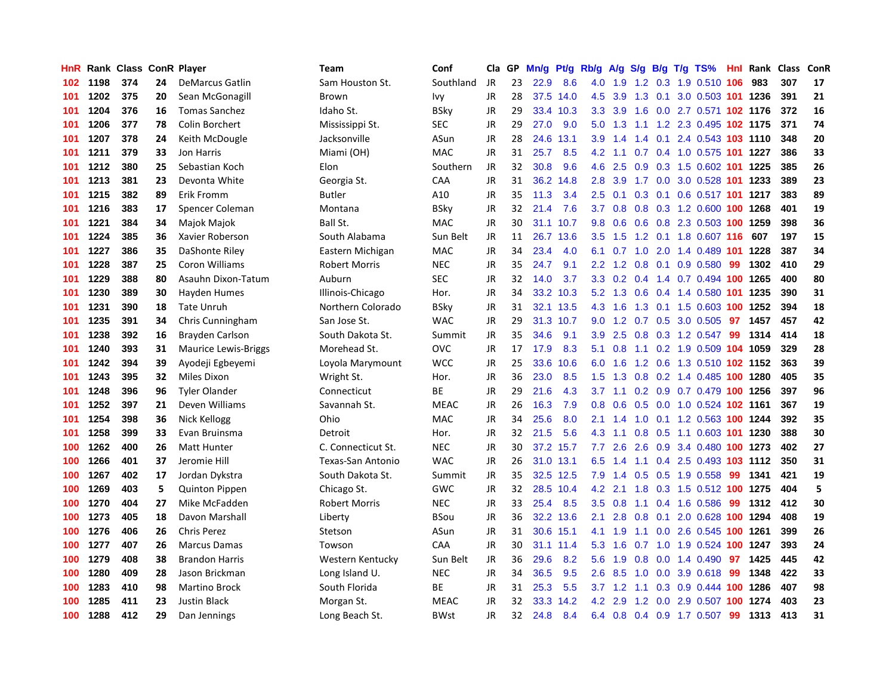| HnR | Rank | Class | ConR | Player | Team | Conf | Cla | GP | Mn/g | Pt/g | Rb/g | A/g | S/g | B/g | T/g | TS% | Hnl | Rank | Class | ConR |
|---|---|---|---|---|---|---|---|---|---|---|---|---|---|---|---|---|---|---|---|---|
| 102 | 1198 | 374 | 24 | DeMarcus Gatlin | Sam Houston St. | Southland | JR | 23 | 22.9 | 8.6 | 4.0 | 1.9 | 1.2 | 0.3 | 1.9 | 0.510 | 106 | 983 | 307 | 17 |
| 101 | 1202 | 375 | 20 | Sean McGonagill | Brown | Ivy | JR | 28 | 37.5 | 14.0 | 4.5 | 3.9 | 1.3 | 0.1 | 3.0 | 0.503 | 101 | 1236 | 391 | 21 |
| 101 | 1204 | 376 | 16 | Tomas Sanchez | Idaho St. | BSky | JR | 29 | 33.4 | 10.3 | 3.3 | 3.9 | 1.6 | 0.0 | 2.7 | 0.571 | 102 | 1176 | 372 | 16 |
| 101 | 1206 | 377 | 78 | Colin Borchert | Mississippi St. | SEC | JR | 29 | 27.0 | 9.0 | 5.0 | 1.3 | 1.1 | 1.2 | 2.3 | 0.495 | 102 | 1175 | 371 | 74 |
| 101 | 1207 | 378 | 24 | Keith McDougle | Jacksonville | ASun | JR | 28 | 24.6 | 13.1 | 3.9 | 1.4 | 1.4 | 0.1 | 2.4 | 0.543 | 103 | 1110 | 348 | 20 |
| 101 | 1211 | 379 | 33 | Jon Harris | Miami (OH) | MAC | JR | 31 | 25.7 | 8.5 | 4.2 | 1.1 | 0.7 | 0.4 | 1.0 | 0.575 | 101 | 1227 | 386 | 33 |
| 101 | 1212 | 380 | 25 | Sebastian Koch | Elon | Southern | JR | 32 | 30.8 | 9.6 | 4.6 | 2.5 | 0.9 | 0.3 | 1.5 | 0.602 | 101 | 1225 | 385 | 26 |
| 101 | 1213 | 381 | 23 | Devonta White | Georgia St. | CAA | JR | 31 | 36.2 | 14.8 | 2.8 | 3.9 | 1.7 | 0.0 | 3.0 | 0.528 | 101 | 1233 | 389 | 23 |
| 101 | 1215 | 382 | 89 | Erik Fromm | Butler | A10 | JR | 35 | 11.3 | 3.4 | 2.5 | 0.1 | 0.3 | 0.1 | 0.6 | 0.517 | 101 | 1217 | 383 | 89 |
| 101 | 1216 | 383 | 17 | Spencer Coleman | Montana | BSky | JR | 32 | 21.4 | 7.6 | 3.7 | 0.8 | 0.8 | 0.3 | 1.2 | 0.600 | 100 | 1268 | 401 | 19 |
| 101 | 1221 | 384 | 34 | Majok Majok | Ball St. | MAC | JR | 30 | 31.1 | 10.7 | 9.8 | 0.6 | 0.6 | 0.8 | 2.3 | 0.503 | 100 | 1259 | 398 | 36 |
| 101 | 1224 | 385 | 36 | Xavier Roberson | South Alabama | Sun Belt | JR | 11 | 26.7 | 13.6 | 3.5 | 1.5 | 1.2 | 0.1 | 1.8 | 0.607 | 116 | 607 | 197 | 15 |
| 101 | 1227 | 386 | 35 | DaShonte Riley | Eastern Michigan | MAC | JR | 34 | 23.4 | 4.0 | 6.1 | 0.7 | 1.0 | 2.0 | 1.4 | 0.489 | 101 | 1228 | 387 | 34 |
| 101 | 1228 | 387 | 25 | Coron Williams | Robert Morris | NEC | JR | 35 | 24.7 | 9.1 | 2.2 | 1.2 | 0.8 | 0.1 | 0.9 | 0.580 | 99 | 1302 | 410 | 29 |
| 101 | 1229 | 388 | 80 | Asauhn Dixon-Tatum | Auburn | SEC | JR | 32 | 14.0 | 3.7 | 3.3 | 0.2 | 0.4 | 1.4 | 0.7 | 0.494 | 100 | 1265 | 400 | 80 |
| 101 | 1230 | 389 | 30 | Hayden Humes | Illinois-Chicago | Hor. | JR | 34 | 33.2 | 10.3 | 5.2 | 1.3 | 0.6 | 0.4 | 1.4 | 0.580 | 101 | 1235 | 390 | 31 |
| 101 | 1231 | 390 | 18 | Tate Unruh | Northern Colorado | BSky | JR | 31 | 32.1 | 13.5 | 4.3 | 1.6 | 1.3 | 0.1 | 1.5 | 0.603 | 100 | 1252 | 394 | 18 |
| 101 | 1235 | 391 | 34 | Chris Cunningham | San Jose St. | WAC | JR | 29 | 31.3 | 10.7 | 9.0 | 1.2 | 0.7 | 0.5 | 3.0 | 0.505 | 97 | 1457 | 457 | 42 |
| 101 | 1238 | 392 | 16 | Brayden Carlson | South Dakota St. | Summit | JR | 35 | 34.6 | 9.1 | 3.9 | 2.5 | 0.8 | 0.3 | 1.2 | 0.547 | 99 | 1314 | 414 | 18 |
| 101 | 1240 | 393 | 31 | Maurice Lewis-Briggs | Morehead St. | OVC | JR | 17 | 17.9 | 8.3 | 5.1 | 0.8 | 1.1 | 0.2 | 1.9 | 0.509 | 104 | 1059 | 329 | 28 |
| 101 | 1242 | 394 | 39 | Ayodeji Egbeyemi | Loyola Marymount | WCC | JR | 25 | 33.6 | 10.6 | 6.0 | 1.6 | 1.2 | 0.6 | 1.3 | 0.510 | 102 | 1152 | 363 | 39 |
| 101 | 1243 | 395 | 32 | Miles Dixon | Wright St. | Hor. | JR | 36 | 23.0 | 8.5 | 1.5 | 1.3 | 0.8 | 0.2 | 1.4 | 0.485 | 100 | 1280 | 405 | 35 |
| 101 | 1248 | 396 | 96 | Tyler Olander | Connecticut | BE | JR | 29 | 21.6 | 4.3 | 3.7 | 1.1 | 0.2 | 0.9 | 0.7 | 0.479 | 100 | 1256 | 397 | 96 |
| 101 | 1252 | 397 | 21 | Deven Williams | Savannah St. | MEAC | JR | 26 | 16.3 | 7.9 | 0.8 | 0.6 | 0.5 | 0.0 | 1.0 | 0.524 | 102 | 1161 | 367 | 19 |
| 101 | 1254 | 398 | 36 | Nick Kellogg | Ohio | MAC | JR | 34 | 25.6 | 8.0 | 2.1 | 1.4 | 1.0 | 0.1 | 1.2 | 0.563 | 100 | 1244 | 392 | 35 |
| 101 | 1258 | 399 | 33 | Evan Bruinsma | Detroit | Hor. | JR | 32 | 21.5 | 5.6 | 4.3 | 1.1 | 0.8 | 0.5 | 1.1 | 0.603 | 101 | 1230 | 388 | 30 |
| 100 | 1262 | 400 | 26 | Matt Hunter | C. Connecticut St. | NEC | JR | 30 | 37.2 | 15.7 | 7.7 | 2.6 | 2.6 | 0.9 | 3.4 | 0.480 | 100 | 1273 | 402 | 27 |
| 100 | 1266 | 401 | 37 | Jeromie Hill | Texas-San Antonio | WAC | JR | 26 | 31.0 | 13.1 | 6.5 | 1.4 | 1.1 | 0.4 | 2.5 | 0.493 | 103 | 1112 | 350 | 31 |
| 100 | 1267 | 402 | 17 | Jordan Dykstra | South Dakota St. | Summit | JR | 35 | 32.5 | 12.5 | 7.9 | 1.4 | 0.5 | 0.5 | 1.9 | 0.558 | 99 | 1341 | 421 | 19 |
| 100 | 1269 | 403 | 5 | Quinton Pippen | Chicago St. | GWC | JR | 32 | 28.5 | 10.4 | 4.2 | 2.1 | 1.8 | 0.3 | 1.5 | 0.512 | 100 | 1275 | 404 | 5 |
| 100 | 1270 | 404 | 27 | Mike McFadden | Robert Morris | NEC | JR | 33 | 25.4 | 8.5 | 3.5 | 0.8 | 1.1 | 0.4 | 1.6 | 0.586 | 99 | 1312 | 412 | 30 |
| 100 | 1273 | 405 | 18 | Davon Marshall | Liberty | BSou | JR | 36 | 32.2 | 13.6 | 2.1 | 2.8 | 0.8 | 0.1 | 2.0 | 0.628 | 100 | 1294 | 408 | 19 |
| 100 | 1276 | 406 | 26 | Chris Perez | Stetson | ASun | JR | 31 | 30.6 | 15.1 | 4.1 | 1.9 | 1.1 | 0.0 | 2.6 | 0.545 | 100 | 1261 | 399 | 26 |
| 100 | 1277 | 407 | 26 | Marcus Damas | Towson | CAA | JR | 30 | 31.1 | 11.4 | 5.3 | 1.6 | 0.7 | 1.0 | 1.9 | 0.524 | 100 | 1247 | 393 | 24 |
| 100 | 1279 | 408 | 38 | Brandon Harris | Western Kentucky | Sun Belt | JR | 36 | 29.6 | 8.2 | 5.6 | 1.9 | 0.8 | 0.0 | 1.4 | 0.490 | 97 | 1425 | 445 | 42 |
| 100 | 1280 | 409 | 28 | Jason Brickman | Long Island U. | NEC | JR | 34 | 36.5 | 9.5 | 2.6 | 8.5 | 1.0 | 0.0 | 3.9 | 0.618 | 99 | 1348 | 422 | 33 |
| 100 | 1283 | 410 | 98 | Martino Brock | South Florida | BE | JR | 31 | 25.3 | 5.5 | 3.7 | 1.2 | 1.1 | 0.3 | 0.9 | 0.444 | 100 | 1286 | 407 | 98 |
| 100 | 1285 | 411 | 23 | Justin Black | Morgan St. | MEAC | JR | 32 | 33.3 | 14.2 | 4.2 | 2.9 | 1.2 | 0.0 | 2.9 | 0.507 | 100 | 1274 | 403 | 23 |
| 100 | 1288 | 412 | 29 | Dan Jennings | Long Beach St. | BWst | JR | 32 | 24.8 | 8.4 | 6.4 | 0.8 | 0.4 | 0.9 | 1.7 | 0.507 | 99 | 1313 | 413 | 31 |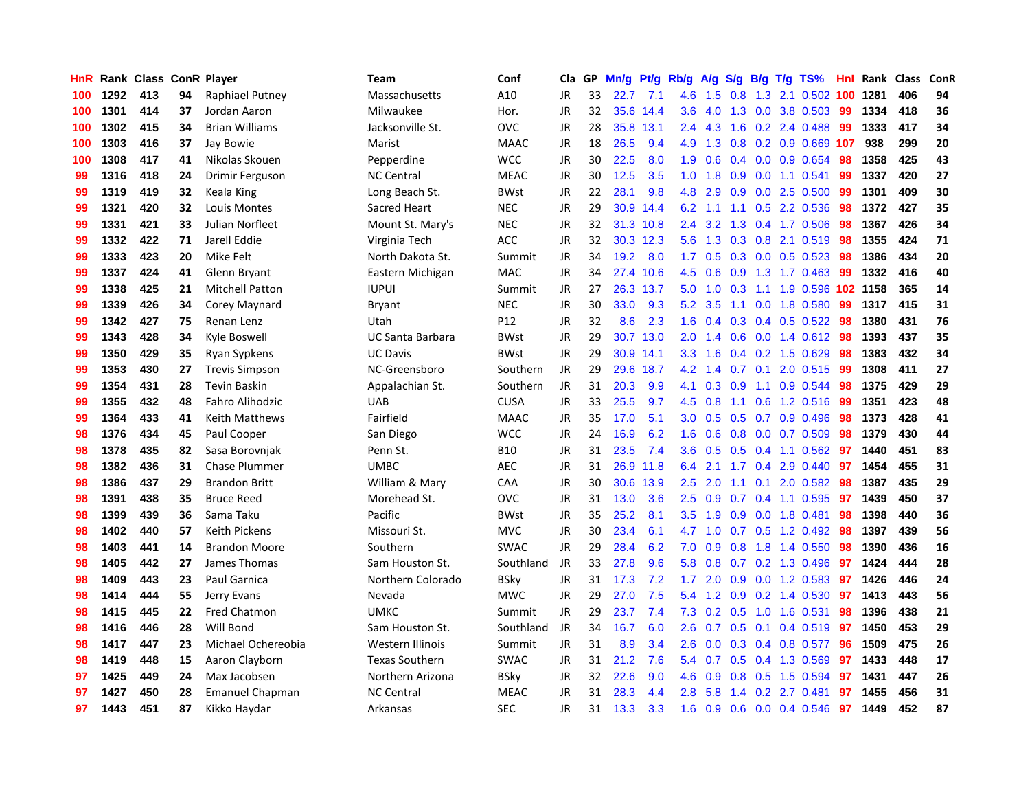| HnR | Rank | Class | ConR | Player | Team | Conf | Cla | GP | Mn/g | Pt/g | Rb/g | A/g | S/g | B/g | T/g | TS% | HnI | Rank | Class | ConR |
|---|---|---|---|---|---|---|---|---|---|---|---|---|---|---|---|---|---|---|---|---|
| 100 | 1292 | 413 | 94 | Raphiael Putney | Massachusetts | A10 | JR | 33 | 22.7 | 7.1 | 4.6 | 1.5 | 0.8 | 1.3 | 2.1 | 0.502 | 100 | 1281 | 406 | 94 |
| 100 | 1301 | 414 | 37 | Jordan Aaron | Milwaukee | Hor. | JR | 32 | 35.6 | 14.4 | 3.6 | 4.0 | 1.3 | 0.0 | 3.8 | 0.503 | 99 | 1334 | 418 | 36 |
| 100 | 1302 | 415 | 34 | Brian Williams | Jacksonville St. | OVC | JR | 28 | 35.8 | 13.1 | 2.4 | 4.3 | 1.6 | 0.2 | 2.4 | 0.488 | 99 | 1333 | 417 | 34 |
| 100 | 1303 | 416 | 37 | Jay Bowie | Marist | MAAC | JR | 18 | 26.5 | 9.4 | 4.9 | 1.3 | 0.8 | 0.2 | 0.9 | 0.669 | 107 | 938 | 299 | 20 |
| 100 | 1308 | 417 | 41 | Nikolas Skouen | Pepperdine | WCC | JR | 30 | 22.5 | 8.0 | 1.9 | 0.6 | 0.4 | 0.0 | 0.9 | 0.654 | 98 | 1358 | 425 | 43 |
| 99 | 1316 | 418 | 24 | Drimir Ferguson | NC Central | MEAC | JR | 30 | 12.5 | 3.5 | 1.0 | 1.8 | 0.9 | 0.0 | 1.1 | 0.541 | 99 | 1337 | 420 | 27 |
| 99 | 1319 | 419 | 32 | Keala King | Long Beach St. | BWst | JR | 22 | 28.1 | 9.8 | 4.8 | 2.9 | 0.9 | 0.0 | 2.5 | 0.500 | 99 | 1301 | 409 | 30 |
| 99 | 1321 | 420 | 32 | Louis Montes | Sacred Heart | NEC | JR | 29 | 30.9 | 14.4 | 6.2 | 1.1 | 1.1 | 0.5 | 2.2 | 0.536 | 98 | 1372 | 427 | 35 |
| 99 | 1331 | 421 | 33 | Julian Norfleet | Mount St. Mary's | NEC | JR | 32 | 31.3 | 10.8 | 2.4 | 3.2 | 1.3 | 0.4 | 1.7 | 0.506 | 98 | 1367 | 426 | 34 |
| 99 | 1332 | 422 | 71 | Jarell Eddie | Virginia Tech | ACC | JR | 32 | 30.3 | 12.3 | 5.6 | 1.3 | 0.3 | 0.8 | 2.1 | 0.519 | 98 | 1355 | 424 | 71 |
| 99 | 1333 | 423 | 20 | Mike Felt | North Dakota St. | Summit | JR | 34 | 19.2 | 8.0 | 1.7 | 0.5 | 0.3 | 0.0 | 0.5 | 0.523 | 98 | 1386 | 434 | 20 |
| 99 | 1337 | 424 | 41 | Glenn Bryant | Eastern Michigan | MAC | JR | 34 | 27.4 | 10.6 | 4.5 | 0.6 | 0.9 | 1.3 | 1.7 | 0.463 | 99 | 1332 | 416 | 40 |
| 99 | 1338 | 425 | 21 | Mitchell Patton | IUPUI | Summit | JR | 27 | 26.3 | 13.7 | 5.0 | 1.0 | 0.3 | 1.1 | 1.9 | 0.596 | 102 | 1158 | 365 | 14 |
| 99 | 1339 | 426 | 34 | Corey Maynard | Bryant | NEC | JR | 30 | 33.0 | 9.3 | 5.2 | 3.5 | 1.1 | 0.0 | 1.8 | 0.580 | 99 | 1317 | 415 | 31 |
| 99 | 1342 | 427 | 75 | Renan Lenz | Utah | P12 | JR | 32 | 8.6 | 2.3 | 1.6 | 0.4 | 0.3 | 0.4 | 0.5 | 0.522 | 98 | 1380 | 431 | 76 |
| 99 | 1343 | 428 | 34 | Kyle Boswell | UC Santa Barbara | BWst | JR | 29 | 30.7 | 13.0 | 2.0 | 1.4 | 0.6 | 0.0 | 1.4 | 0.612 | 98 | 1393 | 437 | 35 |
| 99 | 1350 | 429 | 35 | Ryan Sypkens | UC Davis | BWst | JR | 29 | 30.9 | 14.1 | 3.3 | 1.6 | 0.4 | 0.2 | 1.5 | 0.629 | 98 | 1383 | 432 | 34 |
| 99 | 1353 | 430 | 27 | Trevis Simpson | NC-Greensboro | Southern | JR | 29 | 29.6 | 18.7 | 4.2 | 1.4 | 0.7 | 0.1 | 2.0 | 0.515 | 99 | 1308 | 411 | 27 |
| 99 | 1354 | 431 | 28 | Tevin Baskin | Appalachian St. | Southern | JR | 31 | 20.3 | 9.9 | 4.1 | 0.3 | 0.9 | 1.1 | 0.9 | 0.544 | 98 | 1375 | 429 | 29 |
| 99 | 1355 | 432 | 48 | Fahro Alihodzic | UAB | CUSA | JR | 33 | 25.5 | 9.7 | 4.5 | 0.8 | 1.1 | 0.6 | 1.2 | 0.516 | 99 | 1351 | 423 | 48 |
| 99 | 1364 | 433 | 41 | Keith Matthews | Fairfield | MAAC | JR | 35 | 17.0 | 5.1 | 3.0 | 0.5 | 0.5 | 0.7 | 0.9 | 0.496 | 98 | 1373 | 428 | 41 |
| 98 | 1376 | 434 | 45 | Paul Cooper | San Diego | WCC | JR | 24 | 16.9 | 6.2 | 1.6 | 0.6 | 0.8 | 0.0 | 0.7 | 0.509 | 98 | 1379 | 430 | 44 |
| 98 | 1378 | 435 | 82 | Sasa Borovnjak | Penn St. | B10 | JR | 31 | 23.5 | 7.4 | 3.6 | 0.5 | 0.5 | 0.4 | 1.1 | 0.562 | 97 | 1440 | 451 | 83 |
| 98 | 1382 | 436 | 31 | Chase Plummer | UMBC | AEC | JR | 31 | 26.9 | 11.8 | 6.4 | 2.1 | 1.7 | 0.4 | 2.9 | 0.440 | 97 | 1454 | 455 | 31 |
| 98 | 1386 | 437 | 29 | Brandon Britt | William & Mary | CAA | JR | 30 | 30.6 | 13.9 | 2.5 | 2.0 | 1.1 | 0.1 | 2.0 | 0.582 | 98 | 1387 | 435 | 29 |
| 98 | 1391 | 438 | 35 | Bruce Reed | Morehead St. | OVC | JR | 31 | 13.0 | 3.6 | 2.5 | 0.9 | 0.7 | 0.4 | 1.1 | 0.595 | 97 | 1439 | 450 | 37 |
| 98 | 1399 | 439 | 36 | Sama Taku | Pacific | BWst | JR | 35 | 25.2 | 8.1 | 3.5 | 1.9 | 0.9 | 0.0 | 1.8 | 0.481 | 98 | 1398 | 440 | 36 |
| 98 | 1402 | 440 | 57 | Keith Pickens | Missouri St. | MVC | JR | 30 | 23.4 | 6.1 | 4.7 | 1.0 | 0.7 | 0.5 | 1.2 | 0.492 | 98 | 1397 | 439 | 56 |
| 98 | 1403 | 441 | 14 | Brandon Moore | Southern | SWAC | JR | 29 | 28.4 | 6.2 | 7.0 | 0.9 | 0.8 | 1.8 | 1.4 | 0.550 | 98 | 1390 | 436 | 16 |
| 98 | 1405 | 442 | 27 | James Thomas | Sam Houston St. | Southland | JR | 33 | 27.8 | 9.6 | 5.8 | 0.8 | 0.7 | 0.2 | 1.3 | 0.496 | 97 | 1424 | 444 | 28 |
| 98 | 1409 | 443 | 23 | Paul Garnica | Northern Colorado | BSky | JR | 31 | 17.3 | 7.2 | 1.7 | 2.0 | 0.9 | 0.0 | 1.2 | 0.583 | 97 | 1426 | 446 | 24 |
| 98 | 1414 | 444 | 55 | Jerry Evans | Nevada | MWC | JR | 29 | 27.0 | 7.5 | 5.4 | 1.2 | 0.9 | 0.2 | 1.4 | 0.530 | 97 | 1413 | 443 | 56 |
| 98 | 1415 | 445 | 22 | Fred Chatmon | UMKC | Summit | JR | 29 | 23.7 | 7.4 | 7.3 | 0.2 | 0.5 | 1.0 | 1.6 | 0.531 | 98 | 1396 | 438 | 21 |
| 98 | 1416 | 446 | 28 | Will Bond | Sam Houston St. | Southland | JR | 34 | 16.7 | 6.0 | 2.6 | 0.7 | 0.5 | 0.1 | 0.4 | 0.519 | 97 | 1450 | 453 | 29 |
| 98 | 1417 | 447 | 23 | Michael Ochereobia | Western Illinois | Summit | JR | 31 | 8.9 | 3.4 | 2.6 | 0.0 | 0.3 | 0.4 | 0.8 | 0.577 | 96 | 1509 | 475 | 26 |
| 98 | 1419 | 448 | 15 | Aaron Clayborn | Texas Southern | SWAC | JR | 31 | 21.2 | 7.6 | 5.4 | 0.7 | 0.5 | 0.4 | 1.3 | 0.569 | 97 | 1433 | 448 | 17 |
| 97 | 1425 | 449 | 24 | Max Jacobsen | Northern Arizona | BSky | JR | 32 | 22.6 | 9.0 | 4.6 | 0.9 | 0.8 | 0.5 | 1.5 | 0.594 | 97 | 1431 | 447 | 26 |
| 97 | 1427 | 450 | 28 | Emanuel Chapman | NC Central | MEAC | JR | 31 | 28.3 | 4.4 | 2.8 | 5.8 | 1.4 | 0.2 | 2.7 | 0.481 | 97 | 1455 | 456 | 31 |
| 97 | 1443 | 451 | 87 | Kikko Haydar | Arkansas | SEC | JR | 31 | 13.3 | 3.3 | 1.6 | 0.9 | 0.6 | 0.0 | 0.4 | 0.546 | 97 | 1449 | 452 | 87 |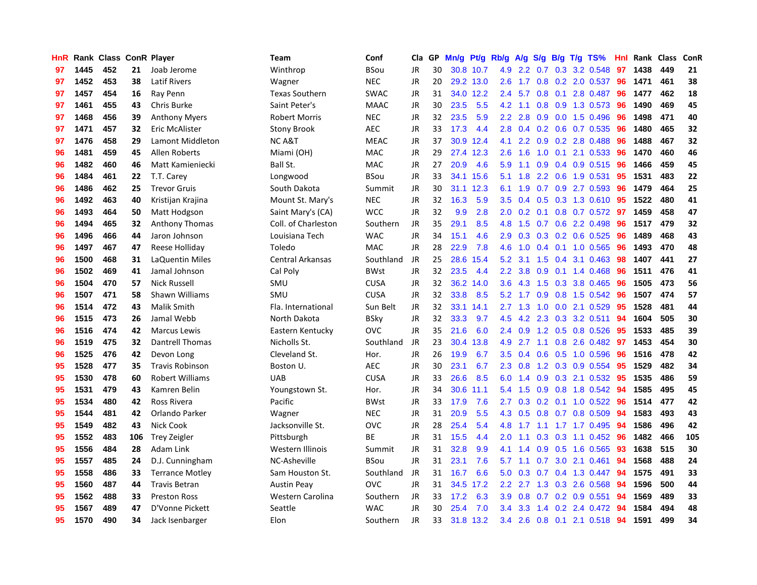| HnR | Rank | Class | ConR | Player | Team | Conf | Cla | GP | Mn/g | Pt/g | Rb/g | A/g | S/g | B/g | T/g | TS% | HnI | Rank | Class | ConR |
|---|---|---|---|---|---|---|---|---|---|---|---|---|---|---|---|---|---|---|---|---|
| 97 | 1445 | 452 | 21 | Joab Jerome | Winthrop | BSou | JR | 30 | 30.8 | 10.7 | 4.9 | 2.2 | 0.7 | 0.3 | 3.2 | 0.548 | 97 | 1438 | 449 | 21 |
| 97 | 1452 | 453 | 38 | Latif Rivers | Wagner | NEC | JR | 20 | 29.2 | 13.0 | 2.6 | 1.7 | 0.8 | 0.2 | 2.0 | 0.537 | 96 | 1471 | 461 | 38 |
| 97 | 1457 | 454 | 16 | Ray Penn | Texas Southern | SWAC | JR | 31 | 34.0 | 12.2 | 2.4 | 5.7 | 0.8 | 0.1 | 2.8 | 0.487 | 96 | 1477 | 462 | 18 |
| 97 | 1461 | 455 | 43 | Chris Burke | Saint Peter's | MAAC | JR | 30 | 23.5 | 5.5 | 4.2 | 1.1 | 0.8 | 0.9 | 1.3 | 0.573 | 96 | 1490 | 469 | 45 |
| 97 | 1468 | 456 | 39 | Anthony Myers | Robert Morris | NEC | JR | 32 | 23.5 | 5.9 | 2.2 | 2.8 | 0.9 | 0.0 | 1.5 | 0.496 | 96 | 1498 | 471 | 40 |
| 97 | 1471 | 457 | 32 | Eric McAlister | Stony Brook | AEC | JR | 33 | 17.3 | 4.4 | 2.8 | 0.4 | 0.2 | 0.6 | 0.7 | 0.535 | 96 | 1480 | 465 | 32 |
| 97 | 1476 | 458 | 29 | Lamont Middleton | NC A&T | MEAC | JR | 37 | 30.9 | 12.4 | 4.1 | 2.2 | 0.9 | 0.2 | 2.8 | 0.488 | 96 | 1488 | 467 | 32 |
| 96 | 1481 | 459 | 45 | Allen Roberts | Miami (OH) | MAC | JR | 29 | 27.4 | 12.3 | 2.6 | 1.6 | 1.0 | 0.1 | 2.1 | 0.533 | 96 | 1470 | 460 | 46 |
| 96 | 1482 | 460 | 46 | Matt Kamieniecki | Ball St. | MAC | JR | 27 | 20.9 | 4.6 | 5.9 | 1.1 | 0.9 | 0.4 | 0.9 | 0.515 | 96 | 1466 | 459 | 45 |
| 96 | 1484 | 461 | 22 | T.T. Carey | Longwood | BSou | JR | 33 | 34.1 | 15.6 | 5.1 | 1.8 | 2.2 | 0.6 | 1.9 | 0.531 | 95 | 1531 | 483 | 22 |
| 96 | 1486 | 462 | 25 | Trevor Gruis | South Dakota | Summit | JR | 30 | 31.1 | 12.3 | 6.1 | 1.9 | 0.7 | 0.9 | 2.7 | 0.593 | 96 | 1479 | 464 | 25 |
| 96 | 1492 | 463 | 40 | Kristijan Krajina | Mount St. Mary's | NEC | JR | 32 | 16.3 | 5.9 | 3.5 | 0.4 | 0.5 | 0.3 | 1.3 | 0.610 | 95 | 1522 | 480 | 41 |
| 96 | 1493 | 464 | 50 | Matt Hodgson | Saint Mary's (CA) | WCC | JR | 32 | 9.9 | 2.8 | 2.0 | 0.2 | 0.1 | 0.8 | 0.7 | 0.572 | 97 | 1459 | 458 | 47 |
| 96 | 1494 | 465 | 32 | Anthony Thomas | Coll. of Charleston | Southern | JR | 35 | 29.1 | 8.5 | 4.8 | 1.5 | 0.7 | 0.6 | 2.2 | 0.498 | 96 | 1517 | 479 | 32 |
| 96 | 1496 | 466 | 44 | Jaron Johnson | Louisiana Tech | WAC | JR | 34 | 15.1 | 4.6 | 2.9 | 0.3 | 0.3 | 0.2 | 0.6 | 0.525 | 96 | 1489 | 468 | 43 |
| 96 | 1497 | 467 | 47 | Reese Holliday | Toledo | MAC | JR | 28 | 22.9 | 7.8 | 4.6 | 1.0 | 0.4 | 0.1 | 1.0 | 0.565 | 96 | 1493 | 470 | 48 |
| 96 | 1500 | 468 | 31 | LaQuentin Miles | Central Arkansas | Southland | JR | 25 | 28.6 | 15.4 | 5.2 | 3.1 | 1.5 | 0.4 | 3.1 | 0.463 | 98 | 1407 | 441 | 27 |
| 96 | 1502 | 469 | 41 | Jamal Johnson | Cal Poly | BWst | JR | 32 | 23.5 | 4.4 | 2.2 | 3.8 | 0.9 | 0.1 | 1.4 | 0.468 | 96 | 1511 | 476 | 41 |
| 96 | 1504 | 470 | 57 | Nick Russell | SMU | CUSA | JR | 32 | 36.2 | 14.0 | 3.6 | 4.3 | 1.5 | 0.3 | 3.8 | 0.465 | 96 | 1505 | 473 | 56 |
| 96 | 1507 | 471 | 58 | Shawn Williams | SMU | CUSA | JR | 32 | 33.8 | 8.5 | 5.2 | 1.7 | 0.9 | 0.8 | 1.5 | 0.542 | 96 | 1507 | 474 | 57 |
| 96 | 1514 | 472 | 43 | Malik Smith | Fla. International | Sun Belt | JR | 32 | 33.1 | 14.1 | 2.7 | 1.3 | 1.0 | 0.0 | 2.1 | 0.529 | 95 | 1528 | 481 | 44 |
| 96 | 1515 | 473 | 26 | Jamal Webb | North Dakota | BSky | JR | 32 | 33.3 | 9.7 | 4.5 | 4.2 | 2.3 | 0.3 | 3.2 | 0.511 | 94 | 1604 | 505 | 30 |
| 96 | 1516 | 474 | 42 | Marcus Lewis | Eastern Kentucky | OVC | JR | 35 | 21.6 | 6.0 | 2.4 | 0.9 | 1.2 | 0.5 | 0.8 | 0.526 | 95 | 1533 | 485 | 39 |
| 96 | 1519 | 475 | 32 | Dantrell Thomas | Nicholls St. | Southland | JR | 23 | 30.4 | 13.8 | 4.9 | 2.7 | 1.1 | 0.8 | 2.6 | 0.482 | 97 | 1453 | 454 | 30 |
| 96 | 1525 | 476 | 42 | Devon Long | Cleveland St. | Hor. | JR | 26 | 19.9 | 6.7 | 3.5 | 0.4 | 0.6 | 0.5 | 1.0 | 0.596 | 96 | 1516 | 478 | 42 |
| 95 | 1528 | 477 | 35 | Travis Robinson | Boston U. | AEC | JR | 30 | 23.1 | 6.7 | 2.3 | 0.8 | 1.2 | 0.3 | 0.9 | 0.554 | 95 | 1529 | 482 | 34 |
| 95 | 1530 | 478 | 60 | Robert Williams | UAB | CUSA | JR | 33 | 26.6 | 8.5 | 6.0 | 1.4 | 0.9 | 0.3 | 2.1 | 0.532 | 95 | 1535 | 486 | 59 |
| 95 | 1531 | 479 | 43 | Kamren Belin | Youngstown St. | Hor. | JR | 34 | 30.6 | 11.1 | 5.4 | 1.5 | 0.9 | 0.8 | 1.8 | 0.542 | 94 | 1585 | 495 | 45 |
| 95 | 1534 | 480 | 42 | Ross Rivera | Pacific | BWst | JR | 33 | 17.9 | 7.6 | 2.7 | 0.3 | 0.2 | 0.1 | 1.0 | 0.522 | 96 | 1514 | 477 | 42 |
| 95 | 1544 | 481 | 42 | Orlando Parker | Wagner | NEC | JR | 31 | 20.9 | 5.5 | 4.3 | 0.5 | 0.8 | 0.7 | 0.8 | 0.509 | 94 | 1583 | 493 | 43 |
| 95 | 1549 | 482 | 43 | Nick Cook | Jacksonville St. | OVC | JR | 28 | 25.4 | 5.4 | 4.8 | 1.7 | 1.1 | 1.7 | 1.7 | 0.495 | 94 | 1586 | 496 | 42 |
| 95 | 1552 | 483 | 106 | Trey Zeigler | Pittsburgh | BE | JR | 31 | 15.5 | 4.4 | 2.0 | 1.1 | 0.3 | 0.3 | 1.1 | 0.452 | 96 | 1482 | 466 | 105 |
| 95 | 1556 | 484 | 28 | Adam Link | Western Illinois | Summit | JR | 31 | 32.8 | 9.9 | 4.1 | 1.4 | 0.9 | 0.5 | 1.6 | 0.565 | 93 | 1638 | 515 | 30 |
| 95 | 1557 | 485 | 24 | D.J. Cunningham | NC-Asheville | BSou | JR | 31 | 23.1 | 7.6 | 5.7 | 1.1 | 0.7 | 3.0 | 2.1 | 0.461 | 94 | 1568 | 488 | 24 |
| 95 | 1558 | 486 | 33 | Terrance Motley | Sam Houston St. | Southland | JR | 31 | 16.7 | 6.6 | 5.0 | 0.3 | 0.7 | 0.4 | 1.3 | 0.447 | 94 | 1575 | 491 | 33 |
| 95 | 1560 | 487 | 44 | Travis Betran | Austin Peay | OVC | JR | 31 | 34.5 | 17.2 | 2.2 | 2.7 | 1.3 | 0.3 | 2.6 | 0.568 | 94 | 1596 | 500 | 44 |
| 95 | 1562 | 488 | 33 | Preston Ross | Western Carolina | Southern | JR | 33 | 17.2 | 6.3 | 3.9 | 0.8 | 0.7 | 0.2 | 0.9 | 0.551 | 94 | 1569 | 489 | 33 |
| 95 | 1567 | 489 | 47 | D'Vonne Pickett | Seattle | WAC | JR | 30 | 25.4 | 7.0 | 3.4 | 3.3 | 1.4 | 0.2 | 2.4 | 0.472 | 94 | 1584 | 494 | 48 |
| 95 | 1570 | 490 | 34 | Jack Isenbarger | Elon | Southern | JR | 33 | 31.8 | 13.2 | 3.4 | 2.6 | 0.8 | 0.1 | 2.1 | 0.518 | 94 | 1591 | 499 | 34 |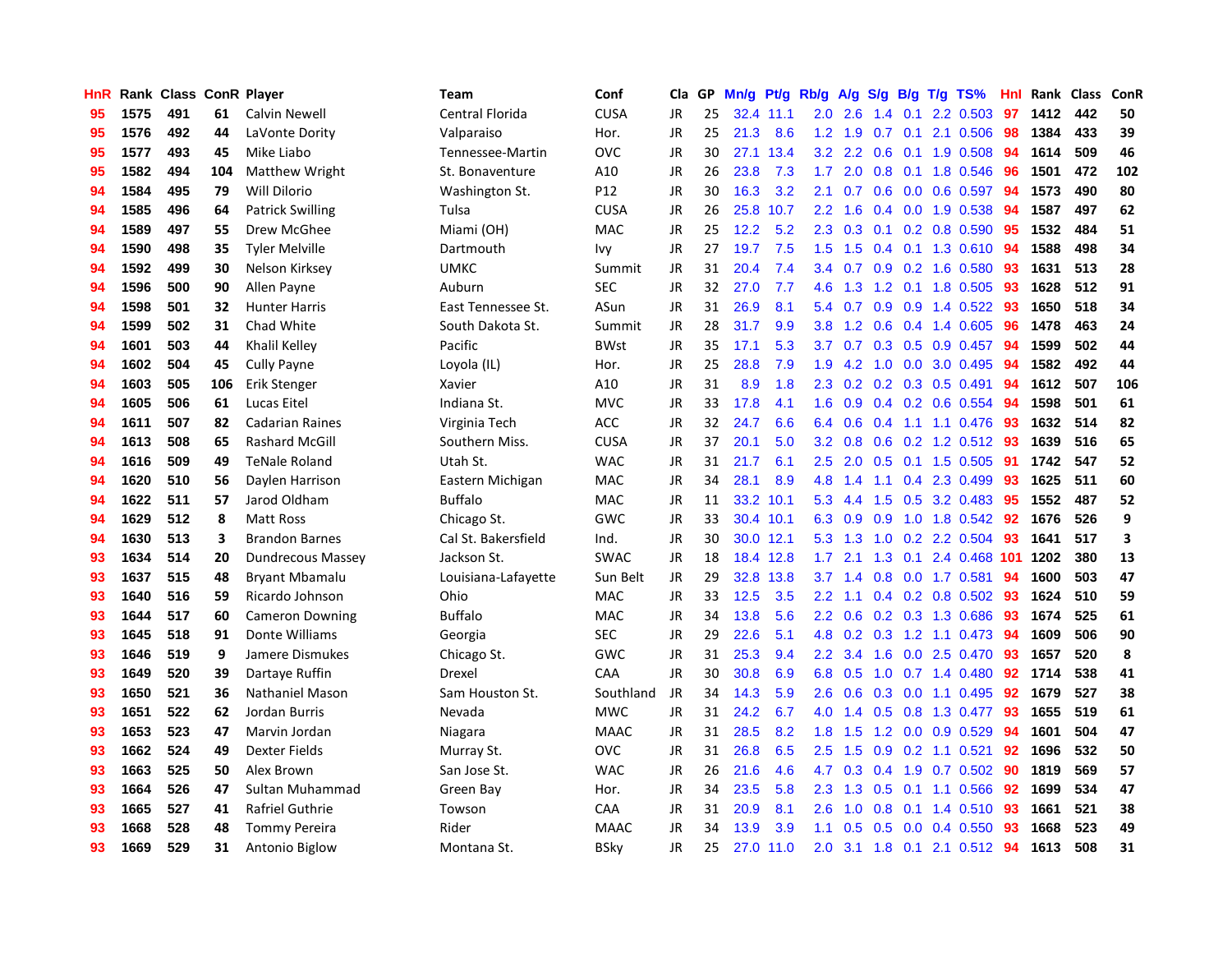| HnR | Rank | Class | ConR | Player | Team | Conf | Cla | GP | Mn/g | Pt/g | Rb/g | A/g | S/g | B/g | T/g | TS% | HnI | Rank | Class | ConR |
|---|---|---|---|---|---|---|---|---|---|---|---|---|---|---|---|---|---|---|---|---|
| 95 | 1575 | 491 | 61 | Calvin Newell | Central Florida | CUSA | JR | 25 | 32.4 | 11.1 | 2.0 | 2.6 | 1.4 | 0.1 | 2.2 | 0.503 | 97 | 1412 | 442 | 50 |
| 95 | 1576 | 492 | 44 | LaVonte Dority | Valparaiso | Hor. | JR | 25 | 21.3 | 8.6 | 1.2 | 1.9 | 0.7 | 0.1 | 2.1 | 0.506 | 98 | 1384 | 433 | 39 |
| 95 | 1577 | 493 | 45 | Mike Liabo | Tennessee-Martin | OVC | JR | 30 | 27.1 | 13.4 | 3.2 | 2.2 | 0.6 | 0.1 | 1.9 | 0.508 | 94 | 1614 | 509 | 46 |
| 95 | 1582 | 494 | 104 | Matthew Wright | St. Bonaventure | A10 | JR | 26 | 23.8 | 7.3 | 1.7 | 2.0 | 0.8 | 0.1 | 1.8 | 0.546 | 96 | 1501 | 472 | 102 |
| 94 | 1584 | 495 | 79 | Will DiIorio | Washington St. | P12 | JR | 30 | 16.3 | 3.2 | 2.1 | 0.7 | 0.6 | 0.0 | 0.6 | 0.597 | 94 | 1573 | 490 | 80 |
| 94 | 1585 | 496 | 64 | Patrick Swilling | Tulsa | CUSA | JR | 26 | 25.8 | 10.7 | 2.2 | 1.6 | 0.4 | 0.0 | 1.9 | 0.538 | 94 | 1587 | 497 | 62 |
| 94 | 1589 | 497 | 55 | Drew McGhee | Miami (OH) | MAC | JR | 25 | 12.2 | 5.2 | 2.3 | 0.3 | 0.1 | 0.2 | 0.8 | 0.590 | 95 | 1532 | 484 | 51 |
| 94 | 1590 | 498 | 35 | Tyler Melville | Dartmouth | Ivy | JR | 27 | 19.7 | 7.5 | 1.5 | 1.5 | 0.4 | 0.1 | 1.3 | 0.610 | 94 | 1588 | 498 | 34 |
| 94 | 1592 | 499 | 30 | Nelson Kirksey | UMKC | Summit | JR | 31 | 20.4 | 7.4 | 3.4 | 0.7 | 0.9 | 0.2 | 1.6 | 0.580 | 93 | 1631 | 513 | 28 |
| 94 | 1596 | 500 | 90 | Allen Payne | Auburn | SEC | JR | 32 | 27.0 | 7.7 | 4.6 | 1.3 | 1.2 | 0.1 | 1.8 | 0.505 | 93 | 1628 | 512 | 91 |
| 94 | 1598 | 501 | 32 | Hunter Harris | East Tennessee St. | ASun | JR | 31 | 26.9 | 8.1 | 5.4 | 0.7 | 0.9 | 0.9 | 1.4 | 0.522 | 93 | 1650 | 518 | 34 |
| 94 | 1599 | 502 | 31 | Chad White | South Dakota St. | Summit | JR | 28 | 31.7 | 9.9 | 3.8 | 1.2 | 0.6 | 0.4 | 1.4 | 0.605 | 96 | 1478 | 463 | 24 |
| 94 | 1601 | 503 | 44 | Khalil Kelley | Pacific | BWst | JR | 35 | 17.1 | 5.3 | 3.7 | 0.7 | 0.3 | 0.5 | 0.9 | 0.457 | 94 | 1599 | 502 | 44 |
| 94 | 1602 | 504 | 45 | Cully Payne | Loyola (IL) | Hor. | JR | 25 | 28.8 | 7.9 | 1.9 | 4.2 | 1.0 | 0.0 | 3.0 | 0.495 | 94 | 1582 | 492 | 44 |
| 94 | 1603 | 505 | 106 | Erik Stenger | Xavier | A10 | JR | 31 | 8.9 | 1.8 | 2.3 | 0.2 | 0.2 | 0.3 | 0.5 | 0.491 | 94 | 1612 | 507 | 106 |
| 94 | 1605 | 506 | 61 | Lucas Eitel | Indiana St. | MVC | JR | 33 | 17.8 | 4.1 | 1.6 | 0.9 | 0.4 | 0.2 | 0.6 | 0.554 | 94 | 1598 | 501 | 61 |
| 94 | 1611 | 507 | 82 | Cadarian Raines | Virginia Tech | ACC | JR | 32 | 24.7 | 6.6 | 6.4 | 0.6 | 0.4 | 1.1 | 1.1 | 0.476 | 93 | 1632 | 514 | 82 |
| 94 | 1613 | 508 | 65 | Rashard McGill | Southern Miss. | CUSA | JR | 37 | 20.1 | 5.0 | 3.2 | 0.8 | 0.6 | 0.2 | 1.2 | 0.512 | 93 | 1639 | 516 | 65 |
| 94 | 1616 | 509 | 49 | TeNale Roland | Utah St. | WAC | JR | 31 | 21.7 | 6.1 | 2.5 | 2.0 | 0.5 | 0.1 | 1.5 | 0.505 | 91 | 1742 | 547 | 52 |
| 94 | 1620 | 510 | 56 | Daylen Harrison | Eastern Michigan | MAC | JR | 34 | 28.1 | 8.9 | 4.8 | 1.4 | 1.1 | 0.4 | 2.3 | 0.499 | 93 | 1625 | 511 | 60 |
| 94 | 1622 | 511 | 57 | Jarod Oldham | Buffalo | MAC | JR | 11 | 33.2 | 10.1 | 5.3 | 4.4 | 1.5 | 0.5 | 3.2 | 0.483 | 95 | 1552 | 487 | 52 |
| 94 | 1629 | 512 | 8 | Matt Ross | Chicago St. | GWC | JR | 33 | 30.4 | 10.1 | 6.3 | 0.9 | 0.9 | 1.0 | 1.8 | 0.542 | 92 | 1676 | 526 | 9 |
| 94 | 1630 | 513 | 3 | Brandon Barnes | Cal St. Bakersfield | Ind. | JR | 30 | 30.0 | 12.1 | 5.3 | 1.3 | 1.0 | 0.2 | 2.2 | 0.504 | 93 | 1641 | 517 | 3 |
| 93 | 1634 | 514 | 20 | Dundrecous Massey | Jackson St. | SWAC | JR | 18 | 18.4 | 12.8 | 1.7 | 2.1 | 1.3 | 0.1 | 2.4 | 0.468 | 101 | 1202 | 380 | 13 |
| 93 | 1637 | 515 | 48 | Bryant Mbamalu | Louisiana-Lafayette | Sun Belt | JR | 29 | 32.8 | 13.8 | 3.7 | 1.4 | 0.8 | 0.0 | 1.7 | 0.581 | 94 | 1600 | 503 | 47 |
| 93 | 1640 | 516 | 59 | Ricardo Johnson | Ohio | MAC | JR | 33 | 12.5 | 3.5 | 2.2 | 1.1 | 0.4 | 0.2 | 0.8 | 0.502 | 93 | 1624 | 510 | 59 |
| 93 | 1644 | 517 | 60 | Cameron Downing | Buffalo | MAC | JR | 34 | 13.8 | 5.6 | 2.2 | 0.6 | 0.2 | 0.3 | 1.3 | 0.686 | 93 | 1674 | 525 | 61 |
| 93 | 1645 | 518 | 91 | Donte Williams | Georgia | SEC | JR | 29 | 22.6 | 5.1 | 4.8 | 0.2 | 0.3 | 1.2 | 1.1 | 0.473 | 94 | 1609 | 506 | 90 |
| 93 | 1646 | 519 | 9 | Jamere Dismukes | Chicago St. | GWC | JR | 31 | 25.3 | 9.4 | 2.2 | 3.4 | 1.6 | 0.0 | 2.5 | 0.470 | 93 | 1657 | 520 | 8 |
| 93 | 1649 | 520 | 39 | Dartaye Ruffin | Drexel | CAA | JR | 30 | 30.8 | 6.9 | 6.8 | 0.5 | 1.0 | 0.7 | 1.4 | 0.480 | 92 | 1714 | 538 | 41 |
| 93 | 1650 | 521 | 36 | Nathaniel Mason | Sam Houston St. | Southland | JR | 34 | 14.3 | 5.9 | 2.6 | 0.6 | 0.3 | 0.0 | 1.1 | 0.495 | 92 | 1679 | 527 | 38 |
| 93 | 1651 | 522 | 62 | Jordan Burris | Nevada | MWC | JR | 31 | 24.2 | 6.7 | 4.0 | 1.4 | 0.5 | 0.8 | 1.3 | 0.477 | 93 | 1655 | 519 | 61 |
| 93 | 1653 | 523 | 47 | Marvin Jordan | Niagara | MAAC | JR | 31 | 28.5 | 8.2 | 1.8 | 1.5 | 1.2 | 0.0 | 0.9 | 0.529 | 94 | 1601 | 504 | 47 |
| 93 | 1662 | 524 | 49 | Dexter Fields | Murray St. | OVC | JR | 31 | 26.8 | 6.5 | 2.5 | 1.5 | 0.9 | 0.2 | 1.1 | 0.521 | 92 | 1696 | 532 | 50 |
| 93 | 1663 | 525 | 50 | Alex Brown | San Jose St. | WAC | JR | 26 | 21.6 | 4.6 | 4.7 | 0.3 | 0.4 | 1.9 | 0.7 | 0.502 | 90 | 1819 | 569 | 57 |
| 93 | 1664 | 526 | 47 | Sultan Muhammad | Green Bay | Hor. | JR | 34 | 23.5 | 5.8 | 2.3 | 1.3 | 0.5 | 0.1 | 1.1 | 0.566 | 92 | 1699 | 534 | 47 |
| 93 | 1665 | 527 | 41 | Rafriel Guthrie | Towson | CAA | JR | 31 | 20.9 | 8.1 | 2.6 | 1.0 | 0.8 | 0.1 | 1.4 | 0.510 | 93 | 1661 | 521 | 38 |
| 93 | 1668 | 528 | 48 | Tommy Pereira | Rider | MAAC | JR | 34 | 13.9 | 3.9 | 1.1 | 0.5 | 0.5 | 0.0 | 0.4 | 0.550 | 93 | 1668 | 523 | 49 |
| 93 | 1669 | 529 | 31 | Antonio Biglow | Montana St. | BSky | JR | 25 | 27.0 | 11.0 | 2.0 | 3.1 | 1.8 | 0.1 | 2.1 | 0.512 | 94 | 1613 | 508 | 31 |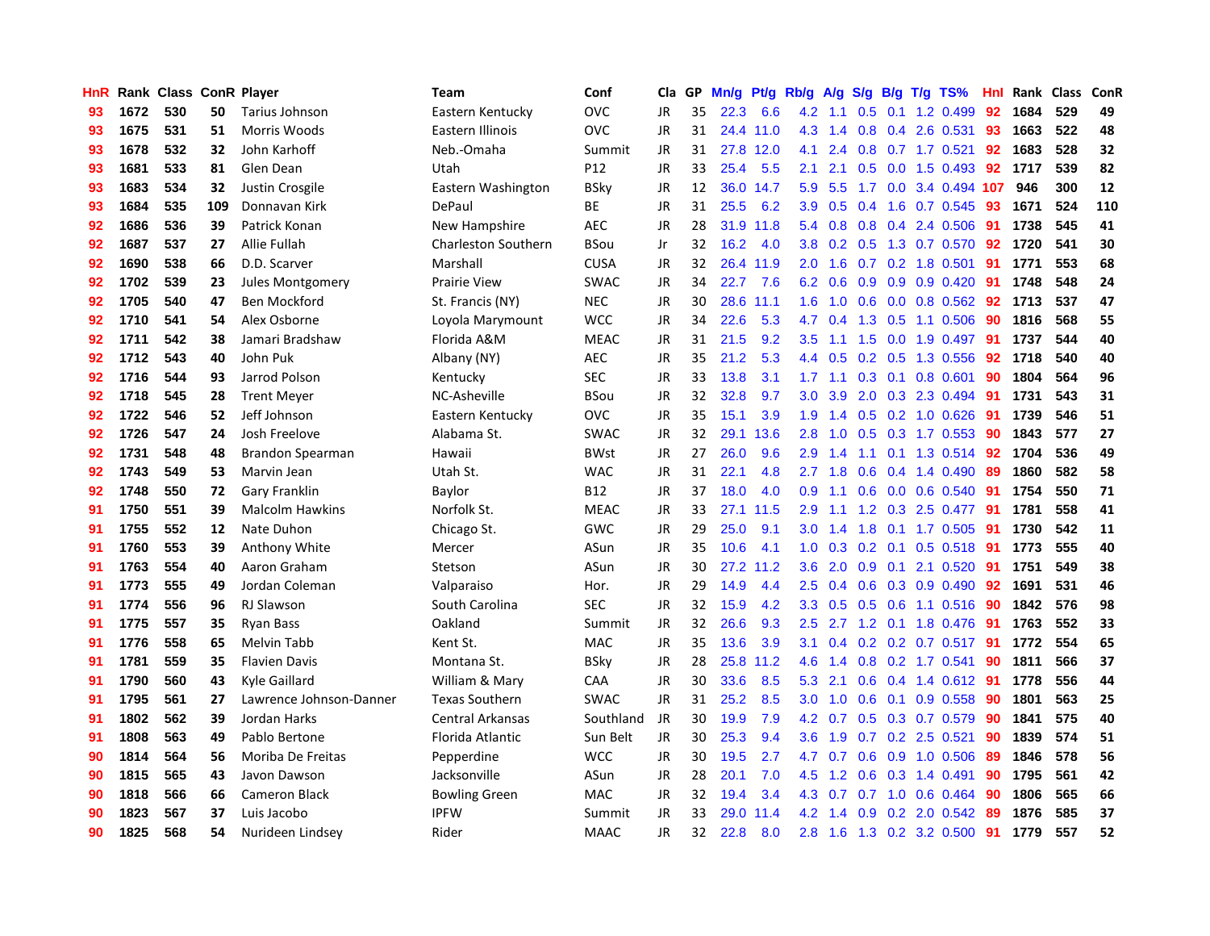| HnR | Rank | Class | ConR | Player | Team | Conf | Cla | GP | Mn/g | Pt/g | Rb/g | A/g | S/g | B/g | T/g | TS% | HnI | Rank | Class | ConR |
|---|---|---|---|---|---|---|---|---|---|---|---|---|---|---|---|---|---|---|---|---|
| 93 | 1672 | 530 | 50 | Tarius Johnson | Eastern Kentucky | OVC | JR | 35 | 22.3 | 6.6 | 4.2 | 1.1 | 0.5 | 0.1 | 1.2 | 0.499 | 92 | 1684 | 529 | 49 |
| 93 | 1675 | 531 | 51 | Morris Woods | Eastern Illinois | OVC | JR | 31 | 24.4 | 11.0 | 4.3 | 1.4 | 0.8 | 0.4 | 2.6 | 0.531 | 93 | 1663 | 522 | 48 |
| 93 | 1678 | 532 | 32 | John Karhoff | Neb.-Omaha | Summit | JR | 31 | 27.8 | 12.0 | 4.1 | 2.4 | 0.8 | 0.7 | 1.7 | 0.521 | 92 | 1683 | 528 | 32 |
| 93 | 1681 | 533 | 81 | Glen Dean | Utah | P12 | JR | 33 | 25.4 | 5.5 | 2.1 | 2.1 | 0.5 | 0.0 | 1.5 | 0.493 | 92 | 1717 | 539 | 82 |
| 93 | 1683 | 534 | 32 | Justin Crosgile | Eastern Washington | BSky | JR | 12 | 36.0 | 14.7 | 5.9 | 5.5 | 1.7 | 0.0 | 3.4 | 0.494 | 107 | 946 | 300 | 12 |
| 93 | 1684 | 535 | 109 | Donnavan Kirk | DePaul | BE | JR | 31 | 25.5 | 6.2 | 3.9 | 0.5 | 0.4 | 1.6 | 0.7 | 0.545 | 93 | 1671 | 524 | 110 |
| 92 | 1686 | 536 | 39 | Patrick Konan | New Hampshire | AEC | JR | 28 | 31.9 | 11.8 | 5.4 | 0.8 | 0.8 | 0.4 | 2.4 | 0.506 | 91 | 1738 | 545 | 41 |
| 92 | 1687 | 537 | 27 | Allie Fullah | Charleston Southern | BSou | Jr | 32 | 16.2 | 4.0 | 3.8 | 0.2 | 0.5 | 1.3 | 0.7 | 0.570 | 92 | 1720 | 541 | 30 |
| 92 | 1690 | 538 | 66 | D.D. Scarver | Marshall | CUSA | JR | 32 | 26.4 | 11.9 | 2.0 | 1.6 | 0.7 | 0.2 | 1.8 | 0.501 | 91 | 1771 | 553 | 68 |
| 92 | 1702 | 539 | 23 | Jules Montgomery | Prairie View | SWAC | JR | 34 | 22.7 | 7.6 | 6.2 | 0.6 | 0.9 | 0.9 | 0.9 | 0.420 | 91 | 1748 | 548 | 24 |
| 92 | 1705 | 540 | 47 | Ben Mockford | St. Francis (NY) | NEC | JR | 30 | 28.6 | 11.1 | 1.6 | 1.0 | 0.6 | 0.0 | 0.8 | 0.562 | 92 | 1713 | 537 | 47 |
| 92 | 1710 | 541 | 54 | Alex Osborne | Loyola Marymount | WCC | JR | 34 | 22.6 | 5.3 | 4.7 | 0.4 | 1.3 | 0.5 | 1.1 | 0.506 | 90 | 1816 | 568 | 55 |
| 92 | 1711 | 542 | 38 | Jamari Bradshaw | Florida A&M | MEAC | JR | 31 | 21.5 | 9.2 | 3.5 | 1.1 | 1.5 | 0.0 | 1.9 | 0.497 | 91 | 1737 | 544 | 40 |
| 92 | 1712 | 543 | 40 | John Puk | Albany (NY) | AEC | JR | 35 | 21.2 | 5.3 | 4.4 | 0.5 | 0.2 | 0.5 | 1.3 | 0.556 | 92 | 1718 | 540 | 40 |
| 92 | 1716 | 544 | 93 | Jarrod Polson | Kentucky | SEC | JR | 33 | 13.8 | 3.1 | 1.7 | 1.1 | 0.3 | 0.1 | 0.8 | 0.601 | 90 | 1804 | 564 | 96 |
| 92 | 1718 | 545 | 28 | Trent Meyer | NC-Asheville | BSou | JR | 32 | 32.8 | 9.7 | 3.0 | 3.9 | 2.0 | 0.3 | 2.3 | 0.494 | 91 | 1731 | 543 | 31 |
| 92 | 1722 | 546 | 52 | Jeff Johnson | Eastern Kentucky | OVC | JR | 35 | 15.1 | 3.9 | 1.9 | 1.4 | 0.5 | 0.2 | 1.0 | 0.626 | 91 | 1739 | 546 | 51 |
| 92 | 1726 | 547 | 24 | Josh Freelove | Alabama St. | SWAC | JR | 32 | 29.1 | 13.6 | 2.8 | 1.0 | 0.5 | 0.3 | 1.7 | 0.553 | 90 | 1843 | 577 | 27 |
| 92 | 1731 | 548 | 48 | Brandon Spearman | Hawaii | BWst | JR | 27 | 26.0 | 9.6 | 2.9 | 1.4 | 1.1 | 0.1 | 1.3 | 0.514 | 92 | 1704 | 536 | 49 |
| 92 | 1743 | 549 | 53 | Marvin Jean | Utah St. | WAC | JR | 31 | 22.1 | 4.8 | 2.7 | 1.8 | 0.6 | 0.4 | 1.4 | 0.490 | 89 | 1860 | 582 | 58 |
| 92 | 1748 | 550 | 72 | Gary Franklin | Baylor | B12 | JR | 37 | 18.0 | 4.0 | 0.9 | 1.1 | 0.6 | 0.0 | 0.6 | 0.540 | 91 | 1754 | 550 | 71 |
| 91 | 1750 | 551 | 39 | Malcolm Hawkins | Norfolk St. | MEAC | JR | 33 | 27.1 | 11.5 | 2.9 | 1.1 | 1.2 | 0.3 | 2.5 | 0.477 | 91 | 1781 | 558 | 41 |
| 91 | 1755 | 552 | 12 | Nate Duhon | Chicago St. | GWC | JR | 29 | 25.0 | 9.1 | 3.0 | 1.4 | 1.8 | 0.1 | 1.7 | 0.505 | 91 | 1730 | 542 | 11 |
| 91 | 1760 | 553 | 39 | Anthony White | Mercer | ASun | JR | 35 | 10.6 | 4.1 | 1.0 | 0.3 | 0.2 | 0.1 | 0.5 | 0.518 | 91 | 1773 | 555 | 40 |
| 91 | 1763 | 554 | 40 | Aaron Graham | Stetson | ASun | JR | 30 | 27.2 | 11.2 | 3.6 | 2.0 | 0.9 | 0.1 | 2.1 | 0.520 | 91 | 1751 | 549 | 38 |
| 91 | 1773 | 555 | 49 | Jordan Coleman | Valparaiso | Hor. | JR | 29 | 14.9 | 4.4 | 2.5 | 0.4 | 0.6 | 0.3 | 0.9 | 0.490 | 92 | 1691 | 531 | 46 |
| 91 | 1774 | 556 | 96 | RJ Slawson | South Carolina | SEC | JR | 32 | 15.9 | 4.2 | 3.3 | 0.5 | 0.5 | 0.6 | 1.1 | 0.516 | 90 | 1842 | 576 | 98 |
| 91 | 1775 | 557 | 35 | Ryan Bass | Oakland | Summit | JR | 32 | 26.6 | 9.3 | 2.5 | 2.7 | 1.2 | 0.1 | 1.8 | 0.476 | 91 | 1763 | 552 | 33 |
| 91 | 1776 | 558 | 65 | Melvin Tabb | Kent St. | MAC | JR | 35 | 13.6 | 3.9 | 3.1 | 0.4 | 0.2 | 0.2 | 0.7 | 0.517 | 91 | 1772 | 554 | 65 |
| 91 | 1781 | 559 | 35 | Flavien Davis | Montana St. | BSky | JR | 28 | 25.8 | 11.2 | 4.6 | 1.4 | 0.8 | 0.2 | 1.7 | 0.541 | 90 | 1811 | 566 | 37 |
| 91 | 1790 | 560 | 43 | Kyle Gaillard | William & Mary | CAA | JR | 30 | 33.6 | 8.5 | 5.3 | 2.1 | 0.6 | 0.4 | 1.4 | 0.612 | 91 | 1778 | 556 | 44 |
| 91 | 1795 | 561 | 27 | Lawrence Johnson-Danner | Texas Southern | SWAC | JR | 31 | 25.2 | 8.5 | 3.0 | 1.0 | 0.6 | 0.1 | 0.9 | 0.558 | 90 | 1801 | 563 | 25 |
| 91 | 1802 | 562 | 39 | Jordan Harks | Central Arkansas | Southland | JR | 30 | 19.9 | 7.9 | 4.2 | 0.7 | 0.5 | 0.3 | 0.7 | 0.579 | 90 | 1841 | 575 | 40 |
| 91 | 1808 | 563 | 49 | Pablo Bertone | Florida Atlantic | Sun Belt | JR | 30 | 25.3 | 9.4 | 3.6 | 1.9 | 0.7 | 0.2 | 2.5 | 0.521 | 90 | 1839 | 574 | 51 |
| 90 | 1814 | 564 | 56 | Moriba De Freitas | Pepperdine | WCC | JR | 30 | 19.5 | 2.7 | 4.7 | 0.7 | 0.6 | 0.9 | 1.0 | 0.506 | 89 | 1846 | 578 | 56 |
| 90 | 1815 | 565 | 43 | Javon Dawson | Jacksonville | ASun | JR | 28 | 20.1 | 7.0 | 4.5 | 1.2 | 0.6 | 0.3 | 1.4 | 0.491 | 90 | 1795 | 561 | 42 |
| 90 | 1818 | 566 | 66 | Cameron Black | Bowling Green | MAC | JR | 32 | 19.4 | 3.4 | 4.3 | 0.7 | 0.7 | 1.0 | 0.6 | 0.464 | 90 | 1806 | 565 | 66 |
| 90 | 1823 | 567 | 37 | Luis Jacobo | IPFW | Summit | JR | 33 | 29.0 | 11.4 | 4.2 | 1.4 | 0.9 | 0.2 | 2.0 | 0.542 | 89 | 1876 | 585 | 37 |
| 90 | 1825 | 568 | 54 | Nurideen Lindsey | Rider | MAAC | JR | 32 | 22.8 | 8.0 | 2.8 | 1.6 | 1.3 | 0.2 | 3.2 | 0.500 | 91 | 1779 | 557 | 52 |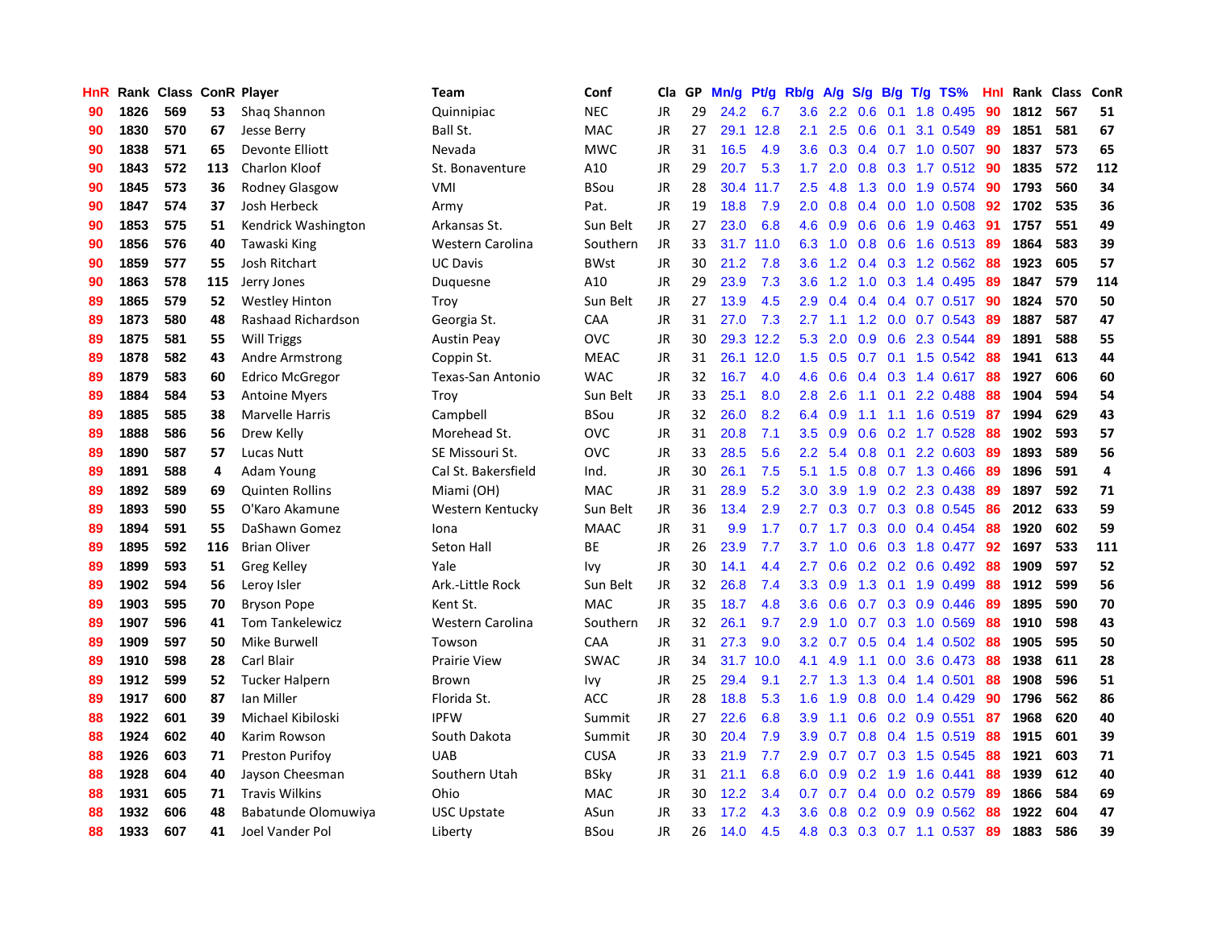| HnR | Rank | Class | ConR | Player | Team | Conf | Cla | GP | Mn/g | Pt/g | Rb/g | A/g | S/g | B/g | T/g | TS% | HnI | Rank | Class | ConR |
|---|---|---|---|---|---|---|---|---|---|---|---|---|---|---|---|---|---|---|---|---|
| 90 | 1826 | 569 | 53 | Shaq Shannon | Quinnipiac | NEC | JR | 29 | 24.2 | 6.7 | 3.6 | 2.2 | 0.6 | 0.1 | 1.8 | 0.495 | 90 | 1812 | 567 | 51 |
| 90 | 1830 | 570 | 67 | Jesse Berry | Ball St. | MAC | JR | 27 | 29.1 | 12.8 | 2.1 | 2.5 | 0.6 | 0.1 | 3.1 | 0.549 | 89 | 1851 | 581 | 67 |
| 90 | 1838 | 571 | 65 | Devonte Elliott | Nevada | MWC | JR | 31 | 16.5 | 4.9 | 3.6 | 0.3 | 0.4 | 0.7 | 1.0 | 0.507 | 90 | 1837 | 573 | 65 |
| 90 | 1843 | 572 | 113 | Charlon Kloof | St. Bonaventure | A10 | JR | 29 | 20.7 | 5.3 | 1.7 | 2.0 | 0.8 | 0.3 | 1.7 | 0.512 | 90 | 1835 | 572 | 112 |
| 90 | 1845 | 573 | 36 | Rodney Glasgow | VMI | BSou | JR | 28 | 30.4 | 11.7 | 2.5 | 4.8 | 1.3 | 0.0 | 1.9 | 0.574 | 90 | 1793 | 560 | 34 |
| 90 | 1847 | 574 | 37 | Josh Herbeck | Army | Pat. | JR | 19 | 18.8 | 7.9 | 2.0 | 0.8 | 0.4 | 0.0 | 1.0 | 0.508 | 92 | 1702 | 535 | 36 |
| 90 | 1853 | 575 | 51 | Kendrick Washington | Arkansas St. | Sun Belt | JR | 27 | 23.0 | 6.8 | 4.6 | 0.9 | 0.6 | 0.6 | 1.9 | 0.463 | 91 | 1757 | 551 | 49 |
| 90 | 1856 | 576 | 40 | Tawaski King | Western Carolina | Southern | JR | 33 | 31.7 | 11.0 | 6.3 | 1.0 | 0.8 | 0.6 | 1.6 | 0.513 | 89 | 1864 | 583 | 39 |
| 90 | 1859 | 577 | 55 | Josh Ritchart | UC Davis | BWst | JR | 30 | 21.2 | 7.8 | 3.6 | 1.2 | 0.4 | 0.3 | 1.2 | 0.562 | 88 | 1923 | 605 | 57 |
| 90 | 1863 | 578 | 115 | Jerry Jones | Duquesne | A10 | JR | 29 | 23.9 | 7.3 | 3.6 | 1.2 | 1.0 | 0.3 | 1.4 | 0.495 | 89 | 1847 | 579 | 114 |
| 89 | 1865 | 579 | 52 | Westley Hinton | Troy | Sun Belt | JR | 27 | 13.9 | 4.5 | 2.9 | 0.4 | 0.4 | 0.4 | 0.7 | 0.517 | 90 | 1824 | 570 | 50 |
| 89 | 1873 | 580 | 48 | Rashaad Richardson | Georgia St. | CAA | JR | 31 | 27.0 | 7.3 | 2.7 | 1.1 | 1.2 | 0.0 | 0.7 | 0.543 | 89 | 1887 | 587 | 47 |
| 89 | 1875 | 581 | 55 | Will Triggs | Austin Peay | OVC | JR | 30 | 29.3 | 12.2 | 5.3 | 2.0 | 0.9 | 0.6 | 2.3 | 0.544 | 89 | 1891 | 588 | 55 |
| 89 | 1878 | 582 | 43 | Andre Armstrong | Coppin St. | MEAC | JR | 31 | 26.1 | 12.0 | 1.5 | 0.5 | 0.7 | 0.1 | 1.5 | 0.542 | 88 | 1941 | 613 | 44 |
| 89 | 1879 | 583 | 60 | Edrico McGregor | Texas-San Antonio | WAC | JR | 32 | 16.7 | 4.0 | 4.6 | 0.6 | 0.4 | 0.3 | 1.4 | 0.617 | 88 | 1927 | 606 | 60 |
| 89 | 1884 | 584 | 53 | Antoine Myers | Troy | Sun Belt | JR | 33 | 25.1 | 8.0 | 2.8 | 2.6 | 1.1 | 0.1 | 2.2 | 0.488 | 88 | 1904 | 594 | 54 |
| 89 | 1885 | 585 | 38 | Marvelle Harris | Campbell | BSou | JR | 32 | 26.0 | 8.2 | 6.4 | 0.9 | 1.1 | 1.1 | 1.6 | 0.519 | 87 | 1994 | 629 | 43 |
| 89 | 1888 | 586 | 56 | Drew Kelly | Morehead St. | OVC | JR | 31 | 20.8 | 7.1 | 3.5 | 0.9 | 0.6 | 0.2 | 1.7 | 0.528 | 88 | 1902 | 593 | 57 |
| 89 | 1890 | 587 | 57 | Lucas Nutt | SE Missouri St. | OVC | JR | 33 | 28.5 | 5.6 | 2.2 | 5.4 | 0.8 | 0.1 | 2.2 | 0.603 | 89 | 1893 | 589 | 56 |
| 89 | 1891 | 588 | 4 | Adam Young | Cal St. Bakersfield | Ind. | JR | 30 | 26.1 | 7.5 | 5.1 | 1.5 | 0.8 | 0.7 | 1.3 | 0.466 | 89 | 1896 | 591 | 4 |
| 89 | 1892 | 589 | 69 | Quinten Rollins | Miami (OH) | MAC | JR | 31 | 28.9 | 5.2 | 3.0 | 3.9 | 1.9 | 0.2 | 2.3 | 0.438 | 89 | 1897 | 592 | 71 |
| 89 | 1893 | 590 | 55 | O'Karo Akamune | Western Kentucky | Sun Belt | JR | 36 | 13.4 | 2.9 | 2.7 | 0.3 | 0.7 | 0.3 | 0.8 | 0.545 | 86 | 2012 | 633 | 59 |
| 89 | 1894 | 591 | 55 | DaShawn Gomez | Iona | MAAC | JR | 31 | 9.9 | 1.7 | 0.7 | 1.7 | 0.3 | 0.0 | 0.4 | 0.454 | 88 | 1920 | 602 | 59 |
| 89 | 1895 | 592 | 116 | Brian Oliver | Seton Hall | BE | JR | 26 | 23.9 | 7.7 | 3.7 | 1.0 | 0.6 | 0.3 | 1.8 | 0.477 | 92 | 1697 | 533 | 111 |
| 89 | 1899 | 593 | 51 | Greg Kelley | Yale | Ivy | JR | 30 | 14.1 | 4.4 | 2.7 | 0.6 | 0.2 | 0.2 | 0.6 | 0.492 | 88 | 1909 | 597 | 52 |
| 89 | 1902 | 594 | 56 | Leroy Isler | Ark.-Little Rock | Sun Belt | JR | 32 | 26.8 | 7.4 | 3.3 | 0.9 | 1.3 | 0.1 | 1.9 | 0.499 | 88 | 1912 | 599 | 56 |
| 89 | 1903 | 595 | 70 | Bryson Pope | Kent St. | MAC | JR | 35 | 18.7 | 4.8 | 3.6 | 0.6 | 0.7 | 0.3 | 0.9 | 0.446 | 89 | 1895 | 590 | 70 |
| 89 | 1907 | 596 | 41 | Tom Tankelewicz | Western Carolina | Southern | JR | 32 | 26.1 | 9.7 | 2.9 | 1.0 | 0.7 | 0.3 | 1.0 | 0.569 | 88 | 1910 | 598 | 43 |
| 89 | 1909 | 597 | 50 | Mike Burwell | Towson | CAA | JR | 31 | 27.3 | 9.0 | 3.2 | 0.7 | 0.5 | 0.4 | 1.4 | 0.502 | 88 | 1905 | 595 | 50 |
| 89 | 1910 | 598 | 28 | Carl Blair | Prairie View | SWAC | JR | 34 | 31.7 | 10.0 | 4.1 | 4.9 | 1.1 | 0.0 | 3.6 | 0.473 | 88 | 1938 | 611 | 28 |
| 89 | 1912 | 599 | 52 | Tucker Halpern | Brown | Ivy | JR | 25 | 29.4 | 9.1 | 2.7 | 1.3 | 1.3 | 0.4 | 1.4 | 0.501 | 88 | 1908 | 596 | 51 |
| 89 | 1917 | 600 | 87 | Ian Miller | Florida St. | ACC | JR | 28 | 18.8 | 5.3 | 1.6 | 1.9 | 0.8 | 0.0 | 1.4 | 0.429 | 90 | 1796 | 562 | 86 |
| 88 | 1922 | 601 | 39 | Michael Kibiloski | IPFW | Summit | JR | 27 | 22.6 | 6.8 | 3.9 | 1.1 | 0.6 | 0.2 | 0.9 | 0.551 | 87 | 1968 | 620 | 40 |
| 88 | 1924 | 602 | 40 | Karim Rowson | South Dakota | Summit | JR | 30 | 20.4 | 7.9 | 3.9 | 0.7 | 0.8 | 0.4 | 1.5 | 0.519 | 88 | 1915 | 601 | 39 |
| 88 | 1926 | 603 | 71 | Preston Purifoy | UAB | CUSA | JR | 33 | 21.9 | 7.7 | 2.9 | 0.7 | 0.7 | 0.3 | 1.5 | 0.545 | 88 | 1921 | 603 | 71 |
| 88 | 1928 | 604 | 40 | Jayson Cheesman | Southern Utah | BSky | JR | 31 | 21.1 | 6.8 | 6.0 | 0.9 | 0.2 | 1.9 | 1.6 | 0.441 | 88 | 1939 | 612 | 40 |
| 88 | 1931 | 605 | 71 | Travis Wilkins | Ohio | MAC | JR | 30 | 12.2 | 3.4 | 0.7 | 0.7 | 0.4 | 0.0 | 0.2 | 0.579 | 89 | 1866 | 584 | 69 |
| 88 | 1932 | 606 | 48 | Babatunde Olomuwiya | USC Upstate | ASun | JR | 33 | 17.2 | 4.3 | 3.6 | 0.8 | 0.2 | 0.9 | 0.9 | 0.562 | 88 | 1922 | 604 | 47 |
| 88 | 1933 | 607 | 41 | Joel Vander Pol | Liberty | BSou | JR | 26 | 14.0 | 4.5 | 4.8 | 0.3 | 0.3 | 0.7 | 1.1 | 0.537 | 89 | 1883 | 586 | 39 |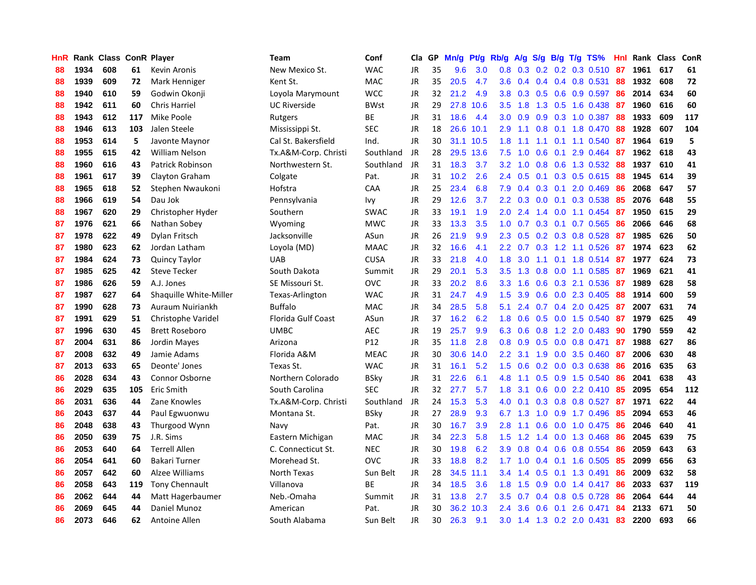| HnR | Rank | Class | ConR | Player | Team | Conf | Cla | GP | Mn/g | Pt/g | Rb/g | A/g | S/g | B/g | T/g | TS% | HnI | Rank | Class | ConR |
|---|---|---|---|---|---|---|---|---|---|---|---|---|---|---|---|---|---|---|---|---|
| 88 | 1934 | 608 | 61 | Kevin Aronis | New Mexico St. | WAC | JR | 35 | 9.6 | 3.0 | 0.8 | 0.3 | 0.2 | 0.2 | 0.3 | 0.510 | 87 | 1961 | 617 | 61 |
| 88 | 1939 | 609 | 72 | Mark Henniger | Kent St. | MAC | JR | 35 | 20.5 | 4.7 | 3.6 | 0.4 | 0.4 | 0.4 | 0.8 | 0.531 | 88 | 1932 | 608 | 72 |
| 88 | 1940 | 610 | 59 | Godwin Okonji | Loyola Marymount | WCC | JR | 32 | 21.2 | 4.9 | 3.8 | 0.3 | 0.5 | 0.6 | 0.9 | 0.597 | 86 | 2014 | 634 | 60 |
| 88 | 1942 | 611 | 60 | Chris Harriel | UC Riverside | BWst | JR | 29 | 27.8 | 10.6 | 3.5 | 1.8 | 1.3 | 0.5 | 1.6 | 0.438 | 87 | 1960 | 616 | 60 |
| 88 | 1943 | 612 | 117 | Mike Poole | Rutgers | BE | JR | 31 | 18.6 | 4.4 | 3.0 | 0.9 | 0.9 | 0.3 | 1.0 | 0.387 | 88 | 1933 | 609 | 117 |
| 88 | 1946 | 613 | 103 | Jalen Steele | Mississippi St. | SEC | JR | 18 | 26.6 | 10.1 | 2.9 | 1.1 | 0.8 | 0.1 | 1.8 | 0.470 | 88 | 1928 | 607 | 104 |
| 88 | 1953 | 614 | 5 | Javonte Maynor | Cal St. Bakersfield | Ind. | JR | 30 | 31.1 | 10.5 | 1.8 | 1.1 | 1.1 | 0.1 | 1.1 | 0.540 | 87 | 1964 | 619 | 5 |
| 88 | 1955 | 615 | 42 | William Nelson | Tx.A&M-Corp. Christi | Southland | JR | 28 | 29.5 | 13.6 | 7.5 | 1.0 | 0.6 | 0.1 | 2.9 | 0.464 | 87 | 1962 | 618 | 43 |
| 88 | 1960 | 616 | 43 | Patrick Robinson | Northwestern St. | Southland | JR | 31 | 18.3 | 3.7 | 3.2 | 1.0 | 0.8 | 0.6 | 1.3 | 0.532 | 88 | 1937 | 610 | 41 |
| 88 | 1961 | 617 | 39 | Clayton Graham | Colgate | Pat. | JR | 31 | 10.2 | 2.6 | 2.4 | 0.5 | 0.1 | 0.3 | 0.5 | 0.615 | 88 | 1945 | 614 | 39 |
| 88 | 1965 | 618 | 52 | Stephen Nwaukoni | Hofstra | CAA | JR | 25 | 23.4 | 6.8 | 7.9 | 0.4 | 0.3 | 0.1 | 2.0 | 0.469 | 86 | 2068 | 647 | 57 |
| 88 | 1966 | 619 | 54 | Dau Jok | Pennsylvania | Ivy | JR | 29 | 12.6 | 3.7 | 2.2 | 0.3 | 0.0 | 0.1 | 0.3 | 0.538 | 85 | 2076 | 648 | 55 |
| 88 | 1967 | 620 | 29 | Christopher Hyder | Southern | SWAC | JR | 33 | 19.1 | 1.9 | 2.0 | 2.4 | 1.4 | 0.0 | 1.1 | 0.454 | 87 | 1950 | 615 | 29 |
| 87 | 1976 | 621 | 66 | Nathan Sobey | Wyoming | MWC | JR | 33 | 13.3 | 3.5 | 1.0 | 0.7 | 0.3 | 0.1 | 0.7 | 0.565 | 86 | 2066 | 646 | 68 |
| 87 | 1978 | 622 | 49 | Dylan Fritsch | Jacksonville | ASun | JR | 26 | 21.9 | 9.9 | 2.3 | 0.5 | 0.2 | 0.3 | 0.8 | 0.528 | 87 | 1985 | 626 | 50 |
| 87 | 1980 | 623 | 62 | Jordan Latham | Loyola (MD) | MAAC | JR | 32 | 16.6 | 4.1 | 2.2 | 0.7 | 0.3 | 1.2 | 1.1 | 0.526 | 87 | 1974 | 623 | 62 |
| 87 | 1984 | 624 | 73 | Quincy Taylor | UAB | CUSA | JR | 33 | 21.8 | 4.0 | 1.8 | 3.0 | 1.1 | 0.1 | 1.8 | 0.514 | 87 | 1977 | 624 | 73 |
| 87 | 1985 | 625 | 42 | Steve Tecker | South Dakota | Summit | JR | 29 | 20.1 | 5.3 | 3.5 | 1.3 | 0.8 | 0.0 | 1.1 | 0.585 | 87 | 1969 | 621 | 41 |
| 87 | 1986 | 626 | 59 | A.J. Jones | SE Missouri St. | OVC | JR | 33 | 20.2 | 8.6 | 3.3 | 1.6 | 0.6 | 0.3 | 2.1 | 0.536 | 87 | 1989 | 628 | 58 |
| 87 | 1987 | 627 | 64 | Shaquille White-Miller | Texas-Arlington | WAC | JR | 31 | 24.7 | 4.9 | 1.5 | 3.9 | 0.6 | 0.0 | 2.3 | 0.405 | 88 | 1914 | 600 | 59 |
| 87 | 1990 | 628 | 73 | Auraum Nuiriankh | Buffalo | MAC | JR | 34 | 28.5 | 5.8 | 5.1 | 2.4 | 0.7 | 0.4 | 2.0 | 0.425 | 87 | 2007 | 631 | 74 |
| 87 | 1991 | 629 | 51 | Christophe Varidel | Florida Gulf Coast | ASun | JR | 37 | 16.2 | 6.2 | 1.8 | 0.6 | 0.5 | 0.0 | 1.5 | 0.540 | 87 | 1979 | 625 | 49 |
| 87 | 1996 | 630 | 45 | Brett Roseboro | UMBC | AEC | JR | 19 | 25.7 | 9.9 | 6.3 | 0.6 | 0.8 | 1.2 | 2.0 | 0.483 | 90 | 1790 | 559 | 42 |
| 87 | 2004 | 631 | 86 | Jordin Mayes | Arizona | P12 | JR | 35 | 11.8 | 2.8 | 0.8 | 0.9 | 0.5 | 0.0 | 0.8 | 0.471 | 87 | 1988 | 627 | 86 |
| 87 | 2008 | 632 | 49 | Jamie Adams | Florida A&M | MEAC | JR | 30 | 30.6 | 14.0 | 2.2 | 3.1 | 1.9 | 0.0 | 3.5 | 0.460 | 87 | 2006 | 630 | 48 |
| 87 | 2013 | 633 | 65 | Deonte' Jones | Texas St. | WAC | JR | 31 | 16.1 | 5.2 | 1.5 | 0.6 | 0.2 | 0.0 | 0.3 | 0.638 | 86 | 2016 | 635 | 63 |
| 86 | 2028 | 634 | 43 | Connor Osborne | Northern Colorado | BSky | JR | 31 | 22.6 | 6.1 | 4.8 | 1.1 | 0.5 | 0.9 | 1.5 | 0.540 | 86 | 2041 | 638 | 43 |
| 86 | 2029 | 635 | 105 | Eric Smith | South Carolina | SEC | JR | 32 | 27.7 | 5.7 | 1.8 | 3.1 | 0.6 | 0.0 | 2.2 | 0.410 | 85 | 2095 | 654 | 112 |
| 86 | 2031 | 636 | 44 | Zane Knowles | Tx.A&M-Corp. Christi | Southland | JR | 24 | 15.3 | 5.3 | 4.0 | 0.1 | 0.3 | 0.8 | 0.8 | 0.527 | 87 | 1971 | 622 | 44 |
| 86 | 2043 | 637 | 44 | Paul Egwuonwu | Montana St. | BSky | JR | 27 | 28.9 | 9.3 | 6.7 | 1.3 | 1.0 | 0.9 | 1.7 | 0.496 | 85 | 2094 | 653 | 46 |
| 86 | 2048 | 638 | 43 | Thurgood Wynn | Navy | Pat. | JR | 30 | 16.7 | 3.9 | 2.8 | 1.1 | 0.6 | 0.0 | 1.0 | 0.475 | 86 | 2046 | 640 | 41 |
| 86 | 2050 | 639 | 75 | J.R. Sims | Eastern Michigan | MAC | JR | 34 | 22.3 | 5.8 | 1.5 | 1.2 | 1.4 | 0.0 | 1.3 | 0.468 | 86 | 2045 | 639 | 75 |
| 86 | 2053 | 640 | 64 | Terrell Allen | C. Connecticut St. | NEC | JR | 30 | 19.8 | 6.2 | 3.9 | 0.8 | 0.4 | 0.6 | 0.8 | 0.554 | 86 | 2059 | 643 | 63 |
| 86 | 2054 | 641 | 60 | Bakari Turner | Morehead St. | OVC | JR | 33 | 18.8 | 8.2 | 1.7 | 1.0 | 0.4 | 0.1 | 1.6 | 0.505 | 85 | 2099 | 656 | 63 |
| 86 | 2057 | 642 | 60 | Alzee Williams | North Texas | Sun Belt | JR | 28 | 34.5 | 11.1 | 3.4 | 1.4 | 0.5 | 0.1 | 1.3 | 0.491 | 86 | 2009 | 632 | 58 |
| 86 | 2058 | 643 | 119 | Tony Chennault | Villanova | BE | JR | 34 | 18.5 | 3.6 | 1.8 | 1.5 | 0.9 | 0.0 | 1.4 | 0.417 | 86 | 2033 | 637 | 119 |
| 86 | 2062 | 644 | 44 | Matt Hagerbaumer | Neb.-Omaha | Summit | JR | 31 | 13.8 | 2.7 | 3.5 | 0.7 | 0.4 | 0.8 | 0.5 | 0.728 | 86 | 2064 | 644 | 44 |
| 86 | 2069 | 645 | 44 | Daniel Munoz | American | Pat. | JR | 30 | 36.2 | 10.3 | 2.4 | 3.6 | 0.6 | 0.1 | 2.6 | 0.471 | 84 | 2133 | 671 | 50 |
| 86 | 2073 | 646 | 62 | Antoine Allen | South Alabama | Sun Belt | JR | 30 | 26.3 | 9.1 | 3.0 | 1.4 | 1.3 | 0.2 | 2.0 | 0.431 | 83 | 2200 | 693 | 66 |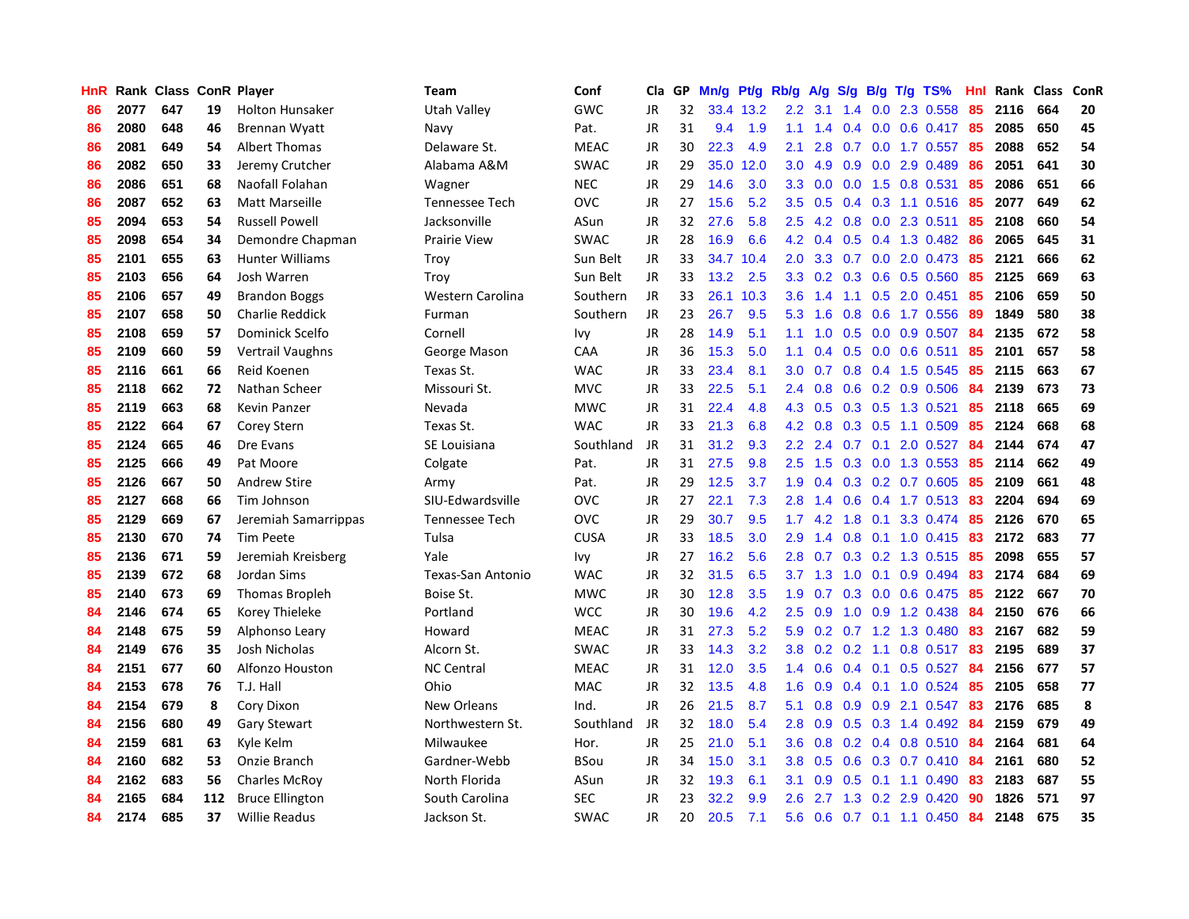| HnR | Rank | Class | ConR | Player | Team | Conf | Cla | GP | Mn/g | Pt/g | Rb/g | A/g | S/g | B/g | T/g | TS% | HnI | Rank | Class | ConR |
|---|---|---|---|---|---|---|---|---|---|---|---|---|---|---|---|---|---|---|---|---|
| 86 | 2077 | 647 | 19 | Holton Hunsaker | Utah Valley | GWC | JR | 32 | 33.4 | 13.2 | 2.2 | 3.1 | 1.4 | 0.0 | 2.3 | 0.558 | 85 | 2116 | 664 | 20 |
| 86 | 2080 | 648 | 46 | Brennan Wyatt | Navy | Pat. | JR | 31 | 9.4 | 1.9 | 1.1 | 1.4 | 0.4 | 0.0 | 0.6 | 0.417 | 85 | 2085 | 650 | 45 |
| 86 | 2081 | 649 | 54 | Albert Thomas | Delaware St. | MEAC | JR | 30 | 22.3 | 4.9 | 2.1 | 2.8 | 0.7 | 0.0 | 1.7 | 0.557 | 85 | 2088 | 652 | 54 |
| 86 | 2082 | 650 | 33 | Jeremy Crutcher | Alabama A&M | SWAC | JR | 29 | 35.0 | 12.0 | 3.0 | 4.9 | 0.9 | 0.0 | 2.9 | 0.489 | 86 | 2051 | 641 | 30 |
| 86 | 2086 | 651 | 68 | Naofall Folahan | Wagner | NEC | JR | 29 | 14.6 | 3.0 | 3.3 | 0.0 | 0.0 | 1.5 | 0.8 | 0.531 | 85 | 2086 | 651 | 66 |
| 86 | 2087 | 652 | 63 | Matt Marseille | Tennessee Tech | OVC | JR | 27 | 15.6 | 5.2 | 3.5 | 0.5 | 0.4 | 0.3 | 1.1 | 0.516 | 85 | 2077 | 649 | 62 |
| 85 | 2094 | 653 | 54 | Russell Powell | Jacksonville | ASun | JR | 32 | 27.6 | 5.8 | 2.5 | 4.2 | 0.8 | 0.0 | 2.3 | 0.511 | 85 | 2108 | 660 | 54 |
| 85 | 2098 | 654 | 34 | Demondre Chapman | Prairie View | SWAC | JR | 28 | 16.9 | 6.6 | 4.2 | 0.4 | 0.5 | 0.4 | 1.3 | 0.482 | 86 | 2065 | 645 | 31 |
| 85 | 2101 | 655 | 63 | Hunter Williams | Troy | Sun Belt | JR | 33 | 34.7 | 10.4 | 2.0 | 3.3 | 0.7 | 0.0 | 2.0 | 0.473 | 85 | 2121 | 666 | 62 |
| 85 | 2103 | 656 | 64 | Josh Warren | Troy | Sun Belt | JR | 33 | 13.2 | 2.5 | 3.3 | 0.2 | 0.3 | 0.6 | 0.5 | 0.560 | 85 | 2125 | 669 | 63 |
| 85 | 2106 | 657 | 49 | Brandon Boggs | Western Carolina | Southern | JR | 33 | 26.1 | 10.3 | 3.6 | 1.4 | 1.1 | 0.5 | 2.0 | 0.451 | 85 | 2106 | 659 | 50 |
| 85 | 2107 | 658 | 50 | Charlie Reddick | Furman | Southern | JR | 23 | 26.7 | 9.5 | 5.3 | 1.6 | 0.8 | 0.6 | 1.7 | 0.556 | 89 | 1849 | 580 | 38 |
| 85 | 2108 | 659 | 57 | Dominick Scelfo | Cornell | Ivy | JR | 28 | 14.9 | 5.1 | 1.1 | 1.0 | 0.5 | 0.0 | 0.9 | 0.507 | 84 | 2135 | 672 | 58 |
| 85 | 2109 | 660 | 59 | Vertrail Vaughns | George Mason | CAA | JR | 36 | 15.3 | 5.0 | 1.1 | 0.4 | 0.5 | 0.0 | 0.6 | 0.511 | 85 | 2101 | 657 | 58 |
| 85 | 2116 | 661 | 66 | Reid Koenen | Texas St. | WAC | JR | 33 | 23.4 | 8.1 | 3.0 | 0.7 | 0.8 | 0.4 | 1.5 | 0.545 | 85 | 2115 | 663 | 67 |
| 85 | 2118 | 662 | 72 | Nathan Scheer | Missouri St. | MVC | JR | 33 | 22.5 | 5.1 | 2.4 | 0.8 | 0.6 | 0.2 | 0.9 | 0.506 | 84 | 2139 | 673 | 73 |
| 85 | 2119 | 663 | 68 | Kevin Panzer | Nevada | MWC | JR | 31 | 22.4 | 4.8 | 4.3 | 0.5 | 0.3 | 0.5 | 1.3 | 0.521 | 85 | 2118 | 665 | 69 |
| 85 | 2122 | 664 | 67 | Corey Stern | Texas St. | WAC | JR | 33 | 21.3 | 6.8 | 4.2 | 0.8 | 0.3 | 0.5 | 1.1 | 0.509 | 85 | 2124 | 668 | 68 |
| 85 | 2124 | 665 | 46 | Dre Evans | SE Louisiana | Southland | JR | 31 | 31.2 | 9.3 | 2.2 | 2.4 | 0.7 | 0.1 | 2.0 | 0.527 | 84 | 2144 | 674 | 47 |
| 85 | 2125 | 666 | 49 | Pat Moore | Colgate | Pat. | JR | 31 | 27.5 | 9.8 | 2.5 | 1.5 | 0.3 | 0.0 | 1.3 | 0.553 | 85 | 2114 | 662 | 49 |
| 85 | 2126 | 667 | 50 | Andrew Stire | Army | Pat. | JR | 29 | 12.5 | 3.7 | 1.9 | 0.4 | 0.3 | 0.2 | 0.7 | 0.605 | 85 | 2109 | 661 | 48 |
| 85 | 2127 | 668 | 66 | Tim Johnson | SIU-Edwardsville | OVC | JR | 27 | 22.1 | 7.3 | 2.8 | 1.4 | 0.6 | 0.4 | 1.7 | 0.513 | 83 | 2204 | 694 | 69 |
| 85 | 2129 | 669 | 67 | Jeremiah Samarrippas | Tennessee Tech | OVC | JR | 29 | 30.7 | 9.5 | 1.7 | 4.2 | 1.8 | 0.1 | 3.3 | 0.474 | 85 | 2126 | 670 | 65 |
| 85 | 2130 | 670 | 74 | Tim Peete | Tulsa | CUSA | JR | 33 | 18.5 | 3.0 | 2.9 | 1.4 | 0.8 | 0.1 | 1.0 | 0.415 | 83 | 2172 | 683 | 77 |
| 85 | 2136 | 671 | 59 | Jeremiah Kreisberg | Yale | Ivy | JR | 27 | 16.2 | 5.6 | 2.8 | 0.7 | 0.3 | 0.2 | 1.3 | 0.515 | 85 | 2098 | 655 | 57 |
| 85 | 2139 | 672 | 68 | Jordan Sims | Texas-San Antonio | WAC | JR | 32 | 31.5 | 6.5 | 3.7 | 1.3 | 1.0 | 0.1 | 0.9 | 0.494 | 83 | 2174 | 684 | 69 |
| 85 | 2140 | 673 | 69 | Thomas Bropleh | Boise St. | MWC | JR | 30 | 12.8 | 3.5 | 1.9 | 0.7 | 0.3 | 0.0 | 0.6 | 0.475 | 85 | 2122 | 667 | 70 |
| 84 | 2146 | 674 | 65 | Korey Thieleke | Portland | WCC | JR | 30 | 19.6 | 4.2 | 2.5 | 0.9 | 1.0 | 0.9 | 1.2 | 0.438 | 84 | 2150 | 676 | 66 |
| 84 | 2148 | 675 | 59 | Alphonso Leary | Howard | MEAC | JR | 31 | 27.3 | 5.2 | 5.9 | 0.2 | 0.7 | 1.2 | 1.3 | 0.480 | 83 | 2167 | 682 | 59 |
| 84 | 2149 | 676 | 35 | Josh Nicholas | Alcorn St. | SWAC | JR | 33 | 14.3 | 3.2 | 3.8 | 0.2 | 0.2 | 1.1 | 0.8 | 0.517 | 83 | 2195 | 689 | 37 |
| 84 | 2151 | 677 | 60 | Alfonzo Houston | NC Central | MEAC | JR | 31 | 12.0 | 3.5 | 1.4 | 0.6 | 0.4 | 0.1 | 0.5 | 0.527 | 84 | 2156 | 677 | 57 |
| 84 | 2153 | 678 | 76 | T.J. Hall | Ohio | MAC | JR | 32 | 13.5 | 4.8 | 1.6 | 0.9 | 0.4 | 0.1 | 1.0 | 0.524 | 85 | 2105 | 658 | 77 |
| 84 | 2154 | 679 | 8 | Cory Dixon | New Orleans | Ind. | JR | 26 | 21.5 | 8.7 | 5.1 | 0.8 | 0.9 | 0.9 | 2.1 | 0.547 | 83 | 2176 | 685 | 8 |
| 84 | 2156 | 680 | 49 | Gary Stewart | Northwestern St. | Southland | JR | 32 | 18.0 | 5.4 | 2.8 | 0.9 | 0.5 | 0.3 | 1.4 | 0.492 | 84 | 2159 | 679 | 49 |
| 84 | 2159 | 681 | 63 | Kyle Kelm | Milwaukee | Hor. | JR | 25 | 21.0 | 5.1 | 3.6 | 0.8 | 0.2 | 0.4 | 0.8 | 0.510 | 84 | 2164 | 681 | 64 |
| 84 | 2160 | 682 | 53 | Onzie Branch | Gardner-Webb | BSou | JR | 34 | 15.0 | 3.1 | 3.8 | 0.5 | 0.6 | 0.3 | 0.7 | 0.410 | 84 | 2161 | 680 | 52 |
| 84 | 2162 | 683 | 56 | Charles McRoy | North Florida | ASun | JR | 32 | 19.3 | 6.1 | 3.1 | 0.9 | 0.5 | 0.1 | 1.1 | 0.490 | 83 | 2183 | 687 | 55 |
| 84 | 2165 | 684 | 112 | Bruce Ellington | South Carolina | SEC | JR | 23 | 32.2 | 9.9 | 2.6 | 2.7 | 1.3 | 0.2 | 2.9 | 0.420 | 90 | 1826 | 571 | 97 |
| 84 | 2174 | 685 | 37 | Willie Readus | Jackson St. | SWAC | JR | 20 | 20.5 | 7.1 | 5.6 | 0.6 | 0.7 | 0.1 | 1.1 | 0.450 | 84 | 2148 | 675 | 35 |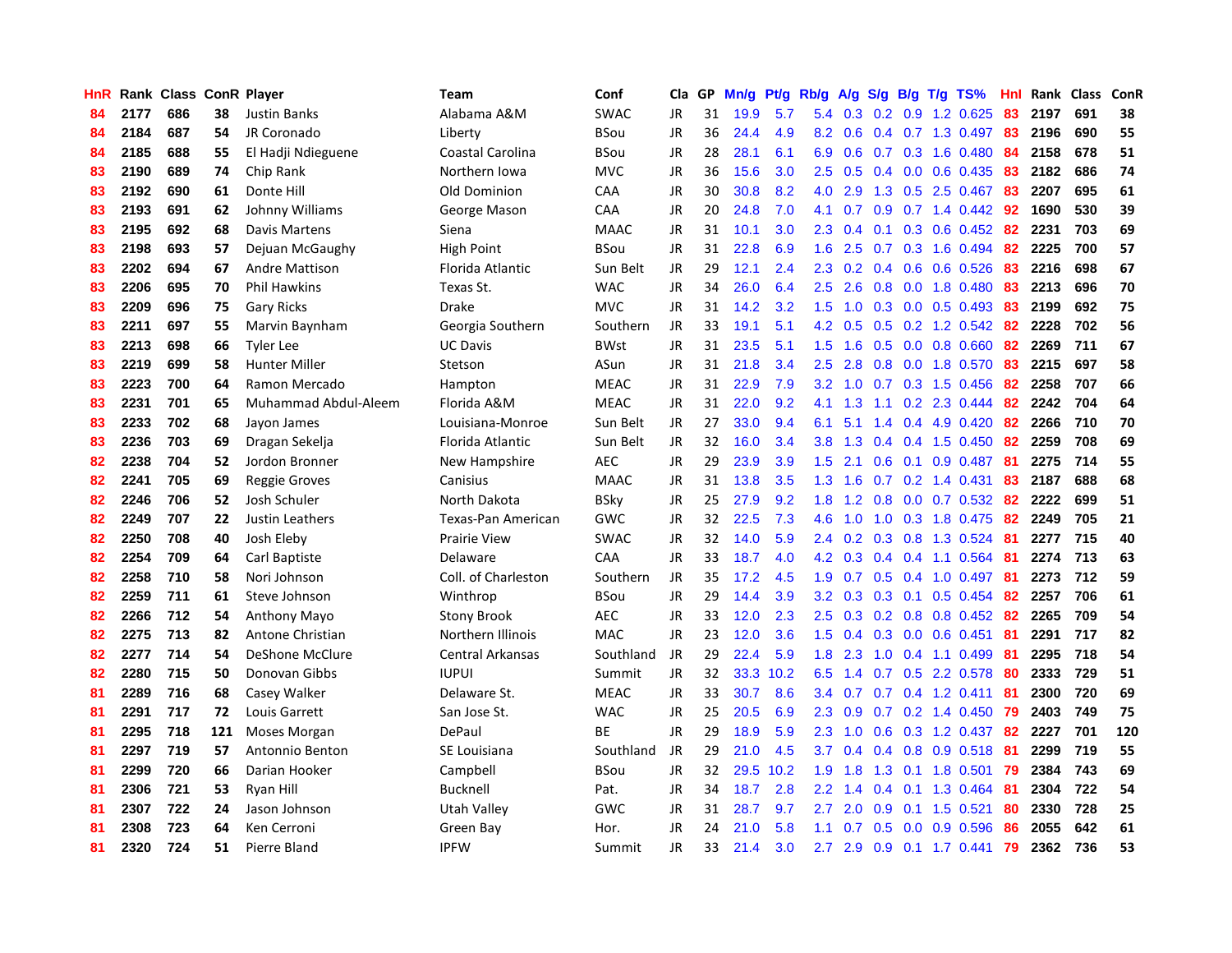| HnR | Rank | Class | ConR | Player | Team | Conf | Cla | GP | Mn/g | Pt/g | Rb/g | A/g | S/g | B/g | T/g | TS% | HnI | Rank | Class | ConR |
|---|---|---|---|---|---|---|---|---|---|---|---|---|---|---|---|---|---|---|---|---|
| 84 | 2177 | 686 | 38 | Justin Banks | Alabama A&M | SWAC | JR | 31 | 19.9 | 5.7 | 5.4 | 0.3 | 0.2 | 0.9 | 1.2 | 0.625 | 83 | 2197 | 691 | 38 |
| 84 | 2184 | 687 | 54 | JR Coronado | Liberty | BSou | JR | 36 | 24.4 | 4.9 | 8.2 | 0.6 | 0.4 | 0.7 | 1.3 | 0.497 | 83 | 2196 | 690 | 55 |
| 84 | 2185 | 688 | 55 | El Hadji Ndieguene | Coastal Carolina | BSou | JR | 28 | 28.1 | 6.1 | 6.9 | 0.6 | 0.7 | 0.3 | 1.6 | 0.480 | 84 | 2158 | 678 | 51 |
| 83 | 2190 | 689 | 74 | Chip Rank | Northern Iowa | MVC | JR | 36 | 15.6 | 3.0 | 2.5 | 0.5 | 0.4 | 0.0 | 0.6 | 0.435 | 83 | 2182 | 686 | 74 |
| 83 | 2192 | 690 | 61 | Donte Hill | Old Dominion | CAA | JR | 30 | 30.8 | 8.2 | 4.0 | 2.9 | 1.3 | 0.5 | 2.5 | 0.467 | 83 | 2207 | 695 | 61 |
| 83 | 2193 | 691 | 62 | Johnny Williams | George Mason | CAA | JR | 20 | 24.8 | 7.0 | 4.1 | 0.7 | 0.9 | 0.7 | 1.4 | 0.442 | 92 | 1690 | 530 | 39 |
| 83 | 2195 | 692 | 68 | Davis Martens | Siena | MAAC | JR | 31 | 10.1 | 3.0 | 2.3 | 0.4 | 0.1 | 0.3 | 0.6 | 0.452 | 82 | 2231 | 703 | 69 |
| 83 | 2198 | 693 | 57 | Dejuan McGaughy | High Point | BSou | JR | 31 | 22.8 | 6.9 | 1.6 | 2.5 | 0.7 | 0.3 | 1.6 | 0.494 | 82 | 2225 | 700 | 57 |
| 83 | 2202 | 694 | 67 | Andre Mattison | Florida Atlantic | Sun Belt | JR | 29 | 12.1 | 2.4 | 2.3 | 0.2 | 0.4 | 0.6 | 0.6 | 0.526 | 83 | 2216 | 698 | 67 |
| 83 | 2206 | 695 | 70 | Phil Hawkins | Texas St. | WAC | JR | 34 | 26.0 | 6.4 | 2.5 | 2.6 | 0.8 | 0.0 | 1.8 | 0.480 | 83 | 2213 | 696 | 70 |
| 83 | 2209 | 696 | 75 | Gary Ricks | Drake | MVC | JR | 31 | 14.2 | 3.2 | 1.5 | 1.0 | 0.3 | 0.0 | 0.5 | 0.493 | 83 | 2199 | 692 | 75 |
| 83 | 2211 | 697 | 55 | Marvin Baynham | Georgia Southern | Southern | JR | 33 | 19.1 | 5.1 | 4.2 | 0.5 | 0.5 | 0.2 | 1.2 | 0.542 | 82 | 2228 | 702 | 56 |
| 83 | 2213 | 698 | 66 | Tyler Lee | UC Davis | BWst | JR | 31 | 23.5 | 5.1 | 1.5 | 1.6 | 0.5 | 0.0 | 0.8 | 0.660 | 82 | 2269 | 711 | 67 |
| 83 | 2219 | 699 | 58 | Hunter Miller | Stetson | ASun | JR | 31 | 21.8 | 3.4 | 2.5 | 2.8 | 0.8 | 0.0 | 1.8 | 0.570 | 83 | 2215 | 697 | 58 |
| 83 | 2223 | 700 | 64 | Ramon Mercado | Hampton | MEAC | JR | 31 | 22.9 | 7.9 | 3.2 | 1.0 | 0.7 | 0.3 | 1.5 | 0.456 | 82 | 2258 | 707 | 66 |
| 83 | 2231 | 701 | 65 | Muhammad Abdul-Aleem | Florida A&M | MEAC | JR | 31 | 22.0 | 9.2 | 4.1 | 1.3 | 1.1 | 0.2 | 2.3 | 0.444 | 82 | 2242 | 704 | 64 |
| 83 | 2233 | 702 | 68 | Jayon James | Louisiana-Monroe | Sun Belt | JR | 27 | 33.0 | 9.4 | 6.1 | 5.1 | 1.4 | 0.4 | 4.9 | 0.420 | 82 | 2266 | 710 | 70 |
| 83 | 2236 | 703 | 69 | Dragan Sekelja | Florida Atlantic | Sun Belt | JR | 32 | 16.0 | 3.4 | 3.8 | 1.3 | 0.4 | 0.4 | 1.5 | 0.450 | 82 | 2259 | 708 | 69 |
| 82 | 2238 | 704 | 52 | Jordon Bronner | New Hampshire | AEC | JR | 29 | 23.9 | 3.9 | 1.5 | 2.1 | 0.6 | 0.1 | 0.9 | 0.487 | 81 | 2275 | 714 | 55 |
| 82 | 2241 | 705 | 69 | Reggie Groves | Canisius | MAAC | JR | 31 | 13.8 | 3.5 | 1.3 | 1.6 | 0.7 | 0.2 | 1.4 | 0.431 | 83 | 2187 | 688 | 68 |
| 82 | 2246 | 706 | 52 | Josh Schuler | North Dakota | BSky | JR | 25 | 27.9 | 9.2 | 1.8 | 1.2 | 0.8 | 0.0 | 0.7 | 0.532 | 82 | 2222 | 699 | 51 |
| 82 | 2249 | 707 | 22 | Justin Leathers | Texas-Pan American | GWC | JR | 32 | 22.5 | 7.3 | 4.6 | 1.0 | 1.0 | 0.3 | 1.8 | 0.475 | 82 | 2249 | 705 | 21 |
| 82 | 2250 | 708 | 40 | Josh Eleby | Prairie View | SWAC | JR | 32 | 14.0 | 5.9 | 2.4 | 0.2 | 0.3 | 0.8 | 1.3 | 0.524 | 81 | 2277 | 715 | 40 |
| 82 | 2254 | 709 | 64 | Carl Baptiste | Delaware | CAA | JR | 33 | 18.7 | 4.0 | 4.2 | 0.3 | 0.4 | 0.4 | 1.1 | 0.564 | 81 | 2274 | 713 | 63 |
| 82 | 2258 | 710 | 58 | Nori Johnson | Coll. of Charleston | Southern | JR | 35 | 17.2 | 4.5 | 1.9 | 0.7 | 0.5 | 0.4 | 1.0 | 0.497 | 81 | 2273 | 712 | 59 |
| 82 | 2259 | 711 | 61 | Steve Johnson | Winthrop | BSou | JR | 29 | 14.4 | 3.9 | 3.2 | 0.3 | 0.3 | 0.1 | 0.5 | 0.454 | 82 | 2257 | 706 | 61 |
| 82 | 2266 | 712 | 54 | Anthony Mayo | Stony Brook | AEC | JR | 33 | 12.0 | 2.3 | 2.5 | 0.3 | 0.2 | 0.8 | 0.8 | 0.452 | 82 | 2265 | 709 | 54 |
| 82 | 2275 | 713 | 82 | Antone Christian | Northern Illinois | MAC | JR | 23 | 12.0 | 3.6 | 1.5 | 0.4 | 0.3 | 0.0 | 0.6 | 0.451 | 81 | 2291 | 717 | 82 |
| 82 | 2277 | 714 | 54 | DeShone McClure | Central Arkansas | Southland | JR | 29 | 22.4 | 5.9 | 1.8 | 2.3 | 1.0 | 0.4 | 1.1 | 0.499 | 81 | 2295 | 718 | 54 |
| 82 | 2280 | 715 | 50 | Donovan Gibbs | IUPUI | Summit | JR | 32 | 33.3 | 10.2 | 6.5 | 1.4 | 0.7 | 0.5 | 2.2 | 0.578 | 80 | 2333 | 729 | 51 |
| 81 | 2289 | 716 | 68 | Casey Walker | Delaware St. | MEAC | JR | 33 | 30.7 | 8.6 | 3.4 | 0.7 | 0.7 | 0.4 | 1.2 | 0.411 | 81 | 2300 | 720 | 69 |
| 81 | 2291 | 717 | 72 | Louis Garrett | San Jose St. | WAC | JR | 25 | 20.5 | 6.9 | 2.3 | 0.9 | 0.7 | 0.2 | 1.4 | 0.450 | 79 | 2403 | 749 | 75 |
| 81 | 2295 | 718 | 121 | Moses Morgan | DePaul | BE | JR | 29 | 18.9 | 5.9 | 2.3 | 1.0 | 0.6 | 0.3 | 1.2 | 0.437 | 82 | 2227 | 701 | 120 |
| 81 | 2297 | 719 | 57 | Antonnio Benton | SE Louisiana | Southland | JR | 29 | 21.0 | 4.5 | 3.7 | 0.4 | 0.4 | 0.8 | 0.9 | 0.518 | 81 | 2299 | 719 | 55 |
| 81 | 2299 | 720 | 66 | Darian Hooker | Campbell | BSou | JR | 32 | 29.5 | 10.2 | 1.9 | 1.8 | 1.3 | 0.1 | 1.8 | 0.501 | 79 | 2384 | 743 | 69 |
| 81 | 2306 | 721 | 53 | Ryan Hill | Bucknell | Pat. | JR | 34 | 18.7 | 2.8 | 2.2 | 1.4 | 0.4 | 0.1 | 1.3 | 0.464 | 81 | 2304 | 722 | 54 |
| 81 | 2307 | 722 | 24 | Jason Johnson | Utah Valley | GWC | JR | 31 | 28.7 | 9.7 | 2.7 | 2.0 | 0.9 | 0.1 | 1.5 | 0.521 | 80 | 2330 | 728 | 25 |
| 81 | 2308 | 723 | 64 | Ken Cerroni | Green Bay | Hor. | JR | 24 | 21.0 | 5.8 | 1.1 | 0.7 | 0.5 | 0.0 | 0.9 | 0.596 | 86 | 2055 | 642 | 61 |
| 81 | 2320 | 724 | 51 | Pierre Bland | IPFW | Summit | JR | 33 | 21.4 | 3.0 | 2.7 | 2.9 | 0.9 | 0.1 | 1.7 | 0.441 | 79 | 2362 | 736 | 53 |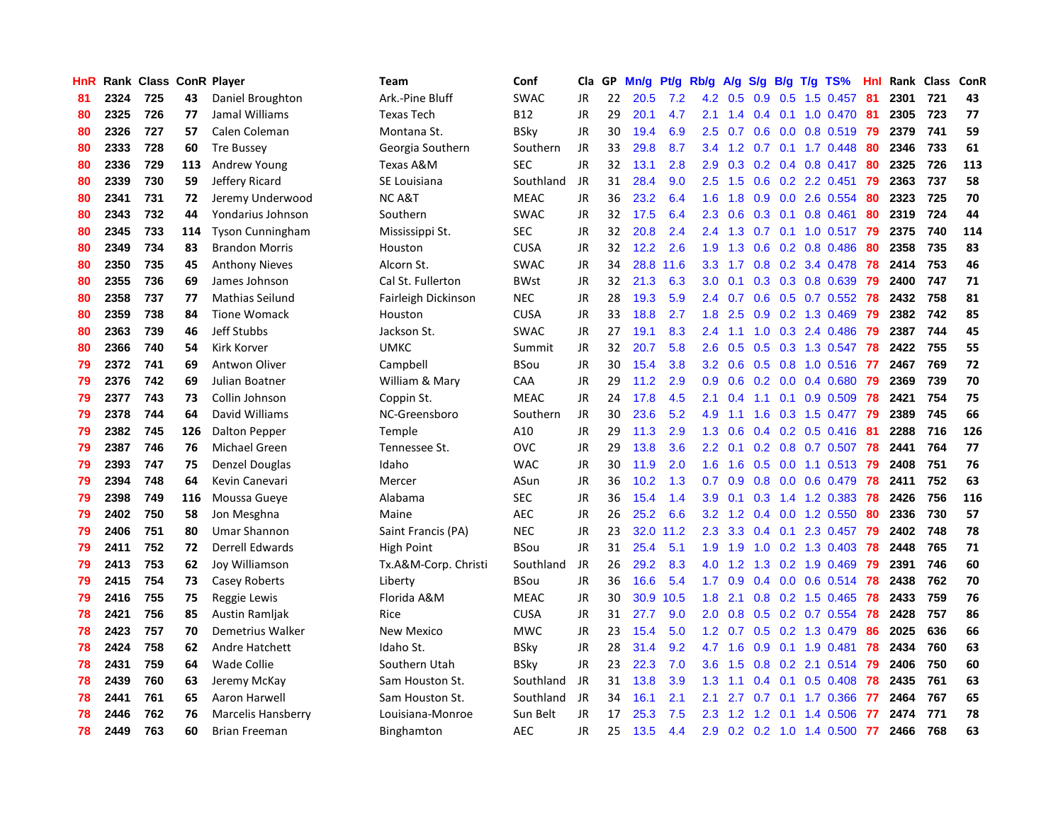| HnR | Rank | Class | ConR | Player | Team | Conf | Cla | GP | Mn/g | Pt/g | Rb/g | A/g | S/g | B/g | T/g | TS% | HnI | Rank | Class | ConR |
|---|---|---|---|---|---|---|---|---|---|---|---|---|---|---|---|---|---|---|---|---|
| 81 | 2324 | 725 | 43 | Daniel Broughton | Ark.-Pine Bluff | SWAC | JR | 22 | 20.5 | 7.2 | 4.2 | 0.5 | 0.9 | 0.5 | 1.5 | 0.457 | 81 | 2301 | 721 | 43 |
| 80 | 2325 | 726 | 77 | Jamal Williams | Texas Tech | B12 | JR | 29 | 20.1 | 4.7 | 2.1 | 1.4 | 0.4 | 0.1 | 1.0 | 0.470 | 81 | 2305 | 723 | 77 |
| 80 | 2326 | 727 | 57 | Calen Coleman | Montana St. | BSky | JR | 30 | 19.4 | 6.9 | 2.5 | 0.7 | 0.6 | 0.0 | 0.8 | 0.519 | 79 | 2379 | 741 | 59 |
| 80 | 2333 | 728 | 60 | Tre Bussey | Georgia Southern | Southern | JR | 33 | 29.8 | 8.7 | 3.4 | 1.2 | 0.7 | 0.1 | 1.7 | 0.448 | 80 | 2346 | 733 | 61 |
| 80 | 2336 | 729 | 113 | Andrew Young | Texas A&M | SEC | JR | 32 | 13.1 | 2.8 | 2.9 | 0.3 | 0.2 | 0.4 | 0.8 | 0.417 | 80 | 2325 | 726 | 113 |
| 80 | 2339 | 730 | 59 | Jeffery Ricard | SE Louisiana | Southland | JR | 31 | 28.4 | 9.0 | 2.5 | 1.5 | 0.6 | 0.2 | 2.2 | 0.451 | 79 | 2363 | 737 | 58 |
| 80 | 2341 | 731 | 72 | Jeremy Underwood | NC A&T | MEAC | JR | 36 | 23.2 | 6.4 | 1.6 | 1.8 | 0.9 | 0.0 | 2.6 | 0.554 | 80 | 2323 | 725 | 70 |
| 80 | 2343 | 732 | 44 | Yondarius Johnson | Southern | SWAC | JR | 32 | 17.5 | 6.4 | 2.3 | 0.6 | 0.3 | 0.1 | 0.8 | 0.461 | 80 | 2319 | 724 | 44 |
| 80 | 2345 | 733 | 114 | Tyson Cunningham | Mississippi St. | SEC | JR | 32 | 20.8 | 2.4 | 2.4 | 1.3 | 0.7 | 0.1 | 1.0 | 0.517 | 79 | 2375 | 740 | 114 |
| 80 | 2349 | 734 | 83 | Brandon Morris | Houston | CUSA | JR | 32 | 12.2 | 2.6 | 1.9 | 1.3 | 0.6 | 0.2 | 0.8 | 0.486 | 80 | 2358 | 735 | 83 |
| 80 | 2350 | 735 | 45 | Anthony Nieves | Alcorn St. | SWAC | JR | 34 | 28.8 | 11.6 | 3.3 | 1.7 | 0.8 | 0.2 | 3.4 | 0.478 | 78 | 2414 | 753 | 46 |
| 80 | 2355 | 736 | 69 | James Johnson | Cal St. Fullerton | BWst | JR | 32 | 21.3 | 6.3 | 3.0 | 0.1 | 0.3 | 0.3 | 0.8 | 0.639 | 79 | 2400 | 747 | 71 |
| 80 | 2358 | 737 | 77 | Mathias Seilund | Fairleigh Dickinson | NEC | JR | 28 | 19.3 | 5.9 | 2.4 | 0.7 | 0.6 | 0.5 | 0.7 | 0.552 | 78 | 2432 | 758 | 81 |
| 80 | 2359 | 738 | 84 | Tione Womack | Houston | CUSA | JR | 33 | 18.8 | 2.7 | 1.8 | 2.5 | 0.9 | 0.2 | 1.3 | 0.469 | 79 | 2382 | 742 | 85 |
| 80 | 2363 | 739 | 46 | Jeff Stubbs | Jackson St. | SWAC | JR | 27 | 19.1 | 8.3 | 2.4 | 1.1 | 1.0 | 0.3 | 2.4 | 0.486 | 79 | 2387 | 744 | 45 |
| 80 | 2366 | 740 | 54 | Kirk Korver | UMKC | Summit | JR | 32 | 20.7 | 5.8 | 2.6 | 0.5 | 0.5 | 0.3 | 1.3 | 0.547 | 78 | 2422 | 755 | 55 |
| 79 | 2372 | 741 | 69 | Antwon Oliver | Campbell | BSou | JR | 30 | 15.4 | 3.8 | 3.2 | 0.6 | 0.5 | 0.8 | 1.0 | 0.516 | 77 | 2467 | 769 | 72 |
| 79 | 2376 | 742 | 69 | Julian Boatner | William & Mary | CAA | JR | 29 | 11.2 | 2.9 | 0.9 | 0.6 | 0.2 | 0.0 | 0.4 | 0.680 | 79 | 2369 | 739 | 70 |
| 79 | 2377 | 743 | 73 | Collin Johnson | Coppin St. | MEAC | JR | 24 | 17.8 | 4.5 | 2.1 | 0.4 | 1.1 | 0.1 | 0.9 | 0.509 | 78 | 2421 | 754 | 75 |
| 79 | 2378 | 744 | 64 | David Williams | NC-Greensboro | Southern | JR | 30 | 23.6 | 5.2 | 4.9 | 1.1 | 1.6 | 0.3 | 1.5 | 0.477 | 79 | 2389 | 745 | 66 |
| 79 | 2382 | 745 | 126 | Dalton Pepper | Temple | A10 | JR | 29 | 11.3 | 2.9 | 1.3 | 0.6 | 0.4 | 0.2 | 0.5 | 0.416 | 81 | 2288 | 716 | 126 |
| 79 | 2387 | 746 | 76 | Michael Green | Tennessee St. | OVC | JR | 29 | 13.8 | 3.6 | 2.2 | 0.1 | 0.2 | 0.8 | 0.7 | 0.507 | 78 | 2441 | 764 | 77 |
| 79 | 2393 | 747 | 75 | Denzel Douglas | Idaho | WAC | JR | 30 | 11.9 | 2.0 | 1.6 | 1.6 | 0.5 | 0.0 | 1.1 | 0.513 | 79 | 2408 | 751 | 76 |
| 79 | 2394 | 748 | 64 | Kevin Canevari | Mercer | ASun | JR | 36 | 10.2 | 1.3 | 0.7 | 0.9 | 0.8 | 0.0 | 0.6 | 0.479 | 78 | 2411 | 752 | 63 |
| 79 | 2398 | 749 | 116 | Moussa Gueye | Alabama | SEC | JR | 36 | 15.4 | 1.4 | 3.9 | 0.1 | 0.3 | 1.4 | 1.2 | 0.383 | 78 | 2426 | 756 | 116 |
| 79 | 2402 | 750 | 58 | Jon Mesghna | Maine | AEC | JR | 26 | 25.2 | 6.6 | 3.2 | 1.2 | 0.4 | 0.0 | 1.2 | 0.550 | 80 | 2336 | 730 | 57 |
| 79 | 2406 | 751 | 80 | Umar Shannon | Saint Francis (PA) | NEC | JR | 23 | 32.0 | 11.2 | 2.3 | 3.3 | 0.4 | 0.1 | 2.3 | 0.457 | 79 | 2402 | 748 | 78 |
| 79 | 2411 | 752 | 72 | Derrell Edwards | High Point | BSou | JR | 31 | 25.4 | 5.1 | 1.9 | 1.9 | 1.0 | 0.2 | 1.3 | 0.403 | 78 | 2448 | 765 | 71 |
| 79 | 2413 | 753 | 62 | Joy Williamson | Tx.A&M-Corp. Christi | Southland | JR | 26 | 29.2 | 8.3 | 4.0 | 1.2 | 1.3 | 0.2 | 1.9 | 0.469 | 79 | 2391 | 746 | 60 |
| 79 | 2415 | 754 | 73 | Casey Roberts | Liberty | BSou | JR | 36 | 16.6 | 5.4 | 1.7 | 0.9 | 0.4 | 0.0 | 0.6 | 0.514 | 78 | 2438 | 762 | 70 |
| 79 | 2416 | 755 | 75 | Reggie Lewis | Florida A&M | MEAC | JR | 30 | 30.9 | 10.5 | 1.8 | 2.1 | 0.8 | 0.2 | 1.5 | 0.465 | 78 | 2433 | 759 | 76 |
| 78 | 2421 | 756 | 85 | Austin Ramljak | Rice | CUSA | JR | 31 | 27.7 | 9.0 | 2.0 | 0.8 | 0.5 | 0.2 | 0.7 | 0.554 | 78 | 2428 | 757 | 86 |
| 78 | 2423 | 757 | 70 | Demetrius Walker | New Mexico | MWC | JR | 23 | 15.4 | 5.0 | 1.2 | 0.7 | 0.5 | 0.2 | 1.3 | 0.479 | 86 | 2025 | 636 | 66 |
| 78 | 2424 | 758 | 62 | Andre Hatchett | Idaho St. | BSky | JR | 28 | 31.4 | 9.2 | 4.7 | 1.6 | 0.9 | 0.1 | 1.9 | 0.481 | 78 | 2434 | 760 | 63 |
| 78 | 2431 | 759 | 64 | Wade Collie | Southern Utah | BSky | JR | 23 | 22.3 | 7.0 | 3.6 | 1.5 | 0.8 | 0.2 | 2.1 | 0.514 | 79 | 2406 | 750 | 60 |
| 78 | 2439 | 760 | 63 | Jeremy McKay | Sam Houston St. | Southland | JR | 31 | 13.8 | 3.9 | 1.3 | 1.1 | 0.4 | 0.1 | 0.5 | 0.408 | 78 | 2435 | 761 | 63 |
| 78 | 2441 | 761 | 65 | Aaron Harwell | Sam Houston St. | Southland | JR | 34 | 16.1 | 2.1 | 2.1 | 2.7 | 0.7 | 0.1 | 1.7 | 0.366 | 77 | 2464 | 767 | 65 |
| 78 | 2446 | 762 | 76 | Marcelis Hansberry | Louisiana-Monroe | Sun Belt | JR | 17 | 25.3 | 7.5 | 2.3 | 1.2 | 1.2 | 0.1 | 1.4 | 0.506 | 77 | 2474 | 771 | 78 |
| 78 | 2449 | 763 | 60 | Brian Freeman | Binghamton | AEC | JR | 25 | 13.5 | 4.4 | 2.9 | 0.2 | 0.2 | 1.0 | 1.4 | 0.500 | 77 | 2466 | 768 | 63 |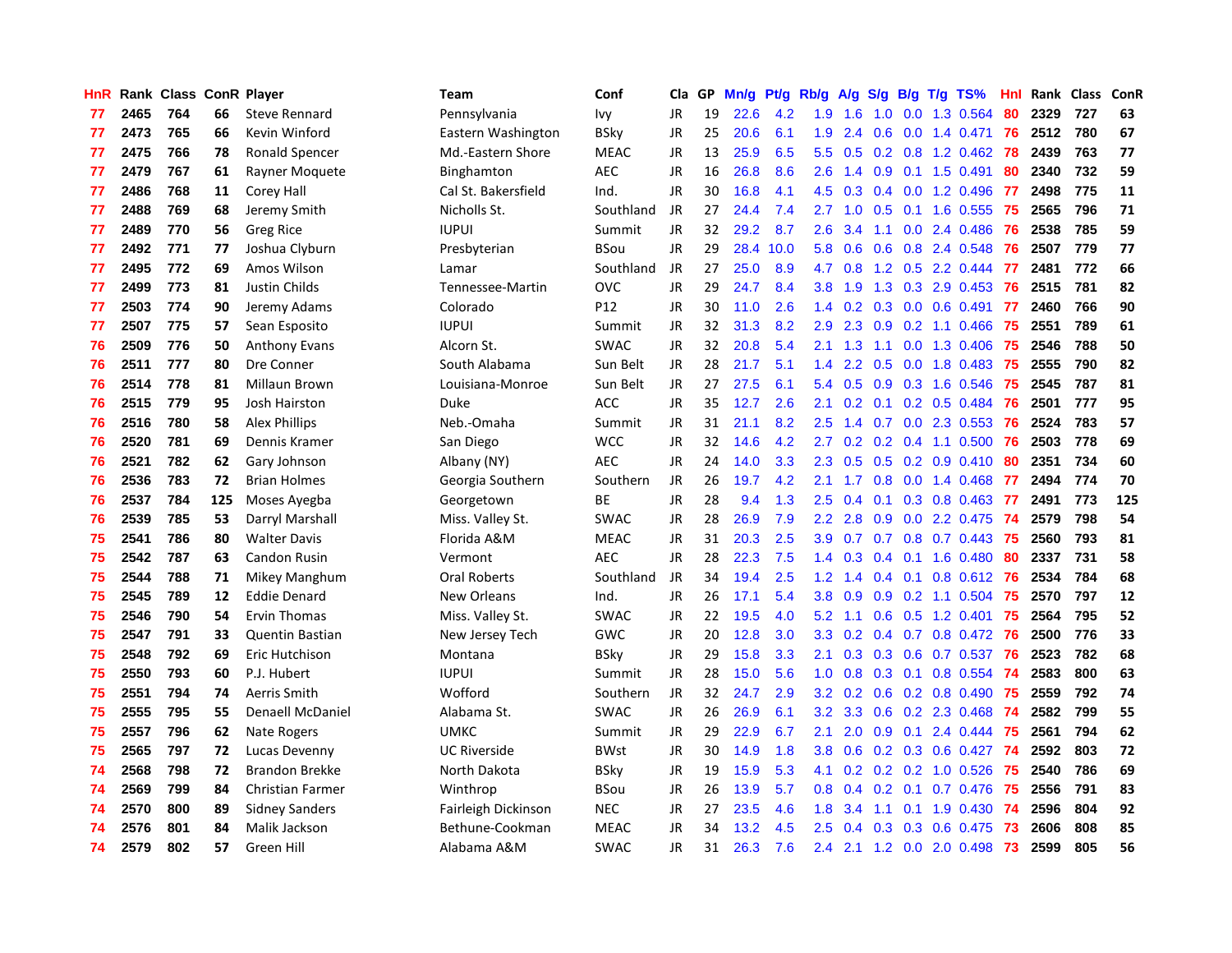| HnR | Rank | Class | ConR | Player | Team | Conf | Cla | GP | Mn/g | Pt/g | Rb/g | A/g | S/g | B/g | T/g | TS% | HnI | Rank | Class | ConR |
|---|---|---|---|---|---|---|---|---|---|---|---|---|---|---|---|---|---|---|---|---|
| 77 | 2465 | 764 | 66 | Steve Rennard | Pennsylvania | Ivy | JR | 19 | 22.6 | 4.2 | 1.9 | 1.6 | 1.0 | 0.0 | 1.3 | 0.564 | 80 | 2329 | 727 | 63 |
| 77 | 2473 | 765 | 66 | Kevin Winford | Eastern Washington | BSky | JR | 25 | 20.6 | 6.1 | 1.9 | 2.4 | 0.6 | 0.0 | 1.4 | 0.471 | 76 | 2512 | 780 | 67 |
| 77 | 2475 | 766 | 78 | Ronald Spencer | Md.-Eastern Shore | MEAC | JR | 13 | 25.9 | 6.5 | 5.5 | 0.5 | 0.2 | 0.8 | 1.2 | 0.462 | 78 | 2439 | 763 | 77 |
| 77 | 2479 | 767 | 61 | Rayner Moquete | Binghamton | AEC | JR | 16 | 26.8 | 8.6 | 2.6 | 1.4 | 0.9 | 0.1 | 1.5 | 0.491 | 80 | 2340 | 732 | 59 |
| 77 | 2486 | 768 | 11 | Corey Hall | Cal St. Bakersfield | Ind. | JR | 30 | 16.8 | 4.1 | 4.5 | 0.3 | 0.4 | 0.0 | 1.2 | 0.496 | 77 | 2498 | 775 | 11 |
| 77 | 2488 | 769 | 68 | Jeremy Smith | Nicholls St. | Southland | JR | 27 | 24.4 | 7.4 | 2.7 | 1.0 | 0.5 | 0.1 | 1.6 | 0.555 | 75 | 2565 | 796 | 71 |
| 77 | 2489 | 770 | 56 | Greg Rice | IUPUI | Summit | JR | 32 | 29.2 | 8.7 | 2.6 | 3.4 | 1.1 | 0.0 | 2.4 | 0.486 | 76 | 2538 | 785 | 59 |
| 77 | 2492 | 771 | 77 | Joshua Clyburn | Presbyterian | BSou | JR | 29 | 28.4 | 10.0 | 5.8 | 0.6 | 0.6 | 0.8 | 2.4 | 0.548 | 76 | 2507 | 779 | 77 |
| 77 | 2495 | 772 | 69 | Amos Wilson | Lamar | Southland | JR | 27 | 25.0 | 8.9 | 4.7 | 0.8 | 1.2 | 0.5 | 2.2 | 0.444 | 77 | 2481 | 772 | 66 |
| 77 | 2499 | 773 | 81 | Justin Childs | Tennessee-Martin | OVC | JR | 29 | 24.7 | 8.4 | 3.8 | 1.9 | 1.3 | 0.3 | 2.9 | 0.453 | 76 | 2515 | 781 | 82 |
| 77 | 2503 | 774 | 90 | Jeremy Adams | Colorado | P12 | JR | 30 | 11.0 | 2.6 | 1.4 | 0.2 | 0.3 | 0.0 | 0.6 | 0.491 | 77 | 2460 | 766 | 90 |
| 77 | 2507 | 775 | 57 | Sean Esposito | IUPUI | Summit | JR | 32 | 31.3 | 8.2 | 2.9 | 2.3 | 0.9 | 0.2 | 1.1 | 0.466 | 75 | 2551 | 789 | 61 |
| 76 | 2509 | 776 | 50 | Anthony Evans | Alcorn St. | SWAC | JR | 32 | 20.8 | 5.4 | 2.1 | 1.3 | 1.1 | 0.0 | 1.3 | 0.406 | 75 | 2546 | 788 | 50 |
| 76 | 2511 | 777 | 80 | Dre Conner | South Alabama | Sun Belt | JR | 28 | 21.7 | 5.1 | 1.4 | 2.2 | 0.5 | 0.0 | 1.8 | 0.483 | 75 | 2555 | 790 | 82 |
| 76 | 2514 | 778 | 81 | Millaun Brown | Louisiana-Monroe | Sun Belt | JR | 27 | 27.5 | 6.1 | 5.4 | 0.5 | 0.9 | 0.3 | 1.6 | 0.546 | 75 | 2545 | 787 | 81 |
| 76 | 2515 | 779 | 95 | Josh Hairston | Duke | ACC | JR | 35 | 12.7 | 2.6 | 2.1 | 0.2 | 0.1 | 0.2 | 0.5 | 0.484 | 76 | 2501 | 777 | 95 |
| 76 | 2516 | 780 | 58 | Alex Phillips | Neb.-Omaha | Summit | JR | 31 | 21.1 | 8.2 | 2.5 | 1.4 | 0.7 | 0.0 | 2.3 | 0.553 | 76 | 2524 | 783 | 57 |
| 76 | 2520 | 781 | 69 | Dennis Kramer | San Diego | WCC | JR | 32 | 14.6 | 4.2 | 2.7 | 0.2 | 0.2 | 0.4 | 1.1 | 0.500 | 76 | 2503 | 778 | 69 |
| 76 | 2521 | 782 | 62 | Gary Johnson | Albany (NY) | AEC | JR | 24 | 14.0 | 3.3 | 2.3 | 0.5 | 0.5 | 0.2 | 0.9 | 0.410 | 80 | 2351 | 734 | 60 |
| 76 | 2536 | 783 | 72 | Brian Holmes | Georgia Southern | Southern | JR | 26 | 19.7 | 4.2 | 2.1 | 1.7 | 0.8 | 0.0 | 1.4 | 0.468 | 77 | 2494 | 774 | 70 |
| 76 | 2537 | 784 | 125 | Moses Ayegba | Georgetown | BE | JR | 28 | 9.4 | 1.3 | 2.5 | 0.4 | 0.1 | 0.3 | 0.8 | 0.463 | 77 | 2491 | 773 | 125 |
| 76 | 2539 | 785 | 53 | Darryl Marshall | Miss. Valley St. | SWAC | JR | 28 | 26.9 | 7.9 | 2.2 | 2.8 | 0.9 | 0.0 | 2.2 | 0.475 | 74 | 2579 | 798 | 54 |
| 75 | 2541 | 786 | 80 | Walter Davis | Florida A&M | MEAC | JR | 31 | 20.3 | 2.5 | 3.9 | 0.7 | 0.7 | 0.8 | 0.7 | 0.443 | 75 | 2560 | 793 | 81 |
| 75 | 2542 | 787 | 63 | Candon Rusin | Vermont | AEC | JR | 28 | 22.3 | 7.5 | 1.4 | 0.3 | 0.4 | 0.1 | 1.6 | 0.480 | 80 | 2337 | 731 | 58 |
| 75 | 2544 | 788 | 71 | Mikey Manghum | Oral Roberts | Southland | JR | 34 | 19.4 | 2.5 | 1.2 | 1.4 | 0.4 | 0.1 | 0.8 | 0.612 | 76 | 2534 | 784 | 68 |
| 75 | 2545 | 789 | 12 | Eddie Denard | New Orleans | Ind. | JR | 26 | 17.1 | 5.4 | 3.8 | 0.9 | 0.9 | 0.2 | 1.1 | 0.504 | 75 | 2570 | 797 | 12 |
| 75 | 2546 | 790 | 54 | Ervin Thomas | Miss. Valley St. | SWAC | JR | 22 | 19.5 | 4.0 | 5.2 | 1.1 | 0.6 | 0.5 | 1.2 | 0.401 | 75 | 2564 | 795 | 52 |
| 75 | 2547 | 791 | 33 | Quentin Bastian | New Jersey Tech | GWC | JR | 20 | 12.8 | 3.0 | 3.3 | 0.2 | 0.4 | 0.7 | 0.8 | 0.472 | 76 | 2500 | 776 | 33 |
| 75 | 2548 | 792 | 69 | Eric Hutchison | Montana | BSky | JR | 29 | 15.8 | 3.3 | 2.1 | 0.3 | 0.3 | 0.6 | 0.7 | 0.537 | 76 | 2523 | 782 | 68 |
| 75 | 2550 | 793 | 60 | P.J. Hubert | IUPUI | Summit | JR | 28 | 15.0 | 5.6 | 1.0 | 0.8 | 0.3 | 0.1 | 0.8 | 0.554 | 74 | 2583 | 800 | 63 |
| 75 | 2551 | 794 | 74 | Aerris Smith | Wofford | Southern | JR | 32 | 24.7 | 2.9 | 3.2 | 0.2 | 0.6 | 0.2 | 0.8 | 0.490 | 75 | 2559 | 792 | 74 |
| 75 | 2555 | 795 | 55 | Denaell McDaniel | Alabama St. | SWAC | JR | 26 | 26.9 | 6.1 | 3.2 | 3.3 | 0.6 | 0.2 | 2.3 | 0.468 | 74 | 2582 | 799 | 55 |
| 75 | 2557 | 796 | 62 | Nate Rogers | UMKC | Summit | JR | 29 | 22.9 | 6.7 | 2.1 | 2.0 | 0.9 | 0.1 | 2.4 | 0.444 | 75 | 2561 | 794 | 62 |
| 75 | 2565 | 797 | 72 | Lucas Devenny | UC Riverside | BWst | JR | 30 | 14.9 | 1.8 | 3.8 | 0.6 | 0.2 | 0.3 | 0.6 | 0.427 | 74 | 2592 | 803 | 72 |
| 74 | 2568 | 798 | 72 | Brandon Brekke | North Dakota | BSky | JR | 19 | 15.9 | 5.3 | 4.1 | 0.2 | 0.2 | 0.2 | 1.0 | 0.526 | 75 | 2540 | 786 | 69 |
| 74 | 2569 | 799 | 84 | Christian Farmer | Winthrop | BSou | JR | 26 | 13.9 | 5.7 | 0.8 | 0.4 | 0.2 | 0.1 | 0.7 | 0.476 | 75 | 2556 | 791 | 83 |
| 74 | 2570 | 800 | 89 | Sidney Sanders | Fairleigh Dickinson | NEC | JR | 27 | 23.5 | 4.6 | 1.8 | 3.4 | 1.1 | 0.1 | 1.9 | 0.430 | 74 | 2596 | 804 | 92 |
| 74 | 2576 | 801 | 84 | Malik Jackson | Bethune-Cookman | MEAC | JR | 34 | 13.2 | 4.5 | 2.5 | 0.4 | 0.3 | 0.3 | 0.6 | 0.475 | 73 | 2606 | 808 | 85 |
| 74 | 2579 | 802 | 57 | Green Hill | Alabama A&M | SWAC | JR | 31 | 26.3 | 7.6 | 2.4 | 2.1 | 1.2 | 0.0 | 2.0 | 0.498 | 73 | 2599 | 805 | 56 |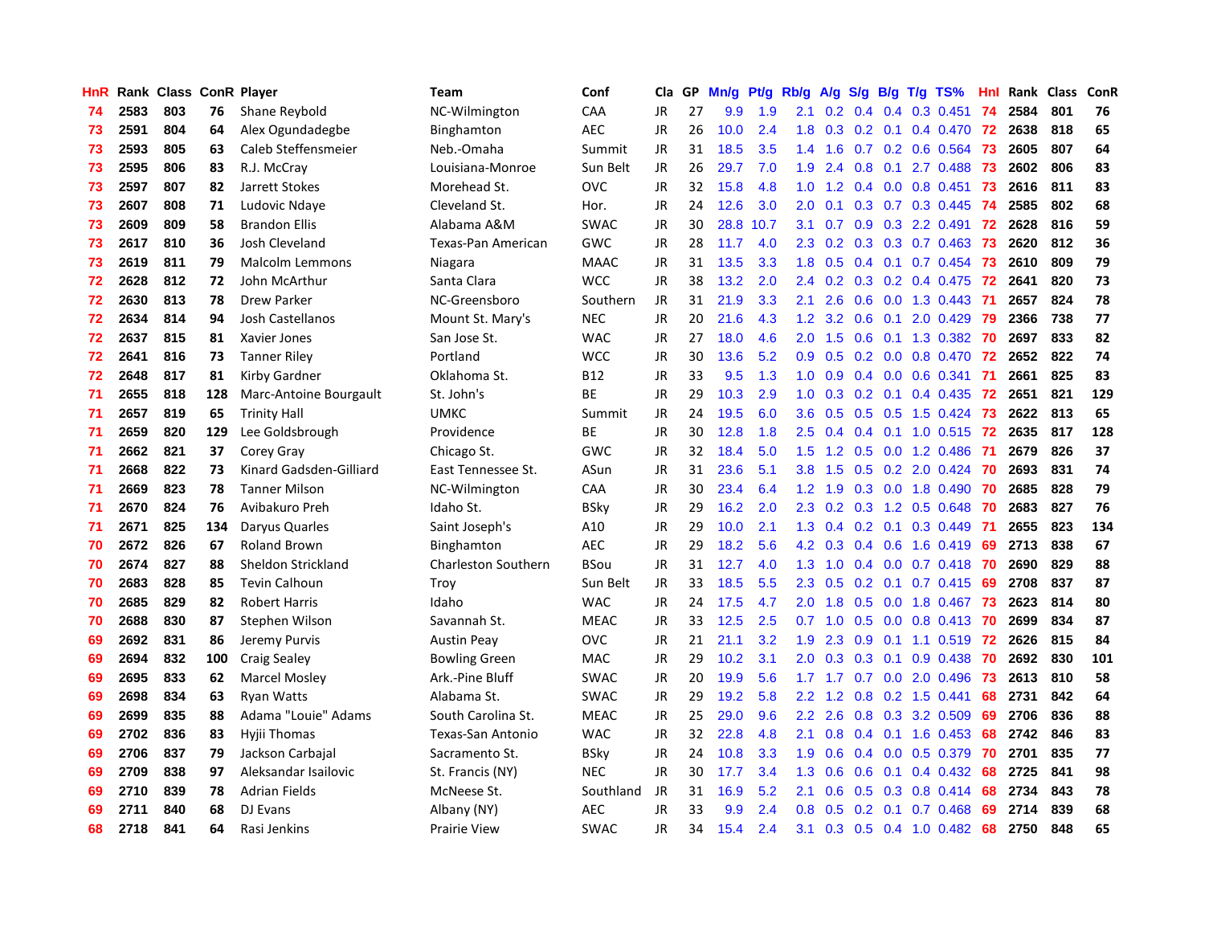| HnR | Rank | Class | ConR | Player | Team | Conf | Cla | GP | Mn/g | Pt/g | Rb/g | A/g | S/g | B/g | T/g | TS% | HnI | Rank | Class | ConR |
|---|---|---|---|---|---|---|---|---|---|---|---|---|---|---|---|---|---|---|---|---|
| 74 | 2583 | 803 | 76 | Shane Reybold | NC-Wilmington | CAA | JR | 27 | 9.9 | 1.9 | 2.1 | 0.2 | 0.4 | 0.4 | 0.3 | 0.451 | 74 | 2584 | 801 | 76 |
| 73 | 2591 | 804 | 64 | Alex Ogundadegbe | Binghamton | AEC | JR | 26 | 10.0 | 2.4 | 1.8 | 0.3 | 0.2 | 0.1 | 0.4 | 0.470 | 72 | 2638 | 818 | 65 |
| 73 | 2593 | 805 | 63 | Caleb Steffensmeier | Neb.-Omaha | Summit | JR | 31 | 18.5 | 3.5 | 1.4 | 1.6 | 0.7 | 0.2 | 0.6 | 0.564 | 73 | 2605 | 807 | 64 |
| 73 | 2595 | 806 | 83 | R.J. McCray | Louisiana-Monroe | Sun Belt | JR | 26 | 29.7 | 7.0 | 1.9 | 2.4 | 0.8 | 0.1 | 2.7 | 0.488 | 73 | 2602 | 806 | 83 |
| 73 | 2597 | 807 | 82 | Jarrett Stokes | Morehead St. | OVC | JR | 32 | 15.8 | 4.8 | 1.0 | 1.2 | 0.4 | 0.0 | 0.8 | 0.451 | 73 | 2616 | 811 | 83 |
| 73 | 2607 | 808 | 71 | Ludovic Ndaye | Cleveland St. | Hor. | JR | 24 | 12.6 | 3.0 | 2.0 | 0.1 | 0.3 | 0.7 | 0.3 | 0.445 | 74 | 2585 | 802 | 68 |
| 73 | 2609 | 809 | 58 | Brandon Ellis | Alabama A&M | SWAC | JR | 30 | 28.8 | 10.7 | 3.1 | 0.7 | 0.9 | 0.3 | 2.2 | 0.491 | 72 | 2628 | 816 | 59 |
| 73 | 2617 | 810 | 36 | Josh Cleveland | Texas-Pan American | GWC | JR | 28 | 11.7 | 4.0 | 2.3 | 0.2 | 0.3 | 0.3 | 0.7 | 0.463 | 73 | 2620 | 812 | 36 |
| 73 | 2619 | 811 | 79 | Malcolm Lemmons | Niagara | MAAC | JR | 31 | 13.5 | 3.3 | 1.8 | 0.5 | 0.4 | 0.1 | 0.7 | 0.454 | 73 | 2610 | 809 | 79 |
| 72 | 2628 | 812 | 72 | John McArthur | Santa Clara | WCC | JR | 38 | 13.2 | 2.0 | 2.4 | 0.2 | 0.3 | 0.2 | 0.4 | 0.475 | 72 | 2641 | 820 | 73 |
| 72 | 2630 | 813 | 78 | Drew Parker | NC-Greensboro | Southern | JR | 31 | 21.9 | 3.3 | 2.1 | 2.6 | 0.6 | 0.0 | 1.3 | 0.443 | 71 | 2657 | 824 | 78 |
| 72 | 2634 | 814 | 94 | Josh Castellanos | Mount St. Mary's | NEC | JR | 20 | 21.6 | 4.3 | 1.2 | 3.2 | 0.6 | 0.1 | 2.0 | 0.429 | 79 | 2366 | 738 | 77 |
| 72 | 2637 | 815 | 81 | Xavier Jones | San Jose St. | WAC | JR | 27 | 18.0 | 4.6 | 2.0 | 1.5 | 0.6 | 0.1 | 1.3 | 0.382 | 70 | 2697 | 833 | 82 |
| 72 | 2641 | 816 | 73 | Tanner Riley | Portland | WCC | JR | 30 | 13.6 | 5.2 | 0.9 | 0.5 | 0.2 | 0.0 | 0.8 | 0.470 | 72 | 2652 | 822 | 74 |
| 72 | 2648 | 817 | 81 | Kirby Gardner | Oklahoma St. | B12 | JR | 33 | 9.5 | 1.3 | 1.0 | 0.9 | 0.4 | 0.0 | 0.6 | 0.341 | 71 | 2661 | 825 | 83 |
| 71 | 2655 | 818 | 128 | Marc-Antoine Bourgault | St. John's | BE | JR | 29 | 10.3 | 2.9 | 1.0 | 0.3 | 0.2 | 0.1 | 0.4 | 0.435 | 72 | 2651 | 821 | 129 |
| 71 | 2657 | 819 | 65 | Trinity Hall | UMKC | Summit | JR | 24 | 19.5 | 6.0 | 3.6 | 0.5 | 0.5 | 0.5 | 1.5 | 0.424 | 73 | 2622 | 813 | 65 |
| 71 | 2659 | 820 | 129 | Lee Goldsbrough | Providence | BE | JR | 30 | 12.8 | 1.8 | 2.5 | 0.4 | 0.4 | 0.1 | 1.0 | 0.515 | 72 | 2635 | 817 | 128 |
| 71 | 2662 | 821 | 37 | Corey Gray | Chicago St. | GWC | JR | 32 | 18.4 | 5.0 | 1.5 | 1.2 | 0.5 | 0.0 | 1.2 | 0.486 | 71 | 2679 | 826 | 37 |
| 71 | 2668 | 822 | 73 | Kinard Gadsden-Gilliard | East Tennessee St. | ASun | JR | 31 | 23.6 | 5.1 | 3.8 | 1.5 | 0.5 | 0.2 | 2.0 | 0.424 | 70 | 2693 | 831 | 74 |
| 71 | 2669 | 823 | 78 | Tanner Milson | NC-Wilmington | CAA | JR | 30 | 23.4 | 6.4 | 1.2 | 1.9 | 0.3 | 0.0 | 1.8 | 0.490 | 70 | 2685 | 828 | 79 |
| 71 | 2670 | 824 | 76 | Avibakuro Preh | Idaho St. | BSky | JR | 29 | 16.2 | 2.0 | 2.3 | 0.2 | 0.3 | 1.2 | 0.5 | 0.648 | 70 | 2683 | 827 | 76 |
| 71 | 2671 | 825 | 134 | Daryus Quarles | Saint Joseph's | A10 | JR | 29 | 10.0 | 2.1 | 1.3 | 0.4 | 0.2 | 0.1 | 0.3 | 0.449 | 71 | 2655 | 823 | 134 |
| 70 | 2672 | 826 | 67 | Roland Brown | Binghamton | AEC | JR | 29 | 18.2 | 5.6 | 4.2 | 0.3 | 0.4 | 0.6 | 1.6 | 0.419 | 69 | 2713 | 838 | 67 |
| 70 | 2674 | 827 | 88 | Sheldon Strickland | Charleston Southern | BSou | JR | 31 | 12.7 | 4.0 | 1.3 | 1.0 | 0.4 | 0.0 | 0.7 | 0.418 | 70 | 2690 | 829 | 88 |
| 70 | 2683 | 828 | 85 | Tevin Calhoun | Troy | Sun Belt | JR | 33 | 18.5 | 5.5 | 2.3 | 0.5 | 0.2 | 0.1 | 0.7 | 0.415 | 69 | 2708 | 837 | 87 |
| 70 | 2685 | 829 | 82 | Robert Harris | Idaho | WAC | JR | 24 | 17.5 | 4.7 | 2.0 | 1.8 | 0.5 | 0.0 | 1.8 | 0.467 | 73 | 2623 | 814 | 80 |
| 70 | 2688 | 830 | 87 | Stephen Wilson | Savannah St. | MEAC | JR | 33 | 12.5 | 2.5 | 0.7 | 1.0 | 0.5 | 0.0 | 0.8 | 0.413 | 70 | 2699 | 834 | 87 |
| 69 | 2692 | 831 | 86 | Jeremy Purvis | Austin Peay | OVC | JR | 21 | 21.1 | 3.2 | 1.9 | 2.3 | 0.9 | 0.1 | 1.1 | 0.519 | 72 | 2626 | 815 | 84 |
| 69 | 2694 | 832 | 100 | Craig Sealey | Bowling Green | MAC | JR | 29 | 10.2 | 3.1 | 2.0 | 0.3 | 0.3 | 0.1 | 0.9 | 0.438 | 70 | 2692 | 830 | 101 |
| 69 | 2695 | 833 | 62 | Marcel Mosley | Ark.-Pine Bluff | SWAC | JR | 20 | 19.9 | 5.6 | 1.7 | 1.7 | 0.7 | 0.0 | 2.0 | 0.496 | 73 | 2613 | 810 | 58 |
| 69 | 2698 | 834 | 63 | Ryan Watts | Alabama St. | SWAC | JR | 29 | 19.2 | 5.8 | 2.2 | 1.2 | 0.8 | 0.2 | 1.5 | 0.441 | 68 | 2731 | 842 | 64 |
| 69 | 2699 | 835 | 88 | Adama "Louie" Adams | South Carolina St. | MEAC | JR | 25 | 29.0 | 9.6 | 2.2 | 2.6 | 0.8 | 0.3 | 3.2 | 0.509 | 69 | 2706 | 836 | 88 |
| 69 | 2702 | 836 | 83 | Hyjii Thomas | Texas-San Antonio | WAC | JR | 32 | 22.8 | 4.8 | 2.1 | 0.8 | 0.4 | 0.1 | 1.6 | 0.453 | 68 | 2742 | 846 | 83 |
| 69 | 2706 | 837 | 79 | Jackson Carbajal | Sacramento St. | BSky | JR | 24 | 10.8 | 3.3 | 1.9 | 0.6 | 0.4 | 0.0 | 0.5 | 0.379 | 70 | 2701 | 835 | 77 |
| 69 | 2709 | 838 | 97 | Aleksandar Isailovic | St. Francis (NY) | NEC | JR | 30 | 17.7 | 3.4 | 1.3 | 0.6 | 0.6 | 0.1 | 0.4 | 0.432 | 68 | 2725 | 841 | 98 |
| 69 | 2710 | 839 | 78 | Adrian Fields | McNeese St. | Southland | JR | 31 | 16.9 | 5.2 | 2.1 | 0.6 | 0.5 | 0.3 | 0.8 | 0.414 | 68 | 2734 | 843 | 78 |
| 69 | 2711 | 840 | 68 | DJ Evans | Albany (NY) | AEC | JR | 33 | 9.9 | 2.4 | 0.8 | 0.5 | 0.2 | 0.1 | 0.7 | 0.468 | 69 | 2714 | 839 | 68 |
| 68 | 2718 | 841 | 64 | Rasi Jenkins | Prairie View | SWAC | JR | 34 | 15.4 | 2.4 | 3.1 | 0.3 | 0.5 | 0.4 | 1.0 | 0.482 | 68 | 2750 | 848 | 65 |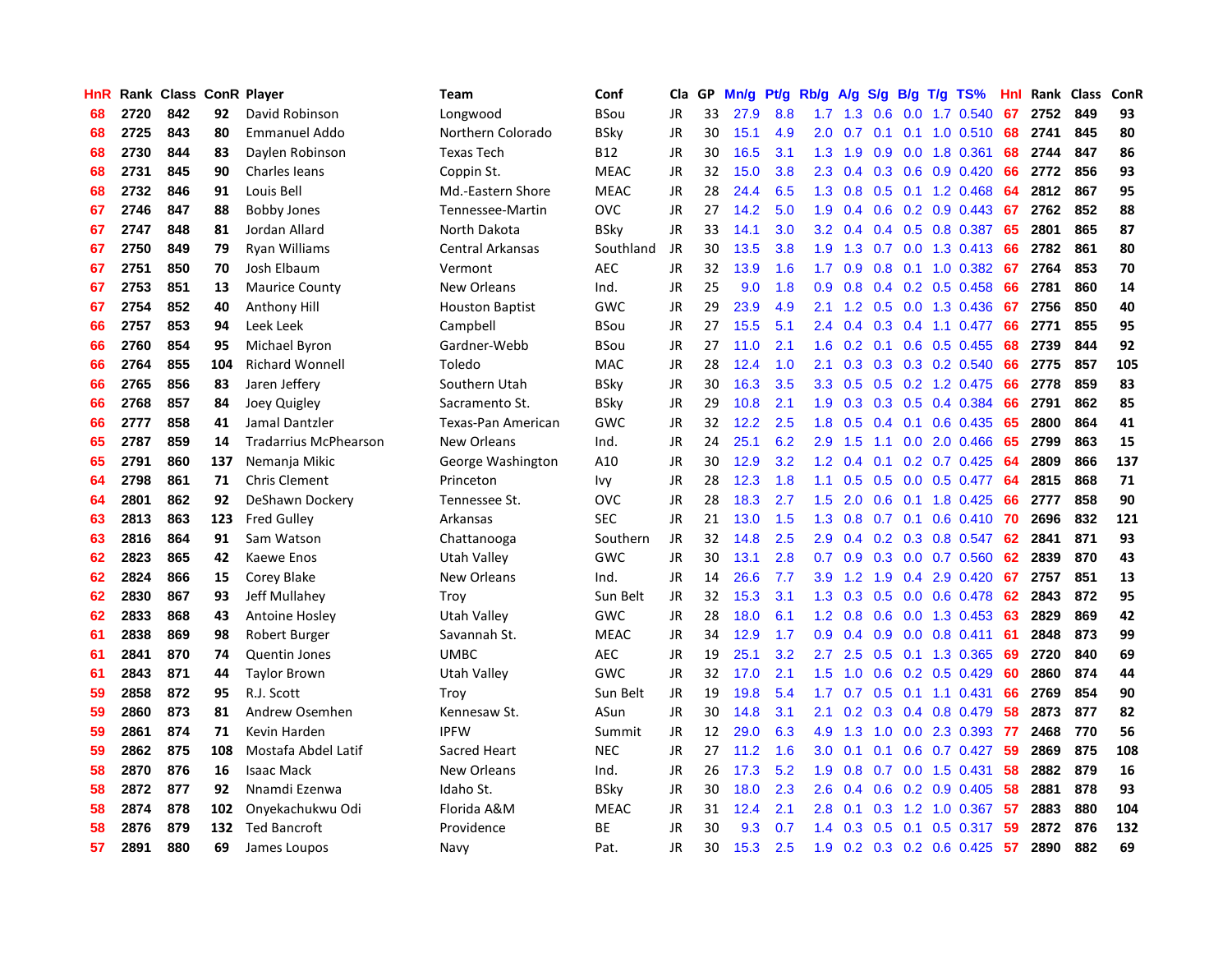| HnR | Rank | Class | ConR | Player | Team | Conf | Cla | GP | Mn/g | Pt/g | Rb/g | A/g | S/g | B/g | T/g | TS% | HnI | Rank | Class | ConR |
|---|---|---|---|---|---|---|---|---|---|---|---|---|---|---|---|---|---|---|---|---|
| 68 | 2720 | 842 | 92 | David Robinson | Longwood | BSou | JR | 33 | 27.9 | 8.8 | 1.7 | 1.3 | 0.6 | 0.0 | 1.7 | 0.540 | 67 | 2752 | 849 | 93 |
| 68 | 2725 | 843 | 80 | Emmanuel Addo | Northern Colorado | BSky | JR | 30 | 15.1 | 4.9 | 2.0 | 0.7 | 0.1 | 0.1 | 1.0 | 0.510 | 68 | 2741 | 845 | 80 |
| 68 | 2730 | 844 | 83 | Daylen Robinson | Texas Tech | B12 | JR | 30 | 16.5 | 3.1 | 1.3 | 1.9 | 0.9 | 0.0 | 1.8 | 0.361 | 68 | 2744 | 847 | 86 |
| 68 | 2731 | 845 | 90 | Charles Ieans | Coppin St. | MEAC | JR | 32 | 15.0 | 3.8 | 2.3 | 0.4 | 0.3 | 0.6 | 0.9 | 0.420 | 66 | 2772 | 856 | 93 |
| 68 | 2732 | 846 | 91 | Louis Bell | Md.-Eastern Shore | MEAC | JR | 28 | 24.4 | 6.5 | 1.3 | 0.8 | 0.5 | 0.1 | 1.2 | 0.468 | 64 | 2812 | 867 | 95 |
| 67 | 2746 | 847 | 88 | Bobby Jones | Tennessee-Martin | OVC | JR | 27 | 14.2 | 5.0 | 1.9 | 0.4 | 0.6 | 0.2 | 0.9 | 0.443 | 67 | 2762 | 852 | 88 |
| 67 | 2747 | 848 | 81 | Jordan Allard | North Dakota | BSky | JR | 33 | 14.1 | 3.0 | 3.2 | 0.4 | 0.4 | 0.5 | 0.8 | 0.387 | 65 | 2801 | 865 | 87 |
| 67 | 2750 | 849 | 79 | Ryan Williams | Central Arkansas | Southland | JR | 30 | 13.5 | 3.8 | 1.9 | 1.3 | 0.7 | 0.0 | 1.3 | 0.413 | 66 | 2782 | 861 | 80 |
| 67 | 2751 | 850 | 70 | Josh Elbaum | Vermont | AEC | JR | 32 | 13.9 | 1.6 | 1.7 | 0.9 | 0.8 | 0.1 | 1.0 | 0.382 | 67 | 2764 | 853 | 70 |
| 67 | 2753 | 851 | 13 | Maurice County | New Orleans | Ind. | JR | 25 | 9.0 | 1.8 | 0.9 | 0.8 | 0.4 | 0.2 | 0.5 | 0.458 | 66 | 2781 | 860 | 14 |
| 67 | 2754 | 852 | 40 | Anthony Hill | Houston Baptist | GWC | JR | 29 | 23.9 | 4.9 | 2.1 | 1.2 | 0.5 | 0.0 | 1.3 | 0.436 | 67 | 2756 | 850 | 40 |
| 66 | 2757 | 853 | 94 | Leek Leek | Campbell | BSou | JR | 27 | 15.5 | 5.1 | 2.4 | 0.4 | 0.3 | 0.4 | 1.1 | 0.477 | 66 | 2771 | 855 | 95 |
| 66 | 2760 | 854 | 95 | Michael Byron | Gardner-Webb | BSou | JR | 27 | 11.0 | 2.1 | 1.6 | 0.2 | 0.1 | 0.6 | 0.5 | 0.455 | 68 | 2739 | 844 | 92 |
| 66 | 2764 | 855 | 104 | Richard Wonnell | Toledo | MAC | JR | 28 | 12.4 | 1.0 | 2.1 | 0.3 | 0.3 | 0.3 | 0.2 | 0.540 | 66 | 2775 | 857 | 105 |
| 66 | 2765 | 856 | 83 | Jaren Jeffery | Southern Utah | BSky | JR | 30 | 16.3 | 3.5 | 3.3 | 0.5 | 0.5 | 0.2 | 1.2 | 0.475 | 66 | 2778 | 859 | 83 |
| 66 | 2768 | 857 | 84 | Joey Quigley | Sacramento St. | BSky | JR | 29 | 10.8 | 2.1 | 1.9 | 0.3 | 0.3 | 0.5 | 0.4 | 0.384 | 66 | 2791 | 862 | 85 |
| 66 | 2777 | 858 | 41 | Jamal Dantzler | Texas-Pan American | GWC | JR | 32 | 12.2 | 2.5 | 1.8 | 0.5 | 0.4 | 0.1 | 0.6 | 0.435 | 65 | 2800 | 864 | 41 |
| 65 | 2787 | 859 | 14 | Tradarrius McPhearson | New Orleans | Ind. | JR | 24 | 25.1 | 6.2 | 2.9 | 1.5 | 1.1 | 0.0 | 2.0 | 0.466 | 65 | 2799 | 863 | 15 |
| 65 | 2791 | 860 | 137 | Nemanja Mikic | George Washington | A10 | JR | 30 | 12.9 | 3.2 | 1.2 | 0.4 | 0.1 | 0.2 | 0.7 | 0.425 | 64 | 2809 | 866 | 137 |
| 64 | 2798 | 861 | 71 | Chris Clement | Princeton | Ivy | JR | 28 | 12.3 | 1.8 | 1.1 | 0.5 | 0.5 | 0.0 | 0.5 | 0.477 | 64 | 2815 | 868 | 71 |
| 64 | 2801 | 862 | 92 | DeShawn Dockery | Tennessee St. | OVC | JR | 28 | 18.3 | 2.7 | 1.5 | 2.0 | 0.6 | 0.1 | 1.8 | 0.425 | 66 | 2777 | 858 | 90 |
| 63 | 2813 | 863 | 123 | Fred Gulley | Arkansas | SEC | JR | 21 | 13.0 | 1.5 | 1.3 | 0.8 | 0.7 | 0.1 | 0.6 | 0.410 | 70 | 2696 | 832 | 121 |
| 63 | 2816 | 864 | 91 | Sam Watson | Chattanooga | Southern | JR | 32 | 14.8 | 2.5 | 2.9 | 0.4 | 0.2 | 0.3 | 0.8 | 0.547 | 62 | 2841 | 871 | 93 |
| 62 | 2823 | 865 | 42 | Kaewe Enos | Utah Valley | GWC | JR | 30 | 13.1 | 2.8 | 0.7 | 0.9 | 0.3 | 0.0 | 0.7 | 0.560 | 62 | 2839 | 870 | 43 |
| 62 | 2824 | 866 | 15 | Corey Blake | New Orleans | Ind. | JR | 14 | 26.6 | 7.7 | 3.9 | 1.2 | 1.9 | 0.4 | 2.9 | 0.420 | 67 | 2757 | 851 | 13 |
| 62 | 2830 | 867 | 93 | Jeff Mullahey | Troy | Sun Belt | JR | 32 | 15.3 | 3.1 | 1.3 | 0.3 | 0.5 | 0.0 | 0.6 | 0.478 | 62 | 2843 | 872 | 95 |
| 62 | 2833 | 868 | 43 | Antoine Hosley | Utah Valley | GWC | JR | 28 | 18.0 | 6.1 | 1.2 | 0.8 | 0.6 | 0.0 | 1.3 | 0.453 | 63 | 2829 | 869 | 42 |
| 61 | 2838 | 869 | 98 | Robert Burger | Savannah St. | MEAC | JR | 34 | 12.9 | 1.7 | 0.9 | 0.4 | 0.9 | 0.0 | 0.8 | 0.411 | 61 | 2848 | 873 | 99 |
| 61 | 2841 | 870 | 74 | Quentin Jones | UMBC | AEC | JR | 19 | 25.1 | 3.2 | 2.7 | 2.5 | 0.5 | 0.1 | 1.3 | 0.365 | 69 | 2720 | 840 | 69 |
| 61 | 2843 | 871 | 44 | Taylor Brown | Utah Valley | GWC | JR | 32 | 17.0 | 2.1 | 1.5 | 1.0 | 0.6 | 0.2 | 0.5 | 0.429 | 60 | 2860 | 874 | 44 |
| 59 | 2858 | 872 | 95 | R.J. Scott | Troy | Sun Belt | JR | 19 | 19.8 | 5.4 | 1.7 | 0.7 | 0.5 | 0.1 | 1.1 | 0.431 | 66 | 2769 | 854 | 90 |
| 59 | 2860 | 873 | 81 | Andrew Osemhen | Kennesaw St. | ASun | JR | 30 | 14.8 | 3.1 | 2.1 | 0.2 | 0.3 | 0.4 | 0.8 | 0.479 | 58 | 2873 | 877 | 82 |
| 59 | 2861 | 874 | 71 | Kevin Harden | IPFW | Summit | JR | 12 | 29.0 | 6.3 | 4.9 | 1.3 | 1.0 | 0.0 | 2.3 | 0.393 | 77 | 2468 | 770 | 56 |
| 59 | 2862 | 875 | 108 | Mostafa Abdel Latif | Sacred Heart | NEC | JR | 27 | 11.2 | 1.6 | 3.0 | 0.1 | 0.1 | 0.6 | 0.7 | 0.427 | 59 | 2869 | 875 | 108 |
| 58 | 2870 | 876 | 16 | Isaac Mack | New Orleans | Ind. | JR | 26 | 17.3 | 5.2 | 1.9 | 0.8 | 0.7 | 0.0 | 1.5 | 0.431 | 58 | 2882 | 879 | 16 |
| 58 | 2872 | 877 | 92 | Nnamdi Ezenwa | Idaho St. | BSky | JR | 30 | 18.0 | 2.3 | 2.6 | 0.4 | 0.6 | 0.2 | 0.9 | 0.405 | 58 | 2881 | 878 | 93 |
| 58 | 2874 | 878 | 102 | Onyekachukwu Odi | Florida A&M | MEAC | JR | 31 | 12.4 | 2.1 | 2.8 | 0.1 | 0.3 | 1.2 | 1.0 | 0.367 | 57 | 2883 | 880 | 104 |
| 58 | 2876 | 879 | 132 | Ted Bancroft | Providence | BE | JR | 30 | 9.3 | 0.7 | 1.4 | 0.3 | 0.5 | 0.1 | 0.5 | 0.317 | 59 | 2872 | 876 | 132 |
| 57 | 2891 | 880 | 69 | James Loupos | Navy | Pat. | JR | 30 | 15.3 | 2.5 | 1.9 | 0.2 | 0.3 | 0.2 | 0.6 | 0.425 | 57 | 2890 | 882 | 69 |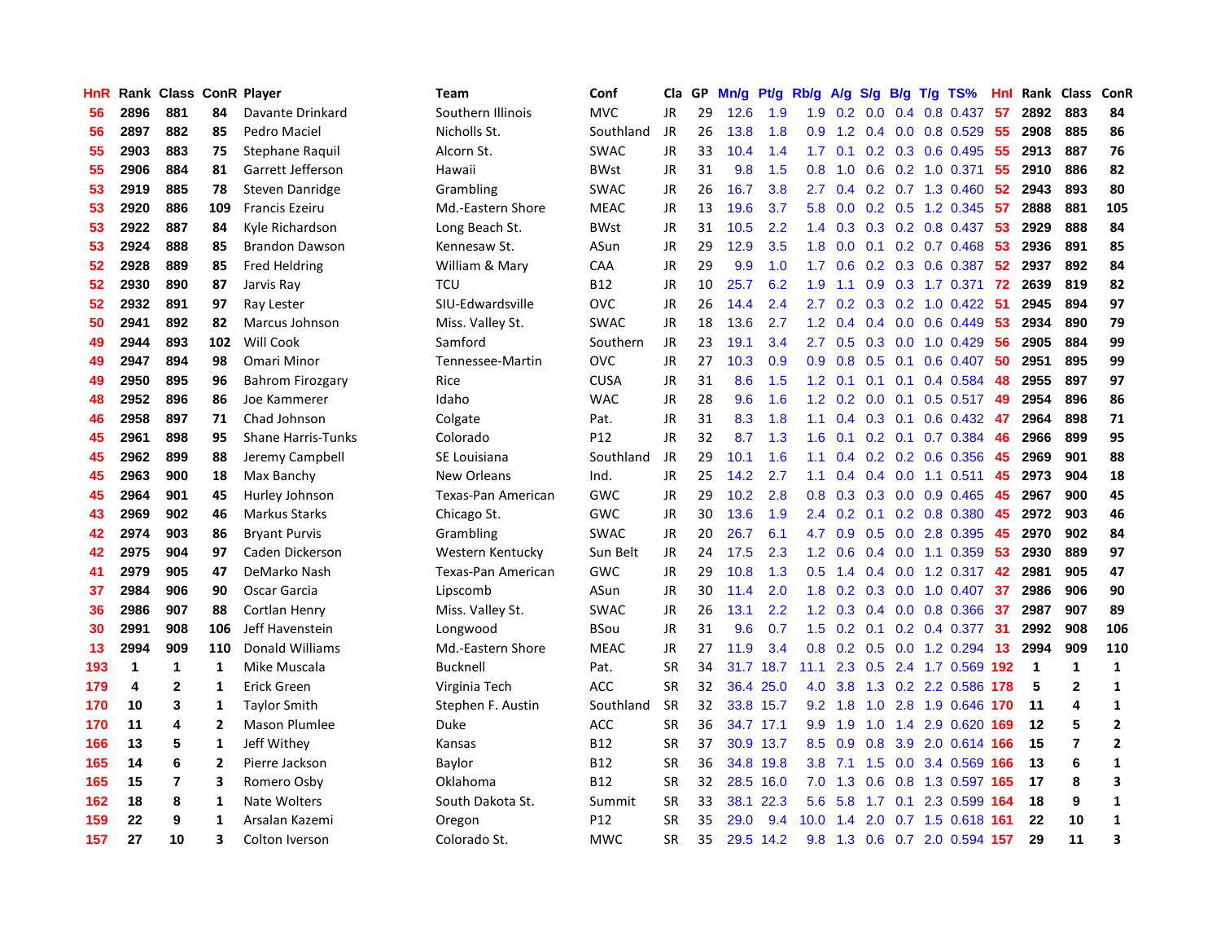| HnR | Rank | Class | ConR | Player | Team | Conf | Cla | GP | Mn/g | Pt/g | Rb/g | A/g | S/g | B/g | T/g | TS% | HnI | Rank | Class | ConR |
|---|---|---|---|---|---|---|---|---|---|---|---|---|---|---|---|---|---|---|---|---|
| 56 | 2896 | 881 | 84 | Davante Drinkard | Southern Illinois | MVC | JR | 29 | 12.6 | 1.9 | 1.9 | 0.2 | 0.0 | 0.4 | 0.8 | 0.437 | 57 | 2892 | 883 | 84 |
| 56 | 2897 | 882 | 85 | Pedro Maciel | Nicholls St. | Southland | JR | 26 | 13.8 | 1.8 | 0.9 | 1.2 | 0.4 | 0.0 | 0.8 | 0.529 | 55 | 2908 | 885 | 86 |
| 55 | 2903 | 883 | 75 | Stephane Raquil | Alcorn St. | SWAC | JR | 33 | 10.4 | 1.4 | 1.7 | 0.1 | 0.2 | 0.3 | 0.6 | 0.495 | 55 | 2913 | 887 | 76 |
| 55 | 2906 | 884 | 81 | Garrett Jefferson | Hawaii | BWst | JR | 31 | 9.8 | 1.5 | 0.8 | 1.0 | 0.6 | 0.2 | 1.0 | 0.371 | 55 | 2910 | 886 | 82 |
| 53 | 2919 | 885 | 78 | Steven Danridge | Grambling | SWAC | JR | 26 | 16.7 | 3.8 | 2.7 | 0.4 | 0.2 | 0.7 | 1.3 | 0.460 | 52 | 2943 | 893 | 80 |
| 53 | 2920 | 886 | 109 | Francis Ezeiru | Md.-Eastern Shore | MEAC | JR | 13 | 19.6 | 3.7 | 5.8 | 0.0 | 0.2 | 0.5 | 1.2 | 0.345 | 57 | 2888 | 881 | 105 |
| 53 | 2922 | 887 | 84 | Kyle Richardson | Long Beach St. | BWst | JR | 31 | 10.5 | 2.2 | 1.4 | 0.3 | 0.3 | 0.2 | 0.8 | 0.437 | 53 | 2929 | 888 | 84 |
| 53 | 2924 | 888 | 85 | Brandon Dawson | Kennesaw St. | ASun | JR | 29 | 12.9 | 3.5 | 1.8 | 0.0 | 0.1 | 0.2 | 0.7 | 0.468 | 53 | 2936 | 891 | 85 |
| 52 | 2928 | 889 | 85 | Fred Heldring | William & Mary | CAA | JR | 29 | 9.9 | 1.0 | 1.7 | 0.6 | 0.2 | 0.3 | 0.6 | 0.387 | 52 | 2937 | 892 | 84 |
| 52 | 2930 | 890 | 87 | Jarvis Ray | TCU | B12 | JR | 10 | 25.7 | 6.2 | 1.9 | 1.1 | 0.9 | 0.3 | 1.7 | 0.371 | 72 | 2639 | 819 | 82 |
| 52 | 2932 | 891 | 97 | Ray Lester | SIU-Edwardsville | OVC | JR | 26 | 14.4 | 2.4 | 2.7 | 0.2 | 0.3 | 0.2 | 1.0 | 0.422 | 51 | 2945 | 894 | 97 |
| 50 | 2941 | 892 | 82 | Marcus Johnson | Miss. Valley St. | SWAC | JR | 18 | 13.6 | 2.7 | 1.2 | 0.4 | 0.4 | 0.0 | 0.6 | 0.449 | 53 | 2934 | 890 | 79 |
| 49 | 2944 | 893 | 102 | Will Cook | Samford | Southern | JR | 23 | 19.1 | 3.4 | 2.7 | 0.5 | 0.3 | 0.0 | 1.0 | 0.429 | 56 | 2905 | 884 | 99 |
| 49 | 2947 | 894 | 98 | Omari Minor | Tennessee-Martin | OVC | JR | 27 | 10.3 | 0.9 | 0.9 | 0.8 | 0.5 | 0.1 | 0.6 | 0.407 | 50 | 2951 | 895 | 99 |
| 49 | 2950 | 895 | 96 | Bahrom Firozgary | Rice | CUSA | JR | 31 | 8.6 | 1.5 | 1.2 | 0.1 | 0.1 | 0.1 | 0.4 | 0.584 | 48 | 2955 | 897 | 97 |
| 48 | 2952 | 896 | 86 | Joe Kammerer | Idaho | WAC | JR | 28 | 9.6 | 1.6 | 1.2 | 0.2 | 0.0 | 0.1 | 0.5 | 0.517 | 49 | 2954 | 896 | 86 |
| 46 | 2958 | 897 | 71 | Chad Johnson | Colgate | Pat. | JR | 31 | 8.3 | 1.8 | 1.1 | 0.4 | 0.3 | 0.1 | 0.6 | 0.432 | 47 | 2964 | 898 | 71 |
| 45 | 2961 | 898 | 95 | Shane Harris-Tunks | Colorado | P12 | JR | 32 | 8.7 | 1.3 | 1.6 | 0.1 | 0.2 | 0.1 | 0.7 | 0.384 | 46 | 2966 | 899 | 95 |
| 45 | 2962 | 899 | 88 | Jeremy Campbell | SE Louisiana | Southland | JR | 29 | 10.1 | 1.6 | 1.1 | 0.4 | 0.2 | 0.2 | 0.6 | 0.356 | 45 | 2969 | 901 | 88 |
| 45 | 2963 | 900 | 18 | Max Banchy | New Orleans | Ind. | JR | 25 | 14.2 | 2.7 | 1.1 | 0.4 | 0.4 | 0.0 | 1.1 | 0.511 | 45 | 2973 | 904 | 18 |
| 45 | 2964 | 901 | 45 | Hurley Johnson | Texas-Pan American | GWC | JR | 29 | 10.2 | 2.8 | 0.8 | 0.3 | 0.3 | 0.0 | 0.9 | 0.465 | 45 | 2967 | 900 | 45 |
| 43 | 2969 | 902 | 46 | Markus Starks | Chicago St. | GWC | JR | 30 | 13.6 | 1.9 | 2.4 | 0.2 | 0.1 | 0.2 | 0.8 | 0.380 | 45 | 2972 | 903 | 46 |
| 42 | 2974 | 903 | 86 | Bryant Purvis | Grambling | SWAC | JR | 20 | 26.7 | 6.1 | 4.7 | 0.9 | 0.5 | 0.0 | 2.8 | 0.395 | 45 | 2970 | 902 | 84 |
| 42 | 2975 | 904 | 97 | Caden Dickerson | Western Kentucky | Sun Belt | JR | 24 | 17.5 | 2.3 | 1.2 | 0.6 | 0.4 | 0.0 | 1.1 | 0.359 | 53 | 2930 | 889 | 97 |
| 41 | 2979 | 905 | 47 | DeMarko Nash | Texas-Pan American | GWC | JR | 29 | 10.8 | 1.3 | 0.5 | 1.4 | 0.4 | 0.0 | 1.2 | 0.317 | 42 | 2981 | 905 | 47 |
| 37 | 2984 | 906 | 90 | Oscar Garcia | Lipscomb | ASun | JR | 30 | 11.4 | 2.0 | 1.8 | 0.2 | 0.3 | 0.0 | 1.0 | 0.407 | 37 | 2986 | 906 | 90 |
| 36 | 2986 | 907 | 88 | Cortlan Henry | Miss. Valley St. | SWAC | JR | 26 | 13.1 | 2.2 | 1.2 | 0.3 | 0.4 | 0.0 | 0.8 | 0.366 | 37 | 2987 | 907 | 89 |
| 30 | 2991 | 908 | 106 | Jeff Havenstein | Longwood | BSou | JR | 31 | 9.6 | 0.7 | 1.5 | 0.2 | 0.1 | 0.2 | 0.4 | 0.377 | 31 | 2992 | 908 | 106 |
| 13 | 2994 | 909 | 110 | Donald Williams | Md.-Eastern Shore | MEAC | JR | 27 | 11.9 | 3.4 | 0.8 | 0.2 | 0.5 | 0.0 | 1.2 | 0.294 | 13 | 2994 | 909 | 110 |
| 193 | 1 | 1 | 1 | Mike Muscala | Bucknell | Pat. | SR | 34 | 31.7 | 18.7 | 11.1 | 2.3 | 0.5 | 2.4 | 1.7 | 0.569 | 192 | 1 | 1 | 1 |
| 179 | 4 | 2 | 1 | Erick Green | Virginia Tech | ACC | SR | 32 | 36.4 | 25.0 | 4.0 | 3.8 | 1.3 | 0.2 | 2.2 | 0.586 | 178 | 5 | 2 | 1 |
| 170 | 10 | 3 | 1 | Taylor Smith | Stephen F. Austin | Southland | SR | 32 | 33.8 | 15.7 | 9.2 | 1.8 | 1.0 | 2.8 | 1.9 | 0.646 | 170 | 11 | 4 | 1 |
| 170 | 11 | 4 | 2 | Mason Plumlee | Duke | ACC | SR | 36 | 34.7 | 17.1 | 9.9 | 1.9 | 1.0 | 1.4 | 2.9 | 0.620 | 169 | 12 | 5 | 2 |
| 166 | 13 | 5 | 1 | Jeff Withey | Kansas | B12 | SR | 37 | 30.9 | 13.7 | 8.5 | 0.9 | 0.8 | 3.9 | 2.0 | 0.614 | 166 | 15 | 7 | 2 |
| 165 | 14 | 6 | 2 | Pierre Jackson | Baylor | B12 | SR | 36 | 34.8 | 19.8 | 3.8 | 7.1 | 1.5 | 0.0 | 3.4 | 0.569 | 166 | 13 | 6 | 1 |
| 165 | 15 | 7 | 3 | Romero Osby | Oklahoma | B12 | SR | 32 | 28.5 | 16.0 | 7.0 | 1.3 | 0.6 | 0.8 | 1.3 | 0.597 | 165 | 17 | 8 | 3 |
| 162 | 18 | 8 | 1 | Nate Wolters | South Dakota St. | Summit | SR | 33 | 38.1 | 22.3 | 5.6 | 5.8 | 1.7 | 0.1 | 2.3 | 0.599 | 164 | 18 | 9 | 1 |
| 159 | 22 | 9 | 1 | Arsalan Kazemi | Oregon | P12 | SR | 35 | 29.0 | 9.4 | 10.0 | 1.4 | 2.0 | 0.7 | 1.5 | 0.618 | 161 | 22 | 10 | 1 |
| 157 | 27 | 10 | 3 | Colton Iverson | Colorado St. | MWC | SR | 35 | 29.5 | 14.2 | 9.8 | 1.3 | 0.6 | 0.7 | 2.0 | 0.594 | 157 | 29 | 11 | 3 |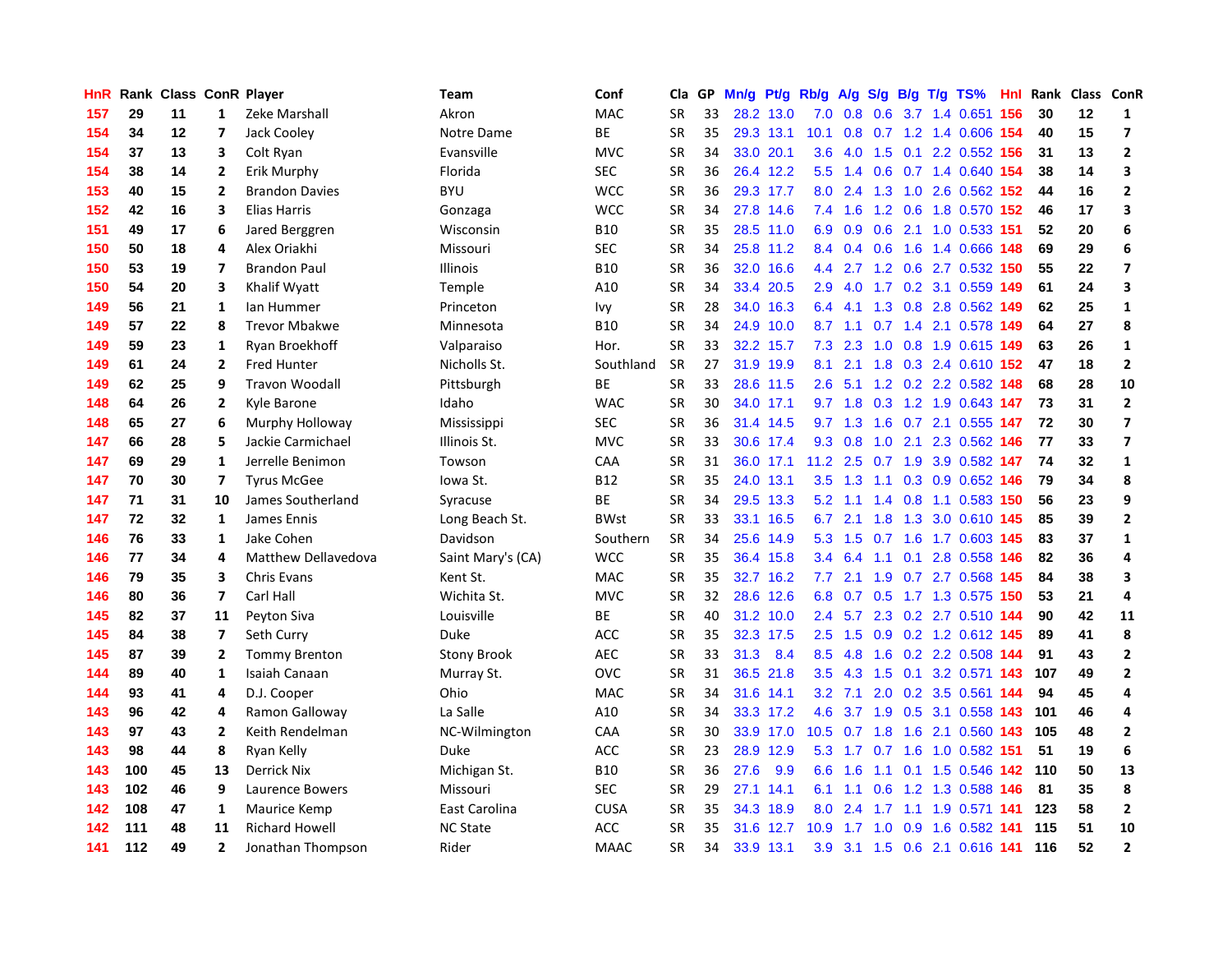| HnR | Rank | Class | ConR | Player | Team | Conf | Cla | GP | Mn/g | Pt/g | Rb/g | A/g | S/g | B/g | T/g | TS% | HnI | Rank | Class | ConR |
|---|---|---|---|---|---|---|---|---|---|---|---|---|---|---|---|---|---|---|---|---|
| 157 | 29 | 11 | 1 | Zeke Marshall | Akron | MAC | SR | 33 | 28.2 | 13.0 | 7.0 | 0.8 | 0.6 | 3.7 | 1.4 | 0.651 | 156 | 30 | 12 | 1 |
| 154 | 34 | 12 | 7 | Jack Cooley | Notre Dame | BE | SR | 35 | 29.3 | 13.1 | 10.1 | 0.8 | 0.7 | 1.2 | 1.4 | 0.606 | 154 | 40 | 15 | 7 |
| 154 | 37 | 13 | 3 | Colt Ryan | Evansville | MVC | SR | 34 | 33.0 | 20.1 | 3.6 | 4.0 | 1.5 | 0.1 | 2.2 | 0.552 | 156 | 31 | 13 | 2 |
| 154 | 38 | 14 | 2 | Erik Murphy | Florida | SEC | SR | 36 | 26.4 | 12.2 | 5.5 | 1.4 | 0.6 | 0.7 | 1.4 | 0.640 | 154 | 38 | 14 | 3 |
| 153 | 40 | 15 | 2 | Brandon Davies | BYU | WCC | SR | 36 | 29.3 | 17.7 | 8.0 | 2.4 | 1.3 | 1.0 | 2.6 | 0.562 | 152 | 44 | 16 | 2 |
| 152 | 42 | 16 | 3 | Elias Harris | Gonzaga | WCC | SR | 34 | 27.8 | 14.6 | 7.4 | 1.6 | 1.2 | 0.6 | 1.8 | 0.570 | 152 | 46 | 17 | 3 |
| 151 | 49 | 17 | 6 | Jared Berggren | Wisconsin | B10 | SR | 35 | 28.5 | 11.0 | 6.9 | 0.9 | 0.6 | 2.1 | 1.0 | 0.533 | 151 | 52 | 20 | 6 |
| 150 | 50 | 18 | 4 | Alex Oriakhi | Missouri | SEC | SR | 34 | 25.8 | 11.2 | 8.4 | 0.4 | 0.6 | 1.6 | 1.4 | 0.666 | 148 | 69 | 29 | 6 |
| 150 | 53 | 19 | 7 | Brandon Paul | Illinois | B10 | SR | 36 | 32.0 | 16.6 | 4.4 | 2.7 | 1.2 | 0.6 | 2.7 | 0.532 | 150 | 55 | 22 | 7 |
| 150 | 54 | 20 | 3 | Khalif Wyatt | Temple | A10 | SR | 34 | 33.4 | 20.5 | 2.9 | 4.0 | 1.7 | 0.2 | 3.1 | 0.559 | 149 | 61 | 24 | 3 |
| 149 | 56 | 21 | 1 | Ian Hummer | Princeton | Ivy | SR | 28 | 34.0 | 16.3 | 6.4 | 4.1 | 1.3 | 0.8 | 2.8 | 0.562 | 149 | 62 | 25 | 1 |
| 149 | 57 | 22 | 8 | Trevor Mbakwe | Minnesota | B10 | SR | 34 | 24.9 | 10.0 | 8.7 | 1.1 | 0.7 | 1.4 | 2.1 | 0.578 | 149 | 64 | 27 | 8 |
| 149 | 59 | 23 | 1 | Ryan Broekhoff | Valparaiso | Hor. | SR | 33 | 32.2 | 15.7 | 7.3 | 2.3 | 1.0 | 0.8 | 1.9 | 0.615 | 149 | 63 | 26 | 1 |
| 149 | 61 | 24 | 2 | Fred Hunter | Nicholls St. | Southland | SR | 27 | 31.9 | 19.9 | 8.1 | 2.1 | 1.8 | 0.3 | 2.4 | 0.610 | 152 | 47 | 18 | 2 |
| 149 | 62 | 25 | 9 | Travon Woodall | Pittsburgh | BE | SR | 33 | 28.6 | 11.5 | 2.6 | 5.1 | 1.2 | 0.2 | 2.2 | 0.582 | 148 | 68 | 28 | 10 |
| 148 | 64 | 26 | 2 | Kyle Barone | Idaho | WAC | SR | 30 | 34.0 | 17.1 | 9.7 | 1.8 | 0.3 | 1.2 | 1.9 | 0.643 | 147 | 73 | 31 | 2 |
| 148 | 65 | 27 | 6 | Murphy Holloway | Mississippi | SEC | SR | 36 | 31.4 | 14.5 | 9.7 | 1.3 | 1.6 | 0.7 | 2.1 | 0.555 | 147 | 72 | 30 | 7 |
| 147 | 66 | 28 | 5 | Jackie Carmichael | Illinois St. | MVC | SR | 33 | 30.6 | 17.4 | 9.3 | 0.8 | 1.0 | 2.1 | 2.3 | 0.562 | 146 | 77 | 33 | 7 |
| 147 | 69 | 29 | 1 | Jerrelle Benimon | Towson | CAA | SR | 31 | 36.0 | 17.1 | 11.2 | 2.5 | 0.7 | 1.9 | 3.9 | 0.582 | 147 | 74 | 32 | 1 |
| 147 | 70 | 30 | 7 | Tyrus McGee | Iowa St. | B12 | SR | 35 | 24.0 | 13.1 | 3.5 | 1.3 | 1.1 | 0.3 | 0.9 | 0.652 | 146 | 79 | 34 | 8 |
| 147 | 71 | 31 | 10 | James Southerland | Syracuse | BE | SR | 34 | 29.5 | 13.3 | 5.2 | 1.1 | 1.4 | 0.8 | 1.1 | 0.583 | 150 | 56 | 23 | 9 |
| 147 | 72 | 32 | 1 | James Ennis | Long Beach St. | BWst | SR | 33 | 33.1 | 16.5 | 6.7 | 2.1 | 1.8 | 1.3 | 3.0 | 0.610 | 145 | 85 | 39 | 2 |
| 146 | 76 | 33 | 1 | Jake Cohen | Davidson | Southern | SR | 34 | 25.6 | 14.9 | 5.3 | 1.5 | 0.7 | 1.6 | 1.7 | 0.603 | 145 | 83 | 37 | 1 |
| 146 | 77 | 34 | 4 | Matthew Dellavedova | Saint Mary's (CA) | WCC | SR | 35 | 36.4 | 15.8 | 3.4 | 6.4 | 1.1 | 0.1 | 2.8 | 0.558 | 146 | 82 | 36 | 4 |
| 146 | 79 | 35 | 3 | Chris Evans | Kent St. | MAC | SR | 35 | 32.7 | 16.2 | 7.7 | 2.1 | 1.9 | 0.7 | 2.7 | 0.568 | 145 | 84 | 38 | 3 |
| 146 | 80 | 36 | 7 | Carl Hall | Wichita St. | MVC | SR | 32 | 28.6 | 12.6 | 6.8 | 0.7 | 0.5 | 1.7 | 1.3 | 0.575 | 150 | 53 | 21 | 4 |
| 145 | 82 | 37 | 11 | Peyton Siva | Louisville | BE | SR | 40 | 31.2 | 10.0 | 2.4 | 5.7 | 2.3 | 0.2 | 2.7 | 0.510 | 144 | 90 | 42 | 11 |
| 145 | 84 | 38 | 7 | Seth Curry | Duke | ACC | SR | 35 | 32.3 | 17.5 | 2.5 | 1.5 | 0.9 | 0.2 | 1.2 | 0.612 | 145 | 89 | 41 | 8 |
| 145 | 87 | 39 | 2 | Tommy Brenton | Stony Brook | AEC | SR | 33 | 31.3 | 8.4 | 8.5 | 4.8 | 1.6 | 0.2 | 2.2 | 0.508 | 144 | 91 | 43 | 2 |
| 144 | 89 | 40 | 1 | Isaiah Canaan | Murray St. | OVC | SR | 31 | 36.5 | 21.8 | 3.5 | 4.3 | 1.5 | 0.1 | 3.2 | 0.571 | 143 | 107 | 49 | 2 |
| 144 | 93 | 41 | 4 | D.J. Cooper | Ohio | MAC | SR | 34 | 31.6 | 14.1 | 3.2 | 7.1 | 2.0 | 0.2 | 3.5 | 0.561 | 144 | 94 | 45 | 4 |
| 143 | 96 | 42 | 4 | Ramon Galloway | La Salle | A10 | SR | 34 | 33.3 | 17.2 | 4.6 | 3.7 | 1.9 | 0.5 | 3.1 | 0.558 | 143 | 101 | 46 | 4 |
| 143 | 97 | 43 | 2 | Keith Rendelman | NC-Wilmington | CAA | SR | 30 | 33.9 | 17.0 | 10.5 | 0.7 | 1.8 | 1.6 | 2.1 | 0.560 | 143 | 105 | 48 | 2 |
| 143 | 98 | 44 | 8 | Ryan Kelly | Duke | ACC | SR | 23 | 28.9 | 12.9 | 5.3 | 1.7 | 0.7 | 1.6 | 1.0 | 0.582 | 151 | 51 | 19 | 6 |
| 143 | 100 | 45 | 13 | Derrick Nix | Michigan St. | B10 | SR | 36 | 27.6 | 9.9 | 6.6 | 1.6 | 1.1 | 0.1 | 1.5 | 0.546 | 142 | 110 | 50 | 13 |
| 143 | 102 | 46 | 9 | Laurence Bowers | Missouri | SEC | SR | 29 | 27.1 | 14.1 | 6.1 | 1.1 | 0.6 | 1.2 | 1.3 | 0.588 | 146 | 81 | 35 | 8 |
| 142 | 108 | 47 | 1 | Maurice Kemp | East Carolina | CUSA | SR | 35 | 34.3 | 18.9 | 8.0 | 2.4 | 1.7 | 1.1 | 1.9 | 0.571 | 141 | 123 | 58 | 2 |
| 142 | 111 | 48 | 11 | Richard Howell | NC State | ACC | SR | 35 | 31.6 | 12.7 | 10.9 | 1.7 | 1.0 | 0.9 | 1.6 | 0.582 | 141 | 115 | 51 | 10 |
| 141 | 112 | 49 | 2 | Jonathan Thompson | Rider | MAAC | SR | 34 | 33.9 | 13.1 | 3.9 | 3.1 | 1.5 | 0.6 | 2.1 | 0.616 | 141 | 116 | 52 | 2 |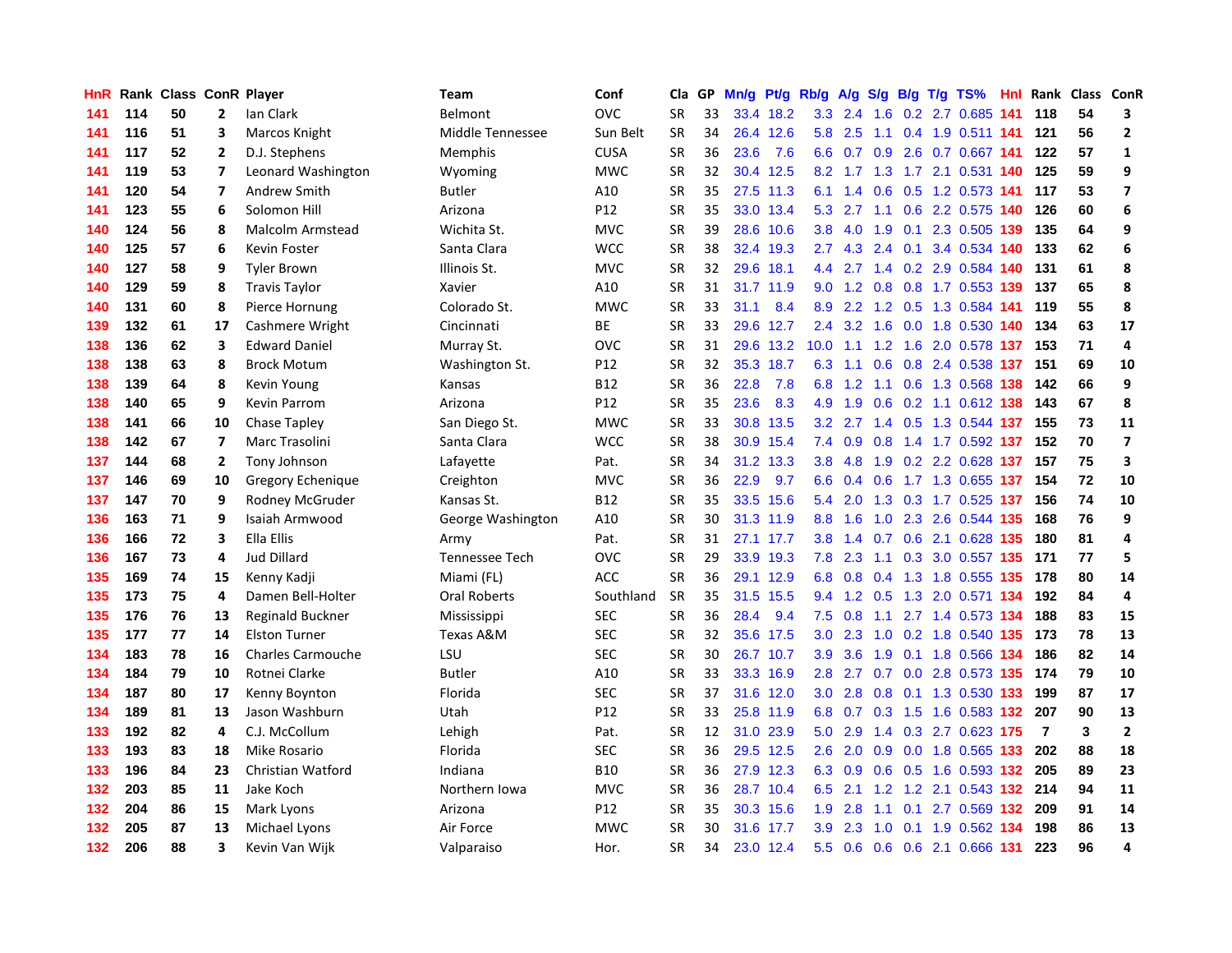| HnR | Rank | Class | ConR | Player | Team | Conf | Cla | GP | Mn/g | Pt/g | Rb/g | A/g | S/g | B/g | T/g | TS% | HnI | Rank | Class | ConR |
|---|---|---|---|---|---|---|---|---|---|---|---|---|---|---|---|---|---|---|---|---|
| 141 | 114 | 50 | 2 | Ian Clark | Belmont | OVC | SR | 33 | 33.4 | 18.2 | 3.3 | 2.4 | 1.6 | 0.2 | 2.7 | 0.685 | 141 | 118 | 54 | 3 |
| 141 | 116 | 51 | 3 | Marcos Knight | Middle Tennessee | Sun Belt | SR | 34 | 26.4 | 12.6 | 5.8 | 2.5 | 1.1 | 0.4 | 1.9 | 0.511 | 141 | 121 | 56 | 2 |
| 141 | 117 | 52 | 2 | D.J. Stephens | Memphis | CUSA | SR | 36 | 23.6 | 7.6 | 6.6 | 0.7 | 0.9 | 2.6 | 0.7 | 0.667 | 141 | 122 | 57 | 1 |
| 141 | 119 | 53 | 7 | Leonard Washington | Wyoming | MWC | SR | 32 | 30.4 | 12.5 | 8.2 | 1.7 | 1.3 | 1.7 | 2.1 | 0.531 | 140 | 125 | 59 | 9 |
| 141 | 120 | 54 | 7 | Andrew Smith | Butler | A10 | SR | 35 | 27.5 | 11.3 | 6.1 | 1.4 | 0.6 | 0.5 | 1.2 | 0.573 | 141 | 117 | 53 | 7 |
| 141 | 123 | 55 | 6 | Solomon Hill | Arizona | P12 | SR | 35 | 33.0 | 13.4 | 5.3 | 2.7 | 1.1 | 0.6 | 2.2 | 0.575 | 140 | 126 | 60 | 6 |
| 140 | 124 | 56 | 8 | Malcolm Armstead | Wichita St. | MVC | SR | 39 | 28.6 | 10.6 | 3.8 | 4.0 | 1.9 | 0.1 | 2.3 | 0.505 | 139 | 135 | 64 | 9 |
| 140 | 125 | 57 | 6 | Kevin Foster | Santa Clara | WCC | SR | 38 | 32.4 | 19.3 | 2.7 | 4.3 | 2.4 | 0.1 | 3.4 | 0.534 | 140 | 133 | 62 | 6 |
| 140 | 127 | 58 | 9 | Tyler Brown | Illinois St. | MVC | SR | 32 | 29.6 | 18.1 | 4.4 | 2.7 | 1.4 | 0.2 | 2.9 | 0.584 | 140 | 131 | 61 | 8 |
| 140 | 129 | 59 | 8 | Travis Taylor | Xavier | A10 | SR | 31 | 31.7 | 11.9 | 9.0 | 1.2 | 0.8 | 0.8 | 1.7 | 0.553 | 139 | 137 | 65 | 8 |
| 140 | 131 | 60 | 8 | Pierce Hornung | Colorado St. | MWC | SR | 33 | 31.1 | 8.4 | 8.9 | 2.2 | 1.2 | 0.5 | 1.3 | 0.584 | 141 | 119 | 55 | 8 |
| 139 | 132 | 61 | 17 | Cashmere Wright | Cincinnati | BE | SR | 33 | 29.6 | 12.7 | 2.4 | 3.2 | 1.6 | 0.0 | 1.8 | 0.530 | 140 | 134 | 63 | 17 |
| 138 | 136 | 62 | 3 | Edward Daniel | Murray St. | OVC | SR | 31 | 29.6 | 13.2 | 10.0 | 1.1 | 1.2 | 1.6 | 2.0 | 0.578 | 137 | 153 | 71 | 4 |
| 138 | 138 | 63 | 8 | Brock Motum | Washington St. | P12 | SR | 32 | 35.3 | 18.7 | 6.3 | 1.1 | 0.6 | 0.8 | 2.4 | 0.538 | 137 | 151 | 69 | 10 |
| 138 | 139 | 64 | 8 | Kevin Young | Kansas | B12 | SR | 36 | 22.8 | 7.8 | 6.8 | 1.2 | 1.1 | 0.6 | 1.3 | 0.568 | 138 | 142 | 66 | 9 |
| 138 | 140 | 65 | 9 | Kevin Parrom | Arizona | P12 | SR | 35 | 23.6 | 8.3 | 4.9 | 1.9 | 0.6 | 0.2 | 1.1 | 0.612 | 138 | 143 | 67 | 8 |
| 138 | 141 | 66 | 10 | Chase Tapley | San Diego St. | MWC | SR | 33 | 30.8 | 13.5 | 3.2 | 2.7 | 1.4 | 0.5 | 1.3 | 0.544 | 137 | 155 | 73 | 11 |
| 138 | 142 | 67 | 7 | Marc Trasolini | Santa Clara | WCC | SR | 38 | 30.9 | 15.4 | 7.4 | 0.9 | 0.8 | 1.4 | 1.7 | 0.592 | 137 | 152 | 70 | 7 |
| 137 | 144 | 68 | 2 | Tony Johnson | Lafayette | Pat. | SR | 34 | 31.2 | 13.3 | 3.8 | 4.8 | 1.9 | 0.2 | 2.2 | 0.628 | 137 | 157 | 75 | 3 |
| 137 | 146 | 69 | 10 | Gregory Echenique | Creighton | MVC | SR | 36 | 22.9 | 9.7 | 6.6 | 0.4 | 0.6 | 1.7 | 1.3 | 0.655 | 137 | 154 | 72 | 10 |
| 137 | 147 | 70 | 9 | Rodney McGruder | Kansas St. | B12 | SR | 35 | 33.5 | 15.6 | 5.4 | 2.0 | 1.3 | 0.3 | 1.7 | 0.525 | 137 | 156 | 74 | 10 |
| 136 | 163 | 71 | 9 | Isaiah Armwood | George Washington | A10 | SR | 30 | 31.3 | 11.9 | 8.8 | 1.6 | 1.0 | 2.3 | 2.6 | 0.544 | 135 | 168 | 76 | 9 |
| 136 | 166 | 72 | 3 | Ella Ellis | Army | Pat. | SR | 31 | 27.1 | 17.7 | 3.8 | 1.4 | 0.7 | 0.6 | 2.1 | 0.628 | 135 | 180 | 81 | 4 |
| 136 | 167 | 73 | 4 | Jud Dillard | Tennessee Tech | OVC | SR | 29 | 33.9 | 19.3 | 7.8 | 2.3 | 1.1 | 0.3 | 3.0 | 0.557 | 135 | 171 | 77 | 5 |
| 135 | 169 | 74 | 15 | Kenny Kadji | Miami (FL) | ACC | SR | 36 | 29.1 | 12.9 | 6.8 | 0.8 | 0.4 | 1.3 | 1.8 | 0.555 | 135 | 178 | 80 | 14 |
| 135 | 173 | 75 | 4 | Damen Bell-Holter | Oral Roberts | Southland | SR | 35 | 31.5 | 15.5 | 9.4 | 1.2 | 0.5 | 1.3 | 2.0 | 0.571 | 134 | 192 | 84 | 4 |
| 135 | 176 | 76 | 13 | Reginald Buckner | Mississippi | SEC | SR | 36 | 28.4 | 9.4 | 7.5 | 0.8 | 1.1 | 2.7 | 1.4 | 0.573 | 134 | 188 | 83 | 15 |
| 135 | 177 | 77 | 14 | Elston Turner | Texas A&M | SEC | SR | 32 | 35.6 | 17.5 | 3.0 | 2.3 | 1.0 | 0.2 | 1.8 | 0.540 | 135 | 173 | 78 | 13 |
| 134 | 183 | 78 | 16 | Charles Carmouche | LSU | SEC | SR | 30 | 26.7 | 10.7 | 3.9 | 3.6 | 1.9 | 0.1 | 1.8 | 0.566 | 134 | 186 | 82 | 14 |
| 134 | 184 | 79 | 10 | Rotnei Clarke | Butler | A10 | SR | 33 | 33.3 | 16.9 | 2.8 | 2.7 | 0.7 | 0.0 | 2.8 | 0.573 | 135 | 174 | 79 | 10 |
| 134 | 187 | 80 | 17 | Kenny Boynton | Florida | SEC | SR | 37 | 31.6 | 12.0 | 3.0 | 2.8 | 0.8 | 0.1 | 1.3 | 0.530 | 133 | 199 | 87 | 17 |
| 134 | 189 | 81 | 13 | Jason Washburn | Utah | P12 | SR | 33 | 25.8 | 11.9 | 6.8 | 0.7 | 0.3 | 1.5 | 1.6 | 0.583 | 132 | 207 | 90 | 13 |
| 133 | 192 | 82 | 4 | C.J. McCollum | Lehigh | Pat. | SR | 12 | 31.0 | 23.9 | 5.0 | 2.9 | 1.4 | 0.3 | 2.7 | 0.623 | 175 | 7 | 3 | 2 |
| 133 | 193 | 83 | 18 | Mike Rosario | Florida | SEC | SR | 36 | 29.5 | 12.5 | 2.6 | 2.0 | 0.9 | 0.0 | 1.8 | 0.565 | 133 | 202 | 88 | 18 |
| 133 | 196 | 84 | 23 | Christian Watford | Indiana | B10 | SR | 36 | 27.9 | 12.3 | 6.3 | 0.9 | 0.6 | 0.5 | 1.6 | 0.593 | 132 | 205 | 89 | 23 |
| 132 | 203 | 85 | 11 | Jake Koch | Northern Iowa | MVC | SR | 36 | 28.7 | 10.4 | 6.5 | 2.1 | 1.2 | 1.2 | 2.1 | 0.543 | 132 | 214 | 94 | 11 |
| 132 | 204 | 86 | 15 | Mark Lyons | Arizona | P12 | SR | 35 | 30.3 | 15.6 | 1.9 | 2.8 | 1.1 | 0.1 | 2.7 | 0.569 | 132 | 209 | 91 | 14 |
| 132 | 205 | 87 | 13 | Michael Lyons | Air Force | MWC | SR | 30 | 31.6 | 17.7 | 3.9 | 2.3 | 1.0 | 0.1 | 1.9 | 0.562 | 134 | 198 | 86 | 13 |
| 132 | 206 | 88 | 3 | Kevin Van Wijk | Valparaiso | Hor. | SR | 34 | 23.0 | 12.4 | 5.5 | 0.6 | 0.6 | 0.6 | 2.1 | 0.666 | 131 | 223 | 96 | 4 |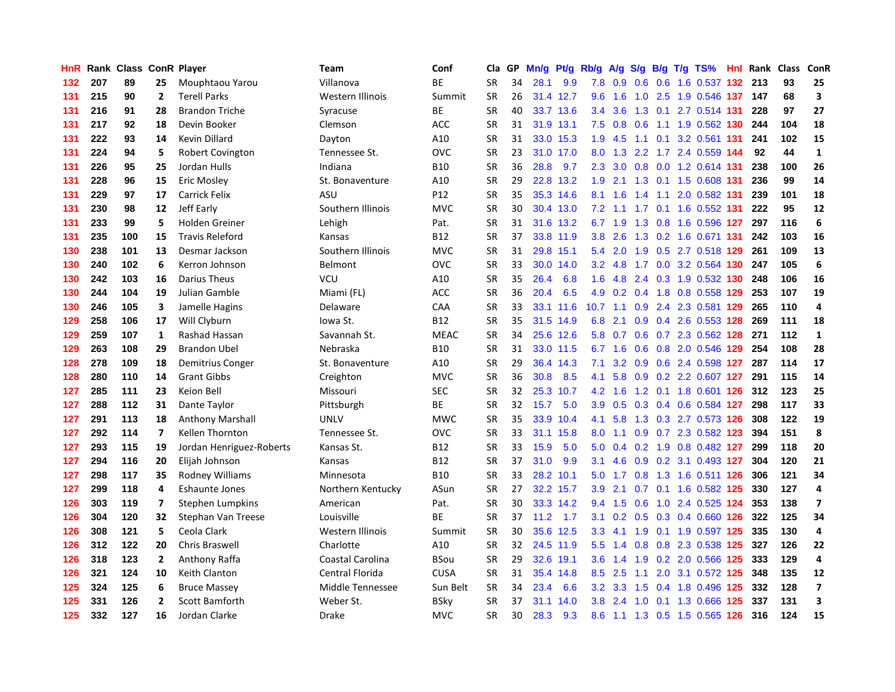| HnR | Rank | Class | ConR | Player | Team | Conf | Cla | GP | Mn/g | Pt/g | Rb/g | A/g | S/g | B/g | T/g | TS% | HnI | Rank | Class | ConR |
|---|---|---|---|---|---|---|---|---|---|---|---|---|---|---|---|---|---|---|---|---|
| 132 | 207 | 89 | 25 | Mouphtaou Yarou | Villanova | BE | SR | 34 | 28.1 | 9.9 | 7.8 | 0.9 | 0.6 | 0.6 | 1.6 | 0.537 | 132 | 213 | 93 | 25 |
| 131 | 215 | 90 | 2 | Terell Parks | Western Illinois | Summit | SR | 26 | 31.4 | 12.7 | 9.6 | 1.6 | 1.0 | 2.5 | 1.9 | 0.546 | 137 | 147 | 68 | 3 |
| 131 | 216 | 91 | 28 | Brandon Triche | Syracuse | BE | SR | 40 | 33.7 | 13.6 | 3.4 | 3.6 | 1.3 | 0.1 | 2.7 | 0.514 | 131 | 228 | 97 | 27 |
| 131 | 217 | 92 | 18 | Devin Booker | Clemson | ACC | SR | 31 | 31.9 | 13.1 | 7.5 | 0.8 | 0.6 | 1.1 | 1.9 | 0.562 | 130 | 244 | 104 | 18 |
| 131 | 222 | 93 | 14 | Kevin Dillard | Dayton | A10 | SR | 31 | 33.0 | 15.3 | 1.9 | 4.5 | 1.1 | 0.1 | 3.2 | 0.561 | 131 | 241 | 102 | 15 |
| 131 | 224 | 94 | 5 | Robert Covington | Tennessee St. | OVC | SR | 23 | 31.0 | 17.0 | 8.0 | 1.3 | 2.2 | 1.7 | 2.4 | 0.559 | 144 | 92 | 44 | 1 |
| 131 | 226 | 95 | 25 | Jordan Hulls | Indiana | B10 | SR | 36 | 28.8 | 9.7 | 2.3 | 3.0 | 0.8 | 0.0 | 1.2 | 0.614 | 131 | 238 | 100 | 26 |
| 131 | 228 | 96 | 15 | Eric Mosley | St. Bonaventure | A10 | SR | 29 | 22.8 | 13.2 | 1.9 | 2.1 | 1.3 | 0.1 | 1.5 | 0.608 | 131 | 236 | 99 | 14 |
| 131 | 229 | 97 | 17 | Carrick Felix | ASU | P12 | SR | 35 | 35.3 | 14.6 | 8.1 | 1.6 | 1.4 | 1.1 | 2.0 | 0.582 | 131 | 239 | 101 | 18 |
| 131 | 230 | 98 | 12 | Jeff Early | Southern Illinois | MVC | SR | 30 | 30.4 | 13.0 | 7.2 | 1.1 | 1.7 | 0.1 | 1.6 | 0.552 | 131 | 222 | 95 | 12 |
| 131 | 233 | 99 | 5 | Holden Greiner | Lehigh | Pat. | SR | 31 | 31.6 | 13.2 | 6.7 | 1.9 | 1.3 | 0.8 | 1.6 | 0.596 | 127 | 297 | 116 | 6 |
| 131 | 235 | 100 | 15 | Travis Releford | Kansas | B12 | SR | 37 | 33.8 | 11.9 | 3.8 | 2.6 | 1.3 | 0.2 | 1.6 | 0.671 | 131 | 242 | 103 | 16 |
| 130 | 238 | 101 | 13 | Desmar Jackson | Southern Illinois | MVC | SR | 31 | 29.8 | 15.1 | 5.4 | 2.0 | 1.9 | 0.5 | 2.7 | 0.518 | 129 | 261 | 109 | 13 |
| 130 | 240 | 102 | 6 | Kerron Johnson | Belmont | OVC | SR | 33 | 30.0 | 14.0 | 3.2 | 4.8 | 1.7 | 0.0 | 3.2 | 0.564 | 130 | 247 | 105 | 6 |
| 130 | 242 | 103 | 16 | Darius Theus | VCU | A10 | SR | 35 | 26.4 | 6.8 | 1.6 | 4.8 | 2.4 | 0.3 | 1.9 | 0.532 | 130 | 248 | 106 | 16 |
| 130 | 244 | 104 | 19 | Julian Gamble | Miami (FL) | ACC | SR | 36 | 20.4 | 6.5 | 4.9 | 0.2 | 0.4 | 1.8 | 0.8 | 0.558 | 129 | 253 | 107 | 19 |
| 130 | 246 | 105 | 3 | Jamelle Hagins | Delaware | CAA | SR | 33 | 33.1 | 11.6 | 10.7 | 1.1 | 0.9 | 2.4 | 2.3 | 0.581 | 129 | 265 | 110 | 4 |
| 129 | 258 | 106 | 17 | Will Clyburn | Iowa St. | B12 | SR | 35 | 31.5 | 14.9 | 6.8 | 2.1 | 0.9 | 0.4 | 2.6 | 0.553 | 128 | 269 | 111 | 18 |
| 129 | 259 | 107 | 1 | Rashad Hassan | Savannah St. | MEAC | SR | 34 | 25.6 | 12.6 | 5.8 | 0.7 | 0.6 | 0.7 | 2.3 | 0.562 | 128 | 271 | 112 | 1 |
| 129 | 263 | 108 | 29 | Brandon Ubel | Nebraska | B10 | SR | 31 | 33.0 | 11.5 | 6.7 | 1.6 | 0.6 | 0.8 | 2.0 | 0.546 | 129 | 254 | 108 | 28 |
| 128 | 278 | 109 | 18 | Demitrius Conger | St. Bonaventure | A10 | SR | 29 | 36.4 | 14.3 | 7.1 | 3.2 | 0.9 | 0.6 | 2.4 | 0.598 | 127 | 287 | 114 | 17 |
| 128 | 280 | 110 | 14 | Grant Gibbs | Creighton | MVC | SR | 36 | 30.8 | 8.5 | 4.1 | 5.8 | 0.9 | 0.2 | 2.2 | 0.607 | 127 | 291 | 115 | 14 |
| 127 | 285 | 111 | 23 | Keion Bell | Missouri | SEC | SR | 32 | 25.3 | 10.7 | 4.2 | 1.6 | 1.2 | 0.1 | 1.8 | 0.601 | 126 | 312 | 123 | 25 |
| 127 | 288 | 112 | 31 | Dante Taylor | Pittsburgh | BE | SR | 32 | 15.7 | 5.0 | 3.9 | 0.5 | 0.3 | 0.4 | 0.6 | 0.584 | 127 | 298 | 117 | 33 |
| 127 | 291 | 113 | 18 | Anthony Marshall | UNLV | MWC | SR | 35 | 33.9 | 10.4 | 4.1 | 5.8 | 1.3 | 0.3 | 2.7 | 0.573 | 126 | 308 | 122 | 19 |
| 127 | 292 | 114 | 7 | Kellen Thornton | Tennessee St. | OVC | SR | 33 | 31.1 | 15.8 | 8.0 | 1.1 | 0.9 | 0.7 | 2.3 | 0.582 | 123 | 394 | 151 | 8 |
| 127 | 293 | 115 | 19 | Jordan Henriquez-Roberts | Kansas St. | B12 | SR | 33 | 15.9 | 5.0 | 5.0 | 0.4 | 0.2 | 1.9 | 0.8 | 0.482 | 127 | 299 | 118 | 20 |
| 127 | 294 | 116 | 20 | Elijah Johnson | Kansas | B12 | SR | 37 | 31.0 | 9.9 | 3.1 | 4.6 | 0.9 | 0.2 | 3.1 | 0.493 | 127 | 304 | 120 | 21 |
| 127 | 298 | 117 | 35 | Rodney Williams | Minnesota | B10 | SR | 33 | 28.2 | 10.1 | 5.0 | 1.7 | 0.8 | 1.3 | 1.6 | 0.511 | 126 | 306 | 121 | 34 |
| 127 | 299 | 118 | 4 | Eshaunte Jones | Northern Kentucky | ASun | SR | 27 | 32.2 | 15.7 | 3.9 | 2.1 | 0.7 | 0.1 | 1.6 | 0.582 | 125 | 330 | 127 | 4 |
| 126 | 303 | 119 | 7 | Stephen Lumpkins | American | Pat. | SR | 30 | 33.3 | 14.2 | 9.4 | 1.5 | 0.6 | 1.0 | 2.4 | 0.525 | 124 | 353 | 138 | 7 |
| 126 | 304 | 120 | 32 | Stephan Van Treese | Louisville | BE | SR | 37 | 11.2 | 1.7 | 3.1 | 0.2 | 0.5 | 0.3 | 0.4 | 0.660 | 126 | 322 | 125 | 34 |
| 126 | 308 | 121 | 5 | Ceola Clark | Western Illinois | Summit | SR | 30 | 35.6 | 12.5 | 3.3 | 4.1 | 1.9 | 0.1 | 1.9 | 0.597 | 125 | 335 | 130 | 4 |
| 126 | 312 | 122 | 20 | Chris Braswell | Charlotte | A10 | SR | 32 | 24.5 | 11.9 | 5.5 | 1.4 | 0.8 | 0.8 | 2.3 | 0.538 | 125 | 327 | 126 | 22 |
| 126 | 318 | 123 | 2 | Anthony Raffa | Coastal Carolina | BSou | SR | 29 | 32.6 | 19.1 | 3.6 | 1.4 | 1.9 | 0.2 | 2.0 | 0.566 | 125 | 333 | 129 | 4 |
| 126 | 321 | 124 | 10 | Keith Clanton | Central Florida | CUSA | SR | 31 | 35.4 | 14.8 | 8.5 | 2.5 | 1.1 | 2.0 | 3.1 | 0.572 | 125 | 348 | 135 | 12 |
| 125 | 324 | 125 | 6 | Bruce Massey | Middle Tennessee | Sun Belt | SR | 34 | 23.4 | 6.6 | 3.2 | 3.3 | 1.5 | 0.4 | 1.8 | 0.496 | 125 | 332 | 128 | 7 |
| 125 | 331 | 126 | 2 | Scott Bamforth | Weber St. | BSky | SR | 37 | 31.1 | 14.0 | 3.8 | 2.4 | 1.0 | 0.1 | 1.3 | 0.666 | 125 | 337 | 131 | 3 |
| 125 | 332 | 127 | 16 | Jordan Clarke | Drake | MVC | SR | 30 | 28.3 | 9.3 | 8.6 | 1.1 | 1.3 | 0.5 | 1.5 | 0.565 | 126 | 316 | 124 | 15 |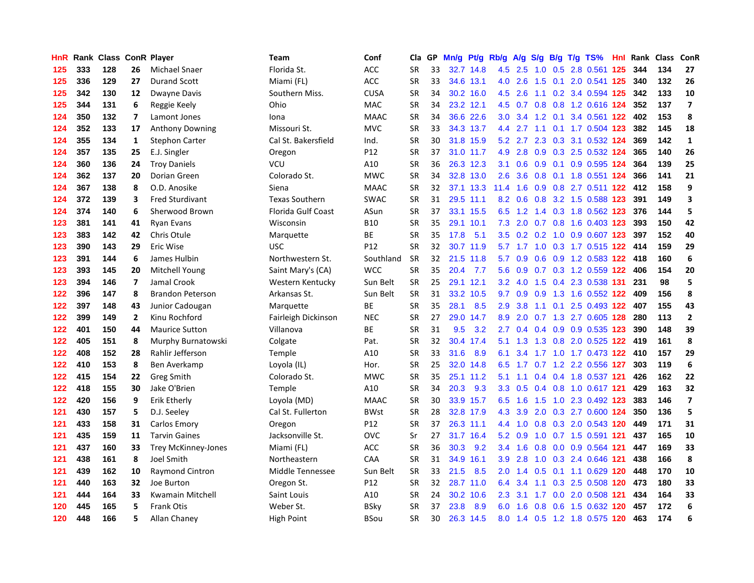| HnR | Rank | Class | ConR | Player | Team | Conf | Cla | GP | Mn/g | Pt/g | Rb/g | A/g | S/g | B/g | T/g | TS% | HnI | Rank | Class | ConR |
|---|---|---|---|---|---|---|---|---|---|---|---|---|---|---|---|---|---|---|---|---|
| 125 | 333 | 128 | 26 | Michael Snaer | Florida St. | ACC | SR | 33 | 32.7 | 14.8 | 4.5 | 2.5 | 1.0 | 0.5 | 2.8 | 0.561 | 125 | 344 | 134 | 27 |
| 125 | 336 | 129 | 27 | Durand Scott | Miami (FL) | ACC | SR | 33 | 34.6 | 13.1 | 4.0 | 2.6 | 1.5 | 0.1 | 2.0 | 0.541 | 125 | 340 | 132 | 26 |
| 125 | 342 | 130 | 12 | Dwayne Davis | Southern Miss. | CUSA | SR | 34 | 30.2 | 16.0 | 4.5 | 2.6 | 1.1 | 0.2 | 3.4 | 0.594 | 125 | 342 | 133 | 10 |
| 125 | 344 | 131 | 6 | Reggie Keely | Ohio | MAC | SR | 34 | 23.2 | 12.1 | 4.5 | 0.7 | 0.8 | 0.8 | 1.2 | 0.616 | 124 | 352 | 137 | 7 |
| 124 | 350 | 132 | 7 | Lamont Jones | Iona | MAAC | SR | 34 | 36.6 | 22.6 | 3.0 | 3.4 | 1.2 | 0.1 | 3.4 | 0.561 | 122 | 402 | 153 | 8 |
| 124 | 352 | 133 | 17 | Anthony Downing | Missouri St. | MVC | SR | 33 | 34.3 | 13.7 | 4.4 | 2.7 | 1.1 | 0.1 | 1.7 | 0.504 | 123 | 382 | 145 | 18 |
| 124 | 355 | 134 | 1 | Stephon Carter | Cal St. Bakersfield | Ind. | SR | 30 | 31.8 | 15.9 | 5.2 | 2.7 | 2.3 | 0.3 | 3.1 | 0.532 | 124 | 369 | 142 | 1 |
| 124 | 357 | 135 | 25 | E.J. Singler | Oregon | P12 | SR | 37 | 31.0 | 11.7 | 4.9 | 2.8 | 0.9 | 0.3 | 2.5 | 0.532 | 124 | 365 | 140 | 26 |
| 124 | 360 | 136 | 24 | Troy Daniels | VCU | A10 | SR | 36 | 26.3 | 12.3 | 3.1 | 0.6 | 0.9 | 0.1 | 0.9 | 0.595 | 124 | 364 | 139 | 25 |
| 124 | 362 | 137 | 20 | Dorian Green | Colorado St. | MWC | SR | 34 | 32.8 | 13.0 | 2.6 | 3.6 | 0.8 | 0.1 | 1.8 | 0.551 | 124 | 366 | 141 | 21 |
| 124 | 367 | 138 | 8 | O.D. Anosike | Siena | MAAC | SR | 32 | 37.1 | 13.3 | 11.4 | 1.6 | 0.9 | 0.8 | 2.7 | 0.511 | 122 | 412 | 158 | 9 |
| 124 | 372 | 139 | 3 | Fred Sturdivant | Texas Southern | SWAC | SR | 31 | 29.5 | 11.1 | 8.2 | 0.6 | 0.8 | 3.2 | 1.5 | 0.588 | 123 | 391 | 149 | 3 |
| 124 | 374 | 140 | 6 | Sherwood Brown | Florida Gulf Coast | ASun | SR | 37 | 33.1 | 15.5 | 6.5 | 1.2 | 1.4 | 0.3 | 1.8 | 0.562 | 123 | 376 | 144 | 5 |
| 123 | 381 | 141 | 41 | Ryan Evans | Wisconsin | B10 | SR | 35 | 29.1 | 10.1 | 7.3 | 2.0 | 0.7 | 0.8 | 1.6 | 0.403 | 123 | 393 | 150 | 42 |
| 123 | 383 | 142 | 42 | Chris Otule | Marquette | BE | SR | 35 | 17.8 | 5.1 | 3.5 | 0.2 | 0.2 | 1.0 | 0.9 | 0.607 | 123 | 397 | 152 | 40 |
| 123 | 390 | 143 | 29 | Eric Wise | USC | P12 | SR | 32 | 30.7 | 11.9 | 5.7 | 1.7 | 1.0 | 0.3 | 1.7 | 0.515 | 122 | 414 | 159 | 29 |
| 123 | 391 | 144 | 6 | James Hulbin | Northwestern St. | Southland | SR | 32 | 21.5 | 11.8 | 5.7 | 0.9 | 0.6 | 0.9 | 1.2 | 0.583 | 122 | 418 | 160 | 6 |
| 123 | 393 | 145 | 20 | Mitchell Young | Saint Mary's (CA) | WCC | SR | 35 | 20.4 | 7.7 | 5.6 | 0.9 | 0.7 | 0.3 | 1.2 | 0.559 | 122 | 406 | 154 | 20 |
| 123 | 394 | 146 | 7 | Jamal Crook | Western Kentucky | Sun Belt | SR | 25 | 29.1 | 12.1 | 3.2 | 4.0 | 1.5 | 0.4 | 2.3 | 0.538 | 131 | 231 | 98 | 5 |
| 122 | 396 | 147 | 8 | Brandon Peterson | Arkansas St. | Sun Belt | SR | 31 | 33.2 | 10.5 | 9.7 | 0.9 | 0.9 | 1.3 | 1.6 | 0.552 | 122 | 409 | 156 | 8 |
| 122 | 397 | 148 | 43 | Junior Cadougan | Marquette | BE | SR | 35 | 28.1 | 8.5 | 2.9 | 3.8 | 1.1 | 0.1 | 2.5 | 0.493 | 122 | 407 | 155 | 43 |
| 122 | 399 | 149 | 2 | Kinu Rochford | Fairleigh Dickinson | NEC | SR | 27 | 29.0 | 14.7 | 8.9 | 2.0 | 0.7 | 1.3 | 2.7 | 0.605 | 128 | 280 | 113 | 2 |
| 122 | 401 | 150 | 44 | Maurice Sutton | Villanova | BE | SR | 31 | 9.5 | 3.2 | 2.7 | 0.4 | 0.4 | 0.9 | 0.9 | 0.535 | 123 | 390 | 148 | 39 |
| 122 | 405 | 151 | 8 | Murphy Burnatowski | Colgate | Pat. | SR | 32 | 30.4 | 17.4 | 5.1 | 1.3 | 1.3 | 0.8 | 2.0 | 0.525 | 122 | 419 | 161 | 8 |
| 122 | 408 | 152 | 28 | Rahlir Jefferson | Temple | A10 | SR | 33 | 31.6 | 8.9 | 6.1 | 3.4 | 1.7 | 1.0 | 1.7 | 0.473 | 122 | 410 | 157 | 29 |
| 122 | 410 | 153 | 8 | Ben Averkamp | Loyola (IL) | Hor. | SR | 25 | 32.0 | 14.8 | 6.5 | 1.7 | 0.7 | 1.2 | 2.2 | 0.556 | 127 | 303 | 119 | 6 |
| 122 | 415 | 154 | 22 | Greg Smith | Colorado St. | MWC | SR | 35 | 25.1 | 11.2 | 5.1 | 1.1 | 0.4 | 0.4 | 1.8 | 0.537 | 121 | 426 | 162 | 22 |
| 122 | 418 | 155 | 30 | Jake O'Brien | Temple | A10 | SR | 34 | 20.3 | 9.3 | 3.3 | 0.5 | 0.4 | 0.8 | 1.0 | 0.617 | 121 | 429 | 163 | 32 |
| 122 | 420 | 156 | 9 | Erik Etherly | Loyola (MD) | MAAC | SR | 30 | 33.9 | 15.7 | 6.5 | 1.6 | 1.5 | 1.0 | 2.3 | 0.492 | 123 | 383 | 146 | 7 |
| 121 | 430 | 157 | 5 | D.J. Seeley | Cal St. Fullerton | BWst | SR | 28 | 32.8 | 17.9 | 4.3 | 3.9 | 2.0 | 0.3 | 2.7 | 0.600 | 124 | 350 | 136 | 5 |
| 121 | 433 | 158 | 31 | Carlos Emory | Oregon | P12 | SR | 37 | 26.3 | 11.1 | 4.4 | 1.0 | 0.8 | 0.3 | 2.0 | 0.543 | 120 | 449 | 171 | 31 |
| 121 | 435 | 159 | 11 | Tarvin Gaines | Jacksonville St. | OVC | Sr | 27 | 31.7 | 16.4 | 5.2 | 0.9 | 1.0 | 0.7 | 1.5 | 0.591 | 121 | 437 | 165 | 10 |
| 121 | 437 | 160 | 33 | Trey McKinney-Jones | Miami (FL) | ACC | SR | 36 | 30.3 | 9.2 | 3.4 | 1.6 | 0.8 | 0.0 | 0.9 | 0.564 | 121 | 447 | 169 | 33 |
| 121 | 438 | 161 | 8 | Joel Smith | Northeastern | CAA | SR | 31 | 34.9 | 16.1 | 3.9 | 2.8 | 1.0 | 0.3 | 2.4 | 0.646 | 121 | 438 | 166 | 8 |
| 121 | 439 | 162 | 10 | Raymond Cintron | Middle Tennessee | Sun Belt | SR | 33 | 21.5 | 8.5 | 2.0 | 1.4 | 0.5 | 0.1 | 1.1 | 0.629 | 120 | 448 | 170 | 10 |
| 121 | 440 | 163 | 32 | Joe Burton | Oregon St. | P12 | SR | 32 | 28.7 | 11.0 | 6.4 | 3.4 | 1.1 | 0.3 | 2.5 | 0.508 | 120 | 473 | 180 | 33 |
| 121 | 444 | 164 | 33 | Kwamain Mitchell | Saint Louis | A10 | SR | 24 | 30.2 | 10.6 | 2.3 | 3.1 | 1.7 | 0.0 | 2.0 | 0.508 | 121 | 434 | 164 | 33 |
| 120 | 445 | 165 | 5 | Frank Otis | Weber St. | BSky | SR | 37 | 23.8 | 8.9 | 6.0 | 1.6 | 0.8 | 0.6 | 1.5 | 0.632 | 120 | 457 | 172 | 6 |
| 120 | 448 | 166 | 5 | Allan Chaney | High Point | BSou | SR | 30 | 26.3 | 14.5 | 8.0 | 1.4 | 0.5 | 1.2 | 1.8 | 0.575 | 120 | 463 | 174 | 6 |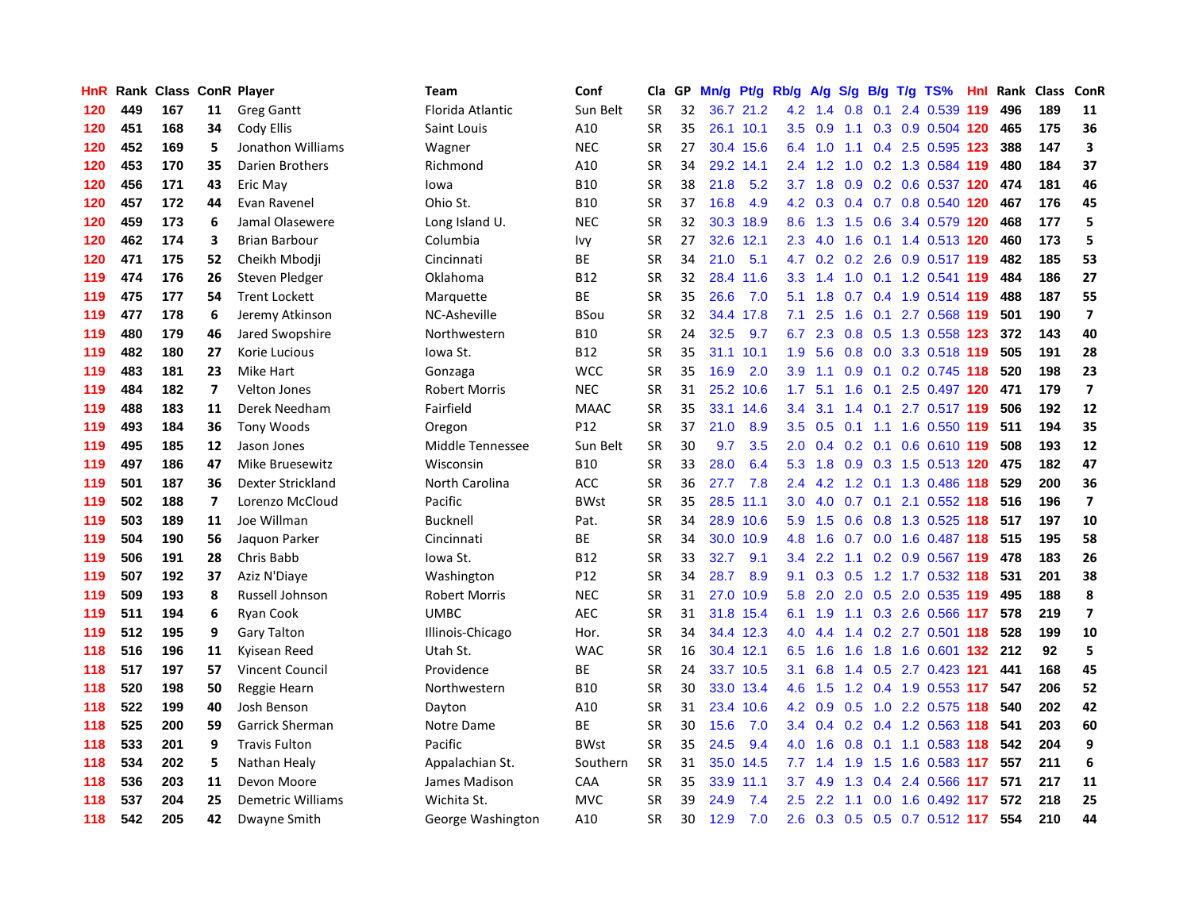| HnR | Rank | Class | ConR | Player | Team | Conf | Cla | GP | Mn/g | Pt/g | Rb/g | A/g | S/g | B/g | T/g | TS% | HnI | Rank | Class | ConR |
|---|---|---|---|---|---|---|---|---|---|---|---|---|---|---|---|---|---|---|---|---|
| 120 | 449 | 167 | 11 | Greg Gantt | Florida Atlantic | Sun Belt | SR | 32 | 36.7 | 21.2 | 4.2 | 1.4 | 0.8 | 0.1 | 2.4 | 0.539 | 119 | 496 | 189 | 11 |
| 120 | 451 | 168 | 34 | Cody Ellis | Saint Louis | A10 | SR | 35 | 26.1 | 10.1 | 3.5 | 0.9 | 1.1 | 0.3 | 0.9 | 0.504 | 120 | 465 | 175 | 36 |
| 120 | 452 | 169 | 5 | Jonathon Williams | Wagner | NEC | SR | 27 | 30.4 | 15.6 | 6.4 | 1.0 | 1.1 | 0.4 | 2.5 | 0.595 | 123 | 388 | 147 | 3 |
| 120 | 453 | 170 | 35 | Darien Brothers | Richmond | A10 | SR | 34 | 29.2 | 14.1 | 2.4 | 1.2 | 1.0 | 0.2 | 1.3 | 0.584 | 119 | 480 | 184 | 37 |
| 120 | 456 | 171 | 43 | Eric May | Iowa | B10 | SR | 38 | 21.8 | 5.2 | 3.7 | 1.8 | 0.9 | 0.2 | 0.6 | 0.537 | 120 | 474 | 181 | 46 |
| 120 | 457 | 172 | 44 | Evan Ravenel | Ohio St. | B10 | SR | 37 | 16.8 | 4.9 | 4.2 | 0.3 | 0.4 | 0.7 | 0.8 | 0.540 | 120 | 467 | 176 | 45 |
| 120 | 459 | 173 | 6 | Jamal Olasewere | Long Island U. | NEC | SR | 32 | 30.3 | 18.9 | 8.6 | 1.3 | 1.5 | 0.6 | 3.4 | 0.579 | 120 | 468 | 177 | 5 |
| 120 | 462 | 174 | 3 | Brian Barbour | Columbia | Ivy | SR | 27 | 32.6 | 12.1 | 2.3 | 4.0 | 1.6 | 0.1 | 1.4 | 0.513 | 120 | 460 | 173 | 5 |
| 120 | 471 | 175 | 52 | Cheikh Mbodji | Cincinnati | BE | SR | 34 | 21.0 | 5.1 | 4.7 | 0.2 | 0.2 | 2.6 | 0.9 | 0.517 | 119 | 482 | 185 | 53 |
| 119 | 474 | 176 | 26 | Steven Pledger | Oklahoma | B12 | SR | 32 | 28.4 | 11.6 | 3.3 | 1.4 | 1.0 | 0.1 | 1.2 | 0.541 | 119 | 484 | 186 | 27 |
| 119 | 475 | 177 | 54 | Trent Lockett | Marquette | BE | SR | 35 | 26.6 | 7.0 | 5.1 | 1.8 | 0.7 | 0.4 | 1.9 | 0.514 | 119 | 488 | 187 | 55 |
| 119 | 477 | 178 | 6 | Jeremy Atkinson | NC-Asheville | BSou | SR | 32 | 34.4 | 17.8 | 7.1 | 2.5 | 1.6 | 0.1 | 2.7 | 0.568 | 119 | 501 | 190 | 7 |
| 119 | 480 | 179 | 46 | Jared Swopshire | Northwestern | B10 | SR | 24 | 32.5 | 9.7 | 6.7 | 2.3 | 0.8 | 0.5 | 1.3 | 0.558 | 123 | 372 | 143 | 40 |
| 119 | 482 | 180 | 27 | Korie Lucious | Iowa St. | B12 | SR | 35 | 31.1 | 10.1 | 1.9 | 5.6 | 0.8 | 0.0 | 3.3 | 0.518 | 119 | 505 | 191 | 28 |
| 119 | 483 | 181 | 23 | Mike Hart | Gonzaga | WCC | SR | 35 | 16.9 | 2.0 | 3.9 | 1.1 | 0.9 | 0.1 | 0.2 | 0.745 | 118 | 520 | 198 | 23 |
| 119 | 484 | 182 | 7 | Velton Jones | Robert Morris | NEC | SR | 31 | 25.2 | 10.6 | 1.7 | 5.1 | 1.6 | 0.1 | 2.5 | 0.497 | 120 | 471 | 179 | 7 |
| 119 | 488 | 183 | 11 | Derek Needham | Fairfield | MAAC | SR | 35 | 33.1 | 14.6 | 3.4 | 3.1 | 1.4 | 0.1 | 2.7 | 0.517 | 119 | 506 | 192 | 12 |
| 119 | 493 | 184 | 36 | Tony Woods | Oregon | P12 | SR | 37 | 21.0 | 8.9 | 3.5 | 0.5 | 0.1 | 1.1 | 1.6 | 0.550 | 119 | 511 | 194 | 35 |
| 119 | 495 | 185 | 12 | Jason Jones | Middle Tennessee | Sun Belt | SR | 30 | 9.7 | 3.5 | 2.0 | 0.4 | 0.2 | 0.1 | 0.6 | 0.610 | 119 | 508 | 193 | 12 |
| 119 | 497 | 186 | 47 | Mike Bruesewitz | Wisconsin | B10 | SR | 33 | 28.0 | 6.4 | 5.3 | 1.8 | 0.9 | 0.3 | 1.5 | 0.513 | 120 | 475 | 182 | 47 |
| 119 | 501 | 187 | 36 | Dexter Strickland | North Carolina | ACC | SR | 36 | 27.7 | 7.8 | 2.4 | 4.2 | 1.2 | 0.1 | 1.3 | 0.486 | 118 | 529 | 200 | 36 |
| 119 | 502 | 188 | 7 | Lorenzo McCloud | Pacific | BWst | SR | 35 | 28.5 | 11.1 | 3.0 | 4.0 | 0.7 | 0.1 | 2.1 | 0.552 | 118 | 516 | 196 | 7 |
| 119 | 503 | 189 | 11 | Joe Willman | Bucknell | Pat. | SR | 34 | 28.9 | 10.6 | 5.9 | 1.5 | 0.6 | 0.8 | 1.3 | 0.525 | 118 | 517 | 197 | 10 |
| 119 | 504 | 190 | 56 | Jaquon Parker | Cincinnati | BE | SR | 34 | 30.0 | 10.9 | 4.8 | 1.6 | 0.7 | 0.0 | 1.6 | 0.487 | 118 | 515 | 195 | 58 |
| 119 | 506 | 191 | 28 | Chris Babb | Iowa St. | B12 | SR | 33 | 32.7 | 9.1 | 3.4 | 2.2 | 1.1 | 0.2 | 0.9 | 0.567 | 119 | 478 | 183 | 26 |
| 119 | 507 | 192 | 37 | Aziz N'Diaye | Washington | P12 | SR | 34 | 28.7 | 8.9 | 9.1 | 0.3 | 0.5 | 1.2 | 1.7 | 0.532 | 118 | 531 | 201 | 38 |
| 119 | 509 | 193 | 8 | Russell Johnson | Robert Morris | NEC | SR | 31 | 27.0 | 10.9 | 5.8 | 2.0 | 2.0 | 0.5 | 2.0 | 0.535 | 119 | 495 | 188 | 8 |
| 119 | 511 | 194 | 6 | Ryan Cook | UMBC | AEC | SR | 31 | 31.8 | 15.4 | 6.1 | 1.9 | 1.1 | 0.3 | 2.6 | 0.566 | 117 | 578 | 219 | 7 |
| 119 | 512 | 195 | 9 | Gary Talton | Illinois-Chicago | Hor. | SR | 34 | 34.4 | 12.3 | 4.0 | 4.4 | 1.4 | 0.2 | 2.7 | 0.501 | 118 | 528 | 199 | 10 |
| 118 | 516 | 196 | 11 | Kyisean Reed | Utah St. | WAC | SR | 16 | 30.4 | 12.1 | 6.5 | 1.6 | 1.6 | 1.8 | 1.6 | 0.601 | 132 | 212 | 92 | 5 |
| 118 | 517 | 197 | 57 | Vincent Council | Providence | BE | SR | 24 | 33.7 | 10.5 | 3.1 | 6.8 | 1.4 | 0.5 | 2.7 | 0.423 | 121 | 441 | 168 | 45 |
| 118 | 520 | 198 | 50 | Reggie Hearn | Northwestern | B10 | SR | 30 | 33.0 | 13.4 | 4.6 | 1.5 | 1.2 | 0.4 | 1.9 | 0.553 | 117 | 547 | 206 | 52 |
| 118 | 522 | 199 | 40 | Josh Benson | Dayton | A10 | SR | 31 | 23.4 | 10.6 | 4.2 | 0.9 | 0.5 | 1.0 | 2.2 | 0.575 | 118 | 540 | 202 | 42 |
| 118 | 525 | 200 | 59 | Garrick Sherman | Notre Dame | BE | SR | 30 | 15.6 | 7.0 | 3.4 | 0.4 | 0.2 | 0.4 | 1.2 | 0.563 | 118 | 541 | 203 | 60 |
| 118 | 533 | 201 | 9 | Travis Fulton | Pacific | BWst | SR | 35 | 24.5 | 9.4 | 4.0 | 1.6 | 0.8 | 0.1 | 1.1 | 0.583 | 118 | 542 | 204 | 9 |
| 118 | 534 | 202 | 5 | Nathan Healy | Appalachian St. | Southern | SR | 31 | 35.0 | 14.5 | 7.7 | 1.4 | 1.9 | 1.5 | 1.6 | 0.583 | 117 | 557 | 211 | 6 |
| 118 | 536 | 203 | 11 | Devon Moore | James Madison | CAA | SR | 35 | 33.9 | 11.1 | 3.7 | 4.9 | 1.3 | 0.4 | 2.4 | 0.566 | 117 | 571 | 217 | 11 |
| 118 | 537 | 204 | 25 | Demetric Williams | Wichita St. | MVC | SR | 39 | 24.9 | 7.4 | 2.5 | 2.2 | 1.1 | 0.0 | 1.6 | 0.492 | 117 | 572 | 218 | 25 |
| 118 | 542 | 205 | 42 | Dwayne Smith | George Washington | A10 | SR | 30 | 12.9 | 7.0 | 2.6 | 0.3 | 0.5 | 0.5 | 0.7 | 0.512 | 117 | 554 | 210 | 44 |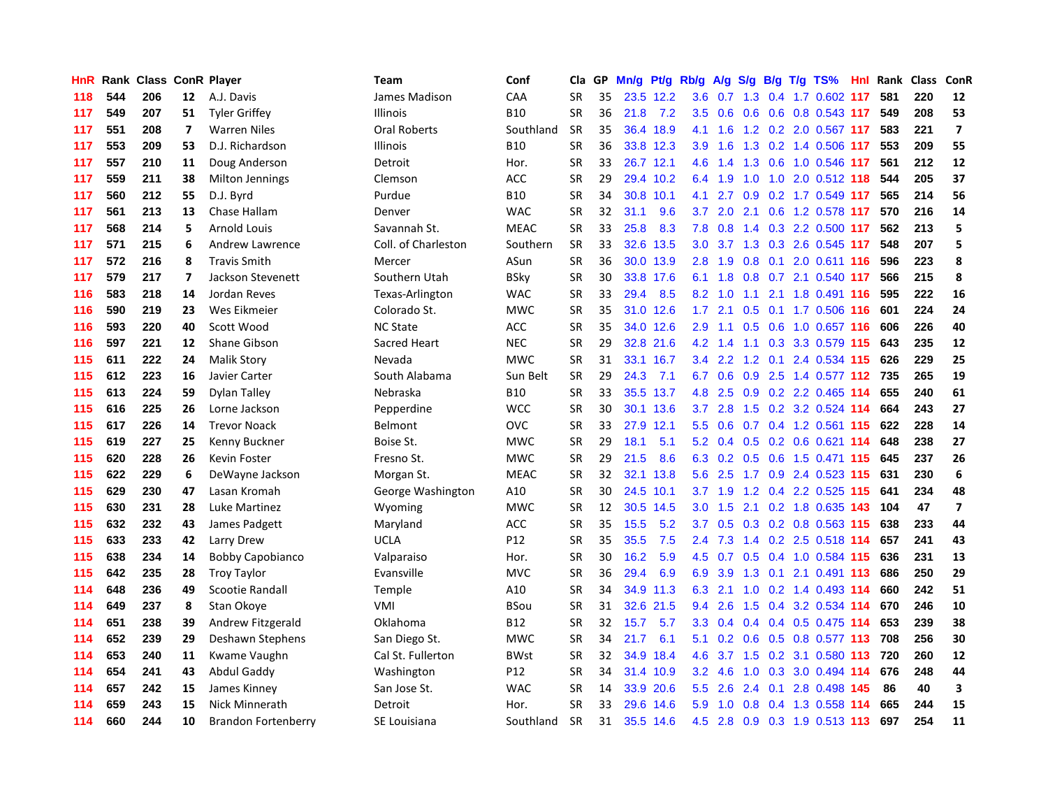| HnR | Rank | Class | ConR | Player | Team | Conf | Cla | GP | Mn/g | Pt/g | Rb/g | A/g | S/g | B/g | T/g | TS% | HnI | Rank | Class | ConR |
|---|---|---|---|---|---|---|---|---|---|---|---|---|---|---|---|---|---|---|---|---|
| 118 | 544 | 206 | 12 | A.J. Davis | James Madison | CAA | SR | 35 | 23.5 | 12.2 | 3.6 | 0.7 | 1.3 | 0.4 | 1.7 | 0.602 | 117 | 581 | 220 | 12 |
| 117 | 549 | 207 | 51 | Tyler Griffey | Illinois | B10 | SR | 36 | 21.8 | 7.2 | 3.5 | 0.6 | 0.6 | 0.6 | 0.8 | 0.543 | 117 | 549 | 208 | 53 |
| 117 | 551 | 208 | 7 | Warren Niles | Oral Roberts | Southland | SR | 35 | 36.4 | 18.9 | 4.1 | 1.6 | 1.2 | 0.2 | 2.0 | 0.567 | 117 | 583 | 221 | 7 |
| 117 | 553 | 209 | 53 | D.J. Richardson | Illinois | B10 | SR | 36 | 33.8 | 12.3 | 3.9 | 1.6 | 1.3 | 0.2 | 1.4 | 0.506 | 117 | 553 | 209 | 55 |
| 117 | 557 | 210 | 11 | Doug Anderson | Detroit | Hor. | SR | 33 | 26.7 | 12.1 | 4.6 | 1.4 | 1.3 | 0.6 | 1.0 | 0.546 | 117 | 561 | 212 | 12 |
| 117 | 559 | 211 | 38 | Milton Jennings | Clemson | ACC | SR | 29 | 29.4 | 10.2 | 6.4 | 1.9 | 1.0 | 1.0 | 2.0 | 0.512 | 118 | 544 | 205 | 37 |
| 117 | 560 | 212 | 55 | D.J. Byrd | Purdue | B10 | SR | 34 | 30.8 | 10.1 | 4.1 | 2.7 | 0.9 | 0.2 | 1.7 | 0.549 | 117 | 565 | 214 | 56 |
| 117 | 561 | 213 | 13 | Chase Hallam | Denver | WAC | SR | 32 | 31.1 | 9.6 | 3.7 | 2.0 | 2.1 | 0.6 | 1.2 | 0.578 | 117 | 570 | 216 | 14 |
| 117 | 568 | 214 | 5 | Arnold Louis | Savannah St. | MEAC | SR | 33 | 25.8 | 8.3 | 7.8 | 0.8 | 1.4 | 0.3 | 2.2 | 0.500 | 117 | 562 | 213 | 5 |
| 117 | 571 | 215 | 6 | Andrew Lawrence | Coll. of Charleston | Southern | SR | 33 | 32.6 | 13.5 | 3.0 | 3.7 | 1.3 | 0.3 | 2.6 | 0.545 | 117 | 548 | 207 | 5 |
| 117 | 572 | 216 | 8 | Travis Smith | Mercer | ASun | SR | 36 | 30.0 | 13.9 | 2.8 | 1.9 | 0.8 | 0.1 | 2.0 | 0.611 | 116 | 596 | 223 | 8 |
| 117 | 579 | 217 | 7 | Jackson Stevenett | Southern Utah | BSky | SR | 30 | 33.8 | 17.6 | 6.1 | 1.8 | 0.8 | 0.7 | 2.1 | 0.540 | 117 | 566 | 215 | 8 |
| 116 | 583 | 218 | 14 | Jordan Reves | Texas-Arlington | WAC | SR | 33 | 29.4 | 8.5 | 8.2 | 1.0 | 1.1 | 2.1 | 1.8 | 0.491 | 116 | 595 | 222 | 16 |
| 116 | 590 | 219 | 23 | Wes Eikmeier | Colorado St. | MWC | SR | 35 | 31.0 | 12.6 | 1.7 | 2.1 | 0.5 | 0.1 | 1.7 | 0.506 | 116 | 601 | 224 | 24 |
| 116 | 593 | 220 | 40 | Scott Wood | NC State | ACC | SR | 35 | 34.0 | 12.6 | 2.9 | 1.1 | 0.5 | 0.6 | 1.0 | 0.657 | 116 | 606 | 226 | 40 |
| 116 | 597 | 221 | 12 | Shane Gibson | Sacred Heart | NEC | SR | 29 | 32.8 | 21.6 | 4.2 | 1.4 | 1.1 | 0.3 | 3.3 | 0.579 | 115 | 643 | 235 | 12 |
| 115 | 611 | 222 | 24 | Malik Story | Nevada | MWC | SR | 31 | 33.1 | 16.7 | 3.4 | 2.2 | 1.2 | 0.1 | 2.4 | 0.534 | 115 | 626 | 229 | 25 |
| 115 | 612 | 223 | 16 | Javier Carter | South Alabama | Sun Belt | SR | 29 | 24.3 | 7.1 | 6.7 | 0.6 | 0.9 | 2.5 | 1.4 | 0.577 | 112 | 735 | 265 | 19 |
| 115 | 613 | 224 | 59 | Dylan Talley | Nebraska | B10 | SR | 33 | 35.5 | 13.7 | 4.8 | 2.5 | 0.9 | 0.2 | 2.2 | 0.465 | 114 | 655 | 240 | 61 |
| 115 | 616 | 225 | 26 | Lorne Jackson | Pepperdine | WCC | SR | 30 | 30.1 | 13.6 | 3.7 | 2.8 | 1.5 | 0.2 | 3.2 | 0.524 | 114 | 664 | 243 | 27 |
| 115 | 617 | 226 | 14 | Trevor Noack | Belmont | OVC | SR | 33 | 27.9 | 12.1 | 5.5 | 0.6 | 0.7 | 0.4 | 1.2 | 0.561 | 115 | 622 | 228 | 14 |
| 115 | 619 | 227 | 25 | Kenny Buckner | Boise St. | MWC | SR | 29 | 18.1 | 5.1 | 5.2 | 0.4 | 0.5 | 0.2 | 0.6 | 0.621 | 114 | 648 | 238 | 27 |
| 115 | 620 | 228 | 26 | Kevin Foster | Fresno St. | MWC | SR | 29 | 21.5 | 8.6 | 6.3 | 0.2 | 0.5 | 0.6 | 1.5 | 0.471 | 115 | 645 | 237 | 26 |
| 115 | 622 | 229 | 6 | DeWayne Jackson | Morgan St. | MEAC | SR | 32 | 32.1 | 13.8 | 5.6 | 2.5 | 1.7 | 0.9 | 2.4 | 0.523 | 115 | 631 | 230 | 6 |
| 115 | 629 | 230 | 47 | Lasan Kromah | George Washington | A10 | SR | 30 | 24.5 | 10.1 | 3.7 | 1.9 | 1.2 | 0.4 | 2.2 | 0.525 | 115 | 641 | 234 | 48 |
| 115 | 630 | 231 | 28 | Luke Martinez | Wyoming | MWC | SR | 12 | 30.5 | 14.5 | 3.0 | 1.5 | 2.1 | 0.2 | 1.8 | 0.635 | 143 | 104 | 47 | 7 |
| 115 | 632 | 232 | 43 | James Padgett | Maryland | ACC | SR | 35 | 15.5 | 5.2 | 3.7 | 0.5 | 0.3 | 0.2 | 0.8 | 0.563 | 115 | 638 | 233 | 44 |
| 115 | 633 | 233 | 42 | Larry Drew | UCLA | P12 | SR | 35 | 35.5 | 7.5 | 2.4 | 7.3 | 1.4 | 0.2 | 2.5 | 0.518 | 114 | 657 | 241 | 43 |
| 115 | 638 | 234 | 14 | Bobby Capobianco | Valparaiso | Hor. | SR | 30 | 16.2 | 5.9 | 4.5 | 0.7 | 0.5 | 0.4 | 1.0 | 0.584 | 115 | 636 | 231 | 13 |
| 115 | 642 | 235 | 28 | Troy Taylor | Evansville | MVC | SR | 36 | 29.4 | 6.9 | 6.9 | 3.9 | 1.3 | 0.1 | 2.1 | 0.491 | 113 | 686 | 250 | 29 |
| 114 | 648 | 236 | 49 | Scootie Randall | Temple | A10 | SR | 34 | 34.9 | 11.3 | 6.3 | 2.1 | 1.0 | 0.2 | 1.4 | 0.493 | 114 | 660 | 242 | 51 |
| 114 | 649 | 237 | 8 | Stan Okoye | VMI | BSou | SR | 31 | 32.6 | 21.5 | 9.4 | 2.6 | 1.5 | 0.4 | 3.2 | 0.534 | 114 | 670 | 246 | 10 |
| 114 | 651 | 238 | 39 | Andrew Fitzgerald | Oklahoma | B12 | SR | 32 | 15.7 | 5.7 | 3.3 | 0.4 | 0.4 | 0.4 | 0.5 | 0.475 | 114 | 653 | 239 | 38 |
| 114 | 652 | 239 | 29 | Deshawn Stephens | San Diego St. | MWC | SR | 34 | 21.7 | 6.1 | 5.1 | 0.2 | 0.6 | 0.5 | 0.8 | 0.577 | 113 | 708 | 256 | 30 |
| 114 | 653 | 240 | 11 | Kwame Vaughn | Cal St. Fullerton | BWst | SR | 32 | 34.9 | 18.4 | 4.6 | 3.7 | 1.5 | 0.2 | 3.1 | 0.580 | 113 | 720 | 260 | 12 |
| 114 | 654 | 241 | 43 | Abdul Gaddy | Washington | P12 | SR | 34 | 31.4 | 10.9 | 3.2 | 4.6 | 1.0 | 0.3 | 3.0 | 0.494 | 114 | 676 | 248 | 44 |
| 114 | 657 | 242 | 15 | James Kinney | San Jose St. | WAC | SR | 14 | 33.9 | 20.6 | 5.5 | 2.6 | 2.4 | 0.1 | 2.8 | 0.498 | 145 | 86 | 40 | 3 |
| 114 | 659 | 243 | 15 | Nick Minnerath | Detroit | Hor. | SR | 33 | 29.6 | 14.6 | 5.9 | 1.0 | 0.8 | 0.4 | 1.3 | 0.558 | 114 | 665 | 244 | 15 |
| 114 | 660 | 244 | 10 | Brandon Fortenberry | SE Louisiana | Southland | SR | 31 | 35.5 | 14.6 | 4.5 | 2.8 | 0.9 | 0.3 | 1.9 | 0.513 | 113 | 697 | 254 | 11 |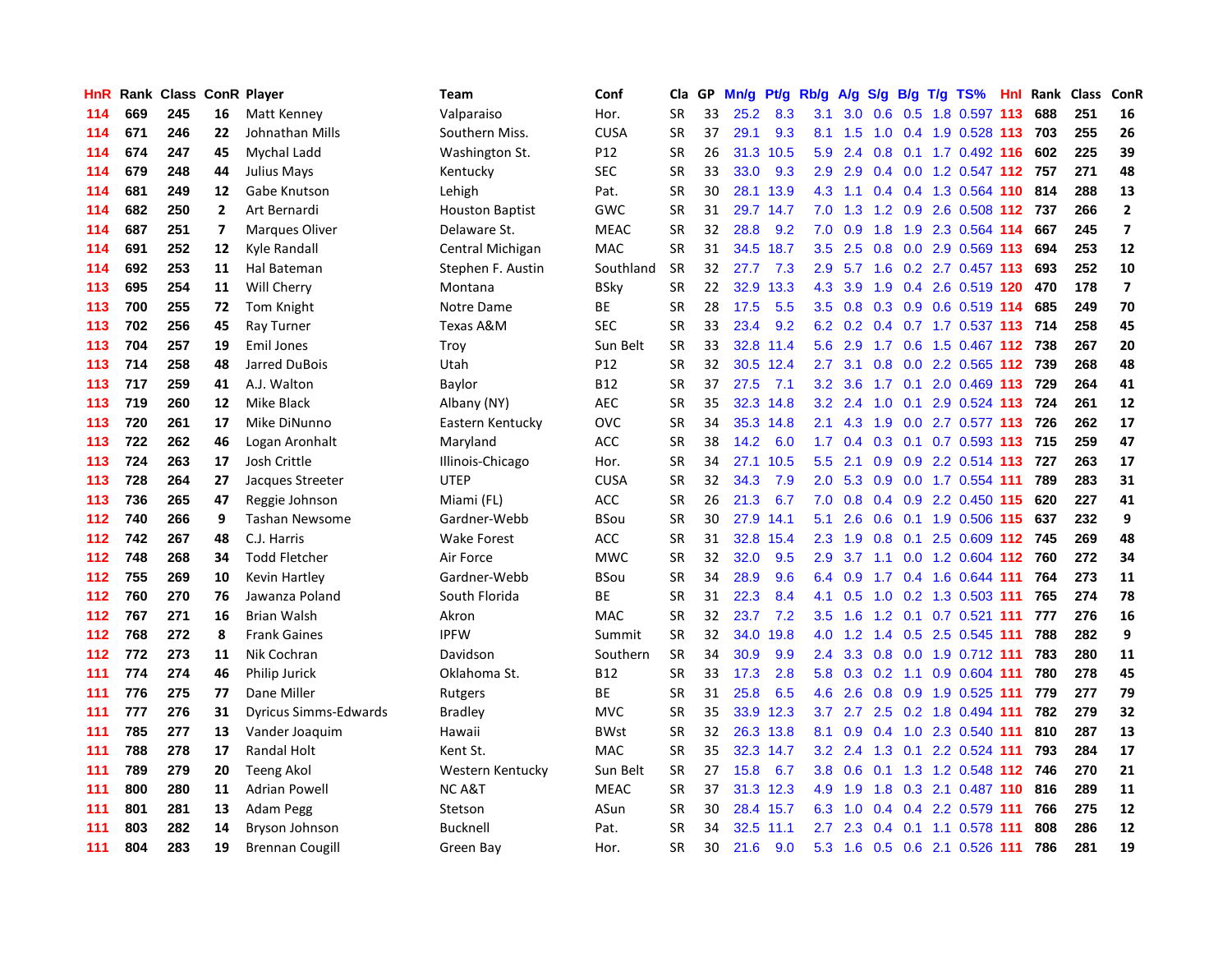| HnR | Rank | Class | ConR | Player | Team | Conf | Cla | GP | Mn/g | Pt/g | Rb/g | A/g | S/g | B/g | T/g | TS% | HnI | Rank | Class | ConR |
|---|---|---|---|---|---|---|---|---|---|---|---|---|---|---|---|---|---|---|---|---|
| 114 | 669 | 245 | 16 | Matt Kenney | Valparaiso | Hor. | SR | 33 | 25.2 | 8.3 | 3.1 | 3.0 | 0.6 | 0.5 | 1.8 | 0.597 | 113 | 688 | 251 | 16 |
| 114 | 671 | 246 | 22 | Johnathan Mills | Southern Miss. | CUSA | SR | 37 | 29.1 | 9.3 | 8.1 | 1.5 | 1.0 | 0.4 | 1.9 | 0.528 | 113 | 703 | 255 | 26 |
| 114 | 674 | 247 | 45 | Mychal Ladd | Washington St. | P12 | SR | 26 | 31.3 | 10.5 | 5.9 | 2.4 | 0.8 | 0.1 | 1.7 | 0.492 | 116 | 602 | 225 | 39 |
| 114 | 679 | 248 | 44 | Julius Mays | Kentucky | SEC | SR | 33 | 33.0 | 9.3 | 2.9 | 2.9 | 0.4 | 0.0 | 1.2 | 0.547 | 112 | 757 | 271 | 48 |
| 114 | 681 | 249 | 12 | Gabe Knutson | Lehigh | Pat. | SR | 30 | 28.1 | 13.9 | 4.3 | 1.1 | 0.4 | 0.4 | 1.3 | 0.564 | 110 | 814 | 288 | 13 |
| 114 | 682 | 250 | 2 | Art Bernardi | Houston Baptist | GWC | SR | 31 | 29.7 | 14.7 | 7.0 | 1.3 | 1.2 | 0.9 | 2.6 | 0.508 | 112 | 737 | 266 | 2 |
| 114 | 687 | 251 | 7 | Marques Oliver | Delaware St. | MEAC | SR | 32 | 28.8 | 9.2 | 7.0 | 0.9 | 1.8 | 1.9 | 2.3 | 0.564 | 114 | 667 | 245 | 7 |
| 114 | 691 | 252 | 12 | Kyle Randall | Central Michigan | MAC | SR | 31 | 34.5 | 18.7 | 3.5 | 2.5 | 0.8 | 0.0 | 2.9 | 0.569 | 113 | 694 | 253 | 12 |
| 114 | 692 | 253 | 11 | Hal Bateman | Stephen F. Austin | Southland | SR | 32 | 27.7 | 7.3 | 2.9 | 5.7 | 1.6 | 0.2 | 2.7 | 0.457 | 113 | 693 | 252 | 10 |
| 113 | 695 | 254 | 11 | Will Cherry | Montana | BSky | SR | 22 | 32.9 | 13.3 | 4.3 | 3.9 | 1.9 | 0.4 | 2.6 | 0.519 | 120 | 470 | 178 | 7 |
| 113 | 700 | 255 | 72 | Tom Knight | Notre Dame | BE | SR | 28 | 17.5 | 5.5 | 3.5 | 0.8 | 0.3 | 0.9 | 0.6 | 0.519 | 114 | 685 | 249 | 70 |
| 113 | 702 | 256 | 45 | Ray Turner | Texas A&M | SEC | SR | 33 | 23.4 | 9.2 | 6.2 | 0.2 | 0.4 | 0.7 | 1.7 | 0.537 | 113 | 714 | 258 | 45 |
| 113 | 704 | 257 | 19 | Emil Jones | Troy | Sun Belt | SR | 33 | 32.8 | 11.4 | 5.6 | 2.9 | 1.7 | 0.6 | 1.5 | 0.467 | 112 | 738 | 267 | 20 |
| 113 | 714 | 258 | 48 | Jarred DuBois | Utah | P12 | SR | 32 | 30.5 | 12.4 | 2.7 | 3.1 | 0.8 | 0.0 | 2.2 | 0.565 | 112 | 739 | 268 | 48 |
| 113 | 717 | 259 | 41 | A.J. Walton | Baylor | B12 | SR | 37 | 27.5 | 7.1 | 3.2 | 3.6 | 1.7 | 0.1 | 2.0 | 0.469 | 113 | 729 | 264 | 41 |
| 113 | 719 | 260 | 12 | Mike Black | Albany (NY) | AEC | SR | 35 | 32.3 | 14.8 | 3.2 | 2.4 | 1.0 | 0.1 | 2.9 | 0.524 | 113 | 724 | 261 | 12 |
| 113 | 720 | 261 | 17 | Mike DiNunno | Eastern Kentucky | OVC | SR | 34 | 35.3 | 14.8 | 2.1 | 4.3 | 1.9 | 0.0 | 2.7 | 0.577 | 113 | 726 | 262 | 17 |
| 113 | 722 | 262 | 46 | Logan Aronhalt | Maryland | ACC | SR | 38 | 14.2 | 6.0 | 1.7 | 0.4 | 0.3 | 0.1 | 0.7 | 0.593 | 113 | 715 | 259 | 47 |
| 113 | 724 | 263 | 17 | Josh Crittle | Illinois-Chicago | Hor. | SR | 34 | 27.1 | 10.5 | 5.5 | 2.1 | 0.9 | 0.9 | 2.2 | 0.514 | 113 | 727 | 263 | 17 |
| 113 | 728 | 264 | 27 | Jacques Streeter | UTEP | CUSA | SR | 32 | 34.3 | 7.9 | 2.0 | 5.3 | 0.9 | 0.0 | 1.7 | 0.554 | 111 | 789 | 283 | 31 |
| 113 | 736 | 265 | 47 | Reggie Johnson | Miami (FL) | ACC | SR | 26 | 21.3 | 6.7 | 7.0 | 0.8 | 0.4 | 0.9 | 2.2 | 0.450 | 115 | 620 | 227 | 41 |
| 112 | 740 | 266 | 9 | Tashan Newsome | Gardner-Webb | BSou | SR | 30 | 27.9 | 14.1 | 5.1 | 2.6 | 0.6 | 0.1 | 1.9 | 0.506 | 115 | 637 | 232 | 9 |
| 112 | 742 | 267 | 48 | C.J. Harris | Wake Forest | ACC | SR | 31 | 32.8 | 15.4 | 2.3 | 1.9 | 0.8 | 0.1 | 2.5 | 0.609 | 112 | 745 | 269 | 48 |
| 112 | 748 | 268 | 34 | Todd Fletcher | Air Force | MWC | SR | 32 | 32.0 | 9.5 | 2.9 | 3.7 | 1.1 | 0.0 | 1.2 | 0.604 | 112 | 760 | 272 | 34 |
| 112 | 755 | 269 | 10 | Kevin Hartley | Gardner-Webb | BSou | SR | 34 | 28.9 | 9.6 | 6.4 | 0.9 | 1.7 | 0.4 | 1.6 | 0.644 | 111 | 764 | 273 | 11 |
| 112 | 760 | 270 | 76 | Jawanza Poland | South Florida | BE | SR | 31 | 22.3 | 8.4 | 4.1 | 0.5 | 1.0 | 0.2 | 1.3 | 0.503 | 111 | 765 | 274 | 78 |
| 112 | 767 | 271 | 16 | Brian Walsh | Akron | MAC | SR | 32 | 23.7 | 7.2 | 3.5 | 1.6 | 1.2 | 0.1 | 0.7 | 0.521 | 111 | 777 | 276 | 16 |
| 112 | 768 | 272 | 8 | Frank Gaines | IPFW | Summit | SR | 32 | 34.0 | 19.8 | 4.0 | 1.2 | 1.4 | 0.5 | 2.5 | 0.545 | 111 | 788 | 282 | 9 |
| 112 | 772 | 273 | 11 | Nik Cochran | Davidson | Southern | SR | 34 | 30.9 | 9.9 | 2.4 | 3.3 | 0.8 | 0.0 | 1.9 | 0.712 | 111 | 783 | 280 | 11 |
| 111 | 774 | 274 | 46 | Philip Jurick | Oklahoma St. | B12 | SR | 33 | 17.3 | 2.8 | 5.8 | 0.3 | 0.2 | 1.1 | 0.9 | 0.604 | 111 | 780 | 278 | 45 |
| 111 | 776 | 275 | 77 | Dane Miller | Rutgers | BE | SR | 31 | 25.8 | 6.5 | 4.6 | 2.6 | 0.8 | 0.9 | 1.9 | 0.525 | 111 | 779 | 277 | 79 |
| 111 | 777 | 276 | 31 | Dyricus Simms-Edwards | Bradley | MVC | SR | 35 | 33.9 | 12.3 | 3.7 | 2.7 | 2.5 | 0.2 | 1.8 | 0.494 | 111 | 782 | 279 | 32 |
| 111 | 785 | 277 | 13 | Vander Joaquim | Hawaii | BWst | SR | 32 | 26.3 | 13.8 | 8.1 | 0.9 | 0.4 | 1.0 | 2.3 | 0.540 | 111 | 810 | 287 | 13 |
| 111 | 788 | 278 | 17 | Randal Holt | Kent St. | MAC | SR | 35 | 32.3 | 14.7 | 3.2 | 2.4 | 1.3 | 0.1 | 2.2 | 0.524 | 111 | 793 | 284 | 17 |
| 111 | 789 | 279 | 20 | Teeng Akol | Western Kentucky | Sun Belt | SR | 27 | 15.8 | 6.7 | 3.8 | 0.6 | 0.1 | 1.3 | 1.2 | 0.548 | 112 | 746 | 270 | 21 |
| 111 | 800 | 280 | 11 | Adrian Powell | NC A&T | MEAC | SR | 37 | 31.3 | 12.3 | 4.9 | 1.9 | 1.8 | 0.3 | 2.1 | 0.487 | 110 | 816 | 289 | 11 |
| 111 | 801 | 281 | 13 | Adam Pegg | Stetson | ASun | SR | 30 | 28.4 | 15.7 | 6.3 | 1.0 | 0.4 | 0.4 | 2.2 | 0.579 | 111 | 766 | 275 | 12 |
| 111 | 803 | 282 | 14 | Bryson Johnson | Bucknell | Pat. | SR | 34 | 32.5 | 11.1 | 2.7 | 2.3 | 0.4 | 0.1 | 1.1 | 0.578 | 111 | 808 | 286 | 12 |
| 111 | 804 | 283 | 19 | Brennan Cougill | Green Bay | Hor. | SR | 30 | 21.6 | 9.0 | 5.3 | 1.6 | 0.5 | 0.6 | 2.1 | 0.526 | 111 | 786 | 281 | 19 |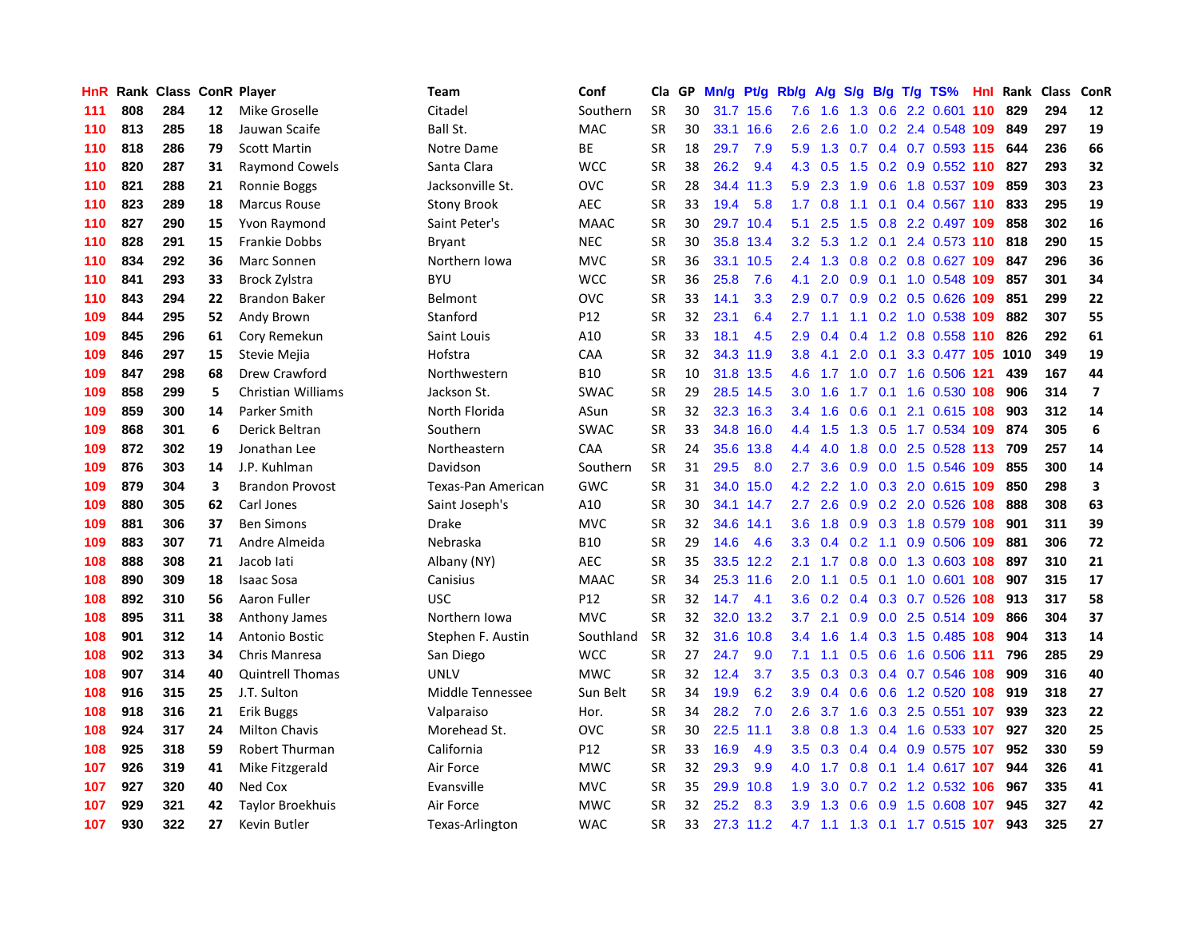| HnR | Rank | Class | ConR | Player | Team | Conf | Cla | GP | Mn/g | Pt/g | Rb/g | A/g | S/g | B/g | T/g | TS% | HnI | Rank | Class | ConR |
|---|---|---|---|---|---|---|---|---|---|---|---|---|---|---|---|---|---|---|---|---|
| 111 | 808 | 284 | 12 | Mike Groselle | Citadel | Southern | SR | 30 | 31.7 | 15.6 | 7.6 | 1.6 | 1.3 | 0.6 | 2.2 | 0.601 | 110 | 829 | 294 | 12 |
| 110 | 813 | 285 | 18 | Jauwan Scaife | Ball St. | MAC | SR | 30 | 33.1 | 16.6 | 2.6 | 2.6 | 1.0 | 0.2 | 2.4 | 0.548 | 109 | 849 | 297 | 19 |
| 110 | 818 | 286 | 79 | Scott Martin | Notre Dame | BE | SR | 18 | 29.7 | 7.9 | 5.9 | 1.3 | 0.7 | 0.4 | 0.7 | 0.593 | 115 | 644 | 236 | 66 |
| 110 | 820 | 287 | 31 | Raymond Cowels | Santa Clara | WCC | SR | 38 | 26.2 | 9.4 | 4.3 | 0.5 | 1.5 | 0.2 | 0.9 | 0.552 | 110 | 827 | 293 | 32 |
| 110 | 821 | 288 | 21 | Ronnie Boggs | Jacksonville St. | OVC | SR | 28 | 34.4 | 11.3 | 5.9 | 2.3 | 1.9 | 0.6 | 1.8 | 0.537 | 109 | 859 | 303 | 23 |
| 110 | 823 | 289 | 18 | Marcus Rouse | Stony Brook | AEC | SR | 33 | 19.4 | 5.8 | 1.7 | 0.8 | 1.1 | 0.1 | 0.4 | 0.567 | 110 | 833 | 295 | 19 |
| 110 | 827 | 290 | 15 | Yvon Raymond | Saint Peter's | MAAC | SR | 30 | 29.7 | 10.4 | 5.1 | 2.5 | 1.5 | 0.8 | 2.2 | 0.497 | 109 | 858 | 302 | 16 |
| 110 | 828 | 291 | 15 | Frankie Dobbs | Bryant | NEC | SR | 30 | 35.8 | 13.4 | 3.2 | 5.3 | 1.2 | 0.1 | 2.4 | 0.573 | 110 | 818 | 290 | 15 |
| 110 | 834 | 292 | 36 | Marc Sonnen | Northern Iowa | MVC | SR | 36 | 33.1 | 10.5 | 2.4 | 1.3 | 0.8 | 0.2 | 0.8 | 0.627 | 109 | 847 | 296 | 36 |
| 110 | 841 | 293 | 33 | Brock Zylstra | BYU | WCC | SR | 36 | 25.8 | 7.6 | 4.1 | 2.0 | 0.9 | 0.1 | 1.0 | 0.548 | 109 | 857 | 301 | 34 |
| 110 | 843 | 294 | 22 | Brandon Baker | Belmont | OVC | SR | 33 | 14.1 | 3.3 | 2.9 | 0.7 | 0.9 | 0.2 | 0.5 | 0.626 | 109 | 851 | 299 | 22 |
| 109 | 844 | 295 | 52 | Andy Brown | Stanford | P12 | SR | 32 | 23.1 | 6.4 | 2.7 | 1.1 | 1.1 | 0.2 | 1.0 | 0.538 | 109 | 882 | 307 | 55 |
| 109 | 845 | 296 | 61 | Cory Remekun | Saint Louis | A10 | SR | 33 | 18.1 | 4.5 | 2.9 | 0.4 | 0.4 | 1.2 | 0.8 | 0.558 | 110 | 826 | 292 | 61 |
| 109 | 846 | 297 | 15 | Stevie Mejia | Hofstra | CAA | SR | 32 | 34.3 | 11.9 | 3.8 | 4.1 | 2.0 | 0.1 | 3.3 | 0.477 | 105 | 1010 | 349 | 19 |
| 109 | 847 | 298 | 68 | Drew Crawford | Northwestern | B10 | SR | 10 | 31.8 | 13.5 | 4.6 | 1.7 | 1.0 | 0.7 | 1.6 | 0.506 | 121 | 439 | 167 | 44 |
| 109 | 858 | 299 | 5 | Christian Williams | Jackson St. | SWAC | SR | 29 | 28.5 | 14.5 | 3.0 | 1.6 | 1.7 | 0.1 | 1.6 | 0.530 | 108 | 906 | 314 | 7 |
| 109 | 859 | 300 | 14 | Parker Smith | North Florida | ASun | SR | 32 | 32.3 | 16.3 | 3.4 | 1.6 | 0.6 | 0.1 | 2.1 | 0.615 | 108 | 903 | 312 | 14 |
| 109 | 868 | 301 | 6 | Derick Beltran | Southern | SWAC | SR | 33 | 34.8 | 16.0 | 4.4 | 1.5 | 1.3 | 0.5 | 1.7 | 0.534 | 109 | 874 | 305 | 6 |
| 109 | 872 | 302 | 19 | Jonathan Lee | Northeastern | CAA | SR | 24 | 35.6 | 13.8 | 4.4 | 4.0 | 1.8 | 0.0 | 2.5 | 0.528 | 113 | 709 | 257 | 14 |
| 109 | 876 | 303 | 14 | J.P. Kuhlman | Davidson | Southern | SR | 31 | 29.5 | 8.0 | 2.7 | 3.6 | 0.9 | 0.0 | 1.5 | 0.546 | 109 | 855 | 300 | 14 |
| 109 | 879 | 304 | 3 | Brandon Provost | Texas-Pan American | GWC | SR | 31 | 34.0 | 15.0 | 4.2 | 2.2 | 1.0 | 0.3 | 2.0 | 0.615 | 109 | 850 | 298 | 3 |
| 109 | 880 | 305 | 62 | Carl Jones | Saint Joseph's | A10 | SR | 30 | 34.1 | 14.7 | 2.7 | 2.6 | 0.9 | 0.2 | 2.0 | 0.526 | 108 | 888 | 308 | 63 |
| 109 | 881 | 306 | 37 | Ben Simons | Drake | MVC | SR | 32 | 34.6 | 14.1 | 3.6 | 1.8 | 0.9 | 0.3 | 1.8 | 0.579 | 108 | 901 | 311 | 39 |
| 109 | 883 | 307 | 71 | Andre Almeida | Nebraska | B10 | SR | 29 | 14.6 | 4.6 | 3.3 | 0.4 | 0.2 | 1.1 | 0.9 | 0.506 | 109 | 881 | 306 | 72 |
| 108 | 888 | 308 | 21 | Jacob Iati | Albany (NY) | AEC | SR | 35 | 33.5 | 12.2 | 2.1 | 1.7 | 0.8 | 0.0 | 1.3 | 0.603 | 108 | 897 | 310 | 21 |
| 108 | 890 | 309 | 18 | Isaac Sosa | Canisius | MAAC | SR | 34 | 25.3 | 11.6 | 2.0 | 1.1 | 0.5 | 0.1 | 1.0 | 0.601 | 108 | 907 | 315 | 17 |
| 108 | 892 | 310 | 56 | Aaron Fuller | USC | P12 | SR | 32 | 14.7 | 4.1 | 3.6 | 0.2 | 0.4 | 0.3 | 0.7 | 0.526 | 108 | 913 | 317 | 58 |
| 108 | 895 | 311 | 38 | Anthony James | Northern Iowa | MVC | SR | 32 | 32.0 | 13.2 | 3.7 | 2.1 | 0.9 | 0.0 | 2.5 | 0.514 | 109 | 866 | 304 | 37 |
| 108 | 901 | 312 | 14 | Antonio Bostic | Stephen F. Austin | Southland | SR | 32 | 31.6 | 10.8 | 3.4 | 1.6 | 1.4 | 0.3 | 1.5 | 0.485 | 108 | 904 | 313 | 14 |
| 108 | 902 | 313 | 34 | Chris Manresa | San Diego | WCC | SR | 27 | 24.7 | 9.0 | 7.1 | 1.1 | 0.5 | 0.6 | 1.6 | 0.506 | 111 | 796 | 285 | 29 |
| 108 | 907 | 314 | 40 | Quintrell Thomas | UNLV | MWC | SR | 32 | 12.4 | 3.7 | 3.5 | 0.3 | 0.3 | 0.4 | 0.7 | 0.546 | 108 | 909 | 316 | 40 |
| 108 | 916 | 315 | 25 | J.T. Sulton | Middle Tennessee | Sun Belt | SR | 34 | 19.9 | 6.2 | 3.9 | 0.4 | 0.6 | 0.6 | 1.2 | 0.520 | 108 | 919 | 318 | 27 |
| 108 | 918 | 316 | 21 | Erik Buggs | Valparaiso | Hor. | SR | 34 | 28.2 | 7.0 | 2.6 | 3.7 | 1.6 | 0.3 | 2.5 | 0.551 | 107 | 939 | 323 | 22 |
| 108 | 924 | 317 | 24 | Milton Chavis | Morehead St. | OVC | SR | 30 | 22.5 | 11.1 | 3.8 | 0.8 | 1.3 | 0.4 | 1.6 | 0.533 | 107 | 927 | 320 | 25 |
| 108 | 925 | 318 | 59 | Robert Thurman | California | P12 | SR | 33 | 16.9 | 4.9 | 3.5 | 0.3 | 0.4 | 0.4 | 0.9 | 0.575 | 107 | 952 | 330 | 59 |
| 107 | 926 | 319 | 41 | Mike Fitzgerald | Air Force | MWC | SR | 32 | 29.3 | 9.9 | 4.0 | 1.7 | 0.8 | 0.1 | 1.4 | 0.617 | 107 | 944 | 326 | 41 |
| 107 | 927 | 320 | 40 | Ned Cox | Evansville | MVC | SR | 35 | 29.9 | 10.8 | 1.9 | 3.0 | 0.7 | 0.2 | 1.2 | 0.532 | 106 | 967 | 335 | 41 |
| 107 | 929 | 321 | 42 | Taylor Broekhuis | Air Force | MWC | SR | 32 | 25.2 | 8.3 | 3.9 | 1.3 | 0.6 | 0.9 | 1.5 | 0.608 | 107 | 945 | 327 | 42 |
| 107 | 930 | 322 | 27 | Kevin Butler | Texas-Arlington | WAC | SR | 33 | 27.3 | 11.2 | 4.7 | 1.1 | 1.3 | 0.1 | 1.7 | 0.515 | 107 | 943 | 325 | 27 |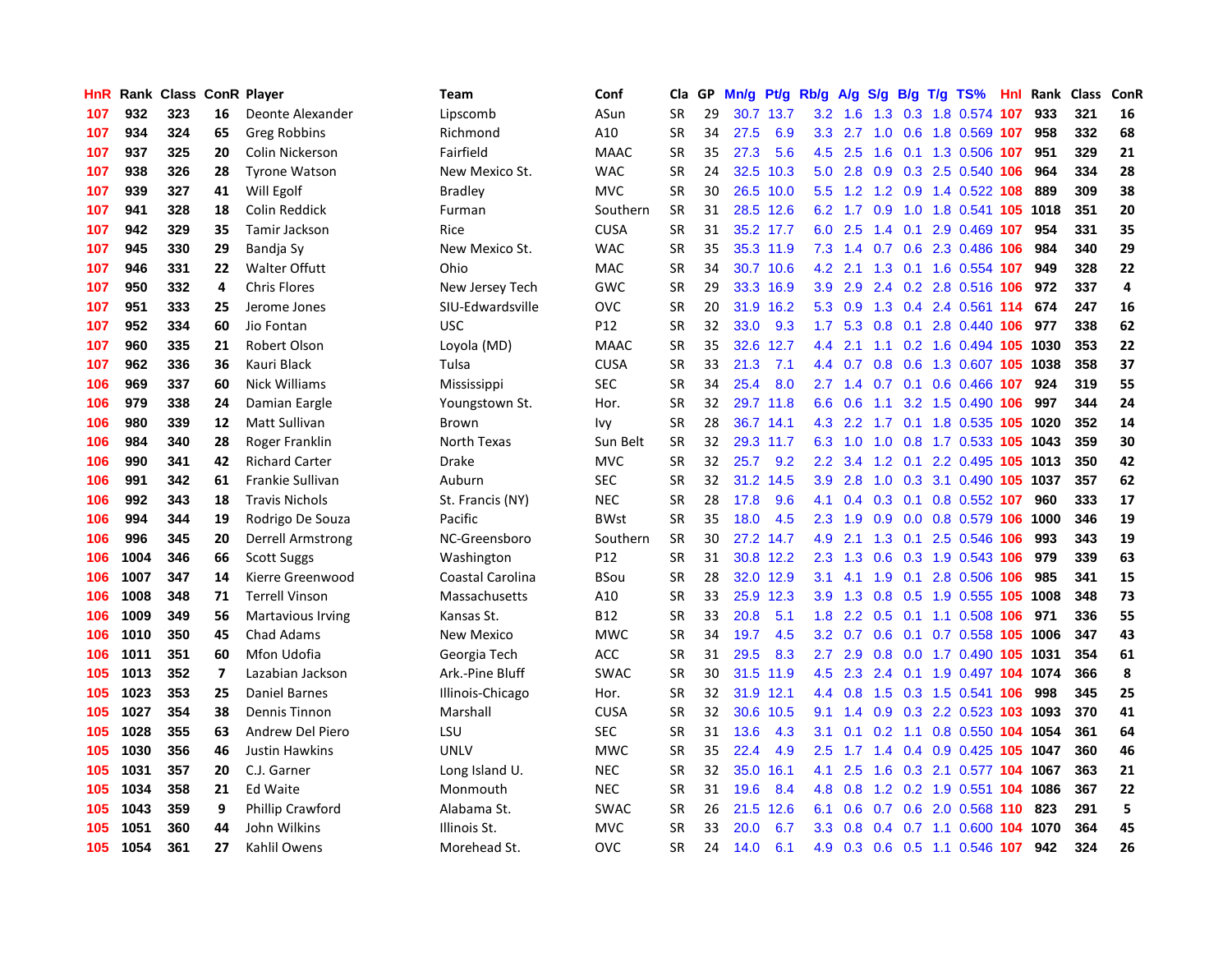| HnR | Rank | Class | ConR | Player | Team | Conf | Cla | GP | Mn/g | Pt/g | Rb/g | A/g | S/g | B/g | T/g | TS% | HnI | Rank | Class | ConR |
|---|---|---|---|---|---|---|---|---|---|---|---|---|---|---|---|---|---|---|---|---|
| 107 | 932 | 323 | 16 | Deonte Alexander | Lipscomb | ASun | SR | 29 | 30.7 | 13.7 | 3.2 | 1.6 | 1.3 | 0.3 | 1.8 | 0.574 | 107 | 933 | 321 | 16 |
| 107 | 934 | 324 | 65 | Greg Robbins | Richmond | A10 | SR | 34 | 27.5 | 6.9 | 3.3 | 2.7 | 1.0 | 0.6 | 1.8 | 0.569 | 107 | 958 | 332 | 68 |
| 107 | 937 | 325 | 20 | Colin Nickerson | Fairfield | MAAC | SR | 35 | 27.3 | 5.6 | 4.5 | 2.5 | 1.6 | 0.1 | 1.3 | 0.506 | 107 | 951 | 329 | 21 |
| 107 | 938 | 326 | 28 | Tyrone Watson | New Mexico St. | WAC | SR | 24 | 32.5 | 10.3 | 5.0 | 2.8 | 0.9 | 0.3 | 2.5 | 0.540 | 106 | 964 | 334 | 28 |
| 107 | 939 | 327 | 41 | Will Egolf | Bradley | MVC | SR | 30 | 26.5 | 10.0 | 5.5 | 1.2 | 1.2 | 0.9 | 1.4 | 0.522 | 108 | 889 | 309 | 38 |
| 107 | 941 | 328 | 18 | Colin Reddick | Furman | Southern | SR | 31 | 28.5 | 12.6 | 6.2 | 1.7 | 0.9 | 1.0 | 1.8 | 0.541 | 105 | 1018 | 351 | 20 |
| 107 | 942 | 329 | 35 | Tamir Jackson | Rice | CUSA | SR | 31 | 35.2 | 17.7 | 6.0 | 2.5 | 1.4 | 0.1 | 2.9 | 0.469 | 107 | 954 | 331 | 35 |
| 107 | 945 | 330 | 29 | Bandja Sy | New Mexico St. | WAC | SR | 35 | 35.3 | 11.9 | 7.3 | 1.4 | 0.7 | 0.6 | 2.3 | 0.486 | 106 | 984 | 340 | 29 |
| 107 | 946 | 331 | 22 | Walter Offutt | Ohio | MAC | SR | 34 | 30.7 | 10.6 | 4.2 | 2.1 | 1.3 | 0.1 | 1.6 | 0.554 | 107 | 949 | 328 | 22 |
| 107 | 950 | 332 | 4 | Chris Flores | New Jersey Tech | GWC | SR | 29 | 33.3 | 16.9 | 3.9 | 2.9 | 2.4 | 0.2 | 2.8 | 0.516 | 106 | 972 | 337 | 4 |
| 107 | 951 | 333 | 25 | Jerome Jones | SIU-Edwardsville | OVC | SR | 20 | 31.9 | 16.2 | 5.3 | 0.9 | 1.3 | 0.4 | 2.4 | 0.561 | 114 | 674 | 247 | 16 |
| 107 | 952 | 334 | 60 | Jio Fontan | USC | P12 | SR | 32 | 33.0 | 9.3 | 1.7 | 5.3 | 0.8 | 0.1 | 2.8 | 0.440 | 106 | 977 | 338 | 62 |
| 107 | 960 | 335 | 21 | Robert Olson | Loyola (MD) | MAAC | SR | 35 | 32.6 | 12.7 | 4.4 | 2.1 | 1.1 | 0.2 | 1.6 | 0.494 | 105 | 1030 | 353 | 22 |
| 107 | 962 | 336 | 36 | Kauri Black | Tulsa | CUSA | SR | 33 | 21.3 | 7.1 | 4.4 | 0.7 | 0.8 | 0.6 | 1.3 | 0.607 | 105 | 1038 | 358 | 37 |
| 106 | 969 | 337 | 60 | Nick Williams | Mississippi | SEC | SR | 34 | 25.4 | 8.0 | 2.7 | 1.4 | 0.7 | 0.1 | 0.6 | 0.466 | 107 | 924 | 319 | 55 |
| 106 | 979 | 338 | 24 | Damian Eargle | Youngstown St. | Hor. | SR | 32 | 29.7 | 11.8 | 6.6 | 0.6 | 1.1 | 3.2 | 1.5 | 0.490 | 106 | 997 | 344 | 24 |
| 106 | 980 | 339 | 12 | Matt Sullivan | Brown | Ivy | SR | 28 | 36.7 | 14.1 | 4.3 | 2.2 | 1.7 | 0.1 | 1.8 | 0.535 | 105 | 1020 | 352 | 14 |
| 106 | 984 | 340 | 28 | Roger Franklin | North Texas | Sun Belt | SR | 32 | 29.3 | 11.7 | 6.3 | 1.0 | 1.0 | 0.8 | 1.7 | 0.533 | 105 | 1043 | 359 | 30 |
| 106 | 990 | 341 | 42 | Richard Carter | Drake | MVC | SR | 32 | 25.7 | 9.2 | 2.2 | 3.4 | 1.2 | 0.1 | 2.2 | 0.495 | 105 | 1013 | 350 | 42 |
| 106 | 991 | 342 | 61 | Frankie Sullivan | Auburn | SEC | SR | 32 | 31.2 | 14.5 | 3.9 | 2.8 | 1.0 | 0.3 | 3.1 | 0.490 | 105 | 1037 | 357 | 62 |
| 106 | 992 | 343 | 18 | Travis Nichols | St. Francis (NY) | NEC | SR | 28 | 17.8 | 9.6 | 4.1 | 0.4 | 0.3 | 0.1 | 0.8 | 0.552 | 107 | 960 | 333 | 17 |
| 106 | 994 | 344 | 19 | Rodrigo De Souza | Pacific | BWst | SR | 35 | 18.0 | 4.5 | 2.3 | 1.9 | 0.9 | 0.0 | 0.8 | 0.579 | 106 | 1000 | 346 | 19 |
| 106 | 996 | 345 | 20 | Derrell Armstrong | NC-Greensboro | Southern | SR | 30 | 27.2 | 14.7 | 4.9 | 2.1 | 1.3 | 0.1 | 2.5 | 0.546 | 106 | 993 | 343 | 19 |
| 106 | 1004 | 346 | 66 | Scott Suggs | Washington | P12 | SR | 31 | 30.8 | 12.2 | 2.3 | 1.3 | 0.6 | 0.3 | 1.9 | 0.543 | 106 | 979 | 339 | 63 |
| 106 | 1007 | 347 | 14 | Kierre Greenwood | Coastal Carolina | BSou | SR | 28 | 32.0 | 12.9 | 3.1 | 4.1 | 1.9 | 0.1 | 2.8 | 0.506 | 106 | 985 | 341 | 15 |
| 106 | 1008 | 348 | 71 | Terrell Vinson | Massachusetts | A10 | SR | 33 | 25.9 | 12.3 | 3.9 | 1.3 | 0.8 | 0.5 | 1.9 | 0.555 | 105 | 1008 | 348 | 73 |
| 106 | 1009 | 349 | 56 | Martavious Irving | Kansas St. | B12 | SR | 33 | 20.8 | 5.1 | 1.8 | 2.2 | 0.5 | 0.1 | 1.1 | 0.508 | 106 | 971 | 336 | 55 |
| 106 | 1010 | 350 | 45 | Chad Adams | New Mexico | MWC | SR | 34 | 19.7 | 4.5 | 3.2 | 0.7 | 0.6 | 0.1 | 0.7 | 0.558 | 105 | 1006 | 347 | 43 |
| 106 | 1011 | 351 | 60 | Mfon Udofia | Georgia Tech | ACC | SR | 31 | 29.5 | 8.3 | 2.7 | 2.9 | 0.8 | 0.0 | 1.7 | 0.490 | 105 | 1031 | 354 | 61 |
| 105 | 1013 | 352 | 7 | Lazabian Jackson | Ark.-Pine Bluff | SWAC | SR | 30 | 31.5 | 11.9 | 4.5 | 2.3 | 2.4 | 0.1 | 1.9 | 0.497 | 104 | 1074 | 366 | 8 |
| 105 | 1023 | 353 | 25 | Daniel Barnes | Illinois-Chicago | Hor. | SR | 32 | 31.9 | 12.1 | 4.4 | 0.8 | 1.5 | 0.3 | 1.5 | 0.541 | 106 | 998 | 345 | 25 |
| 105 | 1027 | 354 | 38 | Dennis Tinnon | Marshall | CUSA | SR | 32 | 30.6 | 10.5 | 9.1 | 1.4 | 0.9 | 0.3 | 2.2 | 0.523 | 103 | 1093 | 370 | 41 |
| 105 | 1028 | 355 | 63 | Andrew Del Piero | LSU | SEC | SR | 31 | 13.6 | 4.3 | 3.1 | 0.1 | 0.2 | 1.1 | 0.8 | 0.550 | 104 | 1054 | 361 | 64 |
| 105 | 1030 | 356 | 46 | Justin Hawkins | UNLV | MWC | SR | 35 | 22.4 | 4.9 | 2.5 | 1.7 | 1.4 | 0.4 | 0.9 | 0.425 | 105 | 1047 | 360 | 46 |
| 105 | 1031 | 357 | 20 | C.J. Garner | Long Island U. | NEC | SR | 32 | 35.0 | 16.1 | 4.1 | 2.5 | 1.6 | 0.3 | 2.1 | 0.577 | 104 | 1067 | 363 | 21 |
| 105 | 1034 | 358 | 21 | Ed Waite | Monmouth | NEC | SR | 31 | 19.6 | 8.4 | 4.8 | 0.8 | 1.2 | 0.2 | 1.9 | 0.551 | 104 | 1086 | 367 | 22 |
| 105 | 1043 | 359 | 9 | Phillip Crawford | Alabama St. | SWAC | SR | 26 | 21.5 | 12.6 | 6.1 | 0.6 | 0.7 | 0.6 | 2.0 | 0.568 | 110 | 823 | 291 | 5 |
| 105 | 1051 | 360 | 44 | John Wilkins | Illinois St. | MVC | SR | 33 | 20.0 | 6.7 | 3.3 | 0.8 | 0.4 | 0.7 | 1.1 | 0.600 | 104 | 1070 | 364 | 45 |
| 105 | 1054 | 361 | 27 | Kahlil Owens | Morehead St. | OVC | SR | 24 | 14.0 | 6.1 | 4.9 | 0.3 | 0.6 | 0.5 | 1.1 | 0.546 | 107 | 942 | 324 | 26 |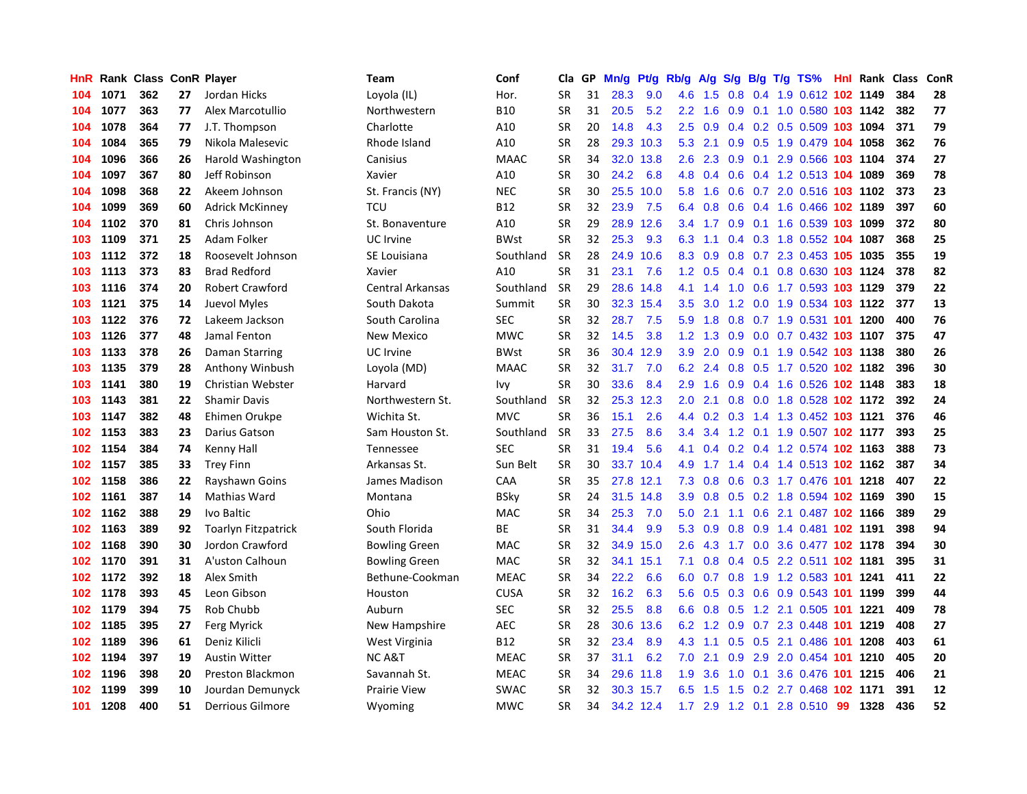| HnR | Rank | Class | ConR | Player | Team | Conf | Cla | GP | Mn/g | Pt/g | Rb/g | A/g | S/g | B/g | T/g | TS% | HnI | Rank | Class | ConR |
|---|---|---|---|---|---|---|---|---|---|---|---|---|---|---|---|---|---|---|---|---|
| 104 | 1071 | 362 | 27 | Jordan Hicks | Loyola (IL) | Hor. | SR | 31 | 28.3 | 9.0 | 4.6 | 1.5 | 0.8 | 0.4 | 1.9 | 0.612 | 102 | 1149 | 384 | 28 |
| 104 | 1077 | 363 | 77 | Alex Marcotullio | Northwestern | B10 | SR | 31 | 20.5 | 5.2 | 2.2 | 1.6 | 0.9 | 0.1 | 1.0 | 0.580 | 103 | 1142 | 382 | 77 |
| 104 | 1078 | 364 | 77 | J.T. Thompson | Charlotte | A10 | SR | 20 | 14.8 | 4.3 | 2.5 | 0.9 | 0.4 | 0.2 | 0.5 | 0.509 | 103 | 1094 | 371 | 79 |
| 104 | 1084 | 365 | 79 | Nikola Malesevic | Rhode Island | A10 | SR | 28 | 29.3 | 10.3 | 5.3 | 2.1 | 0.9 | 0.5 | 1.9 | 0.479 | 104 | 1058 | 362 | 76 |
| 104 | 1096 | 366 | 26 | Harold Washington | Canisius | MAAC | SR | 34 | 32.0 | 13.8 | 2.6 | 2.3 | 0.9 | 0.1 | 2.9 | 0.566 | 103 | 1104 | 374 | 27 |
| 104 | 1097 | 367 | 80 | Jeff Robinson | Xavier | A10 | SR | 30 | 24.2 | 6.8 | 4.8 | 0.4 | 0.6 | 0.4 | 1.2 | 0.513 | 104 | 1089 | 369 | 78 |
| 104 | 1098 | 368 | 22 | Akeem Johnson | St. Francis (NY) | NEC | SR | 30 | 25.5 | 10.0 | 5.8 | 1.6 | 0.6 | 0.7 | 2.0 | 0.516 | 103 | 1102 | 373 | 23 |
| 104 | 1099 | 369 | 60 | Adrick McKinney | TCU | B12 | SR | 32 | 23.9 | 7.5 | 6.4 | 0.8 | 0.6 | 0.4 | 1.6 | 0.466 | 102 | 1189 | 397 | 60 |
| 104 | 1102 | 370 | 81 | Chris Johnson | St. Bonaventure | A10 | SR | 29 | 28.9 | 12.6 | 3.4 | 1.7 | 0.9 | 0.1 | 1.6 | 0.539 | 103 | 1099 | 372 | 80 |
| 103 | 1109 | 371 | 25 | Adam Folker | UC Irvine | BWst | SR | 32 | 25.3 | 9.3 | 6.3 | 1.1 | 0.4 | 0.3 | 1.8 | 0.552 | 104 | 1087 | 368 | 25 |
| 103 | 1112 | 372 | 18 | Roosevelt Johnson | SE Louisiana | Southland | SR | 28 | 24.9 | 10.6 | 8.3 | 0.9 | 0.8 | 0.7 | 2.3 | 0.453 | 105 | 1035 | 355 | 19 |
| 103 | 1113 | 373 | 83 | Brad Redford | Xavier | A10 | SR | 31 | 23.1 | 7.6 | 1.2 | 0.5 | 0.4 | 0.1 | 0.8 | 0.630 | 103 | 1124 | 378 | 82 |
| 103 | 1116 | 374 | 20 | Robert Crawford | Central Arkansas | Southland | SR | 29 | 28.6 | 14.8 | 4.1 | 1.4 | 1.0 | 0.6 | 1.7 | 0.593 | 103 | 1129 | 379 | 22 |
| 103 | 1121 | 375 | 14 | Juevol Myles | South Dakota | Summit | SR | 30 | 32.3 | 15.4 | 3.5 | 3.0 | 1.2 | 0.0 | 1.9 | 0.534 | 103 | 1122 | 377 | 13 |
| 103 | 1122 | 376 | 72 | Lakeem Jackson | South Carolina | SEC | SR | 32 | 28.7 | 7.5 | 5.9 | 1.8 | 0.8 | 0.7 | 1.9 | 0.531 | 101 | 1200 | 400 | 76 |
| 103 | 1126 | 377 | 48 | Jamal Fenton | New Mexico | MWC | SR | 32 | 14.5 | 3.8 | 1.2 | 1.3 | 0.9 | 0.0 | 0.7 | 0.432 | 103 | 1107 | 375 | 47 |
| 103 | 1133 | 378 | 26 | Daman Starring | UC Irvine | BWst | SR | 36 | 30.4 | 12.9 | 3.9 | 2.0 | 0.9 | 0.1 | 1.9 | 0.542 | 103 | 1138 | 380 | 26 |
| 103 | 1135 | 379 | 28 | Anthony Winbush | Loyola (MD) | MAAC | SR | 32 | 31.7 | 7.0 | 6.2 | 2.4 | 0.8 | 0.5 | 1.7 | 0.520 | 102 | 1182 | 396 | 30 |
| 103 | 1141 | 380 | 19 | Christian Webster | Harvard | Ivy | SR | 30 | 33.6 | 8.4 | 2.9 | 1.6 | 0.9 | 0.4 | 1.6 | 0.526 | 102 | 1148 | 383 | 18 |
| 103 | 1143 | 381 | 22 | Shamir Davis | Northwestern St. | Southland | SR | 32 | 25.3 | 12.3 | 2.0 | 2.1 | 0.8 | 0.0 | 1.8 | 0.528 | 102 | 1172 | 392 | 24 |
| 103 | 1147 | 382 | 48 | Ehimen Orukpe | Wichita St. | MVC | SR | 36 | 15.1 | 2.6 | 4.4 | 0.2 | 0.3 | 1.4 | 1.3 | 0.452 | 103 | 1121 | 376 | 46 |
| 102 | 1153 | 383 | 23 | Darius Gatson | Sam Houston St. | Southland | SR | 33 | 27.5 | 8.6 | 3.4 | 3.4 | 1.2 | 0.1 | 1.9 | 0.507 | 102 | 1177 | 393 | 25 |
| 102 | 1154 | 384 | 74 | Kenny Hall | Tennessee | SEC | SR | 31 | 19.4 | 5.6 | 4.1 | 0.4 | 0.2 | 0.4 | 1.2 | 0.574 | 102 | 1163 | 388 | 73 |
| 102 | 1157 | 385 | 33 | Trey Finn | Arkansas St. | Sun Belt | SR | 30 | 33.7 | 10.4 | 4.9 | 1.7 | 1.4 | 0.4 | 1.4 | 0.513 | 102 | 1162 | 387 | 34 |
| 102 | 1158 | 386 | 22 | Rayshawn Goins | James Madison | CAA | SR | 35 | 27.8 | 12.1 | 7.3 | 0.8 | 0.6 | 0.3 | 1.7 | 0.476 | 101 | 1218 | 407 | 22 |
| 102 | 1161 | 387 | 14 | Mathias Ward | Montana | BSky | SR | 24 | 31.5 | 14.8 | 3.9 | 0.8 | 0.5 | 0.2 | 1.8 | 0.594 | 102 | 1169 | 390 | 15 |
| 102 | 1162 | 388 | 29 | Ivo Baltic | Ohio | MAC | SR | 34 | 25.3 | 7.0 | 5.0 | 2.1 | 1.1 | 0.6 | 2.1 | 0.487 | 102 | 1166 | 389 | 29 |
| 102 | 1163 | 389 | 92 | Toarlyn Fitzpatrick | South Florida | BE | SR | 31 | 34.4 | 9.9 | 5.3 | 0.9 | 0.8 | 0.9 | 1.4 | 0.481 | 102 | 1191 | 398 | 94 |
| 102 | 1168 | 390 | 30 | Jordon Crawford | Bowling Green | MAC | SR | 32 | 34.9 | 15.0 | 2.6 | 4.3 | 1.7 | 0.0 | 3.6 | 0.477 | 102 | 1178 | 394 | 30 |
| 102 | 1170 | 391 | 31 | A'uston Calhoun | Bowling Green | MAC | SR | 32 | 34.1 | 15.1 | 7.1 | 0.8 | 0.4 | 0.5 | 2.2 | 0.511 | 102 | 1181 | 395 | 31 |
| 102 | 1172 | 392 | 18 | Alex Smith | Bethune-Cookman | MEAC | SR | 34 | 22.2 | 6.6 | 6.0 | 0.7 | 0.8 | 1.9 | 1.2 | 0.583 | 101 | 1241 | 411 | 22 |
| 102 | 1178 | 393 | 45 | Leon Gibson | Houston | CUSA | SR | 32 | 16.2 | 6.3 | 5.6 | 0.5 | 0.3 | 0.6 | 0.9 | 0.543 | 101 | 1199 | 399 | 44 |
| 102 | 1179 | 394 | 75 | Rob Chubb | Auburn | SEC | SR | 32 | 25.5 | 8.8 | 6.6 | 0.8 | 0.5 | 1.2 | 2.1 | 0.505 | 101 | 1221 | 409 | 78 |
| 102 | 1185 | 395 | 27 | Ferg Myrick | New Hampshire | AEC | SR | 28 | 30.6 | 13.6 | 6.2 | 1.2 | 0.9 | 0.7 | 2.3 | 0.448 | 101 | 1219 | 408 | 27 |
| 102 | 1189 | 396 | 61 | Deniz Kilicli | West Virginia | B12 | SR | 32 | 23.4 | 8.9 | 4.3 | 1.1 | 0.5 | 0.5 | 2.1 | 0.486 | 101 | 1208 | 403 | 61 |
| 102 | 1194 | 397 | 19 | Austin Witter | NC A&T | MEAC | SR | 37 | 31.1 | 6.2 | 7.0 | 2.1 | 0.9 | 2.9 | 2.0 | 0.454 | 101 | 1210 | 405 | 20 |
| 102 | 1196 | 398 | 20 | Preston Blackmon | Savannah St. | MEAC | SR | 34 | 29.6 | 11.8 | 1.9 | 3.6 | 1.0 | 0.1 | 3.6 | 0.476 | 101 | 1215 | 406 | 21 |
| 102 | 1199 | 399 | 10 | Jourdan Demunyck | Prairie View | SWAC | SR | 32 | 30.3 | 15.7 | 6.5 | 1.5 | 1.5 | 0.2 | 2.7 | 0.468 | 102 | 1171 | 391 | 12 |
| 101 | 1208 | 400 | 51 | Derrious Gilmore | Wyoming | MWC | SR | 34 | 34.2 | 12.4 | 1.7 | 2.9 | 1.2 | 0.1 | 2.8 | 0.510 | 99 | 1328 | 436 | 52 |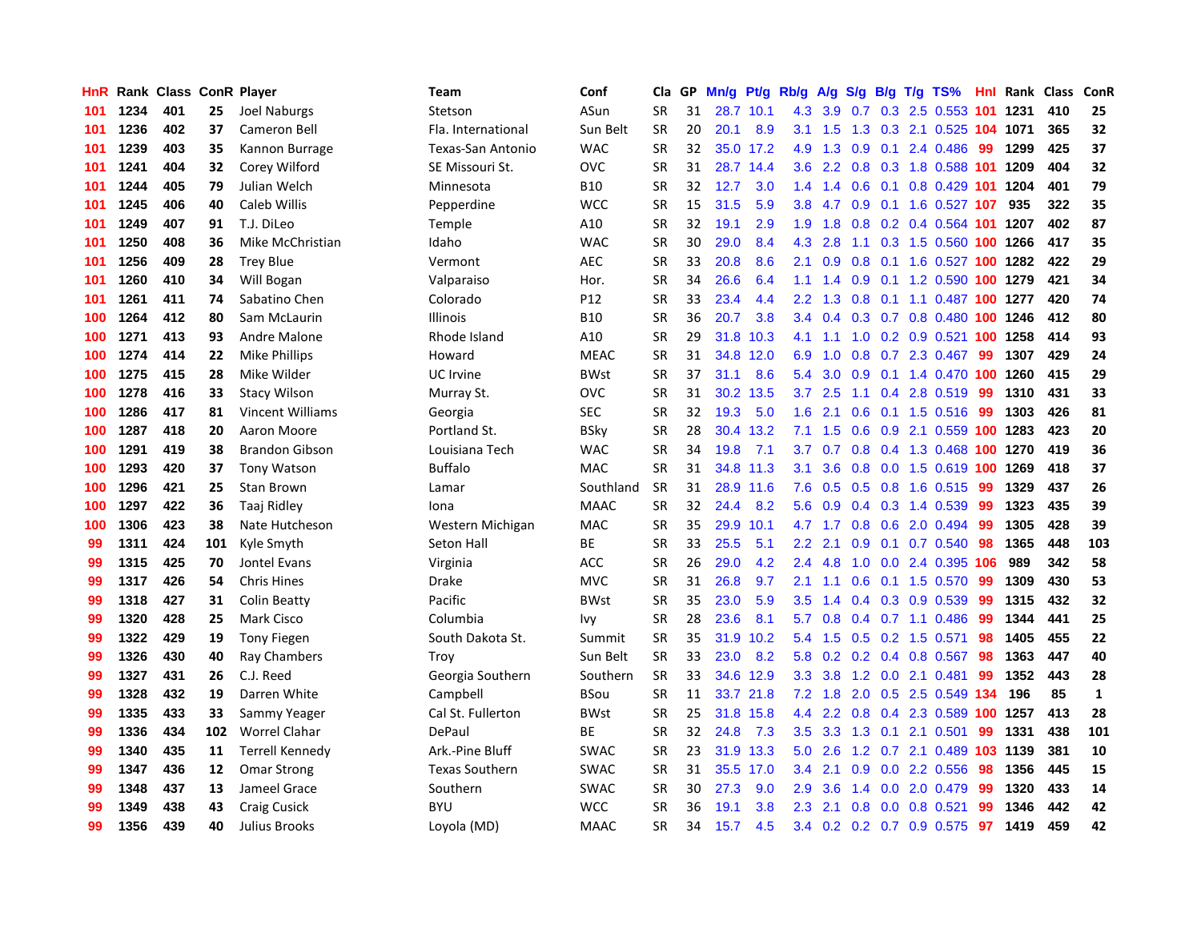| HnR | Rank | Class | ConR | Player | Team | Conf | Cla | GP | Mn/g | Pt/g | Rb/g | A/g | S/g | B/g | T/g | TS% | HnI | Rank | Class | ConR |
|---|---|---|---|---|---|---|---|---|---|---|---|---|---|---|---|---|---|---|---|---|
| 101 | 1234 | 401 | 25 | Joel Naburgs | Stetson | ASun | SR | 31 | 28.7 | 10.1 | 4.3 | 3.9 | 0.7 | 0.3 | 2.5 | 0.553 | 101 | 1231 | 410 | 25 |
| 101 | 1236 | 402 | 37 | Cameron Bell | Fla. International | Sun Belt | SR | 20 | 20.1 | 8.9 | 3.1 | 1.5 | 1.3 | 0.3 | 2.1 | 0.525 | 104 | 1071 | 365 | 32 |
| 101 | 1239 | 403 | 35 | Kannon Burrage | Texas-San Antonio | WAC | SR | 32 | 35.0 | 17.2 | 4.9 | 1.3 | 0.9 | 0.1 | 2.4 | 0.486 | 99 | 1299 | 425 | 37 |
| 101 | 1241 | 404 | 32 | Corey Wilford | SE Missouri St. | OVC | SR | 31 | 28.7 | 14.4 | 3.6 | 2.2 | 0.8 | 0.3 | 1.8 | 0.588 | 101 | 1209 | 404 | 32 |
| 101 | 1244 | 405 | 79 | Julian Welch | Minnesota | B10 | SR | 32 | 12.7 | 3.0 | 1.4 | 1.4 | 0.6 | 0.1 | 0.8 | 0.429 | 101 | 1204 | 401 | 79 |
| 101 | 1245 | 406 | 40 | Caleb Willis | Pepperdine | WCC | SR | 15 | 31.5 | 5.9 | 3.8 | 4.7 | 0.9 | 0.1 | 1.6 | 0.527 | 107 | 935 | 322 | 35 |
| 101 | 1249 | 407 | 91 | T.J. DiLeo | Temple | A10 | SR | 32 | 19.1 | 2.9 | 1.9 | 1.8 | 0.8 | 0.2 | 0.4 | 0.564 | 101 | 1207 | 402 | 87 |
| 101 | 1250 | 408 | 36 | Mike McChristian | Idaho | WAC | SR | 30 | 29.0 | 8.4 | 4.3 | 2.8 | 1.1 | 0.3 | 1.5 | 0.560 | 100 | 1266 | 417 | 35 |
| 101 | 1256 | 409 | 28 | Trey Blue | Vermont | AEC | SR | 33 | 20.8 | 8.6 | 2.1 | 0.9 | 0.8 | 0.1 | 1.6 | 0.527 | 100 | 1282 | 422 | 29 |
| 101 | 1260 | 410 | 34 | Will Bogan | Valparaiso | Hor. | SR | 34 | 26.6 | 6.4 | 1.1 | 1.4 | 0.9 | 0.1 | 1.2 | 0.590 | 100 | 1279 | 421 | 34 |
| 101 | 1261 | 411 | 74 | Sabatino Chen | Colorado | P12 | SR | 33 | 23.4 | 4.4 | 2.2 | 1.3 | 0.8 | 0.1 | 1.1 | 0.487 | 100 | 1277 | 420 | 74 |
| 100 | 1264 | 412 | 80 | Sam McLaurin | Illinois | B10 | SR | 36 | 20.7 | 3.8 | 3.4 | 0.4 | 0.3 | 0.7 | 0.8 | 0.480 | 100 | 1246 | 412 | 80 |
| 100 | 1271 | 413 | 93 | Andre Malone | Rhode Island | A10 | SR | 29 | 31.8 | 10.3 | 4.1 | 1.1 | 1.0 | 0.2 | 0.9 | 0.521 | 100 | 1258 | 414 | 93 |
| 100 | 1274 | 414 | 22 | Mike Phillips | Howard | MEAC | SR | 31 | 34.8 | 12.0 | 6.9 | 1.0 | 0.8 | 0.7 | 2.3 | 0.467 | 99 | 1307 | 429 | 24 |
| 100 | 1275 | 415 | 28 | Mike Wilder | UC Irvine | BWst | SR | 37 | 31.1 | 8.6 | 5.4 | 3.0 | 0.9 | 0.1 | 1.4 | 0.470 | 100 | 1260 | 415 | 29 |
| 100 | 1278 | 416 | 33 | Stacy Wilson | Murray St. | OVC | SR | 31 | 30.2 | 13.5 | 3.7 | 2.5 | 1.1 | 0.4 | 2.8 | 0.519 | 99 | 1310 | 431 | 33 |
| 100 | 1286 | 417 | 81 | Vincent Williams | Georgia | SEC | SR | 32 | 19.3 | 5.0 | 1.6 | 2.1 | 0.6 | 0.1 | 1.5 | 0.516 | 99 | 1303 | 426 | 81 |
| 100 | 1287 | 418 | 20 | Aaron Moore | Portland St. | BSky | SR | 28 | 30.4 | 13.2 | 7.1 | 1.5 | 0.6 | 0.9 | 2.1 | 0.559 | 100 | 1283 | 423 | 20 |
| 100 | 1291 | 419 | 38 | Brandon Gibson | Louisiana Tech | WAC | SR | 34 | 19.8 | 7.1 | 3.7 | 0.7 | 0.8 | 0.4 | 1.3 | 0.468 | 100 | 1270 | 419 | 36 |
| 100 | 1293 | 420 | 37 | Tony Watson | Buffalo | MAC | SR | 31 | 34.8 | 11.3 | 3.1 | 3.6 | 0.8 | 0.0 | 1.5 | 0.619 | 100 | 1269 | 418 | 37 |
| 100 | 1296 | 421 | 25 | Stan Brown | Lamar | Southland | SR | 31 | 28.9 | 11.6 | 7.6 | 0.5 | 0.5 | 0.8 | 1.6 | 0.515 | 99 | 1329 | 437 | 26 |
| 100 | 1297 | 422 | 36 | Taaj Ridley | Iona | MAAC | SR | 32 | 24.4 | 8.2 | 5.6 | 0.9 | 0.4 | 0.3 | 1.4 | 0.539 | 99 | 1323 | 435 | 39 |
| 100 | 1306 | 423 | 38 | Nate Hutcheson | Western Michigan | MAC | SR | 35 | 29.9 | 10.1 | 4.7 | 1.7 | 0.8 | 0.6 | 2.0 | 0.494 | 99 | 1305 | 428 | 39 |
| 99 | 1311 | 424 | 101 | Kyle Smyth | Seton Hall | BE | SR | 33 | 25.5 | 5.1 | 2.2 | 2.1 | 0.9 | 0.1 | 0.7 | 0.540 | 98 | 1365 | 448 | 103 |
| 99 | 1315 | 425 | 70 | Jontel Evans | Virginia | ACC | SR | 26 | 29.0 | 4.2 | 2.4 | 4.8 | 1.0 | 0.0 | 2.4 | 0.395 | 106 | 989 | 342 | 58 |
| 99 | 1317 | 426 | 54 | Chris Hines | Drake | MVC | SR | 31 | 26.8 | 9.7 | 2.1 | 1.1 | 0.6 | 0.1 | 1.5 | 0.570 | 99 | 1309 | 430 | 53 |
| 99 | 1318 | 427 | 31 | Colin Beatty | Pacific | BWst | SR | 35 | 23.0 | 5.9 | 3.5 | 1.4 | 0.4 | 0.3 | 0.9 | 0.539 | 99 | 1315 | 432 | 32 |
| 99 | 1320 | 428 | 25 | Mark Cisco | Columbia | Ivy | SR | 28 | 23.6 | 8.1 | 5.7 | 0.8 | 0.4 | 0.7 | 1.1 | 0.486 | 99 | 1344 | 441 | 25 |
| 99 | 1322 | 429 | 19 | Tony Fiegen | South Dakota St. | Summit | SR | 35 | 31.9 | 10.2 | 5.4 | 1.5 | 0.5 | 0.2 | 1.5 | 0.571 | 98 | 1405 | 455 | 22 |
| 99 | 1326 | 430 | 40 | Ray Chambers | Troy | Sun Belt | SR | 33 | 23.0 | 8.2 | 5.8 | 0.2 | 0.2 | 0.4 | 0.8 | 0.567 | 98 | 1363 | 447 | 40 |
| 99 | 1327 | 431 | 26 | C.J. Reed | Georgia Southern | Southern | SR | 33 | 34.6 | 12.9 | 3.3 | 3.8 | 1.2 | 0.0 | 2.1 | 0.481 | 99 | 1352 | 443 | 28 |
| 99 | 1328 | 432 | 19 | Darren White | Campbell | BSou | SR | 11 | 33.7 | 21.8 | 7.2 | 1.8 | 2.0 | 0.5 | 2.5 | 0.549 | 134 | 196 | 85 | 1 |
| 99 | 1335 | 433 | 33 | Sammy Yeager | Cal St. Fullerton | BWst | SR | 25 | 31.8 | 15.8 | 4.4 | 2.2 | 0.8 | 0.4 | 2.3 | 0.589 | 100 | 1257 | 413 | 28 |
| 99 | 1336 | 434 | 102 | Worrel Clahar | DePaul | BE | SR | 32 | 24.8 | 7.3 | 3.5 | 3.3 | 1.3 | 0.1 | 2.1 | 0.501 | 99 | 1331 | 438 | 101 |
| 99 | 1340 | 435 | 11 | Terrell Kennedy | Ark.-Pine Bluff | SWAC | SR | 23 | 31.9 | 13.3 | 5.0 | 2.6 | 1.2 | 0.7 | 2.1 | 0.489 | 103 | 1139 | 381 | 10 |
| 99 | 1347 | 436 | 12 | Omar Strong | Texas Southern | SWAC | SR | 31 | 35.5 | 17.0 | 3.4 | 2.1 | 0.9 | 0.0 | 2.2 | 0.556 | 98 | 1356 | 445 | 15 |
| 99 | 1348 | 437 | 13 | Jameel Grace | Southern | SWAC | SR | 30 | 27.3 | 9.0 | 2.9 | 3.6 | 1.4 | 0.0 | 2.0 | 0.479 | 99 | 1320 | 433 | 14 |
| 99 | 1349 | 438 | 43 | Craig Cusick | BYU | WCC | SR | 36 | 19.1 | 3.8 | 2.3 | 2.1 | 0.8 | 0.0 | 0.8 | 0.521 | 99 | 1346 | 442 | 42 |
| 99 | 1356 | 439 | 40 | Julius Brooks | Loyola (MD) | MAAC | SR | 34 | 15.7 | 4.5 | 3.4 | 0.2 | 0.2 | 0.7 | 0.9 | 0.575 | 97 | 1419 | 459 | 42 |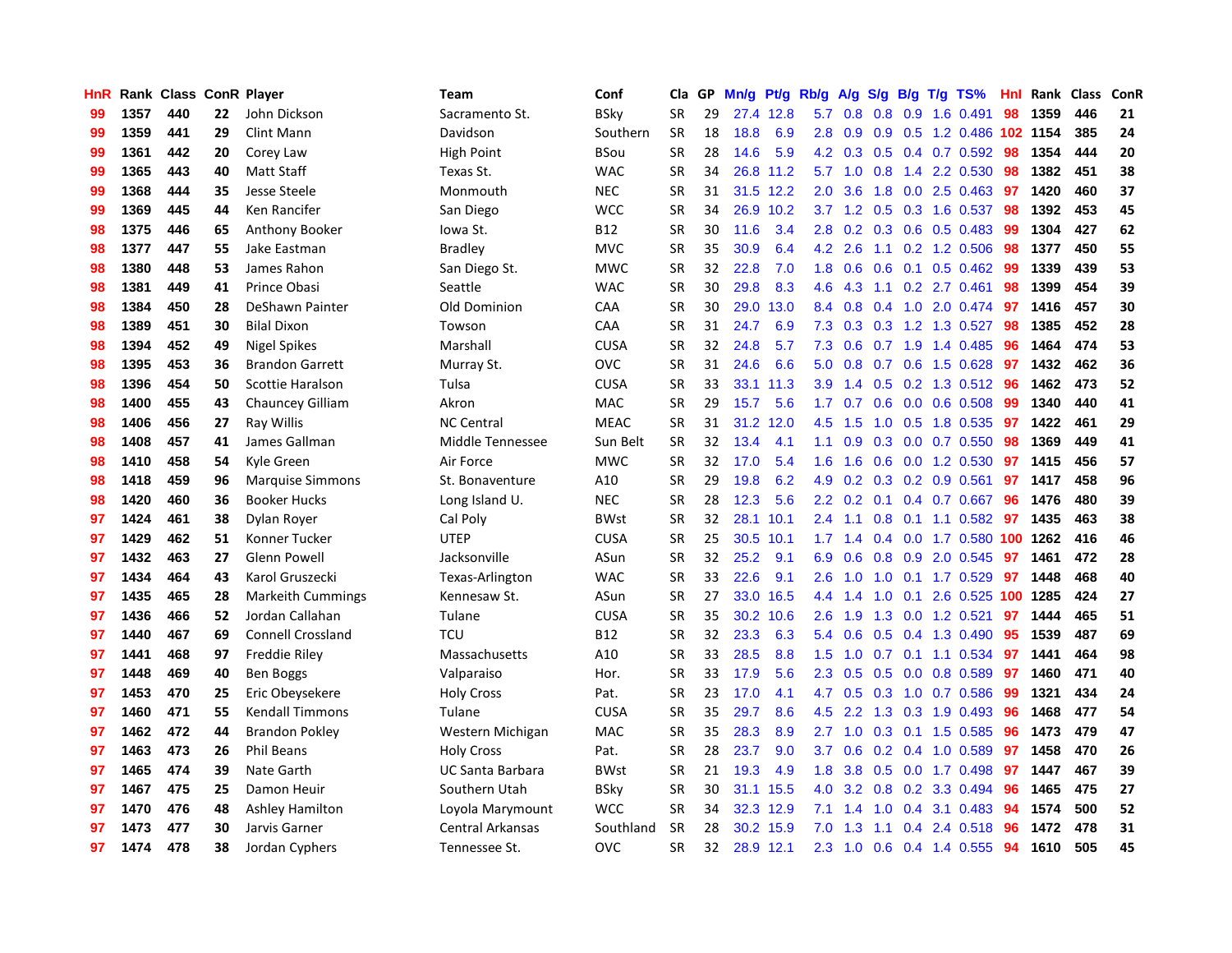| HnR | Rank | Class | ConR | Player | Team | Conf | Cla | GP | Mn/g | Pt/g | Rb/g | A/g | S/g | B/g | T/g | TS% | HnI | Rank | Class | ConR |
|---|---|---|---|---|---|---|---|---|---|---|---|---|---|---|---|---|---|---|---|---|
| 99 | 1357 | 440 | 22 | John Dickson | Sacramento St. | BSky | SR | 29 | 27.4 | 12.8 | 5.7 | 0.8 | 0.8 | 0.9 | 1.6 | 0.491 | 98 | 1359 | 446 | 21 |
| 99 | 1359 | 441 | 29 | Clint Mann | Davidson | Southern | SR | 18 | 18.8 | 6.9 | 2.8 | 0.9 | 0.9 | 0.5 | 1.2 | 0.486 | 102 | 1154 | 385 | 24 |
| 99 | 1361 | 442 | 20 | Corey Law | High Point | BSou | SR | 28 | 14.6 | 5.9 | 4.2 | 0.3 | 0.5 | 0.4 | 0.7 | 0.592 | 98 | 1354 | 444 | 20 |
| 99 | 1365 | 443 | 40 | Matt Staff | Texas St. | WAC | SR | 34 | 26.8 | 11.2 | 5.7 | 1.0 | 0.8 | 1.4 | 2.2 | 0.530 | 98 | 1382 | 451 | 38 |
| 99 | 1368 | 444 | 35 | Jesse Steele | Monmouth | NEC | SR | 31 | 31.5 | 12.2 | 2.0 | 3.6 | 1.8 | 0.0 | 2.5 | 0.463 | 97 | 1420 | 460 | 37 |
| 99 | 1369 | 445 | 44 | Ken Rancifer | San Diego | WCC | SR | 34 | 26.9 | 10.2 | 3.7 | 1.2 | 0.5 | 0.3 | 1.6 | 0.537 | 98 | 1392 | 453 | 45 |
| 98 | 1375 | 446 | 65 | Anthony Booker | Iowa St. | B12 | SR | 30 | 11.6 | 3.4 | 2.8 | 0.2 | 0.3 | 0.6 | 0.5 | 0.483 | 99 | 1304 | 427 | 62 |
| 98 | 1377 | 447 | 55 | Jake Eastman | Bradley | MVC | SR | 35 | 30.9 | 6.4 | 4.2 | 2.6 | 1.1 | 0.2 | 1.2 | 0.506 | 98 | 1377 | 450 | 55 |
| 98 | 1380 | 448 | 53 | James Rahon | San Diego St. | MWC | SR | 32 | 22.8 | 7.0 | 1.8 | 0.6 | 0.6 | 0.1 | 0.5 | 0.462 | 99 | 1339 | 439 | 53 |
| 98 | 1381 | 449 | 41 | Prince Obasi | Seattle | WAC | SR | 30 | 29.8 | 8.3 | 4.6 | 4.3 | 1.1 | 0.2 | 2.7 | 0.461 | 98 | 1399 | 454 | 39 |
| 98 | 1384 | 450 | 28 | DeShawn Painter | Old Dominion | CAA | SR | 30 | 29.0 | 13.0 | 8.4 | 0.8 | 0.4 | 1.0 | 2.0 | 0.474 | 97 | 1416 | 457 | 30 |
| 98 | 1389 | 451 | 30 | Bilal Dixon | Towson | CAA | SR | 31 | 24.7 | 6.9 | 7.3 | 0.3 | 0.3 | 1.2 | 1.3 | 0.527 | 98 | 1385 | 452 | 28 |
| 98 | 1394 | 452 | 49 | Nigel Spikes | Marshall | CUSA | SR | 32 | 24.8 | 5.7 | 7.3 | 0.6 | 0.7 | 1.9 | 1.4 | 0.485 | 96 | 1464 | 474 | 53 |
| 98 | 1395 | 453 | 36 | Brandon Garrett | Murray St. | OVC | SR | 31 | 24.6 | 6.6 | 5.0 | 0.8 | 0.7 | 0.6 | 1.5 | 0.628 | 97 | 1432 | 462 | 36 |
| 98 | 1396 | 454 | 50 | Scottie Haralson | Tulsa | CUSA | SR | 33 | 33.1 | 11.3 | 3.9 | 1.4 | 0.5 | 0.2 | 1.3 | 0.512 | 96 | 1462 | 473 | 52 |
| 98 | 1400 | 455 | 43 | Chauncey Gilliam | Akron | MAC | SR | 29 | 15.7 | 5.6 | 1.7 | 0.7 | 0.6 | 0.0 | 0.6 | 0.508 | 99 | 1340 | 440 | 41 |
| 98 | 1406 | 456 | 27 | Ray Willis | NC Central | MEAC | SR | 31 | 31.2 | 12.0 | 4.5 | 1.5 | 1.0 | 0.5 | 1.8 | 0.535 | 97 | 1422 | 461 | 29 |
| 98 | 1408 | 457 | 41 | James Gallman | Middle Tennessee | Sun Belt | SR | 32 | 13.4 | 4.1 | 1.1 | 0.9 | 0.3 | 0.0 | 0.7 | 0.550 | 98 | 1369 | 449 | 41 |
| 98 | 1410 | 458 | 54 | Kyle Green | Air Force | MWC | SR | 32 | 17.0 | 5.4 | 1.6 | 1.6 | 0.6 | 0.0 | 1.2 | 0.530 | 97 | 1415 | 456 | 57 |
| 98 | 1418 | 459 | 96 | Marquise Simmons | St. Bonaventure | A10 | SR | 29 | 19.8 | 6.2 | 4.9 | 0.2 | 0.3 | 0.2 | 0.9 | 0.561 | 97 | 1417 | 458 | 96 |
| 98 | 1420 | 460 | 36 | Booker Hucks | Long Island U. | NEC | SR | 28 | 12.3 | 5.6 | 2.2 | 0.2 | 0.1 | 0.4 | 0.7 | 0.667 | 96 | 1476 | 480 | 39 |
| 97 | 1424 | 461 | 38 | Dylan Royer | Cal Poly | BWst | SR | 32 | 28.1 | 10.1 | 2.4 | 1.1 | 0.8 | 0.1 | 1.1 | 0.582 | 97 | 1435 | 463 | 38 |
| 97 | 1429 | 462 | 51 | Konner Tucker | UTEP | CUSA | SR | 25 | 30.5 | 10.1 | 1.7 | 1.4 | 0.4 | 0.0 | 1.7 | 0.580 | 100 | 1262 | 416 | 46 |
| 97 | 1432 | 463 | 27 | Glenn Powell | Jacksonville | ASun | SR | 32 | 25.2 | 9.1 | 6.9 | 0.6 | 0.8 | 0.9 | 2.0 | 0.545 | 97 | 1461 | 472 | 28 |
| 97 | 1434 | 464 | 43 | Karol Gruszecki | Texas-Arlington | WAC | SR | 33 | 22.6 | 9.1 | 2.6 | 1.0 | 1.0 | 0.1 | 1.7 | 0.529 | 97 | 1448 | 468 | 40 |
| 97 | 1435 | 465 | 28 | Markeith Cummings | Kennesaw St. | ASun | SR | 27 | 33.0 | 16.5 | 4.4 | 1.4 | 1.0 | 0.1 | 2.6 | 0.525 | 100 | 1285 | 424 | 27 |
| 97 | 1436 | 466 | 52 | Jordan Callahan | Tulane | CUSA | SR | 35 | 30.2 | 10.6 | 2.6 | 1.9 | 1.3 | 0.0 | 1.2 | 0.521 | 97 | 1444 | 465 | 51 |
| 97 | 1440 | 467 | 69 | Connell Crossland | TCU | B12 | SR | 32 | 23.3 | 6.3 | 5.4 | 0.6 | 0.5 | 0.4 | 1.3 | 0.490 | 95 | 1539 | 487 | 69 |
| 97 | 1441 | 468 | 97 | Freddie Riley | Massachusetts | A10 | SR | 33 | 28.5 | 8.8 | 1.5 | 1.0 | 0.7 | 0.1 | 1.1 | 0.534 | 97 | 1441 | 464 | 98 |
| 97 | 1448 | 469 | 40 | Ben Boggs | Valparaiso | Hor. | SR | 33 | 17.9 | 5.6 | 2.3 | 0.5 | 0.5 | 0.0 | 0.8 | 0.589 | 97 | 1460 | 471 | 40 |
| 97 | 1453 | 470 | 25 | Eric Obeysekere | Holy Cross | Pat. | SR | 23 | 17.0 | 4.1 | 4.7 | 0.5 | 0.3 | 1.0 | 0.7 | 0.586 | 99 | 1321 | 434 | 24 |
| 97 | 1460 | 471 | 55 | Kendall Timmons | Tulane | CUSA | SR | 35 | 29.7 | 8.6 | 4.5 | 2.2 | 1.3 | 0.3 | 1.9 | 0.493 | 96 | 1468 | 477 | 54 |
| 97 | 1462 | 472 | 44 | Brandon Pokley | Western Michigan | MAC | SR | 35 | 28.3 | 8.9 | 2.7 | 1.0 | 0.3 | 0.1 | 1.5 | 0.585 | 96 | 1473 | 479 | 47 |
| 97 | 1463 | 473 | 26 | Phil Beans | Holy Cross | Pat. | SR | 28 | 23.7 | 9.0 | 3.7 | 0.6 | 0.2 | 0.4 | 1.0 | 0.589 | 97 | 1458 | 470 | 26 |
| 97 | 1465 | 474 | 39 | Nate Garth | UC Santa Barbara | BWst | SR | 21 | 19.3 | 4.9 | 1.8 | 3.8 | 0.5 | 0.0 | 1.7 | 0.498 | 97 | 1447 | 467 | 39 |
| 97 | 1467 | 475 | 25 | Damon Heuir | Southern Utah | BSky | SR | 30 | 31.1 | 15.5 | 4.0 | 3.2 | 0.8 | 0.2 | 3.3 | 0.494 | 96 | 1465 | 475 | 27 |
| 97 | 1470 | 476 | 48 | Ashley Hamilton | Loyola Marymount | WCC | SR | 34 | 32.3 | 12.9 | 7.1 | 1.4 | 1.0 | 0.4 | 3.1 | 0.483 | 94 | 1574 | 500 | 52 |
| 97 | 1473 | 477 | 30 | Jarvis Garner | Central Arkansas | Southland | SR | 28 | 30.2 | 15.9 | 7.0 | 1.3 | 1.1 | 0.4 | 2.4 | 0.518 | 96 | 1472 | 478 | 31 |
| 97 | 1474 | 478 | 38 | Jordan Cyphers | Tennessee St. | OVC | SR | 32 | 28.9 | 12.1 | 2.3 | 1.0 | 0.6 | 0.4 | 1.4 | 0.555 | 94 | 1610 | 505 | 45 |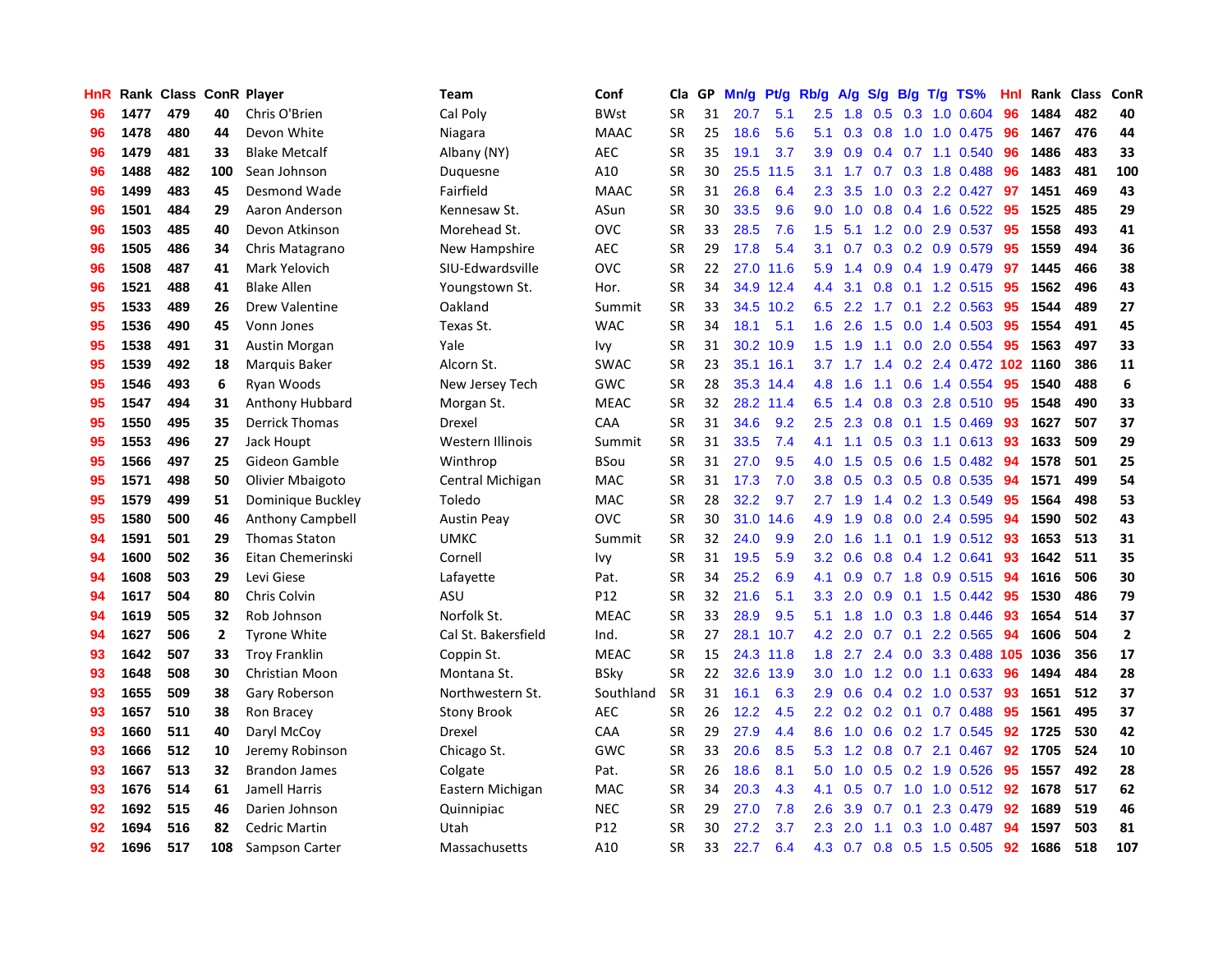| HnR | Rank | Class | ConR | Player | Team | Conf | Cla | GP | Mn/g | Pt/g | Rb/g | A/g | S/g | B/g | T/g | TS% | HnI | Rank | Class | ConR |
|---|---|---|---|---|---|---|---|---|---|---|---|---|---|---|---|---|---|---|---|---|
| 96 | 1477 | 479 | 40 | Chris O'Brien | Cal Poly | BWst | SR | 31 | 20.7 | 5.1 | 2.5 | 1.8 | 0.5 | 0.3 | 1.0 | 0.604 | 96 | 1484 | 482 | 40 |
| 96 | 1478 | 480 | 44 | Devon White | Niagara | MAAC | SR | 25 | 18.6 | 5.6 | 5.1 | 0.3 | 0.8 | 1.0 | 1.0 | 0.475 | 96 | 1467 | 476 | 44 |
| 96 | 1479 | 481 | 33 | Blake Metcalf | Albany (NY) | AEC | SR | 35 | 19.1 | 3.7 | 3.9 | 0.9 | 0.4 | 0.7 | 1.1 | 0.540 | 96 | 1486 | 483 | 33 |
| 96 | 1488 | 482 | 100 | Sean Johnson | Duquesne | A10 | SR | 30 | 25.5 | 11.5 | 3.1 | 1.7 | 0.7 | 0.3 | 1.8 | 0.488 | 96 | 1483 | 481 | 100 |
| 96 | 1499 | 483 | 45 | Desmond Wade | Fairfield | MAAC | SR | 31 | 26.8 | 6.4 | 2.3 | 3.5 | 1.0 | 0.3 | 2.2 | 0.427 | 97 | 1451 | 469 | 43 |
| 96 | 1501 | 484 | 29 | Aaron Anderson | Kennesaw St. | ASun | SR | 30 | 33.5 | 9.6 | 9.0 | 1.0 | 0.8 | 0.4 | 1.6 | 0.522 | 95 | 1525 | 485 | 29 |
| 96 | 1503 | 485 | 40 | Devon Atkinson | Morehead St. | OVC | SR | 33 | 28.5 | 7.6 | 1.5 | 5.1 | 1.2 | 0.0 | 2.9 | 0.537 | 95 | 1558 | 493 | 41 |
| 96 | 1505 | 486 | 34 | Chris Matagrano | New Hampshire | AEC | SR | 29 | 17.8 | 5.4 | 3.1 | 0.7 | 0.3 | 0.2 | 0.9 | 0.579 | 95 | 1559 | 494 | 36 |
| 96 | 1508 | 487 | 41 | Mark Yelovich | SIU-Edwardsville | OVC | SR | 22 | 27.0 | 11.6 | 5.9 | 1.4 | 0.9 | 0.4 | 1.9 | 0.479 | 97 | 1445 | 466 | 38 |
| 96 | 1521 | 488 | 41 | Blake Allen | Youngstown St. | Hor. | SR | 34 | 34.9 | 12.4 | 4.4 | 3.1 | 0.8 | 0.1 | 1.2 | 0.515 | 95 | 1562 | 496 | 43 |
| 95 | 1533 | 489 | 26 | Drew Valentine | Oakland | Summit | SR | 33 | 34.5 | 10.2 | 6.5 | 2.2 | 1.7 | 0.1 | 2.2 | 0.563 | 95 | 1544 | 489 | 27 |
| 95 | 1536 | 490 | 45 | Vonn Jones | Texas St. | WAC | SR | 34 | 18.1 | 5.1 | 1.6 | 2.6 | 1.5 | 0.0 | 1.4 | 0.503 | 95 | 1554 | 491 | 45 |
| 95 | 1538 | 491 | 31 | Austin Morgan | Yale | Ivy | SR | 31 | 30.2 | 10.9 | 1.5 | 1.9 | 1.1 | 0.0 | 2.0 | 0.554 | 95 | 1563 | 497 | 33 |
| 95 | 1539 | 492 | 18 | Marquis Baker | Alcorn St. | SWAC | SR | 23 | 35.1 | 16.1 | 3.7 | 1.7 | 1.4 | 0.2 | 2.4 | 0.472 | 102 | 1160 | 386 | 11 |
| 95 | 1546 | 493 | 6 | Ryan Woods | New Jersey Tech | GWC | SR | 28 | 35.3 | 14.4 | 4.8 | 1.6 | 1.1 | 0.6 | 1.4 | 0.554 | 95 | 1540 | 488 | 6 |
| 95 | 1547 | 494 | 31 | Anthony Hubbard | Morgan St. | MEAC | SR | 32 | 28.2 | 11.4 | 6.5 | 1.4 | 0.8 | 0.3 | 2.8 | 0.510 | 95 | 1548 | 490 | 33 |
| 95 | 1550 | 495 | 35 | Derrick Thomas | Drexel | CAA | SR | 31 | 34.6 | 9.2 | 2.5 | 2.3 | 0.8 | 0.1 | 1.5 | 0.469 | 93 | 1627 | 507 | 37 |
| 95 | 1553 | 496 | 27 | Jack Houpt | Western Illinois | Summit | SR | 31 | 33.5 | 7.4 | 4.1 | 1.1 | 0.5 | 0.3 | 1.1 | 0.613 | 93 | 1633 | 509 | 29 |
| 95 | 1566 | 497 | 25 | Gideon Gamble | Winthrop | BSou | SR | 31 | 27.0 | 9.5 | 4.0 | 1.5 | 0.5 | 0.6 | 1.5 | 0.482 | 94 | 1578 | 501 | 25 |
| 95 | 1571 | 498 | 50 | Olivier Mbaigoto | Central Michigan | MAC | SR | 31 | 17.3 | 7.0 | 3.8 | 0.5 | 0.3 | 0.5 | 0.8 | 0.535 | 94 | 1571 | 499 | 54 |
| 95 | 1579 | 499 | 51 | Dominique Buckley | Toledo | MAC | SR | 28 | 32.2 | 9.7 | 2.7 | 1.9 | 1.4 | 0.2 | 1.3 | 0.549 | 95 | 1564 | 498 | 53 |
| 95 | 1580 | 500 | 46 | Anthony Campbell | Austin Peay | OVC | SR | 30 | 31.0 | 14.6 | 4.9 | 1.9 | 0.8 | 0.0 | 2.4 | 0.595 | 94 | 1590 | 502 | 43 |
| 94 | 1591 | 501 | 29 | Thomas Staton | UMKC | Summit | SR | 32 | 24.0 | 9.9 | 2.0 | 1.6 | 1.1 | 0.1 | 1.9 | 0.512 | 93 | 1653 | 513 | 31 |
| 94 | 1600 | 502 | 36 | Eitan Chemerinski | Cornell | Ivy | SR | 31 | 19.5 | 5.9 | 3.2 | 0.6 | 0.8 | 0.4 | 1.2 | 0.641 | 93 | 1642 | 511 | 35 |
| 94 | 1608 | 503 | 29 | Levi Giese | Lafayette | Pat. | SR | 34 | 25.2 | 6.9 | 4.1 | 0.9 | 0.7 | 1.8 | 0.9 | 0.515 | 94 | 1616 | 506 | 30 |
| 94 | 1617 | 504 | 80 | Chris Colvin | ASU | P12 | SR | 32 | 21.6 | 5.1 | 3.3 | 2.0 | 0.9 | 0.1 | 1.5 | 0.442 | 95 | 1530 | 486 | 79 |
| 94 | 1619 | 505 | 32 | Rob Johnson | Norfolk St. | MEAC | SR | 33 | 28.9 | 9.5 | 5.1 | 1.8 | 1.0 | 0.3 | 1.8 | 0.446 | 93 | 1654 | 514 | 37 |
| 94 | 1627 | 506 | 2 | Tyrone White | Cal St. Bakersfield | Ind. | SR | 27 | 28.1 | 10.7 | 4.2 | 2.0 | 0.7 | 0.1 | 2.2 | 0.565 | 94 | 1606 | 504 | 2 |
| 93 | 1642 | 507 | 33 | Troy Franklin | Coppin St. | MEAC | SR | 15 | 24.3 | 11.8 | 1.8 | 2.7 | 2.4 | 0.0 | 3.3 | 0.488 | 105 | 1036 | 356 | 17 |
| 93 | 1648 | 508 | 30 | Christian Moon | Montana St. | BSky | SR | 22 | 32.6 | 13.9 | 3.0 | 1.0 | 1.2 | 0.0 | 1.1 | 0.633 | 96 | 1494 | 484 | 28 |
| 93 | 1655 | 509 | 38 | Gary Roberson | Northwestern St. | Southland | SR | 31 | 16.1 | 6.3 | 2.9 | 0.6 | 0.4 | 0.2 | 1.0 | 0.537 | 93 | 1651 | 512 | 37 |
| 93 | 1657 | 510 | 38 | Ron Bracey | Stony Brook | AEC | SR | 26 | 12.2 | 4.5 | 2.2 | 0.2 | 0.2 | 0.1 | 0.7 | 0.488 | 95 | 1561 | 495 | 37 |
| 93 | 1660 | 511 | 40 | Daryl McCoy | Drexel | CAA | SR | 29 | 27.9 | 4.4 | 8.6 | 1.0 | 0.6 | 0.2 | 1.7 | 0.545 | 92 | 1725 | 530 | 42 |
| 93 | 1666 | 512 | 10 | Jeremy Robinson | Chicago St. | GWC | SR | 33 | 20.6 | 8.5 | 5.3 | 1.2 | 0.8 | 0.7 | 2.1 | 0.467 | 92 | 1705 | 524 | 10 |
| 93 | 1667 | 513 | 32 | Brandon James | Colgate | Pat. | SR | 26 | 18.6 | 8.1 | 5.0 | 1.0 | 0.5 | 0.2 | 1.9 | 0.526 | 95 | 1557 | 492 | 28 |
| 93 | 1676 | 514 | 61 | Jamell Harris | Eastern Michigan | MAC | SR | 34 | 20.3 | 4.3 | 4.1 | 0.5 | 0.7 | 1.0 | 1.0 | 0.512 | 92 | 1678 | 517 | 62 |
| 92 | 1692 | 515 | 46 | Darien Johnson | Quinnipiac | NEC | SR | 29 | 27.0 | 7.8 | 2.6 | 3.9 | 0.7 | 0.1 | 2.3 | 0.479 | 92 | 1689 | 519 | 46 |
| 92 | 1694 | 516 | 82 | Cedric Martin | Utah | P12 | SR | 30 | 27.2 | 3.7 | 2.3 | 2.0 | 1.1 | 0.3 | 1.0 | 0.487 | 94 | 1597 | 503 | 81 |
| 92 | 1696 | 517 | 108 | Sampson Carter | Massachusetts | A10 | SR | 33 | 22.7 | 6.4 | 4.3 | 0.7 | 0.8 | 0.5 | 1.5 | 0.505 | 92 | 1686 | 518 | 107 |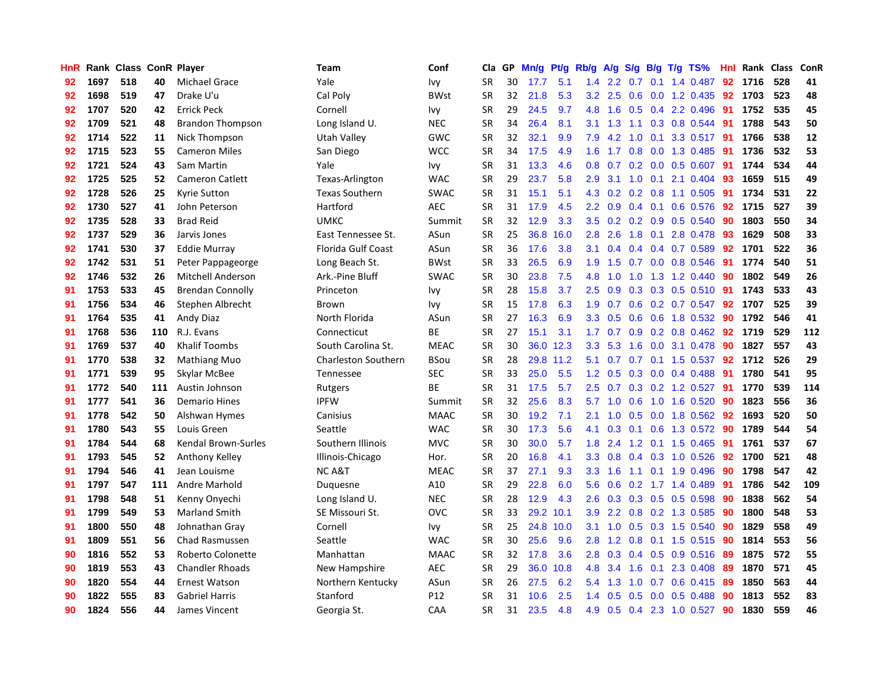| HnR | Rank | Class | ConR | Player | Team | Conf | Cla | GP | Mn/g | Pt/g | Rb/g | A/g | S/g | B/g | T/g | TS% | HnI | Rank | Class | ConR |
|---|---|---|---|---|---|---|---|---|---|---|---|---|---|---|---|---|---|---|---|---|
| 92 | 1697 | 518 | 40 | Michael Grace | Yale | Ivy | SR | 30 | 17.7 | 5.1 | 1.4 | 2.2 | 0.7 | 0.1 | 1.4 | 0.487 | 92 | 1716 | 528 | 41 |
| 92 | 1698 | 519 | 47 | Drake U'u | Cal Poly | BWst | SR | 32 | 21.8 | 5.3 | 3.2 | 2.5 | 0.6 | 0.0 | 1.2 | 0.435 | 92 | 1703 | 523 | 48 |
| 92 | 1707 | 520 | 42 | Errick Peck | Cornell | Ivy | SR | 29 | 24.5 | 9.7 | 4.8 | 1.6 | 0.5 | 0.4 | 2.2 | 0.496 | 91 | 1752 | 535 | 45 |
| 92 | 1709 | 521 | 48 | Brandon Thompson | Long Island U. | NEC | SR | 34 | 26.4 | 8.1 | 3.1 | 1.3 | 1.1 | 0.3 | 0.8 | 0.544 | 91 | 1788 | 543 | 50 |
| 92 | 1714 | 522 | 11 | Nick Thompson | Utah Valley | GWC | SR | 32 | 32.1 | 9.9 | 7.9 | 4.2 | 1.0 | 0.1 | 3.3 | 0.517 | 91 | 1766 | 538 | 12 |
| 92 | 1715 | 523 | 55 | Cameron Miles | San Diego | WCC | SR | 34 | 17.5 | 4.9 | 1.6 | 1.7 | 0.8 | 0.0 | 1.3 | 0.485 | 91 | 1736 | 532 | 53 |
| 92 | 1721 | 524 | 43 | Sam Martin | Yale | Ivy | SR | 31 | 13.3 | 4.6 | 0.8 | 0.7 | 0.2 | 0.0 | 0.5 | 0.607 | 91 | 1744 | 534 | 44 |
| 92 | 1725 | 525 | 52 | Cameron Catlett | Texas-Arlington | WAC | SR | 29 | 23.7 | 5.8 | 2.9 | 3.1 | 1.0 | 0.1 | 2.1 | 0.404 | 93 | 1659 | 515 | 49 |
| 92 | 1728 | 526 | 25 | Kyrie Sutton | Texas Southern | SWAC | SR | 31 | 15.1 | 5.1 | 4.3 | 0.2 | 0.2 | 0.8 | 1.1 | 0.505 | 91 | 1734 | 531 | 22 |
| 92 | 1730 | 527 | 41 | John Peterson | Hartford | AEC | SR | 31 | 17.9 | 4.5 | 2.2 | 0.9 | 0.4 | 0.1 | 0.6 | 0.576 | 92 | 1715 | 527 | 39 |
| 92 | 1735 | 528 | 33 | Brad Reid | UMKC | Summit | SR | 32 | 12.9 | 3.3 | 3.5 | 0.2 | 0.2 | 0.9 | 0.5 | 0.540 | 90 | 1803 | 550 | 34 |
| 92 | 1737 | 529 | 36 | Jarvis Jones | East Tennessee St. | ASun | SR | 25 | 36.8 | 16.0 | 2.8 | 2.6 | 1.8 | 0.1 | 2.8 | 0.478 | 93 | 1629 | 508 | 33 |
| 92 | 1741 | 530 | 37 | Eddie Murray | Florida Gulf Coast | ASun | SR | 36 | 17.6 | 3.8 | 3.1 | 0.4 | 0.4 | 0.4 | 0.7 | 0.589 | 92 | 1701 | 522 | 36 |
| 92 | 1742 | 531 | 51 | Peter Pappageorge | Long Beach St. | BWst | SR | 33 | 26.5 | 6.9 | 1.9 | 1.5 | 0.7 | 0.0 | 0.8 | 0.546 | 91 | 1774 | 540 | 51 |
| 92 | 1746 | 532 | 26 | Mitchell Anderson | Ark.-Pine Bluff | SWAC | SR | 30 | 23.8 | 7.5 | 4.8 | 1.0 | 1.0 | 1.3 | 1.2 | 0.440 | 90 | 1802 | 549 | 26 |
| 91 | 1753 | 533 | 45 | Brendan Connolly | Princeton | Ivy | SR | 28 | 15.8 | 3.7 | 2.5 | 0.9 | 0.3 | 0.3 | 0.5 | 0.510 | 91 | 1743 | 533 | 43 |
| 91 | 1756 | 534 | 46 | Stephen Albrecht | Brown | Ivy | SR | 15 | 17.8 | 6.3 | 1.9 | 0.7 | 0.6 | 0.2 | 0.7 | 0.547 | 92 | 1707 | 525 | 39 |
| 91 | 1764 | 535 | 41 | Andy Diaz | North Florida | ASun | SR | 27 | 16.3 | 6.9 | 3.3 | 0.5 | 0.6 | 0.6 | 1.8 | 0.532 | 90 | 1792 | 546 | 41 |
| 91 | 1768 | 536 | 110 | R.J. Evans | Connecticut | BE | SR | 27 | 15.1 | 3.1 | 1.7 | 0.7 | 0.9 | 0.2 | 0.8 | 0.462 | 92 | 1719 | 529 | 112 |
| 91 | 1769 | 537 | 40 | Khalif Toombs | South Carolina St. | MEAC | SR | 30 | 36.0 | 12.3 | 3.3 | 5.3 | 1.6 | 0.0 | 3.1 | 0.478 | 90 | 1827 | 557 | 43 |
| 91 | 1770 | 538 | 32 | Mathiang Muo | Charleston Southern | BSou | SR | 28 | 29.8 | 11.2 | 5.1 | 0.7 | 0.7 | 0.1 | 1.5 | 0.537 | 92 | 1712 | 526 | 29 |
| 91 | 1771 | 539 | 95 | Skylar McBee | Tennessee | SEC | SR | 33 | 25.0 | 5.5 | 1.2 | 0.5 | 0.3 | 0.0 | 0.4 | 0.488 | 91 | 1780 | 541 | 95 |
| 91 | 1772 | 540 | 111 | Austin Johnson | Rutgers | BE | SR | 31 | 17.5 | 5.7 | 2.5 | 0.7 | 0.3 | 0.2 | 1.2 | 0.527 | 91 | 1770 | 539 | 114 |
| 91 | 1777 | 541 | 36 | Demario Hines | IPFW | Summit | SR | 32 | 25.6 | 8.3 | 5.7 | 1.0 | 0.6 | 1.0 | 1.6 | 0.520 | 90 | 1823 | 556 | 36 |
| 91 | 1778 | 542 | 50 | Alshwan Hymes | Canisius | MAAC | SR | 30 | 19.2 | 7.1 | 2.1 | 1.0 | 0.5 | 0.0 | 1.8 | 0.562 | 92 | 1693 | 520 | 50 |
| 91 | 1780 | 543 | 55 | Louis Green | Seattle | WAC | SR | 30 | 17.3 | 5.6 | 4.1 | 0.3 | 0.1 | 0.6 | 1.3 | 0.572 | 90 | 1789 | 544 | 54 |
| 91 | 1784 | 544 | 68 | Kendal Brown-Surles | Southern Illinois | MVC | SR | 30 | 30.0 | 5.7 | 1.8 | 2.4 | 1.2 | 0.1 | 1.5 | 0.465 | 91 | 1761 | 537 | 67 |
| 91 | 1793 | 545 | 52 | Anthony Kelley | Illinois-Chicago | Hor. | SR | 20 | 16.8 | 4.1 | 3.3 | 0.8 | 0.4 | 0.3 | 1.0 | 0.526 | 92 | 1700 | 521 | 48 |
| 91 | 1794 | 546 | 41 | Jean Louisme | NC A&T | MEAC | SR | 37 | 27.1 | 9.3 | 3.3 | 1.6 | 1.1 | 0.1 | 1.9 | 0.496 | 90 | 1798 | 547 | 42 |
| 91 | 1797 | 547 | 111 | Andre Marhold | Duquesne | A10 | SR | 29 | 22.8 | 6.0 | 5.6 | 0.6 | 0.2 | 1.7 | 1.4 | 0.489 | 91 | 1786 | 542 | 109 |
| 91 | 1798 | 548 | 51 | Kenny Onyechi | Long Island U. | NEC | SR | 28 | 12.9 | 4.3 | 2.6 | 0.3 | 0.3 | 0.5 | 0.5 | 0.598 | 90 | 1838 | 562 | 54 |
| 91 | 1799 | 549 | 53 | Marland Smith | SE Missouri St. | OVC | SR | 33 | 29.2 | 10.1 | 3.9 | 2.2 | 0.8 | 0.2 | 1.3 | 0.585 | 90 | 1800 | 548 | 53 |
| 91 | 1800 | 550 | 48 | Johnathan Gray | Cornell | Ivy | SR | 25 | 24.8 | 10.0 | 3.1 | 1.0 | 0.5 | 0.3 | 1.5 | 0.540 | 90 | 1829 | 558 | 49 |
| 91 | 1809 | 551 | 56 | Chad Rasmussen | Seattle | WAC | SR | 30 | 25.6 | 9.6 | 2.8 | 1.2 | 0.8 | 0.1 | 1.5 | 0.515 | 90 | 1814 | 553 | 56 |
| 90 | 1816 | 552 | 53 | Roberto Colonette | Manhattan | MAAC | SR | 32 | 17.8 | 3.6 | 2.8 | 0.3 | 0.4 | 0.5 | 0.9 | 0.516 | 89 | 1875 | 572 | 55 |
| 90 | 1819 | 553 | 43 | Chandler Rhoads | New Hampshire | AEC | SR | 29 | 36.0 | 10.8 | 4.8 | 3.4 | 1.6 | 0.1 | 2.3 | 0.408 | 89 | 1870 | 571 | 45 |
| 90 | 1820 | 554 | 44 | Ernest Watson | Northern Kentucky | ASun | SR | 26 | 27.5 | 6.2 | 5.4 | 1.3 | 1.0 | 0.7 | 0.6 | 0.415 | 89 | 1850 | 563 | 44 |
| 90 | 1822 | 555 | 83 | Gabriel Harris | Stanford | P12 | SR | 31 | 10.6 | 2.5 | 1.4 | 0.5 | 0.5 | 0.0 | 0.5 | 0.488 | 90 | 1813 | 552 | 83 |
| 90 | 1824 | 556 | 44 | James Vincent | Georgia St. | CAA | SR | 31 | 23.5 | 4.8 | 4.9 | 0.5 | 0.4 | 2.3 | 1.0 | 0.527 | 90 | 1830 | 559 | 46 |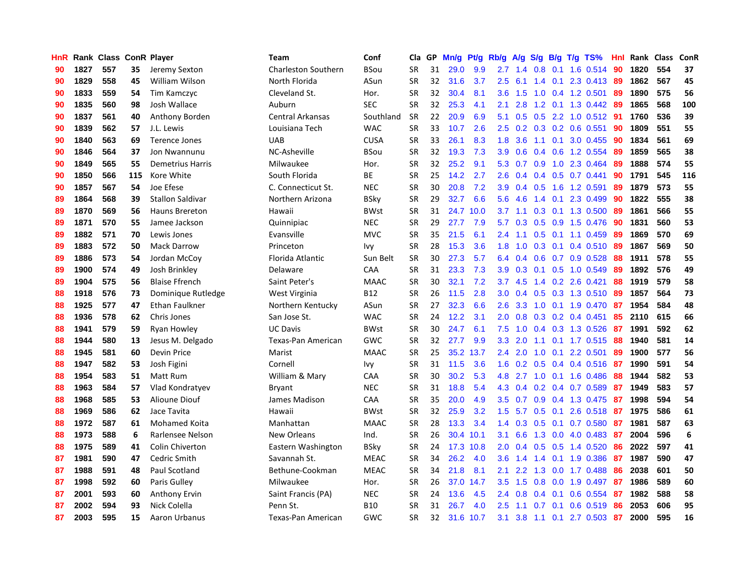| HnR | Rank | Class | ConR | Player | Team | Conf | Cla | GP | Mn/g | Pt/g | Rb/g | A/g | S/g | B/g | T/g | TS% | HnI | Rank | Class | ConR |
|---|---|---|---|---|---|---|---|---|---|---|---|---|---|---|---|---|---|---|---|---|
| 90 | 1827 | 557 | 35 | Jeremy Sexton | Charleston Southern | BSou | SR | 31 | 29.0 | 9.9 | 2.7 | 1.4 | 0.8 | 0.1 | 1.6 | 0.514 | 90 | 1820 | 554 | 37 |
| 90 | 1829 | 558 | 45 | William Wilson | North Florida | ASun | SR | 32 | 31.6 | 3.7 | 2.5 | 6.1 | 1.4 | 0.1 | 2.3 | 0.413 | 89 | 1862 | 567 | 45 |
| 90 | 1833 | 559 | 54 | Tim Kamczyc | Cleveland St. | Hor. | SR | 32 | 30.4 | 8.1 | 3.6 | 1.5 | 1.0 | 0.4 | 1.2 | 0.501 | 89 | 1890 | 575 | 56 |
| 90 | 1835 | 560 | 98 | Josh Wallace | Auburn | SEC | SR | 32 | 25.3 | 4.1 | 2.1 | 2.8 | 1.2 | 0.1 | 1.3 | 0.442 | 89 | 1865 | 568 | 100 |
| 90 | 1837 | 561 | 40 | Anthony Borden | Central Arkansas | Southland | SR | 22 | 20.9 | 6.9 | 5.1 | 0.5 | 0.5 | 2.2 | 1.0 | 0.512 | 91 | 1760 | 536 | 39 |
| 90 | 1839 | 562 | 57 | J.L. Lewis | Louisiana Tech | WAC | SR | 33 | 10.7 | 2.6 | 2.5 | 0.2 | 0.3 | 0.2 | 0.6 | 0.551 | 90 | 1809 | 551 | 55 |
| 90 | 1840 | 563 | 69 | Terence Jones | UAB | CUSA | SR | 33 | 26.1 | 8.3 | 1.8 | 3.6 | 1.1 | 0.1 | 3.0 | 0.455 | 90 | 1834 | 561 | 69 |
| 90 | 1846 | 564 | 37 | Jon Nwannunu | NC-Asheville | BSou | SR | 32 | 19.3 | 7.3 | 3.9 | 0.6 | 0.4 | 0.6 | 1.2 | 0.554 | 89 | 1859 | 565 | 38 |
| 90 | 1849 | 565 | 55 | Demetrius Harris | Milwaukee | Hor. | SR | 32 | 25.2 | 9.1 | 5.3 | 0.7 | 0.9 | 1.0 | 2.3 | 0.464 | 89 | 1888 | 574 | 55 |
| 90 | 1850 | 566 | 115 | Kore White | South Florida | BE | SR | 25 | 14.2 | 2.7 | 2.6 | 0.4 | 0.4 | 0.5 | 0.7 | 0.441 | 90 | 1791 | 545 | 116 |
| 90 | 1857 | 567 | 54 | Joe Efese | C. Connecticut St. | NEC | SR | 30 | 20.8 | 7.2 | 3.9 | 0.4 | 0.5 | 1.6 | 1.2 | 0.591 | 89 | 1879 | 573 | 55 |
| 89 | 1864 | 568 | 39 | Stallon Saldivar | Northern Arizona | BSky | SR | 29 | 32.7 | 6.6 | 5.6 | 4.6 | 1.4 | 0.1 | 2.3 | 0.499 | 90 | 1822 | 555 | 38 |
| 89 | 1870 | 569 | 56 | Hauns Brereton | Hawaii | BWst | SR | 31 | 24.7 | 10.0 | 3.7 | 1.1 | 0.3 | 0.1 | 1.3 | 0.500 | 89 | 1861 | 566 | 55 |
| 89 | 1871 | 570 | 55 | Jamee Jackson | Quinnipiac | NEC | SR | 29 | 27.7 | 7.9 | 5.7 | 0.3 | 0.5 | 0.9 | 1.5 | 0.476 | 90 | 1831 | 560 | 53 |
| 89 | 1882 | 571 | 70 | Lewis Jones | Evansville | MVC | SR | 35 | 21.5 | 6.1 | 2.4 | 1.1 | 0.5 | 0.1 | 1.1 | 0.459 | 89 | 1869 | 570 | 69 |
| 89 | 1883 | 572 | 50 | Mack Darrow | Princeton | Ivy | SR | 28 | 15.3 | 3.6 | 1.8 | 1.0 | 0.3 | 0.1 | 0.4 | 0.510 | 89 | 1867 | 569 | 50 |
| 89 | 1886 | 573 | 54 | Jordan McCoy | Florida Atlantic | Sun Belt | SR | 30 | 27.3 | 5.7 | 6.4 | 0.4 | 0.6 | 0.7 | 0.9 | 0.528 | 88 | 1911 | 578 | 55 |
| 89 | 1900 | 574 | 49 | Josh Brinkley | Delaware | CAA | SR | 31 | 23.3 | 7.3 | 3.9 | 0.3 | 0.1 | 0.5 | 1.0 | 0.549 | 89 | 1892 | 576 | 49 |
| 89 | 1904 | 575 | 56 | Blaise Ffrench | Saint Peter's | MAAC | SR | 30 | 32.1 | 7.2 | 3.7 | 4.5 | 1.4 | 0.2 | 2.6 | 0.421 | 88 | 1919 | 579 | 58 |
| 88 | 1918 | 576 | 73 | Dominique Rutledge | West Virginia | B12 | SR | 26 | 11.5 | 2.8 | 3.0 | 0.4 | 0.5 | 0.3 | 1.3 | 0.510 | 89 | 1857 | 564 | 73 |
| 88 | 1925 | 577 | 47 | Ethan Faulkner | Northern Kentucky | ASun | SR | 27 | 32.3 | 6.6 | 2.6 | 3.3 | 1.0 | 0.1 | 1.9 | 0.470 | 87 | 1954 | 584 | 48 |
| 88 | 1936 | 578 | 62 | Chris Jones | San Jose St. | WAC | SR | 24 | 12.2 | 3.1 | 2.0 | 0.8 | 0.3 | 0.2 | 0.4 | 0.451 | 85 | 2110 | 615 | 66 |
| 88 | 1941 | 579 | 59 | Ryan Howley | UC Davis | BWst | SR | 30 | 24.7 | 6.1 | 7.5 | 1.0 | 0.4 | 0.3 | 1.3 | 0.526 | 87 | 1991 | 592 | 62 |
| 88 | 1944 | 580 | 13 | Jesus M. Delgado | Texas-Pan American | GWC | SR | 32 | 27.7 | 9.9 | 3.3 | 2.0 | 1.1 | 0.1 | 1.7 | 0.515 | 88 | 1940 | 581 | 14 |
| 88 | 1945 | 581 | 60 | Devin Price | Marist | MAAC | SR | 25 | 35.2 | 13.7 | 2.4 | 2.0 | 1.0 | 0.1 | 2.2 | 0.501 | 89 | 1900 | 577 | 56 |
| 88 | 1947 | 582 | 53 | Josh Figini | Cornell | Ivy | SR | 31 | 11.5 | 3.6 | 1.6 | 0.2 | 0.5 | 0.4 | 0.4 | 0.516 | 87 | 1990 | 591 | 54 |
| 88 | 1954 | 583 | 51 | Matt Rum | William & Mary | CAA | SR | 30 | 30.2 | 5.3 | 4.8 | 2.7 | 1.0 | 0.1 | 1.6 | 0.486 | 88 | 1944 | 582 | 53 |
| 88 | 1963 | 584 | 57 | Vlad Kondratyev | Bryant | NEC | SR | 31 | 18.8 | 5.4 | 4.3 | 0.4 | 0.2 | 0.4 | 0.7 | 0.589 | 87 | 1949 | 583 | 57 |
| 88 | 1968 | 585 | 53 | Alioune Diouf | James Madison | CAA | SR | 35 | 20.0 | 4.9 | 3.5 | 0.7 | 0.9 | 0.4 | 1.3 | 0.475 | 87 | 1998 | 594 | 54 |
| 88 | 1969 | 586 | 62 | Jace Tavita | Hawaii | BWst | SR | 32 | 25.9 | 3.2 | 1.5 | 5.7 | 0.5 | 0.1 | 2.6 | 0.518 | 87 | 1975 | 586 | 61 |
| 88 | 1972 | 587 | 61 | Mohamed Koita | Manhattan | MAAC | SR | 28 | 13.3 | 3.4 | 1.4 | 0.3 | 0.5 | 0.1 | 0.7 | 0.580 | 87 | 1981 | 587 | 63 |
| 88 | 1973 | 588 | 6 | Rarlensee Nelson | New Orleans | Ind. | SR | 26 | 30.4 | 10.1 | 3.1 | 6.6 | 1.3 | 0.0 | 4.0 | 0.483 | 87 | 2004 | 596 | 6 |
| 88 | 1975 | 589 | 41 | Colin Chiverton | Eastern Washington | BSky | SR | 24 | 17.3 | 10.8 | 2.0 | 0.4 | 0.5 | 0.5 | 1.4 | 0.520 | 86 | 2022 | 597 | 41 |
| 87 | 1981 | 590 | 47 | Cedric Smith | Savannah St. | MEAC | SR | 34 | 26.2 | 4.0 | 3.6 | 1.4 | 1.4 | 0.1 | 1.9 | 0.386 | 87 | 1987 | 590 | 47 |
| 87 | 1988 | 591 | 48 | Paul Scotland | Bethune-Cookman | MEAC | SR | 34 | 21.8 | 8.1 | 2.1 | 2.2 | 1.3 | 0.0 | 1.7 | 0.488 | 86 | 2038 | 601 | 50 |
| 87 | 1998 | 592 | 60 | Paris Gulley | Milwaukee | Hor. | SR | 26 | 37.0 | 14.7 | 3.5 | 1.5 | 0.8 | 0.0 | 1.9 | 0.497 | 87 | 1986 | 589 | 60 |
| 87 | 2001 | 593 | 60 | Anthony Ervin | Saint Francis (PA) | NEC | SR | 24 | 13.6 | 4.5 | 2.4 | 0.8 | 0.4 | 0.1 | 0.6 | 0.554 | 87 | 1982 | 588 | 58 |
| 87 | 2002 | 594 | 93 | Nick Colella | Penn St. | B10 | SR | 31 | 26.7 | 4.0 | 2.5 | 1.1 | 0.7 | 0.1 | 0.6 | 0.519 | 86 | 2053 | 606 | 95 |
| 87 | 2003 | 595 | 15 | Aaron Urbanus | Texas-Pan American | GWC | SR | 32 | 31.6 | 10.7 | 3.1 | 3.8 | 1.1 | 0.1 | 2.7 | 0.503 | 87 | 2000 | 595 | 16 |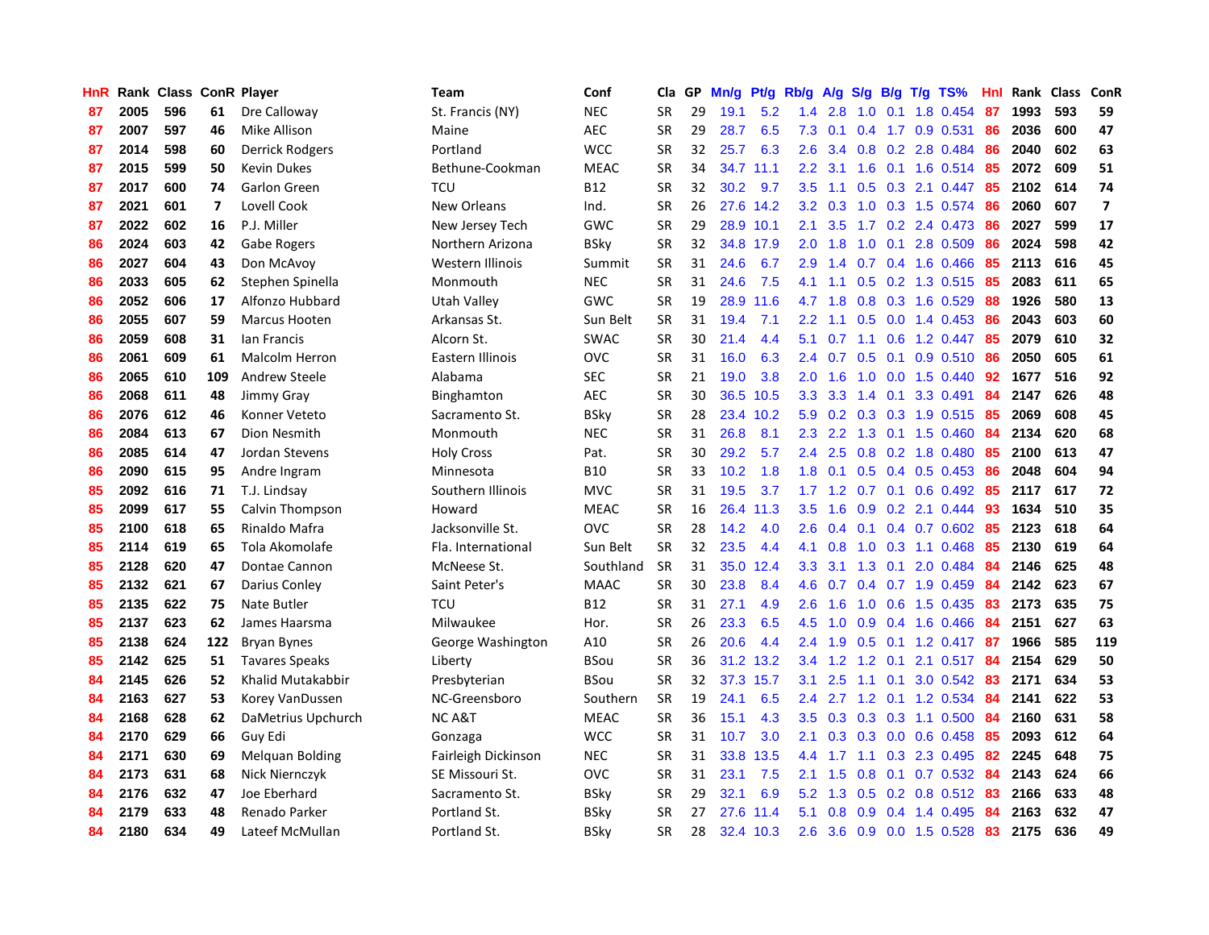| HnR | Rank | Class | ConR | Player | Team | Conf | Cla | GP | Mn/g | Pt/g | Rb/g | A/g | S/g | B/g | T/g | TS% | HnI | Rank | Class | ConR |
|---|---|---|---|---|---|---|---|---|---|---|---|---|---|---|---|---|---|---|---|---|
| 87 | 2005 | 596 | 61 | Dre Calloway | St. Francis (NY) | NEC | SR | 29 | 19.1 | 5.2 | 1.4 | 2.8 | 1.0 | 0.1 | 1.8 | 0.454 | 87 | 1993 | 593 | 59 |
| 87 | 2007 | 597 | 46 | Mike Allison | Maine | AEC | SR | 29 | 28.7 | 6.5 | 7.3 | 0.1 | 0.4 | 1.7 | 0.9 | 0.531 | 86 | 2036 | 600 | 47 |
| 87 | 2014 | 598 | 60 | Derrick Rodgers | Portland | WCC | SR | 32 | 25.7 | 6.3 | 2.6 | 3.4 | 0.8 | 0.2 | 2.8 | 0.484 | 86 | 2040 | 602 | 63 |
| 87 | 2015 | 599 | 50 | Kevin Dukes | Bethune-Cookman | MEAC | SR | 34 | 34.7 | 11.1 | 2.2 | 3.1 | 1.6 | 0.1 | 1.6 | 0.514 | 85 | 2072 | 609 | 51 |
| 87 | 2017 | 600 | 74 | Garlon Green | TCU | B12 | SR | 32 | 30.2 | 9.7 | 3.5 | 1.1 | 0.5 | 0.3 | 2.1 | 0.447 | 85 | 2102 | 614 | 74 |
| 87 | 2021 | 601 | 7 | Lovell Cook | New Orleans | Ind. | SR | 26 | 27.6 | 14.2 | 3.2 | 0.3 | 1.0 | 0.3 | 1.5 | 0.574 | 86 | 2060 | 607 | 7 |
| 87 | 2022 | 602 | 16 | P.J. Miller | New Jersey Tech | GWC | SR | 29 | 28.9 | 10.1 | 2.1 | 3.5 | 1.7 | 0.2 | 2.4 | 0.473 | 86 | 2027 | 599 | 17 |
| 86 | 2024 | 603 | 42 | Gabe Rogers | Northern Arizona | BSky | SR | 32 | 34.8 | 17.9 | 2.0 | 1.8 | 1.0 | 0.1 | 2.8 | 0.509 | 86 | 2024 | 598 | 42 |
| 86 | 2027 | 604 | 43 | Don McAvoy | Western Illinois | Summit | SR | 31 | 24.6 | 6.7 | 2.9 | 1.4 | 0.7 | 0.4 | 1.6 | 0.466 | 85 | 2113 | 616 | 45 |
| 86 | 2033 | 605 | 62 | Stephen Spinella | Monmouth | NEC | SR | 31 | 24.6 | 7.5 | 4.1 | 1.1 | 0.5 | 0.2 | 1.3 | 0.515 | 85 | 2083 | 611 | 65 |
| 86 | 2052 | 606 | 17 | Alfonzo Hubbard | Utah Valley | GWC | SR | 19 | 28.9 | 11.6 | 4.7 | 1.8 | 0.8 | 0.3 | 1.6 | 0.529 | 88 | 1926 | 580 | 13 |
| 86 | 2055 | 607 | 59 | Marcus Hooten | Arkansas St. | Sun Belt | SR | 31 | 19.4 | 7.1 | 2.2 | 1.1 | 0.5 | 0.0 | 1.4 | 0.453 | 86 | 2043 | 603 | 60 |
| 86 | 2059 | 608 | 31 | Ian Francis | Alcorn St. | SWAC | SR | 30 | 21.4 | 4.4 | 5.1 | 0.7 | 1.1 | 0.6 | 1.2 | 0.447 | 85 | 2079 | 610 | 32 |
| 86 | 2061 | 609 | 61 | Malcolm Herron | Eastern Illinois | OVC | SR | 31 | 16.0 | 6.3 | 2.4 | 0.7 | 0.5 | 0.1 | 0.9 | 0.510 | 86 | 2050 | 605 | 61 |
| 86 | 2065 | 610 | 109 | Andrew Steele | Alabama | SEC | SR | 21 | 19.0 | 3.8 | 2.0 | 1.6 | 1.0 | 0.0 | 1.5 | 0.440 | 92 | 1677 | 516 | 92 |
| 86 | 2068 | 611 | 48 | Jimmy Gray | Binghamton | AEC | SR | 30 | 36.5 | 10.5 | 3.3 | 3.3 | 1.4 | 0.1 | 3.3 | 0.491 | 84 | 2147 | 626 | 48 |
| 86 | 2076 | 612 | 46 | Konner Veteto | Sacramento St. | BSky | SR | 28 | 23.4 | 10.2 | 5.9 | 0.2 | 0.3 | 0.3 | 1.9 | 0.515 | 85 | 2069 | 608 | 45 |
| 86 | 2084 | 613 | 67 | Dion Nesmith | Monmouth | NEC | SR | 31 | 26.8 | 8.1 | 2.3 | 2.2 | 1.3 | 0.1 | 1.5 | 0.460 | 84 | 2134 | 620 | 68 |
| 86 | 2085 | 614 | 47 | Jordan Stevens | Holy Cross | Pat. | SR | 30 | 29.2 | 5.7 | 2.4 | 2.5 | 0.8 | 0.2 | 1.8 | 0.480 | 85 | 2100 | 613 | 47 |
| 86 | 2090 | 615 | 95 | Andre Ingram | Minnesota | B10 | SR | 33 | 10.2 | 1.8 | 1.8 | 0.1 | 0.5 | 0.4 | 0.5 | 0.453 | 86 | 2048 | 604 | 94 |
| 85 | 2092 | 616 | 71 | T.J. Lindsay | Southern Illinois | MVC | SR | 31 | 19.5 | 3.7 | 1.7 | 1.2 | 0.7 | 0.1 | 0.6 | 0.492 | 85 | 2117 | 617 | 72 |
| 85 | 2099 | 617 | 55 | Calvin Thompson | Howard | MEAC | SR | 16 | 26.4 | 11.3 | 3.5 | 1.6 | 0.9 | 0.2 | 2.1 | 0.444 | 93 | 1634 | 510 | 35 |
| 85 | 2100 | 618 | 65 | Rinaldo Mafra | Jacksonville St. | OVC | SR | 28 | 14.2 | 4.0 | 2.6 | 0.4 | 0.1 | 0.4 | 0.7 | 0.602 | 85 | 2123 | 618 | 64 |
| 85 | 2114 | 619 | 65 | Tola Akomolafe | Fla. International | Sun Belt | SR | 32 | 23.5 | 4.4 | 4.1 | 0.8 | 1.0 | 0.3 | 1.1 | 0.468 | 85 | 2130 | 619 | 64 |
| 85 | 2128 | 620 | 47 | Dontae Cannon | McNeese St. | Southland | SR | 31 | 35.0 | 12.4 | 3.3 | 3.1 | 1.3 | 0.1 | 2.0 | 0.484 | 84 | 2146 | 625 | 48 |
| 85 | 2132 | 621 | 67 | Darius Conley | Saint Peter's | MAAC | SR | 30 | 23.8 | 8.4 | 4.6 | 0.7 | 0.4 | 0.7 | 1.9 | 0.459 | 84 | 2142 | 623 | 67 |
| 85 | 2135 | 622 | 75 | Nate Butler | TCU | B12 | SR | 31 | 27.1 | 4.9 | 2.6 | 1.6 | 1.0 | 0.6 | 1.5 | 0.435 | 83 | 2173 | 635 | 75 |
| 85 | 2137 | 623 | 62 | James Haarsma | Milwaukee | Hor. | SR | 26 | 23.3 | 6.5 | 4.5 | 1.0 | 0.9 | 0.4 | 1.6 | 0.466 | 84 | 2151 | 627 | 63 |
| 85 | 2138 | 624 | 122 | Bryan Bynes | George Washington | A10 | SR | 26 | 20.6 | 4.4 | 2.4 | 1.9 | 0.5 | 0.1 | 1.2 | 0.417 | 87 | 1966 | 585 | 119 |
| 85 | 2142 | 625 | 51 | Tavares Speaks | Liberty | BSou | SR | 36 | 31.2 | 13.2 | 3.4 | 1.2 | 1.2 | 0.1 | 2.1 | 0.517 | 84 | 2154 | 629 | 50 |
| 84 | 2145 | 626 | 52 | Khalid Mutakabbir | Presbyterian | BSou | SR | 32 | 37.3 | 15.7 | 3.1 | 2.5 | 1.1 | 0.1 | 3.0 | 0.542 | 83 | 2171 | 634 | 53 |
| 84 | 2163 | 627 | 53 | Korey VanDussen | NC-Greensboro | Southern | SR | 19 | 24.1 | 6.5 | 2.4 | 2.7 | 1.2 | 0.1 | 1.2 | 0.534 | 84 | 2141 | 622 | 53 |
| 84 | 2168 | 628 | 62 | DaMetrius Upchurch | NC A&T | MEAC | SR | 36 | 15.1 | 4.3 | 3.5 | 0.3 | 0.3 | 0.3 | 1.1 | 0.500 | 84 | 2160 | 631 | 58 |
| 84 | 2170 | 629 | 66 | Guy Edi | Gonzaga | WCC | SR | 31 | 10.7 | 3.0 | 2.1 | 0.3 | 0.3 | 0.0 | 0.6 | 0.458 | 85 | 2093 | 612 | 64 |
| 84 | 2171 | 630 | 69 | Melquan Bolding | Fairleigh Dickinson | NEC | SR | 31 | 33.8 | 13.5 | 4.4 | 1.7 | 1.1 | 0.3 | 2.3 | 0.495 | 82 | 2245 | 648 | 75 |
| 84 | 2173 | 631 | 68 | Nick Niernczyk | SE Missouri St. | OVC | SR | 31 | 23.1 | 7.5 | 2.1 | 1.5 | 0.8 | 0.1 | 0.7 | 0.532 | 84 | 2143 | 624 | 66 |
| 84 | 2176 | 632 | 47 | Joe Eberhard | Sacramento St. | BSky | SR | 29 | 32.1 | 6.9 | 5.2 | 1.3 | 0.5 | 0.2 | 0.8 | 0.512 | 83 | 2166 | 633 | 48 |
| 84 | 2179 | 633 | 48 | Renado Parker | Portland St. | BSky | SR | 27 | 27.6 | 11.4 | 5.1 | 0.8 | 0.9 | 0.4 | 1.4 | 0.495 | 84 | 2163 | 632 | 47 |
| 84 | 2180 | 634 | 49 | Lateef McMullan | Portland St. | BSky | SR | 28 | 32.4 | 10.3 | 2.6 | 3.6 | 0.9 | 0.0 | 1.5 | 0.528 | 83 | 2175 | 636 | 49 |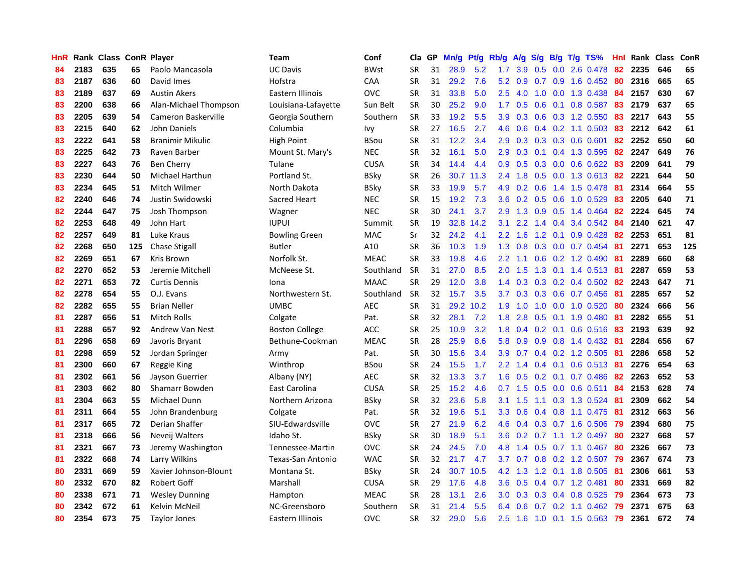| HnR | Rank | Class | ConR | Player | Team | Conf | Cla | GP | Mn/g | Pt/g | Rb/g | A/g | S/g | B/g | T/g | TS% | HnI | Rank | Class | ConR |
|---|---|---|---|---|---|---|---|---|---|---|---|---|---|---|---|---|---|---|---|---|
| 84 | 2183 | 635 | 65 | Paolo Mancasola | UC Davis | BWst | SR | 31 | 28.9 | 5.2 | 1.7 | 3.9 | 0.5 | 0.0 | 2.6 | 0.478 | 82 | 2235 | 646 | 65 |
| 83 | 2187 | 636 | 60 | David Imes | Hofstra | CAA | SR | 31 | 29.2 | 7.6 | 5.2 | 0.9 | 0.7 | 0.9 | 1.6 | 0.452 | 80 | 2316 | 665 | 65 |
| 83 | 2189 | 637 | 69 | Austin Akers | Eastern Illinois | OVC | SR | 31 | 33.8 | 5.0 | 2.5 | 4.0 | 1.0 | 0.0 | 1.3 | 0.438 | 84 | 2157 | 630 | 67 |
| 83 | 2200 | 638 | 66 | Alan-Michael Thompson | Louisiana-Lafayette | Sun Belt | SR | 30 | 25.2 | 9.0 | 1.7 | 0.5 | 0.6 | 0.1 | 0.8 | 0.587 | 83 | 2179 | 637 | 65 |
| 83 | 2205 | 639 | 54 | Cameron Baskerville | Georgia Southern | Southern | SR | 33 | 19.2 | 5.5 | 3.9 | 0.3 | 0.6 | 0.3 | 1.2 | 0.550 | 83 | 2217 | 643 | 55 |
| 83 | 2215 | 640 | 62 | John Daniels | Columbia | Ivy | SR | 27 | 16.5 | 2.7 | 4.6 | 0.6 | 0.4 | 0.2 | 1.1 | 0.503 | 83 | 2212 | 642 | 61 |
| 83 | 2222 | 641 | 58 | Branimir Mikulic | High Point | BSou | SR | 31 | 12.2 | 3.4 | 2.9 | 0.3 | 0.3 | 0.3 | 0.6 | 0.601 | 82 | 2252 | 650 | 60 |
| 83 | 2225 | 642 | 73 | Raven Barber | Mount St. Mary's | NEC | SR | 32 | 16.1 | 5.0 | 2.9 | 0.3 | 0.1 | 0.4 | 1.3 | 0.595 | 82 | 2247 | 649 | 76 |
| 83 | 2227 | 643 | 76 | Ben Cherry | Tulane | CUSA | SR | 34 | 14.4 | 4.4 | 0.9 | 0.5 | 0.3 | 0.0 | 0.6 | 0.622 | 83 | 2209 | 641 | 79 |
| 83 | 2230 | 644 | 50 | Michael Harthun | Portland St. | BSky | SR | 26 | 30.7 | 11.3 | 2.4 | 1.8 | 0.5 | 0.0 | 1.3 | 0.613 | 82 | 2221 | 644 | 50 |
| 83 | 2234 | 645 | 51 | Mitch Wilmer | North Dakota | BSky | SR | 33 | 19.9 | 5.7 | 4.9 | 0.2 | 0.6 | 1.4 | 1.5 | 0.478 | 81 | 2314 | 664 | 55 |
| 82 | 2240 | 646 | 74 | Justin Swidowski | Sacred Heart | NEC | SR | 15 | 19.2 | 7.3 | 3.6 | 0.2 | 0.5 | 0.6 | 1.0 | 0.529 | 83 | 2205 | 640 | 71 |
| 82 | 2244 | 647 | 75 | Josh Thompson | Wagner | NEC | SR | 30 | 24.1 | 3.7 | 2.9 | 1.3 | 0.9 | 0.5 | 1.4 | 0.464 | 82 | 2224 | 645 | 74 |
| 82 | 2253 | 648 | 49 | John Hart | IUPUI | Summit | SR | 19 | 32.8 | 14.2 | 3.1 | 2.2 | 1.4 | 0.4 | 3.4 | 0.542 | 84 | 2140 | 621 | 47 |
| 82 | 2257 | 649 | 81 | Luke Kraus | Bowling Green | MAC | Sr | 32 | 24.2 | 4.1 | 2.2 | 1.6 | 1.2 | 0.1 | 0.9 | 0.428 | 82 | 2253 | 651 | 81 |
| 82 | 2268 | 650 | 125 | Chase Stigall | Butler | A10 | SR | 36 | 10.3 | 1.9 | 1.3 | 0.8 | 0.3 | 0.0 | 0.7 | 0.454 | 81 | 2271 | 653 | 125 |
| 82 | 2269 | 651 | 67 | Kris Brown | Norfolk St. | MEAC | SR | 33 | 19.8 | 4.6 | 2.2 | 1.1 | 0.6 | 0.2 | 1.2 | 0.490 | 81 | 2289 | 660 | 68 |
| 82 | 2270 | 652 | 53 | Jeremie Mitchell | McNeese St. | Southland | SR | 31 | 27.0 | 8.5 | 2.0 | 1.5 | 1.3 | 0.1 | 1.4 | 0.513 | 81 | 2287 | 659 | 53 |
| 82 | 2271 | 653 | 72 | Curtis Dennis | Iona | MAAC | SR | 29 | 12.0 | 3.8 | 1.4 | 0.3 | 0.3 | 0.2 | 0.4 | 0.502 | 82 | 2243 | 647 | 71 |
| 82 | 2278 | 654 | 55 | O.J. Evans | Northwestern St. | Southland | SR | 32 | 15.7 | 3.5 | 3.7 | 0.3 | 0.3 | 0.6 | 0.7 | 0.456 | 81 | 2285 | 657 | 52 |
| 82 | 2282 | 655 | 55 | Brian Neller | UMBC | AEC | SR | 31 | 29.2 | 10.2 | 1.9 | 1.0 | 1.0 | 0.0 | 1.0 | 0.520 | 80 | 2324 | 666 | 56 |
| 81 | 2287 | 656 | 51 | Mitch Rolls | Colgate | Pat. | SR | 32 | 28.1 | 7.2 | 1.8 | 2.8 | 0.5 | 0.1 | 1.9 | 0.480 | 81 | 2282 | 655 | 51 |
| 81 | 2288 | 657 | 92 | Andrew Van Nest | Boston College | ACC | SR | 25 | 10.9 | 3.2 | 1.8 | 0.4 | 0.2 | 0.1 | 0.6 | 0.516 | 83 | 2193 | 639 | 92 |
| 81 | 2296 | 658 | 69 | Javoris Bryant | Bethune-Cookman | MEAC | SR | 28 | 25.9 | 8.6 | 5.8 | 0.9 | 0.9 | 0.8 | 1.4 | 0.432 | 81 | 2284 | 656 | 67 |
| 81 | 2298 | 659 | 52 | Jordan Springer | Army | Pat. | SR | 30 | 15.6 | 3.4 | 3.9 | 0.7 | 0.4 | 0.2 | 1.2 | 0.505 | 81 | 2286 | 658 | 52 |
| 81 | 2300 | 660 | 67 | Reggie King | Winthrop | BSou | SR | 24 | 15.5 | 1.7 | 2.2 | 1.4 | 0.4 | 0.1 | 0.6 | 0.513 | 81 | 2276 | 654 | 63 |
| 81 | 2302 | 661 | 56 | Jayson Guerrier | Albany (NY) | AEC | SR | 32 | 13.3 | 3.7 | 1.6 | 0.5 | 0.2 | 0.1 | 0.7 | 0.486 | 82 | 2263 | 652 | 53 |
| 81 | 2303 | 662 | 80 | Shamarr Bowden | East Carolina | CUSA | SR | 25 | 15.2 | 4.6 | 0.7 | 1.5 | 0.5 | 0.0 | 0.6 | 0.511 | 84 | 2153 | 628 | 74 |
| 81 | 2304 | 663 | 55 | Michael Dunn | Northern Arizona | BSky | SR | 32 | 23.6 | 5.8 | 3.1 | 1.5 | 1.1 | 0.3 | 1.3 | 0.524 | 81 | 2309 | 662 | 54 |
| 81 | 2311 | 664 | 55 | John Brandenburg | Colgate | Pat. | SR | 32 | 19.6 | 5.1 | 3.3 | 0.6 | 0.4 | 0.8 | 1.1 | 0.475 | 81 | 2312 | 663 | 56 |
| 81 | 2317 | 665 | 72 | Derian Shaffer | SIU-Edwardsville | OVC | SR | 27 | 21.9 | 6.2 | 4.6 | 0.4 | 0.3 | 0.7 | 1.6 | 0.506 | 79 | 2394 | 680 | 75 |
| 81 | 2318 | 666 | 56 | Neveij Walters | Idaho St. | BSky | SR | 30 | 18.9 | 5.1 | 3.6 | 0.2 | 0.7 | 1.1 | 1.2 | 0.497 | 80 | 2327 | 668 | 57 |
| 81 | 2321 | 667 | 73 | Jeremy Washington | Tennessee-Martin | OVC | SR | 24 | 24.5 | 7.0 | 4.8 | 1.4 | 0.5 | 0.7 | 1.1 | 0.467 | 80 | 2326 | 667 | 73 |
| 81 | 2322 | 668 | 74 | Larry Wilkins | Texas-San Antonio | WAC | SR | 32 | 21.7 | 4.7 | 3.7 | 0.7 | 0.8 | 0.2 | 1.2 | 0.507 | 79 | 2367 | 674 | 73 |
| 80 | 2331 | 669 | 59 | Xavier Johnson-Blount | Montana St. | BSky | SR | 24 | 30.7 | 10.5 | 4.2 | 1.3 | 1.2 | 0.1 | 1.8 | 0.505 | 81 | 2306 | 661 | 53 |
| 80 | 2332 | 670 | 82 | Robert Goff | Marshall | CUSA | SR | 29 | 17.6 | 4.8 | 3.6 | 0.5 | 0.4 | 0.7 | 1.2 | 0.481 | 80 | 2331 | 669 | 82 |
| 80 | 2338 | 671 | 71 | Wesley Dunning | Hampton | MEAC | SR | 28 | 13.1 | 2.6 | 3.0 | 0.3 | 0.3 | 0.4 | 0.8 | 0.525 | 79 | 2364 | 673 | 73 |
| 80 | 2342 | 672 | 61 | Kelvin McNeil | NC-Greensboro | Southern | SR | 31 | 21.4 | 5.5 | 6.4 | 0.6 | 0.7 | 0.2 | 1.1 | 0.462 | 79 | 2371 | 675 | 63 |
| 80 | 2354 | 673 | 75 | Taylor Jones | Eastern Illinois | OVC | SR | 32 | 29.0 | 5.6 | 2.5 | 1.6 | 1.0 | 0.1 | 1.5 | 0.563 | 79 | 2361 | 672 | 74 |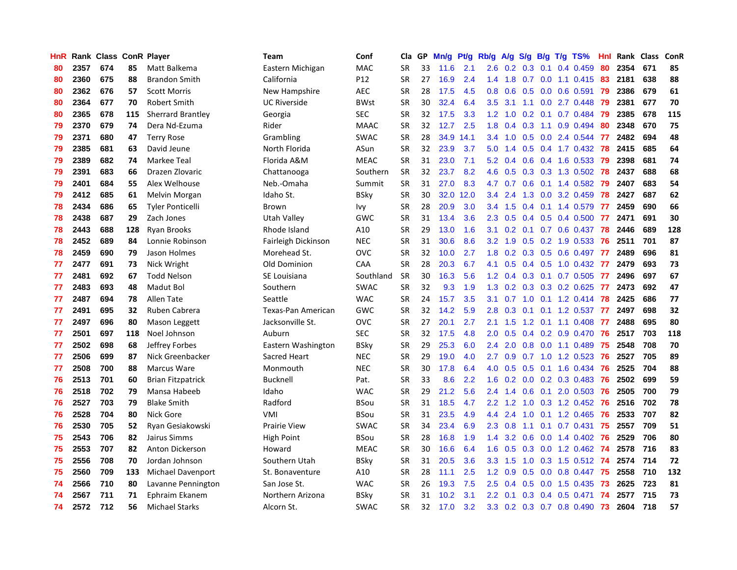| HnR | Rank | Class | ConR | Player | Team | Conf | Cla | GP | Mn/g | Pt/g | Rb/g | A/g | S/g | B/g | T/g | TS% | HnI | Rank | Class | ConR |
|---|---|---|---|---|---|---|---|---|---|---|---|---|---|---|---|---|---|---|---|---|
| 80 | 2357 | 674 | 85 | Matt Balkema | Eastern Michigan | MAC | SR | 33 | 11.6 | 2.1 | 2.6 | 0.2 | 0.3 | 0.1 | 0.4 | 0.459 | 80 | 2354 | 671 | 85 |
| 80 | 2360 | 675 | 88 | Brandon Smith | California | P12 | SR | 27 | 16.9 | 2.4 | 1.4 | 1.8 | 0.7 | 0.0 | 1.1 | 0.415 | 83 | 2181 | 638 | 88 |
| 80 | 2362 | 676 | 57 | Scott Morris | New Hampshire | AEC | SR | 28 | 17.5 | 4.5 | 0.8 | 0.6 | 0.5 | 0.0 | 0.6 | 0.591 | 79 | 2386 | 679 | 61 |
| 80 | 2364 | 677 | 70 | Robert Smith | UC Riverside | BWst | SR | 30 | 32.4 | 6.4 | 3.5 | 3.1 | 1.1 | 0.0 | 2.7 | 0.448 | 79 | 2381 | 677 | 70 |
| 80 | 2365 | 678 | 115 | Sherrard Brantley | Georgia | SEC | SR | 32 | 17.5 | 3.3 | 1.2 | 1.0 | 0.2 | 0.1 | 0.7 | 0.484 | 79 | 2385 | 678 | 115 |
| 79 | 2370 | 679 | 74 | Dera Nd-Ezuma | Rider | MAAC | SR | 32 | 12.7 | 2.5 | 1.8 | 0.4 | 0.3 | 1.1 | 0.9 | 0.494 | 80 | 2348 | 670 | 75 |
| 79 | 2371 | 680 | 47 | Terry Rose | Grambling | SWAC | SR | 28 | 34.9 | 14.1 | 3.4 | 1.0 | 0.5 | 0.0 | 2.4 | 0.544 | 77 | 2482 | 694 | 48 |
| 79 | 2385 | 681 | 63 | David Jeune | North Florida | ASun | SR | 32 | 23.9 | 3.7 | 5.0 | 1.4 | 0.5 | 0.4 | 1.7 | 0.432 | 78 | 2415 | 685 | 64 |
| 79 | 2389 | 682 | 74 | Markee Teal | Florida A&M | MEAC | SR | 31 | 23.0 | 7.1 | 5.2 | 0.4 | 0.6 | 0.4 | 1.6 | 0.533 | 79 | 2398 | 681 | 74 |
| 79 | 2391 | 683 | 66 | Drazen Zlovaric | Chattanooga | Southern | SR | 32 | 23.7 | 8.2 | 4.6 | 0.5 | 0.3 | 0.3 | 1.3 | 0.502 | 78 | 2437 | 688 | 68 |
| 79 | 2401 | 684 | 55 | Alex Welhouse | Neb.-Omaha | Summit | SR | 31 | 27.0 | 8.3 | 4.7 | 0.7 | 0.6 | 0.1 | 1.4 | 0.582 | 79 | 2407 | 683 | 54 |
| 79 | 2412 | 685 | 61 | Melvin Morgan | Idaho St. | BSky | SR | 30 | 32.0 | 12.0 | 3.4 | 2.4 | 1.3 | 0.0 | 3.2 | 0.459 | 78 | 2427 | 687 | 62 |
| 78 | 2434 | 686 | 65 | Tyler Ponticelli | Brown | Ivy | SR | 28 | 20.9 | 3.0 | 3.4 | 1.5 | 0.4 | 0.1 | 1.4 | 0.579 | 77 | 2459 | 690 | 66 |
| 78 | 2438 | 687 | 29 | Zach Jones | Utah Valley | GWC | SR | 31 | 13.4 | 3.6 | 2.3 | 0.5 | 0.4 | 0.5 | 0.4 | 0.500 | 77 | 2471 | 691 | 30 |
| 78 | 2443 | 688 | 128 | Ryan Brooks | Rhode Island | A10 | SR | 29 | 13.0 | 1.6 | 3.1 | 0.2 | 0.1 | 0.7 | 0.6 | 0.437 | 78 | 2446 | 689 | 128 |
| 78 | 2452 | 689 | 84 | Lonnie Robinson | Fairleigh Dickinson | NEC | SR | 31 | 30.6 | 8.6 | 3.2 | 1.9 | 0.5 | 0.2 | 1.9 | 0.533 | 76 | 2511 | 701 | 87 |
| 78 | 2459 | 690 | 79 | Jason Holmes | Morehead St. | OVC | SR | 32 | 10.0 | 2.7 | 1.8 | 0.2 | 0.3 | 0.5 | 0.6 | 0.497 | 77 | 2489 | 696 | 81 |
| 77 | 2477 | 691 | 73 | Nick Wright | Old Dominion | CAA | SR | 28 | 20.3 | 6.7 | 4.1 | 0.5 | 0.4 | 0.5 | 1.0 | 0.432 | 77 | 2479 | 693 | 73 |
| 77 | 2481 | 692 | 67 | Todd Nelson | SE Louisiana | Southland | SR | 30 | 16.3 | 5.6 | 1.2 | 0.4 | 0.3 | 0.1 | 0.7 | 0.505 | 77 | 2496 | 697 | 67 |
| 77 | 2483 | 693 | 48 | Madut Bol | Southern | SWAC | SR | 32 | 9.3 | 1.9 | 1.3 | 0.2 | 0.3 | 0.3 | 0.2 | 0.625 | 77 | 2473 | 692 | 47 |
| 77 | 2487 | 694 | 78 | Allen Tate | Seattle | WAC | SR | 24 | 15.7 | 3.5 | 3.1 | 0.7 | 1.0 | 0.1 | 1.2 | 0.414 | 78 | 2425 | 686 | 77 |
| 77 | 2491 | 695 | 32 | Ruben Cabrera | Texas-Pan American | GWC | SR | 32 | 14.2 | 5.9 | 2.8 | 0.3 | 0.1 | 0.1 | 1.2 | 0.537 | 77 | 2497 | 698 | 32 |
| 77 | 2497 | 696 | 80 | Mason Leggett | Jacksonville St. | OVC | SR | 27 | 20.1 | 2.7 | 2.1 | 1.5 | 1.2 | 0.1 | 1.1 | 0.408 | 77 | 2488 | 695 | 80 |
| 77 | 2501 | 697 | 118 | Noel Johnson | Auburn | SEC | SR | 32 | 17.5 | 4.8 | 2.0 | 0.5 | 0.4 | 0.2 | 0.9 | 0.470 | 76 | 2517 | 703 | 118 |
| 77 | 2502 | 698 | 68 | Jeffrey Forbes | Eastern Washington | BSky | SR | 29 | 25.3 | 6.0 | 2.4 | 2.0 | 0.8 | 0.0 | 1.1 | 0.489 | 75 | 2548 | 708 | 70 |
| 77 | 2506 | 699 | 87 | Nick Greenbacker | Sacred Heart | NEC | SR | 29 | 19.0 | 4.0 | 2.7 | 0.9 | 0.7 | 1.0 | 1.2 | 0.523 | 76 | 2527 | 705 | 89 |
| 77 | 2508 | 700 | 88 | Marcus Ware | Monmouth | NEC | SR | 30 | 17.8 | 6.4 | 4.0 | 0.5 | 0.5 | 0.1 | 1.6 | 0.434 | 76 | 2525 | 704 | 88 |
| 76 | 2513 | 701 | 60 | Brian Fitzpatrick | Bucknell | Pat. | SR | 33 | 8.6 | 2.2 | 1.6 | 0.2 | 0.0 | 0.2 | 0.3 | 0.483 | 76 | 2502 | 699 | 59 |
| 76 | 2518 | 702 | 79 | Mansa Habeeb | Idaho | WAC | SR | 29 | 21.2 | 5.6 | 2.4 | 1.4 | 0.6 | 0.1 | 2.0 | 0.503 | 76 | 2505 | 700 | 79 |
| 76 | 2527 | 703 | 79 | Blake Smith | Radford | BSou | SR | 31 | 18.5 | 4.7 | 2.2 | 1.2 | 1.0 | 0.3 | 1.2 | 0.452 | 76 | 2516 | 702 | 78 |
| 76 | 2528 | 704 | 80 | Nick Gore | VMI | BSou | SR | 31 | 23.5 | 4.9 | 4.4 | 2.4 | 1.0 | 0.1 | 1.2 | 0.465 | 76 | 2533 | 707 | 82 |
| 76 | 2530 | 705 | 52 | Ryan Gesiakowski | Prairie View | SWAC | SR | 34 | 23.4 | 6.9 | 2.3 | 0.8 | 1.1 | 0.1 | 0.7 | 0.431 | 75 | 2557 | 709 | 51 |
| 75 | 2543 | 706 | 82 | Jairus Simms | High Point | BSou | SR | 28 | 16.8 | 1.9 | 1.4 | 3.2 | 0.6 | 0.0 | 1.4 | 0.402 | 76 | 2529 | 706 | 80 |
| 75 | 2553 | 707 | 82 | Anton Dickerson | Howard | MEAC | SR | 30 | 16.6 | 6.4 | 1.6 | 0.5 | 0.3 | 0.0 | 1.2 | 0.462 | 74 | 2578 | 716 | 83 |
| 75 | 2556 | 708 | 70 | Jordan Johnson | Southern Utah | BSky | SR | 31 | 20.5 | 3.6 | 3.3 | 1.5 | 1.0 | 0.3 | 1.5 | 0.512 | 74 | 2574 | 714 | 72 |
| 75 | 2560 | 709 | 133 | Michael Davenport | St. Bonaventure | A10 | SR | 28 | 11.1 | 2.5 | 1.2 | 0.9 | 0.5 | 0.0 | 0.8 | 0.447 | 75 | 2558 | 710 | 132 |
| 74 | 2566 | 710 | 80 | Lavanne Pennington | San Jose St. | WAC | SR | 26 | 19.3 | 7.5 | 2.5 | 0.4 | 0.5 | 0.0 | 1.5 | 0.435 | 73 | 2625 | 723 | 81 |
| 74 | 2567 | 711 | 71 | Ephraim Ekanem | Northern Arizona | BSky | SR | 31 | 10.2 | 3.1 | 2.2 | 0.1 | 0.3 | 0.4 | 0.5 | 0.471 | 74 | 2577 | 715 | 73 |
| 74 | 2572 | 712 | 56 | Michael Starks | Alcorn St. | SWAC | SR | 32 | 17.0 | 3.2 | 3.3 | 0.2 | 0.3 | 0.7 | 0.8 | 0.490 | 73 | 2604 | 718 | 57 |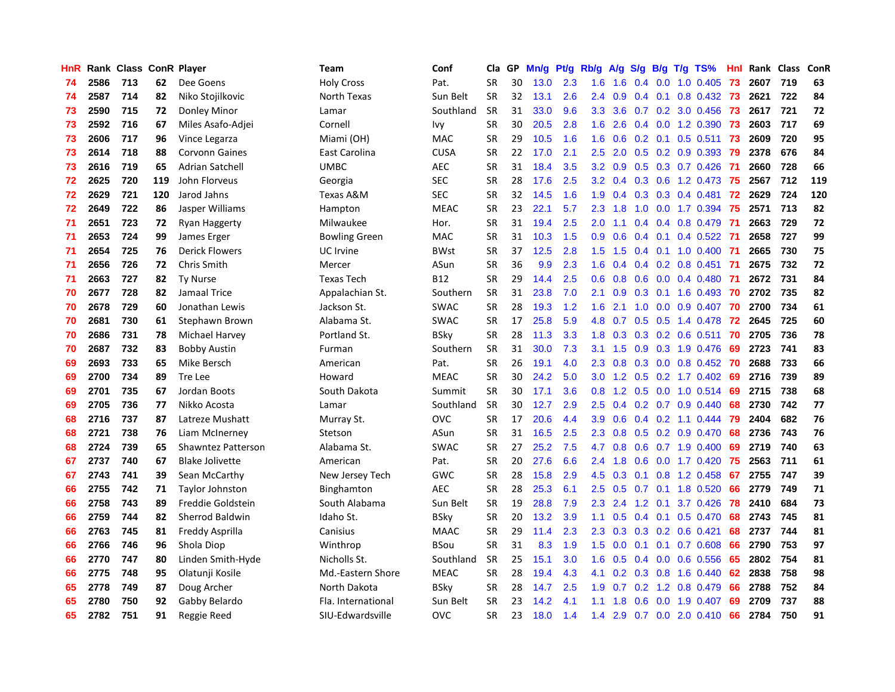| HnR | Rank | Class | ConR | Player | Team | Conf | Cla | GP | Mn/g | Pt/g | Rb/g | A/g | S/g | B/g | T/g | TS% | HnI | Rank | Class | ConR |
|---|---|---|---|---|---|---|---|---|---|---|---|---|---|---|---|---|---|---|---|---|
| 74 | 2586 | 713 | 62 | Dee Goens | Holy Cross | Pat. | SR | 30 | 13.0 | 2.3 | 1.6 | 1.6 | 0.4 | 0.0 | 1.0 | 0.405 | 73 | 2607 | 719 | 63 |
| 74 | 2587 | 714 | 82 | Niko Stojilkovic | North Texas | Sun Belt | SR | 32 | 13.1 | 2.6 | 2.4 | 0.9 | 0.4 | 0.1 | 0.8 | 0.432 | 73 | 2621 | 722 | 84 |
| 73 | 2590 | 715 | 72 | Donley Minor | Lamar | Southland | SR | 31 | 33.0 | 9.6 | 3.3 | 3.6 | 0.7 | 0.2 | 3.0 | 0.456 | 73 | 2617 | 721 | 72 |
| 73 | 2592 | 716 | 67 | Miles Asafo-Adjei | Cornell | Ivy | SR | 30 | 20.5 | 2.8 | 1.6 | 2.6 | 0.4 | 0.0 | 1.2 | 0.390 | 73 | 2603 | 717 | 69 |
| 73 | 2606 | 717 | 96 | Vince Legarza | Miami (OH) | MAC | SR | 29 | 10.5 | 1.6 | 1.6 | 0.6 | 0.2 | 0.1 | 0.5 | 0.511 | 73 | 2609 | 720 | 95 |
| 73 | 2614 | 718 | 88 | Corvonn Gaines | East Carolina | CUSA | SR | 22 | 17.0 | 2.1 | 2.5 | 2.0 | 0.5 | 0.2 | 0.9 | 0.393 | 79 | 2378 | 676 | 84 |
| 73 | 2616 | 719 | 65 | Adrian Satchell | UMBC | AEC | SR | 31 | 18.4 | 3.5 | 3.2 | 0.9 | 0.5 | 0.3 | 0.7 | 0.426 | 71 | 2660 | 728 | 66 |
| 72 | 2625 | 720 | 119 | John Florveus | Georgia | SEC | SR | 28 | 17.6 | 2.5 | 3.2 | 0.4 | 0.3 | 0.6 | 1.2 | 0.473 | 75 | 2567 | 712 | 119 |
| 72 | 2629 | 721 | 120 | Jarod Jahns | Texas A&M | SEC | SR | 32 | 14.5 | 1.6 | 1.9 | 0.4 | 0.3 | 0.3 | 0.4 | 0.481 | 72 | 2629 | 724 | 120 |
| 72 | 2649 | 722 | 86 | Jasper Williams | Hampton | MEAC | SR | 23 | 22.1 | 5.7 | 2.3 | 1.8 | 1.0 | 0.0 | 1.7 | 0.394 | 75 | 2571 | 713 | 82 |
| 71 | 2651 | 723 | 72 | Ryan Haggerty | Milwaukee | Hor. | SR | 31 | 19.4 | 2.5 | 2.0 | 1.1 | 0.4 | 0.4 | 0.8 | 0.479 | 71 | 2663 | 729 | 72 |
| 71 | 2653 | 724 | 99 | James Erger | Bowling Green | MAC | SR | 31 | 10.3 | 1.5 | 0.9 | 0.6 | 0.4 | 0.1 | 0.4 | 0.522 | 71 | 2658 | 727 | 99 |
| 71 | 2654 | 725 | 76 | Derick Flowers | UC Irvine | BWst | SR | 37 | 12.5 | 2.8 | 1.5 | 1.5 | 0.4 | 0.1 | 1.0 | 0.400 | 71 | 2665 | 730 | 75 |
| 71 | 2656 | 726 | 72 | Chris Smith | Mercer | ASun | SR | 36 | 9.9 | 2.3 | 1.6 | 0.4 | 0.4 | 0.2 | 0.8 | 0.451 | 71 | 2675 | 732 | 72 |
| 71 | 2663 | 727 | 82 | Ty Nurse | Texas Tech | B12 | SR | 29 | 14.4 | 2.5 | 0.6 | 0.8 | 0.6 | 0.0 | 0.4 | 0.480 | 71 | 2672 | 731 | 84 |
| 70 | 2677 | 728 | 82 | Jamaal Trice | Appalachian St. | Southern | SR | 31 | 23.8 | 7.0 | 2.1 | 0.9 | 0.3 | 0.1 | 1.6 | 0.493 | 70 | 2702 | 735 | 82 |
| 70 | 2678 | 729 | 60 | Jonathan Lewis | Jackson St. | SWAC | SR | 28 | 19.3 | 1.2 | 1.6 | 2.1 | 1.0 | 0.0 | 0.9 | 0.407 | 70 | 2700 | 734 | 61 |
| 70 | 2681 | 730 | 61 | Stephawn Brown | Alabama St. | SWAC | SR | 17 | 25.8 | 5.9 | 4.8 | 0.7 | 0.5 | 0.5 | 1.4 | 0.478 | 72 | 2645 | 725 | 60 |
| 70 | 2686 | 731 | 78 | Michael Harvey | Portland St. | BSky | SR | 28 | 11.3 | 3.3 | 1.8 | 0.3 | 0.3 | 0.2 | 0.6 | 0.511 | 70 | 2705 | 736 | 78 |
| 70 | 2687 | 732 | 83 | Bobby Austin | Furman | Southern | SR | 31 | 30.0 | 7.3 | 3.1 | 1.5 | 0.9 | 0.3 | 1.9 | 0.476 | 69 | 2723 | 741 | 83 |
| 69 | 2693 | 733 | 65 | Mike Bersch | American | Pat. | SR | 26 | 19.1 | 4.0 | 2.3 | 0.8 | 0.3 | 0.0 | 0.8 | 0.452 | 70 | 2688 | 733 | 66 |
| 69 | 2700 | 734 | 89 | Tre Lee | Howard | MEAC | SR | 30 | 24.2 | 5.0 | 3.0 | 1.2 | 0.5 | 0.2 | 1.7 | 0.402 | 69 | 2716 | 739 | 89 |
| 69 | 2701 | 735 | 67 | Jordan Boots | South Dakota | Summit | SR | 30 | 17.1 | 3.6 | 0.8 | 1.2 | 0.5 | 0.0 | 1.0 | 0.514 | 69 | 2715 | 738 | 68 |
| 69 | 2705 | 736 | 77 | Nikko Acosta | Lamar | Southland | SR | 30 | 12.7 | 2.9 | 2.5 | 0.4 | 0.2 | 0.7 | 0.9 | 0.440 | 68 | 2730 | 742 | 77 |
| 68 | 2716 | 737 | 87 | Latreze Mushatt | Murray St. | OVC | SR | 17 | 20.6 | 4.4 | 3.9 | 0.6 | 0.4 | 0.2 | 1.1 | 0.444 | 79 | 2404 | 682 | 76 |
| 68 | 2721 | 738 | 76 | Liam McInerney | Stetson | ASun | SR | 31 | 16.5 | 2.5 | 2.3 | 0.8 | 0.5 | 0.2 | 0.9 | 0.470 | 68 | 2736 | 743 | 76 |
| 68 | 2724 | 739 | 65 | Shawntez Patterson | Alabama St. | SWAC | SR | 27 | 25.2 | 7.5 | 4.7 | 0.8 | 0.6 | 0.7 | 1.9 | 0.400 | 69 | 2719 | 740 | 63 |
| 67 | 2737 | 740 | 67 | Blake Jolivette | American | Pat. | SR | 20 | 27.6 | 6.6 | 2.4 | 1.8 | 0.6 | 0.0 | 1.7 | 0.420 | 75 | 2563 | 711 | 61 |
| 67 | 2743 | 741 | 39 | Sean McCarthy | New Jersey Tech | GWC | SR | 28 | 15.8 | 2.9 | 4.5 | 0.3 | 0.1 | 0.8 | 1.2 | 0.458 | 67 | 2755 | 747 | 39 |
| 66 | 2755 | 742 | 71 | Taylor Johnston | Binghamton | AEC | SR | 28 | 25.3 | 6.1 | 2.5 | 0.5 | 0.7 | 0.1 | 1.8 | 0.520 | 66 | 2779 | 749 | 71 |
| 66 | 2758 | 743 | 89 | Freddie Goldstein | South Alabama | Sun Belt | SR | 19 | 28.8 | 7.9 | 2.3 | 2.4 | 1.2 | 0.1 | 3.7 | 0.426 | 78 | 2410 | 684 | 73 |
| 66 | 2759 | 744 | 82 | Sherrod Baldwin | Idaho St. | BSky | SR | 20 | 13.2 | 3.9 | 1.1 | 0.5 | 0.4 | 0.1 | 0.5 | 0.470 | 68 | 2743 | 745 | 81 |
| 66 | 2763 | 745 | 81 | Freddy Asprilla | Canisius | MAAC | SR | 29 | 11.4 | 2.3 | 2.3 | 0.3 | 0.3 | 0.2 | 0.6 | 0.421 | 68 | 2737 | 744 | 81 |
| 66 | 2766 | 746 | 96 | Shola Diop | Winthrop | BSou | SR | 31 | 8.3 | 1.9 | 1.5 | 0.0 | 0.1 | 0.1 | 0.7 | 0.608 | 66 | 2790 | 753 | 97 |
| 66 | 2770 | 747 | 80 | Linden Smith-Hyde | Nicholls St. | Southland | SR | 25 | 15.1 | 3.0 | 1.6 | 0.5 | 0.4 | 0.0 | 0.6 | 0.556 | 65 | 2802 | 754 | 81 |
| 66 | 2775 | 748 | 95 | Olatunji Kosile | Md.-Eastern Shore | MEAC | SR | 28 | 19.4 | 4.3 | 4.1 | 0.2 | 0.3 | 0.8 | 1.6 | 0.440 | 62 | 2838 | 758 | 98 |
| 65 | 2778 | 749 | 87 | Doug Archer | North Dakota | BSky | SR | 28 | 14.7 | 2.5 | 1.9 | 0.7 | 0.2 | 1.2 | 0.8 | 0.479 | 66 | 2788 | 752 | 84 |
| 65 | 2780 | 750 | 92 | Gabby Belardo | Fla. International | Sun Belt | SR | 23 | 14.2 | 4.1 | 1.1 | 1.8 | 0.6 | 0.0 | 1.9 | 0.407 | 69 | 2709 | 737 | 88 |
| 65 | 2782 | 751 | 91 | Reggie Reed | SIU-Edwardsville | OVC | SR | 23 | 18.0 | 1.4 | 1.4 | 2.9 | 0.7 | 0.0 | 2.0 | 0.410 | 66 | 2784 | 750 | 91 |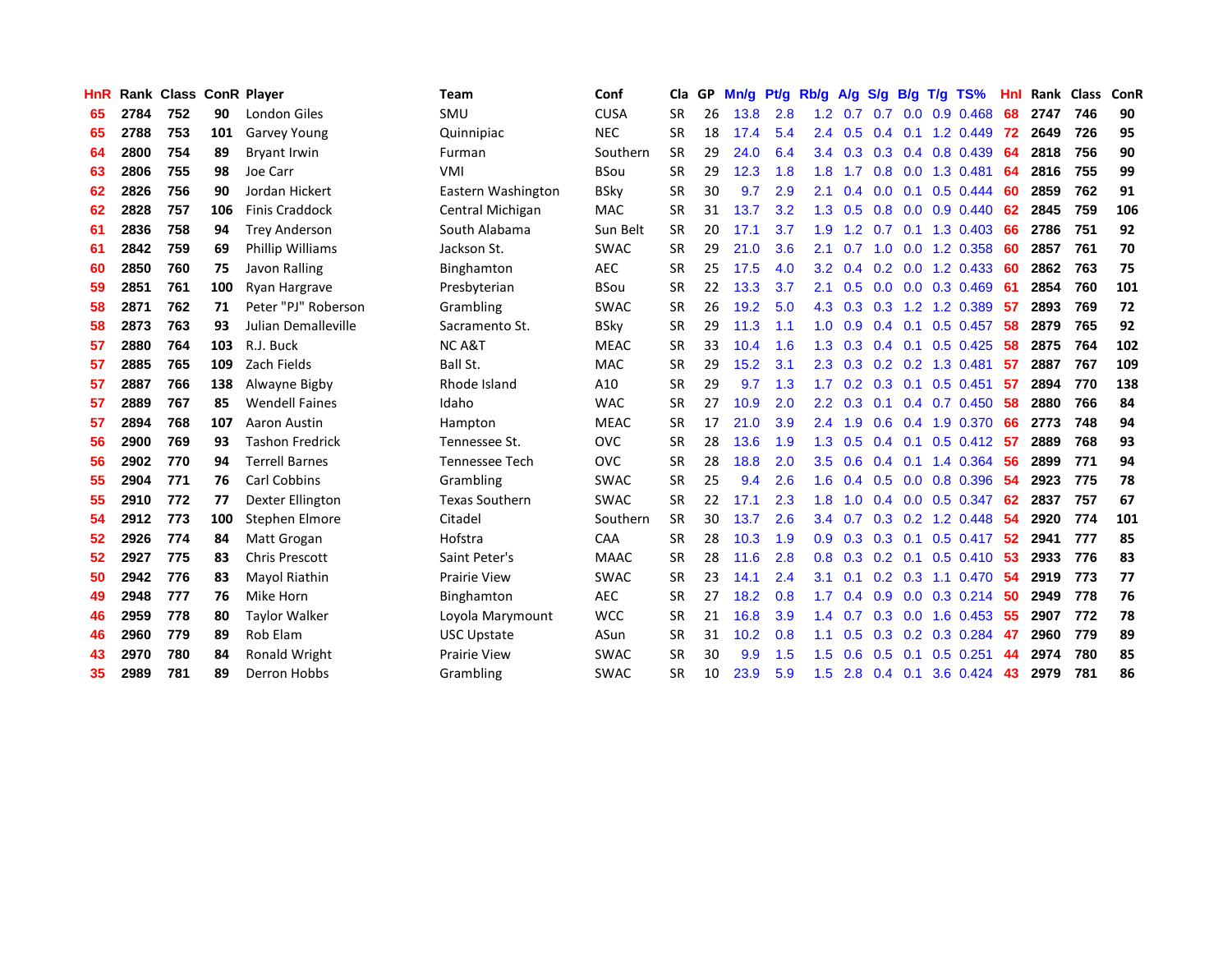| HnR | Rank | Class | ConR | Player | Team | Conf | Cla | GP | Mn/g | Pt/g | Rb/g | A/g | S/g | B/g | T/g | TS% | HnI | Rank | Class | ConR |
|---|---|---|---|---|---|---|---|---|---|---|---|---|---|---|---|---|---|---|---|---|
| 65 | 2784 | 752 | 90 | London Giles | SMU | CUSA | SR | 26 | 13.8 | 2.8 | 1.2 | 0.7 | 0.7 | 0.0 | 0.9 | 0.468 | 68 | 2747 | 746 | 90 |
| 65 | 2788 | 753 | 101 | Garvey Young | Quinnipiac | NEC | SR | 18 | 17.4 | 5.4 | 2.4 | 0.5 | 0.4 | 0.1 | 1.2 | 0.449 | 72 | 2649 | 726 | 95 |
| 64 | 2800 | 754 | 89 | Bryant Irwin | Furman | Southern | SR | 29 | 24.0 | 6.4 | 3.4 | 0.3 | 0.3 | 0.4 | 0.8 | 0.439 | 64 | 2818 | 756 | 90 |
| 63 | 2806 | 755 | 98 | Joe Carr | VMI | BSou | SR | 29 | 12.3 | 1.8 | 1.8 | 1.7 | 0.8 | 0.0 | 1.3 | 0.481 | 64 | 2816 | 755 | 99 |
| 62 | 2826 | 756 | 90 | Jordan Hickert | Eastern Washington | BSky | SR | 30 | 9.7 | 2.9 | 2.1 | 0.4 | 0.0 | 0.1 | 0.5 | 0.444 | 60 | 2859 | 762 | 91 |
| 62 | 2828 | 757 | 106 | Finis Craddock | Central Michigan | MAC | SR | 31 | 13.7 | 3.2 | 1.3 | 0.5 | 0.8 | 0.0 | 0.9 | 0.440 | 62 | 2845 | 759 | 106 |
| 61 | 2836 | 758 | 94 | Trey Anderson | South Alabama | Sun Belt | SR | 20 | 17.1 | 3.7 | 1.9 | 1.2 | 0.7 | 0.1 | 1.3 | 0.403 | 66 | 2786 | 751 | 92 |
| 61 | 2842 | 759 | 69 | Phillip Williams | Jackson St. | SWAC | SR | 29 | 21.0 | 3.6 | 2.1 | 0.7 | 1.0 | 0.0 | 1.2 | 0.358 | 60 | 2857 | 761 | 70 |
| 60 | 2850 | 760 | 75 | Javon Ralling | Binghamton | AEC | SR | 25 | 17.5 | 4.0 | 3.2 | 0.4 | 0.2 | 0.0 | 1.2 | 0.433 | 60 | 2862 | 763 | 75 |
| 59 | 2851 | 761 | 100 | Ryan Hargrave | Presbyterian | BSou | SR | 22 | 13.3 | 3.7 | 2.1 | 0.5 | 0.0 | 0.0 | 0.3 | 0.469 | 61 | 2854 | 760 | 101 |
| 58 | 2871 | 762 | 71 | Peter "PJ" Roberson | Grambling | SWAC | SR | 26 | 19.2 | 5.0 | 4.3 | 0.3 | 0.3 | 1.2 | 1.2 | 0.389 | 57 | 2893 | 769 | 72 |
| 58 | 2873 | 763 | 93 | Julian Demalleville | Sacramento St. | BSky | SR | 29 | 11.3 | 1.1 | 1.0 | 0.9 | 0.4 | 0.1 | 0.5 | 0.457 | 58 | 2879 | 765 | 92 |
| 57 | 2880 | 764 | 103 | R.J. Buck | NC A&T | MEAC | SR | 33 | 10.4 | 1.6 | 1.3 | 0.3 | 0.4 | 0.1 | 0.5 | 0.425 | 58 | 2875 | 764 | 102 |
| 57 | 2885 | 765 | 109 | Zach Fields | Ball St. | MAC | SR | 29 | 15.2 | 3.1 | 2.3 | 0.3 | 0.2 | 0.2 | 1.3 | 0.481 | 57 | 2887 | 767 | 109 |
| 57 | 2887 | 766 | 138 | Alwayne Bigby | Rhode Island | A10 | SR | 29 | 9.7 | 1.3 | 1.7 | 0.2 | 0.3 | 0.1 | 0.5 | 0.451 | 57 | 2894 | 770 | 138 |
| 57 | 2889 | 767 | 85 | Wendell Faines | Idaho | WAC | SR | 27 | 10.9 | 2.0 | 2.2 | 0.3 | 0.1 | 0.4 | 0.7 | 0.450 | 58 | 2880 | 766 | 84 |
| 57 | 2894 | 768 | 107 | Aaron Austin | Hampton | MEAC | SR | 17 | 21.0 | 3.9 | 2.4 | 1.9 | 0.6 | 0.4 | 1.9 | 0.370 | 66 | 2773 | 748 | 94 |
| 56 | 2900 | 769 | 93 | Tashon Fredrick | Tennessee St. | OVC | SR | 28 | 13.6 | 1.9 | 1.3 | 0.5 | 0.4 | 0.1 | 0.5 | 0.412 | 57 | 2889 | 768 | 93 |
| 56 | 2902 | 770 | 94 | Terrell Barnes | Tennessee Tech | OVC | SR | 28 | 18.8 | 2.0 | 3.5 | 0.6 | 0.4 | 0.1 | 1.4 | 0.364 | 56 | 2899 | 771 | 94 |
| 55 | 2904 | 771 | 76 | Carl Cobbins | Grambling | SWAC | SR | 25 | 9.4 | 2.6 | 1.6 | 0.4 | 0.5 | 0.0 | 0.8 | 0.396 | 54 | 2923 | 775 | 78 |
| 55 | 2910 | 772 | 77 | Dexter Ellington | Texas Southern | SWAC | SR | 22 | 17.1 | 2.3 | 1.8 | 1.0 | 0.4 | 0.0 | 0.5 | 0.347 | 62 | 2837 | 757 | 67 |
| 54 | 2912 | 773 | 100 | Stephen Elmore | Citadel | Southern | SR | 30 | 13.7 | 2.6 | 3.4 | 0.7 | 0.3 | 0.2 | 1.2 | 0.448 | 54 | 2920 | 774 | 101 |
| 52 | 2926 | 774 | 84 | Matt Grogan | Hofstra | CAA | SR | 28 | 10.3 | 1.9 | 0.9 | 0.3 | 0.3 | 0.1 | 0.5 | 0.417 | 52 | 2941 | 777 | 85 |
| 52 | 2927 | 775 | 83 | Chris Prescott | Saint Peter's | MAAC | SR | 28 | 11.6 | 2.8 | 0.8 | 0.3 | 0.2 | 0.1 | 0.5 | 0.410 | 53 | 2933 | 776 | 83 |
| 50 | 2942 | 776 | 83 | Mayol Riathin | Prairie View | SWAC | SR | 23 | 14.1 | 2.4 | 3.1 | 0.1 | 0.2 | 0.3 | 1.1 | 0.470 | 54 | 2919 | 773 | 77 |
| 49 | 2948 | 777 | 76 | Mike Horn | Binghamton | AEC | SR | 27 | 18.2 | 0.8 | 1.7 | 0.4 | 0.9 | 0.0 | 0.3 | 0.214 | 50 | 2949 | 778 | 76 |
| 46 | 2959 | 778 | 80 | Taylor Walker | Loyola Marymount | WCC | SR | 21 | 16.8 | 3.9 | 1.4 | 0.7 | 0.3 | 0.0 | 1.6 | 0.453 | 55 | 2907 | 772 | 78 |
| 46 | 2960 | 779 | 89 | Rob Elam | USC Upstate | ASun | SR | 31 | 10.2 | 0.8 | 1.1 | 0.5 | 0.3 | 0.2 | 0.3 | 0.284 | 47 | 2960 | 779 | 89 |
| 43 | 2970 | 780 | 84 | Ronald Wright | Prairie View | SWAC | SR | 30 | 9.9 | 1.5 | 1.5 | 0.6 | 0.5 | 0.1 | 0.5 | 0.251 | 44 | 2974 | 780 | 85 |
| 35 | 2989 | 781 | 89 | Derron Hobbs | Grambling | SWAC | SR | 10 | 23.9 | 5.9 | 1.5 | 2.8 | 0.4 | 0.1 | 3.6 | 0.424 | 43 | 2979 | 781 | 86 |